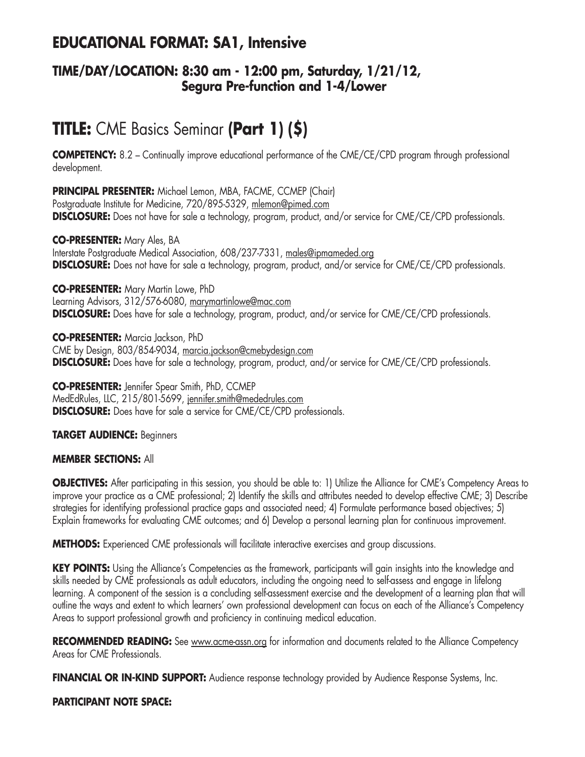## EDUCATIONAL FORMAT: SA1, Intensive

### TIME/DAY/LOCATION: 8:30 am - 12:00 pm, Saturday, 1/21/12, Segura Pre-function and 1-4/Lower

# TITLE: CME Basics Seminar **(Part 1) ($)**

**COMPETENCY:** 8.2 – Continually improve educational performance of the CME/CE/CPD program through professional development.

**PRINCIPAL PRESENTER:** Michael Lemon, MBA, FACME, CCMEP (Chair)
Postgraduate Institute for Medicine, 720/895-5329, mlemon@pimed.com
**DISCLOSURE:** Does not have for sale a technology, program, product, and/or service for CME/CE/CPD professionals.

**CO-PRESENTER:** Mary Ales, BA
Interstate Postgraduate Medical Association, 608/237-7331, males@ipmameded.org
**DISCLOSURE:** Does not have for sale a technology, program, product, and/or service for CME/CE/CPD professionals.

**CO-PRESENTER:** Mary Martin Lowe, PhD
Learning Advisors, 312/576-6080, marymartinlowe@mac.com
**DISCLOSURE:** Does have for sale a technology, program, product, and/or service for CME/CE/CPD professionals.

**CO-PRESENTER:** Marcia Jackson, PhD
CME by Design, 803/854-9034, marcia.jackson@cmebydesign.com
**DISCLOSURE:** Does have for sale a technology, program, product, and/or service for CME/CE/CPD professionals.

**CO-PRESENTER:** Jennifer Spear Smith, PhD, CCMEP
MedEdRules, LLC, 215/801-5699, jennifer.smith@mededrules.com
**DISCLOSURE:** Does have for sale a service for CME/CE/CPD professionals.

**TARGET AUDIENCE:** Beginners

**MEMBER SECTIONS:** All

**OBJECTIVES:** After participating in this session, you should be able to: 1) Utilize the Alliance for CME's Competency Areas to improve your practice as a CME professional; 2) Identify the skills and attributes needed to develop effective CME; 3) Describe strategies for identifying professional practice gaps and associated need; 4) Formulate performance based objectives; 5) Explain frameworks for evaluating CME outcomes; and 6) Develop a personal learning plan for continuous improvement.

**METHODS:** Experienced CME professionals will facilitate interactive exercises and group discussions.

**KEY POINTS:** Using the Alliance's Competencies as the framework, participants will gain insights into the knowledge and skills needed by CME professionals as adult educators, including the ongoing need to self-assess and engage in lifelong learning. A component of the session is a concluding self-assessment exercise and the development of a learning plan that will outline the ways and extent to which learners' own professional development can focus on each of the Alliance's Competency Areas to support professional growth and proficiency in continuing medical education.

**RECOMMENDED READING:** See www.acme-assn.org for information and documents related to the Alliance Competency Areas for CME Professionals.

**FINANCIAL OR IN-KIND SUPPORT:** Audience response technology provided by Audience Response Systems, Inc.

**PARTICIPANT NOTE SPACE:**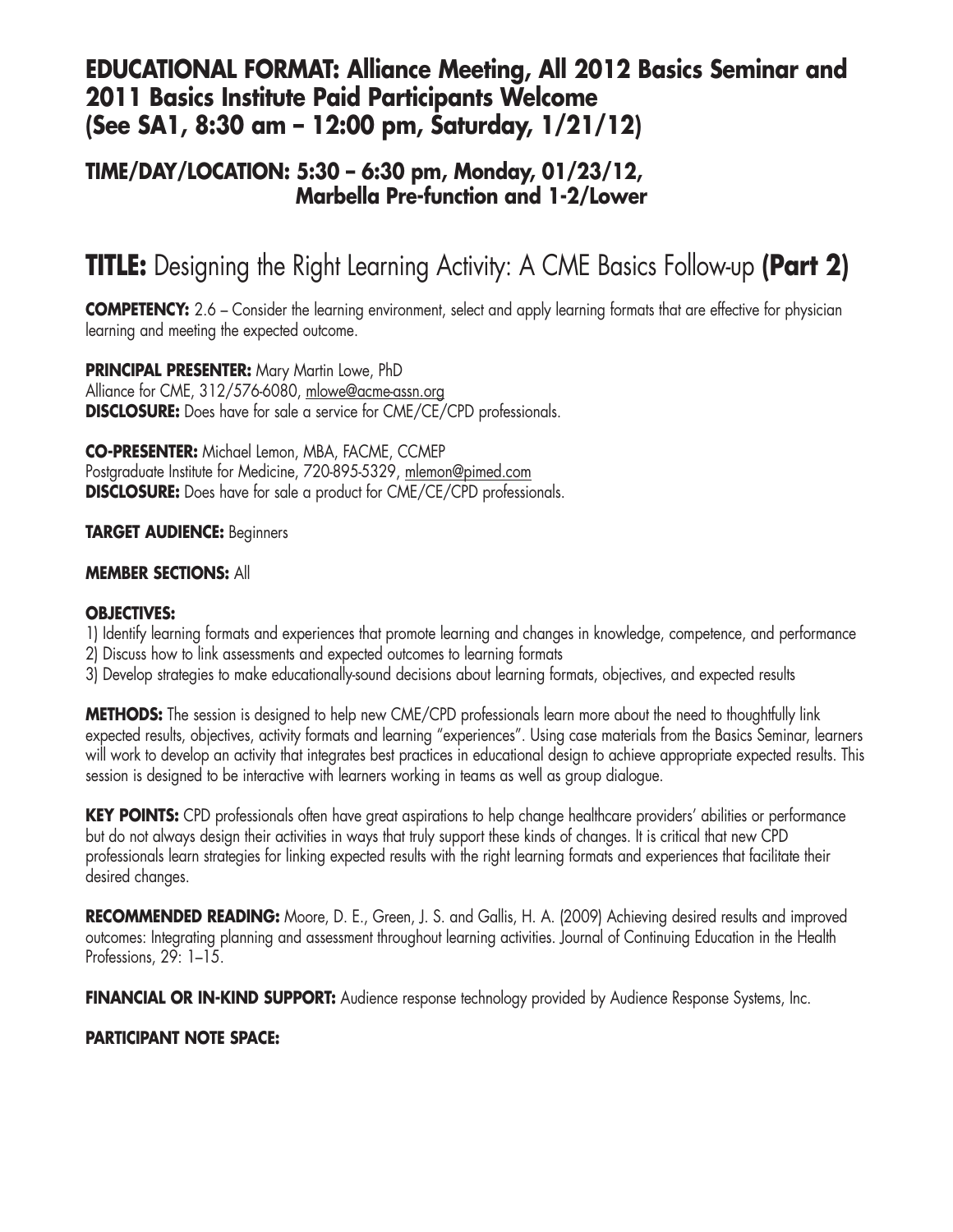## EDUCATIONAL FORMAT: Alliance Meeting, All 2012 Basics Seminar and 2011 Basics Institute Paid Participants Welcome (See SA1, 8:30 am – 12:00 pm, Saturday, 1/21/12)

## TIME/DAY/LOCATION: 5:30 – 6:30 pm, Monday, 01/23/12, Marbella Pre-function and 1-2/Lower

# TITLE: Designing the Right Learning Activity: A CME Basics Follow-up (Part 2)

**COMPETENCY:** 2.6 – Consider the learning environment, select and apply learning formats that are effective for physician learning and meeting the expected outcome.

**PRINCIPAL PRESENTER:** Mary Martin Lowe, PhD
Alliance for CME, 312/576-6080, mlowe@acme-assn.org
**DISCLOSURE:** Does have for sale a service for CME/CE/CPD professionals.

**CO-PRESENTER:** Michael Lemon, MBA, FACME, CCMEP
Postgraduate Institute for Medicine, 720-895-5329, mlemon@pimed.com
**DISCLOSURE:** Does have for sale a product for CME/CE/CPD professionals.

**TARGET AUDIENCE:** Beginners

**MEMBER SECTIONS:** All

**OBJECTIVES:**
1) Identify learning formats and experiences that promote learning and changes in knowledge, competence, and performance
2) Discuss how to link assessments and expected outcomes to learning formats
3) Develop strategies to make educationally-sound decisions about learning formats, objectives, and expected results

**METHODS:** The session is designed to help new CME/CPD professionals learn more about the need to thoughtfully link expected results, objectives, activity formats and learning "experiences". Using case materials from the Basics Seminar, learners will work to develop an activity that integrates best practices in educational design to achieve appropriate expected results. This session is designed to be interactive with learners working in teams as well as group dialogue.

**KEY POINTS:** CPD professionals often have great aspirations to help change healthcare providers' abilities or performance but do not always design their activities in ways that truly support these kinds of changes. It is critical that new CPD professionals learn strategies for linking expected results with the right learning formats and experiences that facilitate their desired changes.

**RECOMMENDED READING:** Moore, D. E., Green, J. S. and Gallis, H. A. (2009) Achieving desired results and improved outcomes: Integrating planning and assessment throughout learning activities. Journal of Continuing Education in the Health Professions, 29: 1–15.

**FINANCIAL OR IN-KIND SUPPORT:** Audience response technology provided by Audience Response Systems, Inc.

**PARTICIPANT NOTE SPACE:**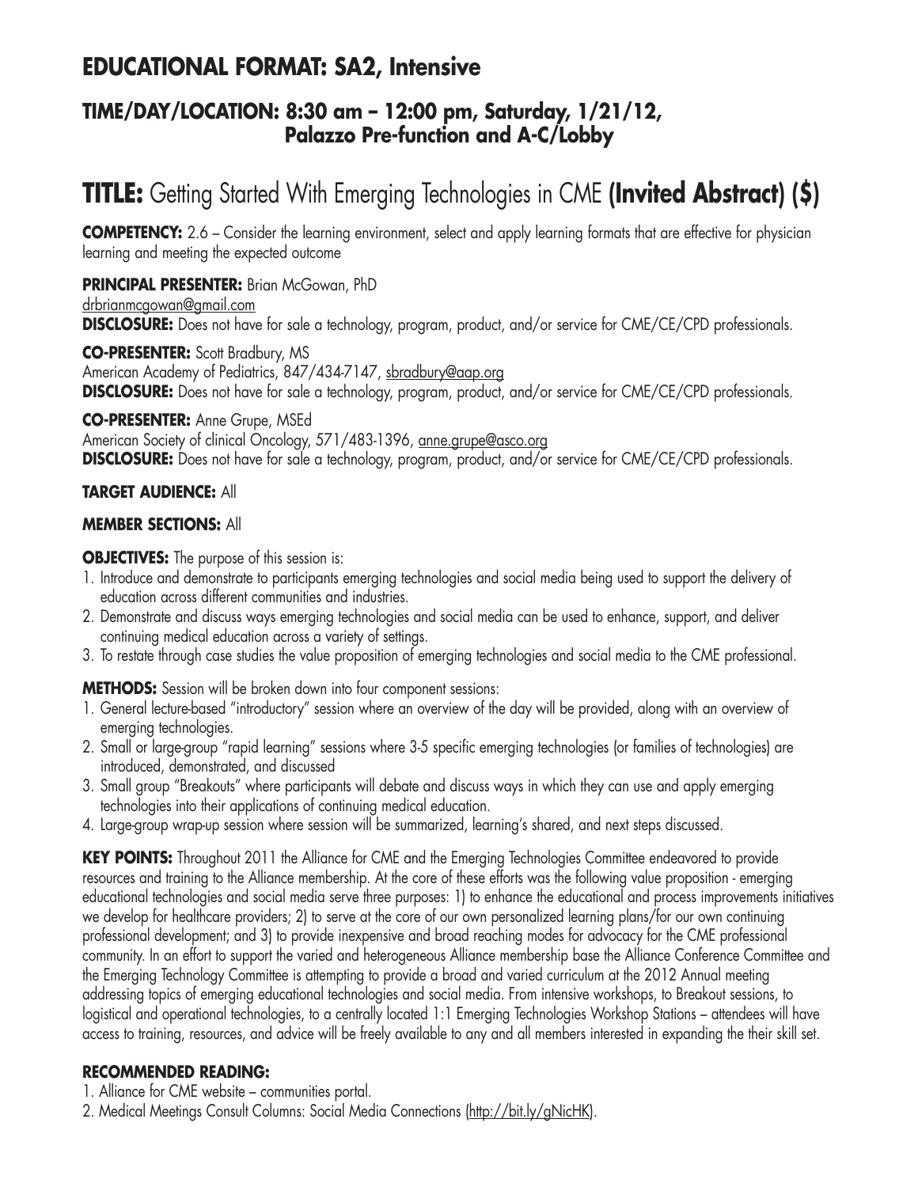## EDUCATIONAL FORMAT: SA2, Intensive

### TIME/DAY/LOCATION: 8:30 am – 12:00 pm, Saturday, 1/21/12, Palazzo Pre-function and A-C/Lobby

# TITLE: Getting Started With Emerging Technologies in CME **(Invited Abstract) ($)**

**COMPETENCY:** 2.6 – Consider the learning environment, select and apply learning formats that are effective for physician learning and meeting the expected outcome

**PRINCIPAL PRESENTER:** Brian McGowan, PhD
drbrianmcgowan@gmail.com
**DISCLOSURE:** Does not have for sale a technology, program, product, and/or service for CME/CE/CPD professionals.

**CO-PRESENTER:** Scott Bradbury, MS
American Academy of Pediatrics, 847/434-7147, sbradbury@aap.org
**DISCLOSURE:** Does not have for sale a technology, program, product, and/or service for CME/CE/CPD professionals.

**CO-PRESENTER:** Anne Grupe, MSEd
American Society of clinical Oncology, 571/483-1396, anne.grupe@asco.org
**DISCLOSURE:** Does not have for sale a technology, program, product, and/or service for CME/CE/CPD professionals.

**TARGET AUDIENCE:** All

**MEMBER SECTIONS:** All

**OBJECTIVES:** The purpose of this session is:
1. Introduce and demonstrate to participants emerging technologies and social media being used to support the delivery of education across different communities and industries.
2. Demonstrate and discuss ways emerging technologies and social media can be used to enhance, support, and deliver continuing medical education across a variety of settings.
3. To restate through case studies the value proposition of emerging technologies and social media to the CME professional.

**METHODS:** Session will be broken down into four component sessions:
1. General lecture-based "introductory" session where an overview of the day will be provided, along with an overview of emerging technologies.
2. Small or large-group "rapid learning" sessions where 3-5 specific emerging technologies (or families of technologies) are introduced, demonstrated, and discussed
3. Small group "Breakouts" where participants will debate and discuss ways in which they can use and apply emerging technologies into their applications of continuing medical education.
4. Large-group wrap-up session where session will be summarized, learning's shared, and next steps discussed.

**KEY POINTS:** Throughout 2011 the Alliance for CME and the Emerging Technologies Committee endeavored to provide resources and training to the Alliance membership. At the core of these efforts was the following value proposition - emerging educational technologies and social media serve three purposes: 1) to enhance the educational and process improvements initiatives we develop for healthcare providers; 2) to serve at the core of our own personalized learning plans/for our own continuing professional development; and 3) to provide inexpensive and broad reaching modes for advocacy for the CME professional community. In an effort to support the varied and heterogeneous Alliance membership base the Alliance Conference Committee and the Emerging Technology Committee is attempting to provide a broad and varied curriculum at the 2012 Annual meeting addressing topics of emerging educational technologies and social media. From intensive workshops, to Breakout sessions, to logistical and operational technologies, to a centrally located 1:1 Emerging Technologies Workshop Stations – attendees will have access to training, resources, and advice will be freely available to any and all members interested in expanding the their skill set.

**RECOMMENDED READING:**
1. Alliance for CME website – communities portal.
2. Medical Meetings Consult Columns: Social Media Connections (http://bit.ly/gNicHK).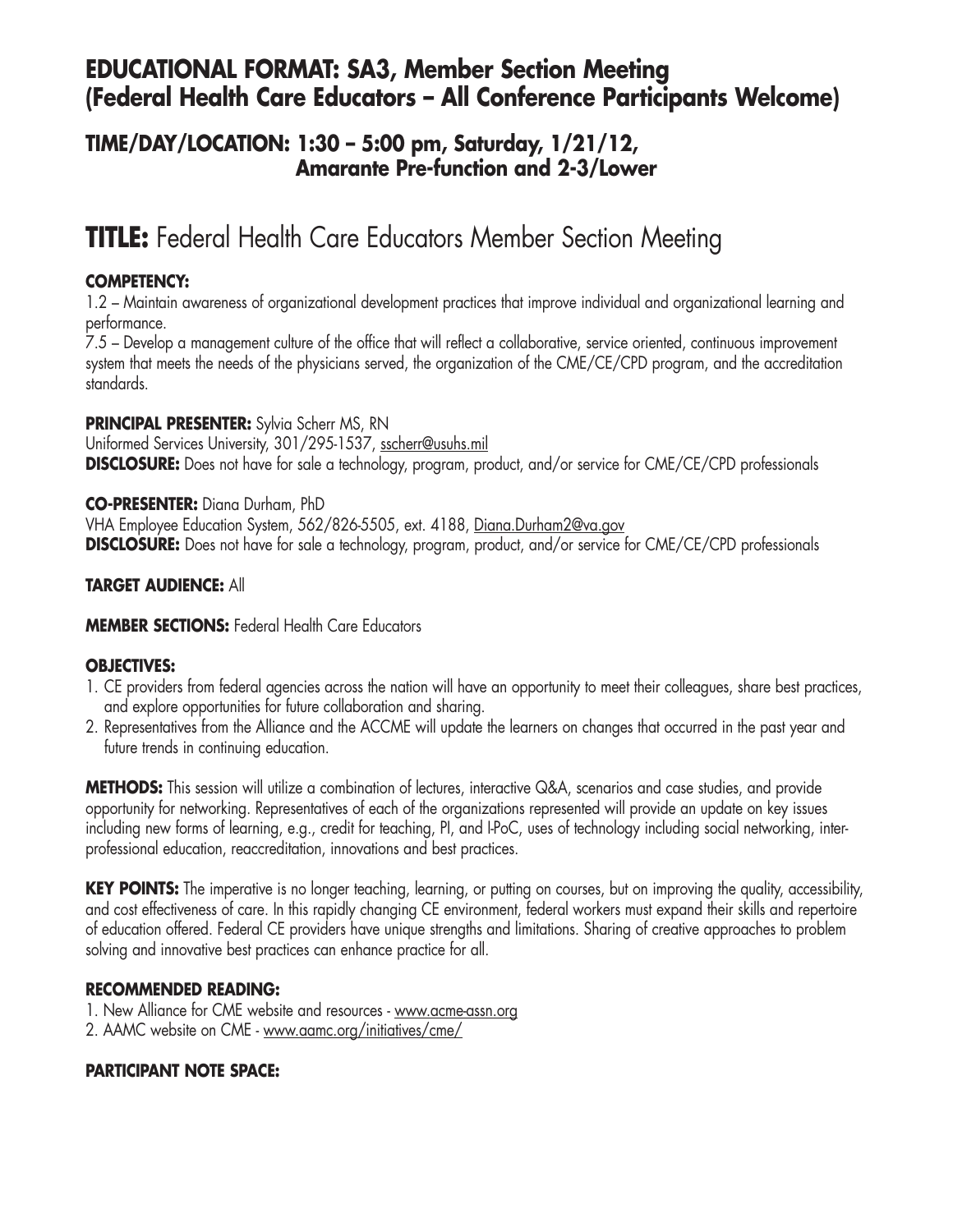## EDUCATIONAL FORMAT: SA3, Member Section Meeting (Federal Health Care Educators – All Conference Participants Welcome)

### TIME/DAY/LOCATION: 1:30 – 5:00 pm, Saturday, 1/21/12, Amarante Pre-function and 2-3/Lower

# TITLE: Federal Health Care Educators Member Section Meeting

**COMPETENCY:**

1.2 – Maintain awareness of organizational development practices that improve individual and organizational learning and performance.

7.5 – Develop a management culture of the office that will reflect a collaborative, service oriented, continuous improvement system that meets the needs of the physicians served, the organization of the CME/CE/CPD program, and the accreditation standards.

**PRINCIPAL PRESENTER:** Sylvia Scherr MS, RN
Uniformed Services University, 301/295-1537, sscherr@usuhs.mil
**DISCLOSURE:** Does not have for sale a technology, program, product, and/or service for CME/CE/CPD professionals

**CO-PRESENTER:** Diana Durham, PhD
VHA Employee Education System, 562/826-5505, ext. 4188, Diana.Durham2@va.gov
**DISCLOSURE:** Does not have for sale a technology, program, product, and/or service for CME/CE/CPD professionals

**TARGET AUDIENCE:** All

**MEMBER SECTIONS:** Federal Health Care Educators

**OBJECTIVES:**

1. CE providers from federal agencies across the nation will have an opportunity to meet their colleagues, share best practices, and explore opportunities for future collaboration and sharing.
2. Representatives from the Alliance and the ACCME will update the learners on changes that occurred in the past year and future trends in continuing education.

**METHODS:** This session will utilize a combination of lectures, interactive Q&A, scenarios and case studies, and provide opportunity for networking. Representatives of each of the organizations represented will provide an update on key issues including new forms of learning, e.g., credit for teaching, PI, and I-PoC, uses of technology including social networking, inter-professional education, reaccreditation, innovations and best practices.

**KEY POINTS:** The imperative is no longer teaching, learning, or putting on courses, but on improving the quality, accessibility, and cost effectiveness of care. In this rapidly changing CE environment, federal workers must expand their skills and repertoire of education offered. Federal CE providers have unique strengths and limitations. Sharing of creative approaches to problem solving and innovative best practices can enhance practice for all.

**RECOMMENDED READING:**

1. New Alliance for CME website and resources - www.acme-assn.org
2. AAMC website on CME - www.aamc.org/initiatives/cme/

**PARTICIPANT NOTE SPACE:**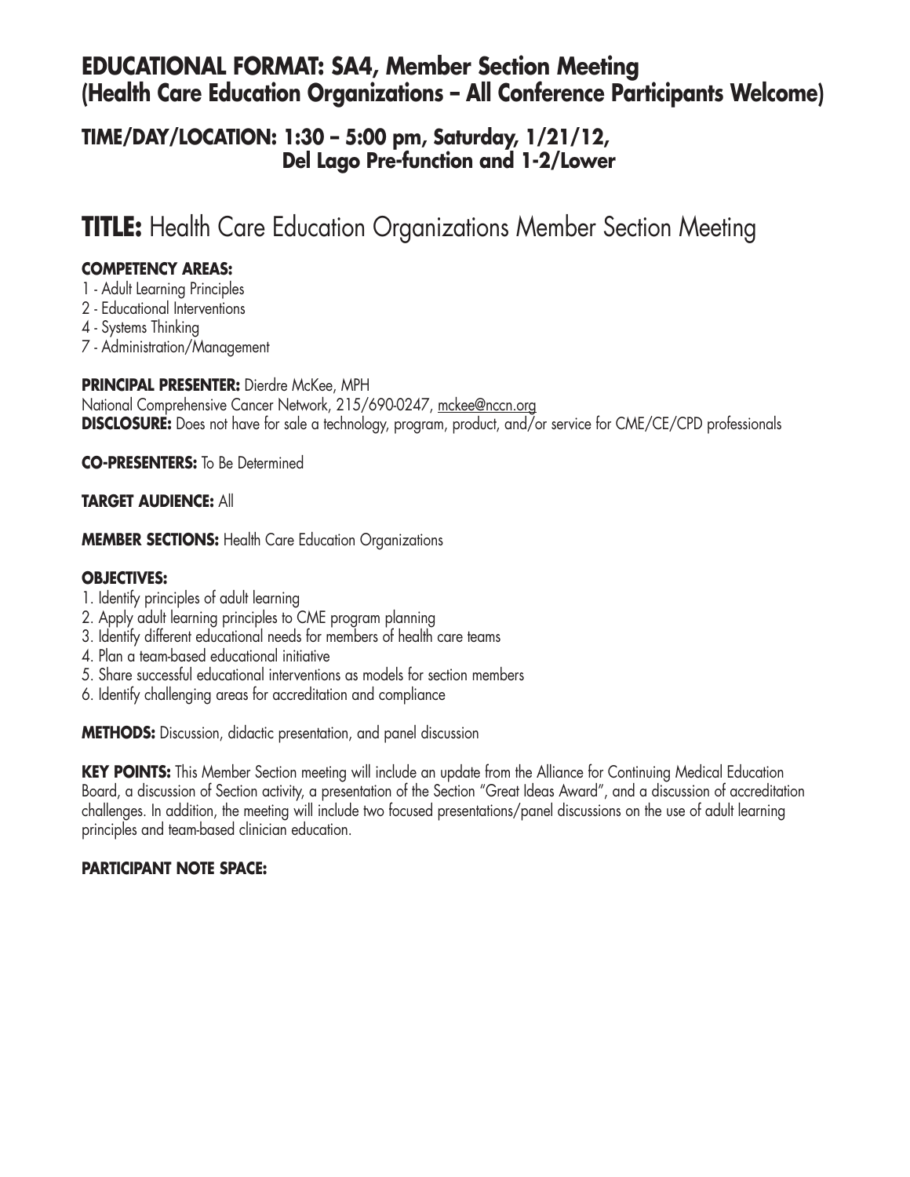## EDUCATIONAL FORMAT: SA4, Member Section Meeting (Health Care Education Organizations – All Conference Participants Welcome)

### TIME/DAY/LOCATION: 1:30 – 5:00 pm, Saturday, 1/21/12, Del Lago Pre-function and 1-2/Lower

# TITLE: Health Care Education Organizations Member Section Meeting

**COMPETENCY AREAS:**

1 - Adult Learning Principles
2 - Educational Interventions
4 - Systems Thinking
7 - Administration/Management

**PRINCIPAL PRESENTER:** Dierdre McKee, MPH
National Comprehensive Cancer Network, 215/690-0247, mckee@nccn.org
**DISCLOSURE:** Does not have for sale a technology, program, product, and/or service for CME/CE/CPD professionals

**CO-PRESENTERS:** To Be Determined

**TARGET AUDIENCE:** All

**MEMBER SECTIONS:** Health Care Education Organizations

**OBJECTIVES:**

1. Identify principles of adult learning
2. Apply adult learning principles to CME program planning
3. Identify different educational needs for members of health care teams
4. Plan a team-based educational initiative
5. Share successful educational interventions as models for section members
6. Identify challenging areas for accreditation and compliance

**METHODS:** Discussion, didactic presentation, and panel discussion

**KEY POINTS:** This Member Section meeting will include an update from the Alliance for Continuing Medical Education Board, a discussion of Section activity, a presentation of the Section "Great Ideas Award", and a discussion of accreditation challenges. In addition, the meeting will include two focused presentations/panel discussions on the use of adult learning principles and team-based clinician education.

**PARTICIPANT NOTE SPACE:**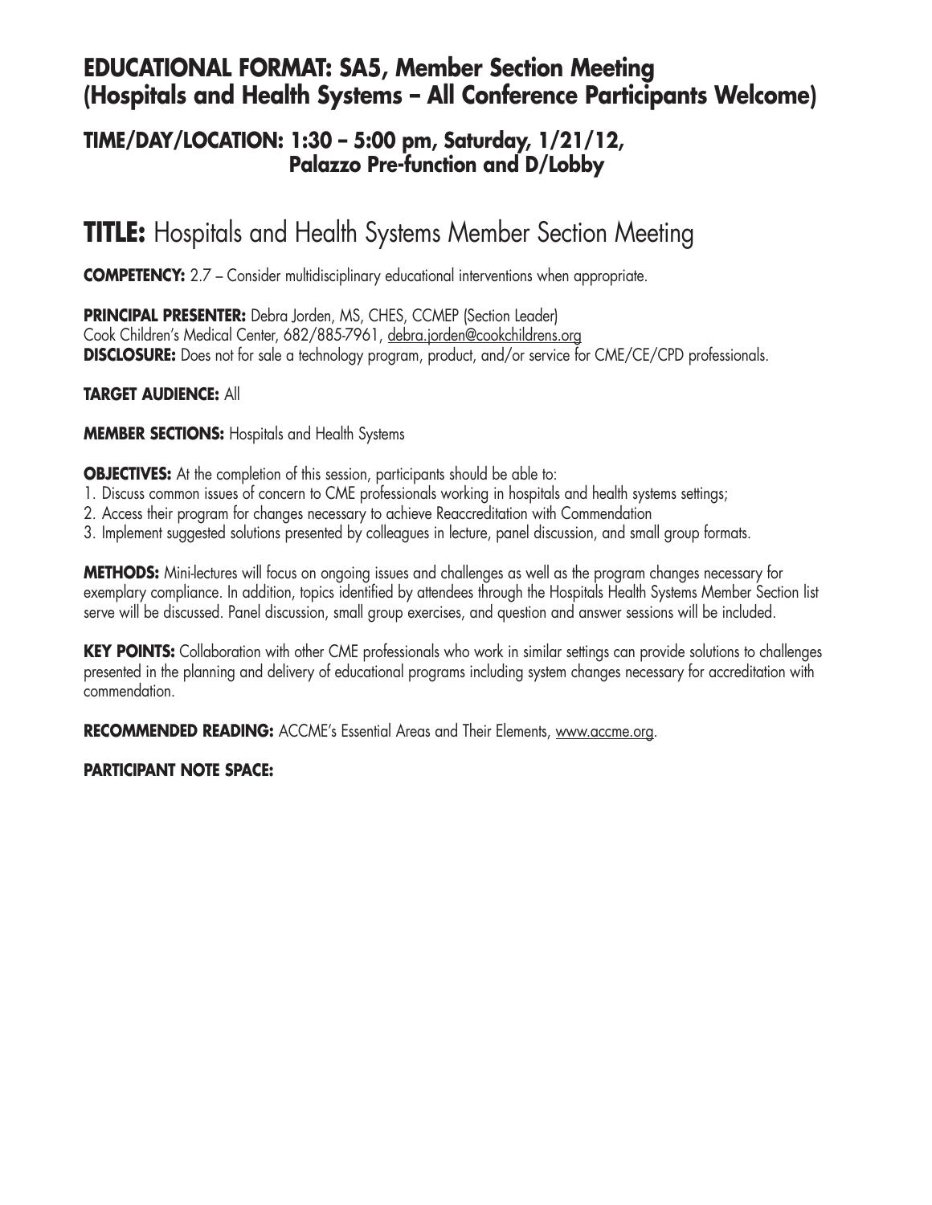## EDUCATIONAL FORMAT: SA5, Member Section Meeting (Hospitals and Health Systems – All Conference Participants Welcome)

### TIME/DAY/LOCATION: 1:30 – 5:00 pm, Saturday, 1/21/12, Palazzo Pre-function and D/Lobby

# TITLE: Hospitals and Health Systems Member Section Meeting

**COMPETENCY:** 2.7 – Consider multidisciplinary educational interventions when appropriate.

**PRINCIPAL PRESENTER:** Debra Jorden, MS, CHES, CCMEP (Section Leader)
Cook Children's Medical Center, 682/885-7961, debra.jorden@cookchildrens.org
**DISCLOSURE:** Does not for sale a technology program, product, and/or service for CME/CE/CPD professionals.

**TARGET AUDIENCE:** All

**MEMBER SECTIONS:** Hospitals and Health Systems

**OBJECTIVES:** At the completion of this session, participants should be able to:
1. Discuss common issues of concern to CME professionals working in hospitals and health systems settings;
2. Access their program for changes necessary to achieve Reaccreditation with Commendation
3. Implement suggested solutions presented by colleagues in lecture, panel discussion, and small group formats.

**METHODS:** Mini-lectures will focus on ongoing issues and challenges as well as the program changes necessary for exemplary compliance. In addition, topics identified by attendees through the Hospitals Health Systems Member Section list serve will be discussed. Panel discussion, small group exercises, and question and answer sessions will be included.

**KEY POINTS:** Collaboration with other CME professionals who work in similar settings can provide solutions to challenges presented in the planning and delivery of educational programs including system changes necessary for accreditation with commendation.

**RECOMMENDED READING:** ACCME's Essential Areas and Their Elements, www.accme.org.

**PARTICIPANT NOTE SPACE:**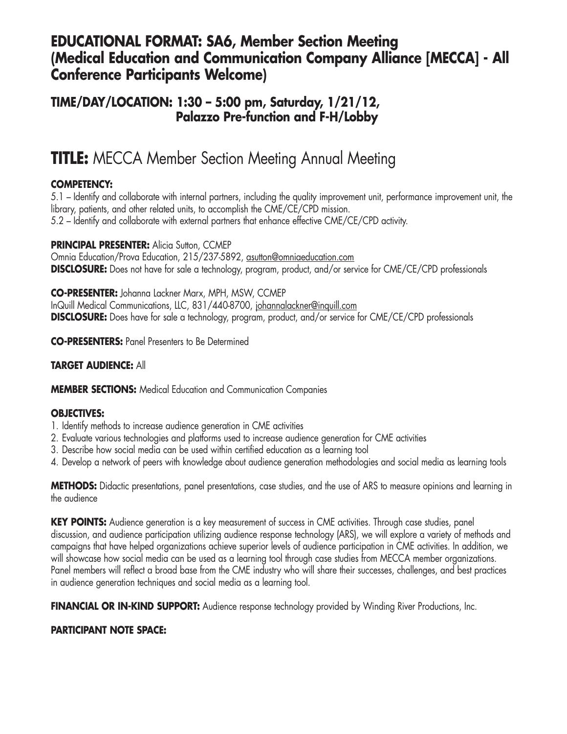## EDUCATIONAL FORMAT: SA6, Member Section Meeting (Medical Education and Communication Company Alliance [MECCA] - All Conference Participants Welcome)

### TIME/DAY/LOCATION: 1:30 – 5:00 pm, Saturday, 1/21/12, Palazzo Pre-function and F-H/Lobby

# TITLE: MECCA Member Section Meeting Annual Meeting

**COMPETENCY:**

5.1 – Identify and collaborate with internal partners, including the quality improvement unit, performance improvement unit, the library, patients, and other related units, to accomplish the CME/CE/CPD mission.

5.2 – Identify and collaborate with external partners that enhance effective CME/CE/CPD activity.

**PRINCIPAL PRESENTER:** Alicia Sutton, CCMEP
Omnia Education/Prova Education, 215/237-5892, asutton@omniaeducation.com
**DISCLOSURE:** Does not have for sale a technology, program, product, and/or service for CME/CE/CPD professionals

**CO-PRESENTER:** Johanna Lackner Marx, MPH, MSW, CCMEP
InQuill Medical Communications, LLC, 831/440-8700, johannalackner@inquill.com
**DISCLOSURE:** Does have for sale a technology, program, product, and/or service for CME/CE/CPD professionals

**CO-PRESENTERS:** Panel Presenters to Be Determined

**TARGET AUDIENCE:** All

**MEMBER SECTIONS:** Medical Education and Communication Companies

**OBJECTIVES:**

1. Identify methods to increase audience generation in CME activities
2. Evaluate various technologies and platforms used to increase audience generation for CME activities
3. Describe how social media can be used within certified education as a learning tool
4. Develop a network of peers with knowledge about audience generation methodologies and social media as learning tools

**METHODS:** Didactic presentations, panel presentations, case studies, and the use of ARS to measure opinions and learning in the audience

**KEY POINTS:** Audience generation is a key measurement of success in CME activities. Through case studies, panel discussion, and audience participation utilizing audience response technology (ARS), we will explore a variety of methods and campaigns that have helped organizations achieve superior levels of audience participation in CME activities. In addition, we will showcase how social media can be used as a learning tool through case studies from MECCA member organizations. Panel members will reflect a broad base from the CME industry who will share their successes, challenges, and best practices in audience generation techniques and social media as a learning tool.

**FINANCIAL OR IN-KIND SUPPORT:** Audience response technology provided by Winding River Productions, Inc.

**PARTICIPANT NOTE SPACE:**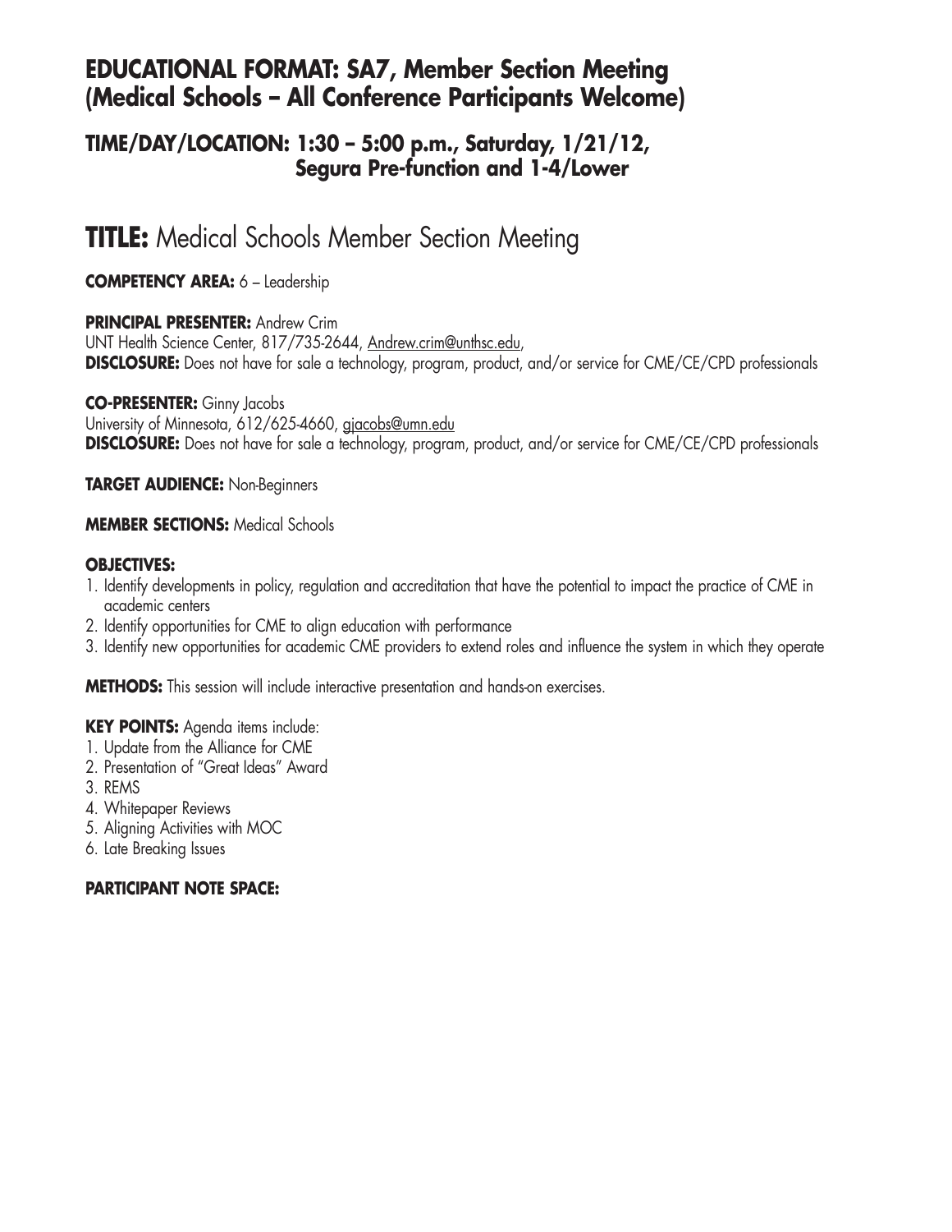## EDUCATIONAL FORMAT: SA7, Member Section Meeting (Medical Schools – All Conference Participants Welcome)

### TIME/DAY/LOCATION: 1:30 – 5:00 p.m., Saturday, 1/21/12, Segura Pre-function and 1-4/Lower

# TITLE: Medical Schools Member Section Meeting

**COMPETENCY AREA:** 6 – Leadership

**PRINCIPAL PRESENTER:** Andrew Crim
UNT Health Science Center, 817/735-2644, Andrew.crim@unthsc.edu,
**DISCLOSURE:** Does not have for sale a technology, program, product, and/or service for CME/CE/CPD professionals

**CO-PRESENTER:** Ginny Jacobs
University of Minnesota, 612/625-4660, gjacobs@umn.edu
**DISCLOSURE:** Does not have for sale a technology, program, product, and/or service for CME/CE/CPD professionals

**TARGET AUDIENCE:** Non-Beginners

**MEMBER SECTIONS:** Medical Schools

**OBJECTIVES:**
1. Identify developments in policy, regulation and accreditation that have the potential to impact the practice of CME in academic centers
2. Identify opportunities for CME to align education with performance
3. Identify new opportunities for academic CME providers to extend roles and influence the system in which they operate

**METHODS:** This session will include interactive presentation and hands-on exercises.

**KEY POINTS:** Agenda items include:
1. Update from the Alliance for CME
2. Presentation of "Great Ideas" Award
3. REMS
4. Whitepaper Reviews
5. Aligning Activities with MOC
6. Late Breaking Issues

**PARTICIPANT NOTE SPACE:**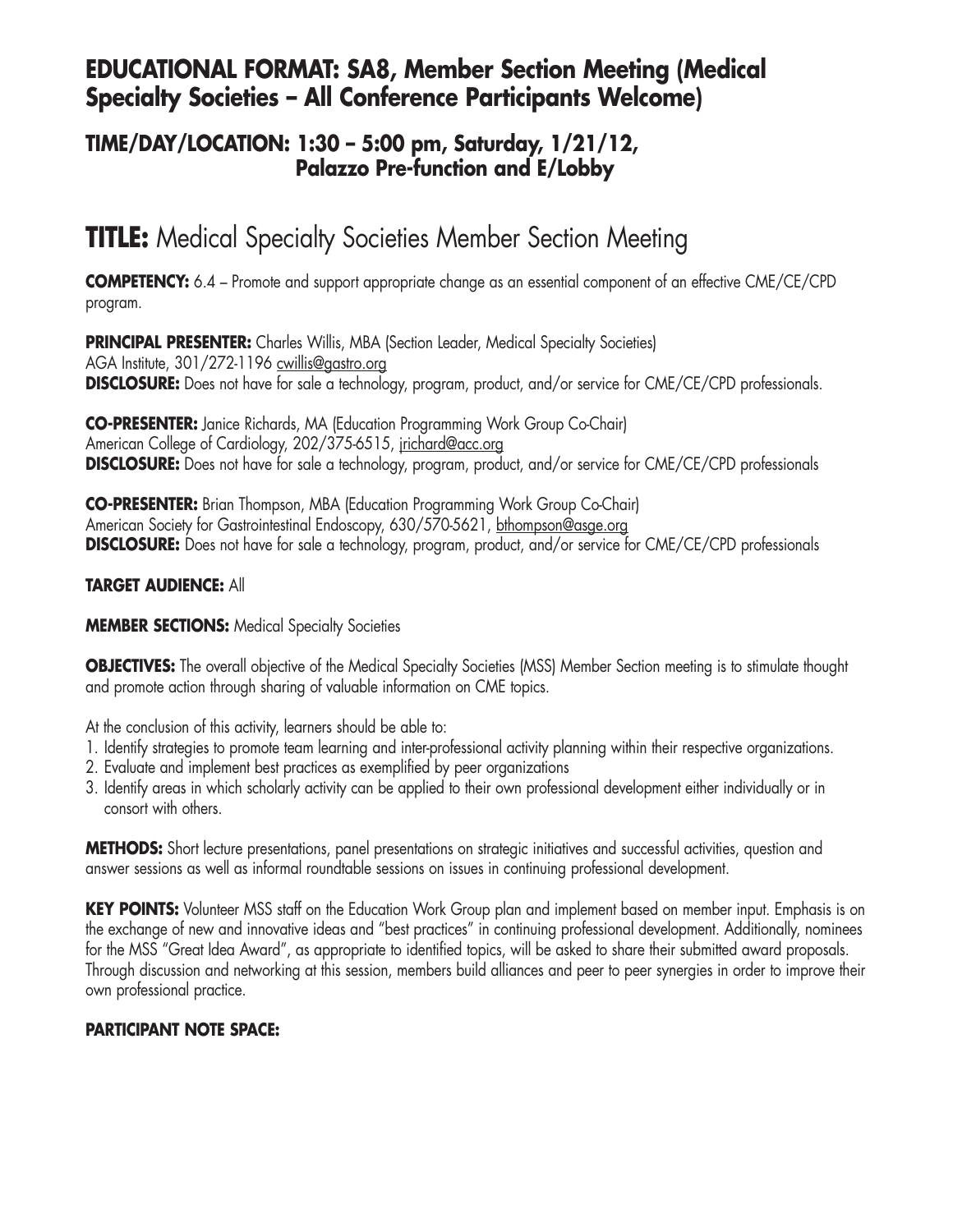## EDUCATIONAL FORMAT: SA8, Member Section Meeting (Medical Specialty Societies – All Conference Participants Welcome)

### TIME/DAY/LOCATION: 1:30 – 5:00 pm, Saturday, 1/21/12, Palazzo Pre-function and E/Lobby

# TITLE: Medical Specialty Societies Member Section Meeting

**COMPETENCY:** 6.4 – Promote and support appropriate change as an essential component of an effective CME/CE/CPD program.

**PRINCIPAL PRESENTER:** Charles Willis, MBA (Section Leader, Medical Specialty Societies)
AGA Institute, 301/272-1196 cwillis@gastro.org
**DISCLOSURE:** Does not have for sale a technology, program, product, and/or service for CME/CE/CPD professionals.

**CO-PRESENTER:** Janice Richards, MA (Education Programming Work Group Co-Chair)
American College of Cardiology, 202/375-6515, jrichard@acc.org
**DISCLOSURE:** Does not have for sale a technology, program, product, and/or service for CME/CE/CPD professionals

**CO-PRESENTER:** Brian Thompson, MBA (Education Programming Work Group Co-Chair)
American Society for Gastrointestinal Endoscopy, 630/570-5621, bthompson@asge.org
**DISCLOSURE:** Does not have for sale a technology, program, product, and/or service for CME/CE/CPD professionals

**TARGET AUDIENCE:** All

**MEMBER SECTIONS:** Medical Specialty Societies

**OBJECTIVES:** The overall objective of the Medical Specialty Societies (MSS) Member Section meeting is to stimulate thought and promote action through sharing of valuable information on CME topics.

At the conclusion of this activity, learners should be able to:

1. Identify strategies to promote team learning and inter-professional activity planning within their respective organizations.
2. Evaluate and implement best practices as exemplified by peer organizations
3. Identify areas in which scholarly activity can be applied to their own professional development either individually or in consort with others.

**METHODS:** Short lecture presentations, panel presentations on strategic initiatives and successful activities, question and answer sessions as well as informal roundtable sessions on issues in continuing professional development.

**KEY POINTS:** Volunteer MSS staff on the Education Work Group plan and implement based on member input. Emphasis is on the exchange of new and innovative ideas and "best practices" in continuing professional development. Additionally, nominees for the MSS "Great Idea Award", as appropriate to identified topics, will be asked to share their submitted award proposals. Through discussion and networking at this session, members build alliances and peer to peer synergies in order to improve their own professional practice.

**PARTICIPANT NOTE SPACE:**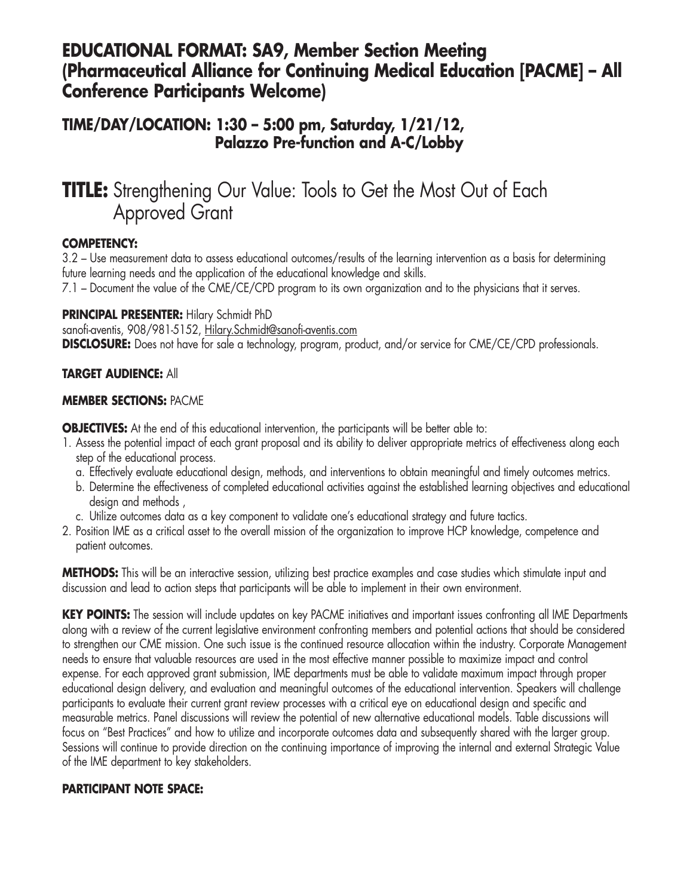## EDUCATIONAL FORMAT: SA9, Member Section Meeting (Pharmaceutical Alliance for Continuing Medical Education [PACME] – All Conference Participants Welcome)

### TIME/DAY/LOCATION: 1:30 – 5:00 pm, Saturday, 1/21/12, Palazzo Pre-function and A-C/Lobby

# TITLE: Strengthening Our Value: Tools to Get the Most Out of Each Approved Grant

**COMPETENCY:**

3.2 – Use measurement data to assess educational outcomes/results of the learning intervention as a basis for determining future learning needs and the application of the educational knowledge and skills.

7.1 – Document the value of the CME/CE/CPD program to its own organization and to the physicians that it serves.

**PRINCIPAL PRESENTER:** Hilary Schmidt PhD

sanofi-aventis, 908/981-5152, Hilary.Schmidt@sanofi-aventis.com

**DISCLOSURE:** Does not have for sale a technology, program, product, and/or service for CME/CE/CPD professionals.

**TARGET AUDIENCE:** All

**MEMBER SECTIONS:** PACME

**OBJECTIVES:** At the end of this educational intervention, the participants will be better able to:

1. Assess the potential impact of each grant proposal and its ability to deliver appropriate metrics of effectiveness along each step of the educational process.
   a. Effectively evaluate educational design, methods, and interventions to obtain meaningful and timely outcomes metrics.
   b. Determine the effectiveness of completed educational activities against the established learning objectives and educational design and methods ,
   c. Utilize outcomes data as a key component to validate one's educational strategy and future tactics.
2. Position IME as a critical asset to the overall mission of the organization to improve HCP knowledge, competence and patient outcomes.

**METHODS:** This will be an interactive session, utilizing best practice examples and case studies which stimulate input and discussion and lead to action steps that participants will be able to implement in their own environment.

**KEY POINTS:** The session will include updates on key PACME initiatives and important issues confronting all IME Departments along with a review of the current legislative environment confronting members and potential actions that should be considered to strengthen our CME mission. One such issue is the continued resource allocation within the industry. Corporate Management needs to ensure that valuable resources are used in the most effective manner possible to maximize impact and control expense. For each approved grant submission, IME departments must be able to validate maximum impact through proper educational design delivery, and evaluation and meaningful outcomes of the educational intervention. Speakers will challenge participants to evaluate their current grant review processes with a critical eye on educational design and specific and measurable metrics. Panel discussions will review the potential of new alternative educational models. Table discussions will focus on "Best Practices" and how to utilize and incorporate outcomes data and subsequently shared with the larger group. Sessions will continue to provide direction on the continuing importance of improving the internal and external Strategic Value of the IME department to key stakeholders.

**PARTICIPANT NOTE SPACE:**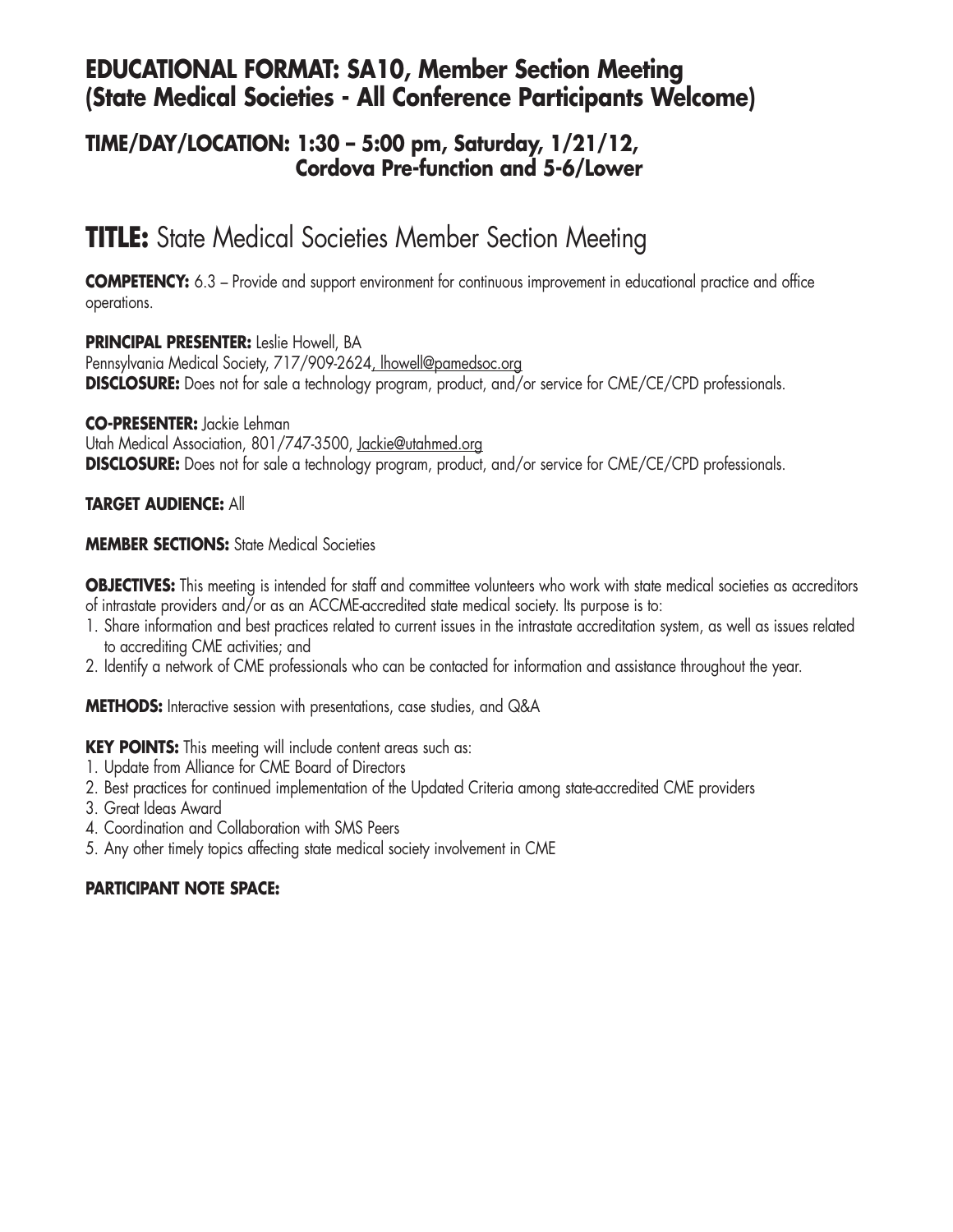## EDUCATIONAL FORMAT: SA10, Member Section Meeting (State Medical Societies - All Conference Participants Welcome)

### TIME/DAY/LOCATION: 1:30 – 5:00 pm, Saturday, 1/21/12, Cordova Pre-function and 5-6/Lower

# TITLE: State Medical Societies Member Section Meeting

**COMPETENCY:** 6.3 – Provide and support environment for continuous improvement in educational practice and office operations.

**PRINCIPAL PRESENTER:** Leslie Howell, BA
Pennsylvania Medical Society, 717/909-2624, lhowell@pamedsoc.org
**DISCLOSURE:** Does not for sale a technology program, product, and/or service for CME/CE/CPD professionals.

**CO-PRESENTER:** Jackie Lehman
Utah Medical Association, 801/747-3500, Jackie@utahmed.org
**DISCLOSURE:** Does not for sale a technology program, product, and/or service for CME/CE/CPD professionals.

**TARGET AUDIENCE:** All

**MEMBER SECTIONS:** State Medical Societies

**OBJECTIVES:** This meeting is intended for staff and committee volunteers who work with state medical societies as accreditors of intrastate providers and/or as an ACCME-accredited state medical society. Its purpose is to:

1. Share information and best practices related to current issues in the intrastate accreditation system, as well as issues related to accrediting CME activities; and
2. Identify a network of CME professionals who can be contacted for information and assistance throughout the year.

**METHODS:** Interactive session with presentations, case studies, and Q&A

**KEY POINTS:** This meeting will include content areas such as:

1. Update from Alliance for CME Board of Directors
2. Best practices for continued implementation of the Updated Criteria among state-accredited CME providers
3. Great Ideas Award
4. Coordination and Collaboration with SMS Peers
5. Any other timely topics affecting state medical society involvement in CME

**PARTICIPANT NOTE SPACE:**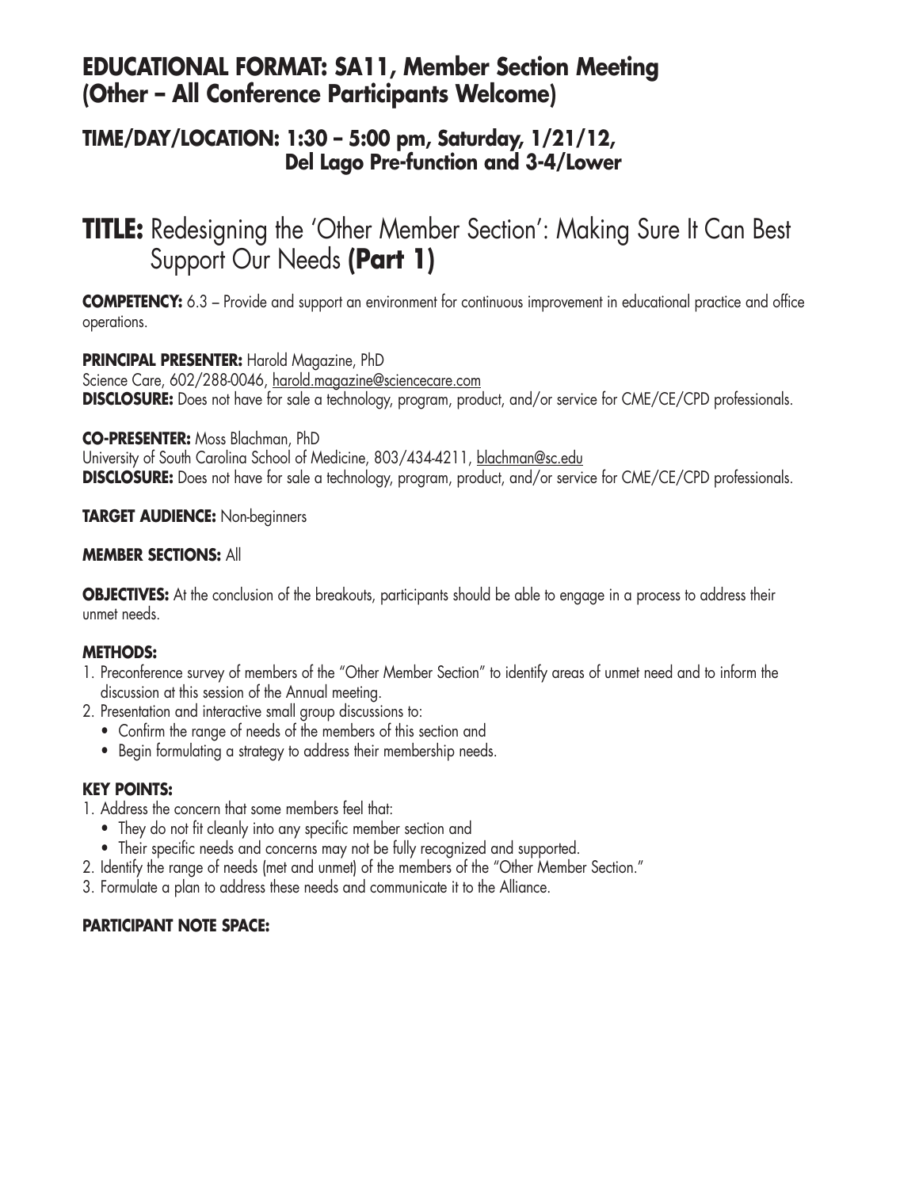## EDUCATIONAL FORMAT: SA11, Member Section Meeting (Other – All Conference Participants Welcome)

### TIME/DAY/LOCATION: 1:30 – 5:00 pm, Saturday, 1/21/12, Del Lago Pre-function and 3-4/Lower

# TITLE: Redesigning the 'Other Member Section': Making Sure It Can Best Support Our Needs **(Part 1)**

**COMPETENCY:** 6.3 – Provide and support an environment for continuous improvement in educational practice and office operations.

**PRINCIPAL PRESENTER:** Harold Magazine, PhD
Science Care, 602/288-0046, harold.magazine@sciencecare.com
**DISCLOSURE:** Does not have for sale a technology, program, product, and/or service for CME/CE/CPD professionals.

**CO-PRESENTER:** Moss Blachman, PhD
University of South Carolina School of Medicine, 803/434-4211, blachman@sc.edu
**DISCLOSURE:** Does not have for sale a technology, program, product, and/or service for CME/CE/CPD professionals.

**TARGET AUDIENCE:** Non-beginners

**MEMBER SECTIONS:** All

**OBJECTIVES:** At the conclusion of the breakouts, participants should be able to engage in a process to address their unmet needs.

**METHODS:**

1. Preconference survey of members of the "Other Member Section" to identify areas of unmet need and to inform the discussion at this session of the Annual meeting.
2. Presentation and interactive small group discussions to:
   - Confirm the range of needs of the members of this section and
   - Begin formulating a strategy to address their membership needs.

**KEY POINTS:**

1. Address the concern that some members feel that:
   - They do not fit cleanly into any specific member section and
   - Their specific needs and concerns may not be fully recognized and supported.
2. Identify the range of needs (met and unmet) of the members of the "Other Member Section."
3. Formulate a plan to address these needs and communicate it to the Alliance.

**PARTICIPANT NOTE SPACE:**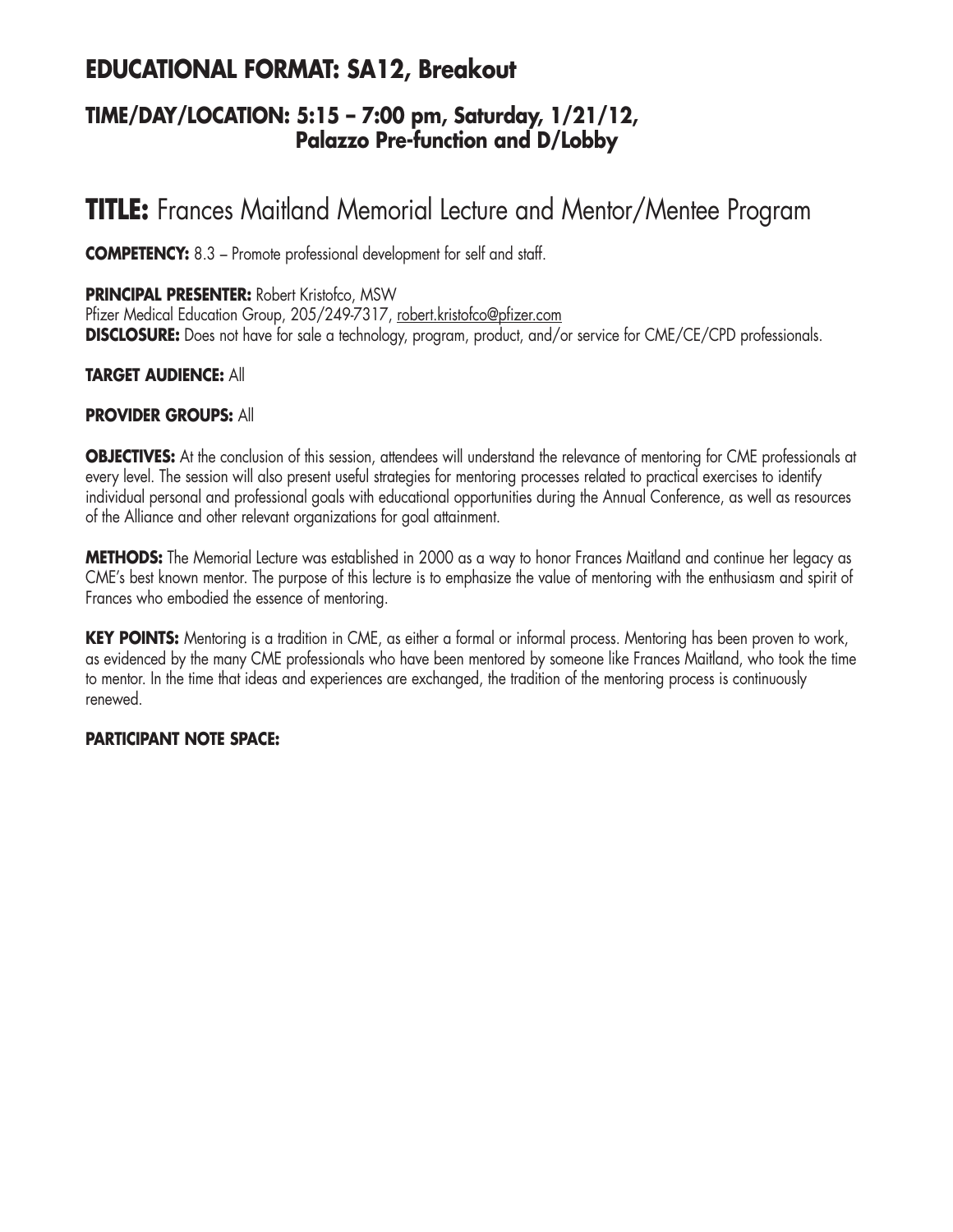## EDUCATIONAL FORMAT: SA12, Breakout

### TIME/DAY/LOCATION: 5:15 – 7:00 pm, Saturday, 1/21/12, Palazzo Pre-function and D/Lobby

# TITLE: Frances Maitland Memorial Lecture and Mentor/Mentee Program

**COMPETENCY:** 8.3 – Promote professional development for self and staff.

**PRINCIPAL PRESENTER:** Robert Kristofco, MSW
Pfizer Medical Education Group, 205/249-7317, robert.kristofco@pfizer.com
**DISCLOSURE:** Does not have for sale a technology, program, product, and/or service for CME/CE/CPD professionals.

**TARGET AUDIENCE:** All

**PROVIDER GROUPS:** All

**OBJECTIVES:** At the conclusion of this session, attendees will understand the relevance of mentoring for CME professionals at every level. The session will also present useful strategies for mentoring processes related to practical exercises to identify individual personal and professional goals with educational opportunities during the Annual Conference, as well as resources of the Alliance and other relevant organizations for goal attainment.

**METHODS:** The Memorial Lecture was established in 2000 as a way to honor Frances Maitland and continue her legacy as CME's best known mentor. The purpose of this lecture is to emphasize the value of mentoring with the enthusiasm and spirit of Frances who embodied the essence of mentoring.

**KEY POINTS:** Mentoring is a tradition in CME, as either a formal or informal process. Mentoring has been proven to work, as evidenced by the many CME professionals who have been mentored by someone like Frances Maitland, who took the time to mentor. In the time that ideas and experiences are exchanged, the tradition of the mentoring process is continuously renewed.

**PARTICIPANT NOTE SPACE:**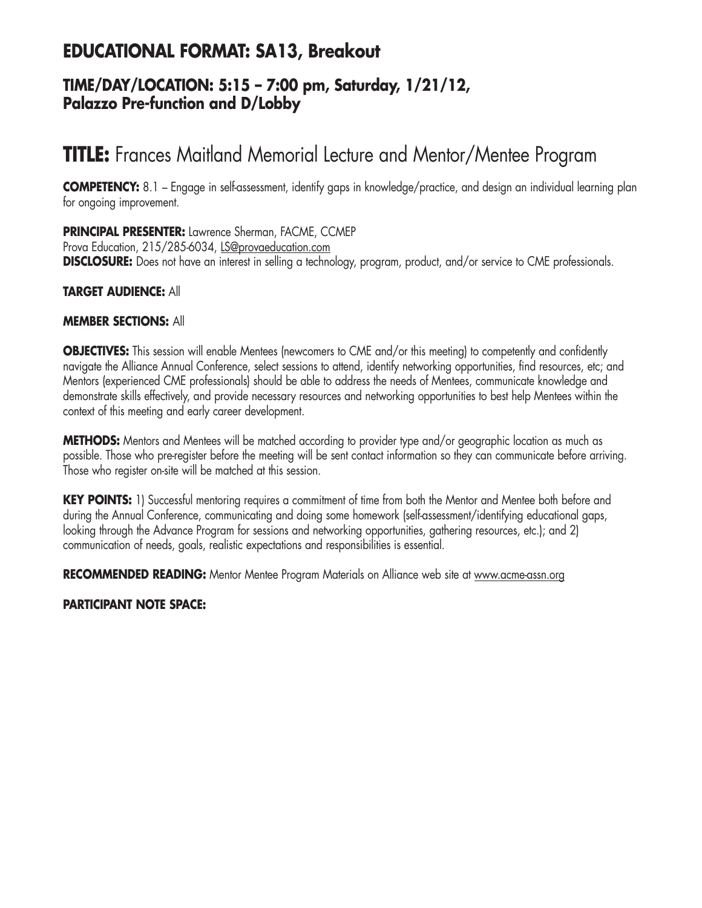## EDUCATIONAL FORMAT: SA13, Breakout

### TIME/DAY/LOCATION: 5:15 – 7:00 pm, Saturday, 1/21/12, Palazzo Pre-function and D/Lobby

# TITLE: Frances Maitland Memorial Lecture and Mentor/Mentee Program

**COMPETENCY:** 8.1 – Engage in self-assessment, identify gaps in knowledge/practice, and design an individual learning plan for ongoing improvement.

**PRINCIPAL PRESENTER:** Lawrence Sherman, FACME, CCMEP
Prova Education, 215/285-6034, LS@provaeducation.com
**DISCLOSURE:** Does not have an interest in selling a technology, program, product, and/or service to CME professionals.

**TARGET AUDIENCE:** All

**MEMBER SECTIONS:** All

**OBJECTIVES:** This session will enable Mentees (newcomers to CME and/or this meeting) to competently and confidently navigate the Alliance Annual Conference, select sessions to attend, identify networking opportunities, find resources, etc; and Mentors (experienced CME professionals) should be able to address the needs of Mentees, communicate knowledge and demonstrate skills effectively, and provide necessary resources and networking opportunities to best help Mentees within the context of this meeting and early career development.

**METHODS:** Mentors and Mentees will be matched according to provider type and/or geographic location as much as possible. Those who pre-register before the meeting will be sent contact information so they can communicate before arriving. Those who register on-site will be matched at this session.

**KEY POINTS:** 1) Successful mentoring requires a commitment of time from both the Mentor and Mentee both before and during the Annual Conference, communicating and doing some homework (self-assessment/identifying educational gaps, looking through the Advance Program for sessions and networking opportunities, gathering resources, etc.); and 2) communication of needs, goals, realistic expectations and responsibilities is essential.

**RECOMMENDED READING:** Mentor Mentee Program Materials on Alliance web site at www.acme-assn.org

**PARTICIPANT NOTE SPACE:**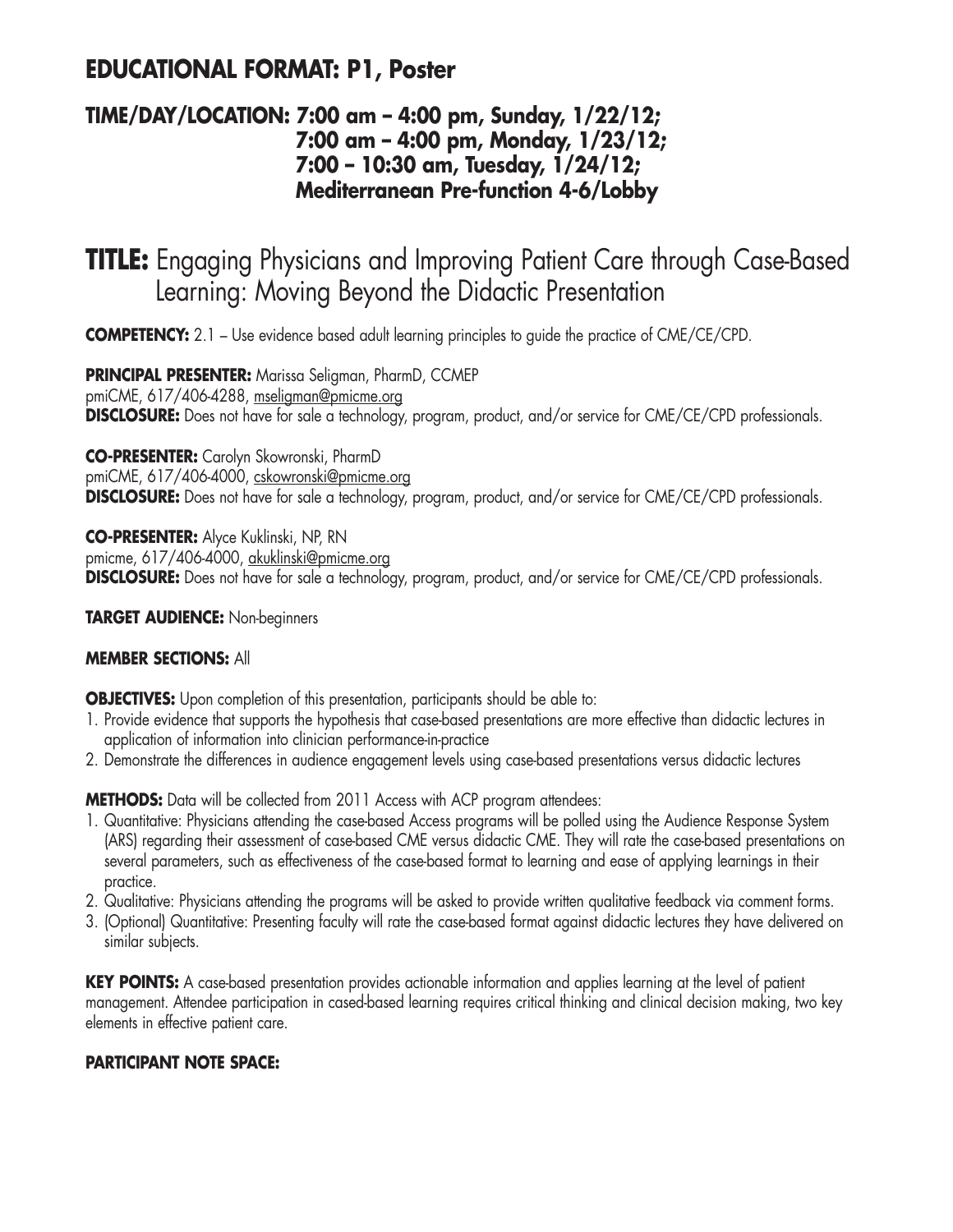## EDUCATIONAL FORMAT: P1, Poster

### TIME/DAY/LOCATION: 7:00 am – 4:00 pm, Sunday, 1/22/12; 7:00 am – 4:00 pm, Monday, 1/23/12; 7:00 – 10:30 am, Tuesday, 1/24/12; Mediterranean Pre-function 4-6/Lobby

# TITLE: Engaging Physicians and Improving Patient Care through Case-Based Learning: Moving Beyond the Didactic Presentation

**COMPETENCY:** 2.1 – Use evidence based adult learning principles to guide the practice of CME/CE/CPD.

**PRINCIPAL PRESENTER:** Marissa Seligman, PharmD, CCMEP
pmiCME, 617/406-4288, mseligman@pmicme.org
**DISCLOSURE:** Does not have for sale a technology, program, product, and/or service for CME/CE/CPD professionals.

**CO-PRESENTER:** Carolyn Skowronski, PharmD
pmiCME, 617/406-4000, cskowronski@pmicme.org
**DISCLOSURE:** Does not have for sale a technology, program, product, and/or service for CME/CE/CPD professionals.

**CO-PRESENTER:** Alyce Kuklinski, NP, RN
pmicme, 617/406-4000, akuklinski@pmicme.org
**DISCLOSURE:** Does not have for sale a technology, program, product, and/or service for CME/CE/CPD professionals.

**TARGET AUDIENCE:** Non-beginners

**MEMBER SECTIONS:** All

**OBJECTIVES:** Upon completion of this presentation, participants should be able to:

1. Provide evidence that supports the hypothesis that case-based presentations are more effective than didactic lectures in application of information into clinician performance-in-practice
2. Demonstrate the differences in audience engagement levels using case-based presentations versus didactic lectures

**METHODS:** Data will be collected from 2011 Access with ACP program attendees:

1. Quantitative: Physicians attending the case-based Access programs will be polled using the Audience Response System (ARS) regarding their assessment of case-based CME versus didactic CME. They will rate the case-based presentations on several parameters, such as effectiveness of the case-based format to learning and ease of applying learnings in their practice.
2. Qualitative: Physicians attending the programs will be asked to provide written qualitative feedback via comment forms.
3. (Optional) Quantitative: Presenting faculty will rate the case-based format against didactic lectures they have delivered on similar subjects.

**KEY POINTS:** A case-based presentation provides actionable information and applies learning at the level of patient management. Attendee participation in cased-based learning requires critical thinking and clinical decision making, two key elements in effective patient care.

**PARTICIPANT NOTE SPACE:**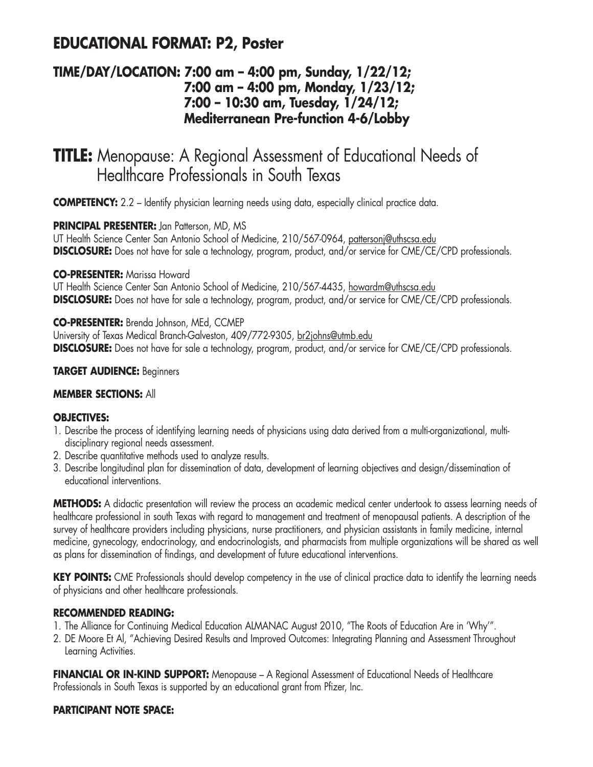## EDUCATIONAL FORMAT: P2, Poster

### TIME/DAY/LOCATION: 7:00 am – 4:00 pm, Sunday, 1/22/12; 7:00 am – 4:00 pm, Monday, 1/23/12; 7:00 – 10:30 am, Tuesday, 1/24/12; Mediterranean Pre-function 4-6/Lobby

# TITLE: Menopause: A Regional Assessment of Educational Needs of Healthcare Professionals in South Texas

**COMPETENCY:** 2.2 – Identify physician learning needs using data, especially clinical practice data.

**PRINCIPAL PRESENTER:** Jan Patterson, MD, MS
UT Health Science Center San Antonio School of Medicine, 210/567-0964, pattersonj@uthscsa.edu
**DISCLOSURE:** Does not have for sale a technology, program, product, and/or service for CME/CE/CPD professionals.

**CO-PRESENTER:** Marissa Howard
UT Health Science Center San Antonio School of Medicine, 210/567-4435, howardm@uthscsa.edu
**DISCLOSURE:** Does not have for sale a technology, program, product, and/or service for CME/CE/CPD professionals.

**CO-PRESENTER:** Brenda Johnson, MEd, CCMEP
University of Texas Medical Branch-Galveston, 409/772-9305, br2johns@utmb.edu
**DISCLOSURE:** Does not have for sale a technology, program, product, and/or service for CME/CE/CPD professionals.

**TARGET AUDIENCE:** Beginners

**MEMBER SECTIONS:** All

**OBJECTIVES:**

1. Describe the process of identifying learning needs of physicians using data derived from a multi-organizational, multi-disciplinary regional needs assessment.
2. Describe quantitative methods used to analyze results.
3. Describe longitudinal plan for dissemination of data, development of learning objectives and design/dissemination of educational interventions.

**METHODS:** A didactic presentation will review the process an academic medical center undertook to assess learning needs of healthcare professional in south Texas with regard to management and treatment of menopausal patients. A description of the survey of healthcare providers including physicians, nurse practitioners, and physician assistants in family medicine, internal medicine, gynecology, endocrinology, and endocrinologists, and pharmacists from multiple organizations will be shared as well as plans for dissemination of findings, and development of future educational interventions.

**KEY POINTS:** CME Professionals should develop competency in the use of clinical practice data to identify the learning needs of physicians and other healthcare professionals.

**RECOMMENDED READING:**

1. The Alliance for Continuing Medical Education ALMANAC August 2010, "The Roots of Education Are in 'Why'".
2. DE Moore Et Al, "Achieving Desired Results and Improved Outcomes: Integrating Planning and Assessment Throughout Learning Activities.

**FINANCIAL OR IN-KIND SUPPORT:** Menopause – A Regional Assessment of Educational Needs of Healthcare Professionals in South Texas is supported by an educational grant from Pfizer, Inc.

**PARTICIPANT NOTE SPACE:**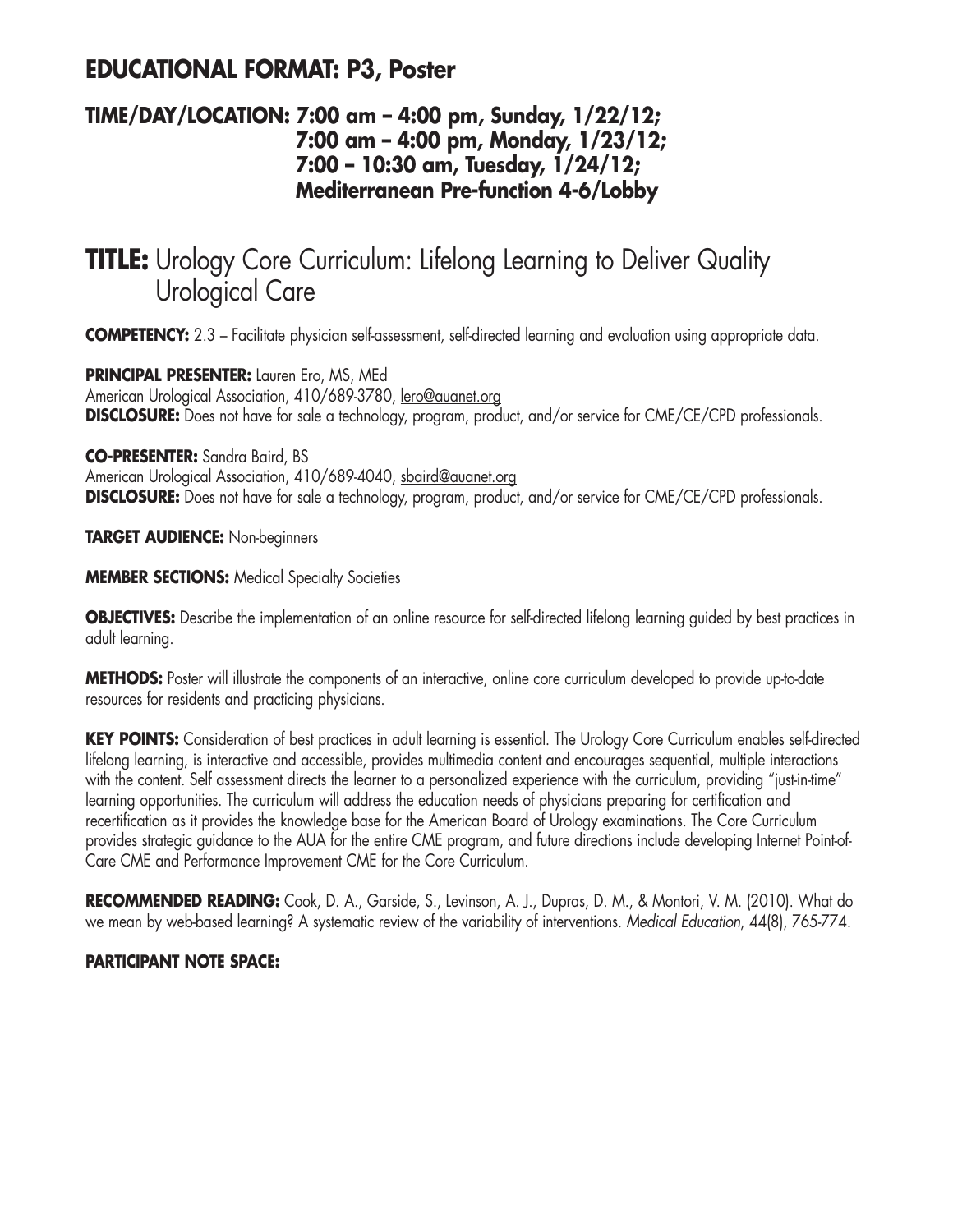## EDUCATIONAL FORMAT: P3, Poster

### TIME/DAY/LOCATION: 7:00 am – 4:00 pm, Sunday, 1/22/12; 7:00 am – 4:00 pm, Monday, 1/23/12; 7:00 – 10:30 am, Tuesday, 1/24/12; Mediterranean Pre-function 4-6/Lobby

# TITLE: Urology Core Curriculum: Lifelong Learning to Deliver Quality Urological Care

**COMPETENCY:** 2.3 – Facilitate physician self-assessment, self-directed learning and evaluation using appropriate data.

**PRINCIPAL PRESENTER:** Lauren Ero, MS, MEd
American Urological Association, 410/689-3780, lero@auanet.org
**DISCLOSURE:** Does not have for sale a technology, program, product, and/or service for CME/CE/CPD professionals.

**CO-PRESENTER:** Sandra Baird, BS
American Urological Association, 410/689-4040, sbaird@auanet.org
**DISCLOSURE:** Does not have for sale a technology, program, product, and/or service for CME/CE/CPD professionals.

**TARGET AUDIENCE:** Non-beginners

**MEMBER SECTIONS:** Medical Specialty Societies

**OBJECTIVES:** Describe the implementation of an online resource for self-directed lifelong learning guided by best practices in adult learning.

**METHODS:** Poster will illustrate the components of an interactive, online core curriculum developed to provide up-to-date resources for residents and practicing physicians.

**KEY POINTS:** Consideration of best practices in adult learning is essential. The Urology Core Curriculum enables self-directed lifelong learning, is interactive and accessible, provides multimedia content and encourages sequential, multiple interactions with the content. Self assessment directs the learner to a personalized experience with the curriculum, providing "just-in-time" learning opportunities. The curriculum will address the education needs of physicians preparing for certification and recertification as it provides the knowledge base for the American Board of Urology examinations. The Core Curriculum provides strategic guidance to the AUA for the entire CME program, and future directions include developing Internet Point-of-Care CME and Performance Improvement CME for the Core Curriculum.

**RECOMMENDED READING:** Cook, D. A., Garside, S., Levinson, A. J., Dupras, D. M., & Montori, V. M. (2010). What do we mean by web-based learning? A systematic review of the variability of interventions. *Medical Education*, 44(8), 765-774.

**PARTICIPANT NOTE SPACE:**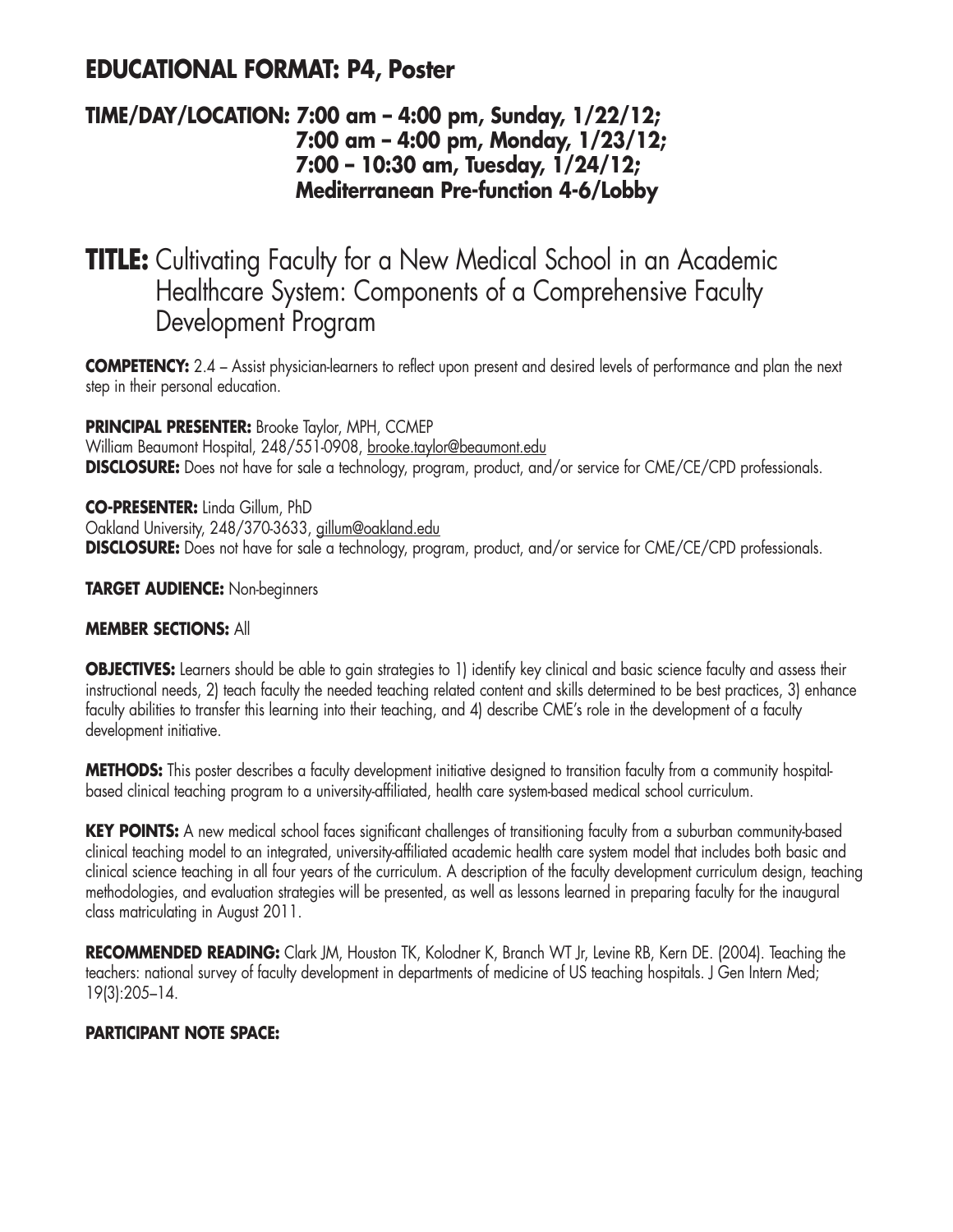## EDUCATIONAL FORMAT: P4, Poster

### TIME/DAY/LOCATION: 7:00 am – 4:00 pm, Sunday, 1/22/12; 7:00 am – 4:00 pm, Monday, 1/23/12; 7:00 – 10:30 am, Tuesday, 1/24/12; Mediterranean Pre-function 4-6/Lobby

# TITLE: Cultivating Faculty for a New Medical School in an Academic Healthcare System: Components of a Comprehensive Faculty Development Program

**COMPETENCY:** 2.4 – Assist physician-learners to reflect upon present and desired levels of performance and plan the next step in their personal education.

**PRINCIPAL PRESENTER:** Brooke Taylor, MPH, CCMEP
William Beaumont Hospital, 248/551-0908, brooke.taylor@beaumont.edu
**DISCLOSURE:** Does not have for sale a technology, program, product, and/or service for CME/CE/CPD professionals.

**CO-PRESENTER:** Linda Gillum, PhD
Oakland University, 248/370-3633, gillum@oakland.edu
**DISCLOSURE:** Does not have for sale a technology, program, product, and/or service for CME/CE/CPD professionals.

**TARGET AUDIENCE:** Non-beginners

**MEMBER SECTIONS:** All

**OBJECTIVES:** Learners should be able to gain strategies to 1) identify key clinical and basic science faculty and assess their instructional needs, 2) teach faculty the needed teaching related content and skills determined to be best practices, 3) enhance faculty abilities to transfer this learning into their teaching, and 4) describe CME's role in the development of a faculty development initiative.

**METHODS:** This poster describes a faculty development initiative designed to transition faculty from a community hospital-based clinical teaching program to a university-affiliated, health care system-based medical school curriculum.

**KEY POINTS:** A new medical school faces significant challenges of transitioning faculty from a suburban community-based clinical teaching model to an integrated, university-affiliated academic health care system model that includes both basic and clinical science teaching in all four years of the curriculum. A description of the faculty development curriculum design, teaching methodologies, and evaluation strategies will be presented, as well as lessons learned in preparing faculty for the inaugural class matriculating in August 2011.

**RECOMMENDED READING:** Clark JM, Houston TK, Kolodner K, Branch WT Jr, Levine RB, Kern DE. (2004). Teaching the teachers: national survey of faculty development in departments of medicine of US teaching hospitals. J Gen Intern Med; 19(3):205–14.

**PARTICIPANT NOTE SPACE:**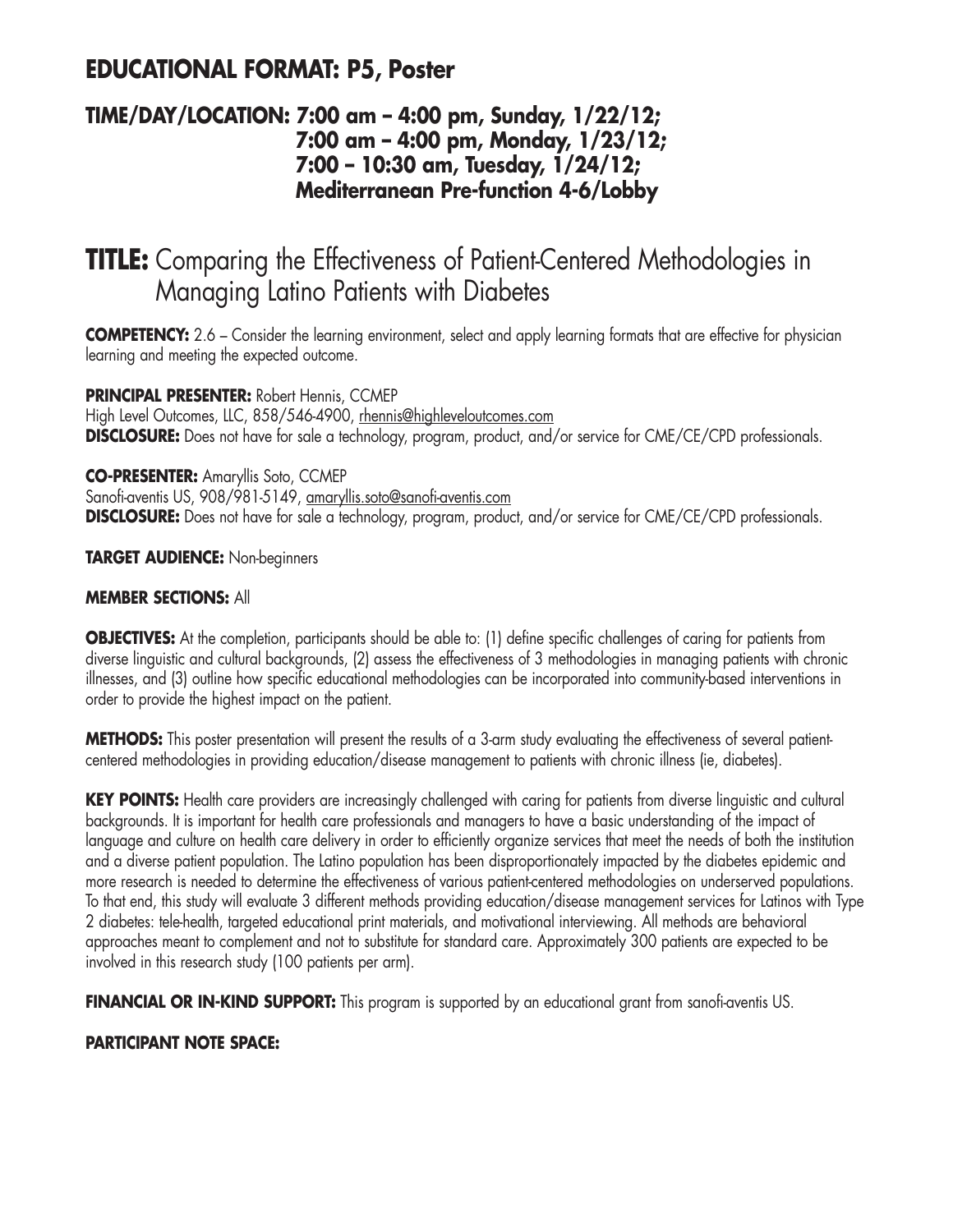## EDUCATIONAL FORMAT: P5, Poster

### TIME/DAY/LOCATION: 7:00 am – 4:00 pm, Sunday, 1/22/12; 7:00 am – 4:00 pm, Monday, 1/23/12; 7:00 – 10:30 am, Tuesday, 1/24/12; Mediterranean Pre-function 4-6/Lobby

# TITLE: Comparing the Effectiveness of Patient-Centered Methodologies in Managing Latino Patients with Diabetes

**COMPETENCY:** 2.6 – Consider the learning environment, select and apply learning formats that are effective for physician learning and meeting the expected outcome.

**PRINCIPAL PRESENTER:** Robert Hennis, CCMEP
High Level Outcomes, LLC, 858/546-4900, rhennis@highleveloutcomes.com
**DISCLOSURE:** Does not have for sale a technology, program, product, and/or service for CME/CE/CPD professionals.

**CO-PRESENTER:** Amaryllis Soto, CCMEP
Sanofi-aventis US, 908/981-5149, amaryllis.soto@sanofi-aventis.com
**DISCLOSURE:** Does not have for sale a technology, program, product, and/or service for CME/CE/CPD professionals.

**TARGET AUDIENCE:** Non-beginners

**MEMBER SECTIONS:** All

**OBJECTIVES:** At the completion, participants should be able to: (1) define specific challenges of caring for patients from diverse linguistic and cultural backgrounds, (2) assess the effectiveness of 3 methodologies in managing patients with chronic illnesses, and (3) outline how specific educational methodologies can be incorporated into community-based interventions in order to provide the highest impact on the patient.

**METHODS:** This poster presentation will present the results of a 3-arm study evaluating the effectiveness of several patient-centered methodologies in providing education/disease management to patients with chronic illness (ie, diabetes).

**KEY POINTS:** Health care providers are increasingly challenged with caring for patients from diverse linguistic and cultural backgrounds. It is important for health care professionals and managers to have a basic understanding of the impact of language and culture on health care delivery in order to efficiently organize services that meet the needs of both the institution and a diverse patient population. The Latino population has been disproportionately impacted by the diabetes epidemic and more research is needed to determine the effectiveness of various patient-centered methodologies on underserved populations. To that end, this study will evaluate 3 different methods providing education/disease management services for Latinos with Type 2 diabetes: tele-health, targeted educational print materials, and motivational interviewing. All methods are behavioral approaches meant to complement and not to substitute for standard care. Approximately 300 patients are expected to be involved in this research study (100 patients per arm).

**FINANCIAL OR IN-KIND SUPPORT:** This program is supported by an educational grant from sanofi-aventis US.

**PARTICIPANT NOTE SPACE:**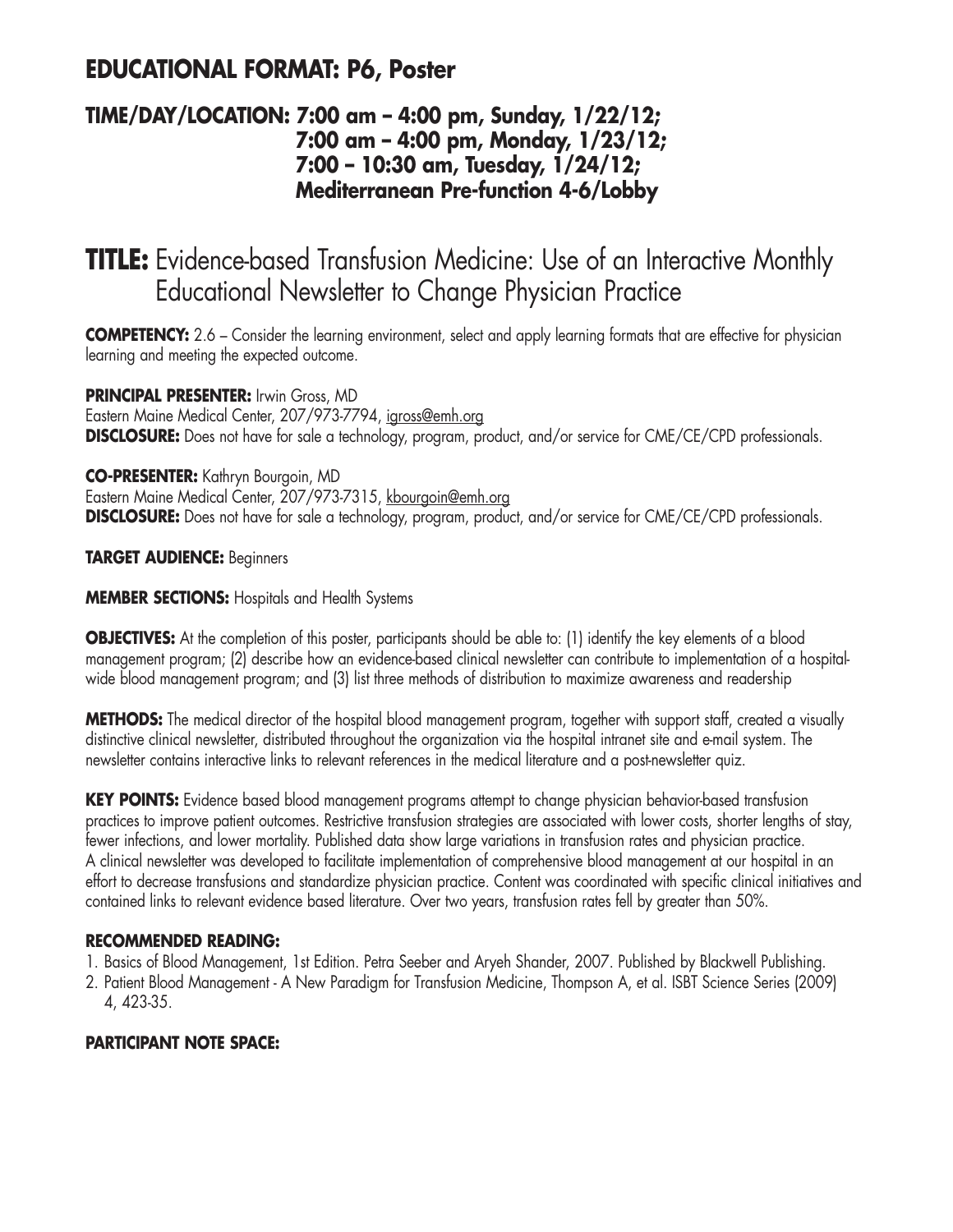## EDUCATIONAL FORMAT: P6, Poster

### TIME/DAY/LOCATION: 7:00 am – 4:00 pm, Sunday, 1/22/12; 7:00 am – 4:00 pm, Monday, 1/23/12; 7:00 – 10:30 am, Tuesday, 1/24/12; Mediterranean Pre-function 4-6/Lobby

# TITLE: Evidence-based Transfusion Medicine: Use of an Interactive Monthly Educational Newsletter to Change Physician Practice

**COMPETENCY:** 2.6 – Consider the learning environment, select and apply learning formats that are effective for physician learning and meeting the expected outcome.

**PRINCIPAL PRESENTER:** Irwin Gross, MD
Eastern Maine Medical Center, 207/973-7794, igross@emh.org
**DISCLOSURE:** Does not have for sale a technology, program, product, and/or service for CME/CE/CPD professionals.

**CO-PRESENTER:** Kathryn Bourgoin, MD
Eastern Maine Medical Center, 207/973-7315, kbourgoin@emh.org
**DISCLOSURE:** Does not have for sale a technology, program, product, and/or service for CME/CE/CPD professionals.

**TARGET AUDIENCE:** Beginners

**MEMBER SECTIONS:** Hospitals and Health Systems

**OBJECTIVES:** At the completion of this poster, participants should be able to: (1) identify the key elements of a blood management program; (2) describe how an evidence-based clinical newsletter can contribute to implementation of a hospital-wide blood management program; and (3) list three methods of distribution to maximize awareness and readership

**METHODS:** The medical director of the hospital blood management program, together with support staff, created a visually distinctive clinical newsletter, distributed throughout the organization via the hospital intranet site and e-mail system. The newsletter contains interactive links to relevant references in the medical literature and a post-newsletter quiz.

**KEY POINTS:** Evidence based blood management programs attempt to change physician behavior-based transfusion practices to improve patient outcomes. Restrictive transfusion strategies are associated with lower costs, shorter lengths of stay, fewer infections, and lower mortality. Published data show large variations in transfusion rates and physician practice. A clinical newsletter was developed to facilitate implementation of comprehensive blood management at our hospital in an effort to decrease transfusions and standardize physician practice. Content was coordinated with specific clinical initiatives and contained links to relevant evidence based literature. Over two years, transfusion rates fell by greater than 50%.

**RECOMMENDED READING:**

1. Basics of Blood Management, 1st Edition. Petra Seeber and Aryeh Shander, 2007. Published by Blackwell Publishing.
2. Patient Blood Management - A New Paradigm for Transfusion Medicine, Thompson A, et al. ISBT Science Series (2009) 4, 423-35.

**PARTICIPANT NOTE SPACE:**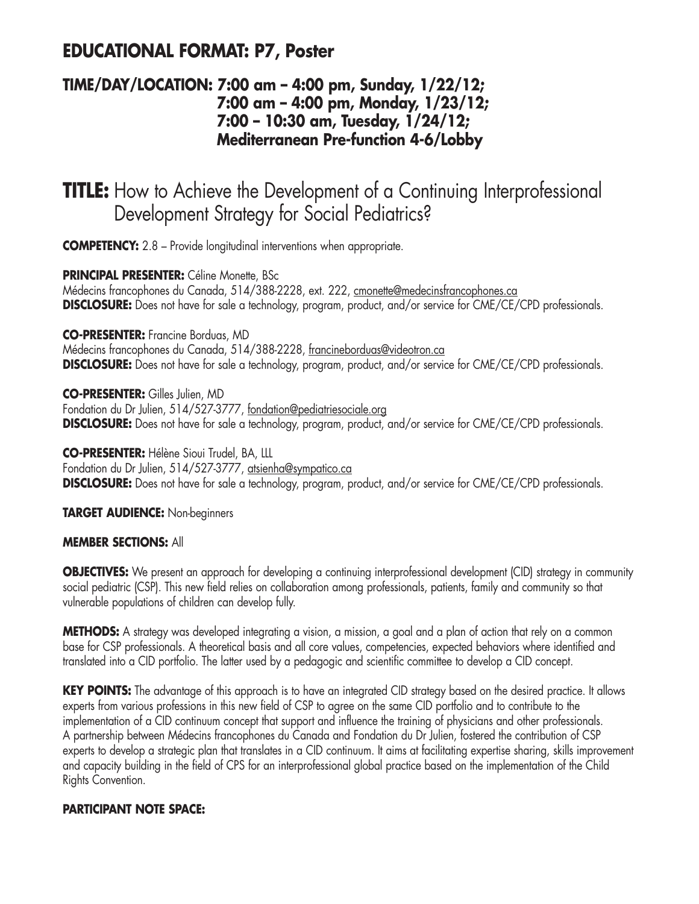## EDUCATIONAL FORMAT: P7, Poster

### TIME/DAY/LOCATION: 7:00 am – 4:00 pm, Sunday, 1/22/12; 7:00 am – 4:00 pm, Monday, 1/23/12; 7:00 – 10:30 am, Tuesday, 1/24/12; Mediterranean Pre-function 4-6/Lobby

# TITLE: How to Achieve the Development of a Continuing Interprofessional Development Strategy for Social Pediatrics?

**COMPETENCY:** 2.8 – Provide longitudinal interventions when appropriate.

**PRINCIPAL PRESENTER:** Céline Monette, BSc
Médecins francophones du Canada, 514/388-2228, ext. 222, cmonette@medecinsfrancophones.ca
**DISCLOSURE:** Does not have for sale a technology, program, product, and/or service for CME/CE/CPD professionals.

**CO-PRESENTER:** Francine Borduas, MD
Médecins francophones du Canada, 514/388-2228, francineborduas@videotron.ca
**DISCLOSURE:** Does not have for sale a technology, program, product, and/or service for CME/CE/CPD professionals.

**CO-PRESENTER:** Gilles Julien, MD
Fondation du Dr Julien, 514/527-3777, fondation@pediatriesociale.org
**DISCLOSURE:** Does not have for sale a technology, program, product, and/or service for CME/CE/CPD professionals.

**CO-PRESENTER:** Hélène Sioui Trudel, BA, LLL
Fondation du Dr Julien, 514/527-3777, atsienha@sympatico.ca
**DISCLOSURE:** Does not have for sale a technology, program, product, and/or service for CME/CE/CPD professionals.

**TARGET AUDIENCE:** Non-beginners

**MEMBER SECTIONS:** All

**OBJECTIVES:** We present an approach for developing a continuing interprofessional development (CID) strategy in community social pediatric (CSP). This new field relies on collaboration among professionals, patients, family and community so that vulnerable populations of children can develop fully.

**METHODS:** A strategy was developed integrating a vision, a mission, a goal and a plan of action that rely on a common base for CSP professionals. A theoretical basis and all core values, competencies, expected behaviors where identified and translated into a CID portfolio. The latter used by a pedagogic and scientific committee to develop a CID concept.

**KEY POINTS:** The advantage of this approach is to have an integrated CID strategy based on the desired practice. It allows experts from various professions in this new field of CSP to agree on the same CID portfolio and to contribute to the implementation of a CID continuum concept that support and influence the training of physicians and other professionals. A partnership between Médecins francophones du Canada and Fondation du Dr Julien, fostered the contribution of CSP experts to develop a strategic plan that translates in a CID continuum. It aims at facilitating expertise sharing, skills improvement and capacity building in the field of CPS for an interprofessional global practice based on the implementation of the Child Rights Convention.

**PARTICIPANT NOTE SPACE:**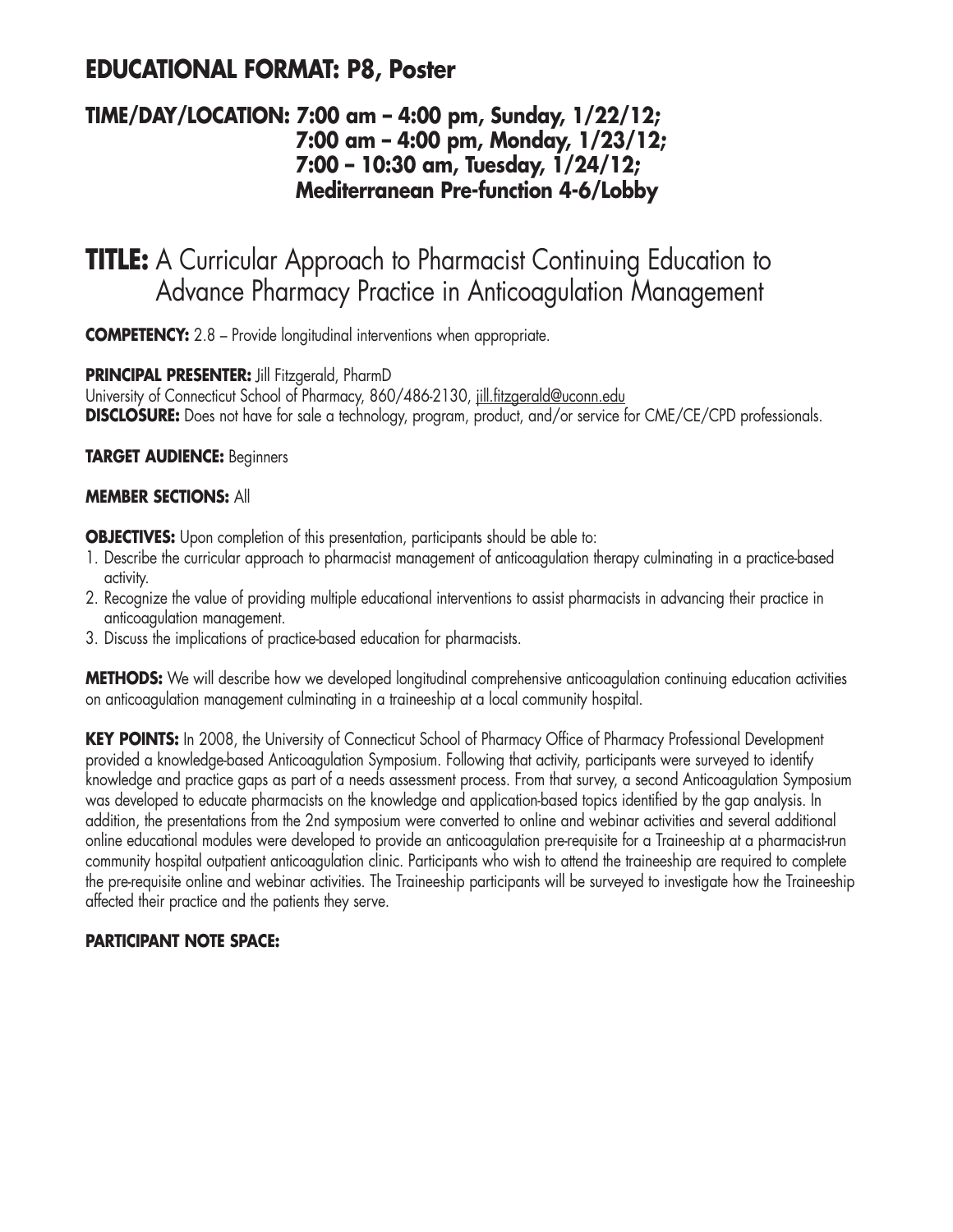## EDUCATIONAL FORMAT: P8, Poster

### TIME/DAY/LOCATION: 7:00 am – 4:00 pm, Sunday, 1/22/12; 7:00 am – 4:00 pm, Monday, 1/23/12; 7:00 – 10:30 am, Tuesday, 1/24/12; Mediterranean Pre-function 4-6/Lobby

# TITLE: A Curricular Approach to Pharmacist Continuing Education to Advance Pharmacy Practice in Anticoagulation Management

**COMPETENCY:** 2.8 – Provide longitudinal interventions when appropriate.

**PRINCIPAL PRESENTER:** Jill Fitzgerald, PharmD
University of Connecticut School of Pharmacy, 860/486-2130, jill.fitzgerald@uconn.edu
**DISCLOSURE:** Does not have for sale a technology, program, product, and/or service for CME/CE/CPD professionals.

**TARGET AUDIENCE:** Beginners

**MEMBER SECTIONS:** All

**OBJECTIVES:** Upon completion of this presentation, participants should be able to:

1. Describe the curricular approach to pharmacist management of anticoagulation therapy culminating in a practice-based activity.
2. Recognize the value of providing multiple educational interventions to assist pharmacists in advancing their practice in anticoagulation management.
3. Discuss the implications of practice-based education for pharmacists.

**METHODS:** We will describe how we developed longitudinal comprehensive anticoagulation continuing education activities on anticoagulation management culminating in a traineeship at a local community hospital.

**KEY POINTS:** In 2008, the University of Connecticut School of Pharmacy Office of Pharmacy Professional Development provided a knowledge-based Anticoagulation Symposium. Following that activity, participants were surveyed to identify knowledge and practice gaps as part of a needs assessment process. From that survey, a second Anticoagulation Symposium was developed to educate pharmacists on the knowledge and application-based topics identified by the gap analysis. In addition, the presentations from the 2nd symposium were converted to online and webinar activities and several additional online educational modules were developed to provide an anticoagulation pre-requisite for a Traineeship at a pharmacist-run community hospital outpatient anticoagulation clinic. Participants who wish to attend the traineeship are required to complete the pre-requisite online and webinar activities. The Traineeship participants will be surveyed to investigate how the Traineeship affected their practice and the patients they serve.

**PARTICIPANT NOTE SPACE:**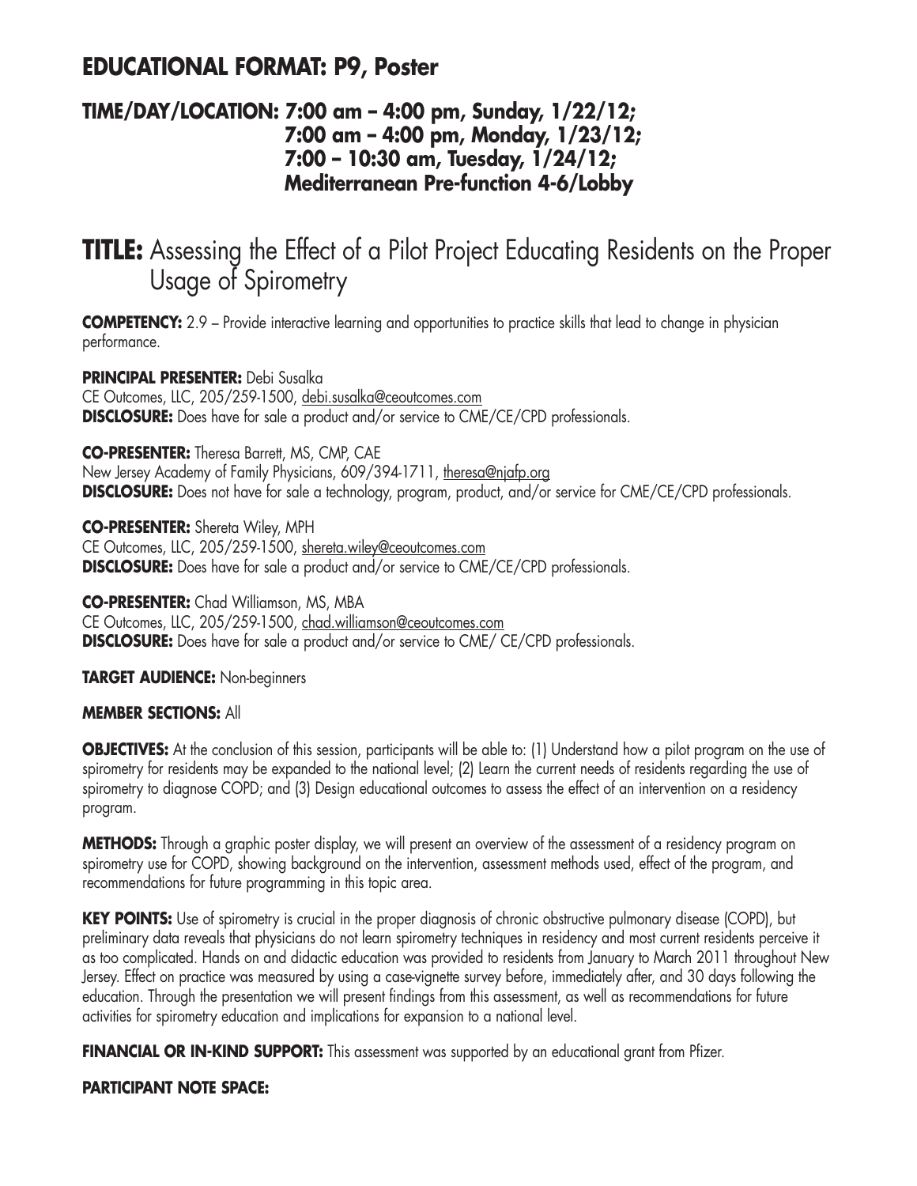## EDUCATIONAL FORMAT: P9, Poster

### TIME/DAY/LOCATION: 7:00 am – 4:00 pm, Sunday, 1/22/12; 7:00 am – 4:00 pm, Monday, 1/23/12; 7:00 – 10:30 am, Tuesday, 1/24/12; Mediterranean Pre-function 4-6/Lobby

# TITLE: Assessing the Effect of a Pilot Project Educating Residents on the Proper Usage of Spirometry

**COMPETENCY:** 2.9 – Provide interactive learning and opportunities to practice skills that lead to change in physician performance.

**PRINCIPAL PRESENTER:** Debi Susalka
CE Outcomes, LLC, 205/259-1500, debi.susalka@ceoutcomes.com
**DISCLOSURE:** Does have for sale a product and/or service to CME/CE/CPD professionals.

**CO-PRESENTER:** Theresa Barrett, MS, CMP, CAE
New Jersey Academy of Family Physicians, 609/394-1711, theresa@njafp.org
**DISCLOSURE:** Does not have for sale a technology, program, product, and/or service for CME/CE/CPD professionals.

**CO-PRESENTER:** Shereta Wiley, MPH
CE Outcomes, LLC, 205/259-1500, shereta.wiley@ceoutcomes.com
**DISCLOSURE:** Does have for sale a product and/or service to CME/CE/CPD professionals.

**CO-PRESENTER:** Chad Williamson, MS, MBA
CE Outcomes, LLC, 205/259-1500, chad.williamson@ceoutcomes.com
**DISCLOSURE:** Does have for sale a product and/or service to CME/ CE/CPD professionals.

**TARGET AUDIENCE:** Non-beginners

**MEMBER SECTIONS:** All

**OBJECTIVES:** At the conclusion of this session, participants will be able to: (1) Understand how a pilot program on the use of spirometry for residents may be expanded to the national level; (2) Learn the current needs of residents regarding the use of spirometry to diagnose COPD; and (3) Design educational outcomes to assess the effect of an intervention on a residency program.

**METHODS:** Through a graphic poster display, we will present an overview of the assessment of a residency program on spirometry use for COPD, showing background on the intervention, assessment methods used, effect of the program, and recommendations for future programming in this topic area.

**KEY POINTS:** Use of spirometry is crucial in the proper diagnosis of chronic obstructive pulmonary disease (COPD), but preliminary data reveals that physicians do not learn spirometry techniques in residency and most current residents perceive it as too complicated. Hands on and didactic education was provided to residents from January to March 2011 throughout New Jersey. Effect on practice was measured by using a case-vignette survey before, immediately after, and 30 days following the education. Through the presentation we will present findings from this assessment, as well as recommendations for future activities for spirometry education and implications for expansion to a national level.

**FINANCIAL OR IN-KIND SUPPORT:** This assessment was supported by an educational grant from Pfizer.

**PARTICIPANT NOTE SPACE:**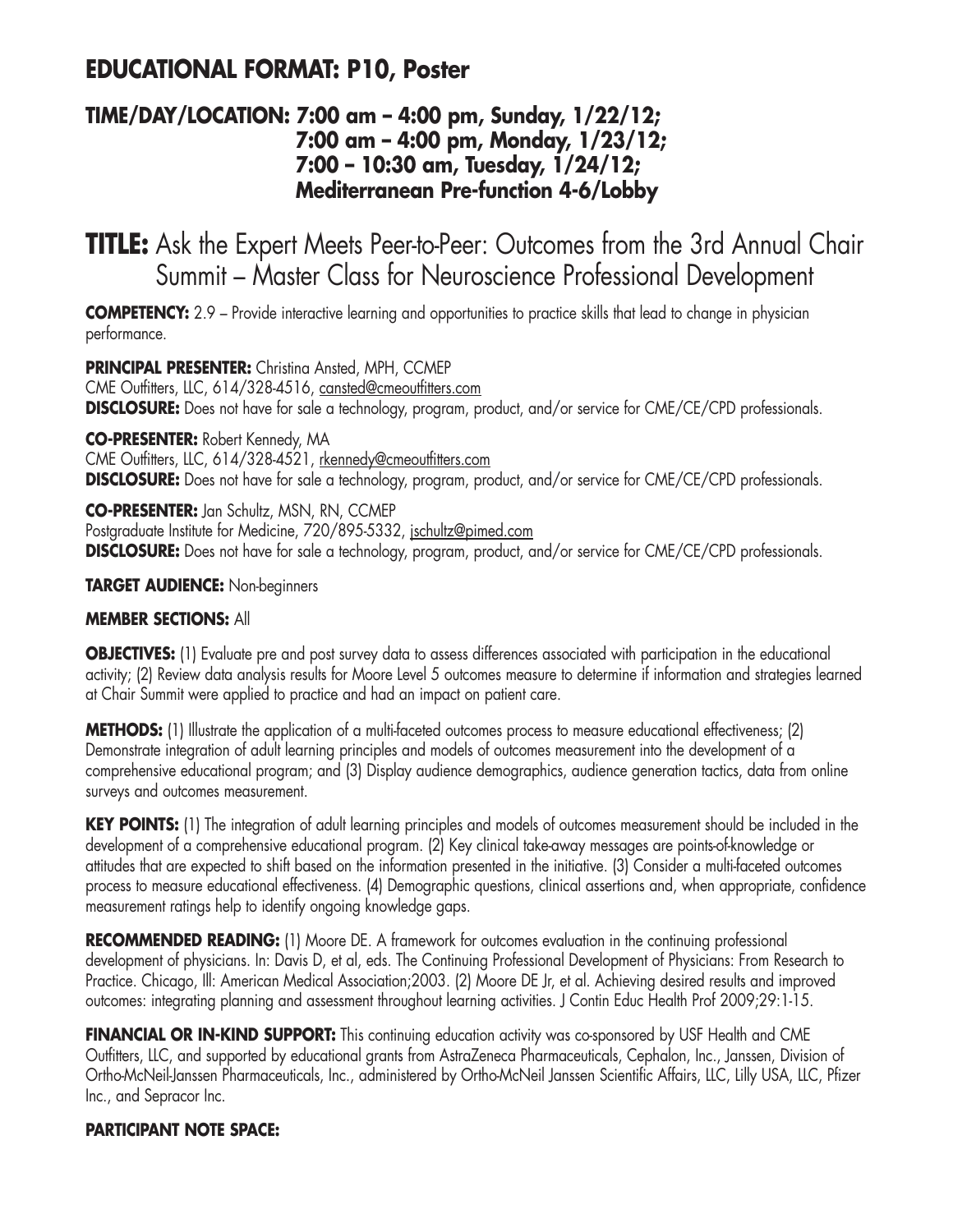## EDUCATIONAL FORMAT: P10, Poster

### TIME/DAY/LOCATION: 7:00 am – 4:00 pm, Sunday, 1/22/12; 7:00 am – 4:00 pm, Monday, 1/23/12; 7:00 – 10:30 am, Tuesday, 1/24/12; Mediterranean Pre-function 4-6/Lobby

# TITLE: Ask the Expert Meets Peer-to-Peer: Outcomes from the 3rd Annual Chair Summit – Master Class for Neuroscience Professional Development

**COMPETENCY:** 2.9 – Provide interactive learning and opportunities to practice skills that lead to change in physician performance.

**PRINCIPAL PRESENTER:** Christina Ansted, MPH, CCMEP
CME Outfitters, LLC, 614/328-4516, cansted@cmeoutfitters.com
**DISCLOSURE:** Does not have for sale a technology, program, product, and/or service for CME/CE/CPD professionals.

**CO-PRESENTER:** Robert Kennedy, MA
CME Outfitters, LLC, 614/328-4521, rkennedy@cmeoutfitters.com
**DISCLOSURE:** Does not have for sale a technology, program, product, and/or service for CME/CE/CPD professionals.

**CO-PRESENTER:** Jan Schultz, MSN, RN, CCMEP
Postgraduate Institute for Medicine, 720/895-5332, jschultz@pimed.com
**DISCLOSURE:** Does not have for sale a technology, program, product, and/or service for CME/CE/CPD professionals.

**TARGET AUDIENCE:** Non-beginners

**MEMBER SECTIONS:** All

**OBJECTIVES:** (1) Evaluate pre and post survey data to assess differences associated with participation in the educational activity; (2) Review data analysis results for Moore Level 5 outcomes measure to determine if information and strategies learned at Chair Summit were applied to practice and had an impact on patient care.

**METHODS:** (1) Illustrate the application of a multi-faceted outcomes process to measure educational effectiveness; (2) Demonstrate integration of adult learning principles and models of outcomes measurement into the development of a comprehensive educational program; and (3) Display audience demographics, audience generation tactics, data from online surveys and outcomes measurement.

**KEY POINTS:** (1) The integration of adult learning principles and models of outcomes measurement should be included in the development of a comprehensive educational program. (2) Key clinical take-away messages are points-of-knowledge or attitudes that are expected to shift based on the information presented in the initiative. (3) Consider a multi-faceted outcomes process to measure educational effectiveness. (4) Demographic questions, clinical assertions and, when appropriate, confidence measurement ratings help to identify ongoing knowledge gaps.

**RECOMMENDED READING:** (1) Moore DE. A framework for outcomes evaluation in the continuing professional development of physicians. In: Davis D, et al, eds. The Continuing Professional Development of Physicians: From Research to Practice. Chicago, Ill: American Medical Association;2003. (2) Moore DE Jr, et al. Achieving desired results and improved outcomes: integrating planning and assessment throughout learning activities. J Contin Educ Health Prof 2009;29:1-15.

**FINANCIAL OR IN-KIND SUPPORT:** This continuing education activity was co-sponsored by USF Health and CME Outfitters, LLC, and supported by educational grants from AstraZeneca Pharmaceuticals, Cephalon, Inc., Janssen, Division of Ortho-McNeil-Janssen Pharmaceuticals, Inc., administered by Ortho-McNeil Janssen Scientific Affairs, LLC, Lilly USA, LLC, Pfizer Inc., and Sepracor Inc.

**PARTICIPANT NOTE SPACE:**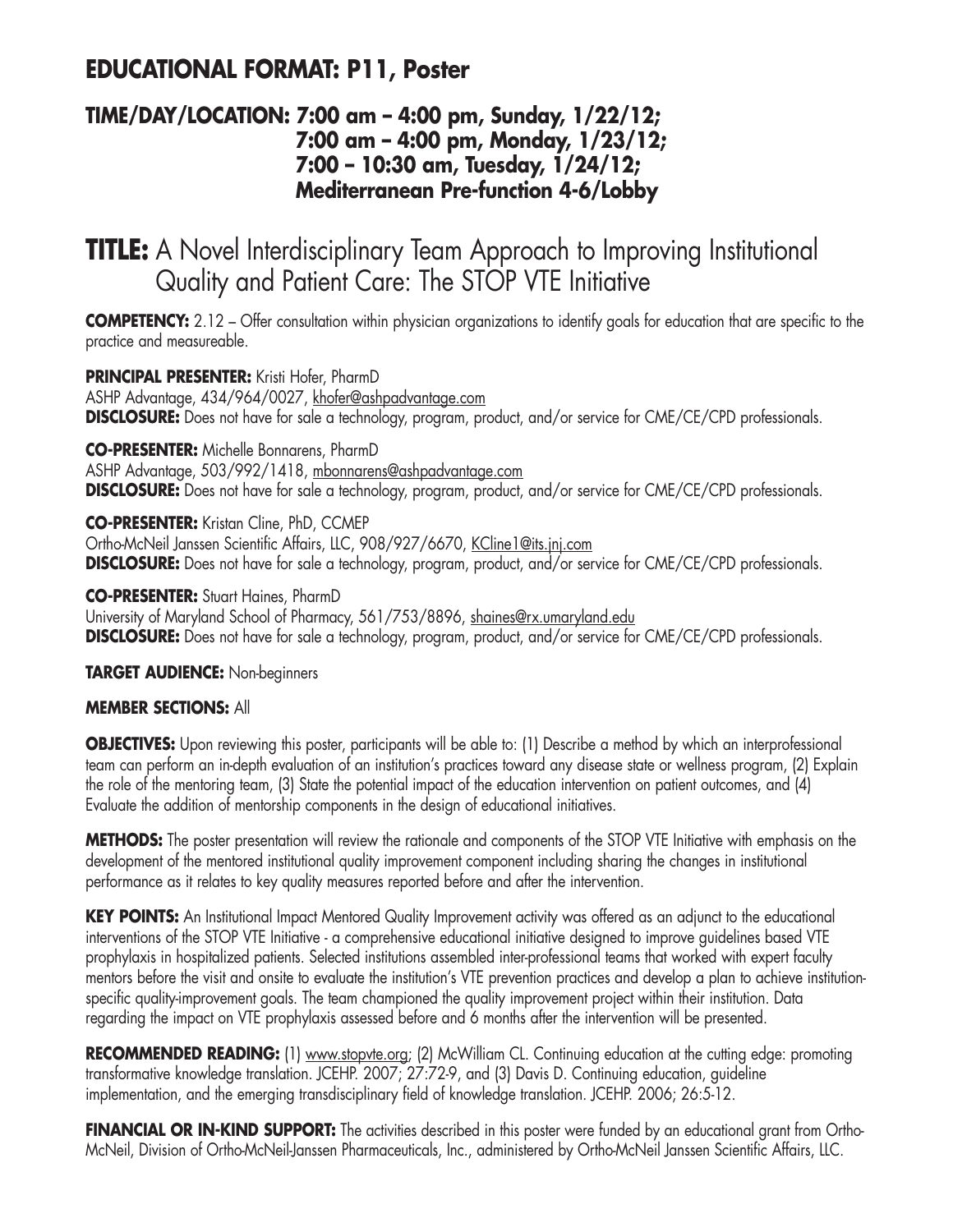## EDUCATIONAL FORMAT: P11, Poster

### TIME/DAY/LOCATION: 7:00 am – 4:00 pm, Sunday, 1/22/12; 7:00 am – 4:00 pm, Monday, 1/23/12; 7:00 – 10:30 am, Tuesday, 1/24/12; Mediterranean Pre-function 4-6/Lobby

# TITLE: A Novel Interdisciplinary Team Approach to Improving Institutional Quality and Patient Care: The STOP VTE Initiative

**COMPETENCY:** 2.12 – Offer consultation within physician organizations to identify goals for education that are specific to the practice and measureable.

**PRINCIPAL PRESENTER:** Kristi Hofer, PharmD
ASHP Advantage, 434/964/0027, khofer@ashpadvantage.com
**DISCLOSURE:** Does not have for sale a technology, program, product, and/or service for CME/CE/CPD professionals.

**CO-PRESENTER:** Michelle Bonnarens, PharmD
ASHP Advantage, 503/992/1418, mbonnarens@ashpadvantage.com
**DISCLOSURE:** Does not have for sale a technology, program, product, and/or service for CME/CE/CPD professionals.

**CO-PRESENTER:** Kristan Cline, PhD, CCMEP
Ortho-McNeil Janssen Scientific Affairs, LLC, 908/927/6670, KCline1@its.jnj.com
**DISCLOSURE:** Does not have for sale a technology, program, product, and/or service for CME/CE/CPD professionals.

**CO-PRESENTER:** Stuart Haines, PharmD
University of Maryland School of Pharmacy, 561/753/8896, shaines@rx.umaryland.edu
**DISCLOSURE:** Does not have for sale a technology, program, product, and/or service for CME/CE/CPD professionals.

**TARGET AUDIENCE:** Non-beginners

**MEMBER SECTIONS:** All

**OBJECTIVES:** Upon reviewing this poster, participants will be able to: (1) Describe a method by which an interprofessional team can perform an in-depth evaluation of an institution's practices toward any disease state or wellness program, (2) Explain the role of the mentoring team, (3) State the potential impact of the education intervention on patient outcomes, and (4) Evaluate the addition of mentorship components in the design of educational initiatives.

**METHODS:** The poster presentation will review the rationale and components of the STOP VTE Initiative with emphasis on the development of the mentored institutional quality improvement component including sharing the changes in institutional performance as it relates to key quality measures reported before and after the intervention.

**KEY POINTS:** An Institutional Impact Mentored Quality Improvement activity was offered as an adjunct to the educational interventions of the STOP VTE Initiative - a comprehensive educational initiative designed to improve guidelines based VTE prophylaxis in hospitalized patients. Selected institutions assembled inter-professional teams that worked with expert faculty mentors before the visit and onsite to evaluate the institution's VTE prevention practices and develop a plan to achieve institution-specific quality-improvement goals. The team championed the quality improvement project within their institution. Data regarding the impact on VTE prophylaxis assessed before and 6 months after the intervention will be presented.

**RECOMMENDED READING:** (1) www.stopvte.org; (2) McWilliam CL. Continuing education at the cutting edge: promoting transformative knowledge translation. JCEHP. 2007; 27:72-9, and (3) Davis D. Continuing education, guideline implementation, and the emerging transdisciplinary field of knowledge translation. JCEHP. 2006; 26:5-12.

**FINANCIAL OR IN-KIND SUPPORT:** The activities described in this poster were funded by an educational grant from Ortho-McNeil, Division of Ortho-McNeil-Janssen Pharmaceuticals, Inc., administered by Ortho-McNeil Janssen Scientific Affairs, LLC.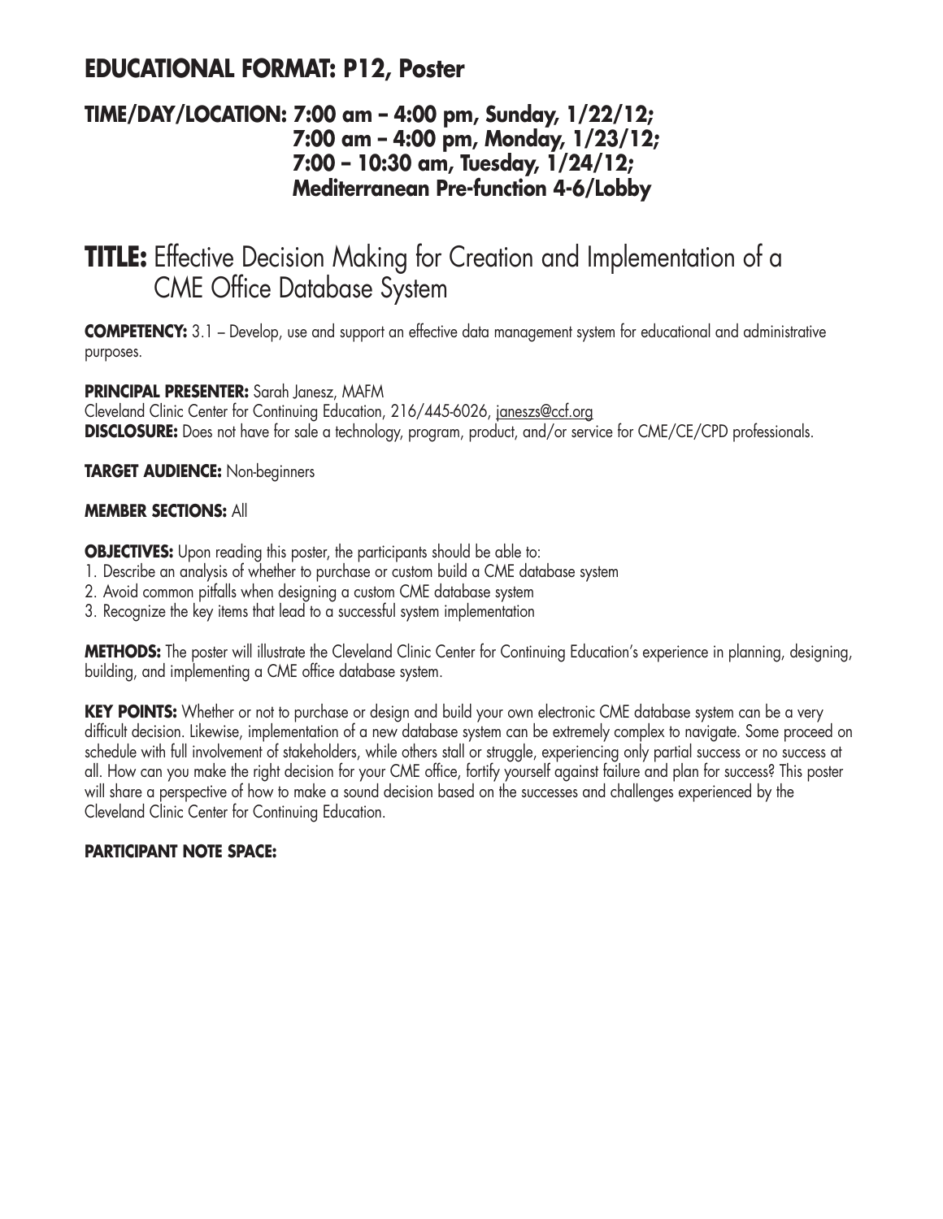## EDUCATIONAL FORMAT: P12, Poster

### TIME/DAY/LOCATION: 7:00 am – 4:00 pm, Sunday, 1/22/12; 7:00 am – 4:00 pm, Monday, 1/23/12; 7:00 – 10:30 am, Tuesday, 1/24/12; Mediterranean Pre-function 4-6/Lobby

# TITLE: Effective Decision Making for Creation and Implementation of a CME Office Database System

**COMPETENCY:** 3.1 – Develop, use and support an effective data management system for educational and administrative purposes.

**PRINCIPAL PRESENTER:** Sarah Janesz, MAFM
Cleveland Clinic Center for Continuing Education, 216/445-6026, janeszs@ccf.org
**DISCLOSURE:** Does not have for sale a technology, program, product, and/or service for CME/CE/CPD professionals.

**TARGET AUDIENCE:** Non-beginners

**MEMBER SECTIONS:** All

**OBJECTIVES:** Upon reading this poster, the participants should be able to:
1. Describe an analysis of whether to purchase or custom build a CME database system
2. Avoid common pitfalls when designing a custom CME database system
3. Recognize the key items that lead to a successful system implementation

**METHODS:** The poster will illustrate the Cleveland Clinic Center for Continuing Education's experience in planning, designing, building, and implementing a CME office database system.

**KEY POINTS:** Whether or not to purchase or design and build your own electronic CME database system can be a very difficult decision. Likewise, implementation of a new database system can be extremely complex to navigate. Some proceed on schedule with full involvement of stakeholders, while others stall or struggle, experiencing only partial success or no success at all. How can you make the right decision for your CME office, fortify yourself against failure and plan for success? This poster will share a perspective of how to make a sound decision based on the successes and challenges experienced by the Cleveland Clinic Center for Continuing Education.

**PARTICIPANT NOTE SPACE:**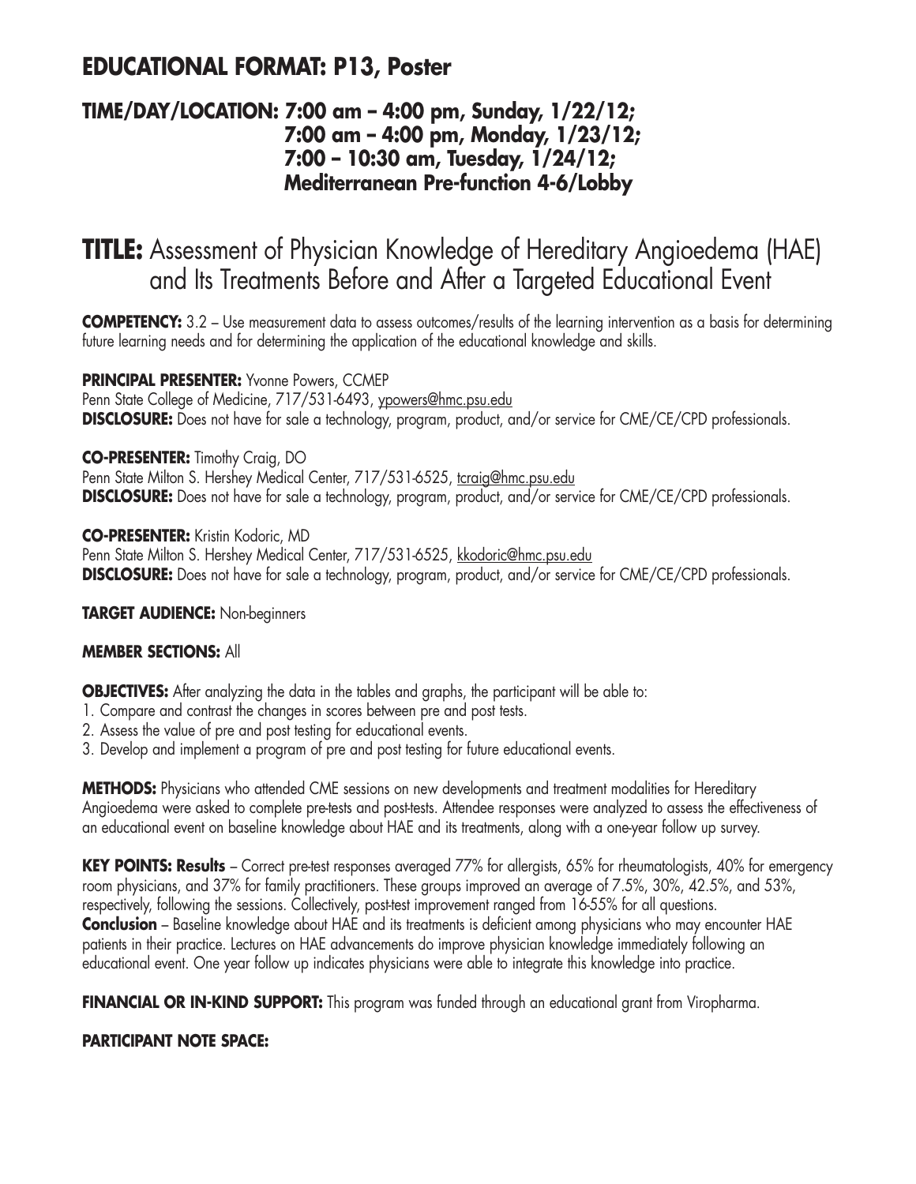## EDUCATIONAL FORMAT: P13, Poster

### TIME/DAY/LOCATION: 7:00 am – 4:00 pm, Sunday, 1/22/12; 7:00 am – 4:00 pm, Monday, 1/23/12; 7:00 – 10:30 am, Tuesday, 1/24/12; Mediterranean Pre-function 4-6/Lobby

# TITLE: Assessment of Physician Knowledge of Hereditary Angioedema (HAE) and Its Treatments Before and After a Targeted Educational Event

**COMPETENCY:** 3.2 – Use measurement data to assess outcomes/results of the learning intervention as a basis for determining future learning needs and for determining the application of the educational knowledge and skills.

**PRINCIPAL PRESENTER:** Yvonne Powers, CCMEP
Penn State College of Medicine, 717/531-6493, ypowers@hmc.psu.edu
**DISCLOSURE:** Does not have for sale a technology, program, product, and/or service for CME/CE/CPD professionals.

**CO-PRESENTER:** Timothy Craig, DO
Penn State Milton S. Hershey Medical Center, 717/531-6525, tcraig@hmc.psu.edu
**DISCLOSURE:** Does not have for sale a technology, program, product, and/or service for CME/CE/CPD professionals.

**CO-PRESENTER:** Kristin Kodoric, MD
Penn State Milton S. Hershey Medical Center, 717/531-6525, kkodoric@hmc.psu.edu
**DISCLOSURE:** Does not have for sale a technology, program, product, and/or service for CME/CE/CPD professionals.

**TARGET AUDIENCE:** Non-beginners

**MEMBER SECTIONS:** All

**OBJECTIVES:** After analyzing the data in the tables and graphs, the participant will be able to:
1. Compare and contrast the changes in scores between pre and post tests.
2. Assess the value of pre and post testing for educational events.
3. Develop and implement a program of pre and post testing for future educational events.

**METHODS:** Physicians who attended CME sessions on new developments and treatment modalities for Hereditary Angioedema were asked to complete pre-tests and post-tests. Attendee responses were analyzed to assess the effectiveness of an educational event on baseline knowledge about HAE and its treatments, along with a one-year follow up survey.

**KEY POINTS: Results** – Correct pre-test responses averaged 77% for allergists, 65% for rheumatologists, 40% for emergency room physicians, and 37% for family practitioners. These groups improved an average of 7.5%, 30%, 42.5%, and 53%, respectively, following the sessions. Collectively, post-test improvement ranged from 16-55% for all questions.
**Conclusion** – Baseline knowledge about HAE and its treatments is deficient among physicians who may encounter HAE patients in their practice. Lectures on HAE advancements do improve physician knowledge immediately following an educational event. One year follow up indicates physicians were able to integrate this knowledge into practice.

**FINANCIAL OR IN-KIND SUPPORT:** This program was funded through an educational grant from Viropharma.

**PARTICIPANT NOTE SPACE:**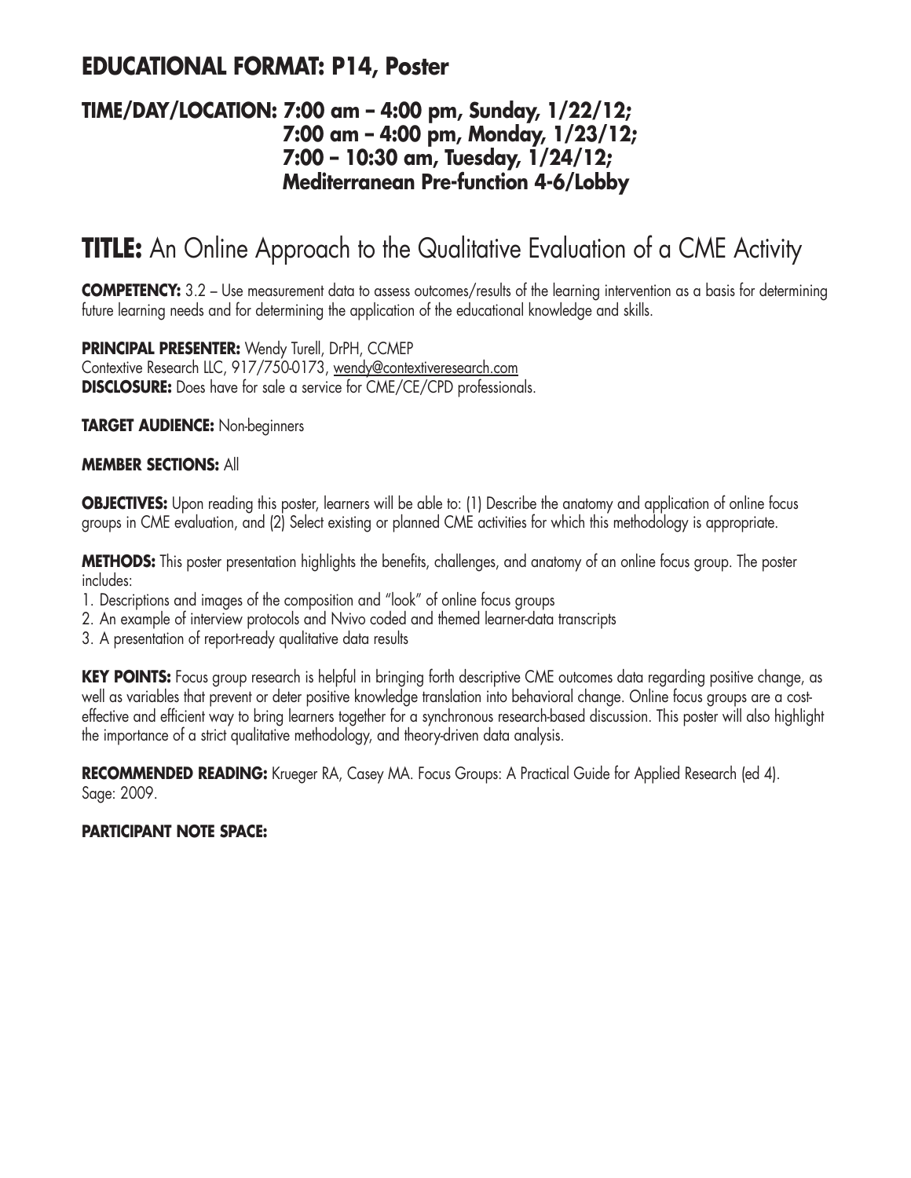## EDUCATIONAL FORMAT: P14, Poster

### TIME/DAY/LOCATION: 7:00 am – 4:00 pm, Sunday, 1/22/12; 7:00 am – 4:00 pm, Monday, 1/23/12; 7:00 – 10:30 am, Tuesday, 1/24/12; Mediterranean Pre-function 4-6/Lobby

# TITLE: An Online Approach to the Qualitative Evaluation of a CME Activity

**COMPETENCY:** 3.2 – Use measurement data to assess outcomes/results of the learning intervention as a basis for determining future learning needs and for determining the application of the educational knowledge and skills.

**PRINCIPAL PRESENTER:** Wendy Turell, DrPH, CCMEP
Contextive Research LLC, 917/750-0173, wendy@contextiveresearch.com
**DISCLOSURE:** Does have for sale a service for CME/CE/CPD professionals.

**TARGET AUDIENCE:** Non-beginners

**MEMBER SECTIONS:** All

**OBJECTIVES:** Upon reading this poster, learners will be able to: (1) Describe the anatomy and application of online focus groups in CME evaluation, and (2) Select existing or planned CME activities for which this methodology is appropriate.

**METHODS:** This poster presentation highlights the benefits, challenges, and anatomy of an online focus group. The poster includes:

1. Descriptions and images of the composition and "look" of online focus groups
2. An example of interview protocols and Nvivo coded and themed learner-data transcripts
3. A presentation of report-ready qualitative data results

**KEY POINTS:** Focus group research is helpful in bringing forth descriptive CME outcomes data regarding positive change, as well as variables that prevent or deter positive knowledge translation into behavioral change. Online focus groups are a cost-effective and efficient way to bring learners together for a synchronous research-based discussion. This poster will also highlight the importance of a strict qualitative methodology, and theory-driven data analysis.

**RECOMMENDED READING:** Krueger RA, Casey MA. Focus Groups: A Practical Guide for Applied Research (ed 4). Sage: 2009.

**PARTICIPANT NOTE SPACE:**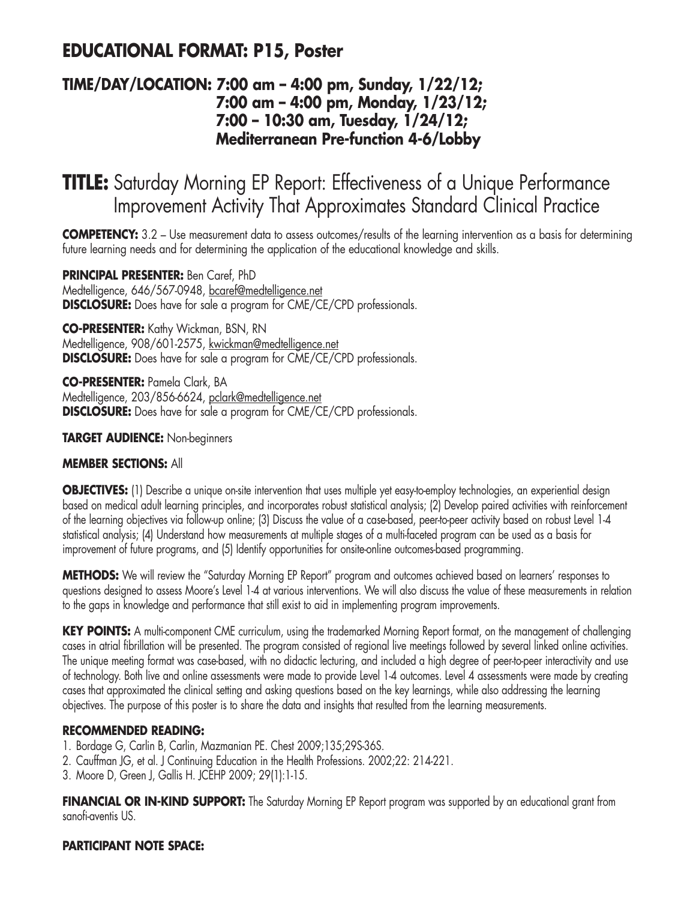## EDUCATIONAL FORMAT: P15, Poster

### TIME/DAY/LOCATION: 7:00 am – 4:00 pm, Sunday, 1/22/12; 7:00 am – 4:00 pm, Monday, 1/23/12; 7:00 – 10:30 am, Tuesday, 1/24/12; Mediterranean Pre-function 4-6/Lobby

# TITLE: Saturday Morning EP Report: Effectiveness of a Unique Performance Improvement Activity That Approximates Standard Clinical Practice

**COMPETENCY:** 3.2 – Use measurement data to assess outcomes/results of the learning intervention as a basis for determining future learning needs and for determining the application of the educational knowledge and skills.

**PRINCIPAL PRESENTER:** Ben Caref, PhD
Medtelligence, 646/567-0948, bcaref@medtelligence.net
**DISCLOSURE:** Does have for sale a program for CME/CE/CPD professionals.

**CO-PRESENTER:** Kathy Wickman, BSN, RN
Medtelligence, 908/601-2575, kwickman@medtelligence.net
**DISCLOSURE:** Does have for sale a program for CME/CE/CPD professionals.

**CO-PRESENTER:** Pamela Clark, BA
Medtelligence, 203/856-6624, pclark@medtelligence.net
**DISCLOSURE:** Does have for sale a program for CME/CE/CPD professionals.

**TARGET AUDIENCE:** Non-beginners

**MEMBER SECTIONS:** All

**OBJECTIVES:** (1) Describe a unique on-site intervention that uses multiple yet easy-to-employ technologies, an experiential design based on medical adult learning principles, and incorporates robust statistical analysis; (2) Develop paired activities with reinforcement of the learning objectives via follow-up online; (3) Discuss the value of a case-based, peer-to-peer activity based on robust Level 1-4 statistical analysis; (4) Understand how measurements at multiple stages of a multi-faceted program can be used as a basis for improvement of future programs, and (5) Identify opportunities for onsite-online outcomes-based programming.

**METHODS:** We will review the "Saturday Morning EP Report" program and outcomes achieved based on learners' responses to questions designed to assess Moore's Level 1-4 at various interventions. We will also discuss the value of these measurements in relation to the gaps in knowledge and performance that still exist to aid in implementing program improvements.

**KEY POINTS:** A multi-component CME curriculum, using the trademarked Morning Report format, on the management of challenging cases in atrial fibrillation will be presented. The program consisted of regional live meetings followed by several linked online activities. The unique meeting format was case-based, with no didactic lecturing, and included a high degree of peer-to-peer interactivity and use of technology. Both live and online assessments were made to provide Level 1-4 outcomes. Level 4 assessments were made by creating cases that approximated the clinical setting and asking questions based on the key learnings, while also addressing the learning objectives. The purpose of this poster is to share the data and insights that resulted from the learning measurements.

**RECOMMENDED READING:**

1. Bordage G, Carlin B, Carlin, Mazmanian PE. Chest 2009;135;29S-36S.
2. Cauffman JG, et al. J Continuing Education in the Health Professions. 2002;22: 214-221.
3. Moore D, Green J, Gallis H. JCEHP 2009; 29(1):1-15.

**FINANCIAL OR IN-KIND SUPPORT:** The Saturday Morning EP Report program was supported by an educational grant from sanofi-aventis US.

**PARTICIPANT NOTE SPACE:**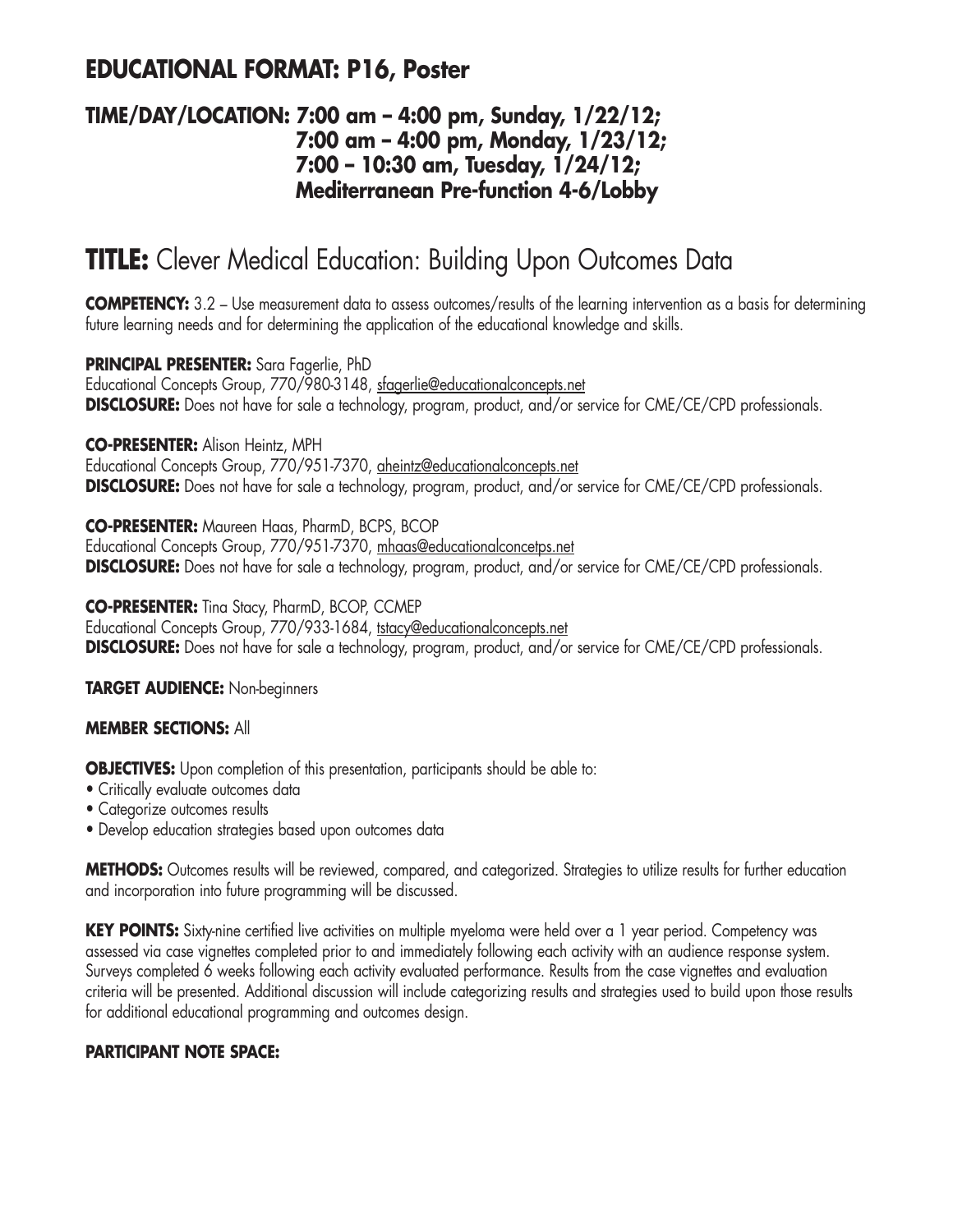## EDUCATIONAL FORMAT: P16, Poster

### TIME/DAY/LOCATION: 7:00 am – 4:00 pm, Sunday, 1/22/12; 7:00 am – 4:00 pm, Monday, 1/23/12; 7:00 – 10:30 am, Tuesday, 1/24/12; Mediterranean Pre-function 4-6/Lobby

# TITLE: Clever Medical Education: Building Upon Outcomes Data

**COMPETENCY:** 3.2 – Use measurement data to assess outcomes/results of the learning intervention as a basis for determining future learning needs and for determining the application of the educational knowledge and skills.

**PRINCIPAL PRESENTER:** Sara Fagerlie, PhD
Educational Concepts Group, 770/980-3148, sfagerlie@educationalconcepts.net
**DISCLOSURE:** Does not have for sale a technology, program, product, and/or service for CME/CE/CPD professionals.

**CO-PRESENTER:** Alison Heintz, MPH
Educational Concepts Group, 770/951-7370, aheintz@educationalconcepts.net
**DISCLOSURE:** Does not have for sale a technology, program, product, and/or service for CME/CE/CPD professionals.

**CO-PRESENTER:** Maureen Haas, PharmD, BCPS, BCOP
Educational Concepts Group, 770/951-7370, mhaas@educationalconcetps.net
**DISCLOSURE:** Does not have for sale a technology, program, product, and/or service for CME/CE/CPD professionals.

**CO-PRESENTER:** Tina Stacy, PharmD, BCOP, CCMEP
Educational Concepts Group, 770/933-1684, tstacy@educationalconcepts.net
**DISCLOSURE:** Does not have for sale a technology, program, product, and/or service for CME/CE/CPD professionals.

**TARGET AUDIENCE:** Non-beginners

**MEMBER SECTIONS:** All

**OBJECTIVES:** Upon completion of this presentation, participants should be able to:

- Critically evaluate outcomes data
- Categorize outcomes results
- Develop education strategies based upon outcomes data

**METHODS:** Outcomes results will be reviewed, compared, and categorized. Strategies to utilize results for further education and incorporation into future programming will be discussed.

**KEY POINTS:** Sixty-nine certified live activities on multiple myeloma were held over a 1 year period. Competency was assessed via case vignettes completed prior to and immediately following each activity with an audience response system. Surveys completed 6 weeks following each activity evaluated performance. Results from the case vignettes and evaluation criteria will be presented. Additional discussion will include categorizing results and strategies used to build upon those results for additional educational programming and outcomes design.

**PARTICIPANT NOTE SPACE:**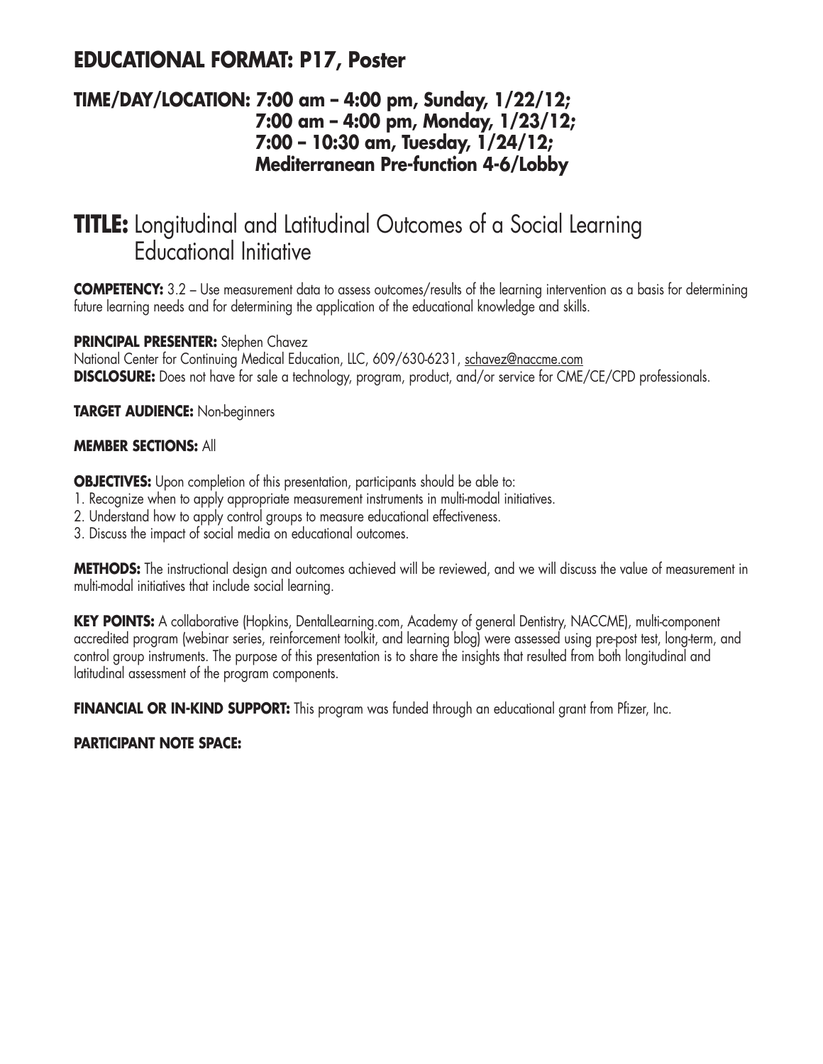## EDUCATIONAL FORMAT: P17, Poster

### TIME/DAY/LOCATION: 7:00 am – 4:00 pm, Sunday, 1/22/12; 7:00 am – 4:00 pm, Monday, 1/23/12; 7:00 – 10:30 am, Tuesday, 1/24/12; Mediterranean Pre-function 4-6/Lobby

# TITLE: Longitudinal and Latitudinal Outcomes of a Social Learning Educational Initiative

**COMPETENCY:** 3.2 – Use measurement data to assess outcomes/results of the learning intervention as a basis for determining future learning needs and for determining the application of the educational knowledge and skills.

**PRINCIPAL PRESENTER:** Stephen Chavez
National Center for Continuing Medical Education, LLC, 609/630-6231, schavez@naccme.com
**DISCLOSURE:** Does not have for sale a technology, program, product, and/or service for CME/CE/CPD professionals.

**TARGET AUDIENCE:** Non-beginners

**MEMBER SECTIONS:** All

**OBJECTIVES:** Upon completion of this presentation, participants should be able to:
1. Recognize when to apply appropriate measurement instruments in multi-modal initiatives.
2. Understand how to apply control groups to measure educational effectiveness.
3. Discuss the impact of social media on educational outcomes.

**METHODS:** The instructional design and outcomes achieved will be reviewed, and we will discuss the value of measurement in multi-modal initiatives that include social learning.

**KEY POINTS:** A collaborative (Hopkins, DentalLearning.com, Academy of general Dentistry, NACCME), multi-component accredited program (webinar series, reinforcement toolkit, and learning blog) were assessed using pre-post test, long-term, and control group instruments. The purpose of this presentation is to share the insights that resulted from both longitudinal and latitudinal assessment of the program components.

**FINANCIAL OR IN-KIND SUPPORT:** This program was funded through an educational grant from Pfizer, Inc.

**PARTICIPANT NOTE SPACE:**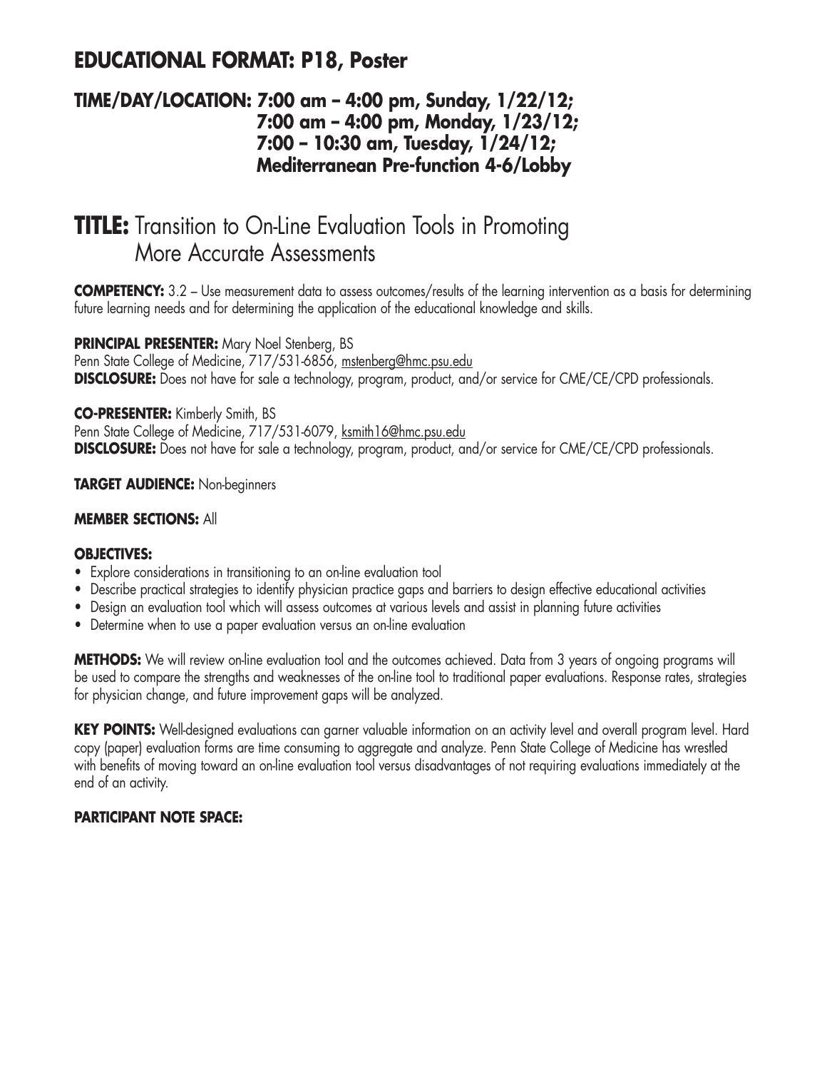## EDUCATIONAL FORMAT: P18, Poster

### TIME/DAY/LOCATION: 7:00 am – 4:00 pm, Sunday, 1/22/12; 7:00 am – 4:00 pm, Monday, 1/23/12; 7:00 – 10:30 am, Tuesday, 1/24/12; Mediterranean Pre-function 4-6/Lobby

# TITLE: Transition to On-Line Evaluation Tools in Promoting More Accurate Assessments

**COMPETENCY:** 3.2 – Use measurement data to assess outcomes/results of the learning intervention as a basis for determining future learning needs and for determining the application of the educational knowledge and skills.

**PRINCIPAL PRESENTER:** Mary Noel Stenberg, BS
Penn State College of Medicine, 717/531-6856, mstenberg@hmc.psu.edu
**DISCLOSURE:** Does not have for sale a technology, program, product, and/or service for CME/CE/CPD professionals.

**CO-PRESENTER:** Kimberly Smith, BS
Penn State College of Medicine, 717/531-6079, ksmith16@hmc.psu.edu
**DISCLOSURE:** Does not have for sale a technology, program, product, and/or service for CME/CE/CPD professionals.

**TARGET AUDIENCE:** Non-beginners

**MEMBER SECTIONS:** All

**OBJECTIVES:**

- Explore considerations in transitioning to an on-line evaluation tool
- Describe practical strategies to identify physician practice gaps and barriers to design effective educational activities
- Design an evaluation tool which will assess outcomes at various levels and assist in planning future activities
- Determine when to use a paper evaluation versus an on-line evaluation

**METHODS:** We will review on-line evaluation tool and the outcomes achieved. Data from 3 years of ongoing programs will be used to compare the strengths and weaknesses of the on-line tool to traditional paper evaluations. Response rates, strategies for physician change, and future improvement gaps will be analyzed.

**KEY POINTS:** Well-designed evaluations can garner valuable information on an activity level and overall program level. Hard copy (paper) evaluation forms are time consuming to aggregate and analyze. Penn State College of Medicine has wrestled with benefits of moving toward an on-line evaluation tool versus disadvantages of not requiring evaluations immediately at the end of an activity.

**PARTICIPANT NOTE SPACE:**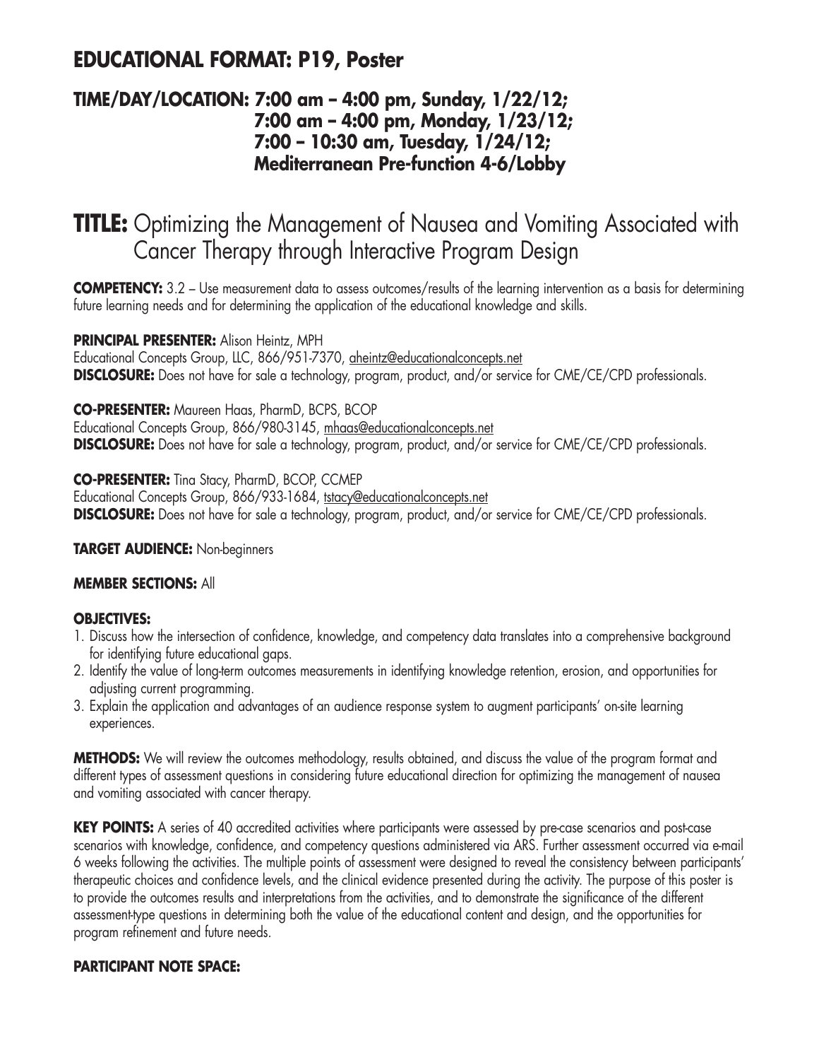## EDUCATIONAL FORMAT: P19, Poster

### TIME/DAY/LOCATION: 7:00 am – 4:00 pm, Sunday, 1/22/12; 7:00 am – 4:00 pm, Monday, 1/23/12; 7:00 – 10:30 am, Tuesday, 1/24/12; Mediterranean Pre-function 4-6/Lobby

# TITLE: Optimizing the Management of Nausea and Vomiting Associated with Cancer Therapy through Interactive Program Design

**COMPETENCY:** 3.2 – Use measurement data to assess outcomes/results of the learning intervention as a basis for determining future learning needs and for determining the application of the educational knowledge and skills.

**PRINCIPAL PRESENTER:** Alison Heintz, MPH
Educational Concepts Group, LLC, 866/951-7370, aheintz@educationalconcepts.net
**DISCLOSURE:** Does not have for sale a technology, program, product, and/or service for CME/CE/CPD professionals.

**CO-PRESENTER:** Maureen Haas, PharmD, BCPS, BCOP
Educational Concepts Group, 866/980-3145, mhaas@educationalconcepts.net
**DISCLOSURE:** Does not have for sale a technology, program, product, and/or service for CME/CE/CPD professionals.

**CO-PRESENTER:** Tina Stacy, PharmD, BCOP, CCMEP
Educational Concepts Group, 866/933-1684, tstacy@educationalconcepts.net
**DISCLOSURE:** Does not have for sale a technology, program, product, and/or service for CME/CE/CPD professionals.

**TARGET AUDIENCE:** Non-beginners

**MEMBER SECTIONS:** All

**OBJECTIVES:**

1. Discuss how the intersection of confidence, knowledge, and competency data translates into a comprehensive background for identifying future educational gaps.
2. Identify the value of long-term outcomes measurements in identifying knowledge retention, erosion, and opportunities for adjusting current programming.
3. Explain the application and advantages of an audience response system to augment participants' on-site learning experiences.

**METHODS:** We will review the outcomes methodology, results obtained, and discuss the value of the program format and different types of assessment questions in considering future educational direction for optimizing the management of nausea and vomiting associated with cancer therapy.

**KEY POINTS:** A series of 40 accredited activities where participants were assessed by pre-case scenarios and post-case scenarios with knowledge, confidence, and competency questions administered via ARS. Further assessment occurred via e-mail 6 weeks following the activities. The multiple points of assessment were designed to reveal the consistency between participants' therapeutic choices and confidence levels, and the clinical evidence presented during the activity. The purpose of this poster is to provide the outcomes results and interpretations from the activities, and to demonstrate the significance of the different assessment-type questions in determining both the value of the educational content and design, and the opportunities for program refinement and future needs.

**PARTICIPANT NOTE SPACE:**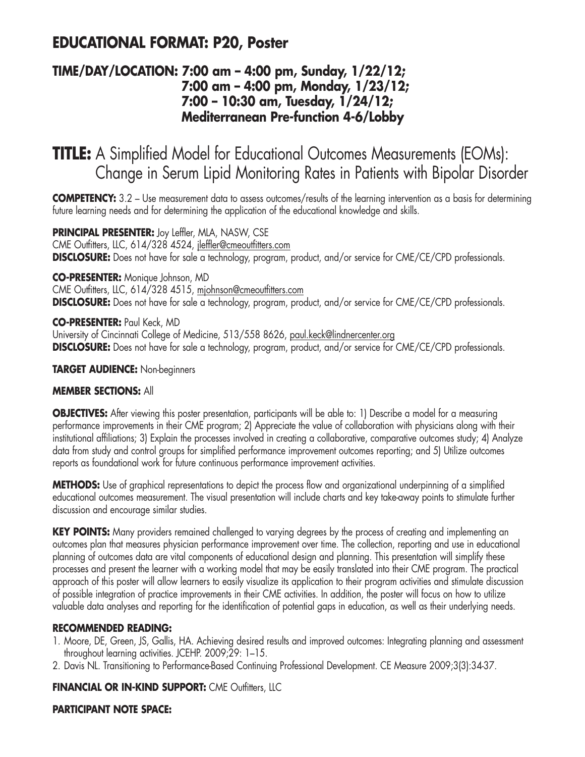## EDUCATIONAL FORMAT: P20, Poster

### TIME/DAY/LOCATION: 7:00 am – 4:00 pm, Sunday, 1/22/12; 7:00 am – 4:00 pm, Monday, 1/23/12; 7:00 – 10:30 am, Tuesday, 1/24/12; Mediterranean Pre-function 4-6/Lobby

# TITLE: A Simplified Model for Educational Outcomes Measurements (EOMs): Change in Serum Lipid Monitoring Rates in Patients with Bipolar Disorder

**COMPETENCY:** 3.2 – Use measurement data to assess outcomes/results of the learning intervention as a basis for determining future learning needs and for determining the application of the educational knowledge and skills.

**PRINCIPAL PRESENTER:** Joy Leffler, MLA, NASW, CSE
CME Outfitters, LLC, 614/328 4524, jleffler@cmeoutfitters.com
**DISCLOSURE:** Does not have for sale a technology, program, product, and/or service for CME/CE/CPD professionals.

**CO-PRESENTER:** Monique Johnson, MD
CME Outfitters, LLC, 614/328 4515, mjohnson@cmeoutfitters.com
**DISCLOSURE:** Does not have for sale a technology, program, product, and/or service for CME/CE/CPD professionals.

**CO-PRESENTER:** Paul Keck, MD
University of Cincinnati College of Medicine, 513/558 8626, paul.keck@lindnercenter.org
**DISCLOSURE:** Does not have for sale a technology, program, product, and/or service for CME/CE/CPD professionals.

**TARGET AUDIENCE:** Non-beginners

**MEMBER SECTIONS:** All

**OBJECTIVES:** After viewing this poster presentation, participants will be able to: 1) Describe a model for a measuring performance improvements in their CME program; 2) Appreciate the value of collaboration with physicians along with their institutional affiliations; 3) Explain the processes involved in creating a collaborative, comparative outcomes study; 4) Analyze data from study and control groups for simplified performance improvement outcomes reporting; and 5) Utilize outcomes reports as foundational work for future continuous performance improvement activities.

**METHODS:** Use of graphical representations to depict the process flow and organizational underpinning of a simplified educational outcomes measurement. The visual presentation will include charts and key take-away points to stimulate further discussion and encourage similar studies.

**KEY POINTS:** Many providers remained challenged to varying degrees by the process of creating and implementing an outcomes plan that measures physician performance improvement over time. The collection, reporting and use in educational planning of outcomes data are vital components of educational design and planning. This presentation will simplify these processes and present the learner with a working model that may be easily translated into their CME program. The practical approach of this poster will allow learners to easily visualize its application to their program activities and stimulate discussion of possible integration of practice improvements in their CME activities. In addition, the poster will focus on how to utilize valuable data analyses and reporting for the identification of potential gaps in education, as well as their underlying needs.

**RECOMMENDED READING:**

1. Moore, DE, Green, JS, Gallis, HA. Achieving desired results and improved outcomes: Integrating planning and assessment throughout learning activities. JCEHP. 2009;29: 1–15.
2. Davis NL. Transitioning to Performance-Based Continuing Professional Development. CE Measure 2009;3(3):34-37.

**FINANCIAL OR IN-KIND SUPPORT:** CME Outfitters, LLC

**PARTICIPANT NOTE SPACE:**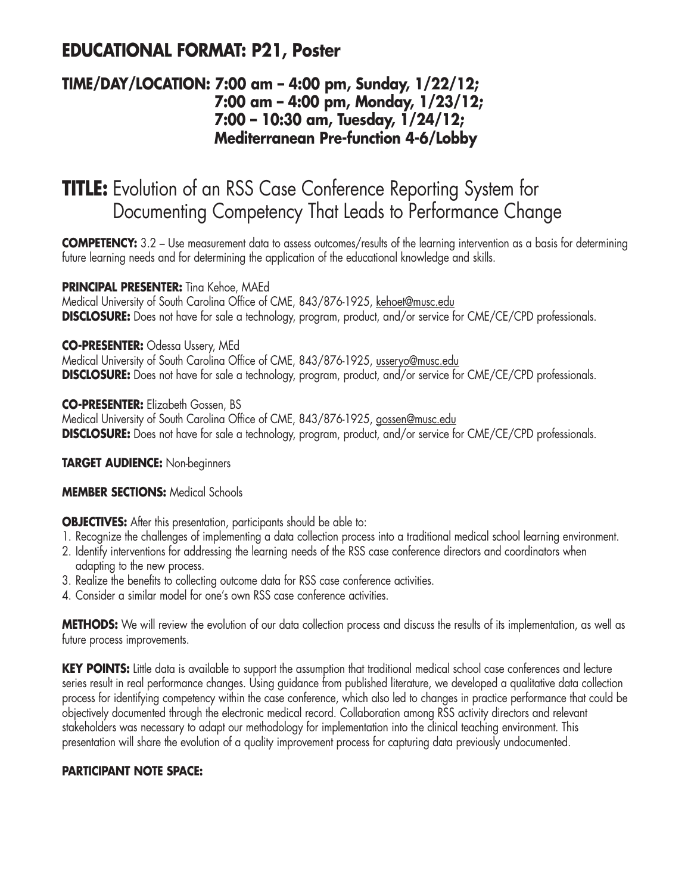## EDUCATIONAL FORMAT: P21, Poster

### TIME/DAY/LOCATION: 7:00 am – 4:00 pm, Sunday, 1/22/12; 7:00 am – 4:00 pm, Monday, 1/23/12; 7:00 – 10:30 am, Tuesday, 1/24/12; Mediterranean Pre-function 4-6/Lobby

# TITLE: Evolution of an RSS Case Conference Reporting System for Documenting Competency That Leads to Performance Change

**COMPETENCY:** 3.2 – Use measurement data to assess outcomes/results of the learning intervention as a basis for determining future learning needs and for determining the application of the educational knowledge and skills.

**PRINCIPAL PRESENTER:** Tina Kehoe, MAEd
Medical University of South Carolina Office of CME, 843/876-1925, kehoet@musc.edu
**DISCLOSURE:** Does not have for sale a technology, program, product, and/or service for CME/CE/CPD professionals.

**CO-PRESENTER:** Odessa Ussery, MEd
Medical University of South Carolina Office of CME, 843/876-1925, usseryo@musc.edu
**DISCLOSURE:** Does not have for sale a technology, program, product, and/or service for CME/CE/CPD professionals.

**CO-PRESENTER:** Elizabeth Gossen, BS
Medical University of South Carolina Office of CME, 843/876-1925, gossen@musc.edu
**DISCLOSURE:** Does not have for sale a technology, program, product, and/or service for CME/CE/CPD professionals.

**TARGET AUDIENCE:** Non-beginners

**MEMBER SECTIONS:** Medical Schools

**OBJECTIVES:** After this presentation, participants should be able to:

1. Recognize the challenges of implementing a data collection process into a traditional medical school learning environment.
2. Identify interventions for addressing the learning needs of the RSS case conference directors and coordinators when adapting to the new process.
3. Realize the benefits to collecting outcome data for RSS case conference activities.
4. Consider a similar model for one's own RSS case conference activities.

**METHODS:** We will review the evolution of our data collection process and discuss the results of its implementation, as well as future process improvements.

**KEY POINTS:** Little data is available to support the assumption that traditional medical school case conferences and lecture series result in real performance changes. Using guidance from published literature, we developed a qualitative data collection process for identifying competency within the case conference, which also led to changes in practice performance that could be objectively documented through the electronic medical record. Collaboration among RSS activity directors and relevant stakeholders was necessary to adapt our methodology for implementation into the clinical teaching environment. This presentation will share the evolution of a quality improvement process for capturing data previously undocumented.

**PARTICIPANT NOTE SPACE:**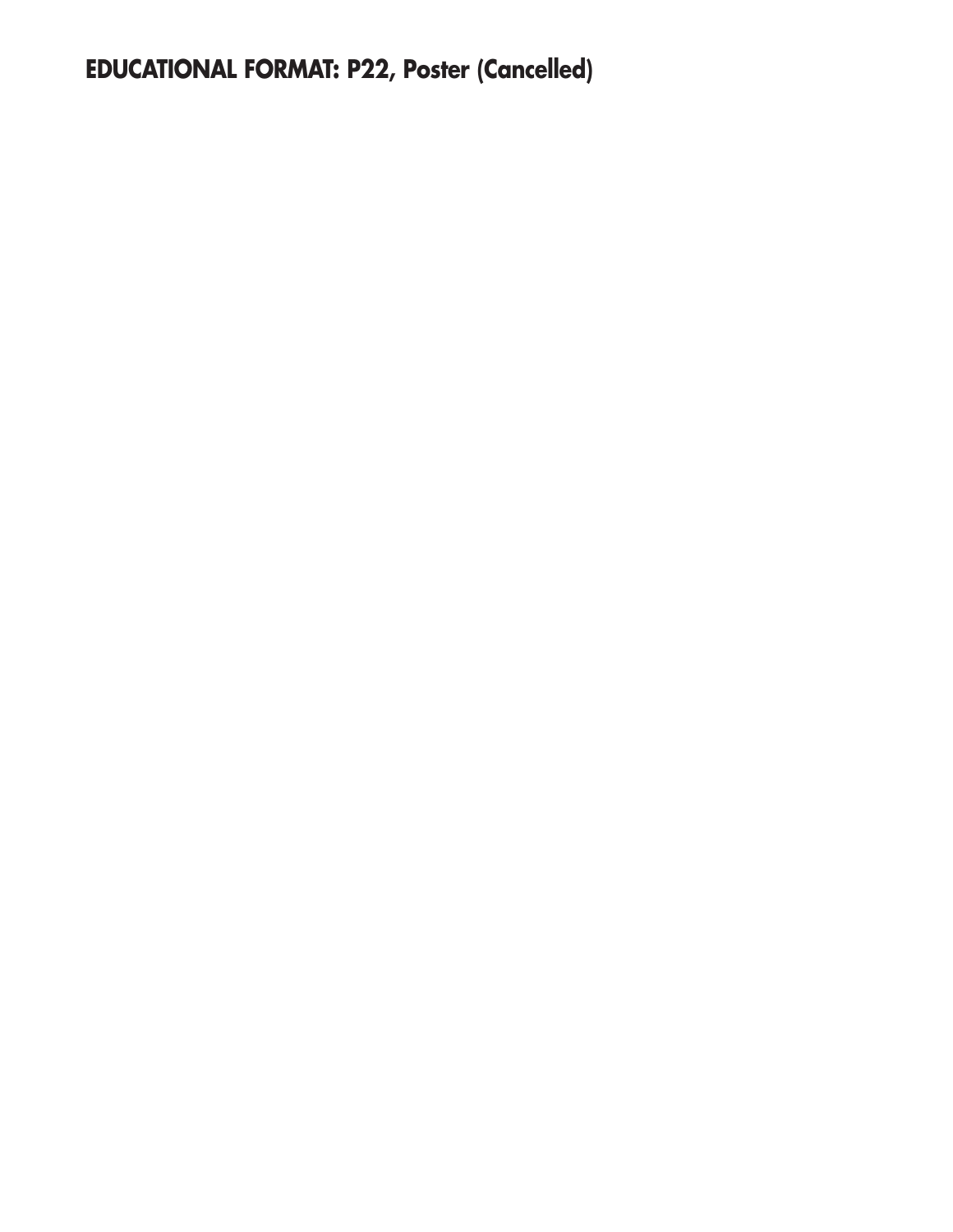**EDUCATIONAL FORMAT: P22, Poster (Cancelled)**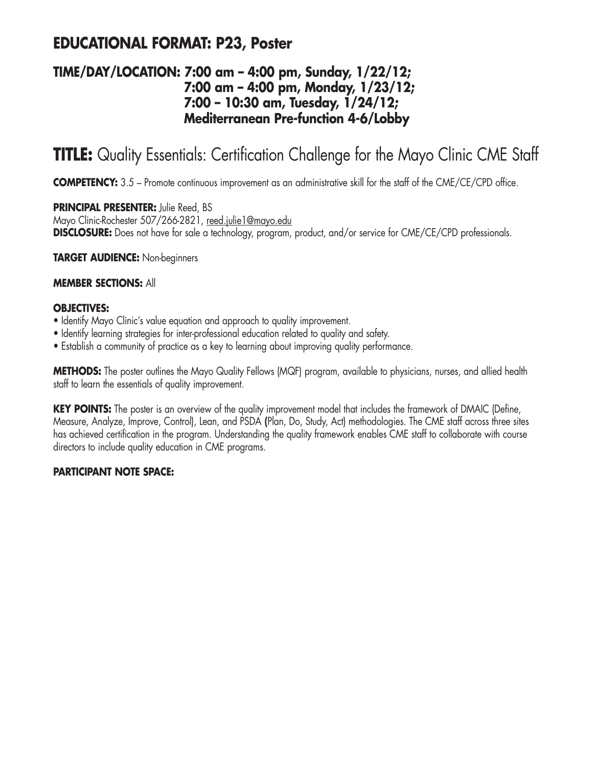## EDUCATIONAL FORMAT: P23, Poster

### TIME/DAY/LOCATION: 7:00 am – 4:00 pm, Sunday, 1/22/12; 7:00 am – 4:00 pm, Monday, 1/23/12; 7:00 – 10:30 am, Tuesday, 1/24/12; Mediterranean Pre-function 4-6/Lobby

# TITLE: Quality Essentials: Certification Challenge for the Mayo Clinic CME Staff

**COMPETENCY:** 3.5 – Promote continuous improvement as an administrative skill for the staff of the CME/CE/CPD office.

**PRINCIPAL PRESENTER:** Julie Reed, BS
Mayo Clinic-Rochester 507/266-2821, reed.julie1@mayo.edu
**DISCLOSURE:** Does not have for sale a technology, program, product, and/or service for CME/CE/CPD professionals.

**TARGET AUDIENCE:** Non-beginners

**MEMBER SECTIONS:** All

**OBJECTIVES:**

- Identify Mayo Clinic's value equation and approach to quality improvement.
- Identify learning strategies for inter-professional education related to quality and safety.
- Establish a community of practice as a key to learning about improving quality performance.

**METHODS:** The poster outlines the Mayo Quality Fellows (MQF) program, available to physicians, nurses, and allied health staff to learn the essentials of quality improvement.

**KEY POINTS:** The poster is an overview of the quality improvement model that includes the framework of DMAIC (Define, Measure, Analyze, Improve, Control), Lean, and PSDA (Plan, Do, Study, Act) methodologies. The CME staff across three sites has achieved certification in the program. Understanding the quality framework enables CME staff to collaborate with course directors to include quality education in CME programs.

**PARTICIPANT NOTE SPACE:**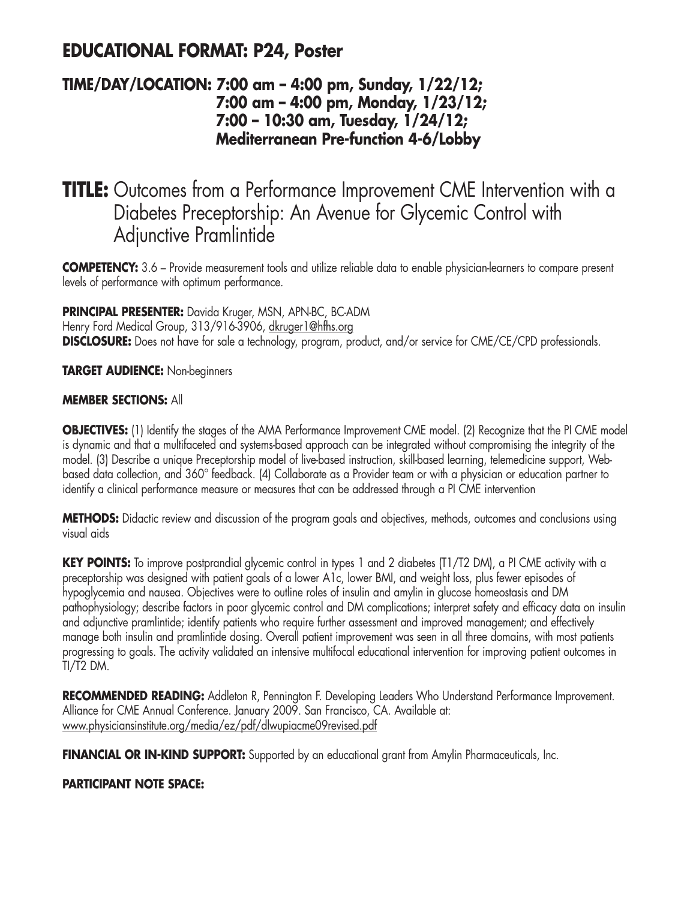## EDUCATIONAL FORMAT: P24, Poster

### TIME/DAY/LOCATION: 7:00 am – 4:00 pm, Sunday, 1/22/12; 7:00 am – 4:00 pm, Monday, 1/23/12; 7:00 – 10:30 am, Tuesday, 1/24/12; Mediterranean Pre-function 4-6/Lobby

# TITLE: Outcomes from a Performance Improvement CME Intervention with a Diabetes Preceptorship: An Avenue for Glycemic Control with Adjunctive Pramlintide

**COMPETENCY:** 3.6 – Provide measurement tools and utilize reliable data to enable physician-learners to compare present levels of performance with optimum performance.

**PRINCIPAL PRESENTER:** Davida Kruger, MSN, APN-BC, BC-ADM
Henry Ford Medical Group, 313/916-3906, dkruger1@hfhs.org
**DISCLOSURE:** Does not have for sale a technology, program, product, and/or service for CME/CE/CPD professionals.

**TARGET AUDIENCE:** Non-beginners

**MEMBER SECTIONS:** All

**OBJECTIVES:** (1) Identify the stages of the AMA Performance Improvement CME model. (2) Recognize that the PI CME model is dynamic and that a multifaceted and systems-based approach can be integrated without compromising the integrity of the model. (3) Describe a unique Preceptorship model of live-based instruction, skill-based learning, telemedicine support, Web-based data collection, and 360° feedback. (4) Collaborate as a Provider team or with a physician or education partner to identify a clinical performance measure or measures that can be addressed through a PI CME intervention

**METHODS:** Didactic review and discussion of the program goals and objectives, methods, outcomes and conclusions using visual aids

**KEY POINTS:** To improve postprandial glycemic control in types 1 and 2 diabetes (T1/T2 DM), a PI CME activity with a preceptorship was designed with patient goals of a lower A1c, lower BMI, and weight loss, plus fewer episodes of hypoglycemia and nausea. Objectives were to outline roles of insulin and amylin in glucose homeostasis and DM pathophysiology; describe factors in poor glycemic control and DM complications; interpret safety and efficacy data on insulin and adjunctive pramlintide; identify patients who require further assessment and improved management; and effectively manage both insulin and pramlintide dosing. Overall patient improvement was seen in all three domains, with most patients progressing to goals. The activity validated an intensive multifocal educational intervention for improving patient outcomes in TI/T2 DM.

**RECOMMENDED READING:** Addleton R, Pennington F. Developing Leaders Who Understand Performance Improvement. Alliance for CME Annual Conference. January 2009. San Francisco, CA. Available at: www.physiciansinstitute.org/media/ez/pdf/dlwupiacme09revised.pdf

**FINANCIAL OR IN-KIND SUPPORT:** Supported by an educational grant from Amylin Pharmaceuticals, Inc.

**PARTICIPANT NOTE SPACE:**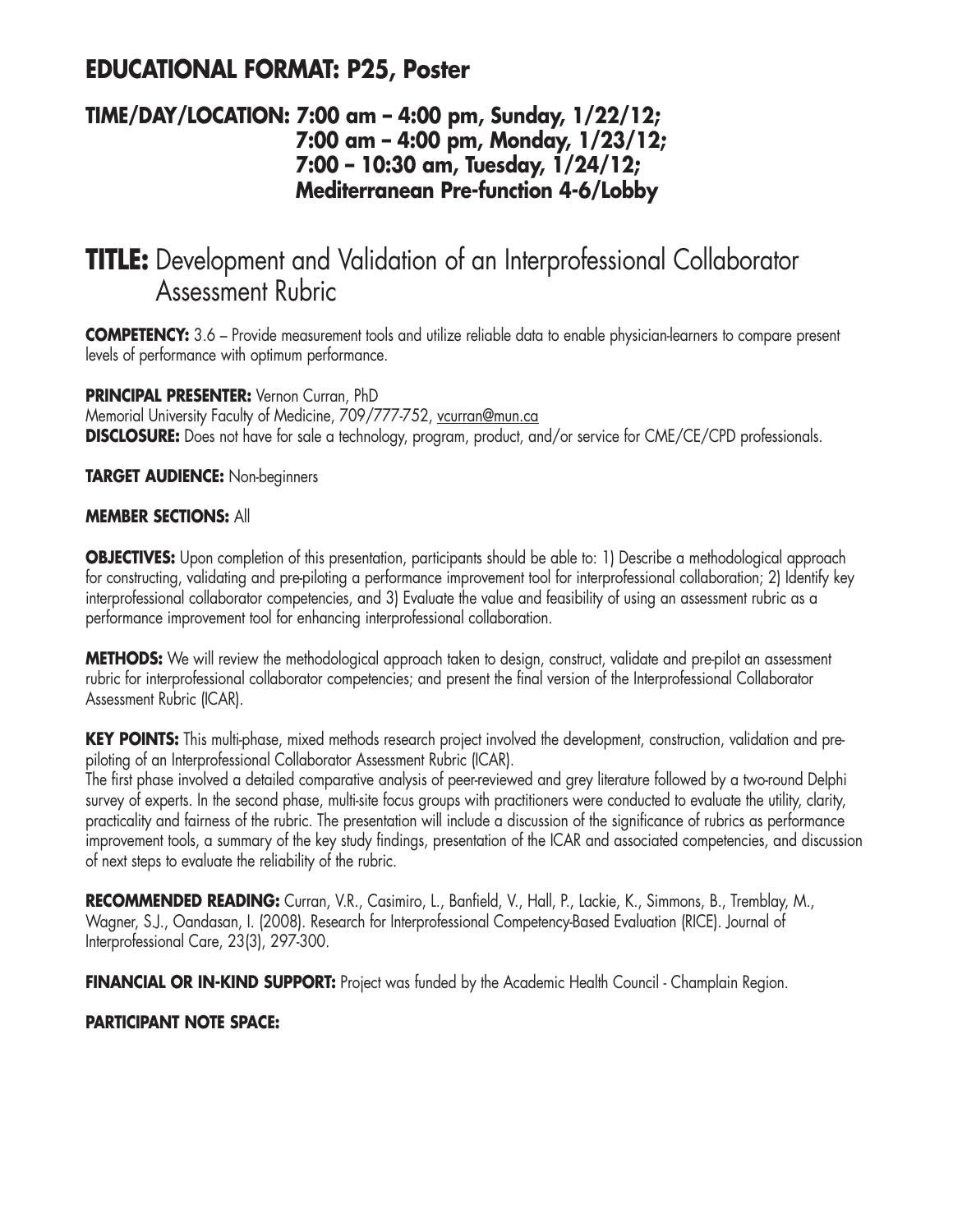## EDUCATIONAL FORMAT: P25, Poster

### TIME/DAY/LOCATION: 7:00 am – 4:00 pm, Sunday, 1/22/12; 7:00 am – 4:00 pm, Monday, 1/23/12; 7:00 – 10:30 am, Tuesday, 1/24/12; Mediterranean Pre-function 4-6/Lobby

# TITLE: Development and Validation of an Interprofessional Collaborator Assessment Rubric

**COMPETENCY:** 3.6 – Provide measurement tools and utilize reliable data to enable physician-learners to compare present levels of performance with optimum performance.

**PRINCIPAL PRESENTER:** Vernon Curran, PhD
Memorial University Faculty of Medicine, 709/777-752, vcurran@mun.ca
**DISCLOSURE:** Does not have for sale a technology, program, product, and/or service for CME/CE/CPD professionals.

**TARGET AUDIENCE:** Non-beginners

**MEMBER SECTIONS:** All

**OBJECTIVES:** Upon completion of this presentation, participants should be able to: 1) Describe a methodological approach for constructing, validating and pre-piloting a performance improvement tool for interprofessional collaboration; 2) Identify key interprofessional collaborator competencies, and 3) Evaluate the value and feasibility of using an assessment rubric as a performance improvement tool for enhancing interprofessional collaboration.

**METHODS:** We will review the methodological approach taken to design, construct, validate and pre-pilot an assessment rubric for interprofessional collaborator competencies; and present the final version of the Interprofessional Collaborator Assessment Rubric (ICAR).

**KEY POINTS:** This multi-phase, mixed methods research project involved the development, construction, validation and pre-piloting of an Interprofessional Collaborator Assessment Rubric (ICAR).
The first phase involved a detailed comparative analysis of peer-reviewed and grey literature followed by a two-round Delphi survey of experts. In the second phase, multi-site focus groups with practitioners were conducted to evaluate the utility, clarity, practicality and fairness of the rubric. The presentation will include a discussion of the significance of rubrics as performance improvement tools, a summary of the key study findings, presentation of the ICAR and associated competencies, and discussion of next steps to evaluate the reliability of the rubric.

**RECOMMENDED READING:** Curran, V.R., Casimiro, L., Banfield, V., Hall, P., Lackie, K., Simmons, B., Tremblay, M., Wagner, S.J., Oandasan, I. (2008). Research for Interprofessional Competency-Based Evaluation (RICE). Journal of Interprofessional Care, 23(3), 297-300.

**FINANCIAL OR IN-KIND SUPPORT:** Project was funded by the Academic Health Council - Champlain Region.

**PARTICIPANT NOTE SPACE:**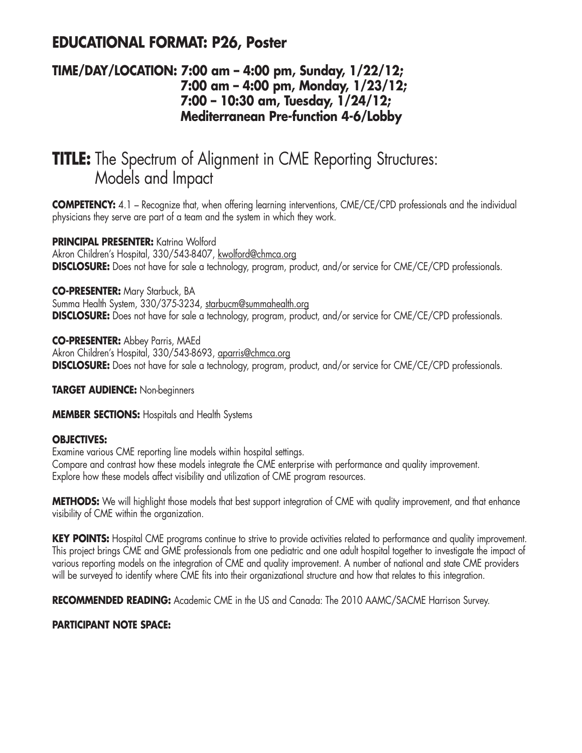## EDUCATIONAL FORMAT: P26, Poster

### TIME/DAY/LOCATION: 7:00 am – 4:00 pm, Sunday, 1/22/12; 7:00 am – 4:00 pm, Monday, 1/23/12; 7:00 – 10:30 am, Tuesday, 1/24/12; Mediterranean Pre-function 4-6/Lobby

# TITLE: The Spectrum of Alignment in CME Reporting Structures: Models and Impact

**COMPETENCY:** 4.1 – Recognize that, when offering learning interventions, CME/CE/CPD professionals and the individual physicians they serve are part of a team and the system in which they work.

**PRINCIPAL PRESENTER:** Katrina Wolford
Akron Children's Hospital, 330/543-8407, kwolford@chmca.org
**DISCLOSURE:** Does not have for sale a technology, program, product, and/or service for CME/CE/CPD professionals.

**CO-PRESENTER:** Mary Starbuck, BA
Summa Health System, 330/375-3234, starbucm@summahealth.org
**DISCLOSURE:** Does not have for sale a technology, program, product, and/or service for CME/CE/CPD professionals.

**CO-PRESENTER:** Abbey Parris, MAEd
Akron Children's Hospital, 330/543-8693, aparris@chmca.org
**DISCLOSURE:** Does not have for sale a technology, program, product, and/or service for CME/CE/CPD professionals.

**TARGET AUDIENCE:** Non-beginners

**MEMBER SECTIONS:** Hospitals and Health Systems

**OBJECTIVES:**
Examine various CME reporting line models within hospital settings.
Compare and contrast how these models integrate the CME enterprise with performance and quality improvement.
Explore how these models affect visibility and utilization of CME program resources.

**METHODS:** We will highlight those models that best support integration of CME with quality improvement, and that enhance visibility of CME within the organization.

**KEY POINTS:** Hospital CME programs continue to strive to provide activities related to performance and quality improvement. This project brings CME and GME professionals from one pediatric and one adult hospital together to investigate the impact of various reporting models on the integration of CME and quality improvement. A number of national and state CME providers will be surveyed to identify where CME fits into their organizational structure and how that relates to this integration.

**RECOMMENDED READING:** Academic CME in the US and Canada: The 2010 AAMC/SACME Harrison Survey.

**PARTICIPANT NOTE SPACE:**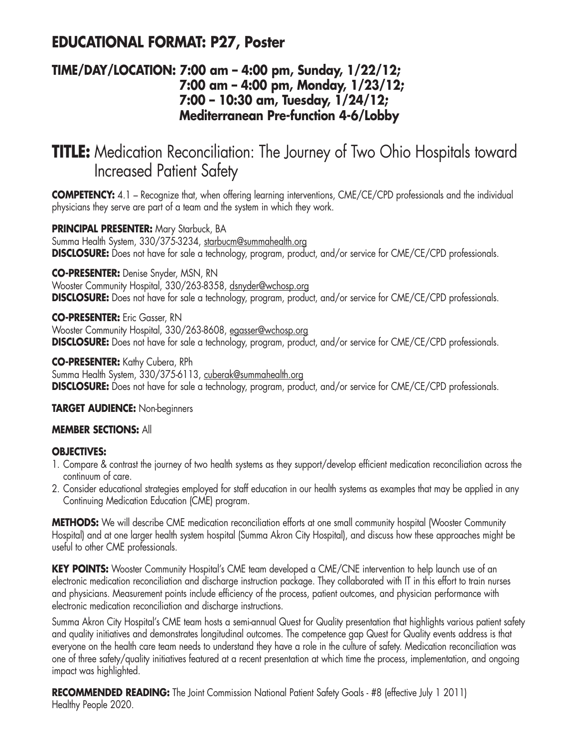## EDUCATIONAL FORMAT: P27, Poster

### TIME/DAY/LOCATION: 7:00 am – 4:00 pm, Sunday, 1/22/12; 7:00 am – 4:00 pm, Monday, 1/23/12; 7:00 – 10:30 am, Tuesday, 1/24/12; Mediterranean Pre-function 4-6/Lobby

# TITLE: Medication Reconciliation: The Journey of Two Ohio Hospitals toward Increased Patient Safety

**COMPETENCY:** 4.1 – Recognize that, when offering learning interventions, CME/CE/CPD professionals and the individual physicians they serve are part of a team and the system in which they work.

**PRINCIPAL PRESENTER:** Mary Starbuck, BA
Summa Health System, 330/375-3234, starbucm@summahealth.org
**DISCLOSURE:** Does not have for sale a technology, program, product, and/or service for CME/CE/CPD professionals.

**CO-PRESENTER:** Denise Snyder, MSN, RN
Wooster Community Hospital, 330/263-8358, dsnyder@wchosp.org
**DISCLOSURE:** Does not have for sale a technology, program, product, and/or service for CME/CE/CPD professionals.

**CO-PRESENTER:** Eric Gasser, RN
Wooster Community Hospital, 330/263-8608, egasser@wchosp.org
**DISCLOSURE:** Does not have for sale a technology, program, product, and/or service for CME/CE/CPD professionals.

**CO-PRESENTER:** Kathy Cubera, RPh
Summa Health System, 330/375-6113, cuberak@summahealth.org
**DISCLOSURE:** Does not have for sale a technology, program, product, and/or service for CME/CE/CPD professionals.

**TARGET AUDIENCE:** Non-beginners

**MEMBER SECTIONS:** All

**OBJECTIVES:**

1. Compare & contrast the journey of two health systems as they support/develop efficient medication reconciliation across the continuum of care.
2. Consider educational strategies employed for staff education in our health systems as examples that may be applied in any Continuing Medication Education (CME) program.

**METHODS:** We will describe CME medication reconciliation efforts at one small community hospital (Wooster Community Hospital) and at one larger health system hospital (Summa Akron City Hospital), and discuss how these approaches might be useful to other CME professionals.

**KEY POINTS:** Wooster Community Hospital's CME team developed a CME/CNE intervention to help launch use of an electronic medication reconciliation and discharge instruction package. They collaborated with IT in this effort to train nurses and physicians. Measurement points include efficiency of the process, patient outcomes, and physician performance with electronic medication reconciliation and discharge instructions.

Summa Akron City Hospital's CME team hosts a semi-annual Quest for Quality presentation that highlights various patient safety and quality initiatives and demonstrates longitudinal outcomes. The competence gap Quest for Quality events address is that everyone on the health care team needs to understand they have a role in the culture of safety. Medication reconciliation was one of three safety/quality initiatives featured at a recent presentation at which time the process, implementation, and ongoing impact was highlighted.

**RECOMMENDED READING:** The Joint Commission National Patient Safety Goals - #8 (effective July 1 2011)
Healthy People 2020.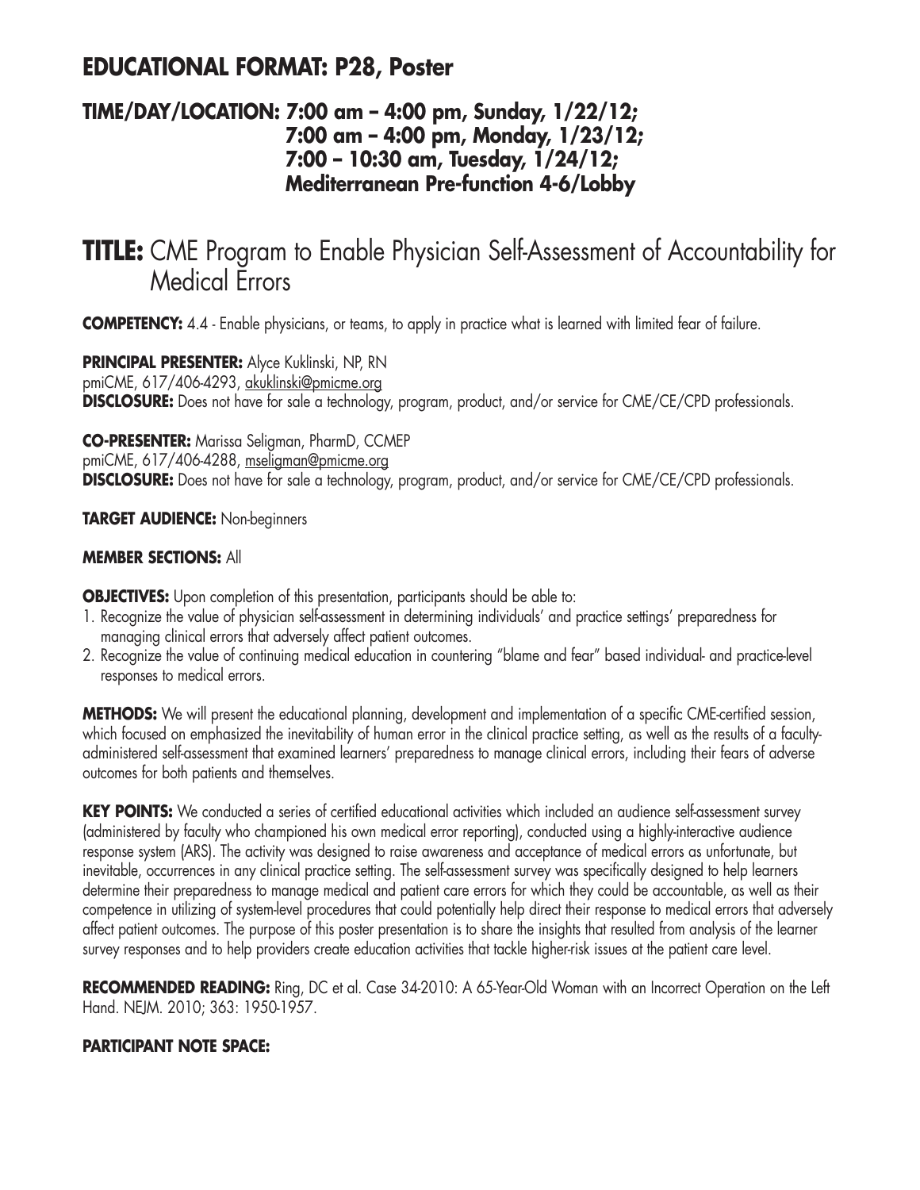## EDUCATIONAL FORMAT: P28, Poster

### TIME/DAY/LOCATION: 7:00 am – 4:00 pm, Sunday, 1/22/12; 7:00 am – 4:00 pm, Monday, 1/23/12; 7:00 – 10:30 am, Tuesday, 1/24/12; Mediterranean Pre-function 4-6/Lobby

# TITLE: CME Program to Enable Physician Self-Assessment of Accountability for Medical Errors

**COMPETENCY:** 4.4 - Enable physicians, or teams, to apply in practice what is learned with limited fear of failure.

**PRINCIPAL PRESENTER:** Alyce Kuklinski, NP, RN
pmiCME, 617/406-4293, akuklinski@pmicme.org
**DISCLOSURE:** Does not have for sale a technology, program, product, and/or service for CME/CE/CPD professionals.

**CO-PRESENTER:** Marissa Seligman, PharmD, CCMEP
pmiCME, 617/406-4288, mseligman@pmicme.org
**DISCLOSURE:** Does not have for sale a technology, program, product, and/or service for CME/CE/CPD professionals.

**TARGET AUDIENCE:** Non-beginners

**MEMBER SECTIONS:** All

**OBJECTIVES:** Upon completion of this presentation, participants should be able to:

1. Recognize the value of physician self-assessment in determining individuals' and practice settings' preparedness for managing clinical errors that adversely affect patient outcomes.
2. Recognize the value of continuing medical education in countering "blame and fear" based individual- and practice-level responses to medical errors.

**METHODS:** We will present the educational planning, development and implementation of a specific CME-certified session, which focused on emphasized the inevitability of human error in the clinical practice setting, as well as the results of a faculty-administered self-assessment that examined learners' preparedness to manage clinical errors, including their fears of adverse outcomes for both patients and themselves.

**KEY POINTS:** We conducted a series of certified educational activities which included an audience self-assessment survey (administered by faculty who championed his own medical error reporting), conducted using a highly-interactive audience response system (ARS). The activity was designed to raise awareness and acceptance of medical errors as unfortunate, but inevitable, occurrences in any clinical practice setting. The self-assessment survey was specifically designed to help learners determine their preparedness to manage medical and patient care errors for which they could be accountable, as well as their competence in utilizing of system-level procedures that could potentially help direct their response to medical errors that adversely affect patient outcomes. The purpose of this poster presentation is to share the insights that resulted from analysis of the learner survey responses and to help providers create education activities that tackle higher-risk issues at the patient care level.

**RECOMMENDED READING:** Ring, DC et al. Case 34-2010: A 65-Year-Old Woman with an Incorrect Operation on the Left Hand. NEJM. 2010; 363: 1950-1957.

**PARTICIPANT NOTE SPACE:**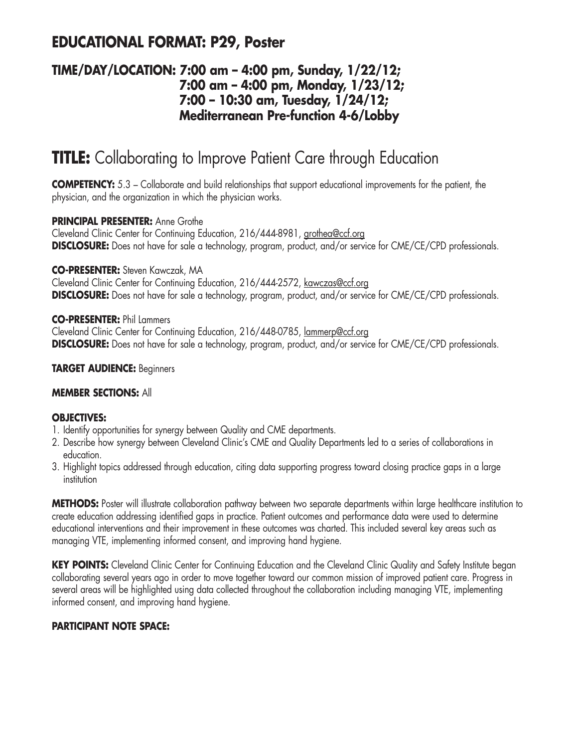## EDUCATIONAL FORMAT: P29, Poster

### TIME/DAY/LOCATION: 7:00 am – 4:00 pm, Sunday, 1/22/12; 7:00 am – 4:00 pm, Monday, 1/23/12; 7:00 – 10:30 am, Tuesday, 1/24/12; Mediterranean Pre-function 4-6/Lobby

# TITLE: Collaborating to Improve Patient Care through Education

**COMPETENCY:** 5.3 – Collaborate and build relationships that support educational improvements for the patient, the physician, and the organization in which the physician works.

**PRINCIPAL PRESENTER:** Anne Grothe
Cleveland Clinic Center for Continuing Education, 216/444-8981, grothea@ccf.org
**DISCLOSURE:** Does not have for sale a technology, program, product, and/or service for CME/CE/CPD professionals.

**CO-PRESENTER:** Steven Kawczak, MA
Cleveland Clinic Center for Continuing Education, 216/444-2572, kawczas@ccf.org
**DISCLOSURE:** Does not have for sale a technology, program, product, and/or service for CME/CE/CPD professionals.

**CO-PRESENTER:** Phil Lammers
Cleveland Clinic Center for Continuing Education, 216/448-0785, lammerp@ccf.org
**DISCLOSURE:** Does not have for sale a technology, program, product, and/or service for CME/CE/CPD professionals.

**TARGET AUDIENCE:** Beginners

**MEMBER SECTIONS:** All

**OBJECTIVES:**
1. Identify opportunities for synergy between Quality and CME departments.
2. Describe how synergy between Cleveland Clinic's CME and Quality Departments led to a series of collaborations in education.
3. Highlight topics addressed through education, citing data supporting progress toward closing practice gaps in a large institution

**METHODS:** Poster will illustrate collaboration pathway between two separate departments within large healthcare institution to create education addressing identified gaps in practice. Patient outcomes and performance data were used to determine educational interventions and their improvement in these outcomes was charted. This included several key areas such as managing VTE, implementing informed consent, and improving hand hygiene.

**KEY POINTS:** Cleveland Clinic Center for Continuing Education and the Cleveland Clinic Quality and Safety Institute began collaborating several years ago in order to move together toward our common mission of improved patient care. Progress in several areas will be highlighted using data collected throughout the collaboration including managing VTE, implementing informed consent, and improving hand hygiene.

**PARTICIPANT NOTE SPACE:**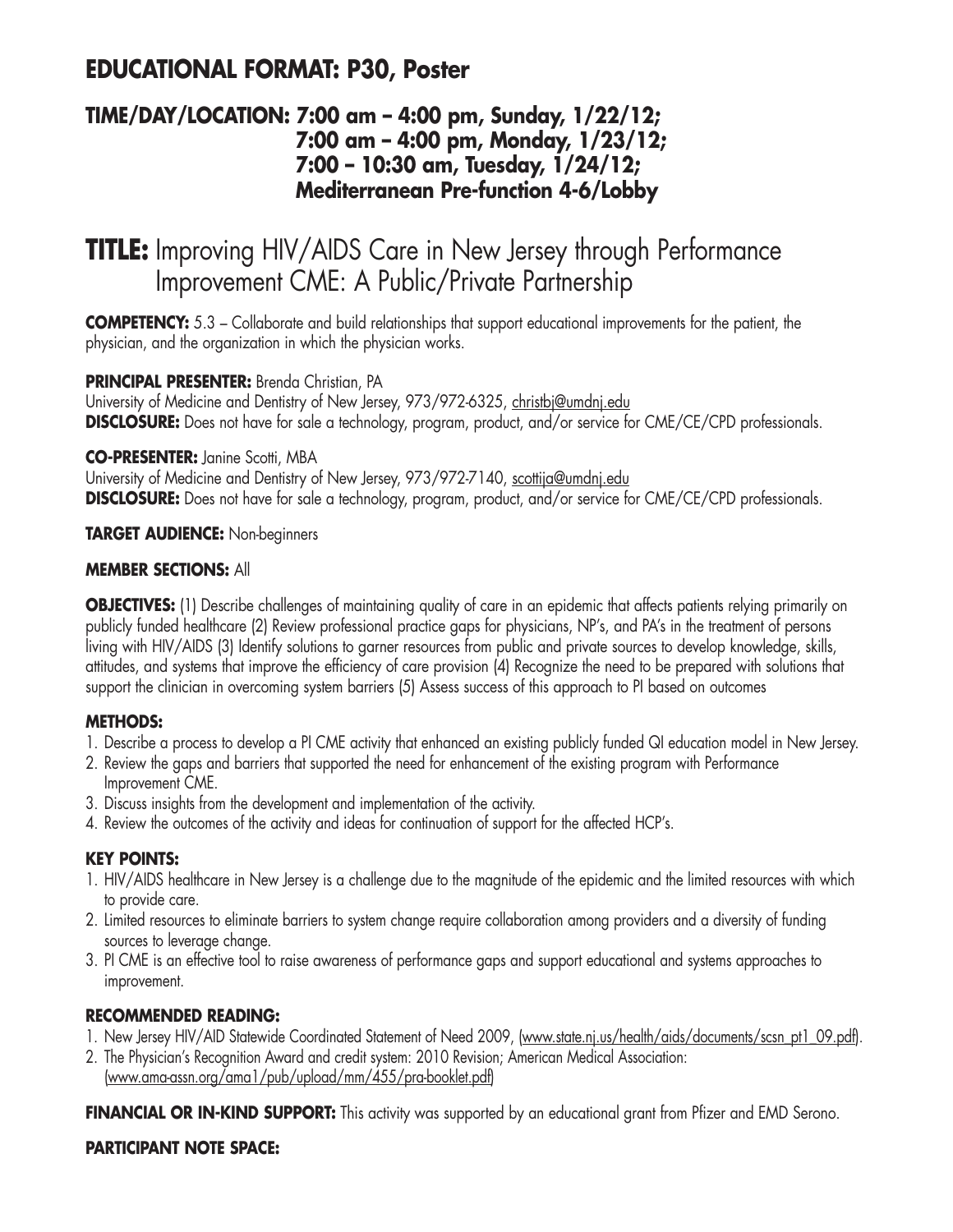## EDUCATIONAL FORMAT: P30, Poster

### TIME/DAY/LOCATION: 7:00 am – 4:00 pm, Sunday, 1/22/12; 7:00 am – 4:00 pm, Monday, 1/23/12; 7:00 – 10:30 am, Tuesday, 1/24/12; Mediterranean Pre-function 4-6/Lobby

# TITLE: Improving HIV/AIDS Care in New Jersey through Performance Improvement CME: A Public/Private Partnership

**COMPETENCY:** 5.3 – Collaborate and build relationships that support educational improvements for the patient, the physician, and the organization in which the physician works.

**PRINCIPAL PRESENTER:** Brenda Christian, PA
University of Medicine and Dentistry of New Jersey, 973/972-6325, christbj@umdnj.edu
**DISCLOSURE:** Does not have for sale a technology, program, product, and/or service for CME/CE/CPD professionals.

**CO-PRESENTER:** Janine Scotti, MBA
University of Medicine and Dentistry of New Jersey, 973/972-7140, scottija@umdnj.edu
**DISCLOSURE:** Does not have for sale a technology, program, product, and/or service for CME/CE/CPD professionals.

**TARGET AUDIENCE:** Non-beginners

**MEMBER SECTIONS:** All

**OBJECTIVES:** (1) Describe challenges of maintaining quality of care in an epidemic that affects patients relying primarily on publicly funded healthcare (2) Review professional practice gaps for physicians, NP's, and PA's in the treatment of persons living with HIV/AIDS (3) Identify solutions to garner resources from public and private sources to develop knowledge, skills, attitudes, and systems that improve the efficiency of care provision (4) Recognize the need to be prepared with solutions that support the clinician in overcoming system barriers (5) Assess success of this approach to PI based on outcomes

**METHODS:**

1. Describe a process to develop a PI CME activity that enhanced an existing publicly funded QI education model in New Jersey.
2. Review the gaps and barriers that supported the need for enhancement of the existing program with Performance Improvement CME.
3. Discuss insights from the development and implementation of the activity.
4. Review the outcomes of the activity and ideas for continuation of support for the affected HCP's.

**KEY POINTS:**

1. HIV/AIDS healthcare in New Jersey is a challenge due to the magnitude of the epidemic and the limited resources with which to provide care.
2. Limited resources to eliminate barriers to system change require collaboration among providers and a diversity of funding sources to leverage change.
3. PI CME is an effective tool to raise awareness of performance gaps and support educational and systems approaches to improvement.

**RECOMMENDED READING:**

1. New Jersey HIV/AID Statewide Coordinated Statement of Need 2009, (www.state.nj.us/health/aids/documents/scsn_pt1_09.pdf).
2. The Physician's Recognition Award and credit system: 2010 Revision; American Medical Association: (www.ama-assn.org/ama1/pub/upload/mm/455/pra-booklet.pdf)

**FINANCIAL OR IN-KIND SUPPORT:** This activity was supported by an educational grant from Pfizer and EMD Serono.

**PARTICIPANT NOTE SPACE:**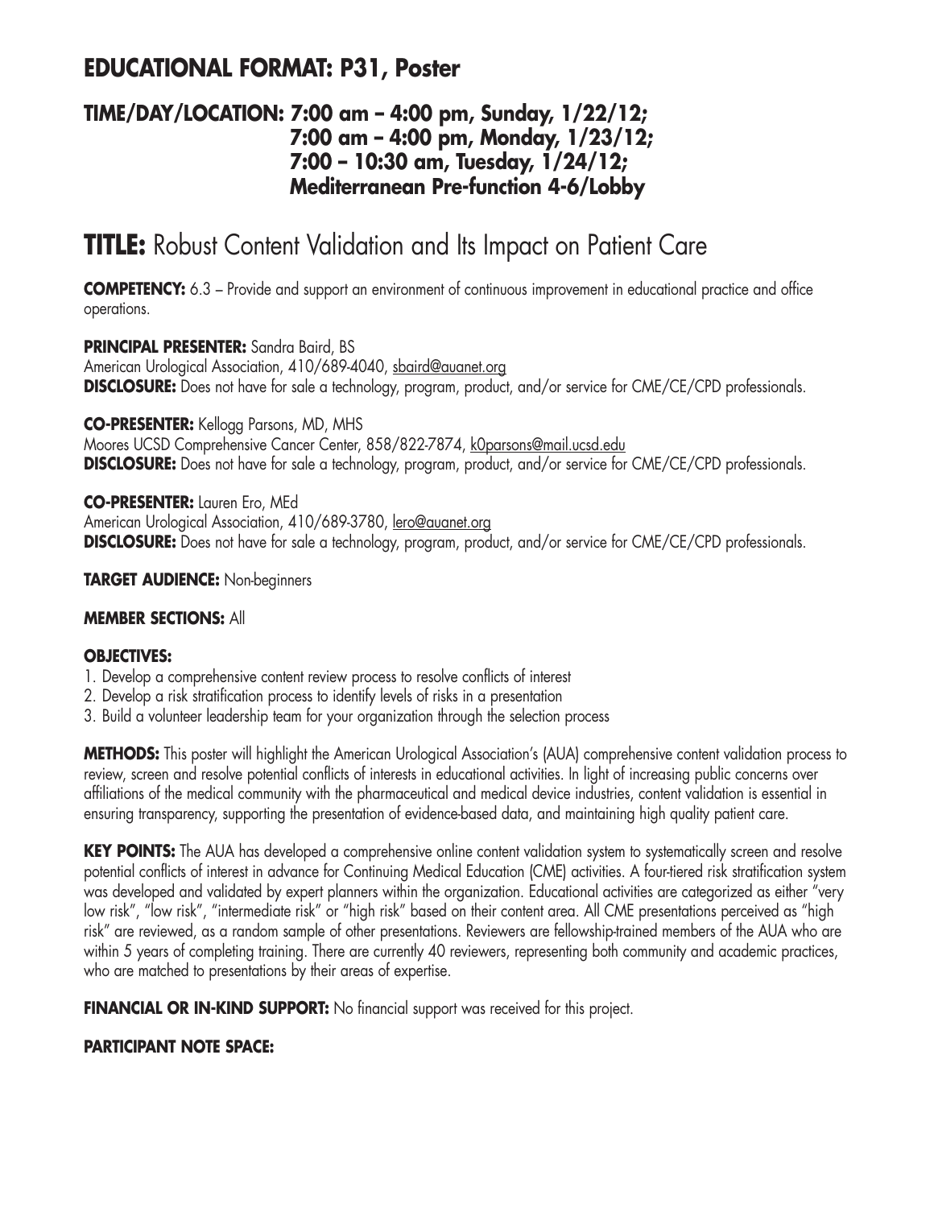## EDUCATIONAL FORMAT: P31, Poster

### TIME/DAY/LOCATION: 7:00 am – 4:00 pm, Sunday, 1/22/12; 7:00 am – 4:00 pm, Monday, 1/23/12; 7:00 – 10:30 am, Tuesday, 1/24/12; Mediterranean Pre-function 4-6/Lobby

# TITLE: Robust Content Validation and Its Impact on Patient Care

**COMPETENCY:** 6.3 – Provide and support an environment of continuous improvement in educational practice and office operations.

**PRINCIPAL PRESENTER:** Sandra Baird, BS
American Urological Association, 410/689-4040, sbaird@auanet.org
**DISCLOSURE:** Does not have for sale a technology, program, product, and/or service for CME/CE/CPD professionals.

**CO-PRESENTER:** Kellogg Parsons, MD, MHS
Moores UCSD Comprehensive Cancer Center, 858/822-7874, k0parsons@mail.ucsd.edu
**DISCLOSURE:** Does not have for sale a technology, program, product, and/or service for CME/CE/CPD professionals.

**CO-PRESENTER:** Lauren Ero, MEd
American Urological Association, 410/689-3780, lero@auanet.org
**DISCLOSURE:** Does not have for sale a technology, program, product, and/or service for CME/CE/CPD professionals.

**TARGET AUDIENCE:** Non-beginners

**MEMBER SECTIONS:** All

**OBJECTIVES:**

1. Develop a comprehensive content review process to resolve conflicts of interest
2. Develop a risk stratification process to identify levels of risks in a presentation
3. Build a volunteer leadership team for your organization through the selection process

**METHODS:** This poster will highlight the American Urological Association's (AUA) comprehensive content validation process to review, screen and resolve potential conflicts of interests in educational activities. In light of increasing public concerns over affiliations of the medical community with the pharmaceutical and medical device industries, content validation is essential in ensuring transparency, supporting the presentation of evidence-based data, and maintaining high quality patient care.

**KEY POINTS:** The AUA has developed a comprehensive online content validation system to systematically screen and resolve potential conflicts of interest in advance for Continuing Medical Education (CME) activities. A four-tiered risk stratification system was developed and validated by expert planners within the organization. Educational activities are categorized as either "very low risk", "low risk", "intermediate risk" or "high risk" based on their content area. All CME presentations perceived as "high risk" are reviewed, as a random sample of other presentations. Reviewers are fellowship-trained members of the AUA who are within 5 years of completing training. There are currently 40 reviewers, representing both community and academic practices, who are matched to presentations by their areas of expertise.

**FINANCIAL OR IN-KIND SUPPORT:** No financial support was received for this project.

**PARTICIPANT NOTE SPACE:**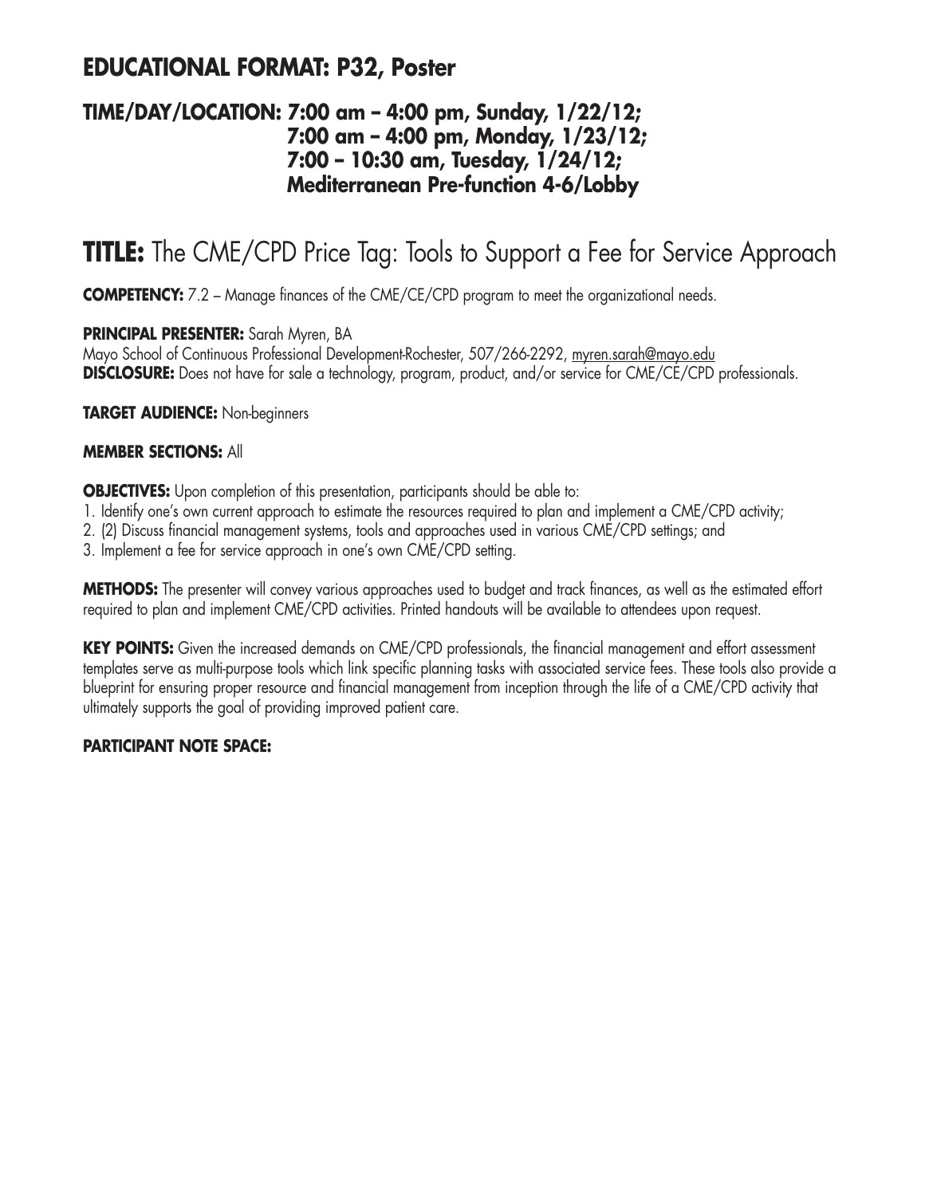## EDUCATIONAL FORMAT: P32, Poster

### TIME/DAY/LOCATION: 7:00 am – 4:00 pm, Sunday, 1/22/12; 7:00 am – 4:00 pm, Monday, 1/23/12; 7:00 – 10:30 am, Tuesday, 1/24/12; Mediterranean Pre-function 4-6/Lobby

# TITLE: The CME/CPD Price Tag: Tools to Support a Fee for Service Approach

**COMPETENCY:** 7.2 – Manage finances of the CME/CE/CPD program to meet the organizational needs.

**PRINCIPAL PRESENTER:** Sarah Myren, BA
Mayo School of Continuous Professional Development-Rochester, 507/266-2292, myren.sarah@mayo.edu
**DISCLOSURE:** Does not have for sale a technology, program, product, and/or service for CME/CE/CPD professionals.

**TARGET AUDIENCE:** Non-beginners

**MEMBER SECTIONS:** All

**OBJECTIVES:** Upon completion of this presentation, participants should be able to:
1. Identify one's own current approach to estimate the resources required to plan and implement a CME/CPD activity;
2. (2) Discuss financial management systems, tools and approaches used in various CME/CPD settings; and
3. Implement a fee for service approach in one's own CME/CPD setting.

**METHODS:** The presenter will convey various approaches used to budget and track finances, as well as the estimated effort required to plan and implement CME/CPD activities. Printed handouts will be available to attendees upon request.

**KEY POINTS:** Given the increased demands on CME/CPD professionals, the financial management and effort assessment templates serve as multi-purpose tools which link specific planning tasks with associated service fees. These tools also provide a blueprint for ensuring proper resource and financial management from inception through the life of a CME/CPD activity that ultimately supports the goal of providing improved patient care.

**PARTICIPANT NOTE SPACE:**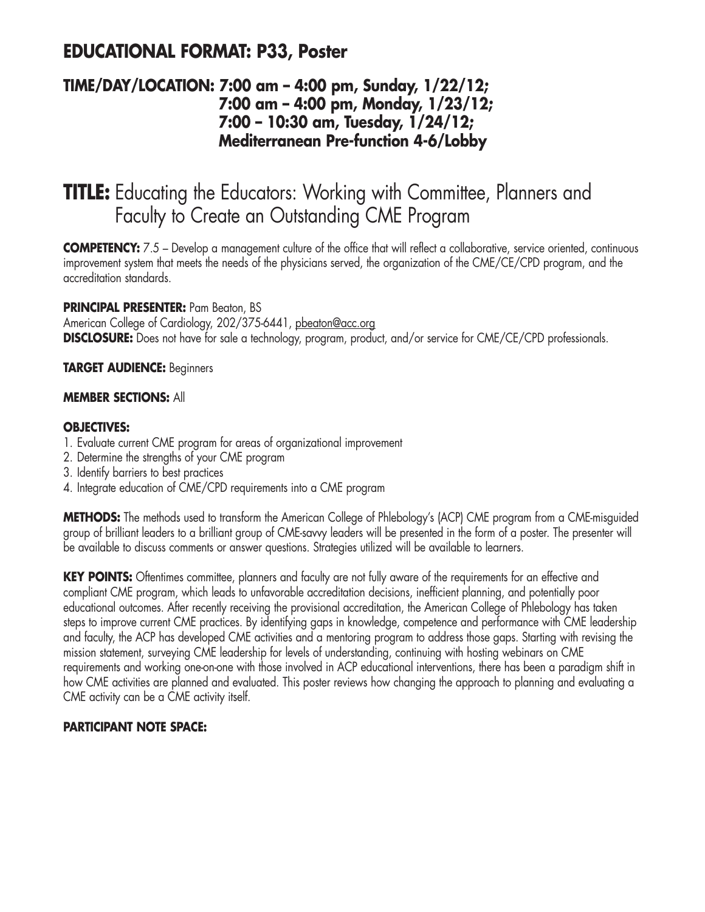## EDUCATIONAL FORMAT: P33, Poster

### TIME/DAY/LOCATION: 7:00 am – 4:00 pm, Sunday, 1/22/12; 7:00 am – 4:00 pm, Monday, 1/23/12; 7:00 – 10:30 am, Tuesday, 1/24/12; Mediterranean Pre-function 4-6/Lobby

# TITLE: Educating the Educators: Working with Committee, Planners and Faculty to Create an Outstanding CME Program

**COMPETENCY:** 7.5 – Develop a management culture of the office that will reflect a collaborative, service oriented, continuous improvement system that meets the needs of the physicians served, the organization of the CME/CE/CPD program, and the accreditation standards.

**PRINCIPAL PRESENTER:** Pam Beaton, BS
American College of Cardiology, 202/375-6441, pbeaton@acc.org
**DISCLOSURE:** Does not have for sale a technology, program, product, and/or service for CME/CE/CPD professionals.

**TARGET AUDIENCE:** Beginners

**MEMBER SECTIONS:** All

**OBJECTIVES:**
1. Evaluate current CME program for areas of organizational improvement
2. Determine the strengths of your CME program
3. Identify barriers to best practices
4. Integrate education of CME/CPD requirements into a CME program

**METHODS:** The methods used to transform the American College of Phlebology's (ACP) CME program from a CME-misguided group of brilliant leaders to a brilliant group of CME-savvy leaders will be presented in the form of a poster. The presenter will be available to discuss comments or answer questions. Strategies utilized will be available to learners.

**KEY POINTS:** Oftentimes committee, planners and faculty are not fully aware of the requirements for an effective and compliant CME program, which leads to unfavorable accreditation decisions, inefficient planning, and potentially poor educational outcomes. After recently receiving the provisional accreditation, the American College of Phlebology has taken steps to improve current CME practices. By identifying gaps in knowledge, competence and performance with CME leadership and faculty, the ACP has developed CME activities and a mentoring program to address those gaps. Starting with revising the mission statement, surveying CME leadership for levels of understanding, continuing with hosting webinars on CME requirements and working one-on-one with those involved in ACP educational interventions, there has been a paradigm shift in how CME activities are planned and evaluated. This poster reviews how changing the approach to planning and evaluating a CME activity can be a CME activity itself.

**PARTICIPANT NOTE SPACE:**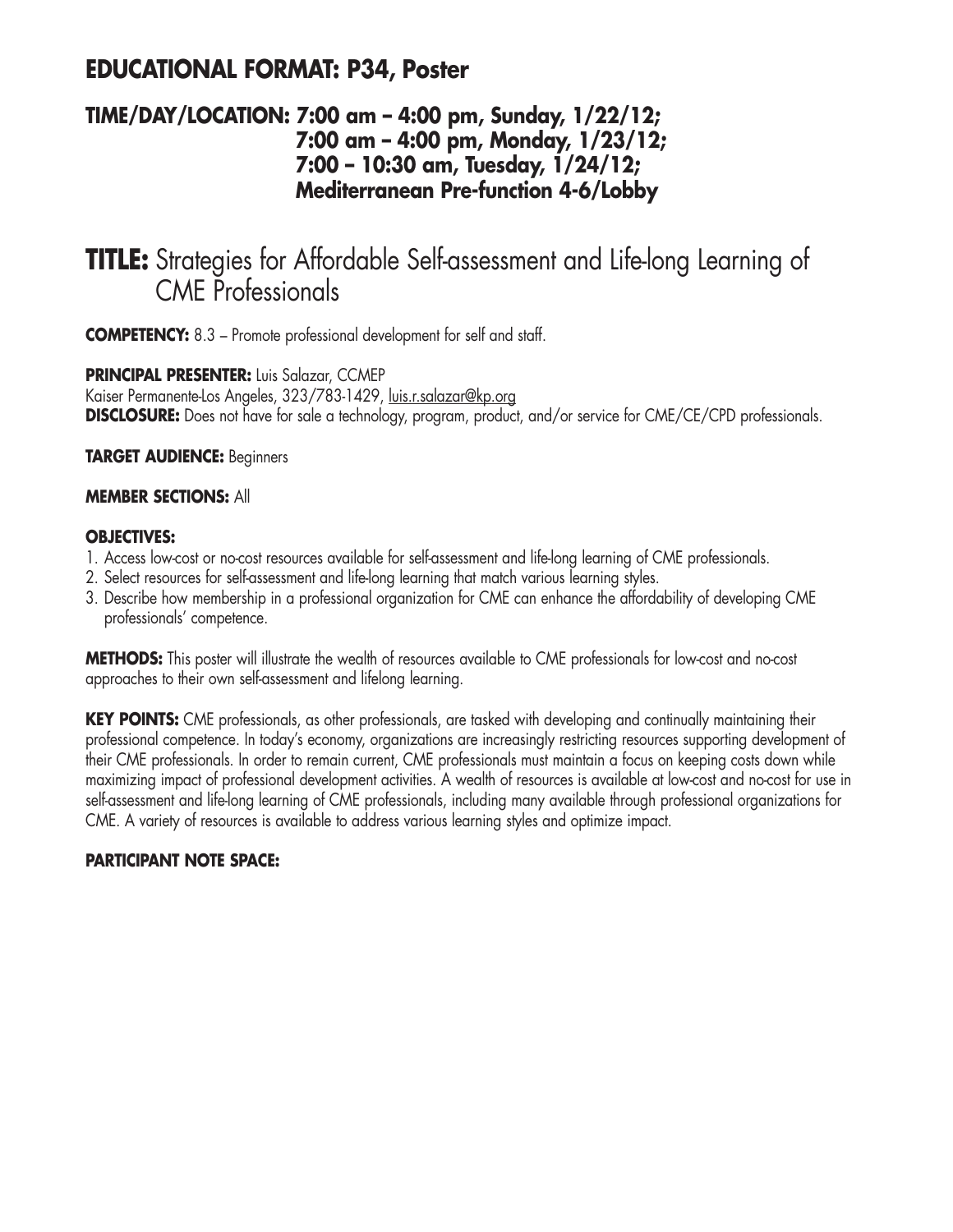## EDUCATIONAL FORMAT: P34, Poster

### TIME/DAY/LOCATION: 7:00 am – 4:00 pm, Sunday, 1/22/12; 7:00 am – 4:00 pm, Monday, 1/23/12; 7:00 – 10:30 am, Tuesday, 1/24/12; Mediterranean Pre-function 4-6/Lobby

# TITLE: Strategies for Affordable Self-assessment and Life-long Learning of CME Professionals

**COMPETENCY:** 8.3 – Promote professional development for self and staff.

**PRINCIPAL PRESENTER:** Luis Salazar, CCMEP
Kaiser Permanente-Los Angeles, 323/783-1429, luis.r.salazar@kp.org
**DISCLOSURE:** Does not have for sale a technology, program, product, and/or service for CME/CE/CPD professionals.

**TARGET AUDIENCE:** Beginners

**MEMBER SECTIONS:** All

**OBJECTIVES:**

1. Access low-cost or no-cost resources available for self-assessment and life-long learning of CME professionals.
2. Select resources for self-assessment and life-long learning that match various learning styles.
3. Describe how membership in a professional organization for CME can enhance the affordability of developing CME professionals' competence.

**METHODS:** This poster will illustrate the wealth of resources available to CME professionals for low-cost and no-cost approaches to their own self-assessment and lifelong learning.

**KEY POINTS:** CME professionals, as other professionals, are tasked with developing and continually maintaining their professional competence. In today's economy, organizations are increasingly restricting resources supporting development of their CME professionals. In order to remain current, CME professionals must maintain a focus on keeping costs down while maximizing impact of professional development activities. A wealth of resources is available at low-cost and no-cost for use in self-assessment and life-long learning of CME professionals, including many available through professional organizations for CME. A variety of resources is available to address various learning styles and optimize impact.

**PARTICIPANT NOTE SPACE:**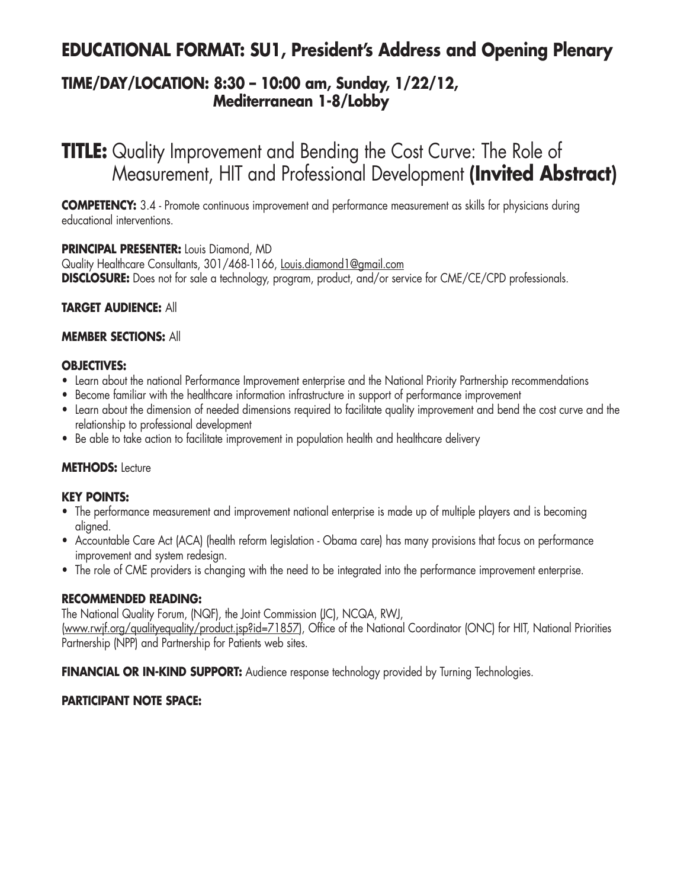# EDUCATIONAL FORMAT: SU1, President's Address and Opening Plenary

## TIME/DAY/LOCATION: 8:30 – 10:00 am, Sunday, 1/22/12, Mediterranean 1-8/Lobby

# TITLE: Quality Improvement and Bending the Cost Curve: The Role of Measurement, HIT and Professional Development (Invited Abstract)

**COMPETENCY:** 3.4 - Promote continuous improvement and performance measurement as skills for physicians during educational interventions.

**PRINCIPAL PRESENTER:** Louis Diamond, MD
Quality Healthcare Consultants, 301/468-1166, Louis.diamond1@gmail.com
**DISCLOSURE:** Does not for sale a technology, program, product, and/or service for CME/CE/CPD professionals.

**TARGET AUDIENCE:** All

**MEMBER SECTIONS:** All

**OBJECTIVES:**

- Learn about the national Performance Improvement enterprise and the National Priority Partnership recommendations
- Become familiar with the healthcare information infrastructure in support of performance improvement
- Learn about the dimension of needed dimensions required to facilitate quality improvement and bend the cost curve and the relationship to professional development
- Be able to take action to facilitate improvement in population health and healthcare delivery

**METHODS:** Lecture

**KEY POINTS:**

- The performance measurement and improvement national enterprise is made up of multiple players and is becoming aligned.
- Accountable Care Act (ACA) (health reform legislation - Obama care) has many provisions that focus on performance improvement and system redesign.
- The role of CME providers is changing with the need to be integrated into the performance improvement enterprise.

**RECOMMENDED READING:**
The National Quality Forum, (NQF), the Joint Commission (JC), NCQA, RWJ, (www.rwjf.org/qualityequality/product.jsp?id=71857), Office of the National Coordinator (ONC) for HIT, National Priorities Partnership (NPP) and Partnership for Patients web sites.

**FINANCIAL OR IN-KIND SUPPORT:** Audience response technology provided by Turning Technologies.

**PARTICIPANT NOTE SPACE:**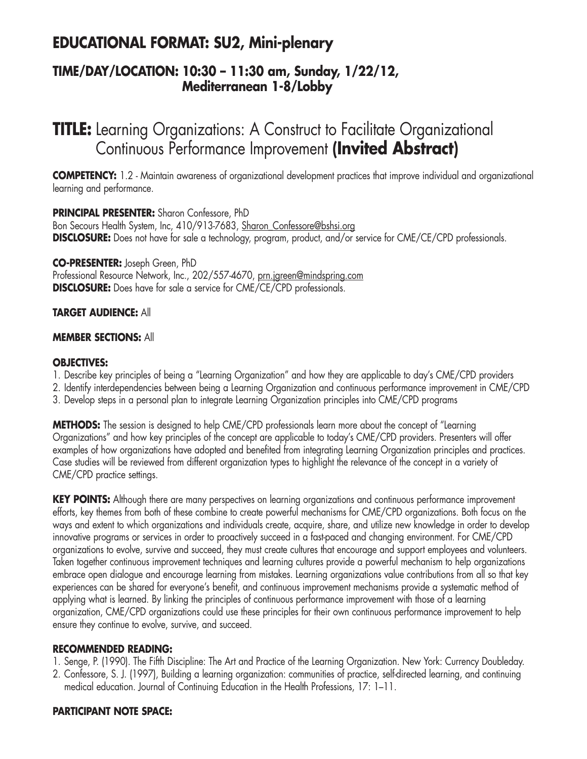## EDUCATIONAL FORMAT: SU2, Mini-plenary

### TIME/DAY/LOCATION: 10:30 – 11:30 am, Sunday, 1/22/12, Mediterranean 1-8/Lobby

# TITLE: Learning Organizations: A Construct to Facilitate Organizational Continuous Performance Improvement (Invited Abstract)

**COMPETENCY:** 1.2 - Maintain awareness of organizational development practices that improve individual and organizational learning and performance.

**PRINCIPAL PRESENTER:** Sharon Confessore, PhD
Bon Secours Health System, Inc, 410/913-7683, Sharon_Confessore@bshsi.org
**DISCLOSURE:** Does not have for sale a technology, program, product, and/or service for CME/CE/CPD professionals.

**CO-PRESENTER:** Joseph Green, PhD
Professional Resource Network, Inc., 202/557-4670, prn.jgreen@mindspring.com
**DISCLOSURE:** Does have for sale a service for CME/CE/CPD professionals.

**TARGET AUDIENCE:** All

**MEMBER SECTIONS:** All

**OBJECTIVES:**

1. Describe key principles of being a "Learning Organization" and how they are applicable to day's CME/CPD providers
2. Identify interdependencies between being a Learning Organization and continuous performance improvement in CME/CPD
3. Develop steps in a personal plan to integrate Learning Organization principles into CME/CPD programs

**METHODS:** The session is designed to help CME/CPD professionals learn more about the concept of "Learning Organizations" and how key principles of the concept are applicable to today's CME/CPD providers. Presenters will offer examples of how organizations have adopted and benefited from integrating Learning Organization principles and practices. Case studies will be reviewed from different organization types to highlight the relevance of the concept in a variety of CME/CPD practice settings.

**KEY POINTS:** Although there are many perspectives on learning organizations and continuous performance improvement efforts, key themes from both of these combine to create powerful mechanisms for CME/CPD organizations. Both focus on the ways and extent to which organizations and individuals create, acquire, share, and utilize new knowledge in order to develop innovative programs or services in order to proactively succeed in a fast-paced and changing environment. For CME/CPD organizations to evolve, survive and succeed, they must create cultures that encourage and support employees and volunteers. Taken together continuous improvement techniques and learning cultures provide a powerful mechanism to help organizations embrace open dialogue and encourage learning from mistakes. Learning organizations value contributions from all so that key experiences can be shared for everyone's benefit, and continuous improvement mechanisms provide a systematic method of applying what is learned. By linking the principles of continuous performance improvement with those of a learning organization, CME/CPD organizations could use these principles for their own continuous performance improvement to help ensure they continue to evolve, survive, and succeed.

**RECOMMENDED READING:**

1. Senge, P. (1990). The Fifth Discipline: The Art and Practice of the Learning Organization. New York: Currency Doubleday.
2. Confessore, S. J. (1997), Building a learning organization: communities of practice, self-directed learning, and continuing medical education. Journal of Continuing Education in the Health Professions, 17: 1–11.

**PARTICIPANT NOTE SPACE:**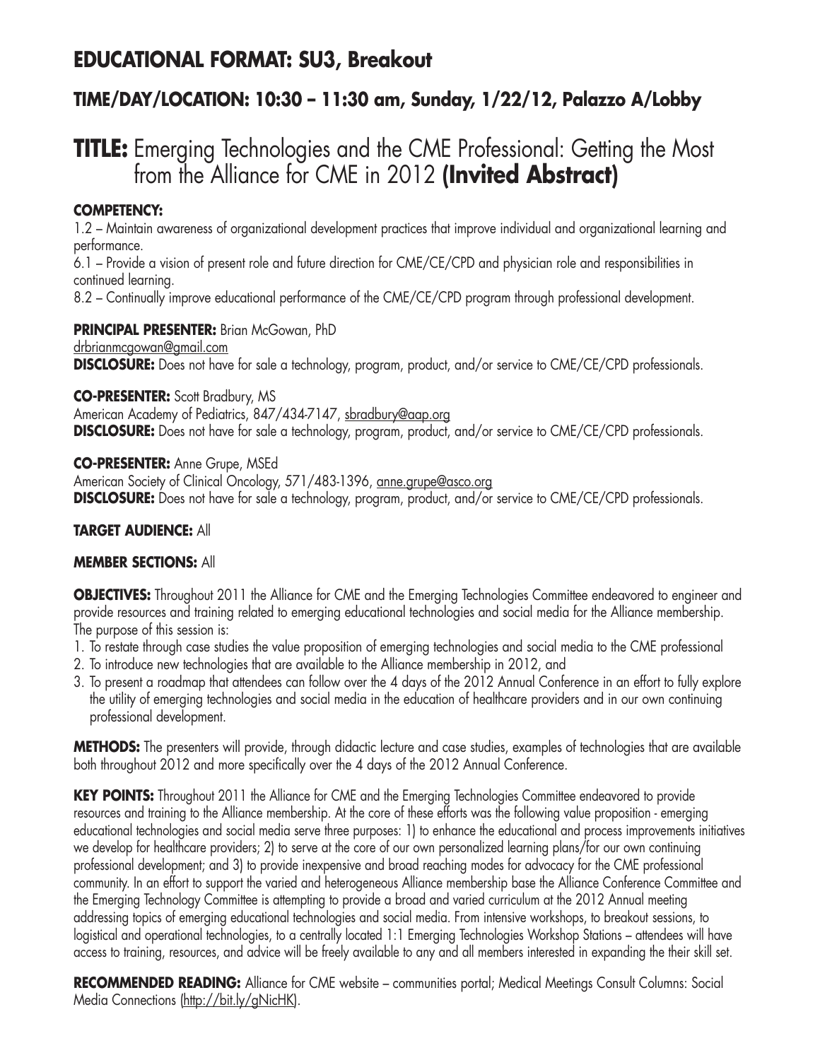## EDUCATIONAL FORMAT: SU3, Breakout

### TIME/DAY/LOCATION: 10:30 – 11:30 am, Sunday, 1/22/12, Palazzo A/Lobby

# TITLE: Emerging Technologies and the CME Professional: Getting the Most from the Alliance for CME in 2012 (Invited Abstract)

**COMPETENCY:**
1.2 – Maintain awareness of organizational development practices that improve individual and organizational learning and performance.
6.1 – Provide a vision of present role and future direction for CME/CE/CPD and physician role and responsibilities in continued learning.
8.2 – Continually improve educational performance of the CME/CE/CPD program through professional development.

**PRINCIPAL PRESENTER:** Brian McGowan, PhD
drbrianmcgowan@gmail.com
**DISCLOSURE:** Does not have for sale a technology, program, product, and/or service to CME/CE/CPD professionals.

**CO-PRESENTER:** Scott Bradbury, MS
American Academy of Pediatrics, 847/434-7147, sbradbury@aap.org
**DISCLOSURE:** Does not have for sale a technology, program, product, and/or service to CME/CE/CPD professionals.

**CO-PRESENTER:** Anne Grupe, MSEd
American Society of Clinical Oncology, 571/483-1396, anne.grupe@asco.org
**DISCLOSURE:** Does not have for sale a technology, program, product, and/or service to CME/CE/CPD professionals.

**TARGET AUDIENCE:** All

**MEMBER SECTIONS:** All

**OBJECTIVES:** Throughout 2011 the Alliance for CME and the Emerging Technologies Committee endeavored to engineer and provide resources and training related to emerging educational technologies and social media for the Alliance membership. The purpose of this session is:

1. To restate through case studies the value proposition of emerging technologies and social media to the CME professional
2. To introduce new technologies that are available to the Alliance membership in 2012, and
3. To present a roadmap that attendees can follow over the 4 days of the 2012 Annual Conference in an effort to fully explore the utility of emerging technologies and social media in the education of healthcare providers and in our own continuing professional development.

**METHODS:** The presenters will provide, through didactic lecture and case studies, examples of technologies that are available both throughout 2012 and more specifically over the 4 days of the 2012 Annual Conference.

**KEY POINTS:** Throughout 2011 the Alliance for CME and the Emerging Technologies Committee endeavored to provide resources and training to the Alliance membership. At the core of these efforts was the following value proposition - emerging educational technologies and social media serve three purposes: 1) to enhance the educational and process improvements initiatives we develop for healthcare providers; 2) to serve at the core of our own personalized learning plans/for our own continuing professional development; and 3) to provide inexpensive and broad reaching modes for advocacy for the CME professional community. In an effort to support the varied and heterogeneous Alliance membership base the Alliance Conference Committee and the Emerging Technology Committee is attempting to provide a broad and varied curriculum at the 2012 Annual meeting addressing topics of emerging educational technologies and social media. From intensive workshops, to breakout sessions, to logistical and operational technologies, to a centrally located 1:1 Emerging Technologies Workshop Stations – attendees will have access to training, resources, and advice will be freely available to any and all members interested in expanding the their skill set.

**RECOMMENDED READING:** Alliance for CME website – communities portal; Medical Meetings Consult Columns: Social Media Connections (http://bit.ly/gNicHK).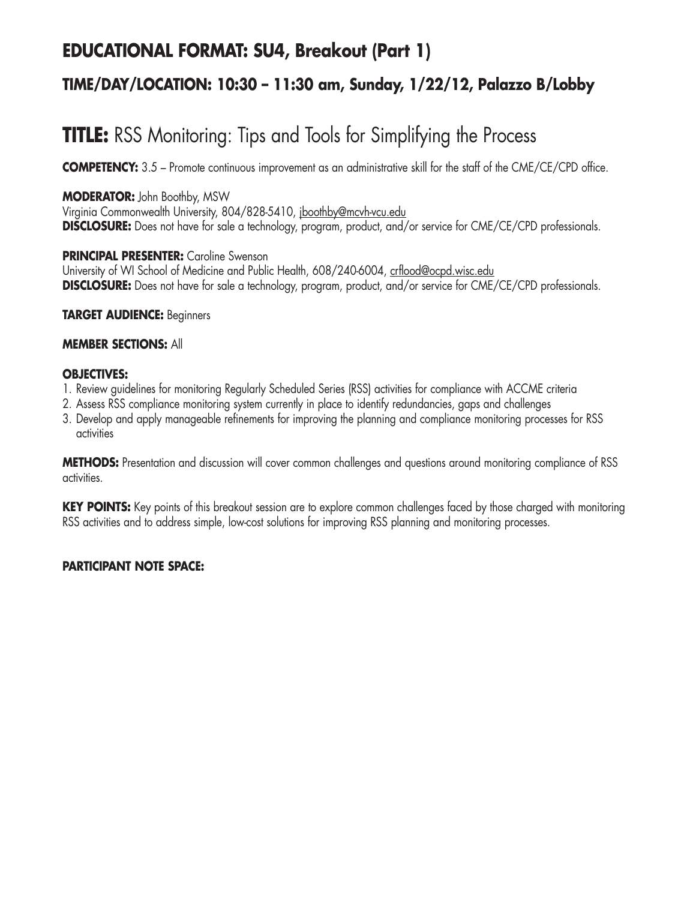## EDUCATIONAL FORMAT: SU4, Breakout (Part 1)

### TIME/DAY/LOCATION: 10:30 – 11:30 am, Sunday, 1/22/12, Palazzo B/Lobby

# TITLE: RSS Monitoring: Tips and Tools for Simplifying the Process

**COMPETENCY:** 3.5 – Promote continuous improvement as an administrative skill for the staff of the CME/CE/CPD office.

**MODERATOR:** John Boothby, MSW
Virginia Commonwealth University, 804/828-5410, jboothby@mcvh-vcu.edu
**DISCLOSURE:** Does not have for sale a technology, program, product, and/or service for CME/CE/CPD professionals.

**PRINCIPAL PRESENTER:** Caroline Swenson
University of WI School of Medicine and Public Health, 608/240-6004, crflood@ocpd.wisc.edu
**DISCLOSURE:** Does not have for sale a technology, program, product, and/or service for CME/CE/CPD professionals.

**TARGET AUDIENCE:** Beginners

**MEMBER SECTIONS:** All

**OBJECTIVES:**

1. Review guidelines for monitoring Regularly Scheduled Series (RSS) activities for compliance with ACCME criteria
2. Assess RSS compliance monitoring system currently in place to identify redundancies, gaps and challenges
3. Develop and apply manageable refinements for improving the planning and compliance monitoring processes for RSS activities

**METHODS:** Presentation and discussion will cover common challenges and questions around monitoring compliance of RSS activities.

**KEY POINTS:** Key points of this breakout session are to explore common challenges faced by those charged with monitoring RSS activities and to address simple, low-cost solutions for improving RSS planning and monitoring processes.

**PARTICIPANT NOTE SPACE:**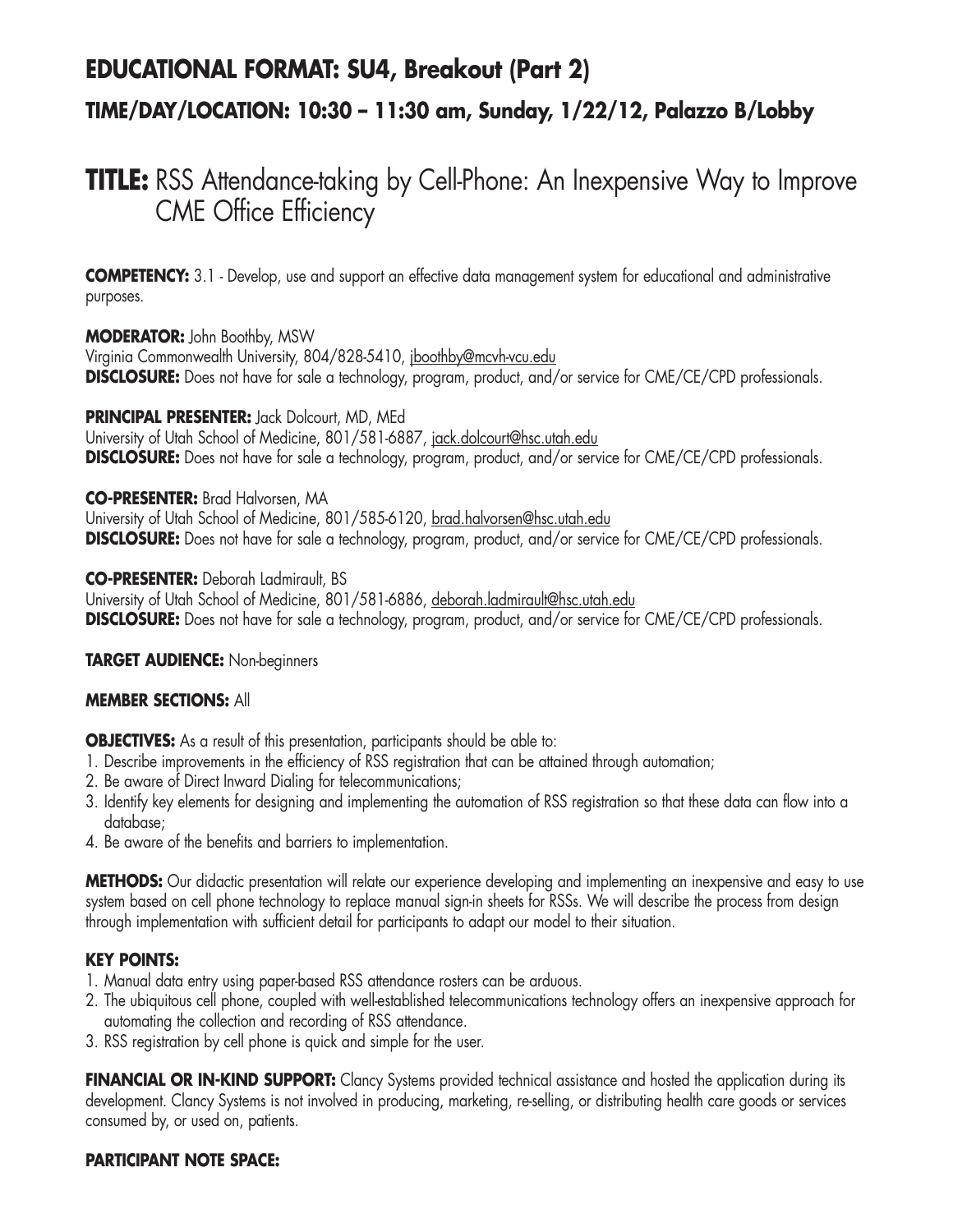## EDUCATIONAL FORMAT: SU4, Breakout (Part 2)

### TIME/DAY/LOCATION: 10:30 – 11:30 am, Sunday, 1/22/12, Palazzo B/Lobby

# TITLE: RSS Attendance-taking by Cell-Phone: An Inexpensive Way to Improve CME Office Efficiency

**COMPETENCY:** 3.1 - Develop, use and support an effective data management system for educational and administrative purposes.

**MODERATOR:** John Boothby, MSW
Virginia Commonwealth University, 804/828-5410, jboothby@mcvh-vcu.edu
**DISCLOSURE:** Does not have for sale a technology, program, product, and/or service for CME/CE/CPD professionals.

**PRINCIPAL PRESENTER:** Jack Dolcourt, MD, MEd
University of Utah School of Medicine, 801/581-6887, jack.dolcourt@hsc.utah.edu
**DISCLOSURE:** Does not have for sale a technology, program, product, and/or service for CME/CE/CPD professionals.

**CO-PRESENTER:** Brad Halvorsen, MA
University of Utah School of Medicine, 801/585-6120, brad.halvorsen@hsc.utah.edu
**DISCLOSURE:** Does not have for sale a technology, program, product, and/or service for CME/CE/CPD professionals.

**CO-PRESENTER:** Deborah Ladmirault, BS
University of Utah School of Medicine, 801/581-6886, deborah.ladmirault@hsc.utah.edu
**DISCLOSURE:** Does not have for sale a technology, program, product, and/or service for CME/CE/CPD professionals.

**TARGET AUDIENCE:** Non-beginners

**MEMBER SECTIONS:** All

**OBJECTIVES:** As a result of this presentation, participants should be able to:
1. Describe improvements in the efficiency of RSS registration that can be attained through automation;
2. Be aware of Direct Inward Dialing for telecommunications;
3. Identify key elements for designing and implementing the automation of RSS registration so that these data can flow into a database;
4. Be aware of the benefits and barriers to implementation.

**METHODS:** Our didactic presentation will relate our experience developing and implementing an inexpensive and easy to use system based on cell phone technology to replace manual sign-in sheets for RSSs. We will describe the process from design through implementation with sufficient detail for participants to adapt our model to their situation.

**KEY POINTS:**
1. Manual data entry using paper-based RSS attendance rosters can be arduous.
2. The ubiquitous cell phone, coupled with well-established telecommunications technology offers an inexpensive approach for automating the collection and recording of RSS attendance.
3. RSS registration by cell phone is quick and simple for the user.

**FINANCIAL OR IN-KIND SUPPORT:** Clancy Systems provided technical assistance and hosted the application during its development. Clancy Systems is not involved in producing, marketing, re-selling, or distributing health care goods or services consumed by, or used on, patients.

**PARTICIPANT NOTE SPACE:**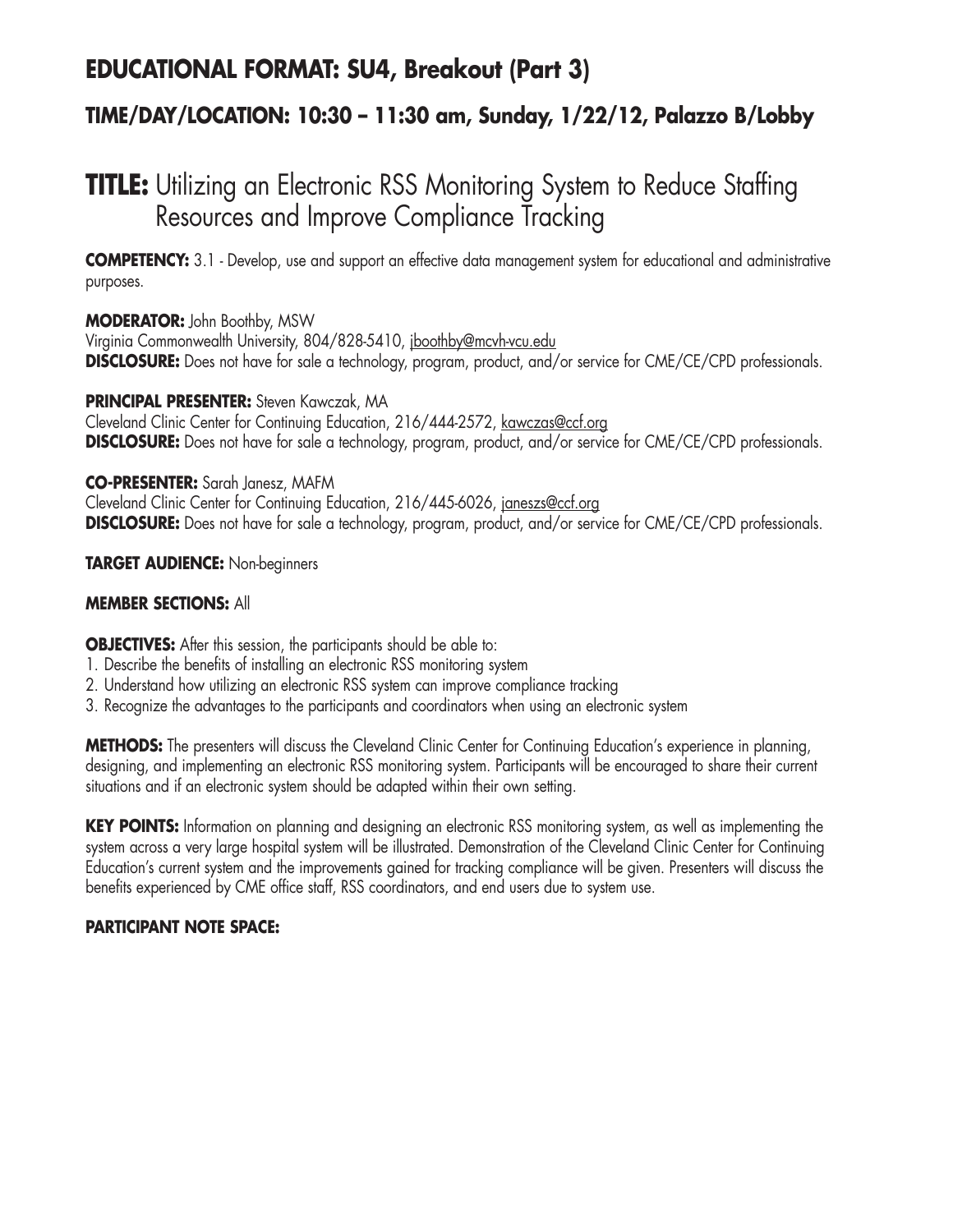## EDUCATIONAL FORMAT: SU4, Breakout (Part 3)

### TIME/DAY/LOCATION: 10:30 – 11:30 am, Sunday, 1/22/12, Palazzo B/Lobby

# TITLE: Utilizing an Electronic RSS Monitoring System to Reduce Staffing Resources and Improve Compliance Tracking

**COMPETENCY:** 3.1 - Develop, use and support an effective data management system for educational and administrative purposes.

**MODERATOR:** John Boothby, MSW
Virginia Commonwealth University, 804/828-5410, jboothby@mcvh-vcu.edu
**DISCLOSURE:** Does not have for sale a technology, program, product, and/or service for CME/CE/CPD professionals.

**PRINCIPAL PRESENTER:** Steven Kawczak, MA
Cleveland Clinic Center for Continuing Education, 216/444-2572, kawczas@ccf.org
**DISCLOSURE:** Does not have for sale a technology, program, product, and/or service for CME/CE/CPD professionals.

**CO-PRESENTER:** Sarah Janesz, MAFM
Cleveland Clinic Center for Continuing Education, 216/445-6026, janeszs@ccf.org
**DISCLOSURE:** Does not have for sale a technology, program, product, and/or service for CME/CE/CPD professionals.

**TARGET AUDIENCE:** Non-beginners

**MEMBER SECTIONS:** All

**OBJECTIVES:** After this session, the participants should be able to:
1. Describe the benefits of installing an electronic RSS monitoring system
2. Understand how utilizing an electronic RSS system can improve compliance tracking
3. Recognize the advantages to the participants and coordinators when using an electronic system

**METHODS:** The presenters will discuss the Cleveland Clinic Center for Continuing Education's experience in planning, designing, and implementing an electronic RSS monitoring system. Participants will be encouraged to share their current situations and if an electronic system should be adapted within their own setting.

**KEY POINTS:** Information on planning and designing an electronic RSS monitoring system, as well as implementing the system across a very large hospital system will be illustrated. Demonstration of the Cleveland Clinic Center for Continuing Education's current system and the improvements gained for tracking compliance will be given. Presenters will discuss the benefits experienced by CME office staff, RSS coordinators, and end users due to system use.

**PARTICIPANT NOTE SPACE:**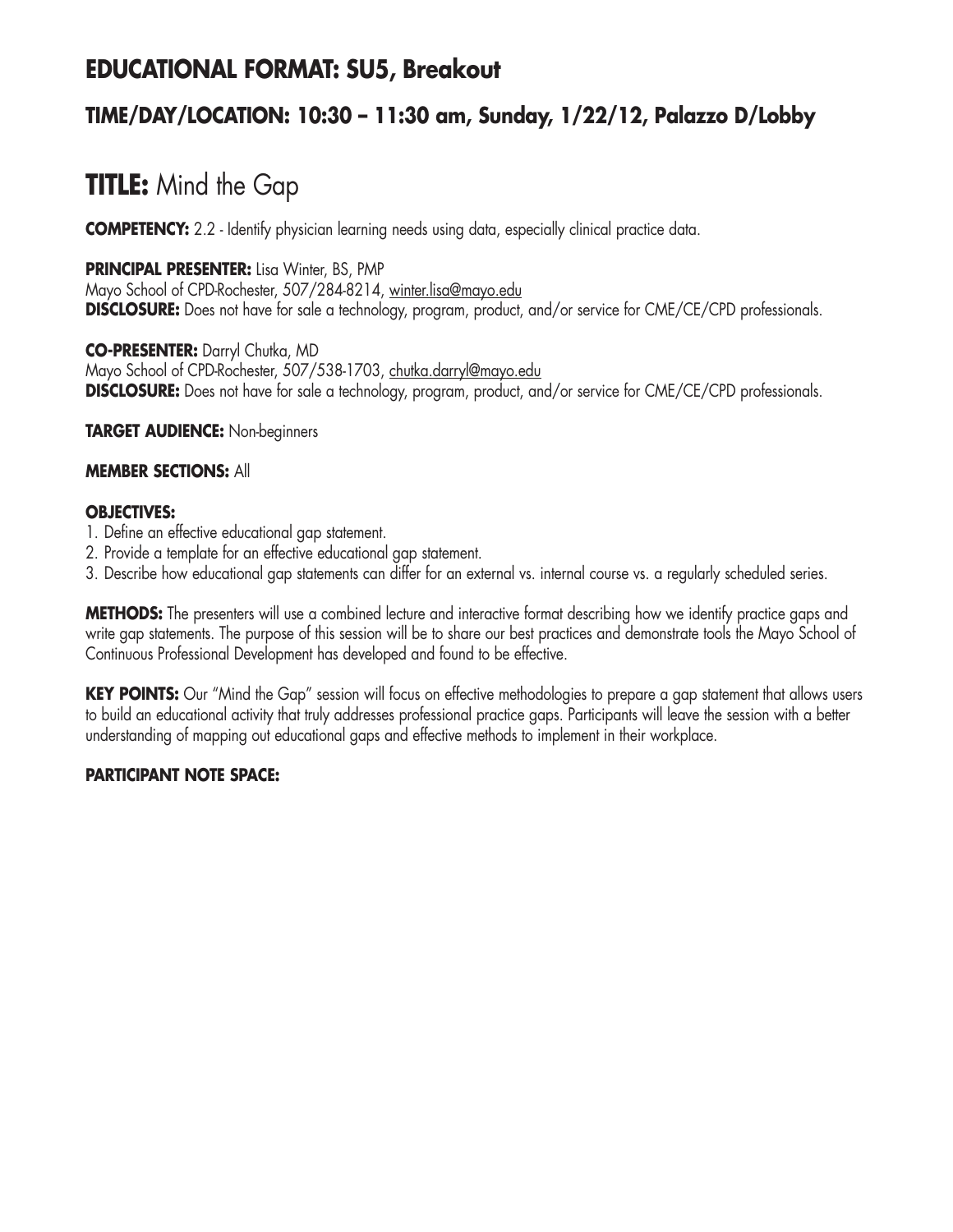## EDUCATIONAL FORMAT: SU5, Breakout

### TIME/DAY/LOCATION: 10:30 – 11:30 am, Sunday, 1/22/12, Palazzo D/Lobby

# TITLE: Mind the Gap

**COMPETENCY:** 2.2 - Identify physician learning needs using data, especially clinical practice data.

**PRINCIPAL PRESENTER:** Lisa Winter, BS, PMP
Mayo School of CPD-Rochester, 507/284-8214, winter.lisa@mayo.edu
**DISCLOSURE:** Does not have for sale a technology, program, product, and/or service for CME/CE/CPD professionals.

**CO-PRESENTER:** Darryl Chutka, MD
Mayo School of CPD-Rochester, 507/538-1703, chutka.darryl@mayo.edu
**DISCLOSURE:** Does not have for sale a technology, program, product, and/or service for CME/CE/CPD professionals.

**TARGET AUDIENCE:** Non-beginners

**MEMBER SECTIONS:** All

**OBJECTIVES:**

1. Define an effective educational gap statement.
2. Provide a template for an effective educational gap statement.
3. Describe how educational gap statements can differ for an external vs. internal course vs. a regularly scheduled series.

**METHODS:** The presenters will use a combined lecture and interactive format describing how we identify practice gaps and write gap statements. The purpose of this session will be to share our best practices and demonstrate tools the Mayo School of Continuous Professional Development has developed and found to be effective.

**KEY POINTS:** Our "Mind the Gap" session will focus on effective methodologies to prepare a gap statement that allows users to build an educational activity that truly addresses professional practice gaps. Participants will leave the session with a better understanding of mapping out educational gaps and effective methods to implement in their workplace.

**PARTICIPANT NOTE SPACE:**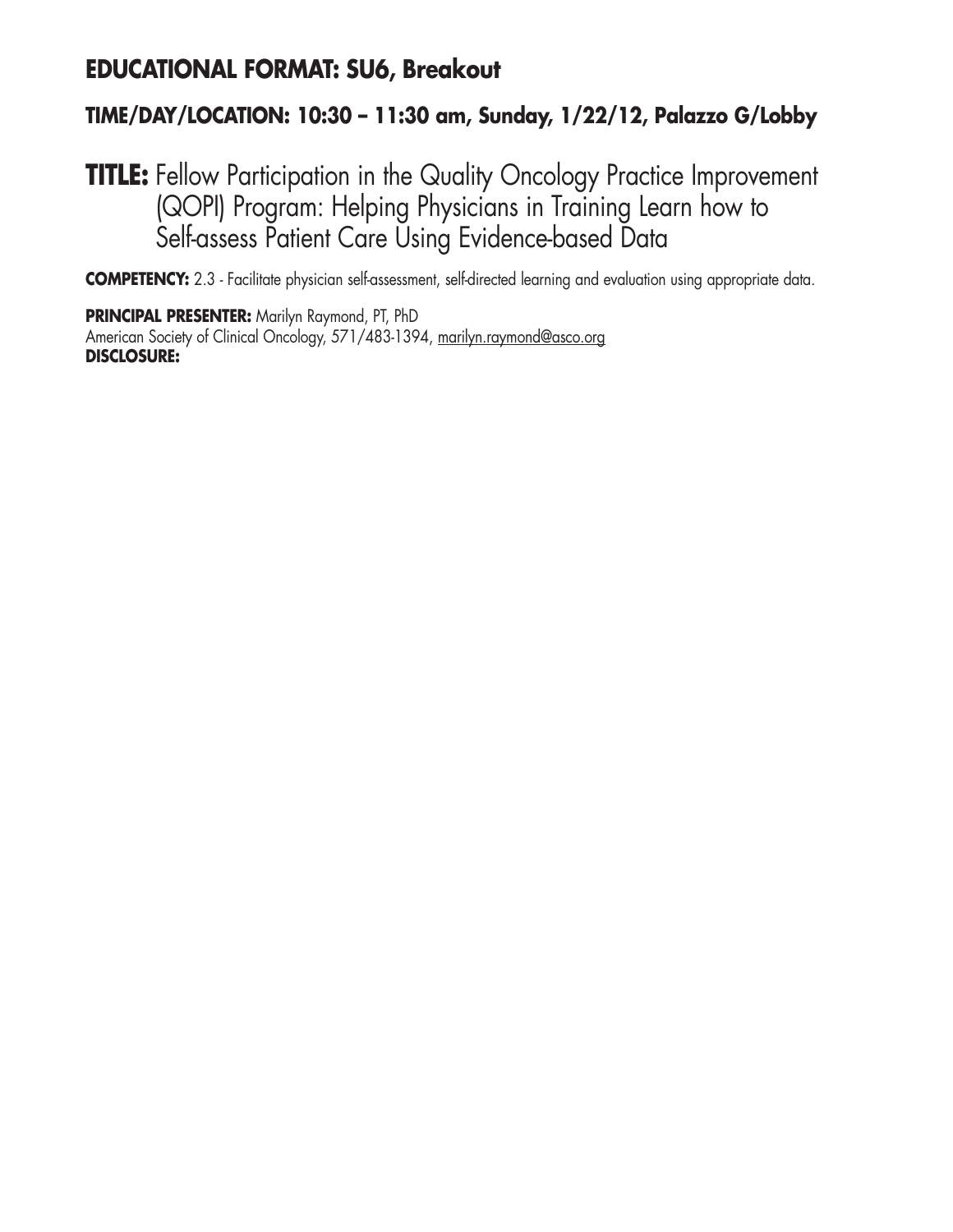## EDUCATIONAL FORMAT: SU6, Breakout

### TIME/DAY/LOCATION: 10:30 – 11:30 am, Sunday, 1/22/12, Palazzo G/Lobby

# TITLE: Fellow Participation in the Quality Oncology Practice Improvement (QOPI) Program: Helping Physicians in Training Learn how to Self-assess Patient Care Using Evidence-based Data

**COMPETENCY:** 2.3 - Facilitate physician self-assessment, self-directed learning and evaluation using appropriate data.

**PRINCIPAL PRESENTER:** Marilyn Raymond, PT, PhD
American Society of Clinical Oncology, 571/483-1394, marilyn.raymond@asco.org
**DISCLOSURE:**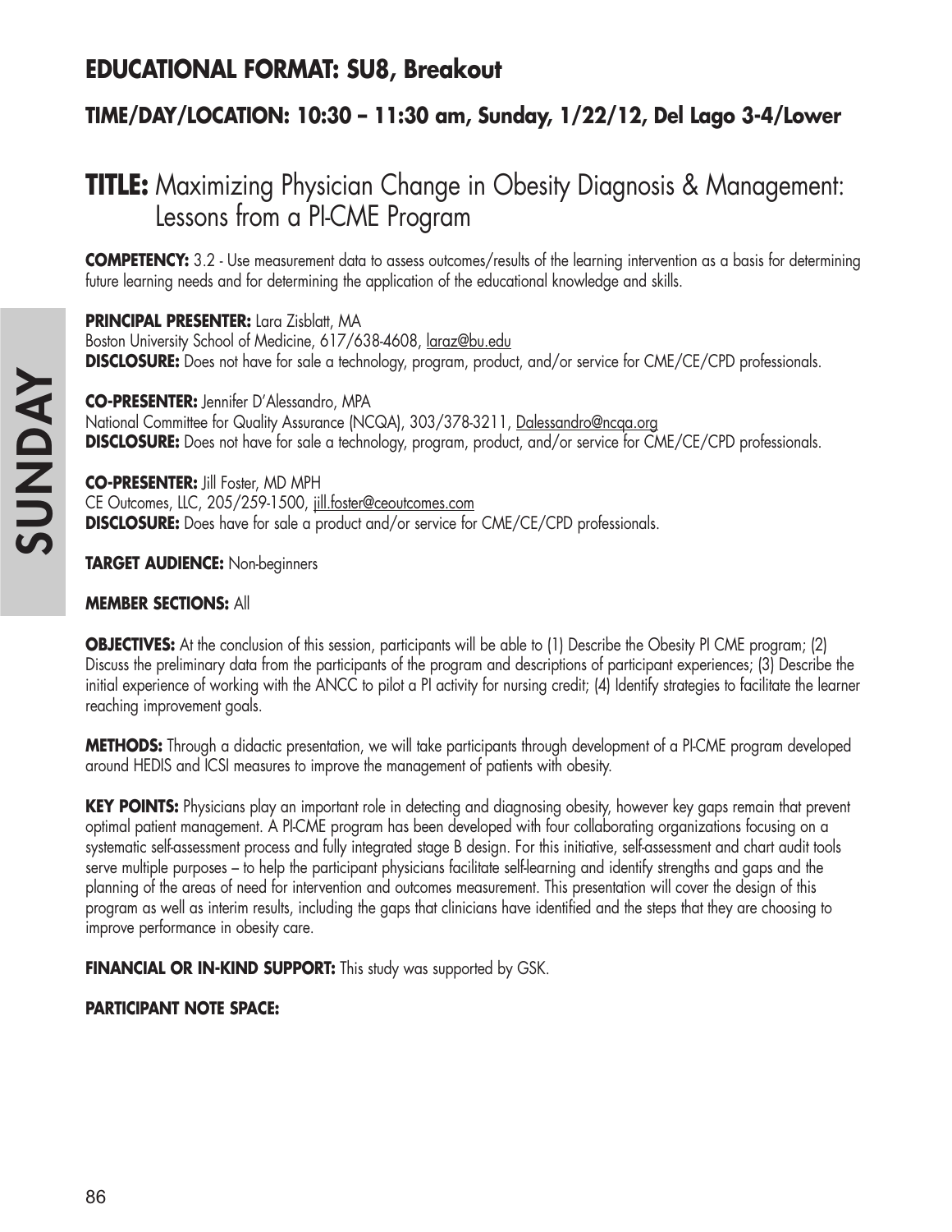## EDUCATIONAL FORMAT: SU8, Breakout

### TIME/DAY/LOCATION: 10:30 – 11:30 am, Sunday, 1/22/12, Del Lago 3-4/Lower

# TITLE: Maximizing Physician Change in Obesity Diagnosis & Management: Lessons from a PI-CME Program

**COMPETENCY:** 3.2 - Use measurement data to assess outcomes/results of the learning intervention as a basis for determining future learning needs and for determining the application of the educational knowledge and skills.

**PRINCIPAL PRESENTER:** Lara Zisblatt, MA
Boston University School of Medicine, 617/638-4608, laraz@bu.edu
**DISCLOSURE:** Does not have for sale a technology, program, product, and/or service for CME/CE/CPD professionals.

**CO-PRESENTER:** Jennifer D'Alessandro, MPA
National Committee for Quality Assurance (NCQA), 303/378-3211, Dalessandro@ncqa.org
**DISCLOSURE:** Does not have for sale a technology, program, product, and/or service for CME/CE/CPD professionals.

**CO-PRESENTER:** Jill Foster, MD MPH
CE Outcomes, LLC, 205/259-1500, jill.foster@ceoutcomes.com
**DISCLOSURE:** Does have for sale a product and/or service for CME/CE/CPD professionals.

**TARGET AUDIENCE:** Non-beginners

**MEMBER SECTIONS:** All

**OBJECTIVES:** At the conclusion of this session, participants will be able to (1) Describe the Obesity PI CME program; (2) Discuss the preliminary data from the participants of the program and descriptions of participant experiences; (3) Describe the initial experience of working with the ANCC to pilot a PI activity for nursing credit; (4) Identify strategies to facilitate the learner reaching improvement goals.

**METHODS:** Through a didactic presentation, we will take participants through development of a PI-CME program developed around HEDIS and ICSI measures to improve the management of patients with obesity.

**KEY POINTS:** Physicians play an important role in detecting and diagnosing obesity, however key gaps remain that prevent optimal patient management. A PI-CME program has been developed with four collaborating organizations focusing on a systematic self-assessment process and fully integrated stage B design. For this initiative, self-assessment and chart audit tools serve multiple purposes – to help the participant physicians facilitate self-learning and identify strengths and gaps and the planning of the areas of need for intervention and outcomes measurement. This presentation will cover the design of this program as well as interim results, including the gaps that clinicians have identified and the steps that they are choosing to improve performance in obesity care.

**FINANCIAL OR IN-KIND SUPPORT:** This study was supported by GSK.

**PARTICIPANT NOTE SPACE:**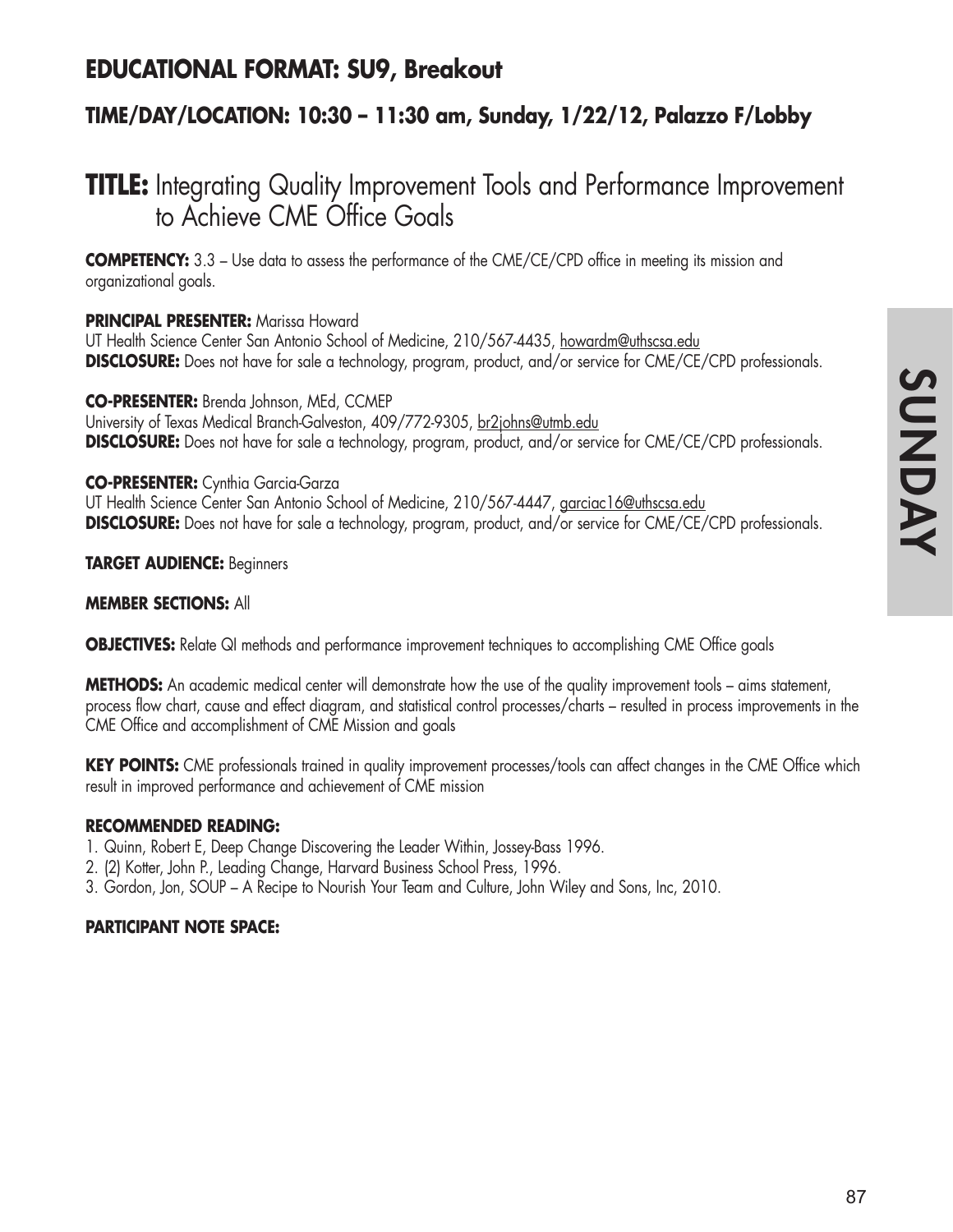## EDUCATIONAL FORMAT: SU9, Breakout

### TIME/DAY/LOCATION: 10:30 – 11:30 am, Sunday, 1/22/12, Palazzo F/Lobby

# TITLE: Integrating Quality Improvement Tools and Performance Improvement to Achieve CME Office Goals

**COMPETENCY:** 3.3 – Use data to assess the performance of the CME/CE/CPD office in meeting its mission and organizational goals.

**PRINCIPAL PRESENTER:** Marissa Howard
UT Health Science Center San Antonio School of Medicine, 210/567-4435, howardm@uthscsa.edu
**DISCLOSURE:** Does not have for sale a technology, program, product, and/or service for CME/CE/CPD professionals.

**CO-PRESENTER:** Brenda Johnson, MEd, CCMEP
University of Texas Medical Branch-Galveston, 409/772-9305, br2johns@utmb.edu
**DISCLOSURE:** Does not have for sale a technology, program, product, and/or service for CME/CE/CPD professionals.

**CO-PRESENTER:** Cynthia Garcia-Garza
UT Health Science Center San Antonio School of Medicine, 210/567-4447, garciac16@uthscsa.edu
**DISCLOSURE:** Does not have for sale a technology, program, product, and/or service for CME/CE/CPD professionals.

**TARGET AUDIENCE:** Beginners

**MEMBER SECTIONS:** All

**OBJECTIVES:** Relate QI methods and performance improvement techniques to accomplishing CME Office goals

**METHODS:** An academic medical center will demonstrate how the use of the quality improvement tools – aims statement, process flow chart, cause and effect diagram, and statistical control processes/charts – resulted in process improvements in the CME Office and accomplishment of CME Mission and goals

**KEY POINTS:** CME professionals trained in quality improvement processes/tools can affect changes in the CME Office which result in improved performance and achievement of CME mission

**RECOMMENDED READING:**

1. Quinn, Robert E, Deep Change Discovering the Leader Within, Jossey-Bass 1996.
2. (2) Kotter, John P., Leading Change, Harvard Business School Press, 1996.
3. Gordon, Jon, SOUP – A Recipe to Nourish Your Team and Culture, John Wiley and Sons, Inc, 2010.

**PARTICIPANT NOTE SPACE:**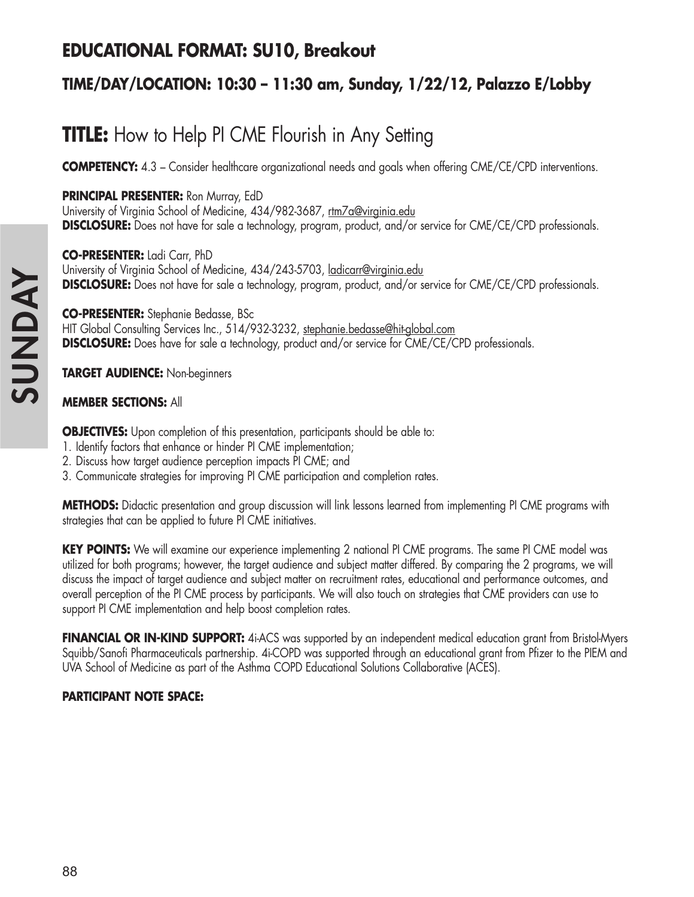## EDUCATIONAL FORMAT: SU10, Breakout

### TIME/DAY/LOCATION: 10:30 – 11:30 am, Sunday, 1/22/12, Palazzo E/Lobby

# TITLE: How to Help PI CME Flourish in Any Setting

**COMPETENCY:** 4.3 – Consider healthcare organizational needs and goals when offering CME/CE/CPD interventions.

**PRINCIPAL PRESENTER:** Ron Murray, EdD
University of Virginia School of Medicine, 434/982-3687, rtm7a@virginia.edu
**DISCLOSURE:** Does not have for sale a technology, program, product, and/or service for CME/CE/CPD professionals.

**CO-PRESENTER:** Ladi Carr, PhD
University of Virginia School of Medicine, 434/243-5703, ladicarr@virginia.edu
**DISCLOSURE:** Does not have for sale a technology, program, product, and/or service for CME/CE/CPD professionals.

**CO-PRESENTER:** Stephanie Bedasse, BSc
HIT Global Consulting Services Inc., 514/932-3232, stephanie.bedasse@hit-global.com
**DISCLOSURE:** Does have for sale a technology, product and/or service for CME/CE/CPD professionals.

**TARGET AUDIENCE:** Non-beginners

**MEMBER SECTIONS:** All

**OBJECTIVES:** Upon completion of this presentation, participants should be able to:
1. Identify factors that enhance or hinder PI CME implementation;
2. Discuss how target audience perception impacts PI CME; and
3. Communicate strategies for improving PI CME participation and completion rates.

**METHODS:** Didactic presentation and group discussion will link lessons learned from implementing PI CME programs with strategies that can be applied to future PI CME initiatives.

**KEY POINTS:** We will examine our experience implementing 2 national PI CME programs. The same PI CME model was utilized for both programs; however, the target audience and subject matter differed. By comparing the 2 programs, we will discuss the impact of target audience and subject matter on recruitment rates, educational and performance outcomes, and overall perception of the PI CME process by participants. We will also touch on strategies that CME providers can use to support PI CME implementation and help boost completion rates.

**FINANCIAL OR IN-KIND SUPPORT:** 4i-ACS was supported by an independent medical education grant from Bristol-Myers Squibb/Sanofi Pharmaceuticals partnership. 4i-COPD was supported through an educational grant from Pfizer to the PIEM and UVA School of Medicine as part of the Asthma COPD Educational Solutions Collaborative (ACES).

**PARTICIPANT NOTE SPACE:**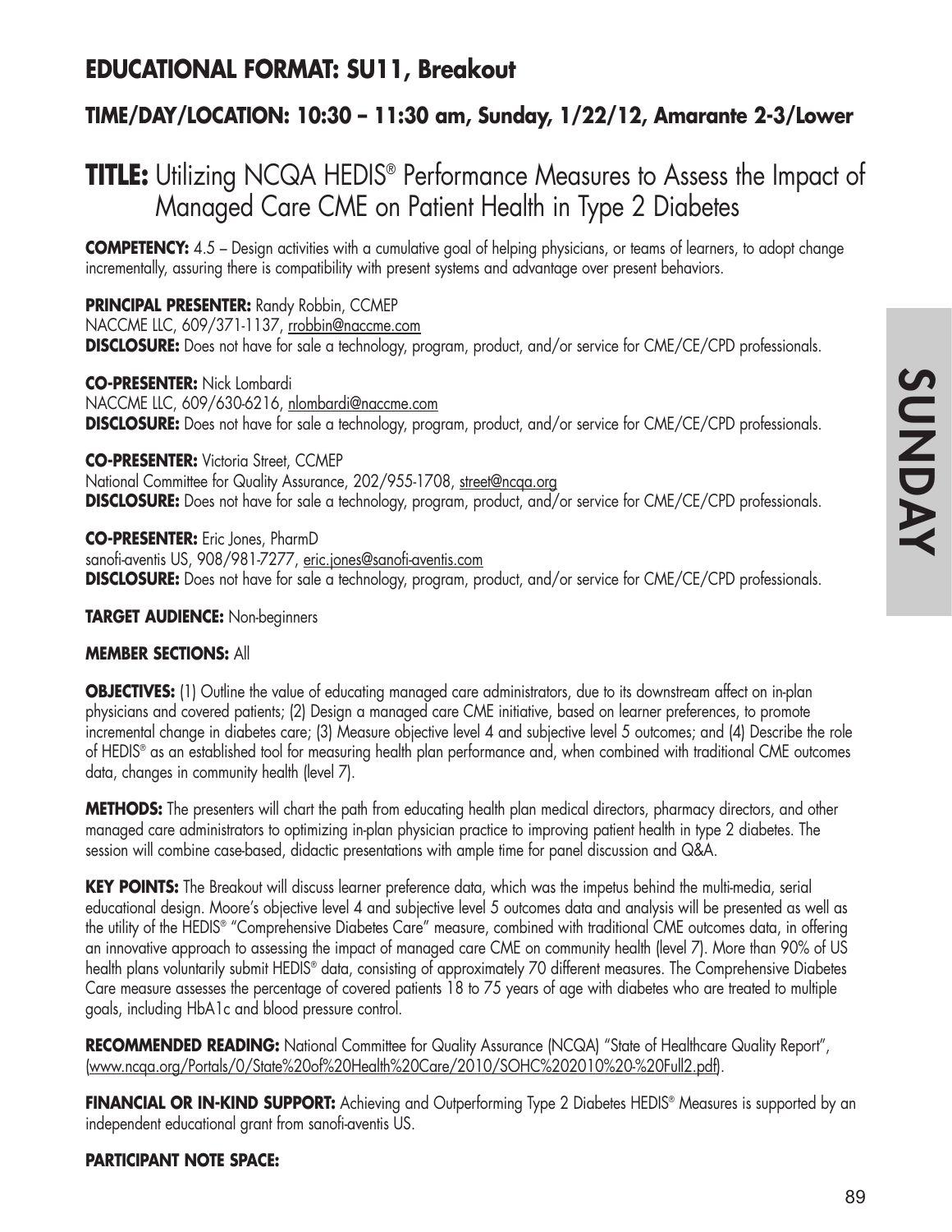## EDUCATIONAL FORMAT: SU11, Breakout

### TIME/DAY/LOCATION: 10:30 – 11:30 am, Sunday, 1/22/12, Amarante 2-3/Lower

# TITLE: Utilizing NCQA HEDIS® Performance Measures to Assess the Impact of Managed Care CME on Patient Health in Type 2 Diabetes

**COMPETENCY:** 4.5 – Design activities with a cumulative goal of helping physicians, or teams of learners, to adopt change incrementally, assuring there is compatibility with present systems and advantage over present behaviors.

**PRINCIPAL PRESENTER:** Randy Robbin, CCMEP
NACCME LLC, 609/371-1137, rrobbin@naccme.com
**DISCLOSURE:** Does not have for sale a technology, program, product, and/or service for CME/CE/CPD professionals.

**CO-PRESENTER:** Nick Lombardi
NACCME LLC, 609/630-6216, nlombardi@naccme.com
**DISCLOSURE:** Does not have for sale a technology, program, product, and/or service for CME/CE/CPD professionals.

**CO-PRESENTER:** Victoria Street, CCMEP
National Committee for Quality Assurance, 202/955-1708, street@ncqa.org
**DISCLOSURE:** Does not have for sale a technology, program, product, and/or service for CME/CE/CPD professionals.

**CO-PRESENTER:** Eric Jones, PharmD
sanofi-aventis US, 908/981-7277, eric.jones@sanofi-aventis.com
**DISCLOSURE:** Does not have for sale a technology, program, product, and/or service for CME/CE/CPD professionals.

**TARGET AUDIENCE:** Non-beginners

**MEMBER SECTIONS:** All

**OBJECTIVES:** (1) Outline the value of educating managed care administrators, due to its downstream affect on in-plan physicians and covered patients; (2) Design a managed care CME initiative, based on learner preferences, to promote incremental change in diabetes care; (3) Measure objective level 4 and subjective level 5 outcomes; and (4) Describe the role of HEDIS® as an established tool for measuring health plan performance and, when combined with traditional CME outcomes data, changes in community health (level 7).

**METHODS:** The presenters will chart the path from educating health plan medical directors, pharmacy directors, and other managed care administrators to optimizing in-plan physician practice to improving patient health in type 2 diabetes. The session will combine case-based, didactic presentations with ample time for panel discussion and Q&A.

**KEY POINTS:** The Breakout will discuss learner preference data, which was the impetus behind the multi-media, serial educational design. Moore's objective level 4 and subjective level 5 outcomes data and analysis will be presented as well as the utility of the HEDIS® "Comprehensive Diabetes Care" measure, combined with traditional CME outcomes data, in offering an innovative approach to assessing the impact of managed care CME on community health (level 7). More than 90% of US health plans voluntarily submit HEDIS® data, consisting of approximately 70 different measures. The Comprehensive Diabetes Care measure assesses the percentage of covered patients 18 to 75 years of age with diabetes who are treated to multiple goals, including HbA1c and blood pressure control.

**RECOMMENDED READING:** National Committee for Quality Assurance (NCQA) "State of Healthcare Quality Report", (www.ncqa.org/Portals/0/State%20of%20Health%20Care/2010/SOHC%202010%20-%20Full2.pdf).

**FINANCIAL OR IN-KIND SUPPORT:** Achieving and Outperforming Type 2 Diabetes HEDIS® Measures is supported by an independent educational grant from sanofi-aventis US.

**PARTICIPANT NOTE SPACE:**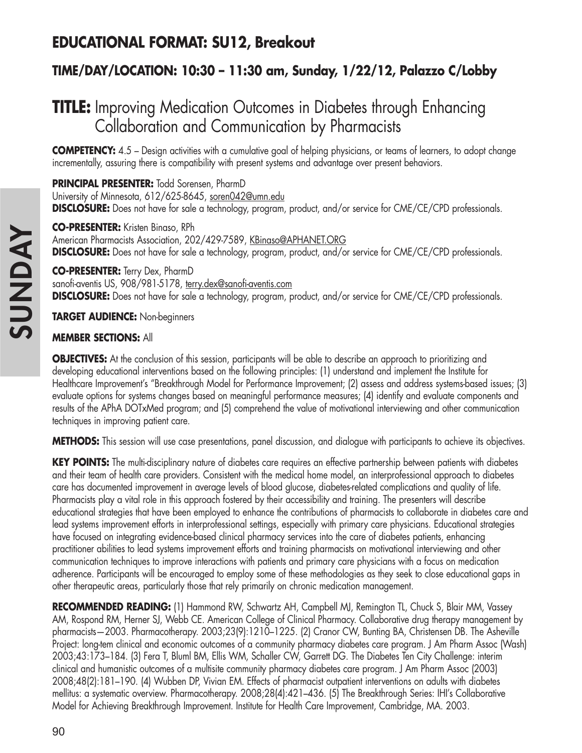## EDUCATIONAL FORMAT: SU12, Breakout

### TIME/DAY/LOCATION: 10:30 – 11:30 am, Sunday, 1/22/12, Palazzo C/Lobby

# TITLE: Improving Medication Outcomes in Diabetes through Enhancing Collaboration and Communication by Pharmacists

**COMPETENCY:** 4.5 – Design activities with a cumulative goal of helping physicians, or teams of learners, to adopt change incrementally, assuring there is compatibility with present systems and advantage over present behaviors.

**PRINCIPAL PRESENTER:** Todd Sorensen, PharmD
University of Minnesota, 612/625-8645, soren042@umn.edu
**DISCLOSURE:** Does not have for sale a technology, program, product, and/or service for CME/CE/CPD professionals.

**CO-PRESENTER:** Kristen Binaso, RPh
American Pharmacists Association, 202/429-7589, KBinaso@APHANET.ORG
**DISCLOSURE:** Does not have for sale a technology, program, product, and/or service for CME/CE/CPD professionals.

**CO-PRESENTER:** Terry Dex, PharmD
sanofi-aventis US, 908/981-5178, terry.dex@sanofi-aventis.com
**DISCLOSURE:** Does not have for sale a technology, program, product, and/or service for CME/CE/CPD professionals.

**TARGET AUDIENCE:** Non-beginners

**MEMBER SECTIONS:** All

**OBJECTIVES:** At the conclusion of this session, participants will be able to describe an approach to prioritizing and developing educational interventions based on the following principles: (1) understand and implement the Institute for Healthcare Improvement's "Breakthrough Model for Performance Improvement; (2) assess and address systems-based issues; (3) evaluate options for systems changes based on meaningful performance measures; (4) identify and evaluate components and results of the APhA DOTxMed program; and (5) comprehend the value of motivational interviewing and other communication techniques in improving patient care.

**METHODS:** This session will use case presentations, panel discussion, and dialogue with participants to achieve its objectives.

**KEY POINTS:** The multi-disciplinary nature of diabetes care requires an effective partnership between patients with diabetes and their team of health care providers. Consistent with the medical home model, an interprofessional approach to diabetes care has documented improvement in average levels of blood glucose, diabetes-related complications and quality of life. Pharmacists play a vital role in this approach fostered by their accessibility and training. The presenters will describe educational strategies that have been employed to enhance the contributions of pharmacists to collaborate in diabetes care and lead systems improvement efforts in interprofessional settings, especially with primary care physicians. Educational strategies have focused on integrating evidence-based clinical pharmacy services into the care of diabetes patients, enhancing practitioner abilities to lead systems improvement efforts and training pharmacists on motivational interviewing and other communication techniques to improve interactions with patients and primary care physicians with a focus on medication adherence. Participants will be encouraged to employ some of these methodologies as they seek to close educational gaps in other therapeutic areas, particularly those that rely primarily on chronic medication management.

**RECOMMENDED READING:** (1) Hammond RW, Schwartz AH, Campbell MJ, Remington TL, Chuck S, Blair MM, Vassey AM, Rospond RM, Herner SJ, Webb CE. American College of Clinical Pharmacy. Collaborative drug therapy management by pharmacists—2003. Pharmacotherapy. 2003;23(9):1210–1225. (2) Cranor CW, Bunting BA, Christensen DB. The Asheville Project: long-tem clinical and economic outcomes of a community pharmacy diabetes care program. J Am Pharm Assoc (Wash) 2003;43:173–184. (3) Fera T, Bluml BM, Ellis WM, Schaller CW, Garrett DG. The Diabetes Ten City Challenge: interim clinical and humanistic outcomes of a multisite community pharmacy diabetes care program. J Am Pharm Assoc (2003) 2008;48(2):181–190. (4) Wubben DP, Vivian EM. Effects of pharmacist outpatient interventions on adults with diabetes mellitus: a systematic overview. Pharmacotherapy. 2008;28(4):421–436. (5) The Breakthrough Series: IHI's Collaborative Model for Achieving Breakthrough Improvement. Institute for Health Care Improvement, Cambridge, MA. 2003.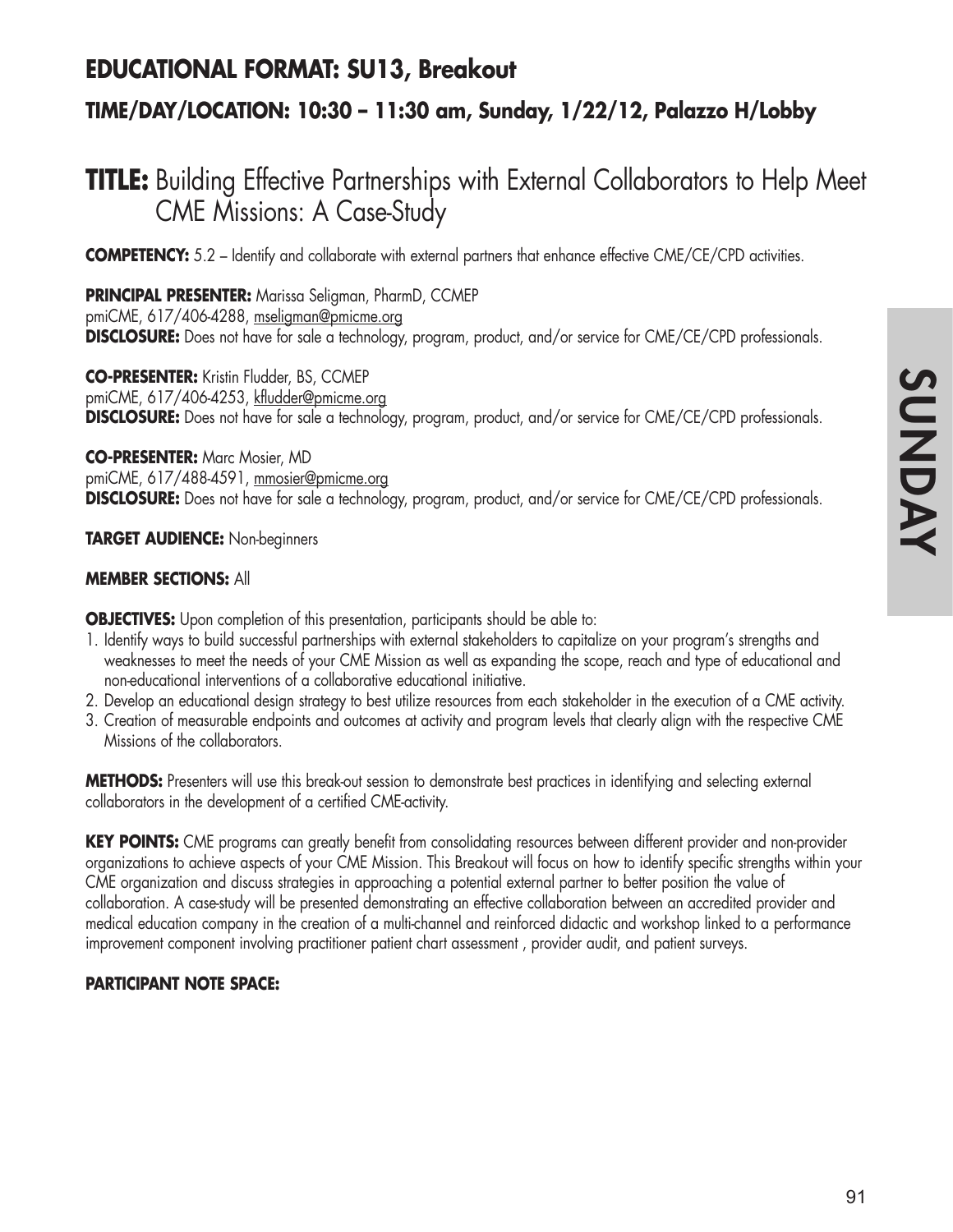## EDUCATIONAL FORMAT: SU13, Breakout

### TIME/DAY/LOCATION: 10:30 – 11:30 am, Sunday, 1/22/12, Palazzo H/Lobby

# TITLE: Building Effective Partnerships with External Collaborators to Help Meet CME Missions: A Case-Study

**COMPETENCY:** 5.2 – Identify and collaborate with external partners that enhance effective CME/CE/CPD activities.

**PRINCIPAL PRESENTER:** Marissa Seligman, PharmD, CCMEP
pmiCME, 617/406-4288, mseligman@pmicme.org
**DISCLOSURE:** Does not have for sale a technology, program, product, and/or service for CME/CE/CPD professionals.

**CO-PRESENTER:** Kristin Fludder, BS, CCMEP
pmiCME, 617/406-4253, kfludder@pmicme.org
**DISCLOSURE:** Does not have for sale a technology, program, product, and/or service for CME/CE/CPD professionals.

**CO-PRESENTER:** Marc Mosier, MD
pmiCME, 617/488-4591, mmosier@pmicme.org
**DISCLOSURE:** Does not have for sale a technology, program, product, and/or service for CME/CE/CPD professionals.

**TARGET AUDIENCE:** Non-beginners

**MEMBER SECTIONS:** All

**OBJECTIVES:** Upon completion of this presentation, participants should be able to:

1. Identify ways to build successful partnerships with external stakeholders to capitalize on your program's strengths and weaknesses to meet the needs of your CME Mission as well as expanding the scope, reach and type of educational and non-educational interventions of a collaborative educational initiative.
2. Develop an educational design strategy to best utilize resources from each stakeholder in the execution of a CME activity.
3. Creation of measurable endpoints and outcomes at activity and program levels that clearly align with the respective CME Missions of the collaborators.

**METHODS:** Presenters will use this break-out session to demonstrate best practices in identifying and selecting external collaborators in the development of a certified CME-activity.

**KEY POINTS:** CME programs can greatly benefit from consolidating resources between different provider and non-provider organizations to achieve aspects of your CME Mission. This Breakout will focus on how to identify specific strengths within your CME organization and discuss strategies in approaching a potential external partner to better position the value of collaboration. A case-study will be presented demonstrating an effective collaboration between an accredited provider and medical education company in the creation of a multi-channel and reinforced didactic and workshop linked to a performance improvement component involving practitioner patient chart assessment , provider audit, and patient surveys.

**PARTICIPANT NOTE SPACE:**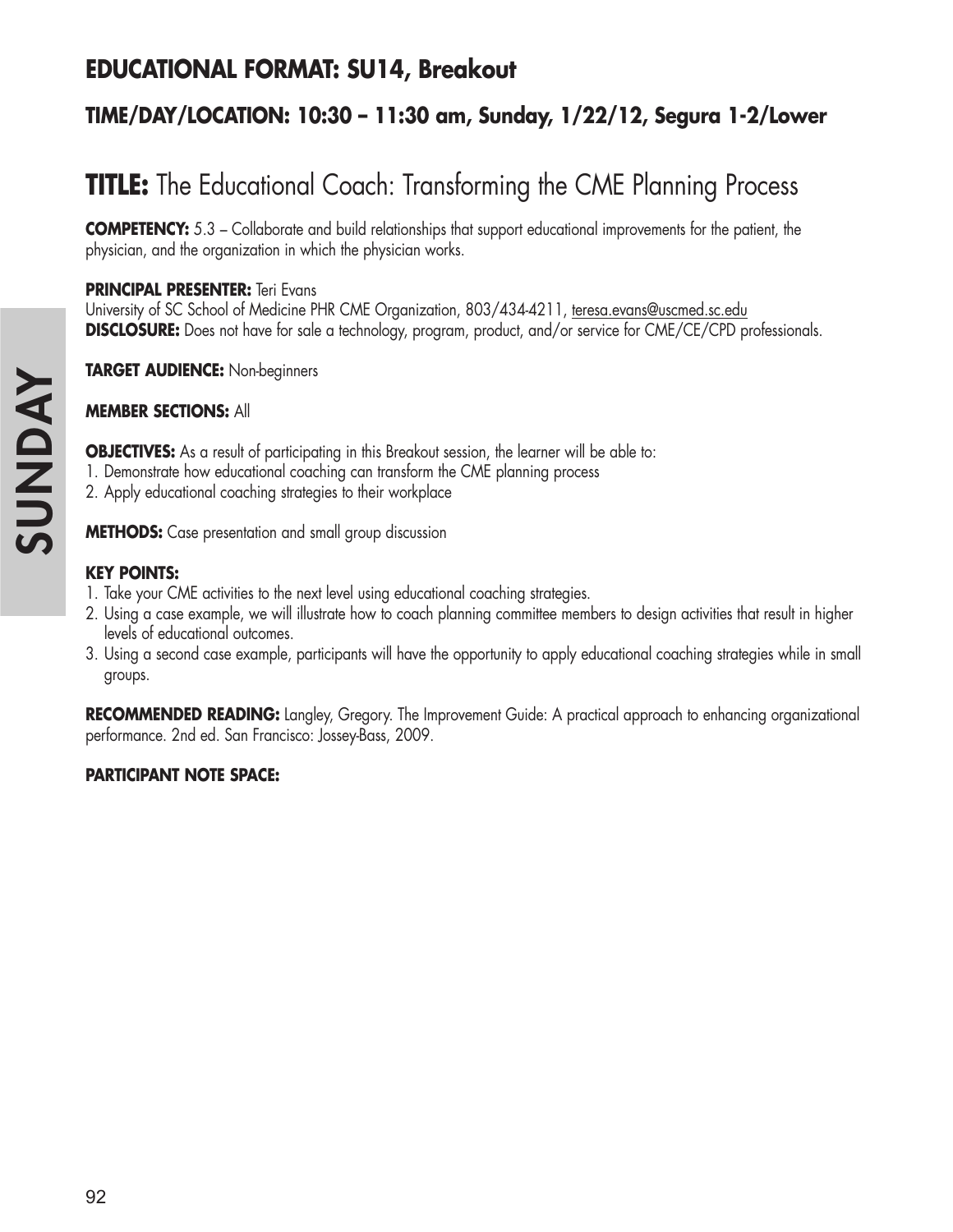## EDUCATIONAL FORMAT: SU14, Breakout

### TIME/DAY/LOCATION: 10:30 – 11:30 am, Sunday, 1/22/12, Segura 1-2/Lower

# TITLE: The Educational Coach: Transforming the CME Planning Process

**COMPETENCY:** 5.3 – Collaborate and build relationships that support educational improvements for the patient, the physician, and the organization in which the physician works.

**PRINCIPAL PRESENTER:** Teri Evans
University of SC School of Medicine PHR CME Organization, 803/434-4211, teresa.evans@uscmed.sc.edu
**DISCLOSURE:** Does not have for sale a technology, program, product, and/or service for CME/CE/CPD professionals.

**TARGET AUDIENCE:** Non-beginners

**MEMBER SECTIONS:** All

**OBJECTIVES:** As a result of participating in this Breakout session, the learner will be able to:
1. Demonstrate how educational coaching can transform the CME planning process
2. Apply educational coaching strategies to their workplace

**METHODS:** Case presentation and small group discussion

**KEY POINTS:**
1. Take your CME activities to the next level using educational coaching strategies.
2. Using a case example, we will illustrate how to coach planning committee members to design activities that result in higher levels of educational outcomes.
3. Using a second case example, participants will have the opportunity to apply educational coaching strategies while in small groups.

**RECOMMENDED READING:** Langley, Gregory. The Improvement Guide: A practical approach to enhancing organizational performance. 2nd ed. San Francisco: Jossey-Bass, 2009.

**PARTICIPANT NOTE SPACE:**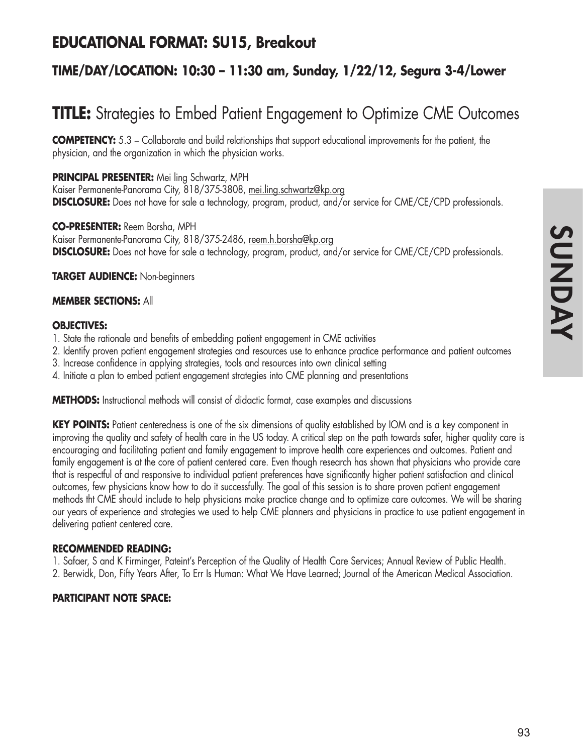## EDUCATIONAL FORMAT: SU15, Breakout

### TIME/DAY/LOCATION: 10:30 – 11:30 am, Sunday, 1/22/12, Segura 3-4/Lower

# TITLE: Strategies to Embed Patient Engagement to Optimize CME Outcomes

**COMPETENCY:** 5.3 – Collaborate and build relationships that support educational improvements for the patient, the physician, and the organization in which the physician works.

**PRINCIPAL PRESENTER:** Mei ling Schwartz, MPH
Kaiser Permanente-Panorama City, 818/375-3808, mei.ling.schwartz@kp.org
**DISCLOSURE:** Does not have for sale a technology, program, product, and/or service for CME/CE/CPD professionals.

**CO-PRESENTER:** Reem Borsha, MPH
Kaiser Permanente-Panorama City, 818/375-2486, reem.h.borsha@kp.org
**DISCLOSURE:** Does not have for sale a technology, program, product, and/or service for CME/CE/CPD professionals.

**TARGET AUDIENCE:** Non-beginners

**MEMBER SECTIONS:** All

**OBJECTIVES:**

1. State the rationale and benefits of embedding patient engagement in CME activities
2. Identify proven patient engagement strategies and resources use to enhance practice performance and patient outcomes
3. Increase confidence in applying strategies, tools and resources into own clinical setting
4. Initiate a plan to embed patient engagement strategies into CME planning and presentations

**METHODS:** Instructional methods will consist of didactic format, case examples and discussions

**KEY POINTS:** Patient centeredness is one of the six dimensions of quality established by IOM and is a key component in improving the quality and safety of health care in the US today. A critical step on the path towards safer, higher quality care is encouraging and facilitating patient and family engagement to improve health care experiences and outcomes. Patient and family engagement is at the core of patient centered care. Even though research has shown that physicians who provide care that is respectful of and responsive to individual patient preferences have significantly higher patient satisfaction and clinical outcomes, few physicians know how to do it successfully. The goal of this session is to share proven patient engagement methods tht CME should include to help physicians make practice change and to optimize care outcomes. We will be sharing our years of experience and strategies we used to help CME planners and physicians in practice to use patient engagement in delivering patient centered care.

**RECOMMENDED READING:**

1. Safaer, S and K Firminger, Pateint's Perception of the Quality of Health Care Services; Annual Review of Public Health.
2. Berwidk, Don, Fifty Years After, To Err Is Human: What We Have Learned; Journal of the American Medical Association.

**PARTICIPANT NOTE SPACE:**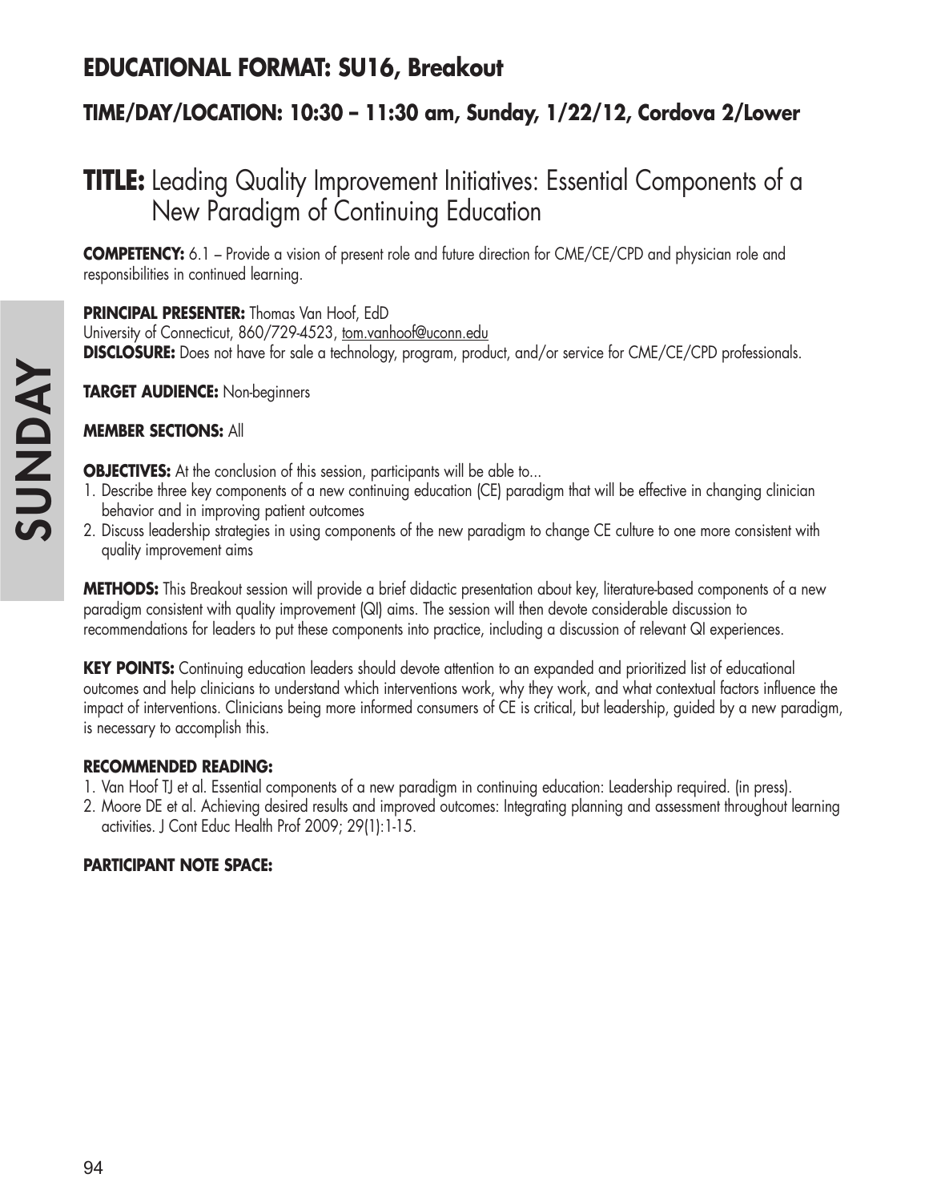## EDUCATIONAL FORMAT: SU16, Breakout

### TIME/DAY/LOCATION: 10:30 – 11:30 am, Sunday, 1/22/12, Cordova 2/Lower

# TITLE: Leading Quality Improvement Initiatives: Essential Components of a New Paradigm of Continuing Education

**COMPETENCY:** 6.1 – Provide a vision of present role and future direction for CME/CE/CPD and physician role and responsibilities in continued learning.

**PRINCIPAL PRESENTER:** Thomas Van Hoof, EdD
University of Connecticut, 860/729-4523, tom.vanhoof@uconn.edu
**DISCLOSURE:** Does not have for sale a technology, program, product, and/or service for CME/CE/CPD professionals.

**TARGET AUDIENCE:** Non-beginners

**MEMBER SECTIONS:** All

**OBJECTIVES:** At the conclusion of this session, participants will be able to...

1. Describe three key components of a new continuing education (CE) paradigm that will be effective in changing clinician behavior and in improving patient outcomes
2. Discuss leadership strategies in using components of the new paradigm to change CE culture to one more consistent with quality improvement aims

**METHODS:** This Breakout session will provide a brief didactic presentation about key, literature-based components of a new paradigm consistent with quality improvement (QI) aims. The session will then devote considerable discussion to recommendations for leaders to put these components into practice, including a discussion of relevant QI experiences.

**KEY POINTS:** Continuing education leaders should devote attention to an expanded and prioritized list of educational outcomes and help clinicians to understand which interventions work, why they work, and what contextual factors influence the impact of interventions. Clinicians being more informed consumers of CE is critical, but leadership, guided by a new paradigm, is necessary to accomplish this.

**RECOMMENDED READING:**

1. Van Hoof TJ et al. Essential components of a new paradigm in continuing education: Leadership required. (in press).
2. Moore DE et al. Achieving desired results and improved outcomes: Integrating planning and assessment throughout learning activities. J Cont Educ Health Prof 2009; 29(1):1-15.

**PARTICIPANT NOTE SPACE:**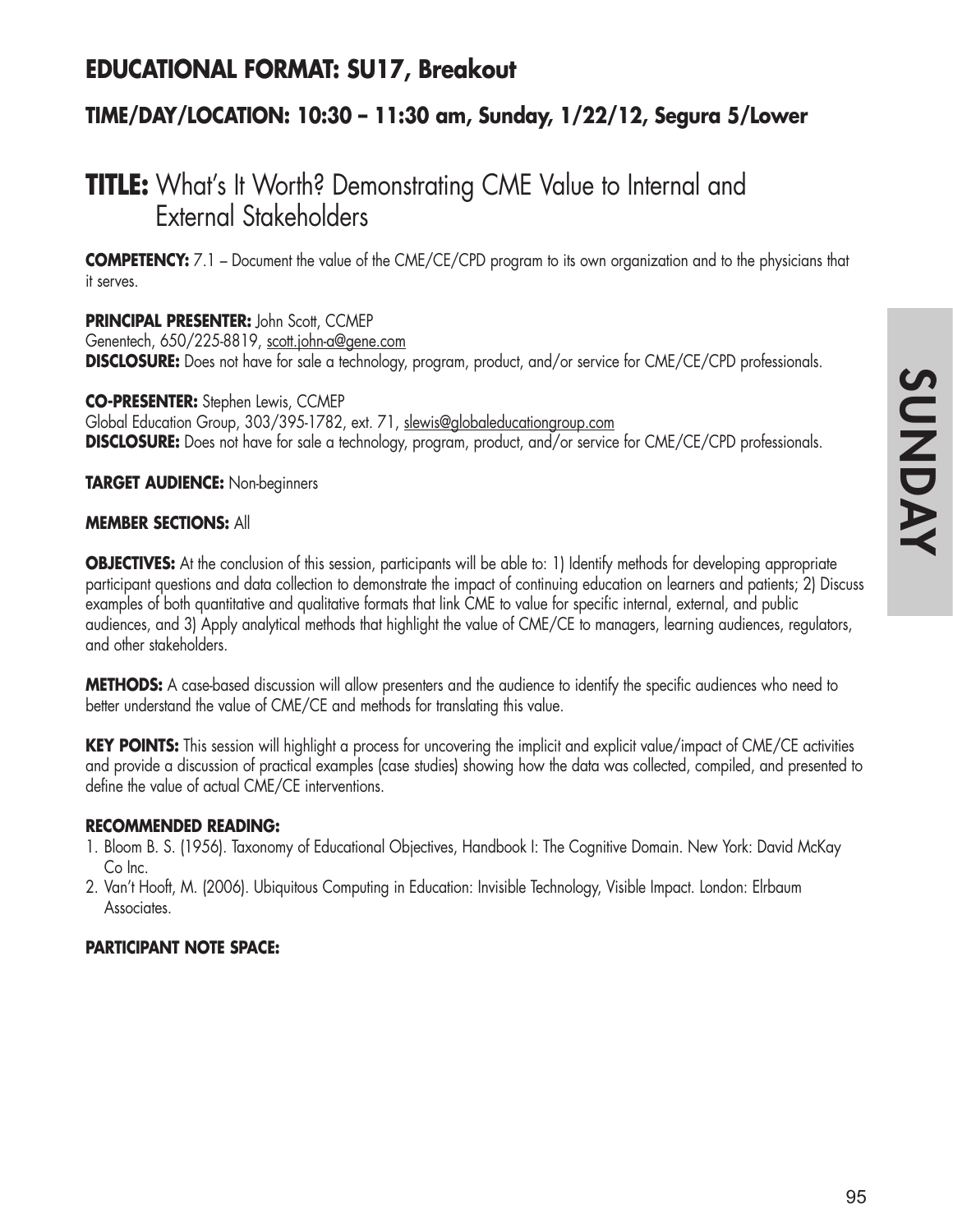## EDUCATIONAL FORMAT: SU17, Breakout

### TIME/DAY/LOCATION: 10:30 – 11:30 am, Sunday, 1/22/12, Segura 5/Lower

# TITLE: What's It Worth? Demonstrating CME Value to Internal and External Stakeholders

**COMPETENCY:** 7.1 – Document the value of the CME/CE/CPD program to its own organization and to the physicians that it serves.

**PRINCIPAL PRESENTER:** John Scott, CCMEP
Genentech, 650/225-8819, scott.john-a@gene.com
**DISCLOSURE:** Does not have for sale a technology, program, product, and/or service for CME/CE/CPD professionals.

**CO-PRESENTER:** Stephen Lewis, CCMEP
Global Education Group, 303/395-1782, ext. 71, slewis@globaleducationgroup.com
**DISCLOSURE:** Does not have for sale a technology, program, product, and/or service for CME/CE/CPD professionals.

**TARGET AUDIENCE:** Non-beginners

**MEMBER SECTIONS:** All

**OBJECTIVES:** At the conclusion of this session, participants will be able to: 1) Identify methods for developing appropriate participant questions and data collection to demonstrate the impact of continuing education on learners and patients; 2) Discuss examples of both quantitative and qualitative formats that link CME to value for specific internal, external, and public audiences, and 3) Apply analytical methods that highlight the value of CME/CE to managers, learning audiences, regulators, and other stakeholders.

**METHODS:** A case-based discussion will allow presenters and the audience to identify the specific audiences who need to better understand the value of CME/CE and methods for translating this value.

**KEY POINTS:** This session will highlight a process for uncovering the implicit and explicit value/impact of CME/CE activities and provide a discussion of practical examples (case studies) showing how the data was collected, compiled, and presented to define the value of actual CME/CE interventions.

**RECOMMENDED READING:**

1. Bloom B. S. (1956). Taxonomy of Educational Objectives, Handbook I: The Cognitive Domain. New York: David McKay Co Inc.
2. Van't Hooft, M. (2006). Ubiquitous Computing in Education: Invisible Technology, Visible Impact. London: Elrbaum Associates.

**PARTICIPANT NOTE SPACE:**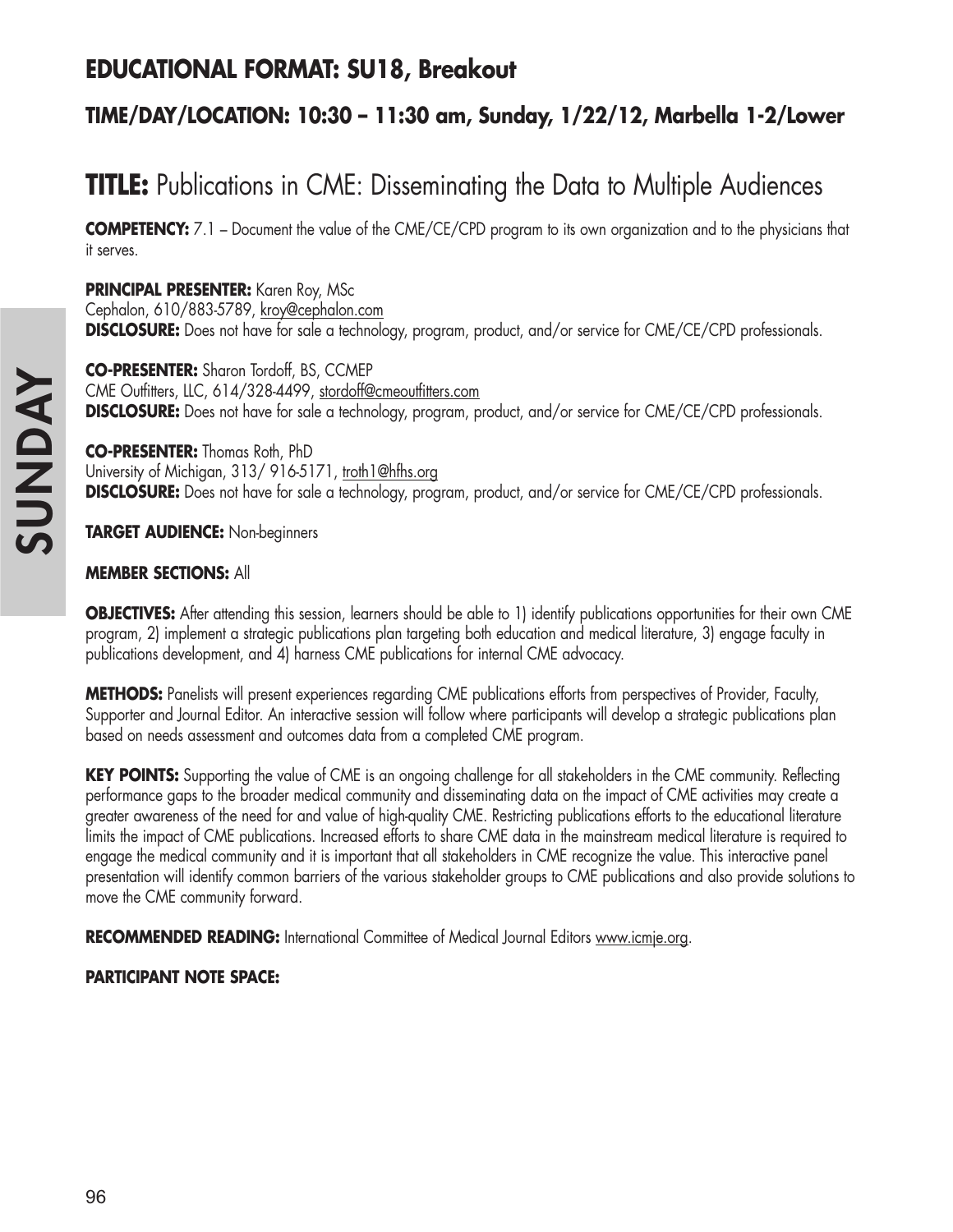## EDUCATIONAL FORMAT: SU18, Breakout

### TIME/DAY/LOCATION: 10:30 – 11:30 am, Sunday, 1/22/12, Marbella 1-2/Lower

# TITLE: Publications in CME: Disseminating the Data to Multiple Audiences

**COMPETENCY:** 7.1 – Document the value of the CME/CE/CPD program to its own organization and to the physicians that it serves.

**PRINCIPAL PRESENTER:** Karen Roy, MSc
Cephalon, 610/883-5789, kroy@cephalon.com
**DISCLOSURE:** Does not have for sale a technology, program, product, and/or service for CME/CE/CPD professionals.

**CO-PRESENTER:** Sharon Tordoff, BS, CCMEP
CME Outfitters, LLC, 614/328-4499, stordoff@cmeoutfitters.com
**DISCLOSURE:** Does not have for sale a technology, program, product, and/or service for CME/CE/CPD professionals.

**CO-PRESENTER:** Thomas Roth, PhD
University of Michigan, 313/ 916-5171, troth1@hfhs.org
**DISCLOSURE:** Does not have for sale a technology, program, product, and/or service for CME/CE/CPD professionals.

**TARGET AUDIENCE:** Non-beginners

**MEMBER SECTIONS:** All

**OBJECTIVES:** After attending this session, learners should be able to 1) identify publications opportunities for their own CME program, 2) implement a strategic publications plan targeting both education and medical literature, 3) engage faculty in publications development, and 4) harness CME publications for internal CME advocacy.

**METHODS:** Panelists will present experiences regarding CME publications efforts from perspectives of Provider, Faculty, Supporter and Journal Editor. An interactive session will follow where participants will develop a strategic publications plan based on needs assessment and outcomes data from a completed CME program.

**KEY POINTS:** Supporting the value of CME is an ongoing challenge for all stakeholders in the CME community. Reflecting performance gaps to the broader medical community and disseminating data on the impact of CME activities may create a greater awareness of the need for and value of high-quality CME. Restricting publications efforts to the educational literature limits the impact of CME publications. Increased efforts to share CME data in the mainstream medical literature is required to engage the medical community and it is important that all stakeholders in CME recognize the value. This interactive panel presentation will identify common barriers of the various stakeholder groups to CME publications and also provide solutions to move the CME community forward.

**RECOMMENDED READING:** International Committee of Medical Journal Editors www.icmje.org.

**PARTICIPANT NOTE SPACE:**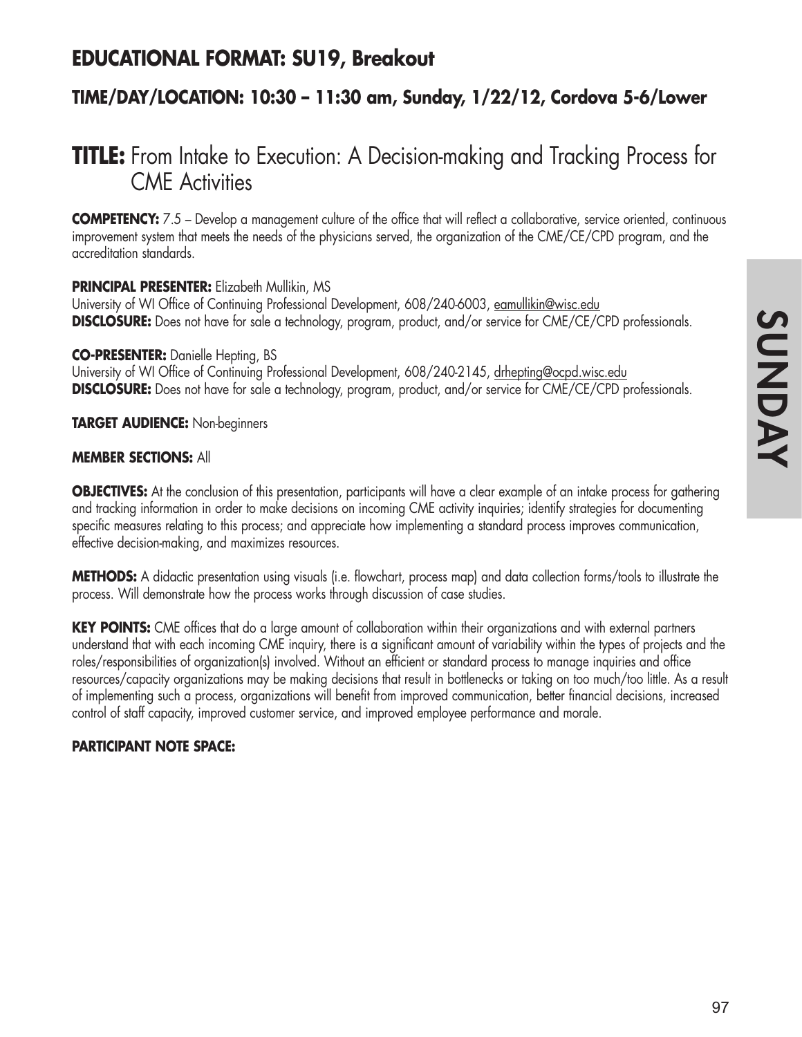## EDUCATIONAL FORMAT: SU19, Breakout

### TIME/DAY/LOCATION: 10:30 – 11:30 am, Sunday, 1/22/12, Cordova 5-6/Lower

# TITLE: From Intake to Execution: A Decision-making and Tracking Process for CME Activities

**COMPETENCY:** 7.5 – Develop a management culture of the office that will reflect a collaborative, service oriented, continuous improvement system that meets the needs of the physicians served, the organization of the CME/CE/CPD program, and the accreditation standards.

**PRINCIPAL PRESENTER:** Elizabeth Mullikin, MS
University of WI Office of Continuing Professional Development, 608/240-6003, eamullikin@wisc.edu
**DISCLOSURE:** Does not have for sale a technology, program, product, and/or service for CME/CE/CPD professionals.

**CO-PRESENTER:** Danielle Hepting, BS
University of WI Office of Continuing Professional Development, 608/240-2145, drhepting@ocpd.wisc.edu
**DISCLOSURE:** Does not have for sale a technology, program, product, and/or service for CME/CE/CPD professionals.

**TARGET AUDIENCE:** Non-beginners

**MEMBER SECTIONS:** All

**OBJECTIVES:** At the conclusion of this presentation, participants will have a clear example of an intake process for gathering and tracking information in order to make decisions on incoming CME activity inquiries; identify strategies for documenting specific measures relating to this process; and appreciate how implementing a standard process improves communication, effective decision-making, and maximizes resources.

**METHODS:** A didactic presentation using visuals (i.e. flowchart, process map) and data collection forms/tools to illustrate the process. Will demonstrate how the process works through discussion of case studies.

**KEY POINTS:** CME offices that do a large amount of collaboration within their organizations and with external partners understand that with each incoming CME inquiry, there is a significant amount of variability within the types of projects and the roles/responsibilities of organization(s) involved. Without an efficient or standard process to manage inquiries and office resources/capacity organizations may be making decisions that result in bottlenecks or taking on too much/too little. As a result of implementing such a process, organizations will benefit from improved communication, better financial decisions, increased control of staff capacity, improved customer service, and improved employee performance and morale.

**PARTICIPANT NOTE SPACE:**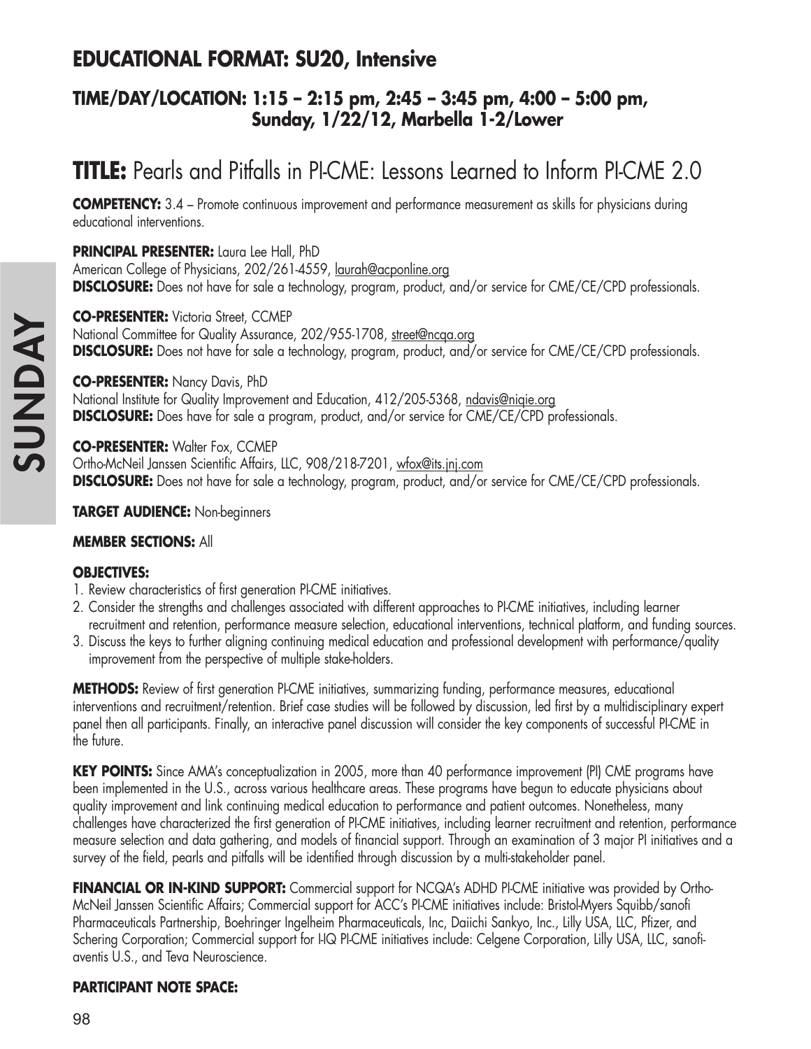## EDUCATIONAL FORMAT: SU20, Intensive

### TIME/DAY/LOCATION: 1:15 – 2:15 pm, 2:45 – 3:45 pm, 4:00 – 5:00 pm, Sunday, 1/22/12, Marbella 1-2/Lower

# TITLE: Pearls and Pitfalls in PI-CME: Lessons Learned to Inform PI-CME 2.0

**COMPETENCY:** 3.4 – Promote continuous improvement and performance measurement as skills for physicians during educational interventions.

**PRINCIPAL PRESENTER:** Laura Lee Hall, PhD
American College of Physicians, 202/261-4559, laurah@acponline.org
**DISCLOSURE:** Does not have for sale a technology, program, product, and/or service for CME/CE/CPD professionals.

**CO-PRESENTER:** Victoria Street, CCMEP
National Committee for Quality Assurance, 202/955-1708, street@ncqa.org
**DISCLOSURE:** Does not have for sale a technology, program, product, and/or service for CME/CE/CPD professionals.

**CO-PRESENTER:** Nancy Davis, PhD
National Institute for Quality Improvement and Education, 412/205-5368, ndavis@niqie.org
**DISCLOSURE:** Does have for sale a program, product, and/or service for CME/CE/CPD professionals.

**CO-PRESENTER:** Walter Fox, CCMEP
Ortho-McNeil Janssen Scientific Affairs, LLC, 908/218-7201, wfox@its.jnj.com
**DISCLOSURE:** Does not have for sale a technology, program, product, and/or service for CME/CE/CPD professionals.

**TARGET AUDIENCE:** Non-beginners

**MEMBER SECTIONS:** All

**OBJECTIVES:**

1. Review characteristics of first generation PI-CME initiatives.
2. Consider the strengths and challenges associated with different approaches to PI-CME initiatives, including learner recruitment and retention, performance measure selection, educational interventions, technical platform, and funding sources.
3. Discuss the keys to further aligning continuing medical education and professional development with performance/quality improvement from the perspective of multiple stake-holders.

**METHODS:** Review of first generation PI-CME initiatives, summarizing funding, performance measures, educational interventions and recruitment/retention. Brief case studies will be followed by discussion, led first by a multidisciplinary expert panel then all participants. Finally, an interactive panel discussion will consider the key components of successful PI-CME in the future.

**KEY POINTS:** Since AMA's conceptualization in 2005, more than 40 performance improvement (PI) CME programs have been implemented in the U.S., across various healthcare areas. These programs have begun to educate physicians about quality improvement and link continuing medical education to performance and patient outcomes. Nonetheless, many challenges have characterized the first generation of PI-CME initiatives, including learner recruitment and retention, performance measure selection and data gathering, and models of financial support. Through an examination of 3 major PI initiatives and a survey of the field, pearls and pitfalls will be identified through discussion by a multi-stakeholder panel.

**FINANCIAL OR IN-KIND SUPPORT:** Commercial support for NCQA's ADHD PI-CME initiative was provided by Ortho-McNeil Janssen Scientific Affairs; Commercial support for ACC's PI-CME initiatives include: Bristol-Myers Squibb/sanofi Pharmaceuticals Partnership, Boehringer Ingelheim Pharmaceuticals, Inc, Daiichi Sankyo, Inc., Lilly USA, LLC, Pfizer, and Schering Corporation; Commercial support for I-IQ PI-CME initiatives include: Celgene Corporation, Lilly USA, LLC, sanofi-aventis U.S., and Teva Neuroscience.

**PARTICIPANT NOTE SPACE:**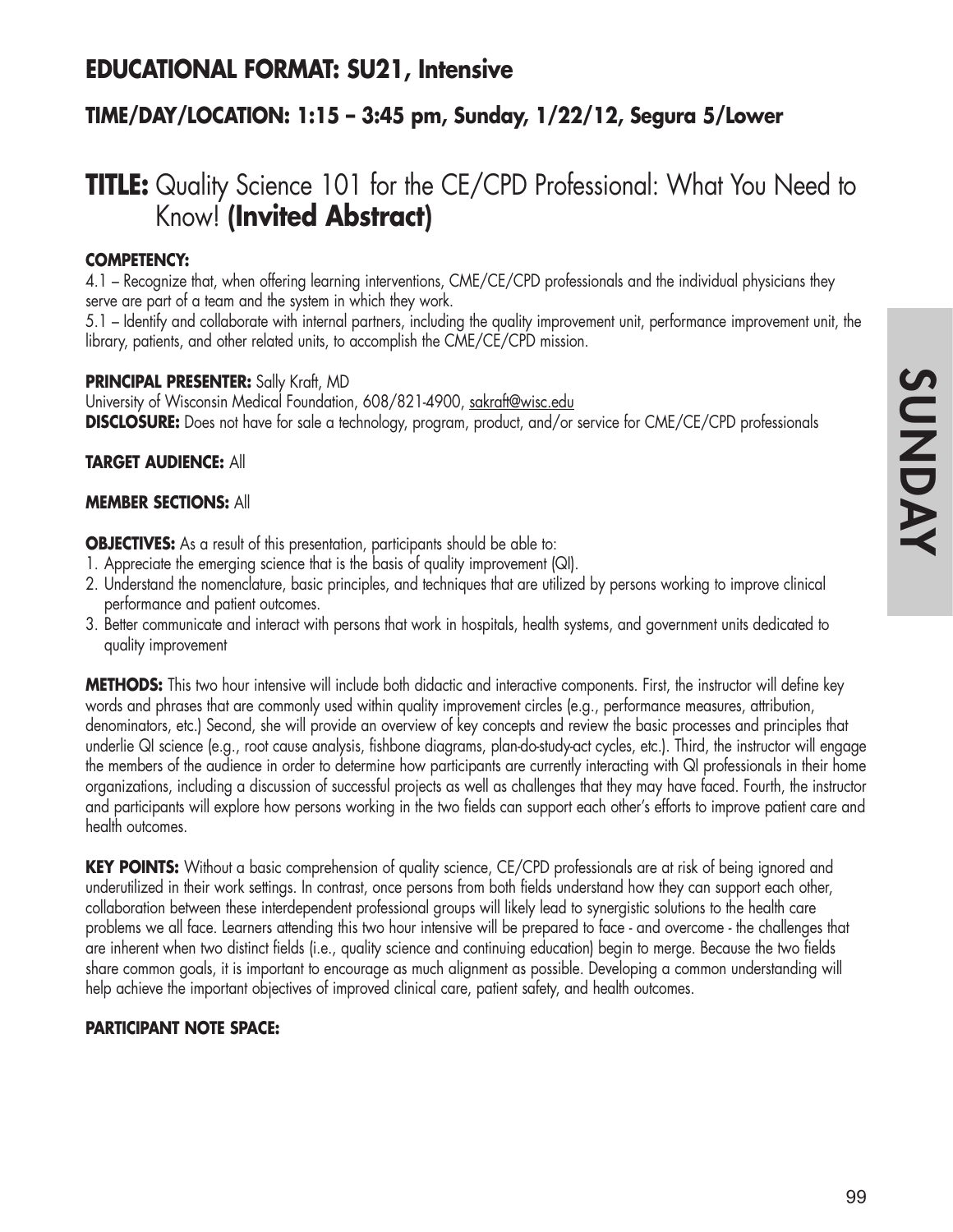## EDUCATIONAL FORMAT: SU21, Intensive

### TIME/DAY/LOCATION: 1:15 – 3:45 pm, Sunday, 1/22/12, Segura 5/Lower

# TITLE: Quality Science 101 for the CE/CPD Professional: What You Need to Know! (Invited Abstract)

**COMPETENCY:**
4.1 – Recognize that, when offering learning interventions, CME/CE/CPD professionals and the individual physicians they serve are part of a team and the system in which they work.
5.1 – Identify and collaborate with internal partners, including the quality improvement unit, performance improvement unit, the library, patients, and other related units, to accomplish the CME/CE/CPD mission.

**PRINCIPAL PRESENTER:** Sally Kraft, MD
University of Wisconsin Medical Foundation, 608/821-4900, sakraft@wisc.edu
**DISCLOSURE:** Does not have for sale a technology, program, product, and/or service for CME/CE/CPD professionals

**TARGET AUDIENCE:** All

**MEMBER SECTIONS:** All

**OBJECTIVES:** As a result of this presentation, participants should be able to:
1. Appreciate the emerging science that is the basis of quality improvement (QI).
2. Understand the nomenclature, basic principles, and techniques that are utilized by persons working to improve clinical performance and patient outcomes.
3. Better communicate and interact with persons that work in hospitals, health systems, and government units dedicated to quality improvement

**METHODS:** This two hour intensive will include both didactic and interactive components. First, the instructor will define key words and phrases that are commonly used within quality improvement circles (e.g., performance measures, attribution, denominators, etc.) Second, she will provide an overview of key concepts and review the basic processes and principles that underlie QI science (e.g., root cause analysis, fishbone diagrams, plan-do-study-act cycles, etc.). Third, the instructor will engage the members of the audience in order to determine how participants are currently interacting with QI professionals in their home organizations, including a discussion of successful projects as well as challenges that they may have faced. Fourth, the instructor and participants will explore how persons working in the two fields can support each other's efforts to improve patient care and health outcomes.

**KEY POINTS:** Without a basic comprehension of quality science, CE/CPD professionals are at risk of being ignored and underutilized in their work settings. In contrast, once persons from both fields understand how they can support each other, collaboration between these interdependent professional groups will likely lead to synergistic solutions to the health care problems we all face. Learners attending this two hour intensive will be prepared to face - and overcome - the challenges that are inherent when two distinct fields (i.e., quality science and continuing education) begin to merge. Because the two fields share common goals, it is important to encourage as much alignment as possible. Developing a common understanding will help achieve the important objectives of improved clinical care, patient safety, and health outcomes.

**PARTICIPANT NOTE SPACE:**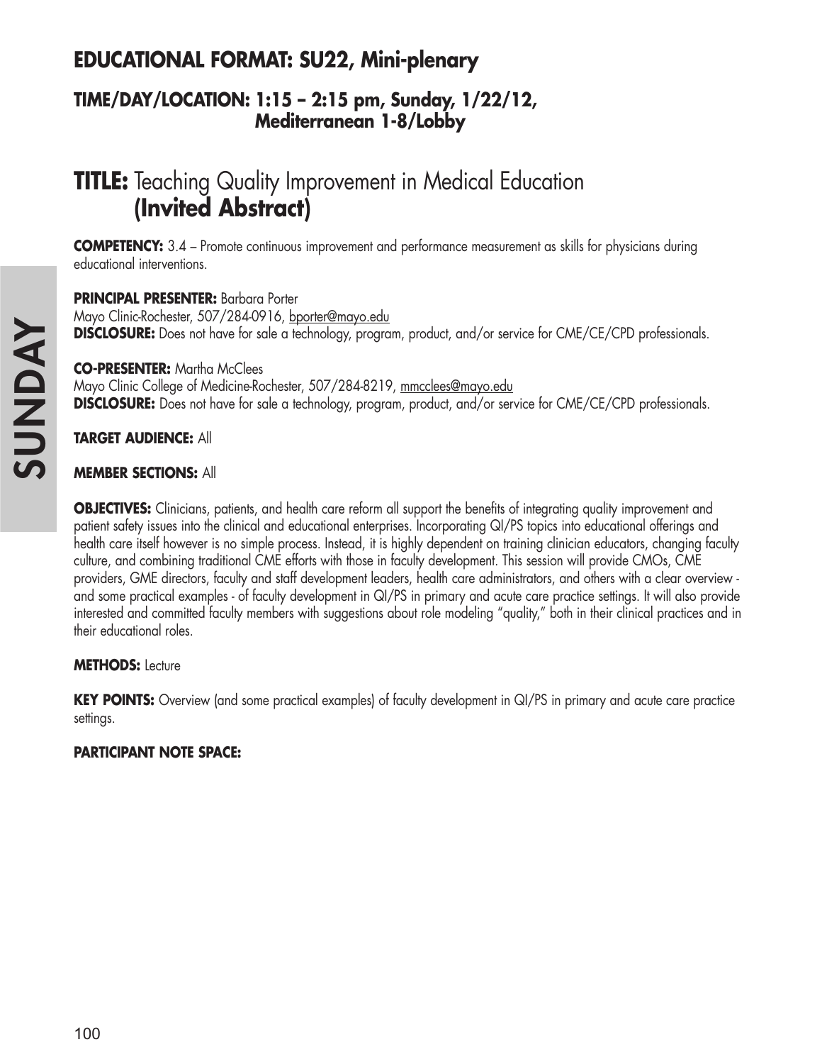## EDUCATIONAL FORMAT: SU22, Mini-plenary

### TIME/DAY/LOCATION: 1:15 – 2:15 pm, Sunday, 1/22/12, Mediterranean 1-8/Lobby

# TITLE: Teaching Quality Improvement in Medical Education (Invited Abstract)

**COMPETENCY:** 3.4 – Promote continuous improvement and performance measurement as skills for physicians during educational interventions.

**PRINCIPAL PRESENTER:** Barbara Porter
Mayo Clinic-Rochester, 507/284-0916, bporter@mayo.edu
**DISCLOSURE:** Does not have for sale a technology, program, product, and/or service for CME/CE/CPD professionals.

**CO-PRESENTER:** Martha McClees
Mayo Clinic College of Medicine-Rochester, 507/284-8219, mmcclees@mayo.edu
**DISCLOSURE:** Does not have for sale a technology, program, product, and/or service for CME/CE/CPD professionals.

**TARGET AUDIENCE:** All

**MEMBER SECTIONS:** All

**OBJECTIVES:** Clinicians, patients, and health care reform all support the benefits of integrating quality improvement and patient safety issues into the clinical and educational enterprises. Incorporating QI/PS topics into educational offerings and health care itself however is no simple process. Instead, it is highly dependent on training clinician educators, changing faculty culture, and combining traditional CME efforts with those in faculty development. This session will provide CMOs, CME providers, GME directors, faculty and staff development leaders, health care administrators, and others with a clear overview - and some practical examples - of faculty development in QI/PS in primary and acute care practice settings. It will also provide interested and committed faculty members with suggestions about role modeling "quality," both in their clinical practices and in their educational roles.

**METHODS:** Lecture

**KEY POINTS:** Overview (and some practical examples) of faculty development in QI/PS in primary and acute care practice settings.

**PARTICIPANT NOTE SPACE:**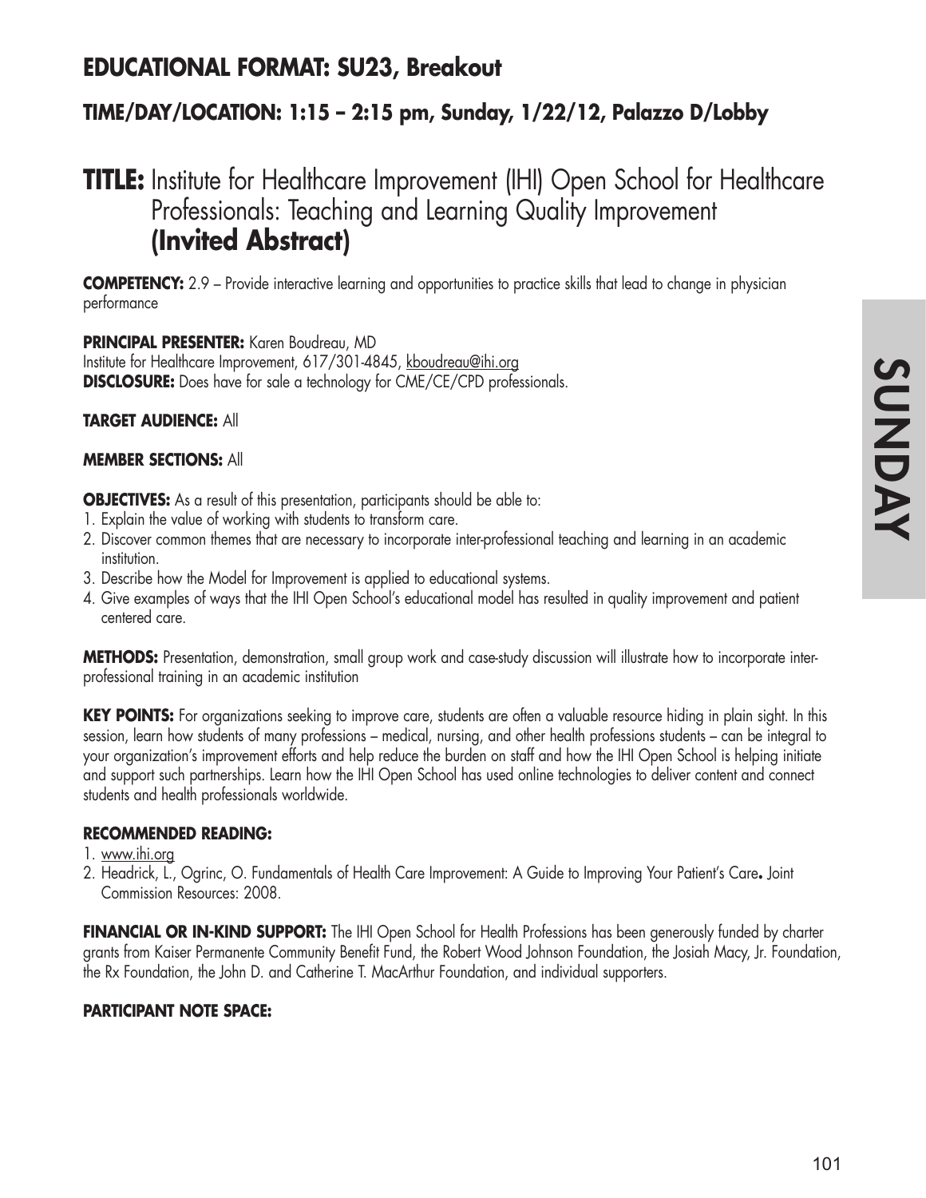## EDUCATIONAL FORMAT: SU23, Breakout

### TIME/DAY/LOCATION: 1:15 – 2:15 pm, Sunday, 1/22/12, Palazzo D/Lobby

# TITLE: Institute for Healthcare Improvement (IHI) Open School for Healthcare Professionals: Teaching and Learning Quality Improvement **(Invited Abstract)**

**COMPETENCY:** 2.9 – Provide interactive learning and opportunities to practice skills that lead to change in physician performance

**PRINCIPAL PRESENTER:** Karen Boudreau, MD
Institute for Healthcare Improvement, 617/301-4845, kboudreau@ihi.org
**DISCLOSURE:** Does have for sale a technology for CME/CE/CPD professionals.

**TARGET AUDIENCE:** All

**MEMBER SECTIONS:** All

**OBJECTIVES:** As a result of this presentation, participants should be able to:

1. Explain the value of working with students to transform care.
2. Discover common themes that are necessary to incorporate inter-professional teaching and learning in an academic institution.
3. Describe how the Model for Improvement is applied to educational systems.
4. Give examples of ways that the IHI Open School's educational model has resulted in quality improvement and patient centered care.

**METHODS:** Presentation, demonstration, small group work and case-study discussion will illustrate how to incorporate inter-professional training in an academic institution

**KEY POINTS:** For organizations seeking to improve care, students are often a valuable resource hiding in plain sight. In this session, learn how students of many professions – medical, nursing, and other health professions students – can be integral to your organization's improvement efforts and help reduce the burden on staff and how the IHI Open School is helping initiate and support such partnerships. Learn how the IHI Open School has used online technologies to deliver content and connect students and health professionals worldwide.

**RECOMMENDED READING:**

1. www.ihi.org
2. Headrick, L., Ogrinc, O. Fundamentals of Health Care Improvement: A Guide to Improving Your Patient's Care**.** Joint Commission Resources: 2008.

**FINANCIAL OR IN-KIND SUPPORT:** The IHI Open School for Health Professions has been generously funded by charter grants from Kaiser Permanente Community Benefit Fund, the Robert Wood Johnson Foundation, the Josiah Macy, Jr. Foundation, the Rx Foundation, the John D. and Catherine T. MacArthur Foundation, and individual supporters.

**PARTICIPANT NOTE SPACE:**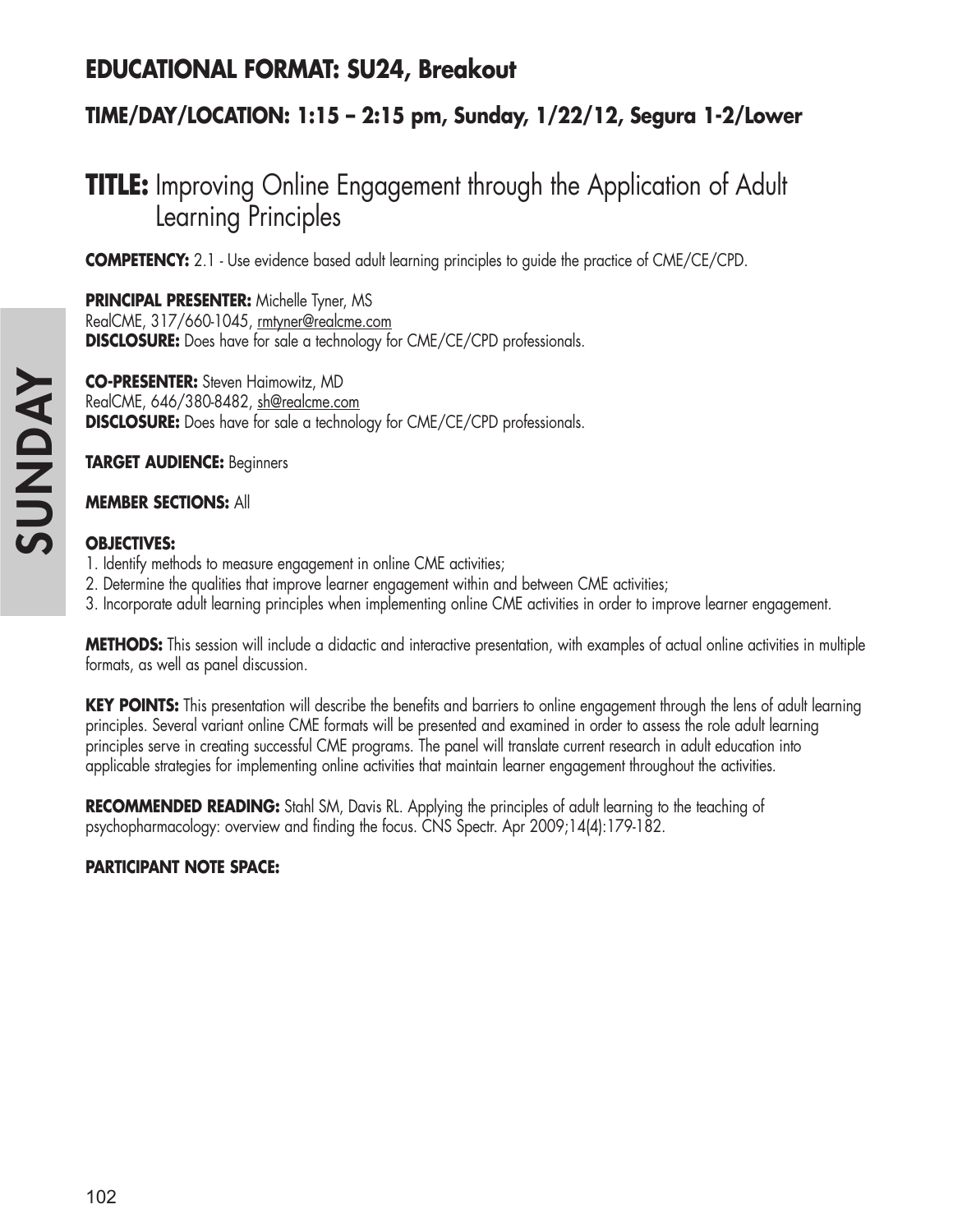## EDUCATIONAL FORMAT: SU24, Breakout

### TIME/DAY/LOCATION: 1:15 – 2:15 pm, Sunday, 1/22/12, Segura 1-2/Lower

# TITLE: Improving Online Engagement through the Application of Adult Learning Principles

**COMPETENCY:** 2.1 - Use evidence based adult learning principles to guide the practice of CME/CE/CPD.

**PRINCIPAL PRESENTER:** Michelle Tyner, MS
RealCME, 317/660-1045, rmtyner@realcme.com
**DISCLOSURE:** Does have for sale a technology for CME/CE/CPD professionals.

**CO-PRESENTER:** Steven Haimowitz, MD
RealCME, 646/380-8482, sh@realcme.com
**DISCLOSURE:** Does have for sale a technology for CME/CE/CPD professionals.

**TARGET AUDIENCE:** Beginners

**MEMBER SECTIONS:** All

**OBJECTIVES:**

1. Identify methods to measure engagement in online CME activities;
2. Determine the qualities that improve learner engagement within and between CME activities;
3. Incorporate adult learning principles when implementing online CME activities in order to improve learner engagement.

**METHODS:** This session will include a didactic and interactive presentation, with examples of actual online activities in multiple formats, as well as panel discussion.

**KEY POINTS:** This presentation will describe the benefits and barriers to online engagement through the lens of adult learning principles. Several variant online CME formats will be presented and examined in order to assess the role adult learning principles serve in creating successful CME programs. The panel will translate current research in adult education into applicable strategies for implementing online activities that maintain learner engagement throughout the activities.

**RECOMMENDED READING:** Stahl SM, Davis RL. Applying the principles of adult learning to the teaching of psychopharmacology: overview and finding the focus. CNS Spectr. Apr 2009;14(4):179-182.

**PARTICIPANT NOTE SPACE:**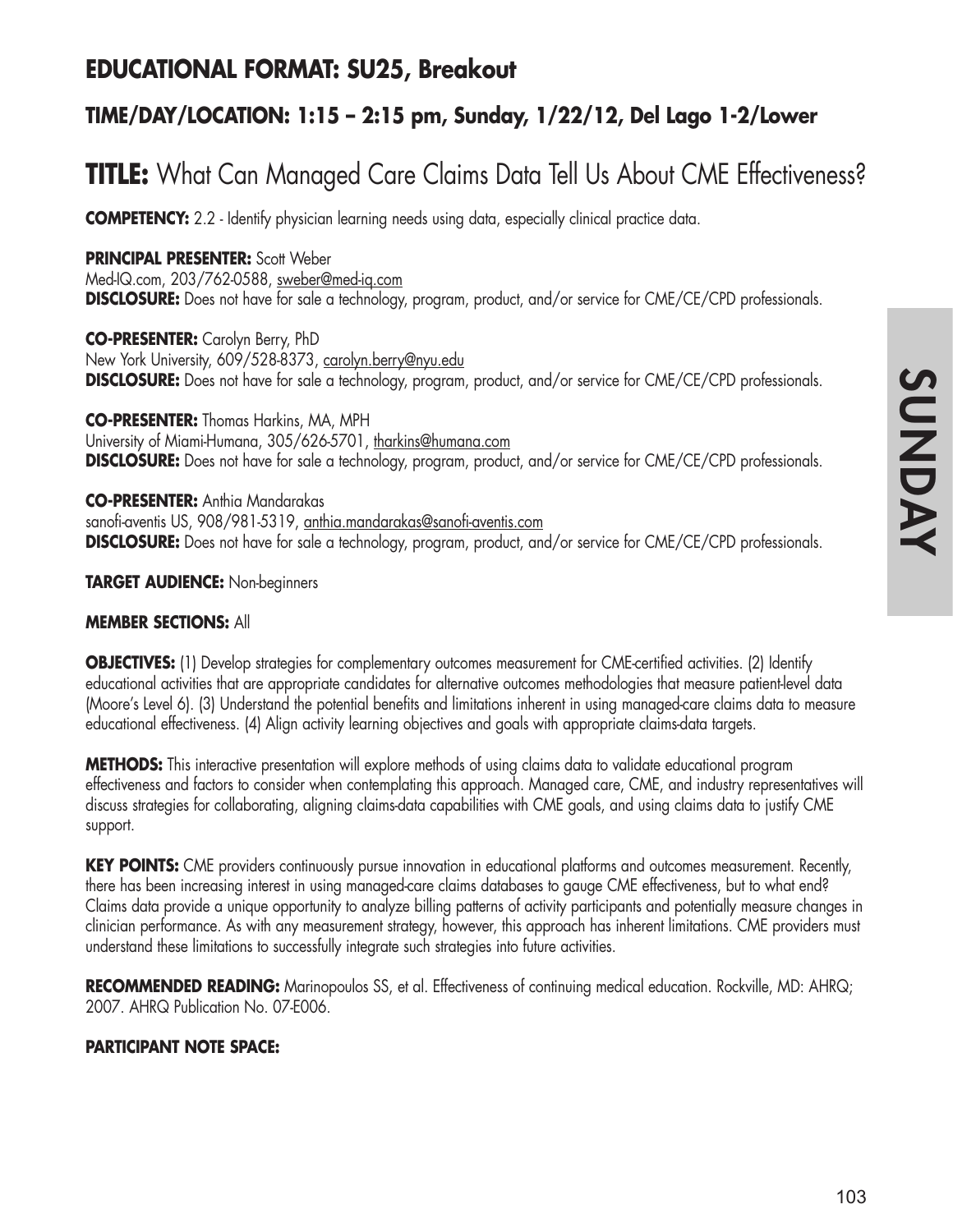## EDUCATIONAL FORMAT: SU25, Breakout

### TIME/DAY/LOCATION: 1:15 – 2:15 pm, Sunday, 1/22/12, Del Lago 1-2/Lower

# TITLE: What Can Managed Care Claims Data Tell Us About CME Effectiveness?

**COMPETENCY:** 2.2 - Identify physician learning needs using data, especially clinical practice data.

**PRINCIPAL PRESENTER:** Scott Weber
Med-IQ.com, 203/762-0588, sweber@med-iq.com
**DISCLOSURE:** Does not have for sale a technology, program, product, and/or service for CME/CE/CPD professionals.

**CO-PRESENTER:** Carolyn Berry, PhD
New York University, 609/528-8373, carolyn.berry@nyu.edu
**DISCLOSURE:** Does not have for sale a technology, program, product, and/or service for CME/CE/CPD professionals.

**CO-PRESENTER:** Thomas Harkins, MA, MPH
University of Miami-Humana, 305/626-5701, tharkins@humana.com
**DISCLOSURE:** Does not have for sale a technology, program, product, and/or service for CME/CE/CPD professionals.

**CO-PRESENTER:** Anthia Mandarakas
sanofi-aventis US, 908/981-5319, anthia.mandarakas@sanofi-aventis.com
**DISCLOSURE:** Does not have for sale a technology, program, product, and/or service for CME/CE/CPD professionals.

**TARGET AUDIENCE:** Non-beginners

**MEMBER SECTIONS:** All

**OBJECTIVES:** (1) Develop strategies for complementary outcomes measurement for CME-certified activities. (2) Identify educational activities that are appropriate candidates for alternative outcomes methodologies that measure patient-level data (Moore's Level 6). (3) Understand the potential benefits and limitations inherent in using managed-care claims data to measure educational effectiveness. (4) Align activity learning objectives and goals with appropriate claims-data targets.

**METHODS:** This interactive presentation will explore methods of using claims data to validate educational program effectiveness and factors to consider when contemplating this approach. Managed care, CME, and industry representatives will discuss strategies for collaborating, aligning claims-data capabilities with CME goals, and using claims data to justify CME support.

**KEY POINTS:** CME providers continuously pursue innovation in educational platforms and outcomes measurement. Recently, there has been increasing interest in using managed-care claims databases to gauge CME effectiveness, but to what end? Claims data provide a unique opportunity to analyze billing patterns of activity participants and potentially measure changes in clinician performance. As with any measurement strategy, however, this approach has inherent limitations. CME providers must understand these limitations to successfully integrate such strategies into future activities.

**RECOMMENDED READING:** Marinopoulos SS, et al. Effectiveness of continuing medical education. Rockville, MD: AHRQ; 2007. AHRQ Publication No. 07-E006.

**PARTICIPANT NOTE SPACE:**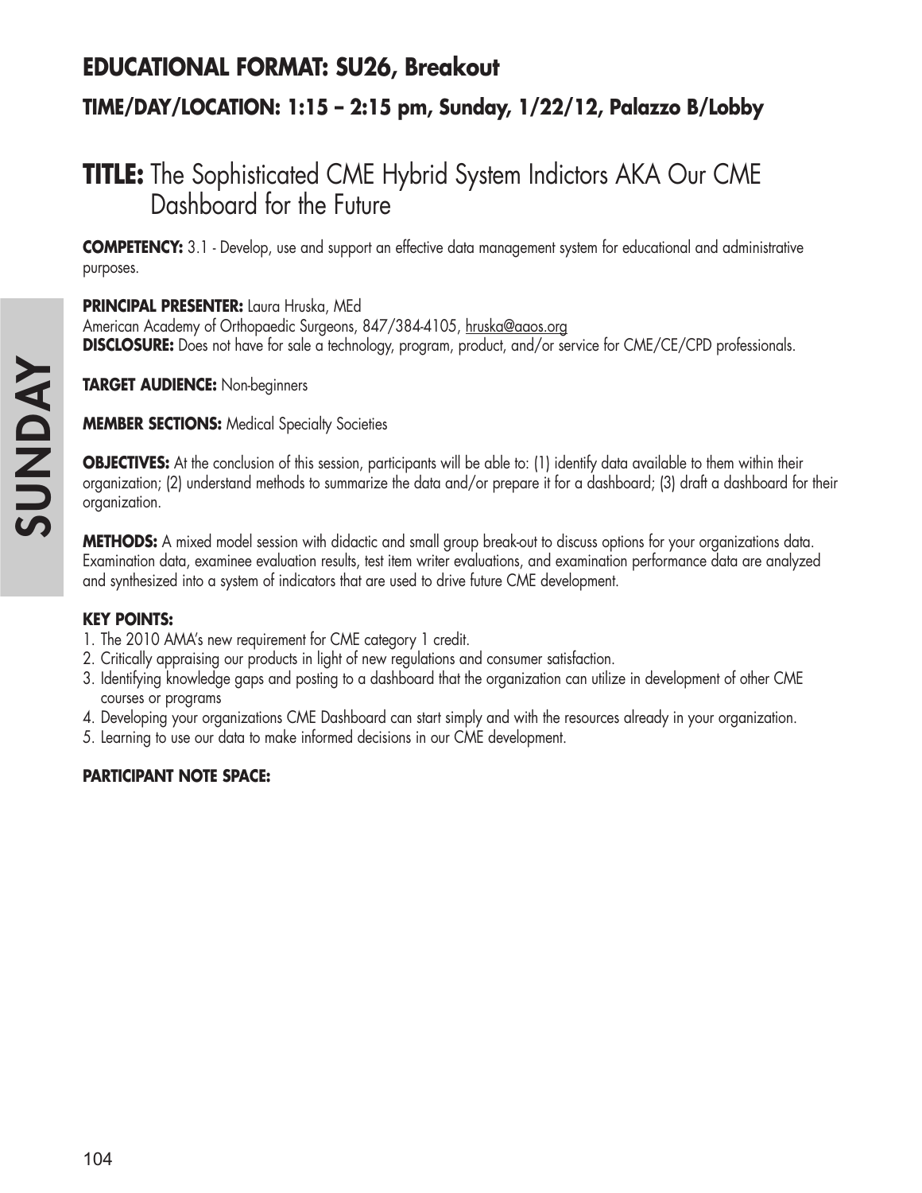## EDUCATIONAL FORMAT: SU26, Breakout

### TIME/DAY/LOCATION: 1:15 – 2:15 pm, Sunday, 1/22/12, Palazzo B/Lobby

# TITLE: The Sophisticated CME Hybrid System Indictors AKA Our CME Dashboard for the Future

**COMPETENCY:** 3.1 - Develop, use and support an effective data management system for educational and administrative purposes.

**PRINCIPAL PRESENTER:** Laura Hruska, MEd
American Academy of Orthopaedic Surgeons, 847/384-4105, hruska@aaos.org
**DISCLOSURE:** Does not have for sale a technology, program, product, and/or service for CME/CE/CPD professionals.

**TARGET AUDIENCE:** Non-beginners

**MEMBER SECTIONS:** Medical Specialty Societies

**OBJECTIVES:** At the conclusion of this session, participants will be able to: (1) identify data available to them within their organization; (2) understand methods to summarize the data and/or prepare it for a dashboard; (3) draft a dashboard for their organization.

**METHODS:** A mixed model session with didactic and small group break-out to discuss options for your organizations data. Examination data, examinee evaluation results, test item writer evaluations, and examination performance data are analyzed and synthesized into a system of indicators that are used to drive future CME development.

**KEY POINTS:**

1. The 2010 AMA's new requirement for CME category 1 credit.
2. Critically appraising our products in light of new regulations and consumer satisfaction.
3. Identifying knowledge gaps and posting to a dashboard that the organization can utilize in development of other CME courses or programs
4. Developing your organizations CME Dashboard can start simply and with the resources already in your organization.
5. Learning to use our data to make informed decisions in our CME development.

**PARTICIPANT NOTE SPACE:**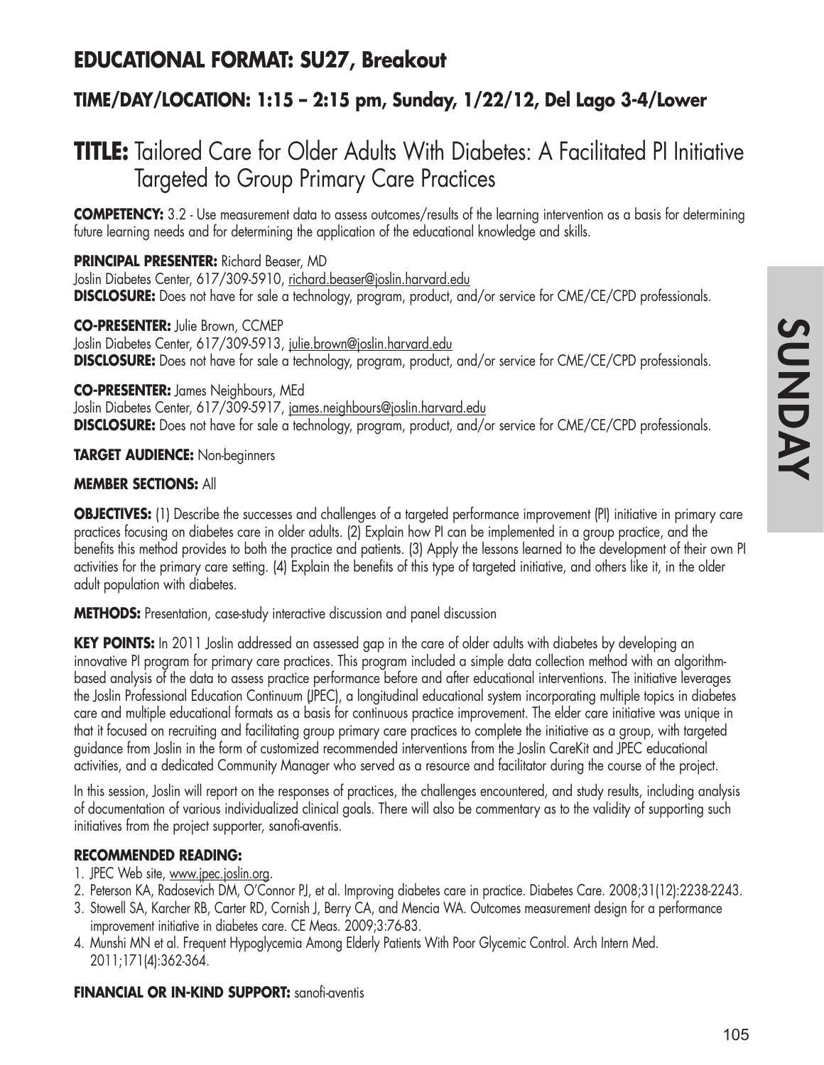## EDUCATIONAL FORMAT: SU27, Breakout

### TIME/DAY/LOCATION: 1:15 – 2:15 pm, Sunday, 1/22/12, Del Lago 3-4/Lower

# TITLE: Tailored Care for Older Adults With Diabetes: A Facilitated PI Initiative Targeted to Group Primary Care Practices

**COMPETENCY:** 3.2 - Use measurement data to assess outcomes/results of the learning intervention as a basis for determining future learning needs and for determining the application of the educational knowledge and skills.

**PRINCIPAL PRESENTER:** Richard Beaser, MD
Joslin Diabetes Center, 617/309-5910, richard.beaser@joslin.harvard.edu
**DISCLOSURE:** Does not have for sale a technology, program, product, and/or service for CME/CE/CPD professionals.

**CO-PRESENTER:** Julie Brown, CCMEP
Joslin Diabetes Center, 617/309-5913, julie.brown@joslin.harvard.edu
**DISCLOSURE:** Does not have for sale a technology, program, product, and/or service for CME/CE/CPD professionals.

**CO-PRESENTER:** James Neighbours, MEd
Joslin Diabetes Center, 617/309-5917, james.neighbours@joslin.harvard.edu
**DISCLOSURE:** Does not have for sale a technology, program, product, and/or service for CME/CE/CPD professionals.

**TARGET AUDIENCE:** Non-beginners

**MEMBER SECTIONS:** All

**OBJECTIVES:** (1) Describe the successes and challenges of a targeted performance improvement (PI) initiative in primary care practices focusing on diabetes care in older adults. (2) Explain how PI can be implemented in a group practice, and the benefits this method provides to both the practice and patients. (3) Apply the lessons learned to the development of their own PI activities for the primary care setting. (4) Explain the benefits of this type of targeted initiative, and others like it, in the older adult population with diabetes.

**METHODS:** Presentation, case-study interactive discussion and panel discussion

**KEY POINTS:** In 2011 Joslin addressed an assessed gap in the care of older adults with diabetes by developing an innovative PI program for primary care practices. This program included a simple data collection method with an algorithm-based analysis of the data to assess practice performance before and after educational interventions. The initiative leverages the Joslin Professional Education Continuum (JPEC), a longitudinal educational system incorporating multiple topics in diabetes care and multiple educational formats as a basis for continuous practice improvement. The elder care initiative was unique in that it focused on recruiting and facilitating group primary care practices to complete the initiative as a group, with targeted guidance from Joslin in the form of customized recommended interventions from the Joslin CareKit and JPEC educational activities, and a dedicated Community Manager who served as a resource and facilitator during the course of the project.

In this session, Joslin will report on the responses of practices, the challenges encountered, and study results, including analysis of documentation of various individualized clinical goals. There will also be commentary as to the validity of supporting such initiatives from the project supporter, sanofi-aventis.

**RECOMMENDED READING:**

1. JPEC Web site, www.jpec.joslin.org.
2. Peterson KA, Radosevich DM, O'Connor PJ, et al. Improving diabetes care in practice. Diabetes Care. 2008;31(12):2238-2243.
3. Stowell SA, Karcher RB, Carter RD, Cornish J, Berry CA, and Mencia WA. Outcomes measurement design for a performance improvement initiative in diabetes care. CE Meas. 2009;3:76-83.
4. Munshi MN et al. Frequent Hypoglycemia Among Elderly Patients With Poor Glycemic Control. Arch Intern Med. 2011;171(4):362-364.

**FINANCIAL OR IN-KIND SUPPORT:** sanofi-aventis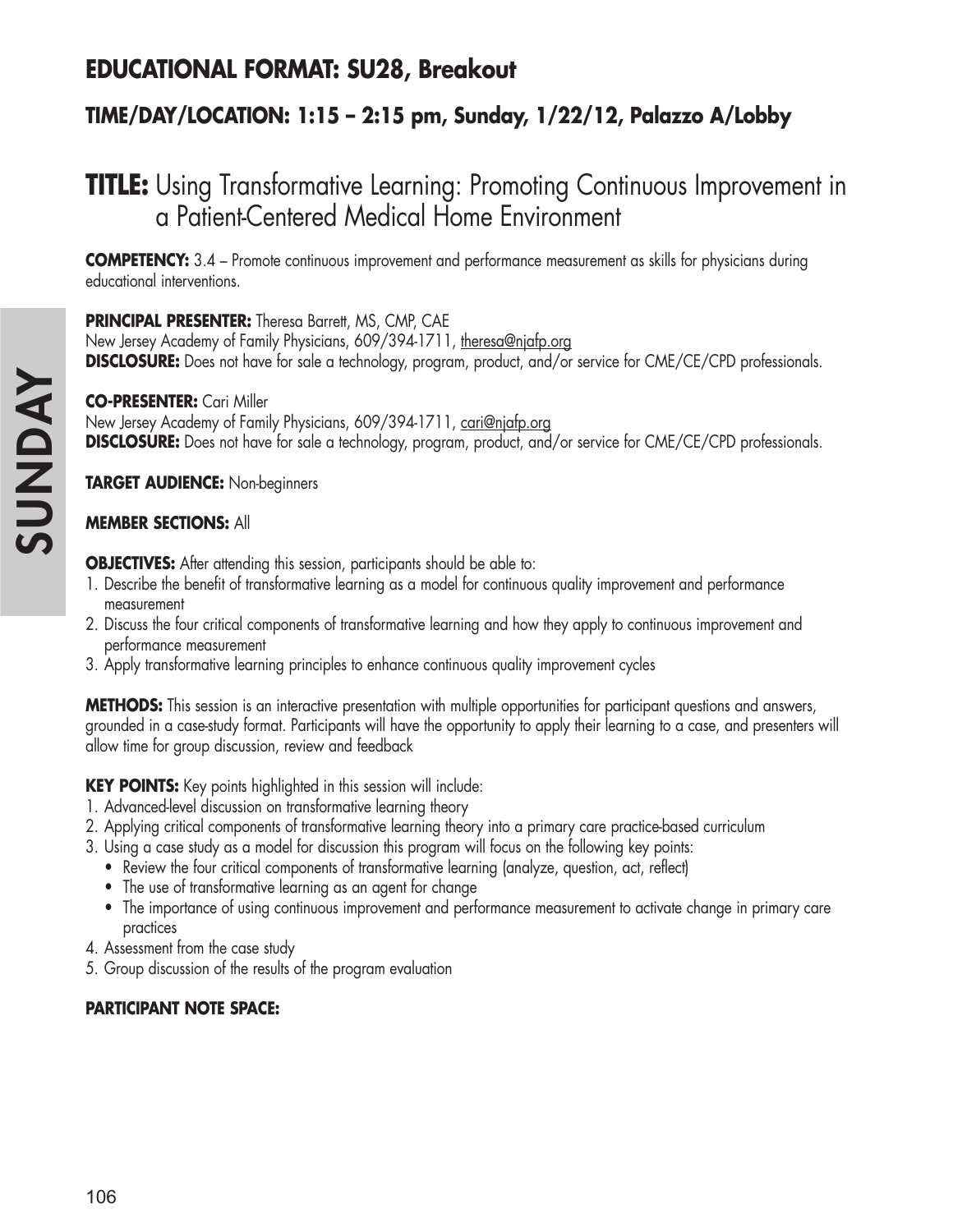## EDUCATIONAL FORMAT: SU28, Breakout

### TIME/DAY/LOCATION: 1:15 – 2:15 pm, Sunday, 1/22/12, Palazzo A/Lobby

# TITLE: Using Transformative Learning: Promoting Continuous Improvement in a Patient-Centered Medical Home Environment

**COMPETENCY:** 3.4 – Promote continuous improvement and performance measurement as skills for physicians during educational interventions.

**PRINCIPAL PRESENTER:** Theresa Barrett, MS, CMP, CAE
New Jersey Academy of Family Physicians, 609/394-1711, theresa@njafp.org
**DISCLOSURE:** Does not have for sale a technology, program, product, and/or service for CME/CE/CPD professionals.

**CO-PRESENTER:** Cari Miller
New Jersey Academy of Family Physicians, 609/394-1711, cari@njafp.org
**DISCLOSURE:** Does not have for sale a technology, program, product, and/or service for CME/CE/CPD professionals.

**TARGET AUDIENCE:** Non-beginners

**MEMBER SECTIONS:** All

**OBJECTIVES:** After attending this session, participants should be able to:

1. Describe the benefit of transformative learning as a model for continuous quality improvement and performance measurement
2. Discuss the four critical components of transformative learning and how they apply to continuous improvement and performance measurement
3. Apply transformative learning principles to enhance continuous quality improvement cycles

**METHODS:** This session is an interactive presentation with multiple opportunities for participant questions and answers, grounded in a case-study format. Participants will have the opportunity to apply their learning to a case, and presenters will allow time for group discussion, review and feedback

**KEY POINTS:** Key points highlighted in this session will include:

1. Advanced-level discussion on transformative learning theory
2. Applying critical components of transformative learning theory into a primary care practice-based curriculum
3. Using a case study as a model for discussion this program will focus on the following key points:
   - Review the four critical components of transformative learning (analyze, question, act, reflect)
   - The use of transformative learning as an agent for change
   - The importance of using continuous improvement and performance measurement to activate change in primary care practices
4. Assessment from the case study
5. Group discussion of the results of the program evaluation

**PARTICIPANT NOTE SPACE:**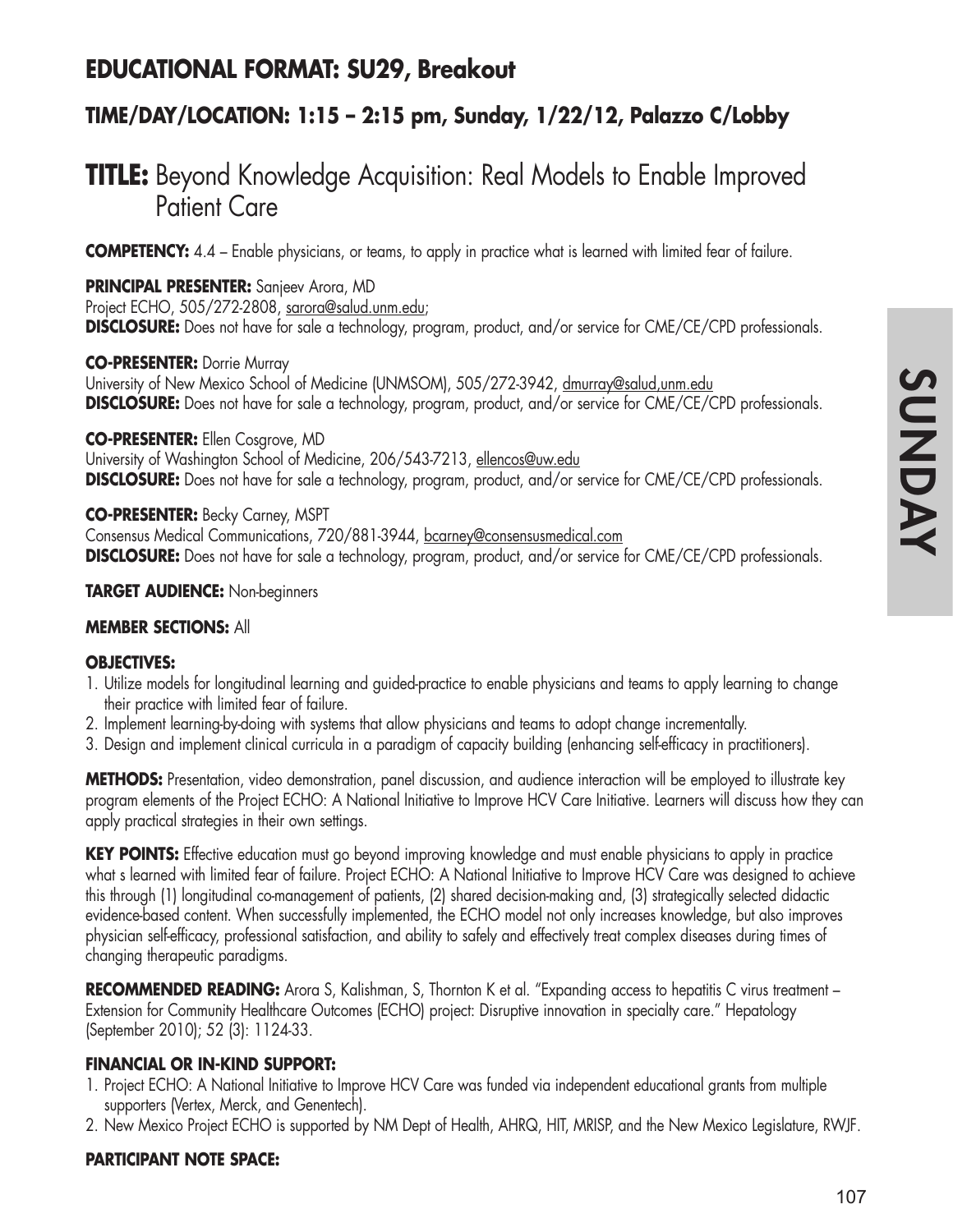## EDUCATIONAL FORMAT: SU29, Breakout

### TIME/DAY/LOCATION: 1:15 – 2:15 pm, Sunday, 1/22/12, Palazzo C/Lobby

# TITLE: Beyond Knowledge Acquisition: Real Models to Enable Improved Patient Care

**COMPETENCY:** 4.4 – Enable physicians, or teams, to apply in practice what is learned with limited fear of failure.

**PRINCIPAL PRESENTER:** Sanjeev Arora, MD
Project ECHO, 505/272-2808, sarora@salud.unm.edu;
**DISCLOSURE:** Does not have for sale a technology, program, product, and/or service for CME/CE/CPD professionals.

**CO-PRESENTER:** Dorrie Murray
University of New Mexico School of Medicine (UNMSOM), 505/272-3942, dmurray@salud,unm.edu
**DISCLOSURE:** Does not have for sale a technology, program, product, and/or service for CME/CE/CPD professionals.

**CO-PRESENTER:** Ellen Cosgrove, MD
University of Washington School of Medicine, 206/543-7213, ellencos@uw.edu
**DISCLOSURE:** Does not have for sale a technology, program, product, and/or service for CME/CE/CPD professionals.

**CO-PRESENTER:** Becky Carney, MSPT
Consensus Medical Communications, 720/881-3944, bcarney@consensusmedical.com
**DISCLOSURE:** Does not have for sale a technology, program, product, and/or service for CME/CE/CPD professionals.

**TARGET AUDIENCE:** Non-beginners

**MEMBER SECTIONS:** All

**OBJECTIVES:**

1. Utilize models for longitudinal learning and guided-practice to enable physicians and teams to apply learning to change their practice with limited fear of failure.
2. Implement learning-by-doing with systems that allow physicians and teams to adopt change incrementally.
3. Design and implement clinical curricula in a paradigm of capacity building (enhancing self-efficacy in practitioners).

**METHODS:** Presentation, video demonstration, panel discussion, and audience interaction will be employed to illustrate key program elements of the Project ECHO: A National Initiative to Improve HCV Care Initiative. Learners will discuss how they can apply practical strategies in their own settings.

**KEY POINTS:** Effective education must go beyond improving knowledge and must enable physicians to apply in practice what s learned with limited fear of failure. Project ECHO: A National Initiative to Improve HCV Care was designed to achieve this through (1) longitudinal co-management of patients, (2) shared decision-making and, (3) strategically selected didactic evidence-based content. When successfully implemented, the ECHO model not only increases knowledge, but also improves physician self-efficacy, professional satisfaction, and ability to safely and effectively treat complex diseases during times of changing therapeutic paradigms.

**RECOMMENDED READING:** Arora S, Kalishman, S, Thornton K et al. "Expanding access to hepatitis C virus treatment – Extension for Community Healthcare Outcomes (ECHO) project: Disruptive innovation in specialty care." Hepatology (September 2010); 52 (3): 1124-33.

**FINANCIAL OR IN-KIND SUPPORT:**

1. Project ECHO: A National Initiative to Improve HCV Care was funded via independent educational grants from multiple supporters (Vertex, Merck, and Genentech).
2. New Mexico Project ECHO is supported by NM Dept of Health, AHRQ, HIT, MRISP, and the New Mexico Legislature, RWJF.

**PARTICIPANT NOTE SPACE:**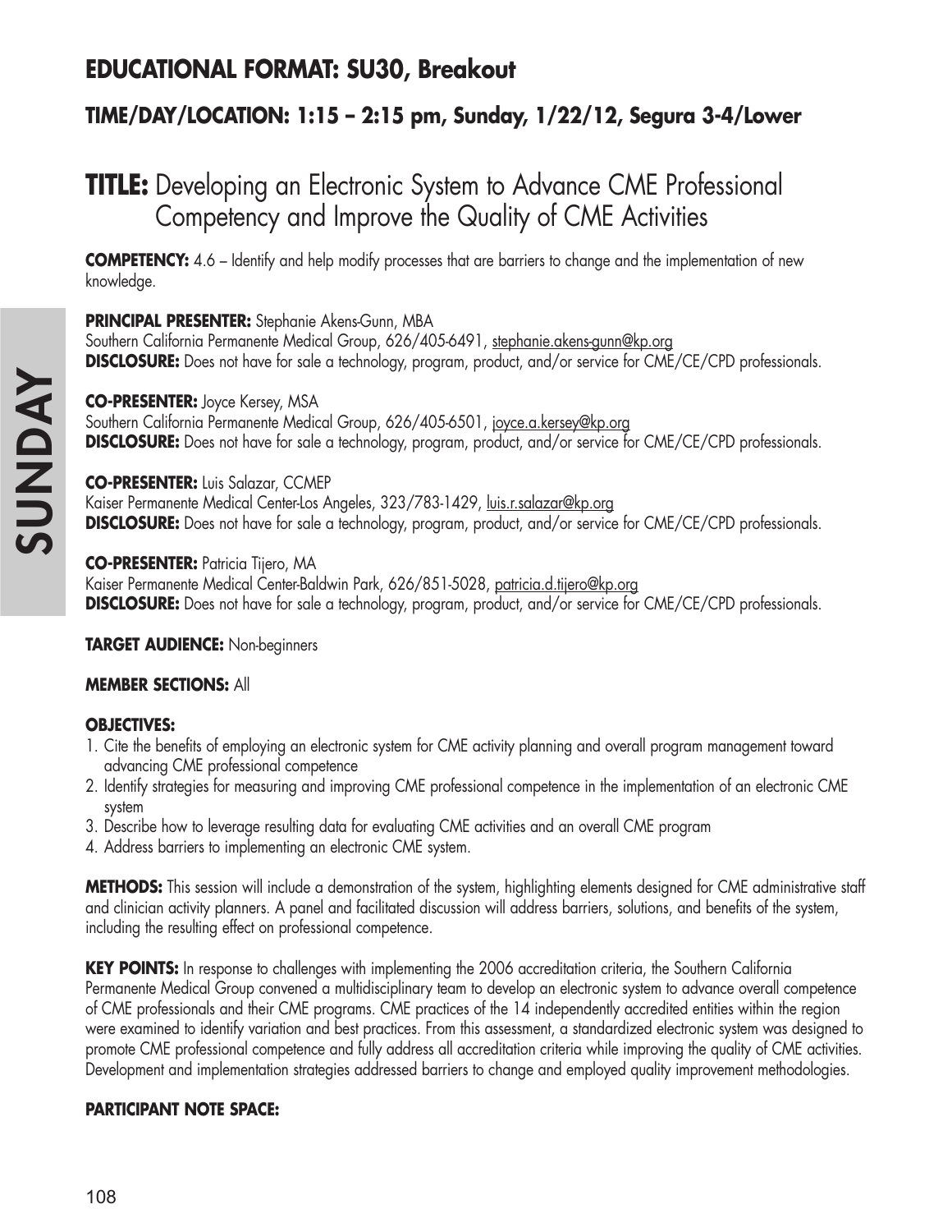## EDUCATIONAL FORMAT: SU30, Breakout

### TIME/DAY/LOCATION: 1:15 – 2:15 pm, Sunday, 1/22/12, Segura 3-4/Lower

# TITLE: Developing an Electronic System to Advance CME Professional Competency and Improve the Quality of CME Activities

**COMPETENCY:** 4.6 – Identify and help modify processes that are barriers to change and the implementation of new knowledge.

**PRINCIPAL PRESENTER:** Stephanie Akens-Gunn, MBA
Southern California Permanente Medical Group, 626/405-6491, stephanie.akens-gunn@kp.org
**DISCLOSURE:** Does not have for sale a technology, program, product, and/or service for CME/CE/CPD professionals.

**CO-PRESENTER:** Joyce Kersey, MSA
Southern California Permanente Medical Group, 626/405-6501, joyce.a.kersey@kp.org
**DISCLOSURE:** Does not have for sale a technology, program, product, and/or service for CME/CE/CPD professionals.

**CO-PRESENTER:** Luis Salazar, CCMEP
Kaiser Permanente Medical Center-Los Angeles, 323/783-1429, luis.r.salazar@kp.org
**DISCLOSURE:** Does not have for sale a technology, program, product, and/or service for CME/CE/CPD professionals.

**CO-PRESENTER:** Patricia Tijero, MA
Kaiser Permanente Medical Center-Baldwin Park, 626/851-5028, patricia.d.tijero@kp.org
**DISCLOSURE:** Does not have for sale a technology, program, product, and/or service for CME/CE/CPD professionals.

**TARGET AUDIENCE:** Non-beginners

**MEMBER SECTIONS:** All

**OBJECTIVES:**
1. Cite the benefits of employing an electronic system for CME activity planning and overall program management toward advancing CME professional competence
2. Identify strategies for measuring and improving CME professional competence in the implementation of an electronic CME system
3. Describe how to leverage resulting data for evaluating CME activities and an overall CME program
4. Address barriers to implementing an electronic CME system.

**METHODS:** This session will include a demonstration of the system, highlighting elements designed for CME administrative staff and clinician activity planners. A panel and facilitated discussion will address barriers, solutions, and benefits of the system, including the resulting effect on professional competence.

**KEY POINTS:** In response to challenges with implementing the 2006 accreditation criteria, the Southern California Permanente Medical Group convened a multidisciplinary team to develop an electronic system to advance overall competence of CME professionals and their CME programs. CME practices of the 14 independently accredited entities within the region were examined to identify variation and best practices. From this assessment, a standardized electronic system was designed to promote CME professional competence and fully address all accreditation criteria while improving the quality of CME activities. Development and implementation strategies addressed barriers to change and employed quality improvement methodologies.

**PARTICIPANT NOTE SPACE:**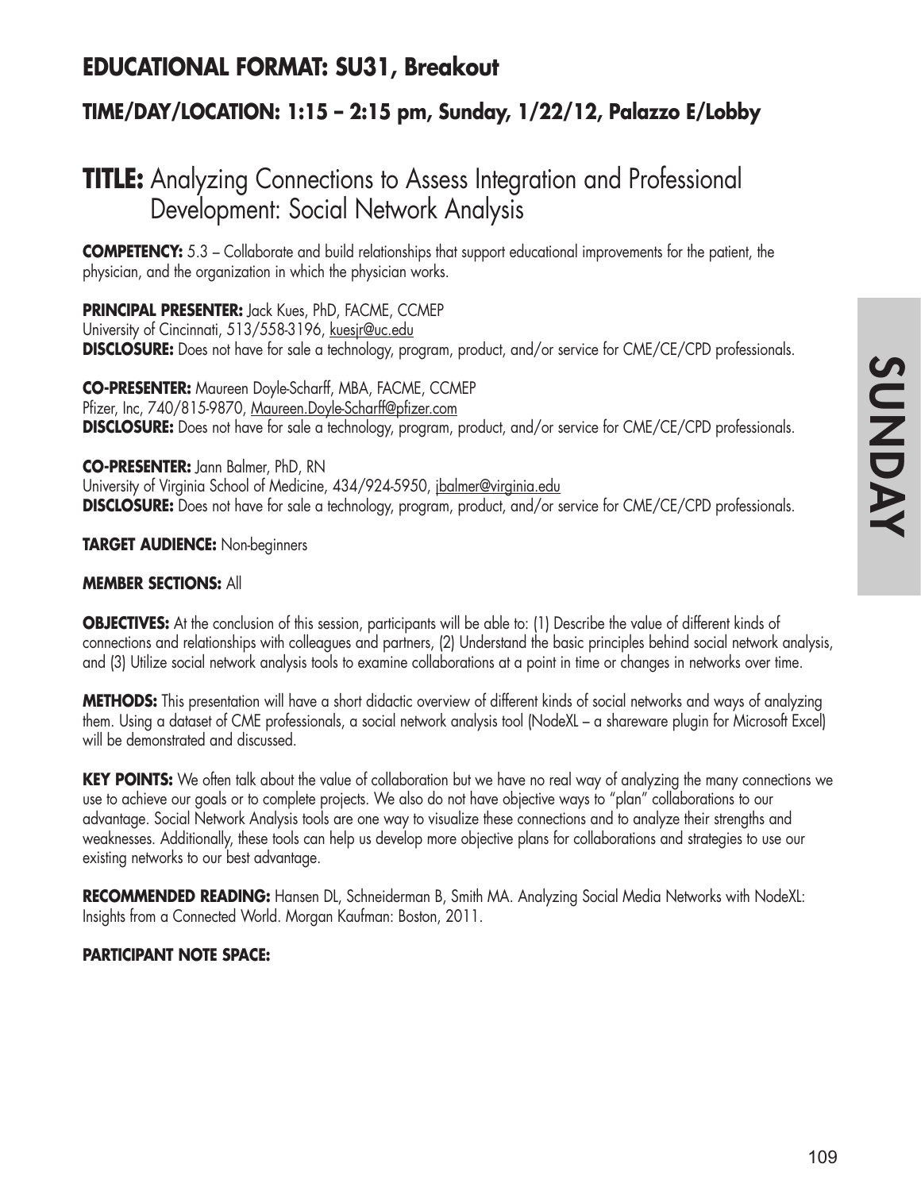## EDUCATIONAL FORMAT: SU31, Breakout

### TIME/DAY/LOCATION: 1:15 – 2:15 pm, Sunday, 1/22/12, Palazzo E/Lobby

# TITLE: Analyzing Connections to Assess Integration and Professional Development: Social Network Analysis

**COMPETENCY:** 5.3 – Collaborate and build relationships that support educational improvements for the patient, the physician, and the organization in which the physician works.

**PRINCIPAL PRESENTER:** Jack Kues, PhD, FACME, CCMEP
University of Cincinnati, 513/558-3196, kuesjr@uc.edu
**DISCLOSURE:** Does not have for sale a technology, program, product, and/or service for CME/CE/CPD professionals.

**CO-PRESENTER:** Maureen Doyle-Scharff, MBA, FACME, CCMEP
Pfizer, Inc, 740/815-9870, Maureen.Doyle-Scharff@pfizer.com
**DISCLOSURE:** Does not have for sale a technology, program, product, and/or service for CME/CE/CPD professionals.

**CO-PRESENTER:** Jann Balmer, PhD, RN
University of Virginia School of Medicine, 434/924-5950, jbalmer@virginia.edu
**DISCLOSURE:** Does not have for sale a technology, program, product, and/or service for CME/CE/CPD professionals.

**TARGET AUDIENCE:** Non-beginners

**MEMBER SECTIONS:** All

**OBJECTIVES:** At the conclusion of this session, participants will be able to: (1) Describe the value of different kinds of connections and relationships with colleagues and partners, (2) Understand the basic principles behind social network analysis, and (3) Utilize social network analysis tools to examine collaborations at a point in time or changes in networks over time.

**METHODS:** This presentation will have a short didactic overview of different kinds of social networks and ways of analyzing them. Using a dataset of CME professionals, a social network analysis tool (NodeXL – a shareware plugin for Microsoft Excel) will be demonstrated and discussed.

**KEY POINTS:** We often talk about the value of collaboration but we have no real way of analyzing the many connections we use to achieve our goals or to complete projects. We also do not have objective ways to "plan" collaborations to our advantage. Social Network Analysis tools are one way to visualize these connections and to analyze their strengths and weaknesses. Additionally, these tools can help us develop more objective plans for collaborations and strategies to use our existing networks to our best advantage.

**RECOMMENDED READING:** Hansen DL, Schneiderman B, Smith MA. Analyzing Social Media Networks with NodeXL: Insights from a Connected World. Morgan Kaufman: Boston, 2011.

**PARTICIPANT NOTE SPACE:**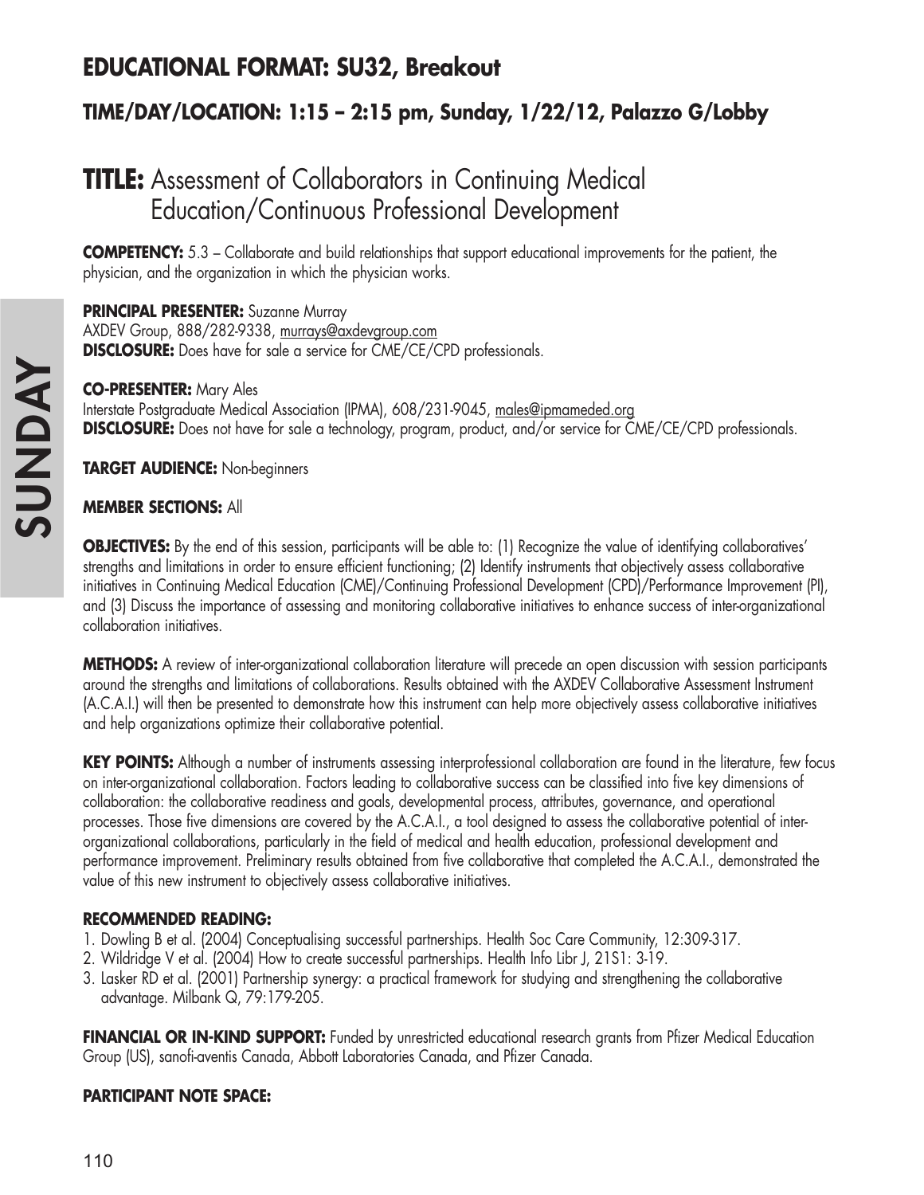## EDUCATIONAL FORMAT: SU32, Breakout

### TIME/DAY/LOCATION: 1:15 – 2:15 pm, Sunday, 1/22/12, Palazzo G/Lobby

# TITLE: Assessment of Collaborators in Continuing Medical Education/Continuous Professional Development

**COMPETENCY:** 5.3 – Collaborate and build relationships that support educational improvements for the patient, the physician, and the organization in which the physician works.

**PRINCIPAL PRESENTER:** Suzanne Murray
AXDEV Group, 888/282-9338, murrays@axdevgroup.com
**DISCLOSURE:** Does have for sale a service for CME/CE/CPD professionals.

**CO-PRESENTER:** Mary Ales
Interstate Postgraduate Medical Association (IPMA), 608/231-9045, males@ipmameded.org
**DISCLOSURE:** Does not have for sale a technology, program, product, and/or service for CME/CE/CPD professionals.

**TARGET AUDIENCE:** Non-beginners

**MEMBER SECTIONS:** All

**OBJECTIVES:** By the end of this session, participants will be able to: (1) Recognize the value of identifying collaboratives' strengths and limitations in order to ensure efficient functioning; (2) Identify instruments that objectively assess collaborative initiatives in Continuing Medical Education (CME)/Continuing Professional Development (CPD)/Performance Improvement (PI), and (3) Discuss the importance of assessing and monitoring collaborative initiatives to enhance success of inter-organizational collaboration initiatives.

**METHODS:** A review of inter-organizational collaboration literature will precede an open discussion with session participants around the strengths and limitations of collaborations. Results obtained with the AXDEV Collaborative Assessment Instrument (A.C.A.I.) will then be presented to demonstrate how this instrument can help more objectively assess collaborative initiatives and help organizations optimize their collaborative potential.

**KEY POINTS:** Although a number of instruments assessing interprofessional collaboration are found in the literature, few focus on inter-organizational collaboration. Factors leading to collaborative success can be classified into five key dimensions of collaboration: the collaborative readiness and goals, developmental process, attributes, governance, and operational processes. Those five dimensions are covered by the A.C.A.I., a tool designed to assess the collaborative potential of inter-organizational collaborations, particularly in the field of medical and health education, professional development and performance improvement. Preliminary results obtained from five collaborative that completed the A.C.A.I., demonstrated the value of this new instrument to objectively assess collaborative initiatives.

**RECOMMENDED READING:**

1. Dowling B et al. (2004) Conceptualising successful partnerships. Health Soc Care Community, 12:309-317.
2. Wildridge V et al. (2004) How to create successful partnerships. Health Info Libr J, 21S1: 3-19.
3. Lasker RD et al. (2001) Partnership synergy: a practical framework for studying and strengthening the collaborative advantage. Milbank Q, 79:179-205.

**FINANCIAL OR IN-KIND SUPPORT:** Funded by unrestricted educational research grants from Pfizer Medical Education Group (US), sanofi-aventis Canada, Abbott Laboratories Canada, and Pfizer Canada.

**PARTICIPANT NOTE SPACE:**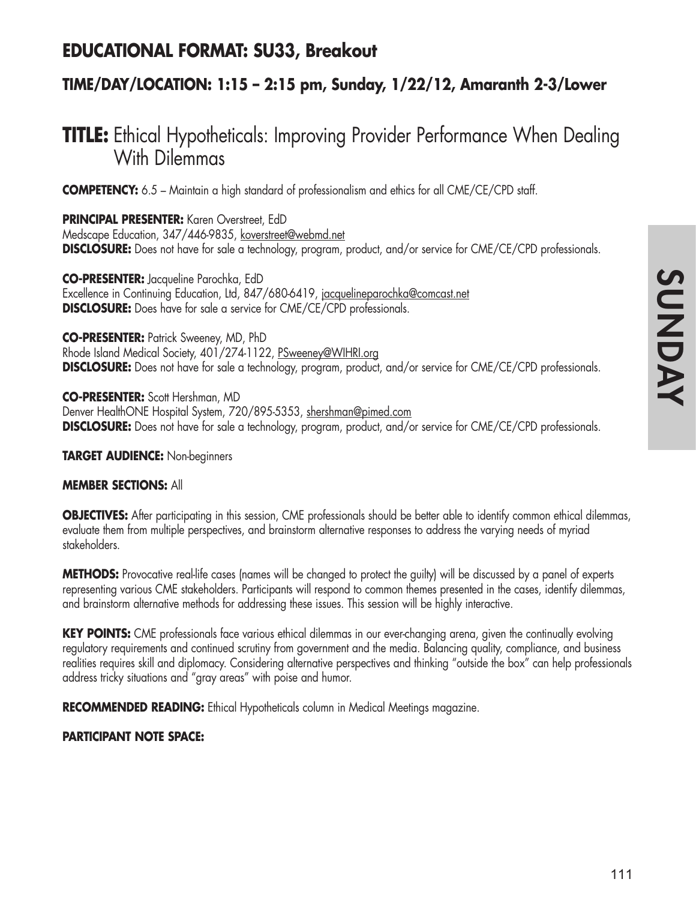## EDUCATIONAL FORMAT: SU33, Breakout

### TIME/DAY/LOCATION: 1:15 – 2:15 pm, Sunday, 1/22/12, Amaranth 2-3/Lower

# TITLE: Ethical Hypotheticals: Improving Provider Performance When Dealing With Dilemmas

**COMPETENCY:** 6.5 – Maintain a high standard of professionalism and ethics for all CME/CE/CPD staff.

**PRINCIPAL PRESENTER:** Karen Overstreet, EdD
Medscape Education, 347/446-9835, koverstreet@webmd.net
**DISCLOSURE:** Does not have for sale a technology, program, product, and/or service for CME/CE/CPD professionals.

**CO-PRESENTER:** Jacqueline Parochka, EdD
Excellence in Continuing Education, Ltd, 847/680-6419, jacquelineparochka@comcast.net
**DISCLOSURE:** Does have for sale a service for CME/CE/CPD professionals.

**CO-PRESENTER:** Patrick Sweeney, MD, PhD
Rhode Island Medical Society, 401/274-1122, PSweeney@WIHRI.org
**DISCLOSURE:** Does not have for sale a technology, program, product, and/or service for CME/CE/CPD professionals.

**CO-PRESENTER:** Scott Hershman, MD
Denver HealthONE Hospital System, 720/895-5353, shershman@pimed.com
**DISCLOSURE:** Does not have for sale a technology, program, product, and/or service for CME/CE/CPD professionals.

**TARGET AUDIENCE:** Non-beginners

**MEMBER SECTIONS:** All

**OBJECTIVES:** After participating in this session, CME professionals should be better able to identify common ethical dilemmas, evaluate them from multiple perspectives, and brainstorm alternative responses to address the varying needs of myriad stakeholders.

**METHODS:** Provocative real-life cases (names will be changed to protect the guilty) will be discussed by a panel of experts representing various CME stakeholders. Participants will respond to common themes presented in the cases, identify dilemmas, and brainstorm alternative methods for addressing these issues. This session will be highly interactive.

**KEY POINTS:** CME professionals face various ethical dilemmas in our ever-changing arena, given the continually evolving regulatory requirements and continued scrutiny from government and the media. Balancing quality, compliance, and business realities requires skill and diplomacy. Considering alternative perspectives and thinking "outside the box" can help professionals address tricky situations and "gray areas" with poise and humor.

**RECOMMENDED READING:** Ethical Hypotheticals column in Medical Meetings magazine.

**PARTICIPANT NOTE SPACE:**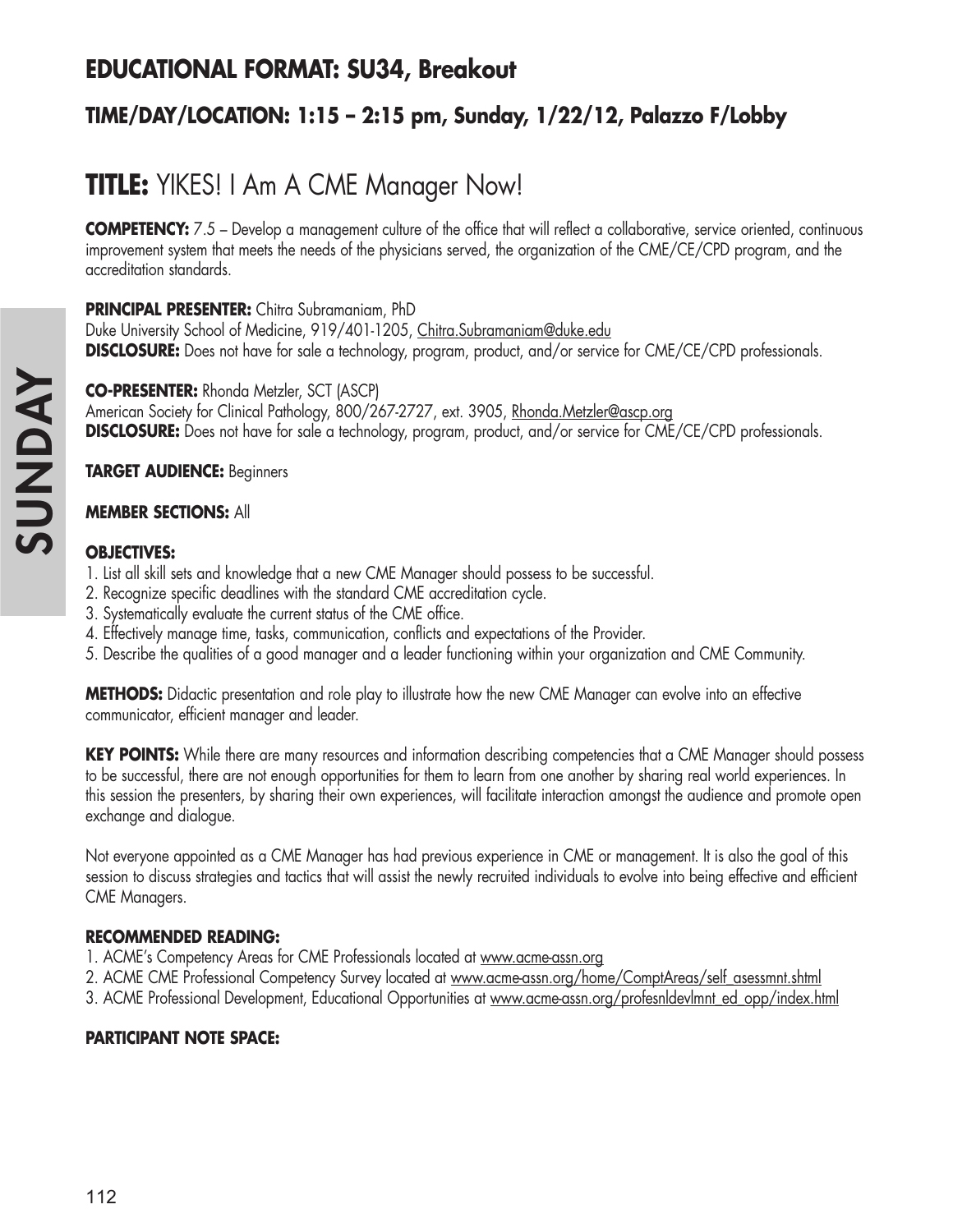## EDUCATIONAL FORMAT: SU34, Breakout

### TIME/DAY/LOCATION: 1:15 – 2:15 pm, Sunday, 1/22/12, Palazzo F/Lobby

# TITLE: YIKES! I Am A CME Manager Now!

**COMPETENCY:** 7.5 – Develop a management culture of the office that will reflect a collaborative, service oriented, continuous improvement system that meets the needs of the physicians served, the organization of the CME/CE/CPD program, and the accreditation standards.

**PRINCIPAL PRESENTER:** Chitra Subramaniam, PhD
Duke University School of Medicine, 919/401-1205, Chitra.Subramaniam@duke.edu
**DISCLOSURE:** Does not have for sale a technology, program, product, and/or service for CME/CE/CPD professionals.

**CO-PRESENTER:** Rhonda Metzler, SCT (ASCP)
American Society for Clinical Pathology, 800/267-2727, ext. 3905, Rhonda.Metzler@ascp.org
**DISCLOSURE:** Does not have for sale a technology, program, product, and/or service for CME/CE/CPD professionals.

**TARGET AUDIENCE:** Beginners

**MEMBER SECTIONS:** All

**OBJECTIVES:**

1. List all skill sets and knowledge that a new CME Manager should possess to be successful.
2. Recognize specific deadlines with the standard CME accreditation cycle.
3. Systematically evaluate the current status of the CME office.
4. Effectively manage time, tasks, communication, conflicts and expectations of the Provider.
5. Describe the qualities of a good manager and a leader functioning within your organization and CME Community.

**METHODS:** Didactic presentation and role play to illustrate how the new CME Manager can evolve into an effective communicator, efficient manager and leader.

**KEY POINTS:** While there are many resources and information describing competencies that a CME Manager should possess to be successful, there are not enough opportunities for them to learn from one another by sharing real world experiences. In this session the presenters, by sharing their own experiences, will facilitate interaction amongst the audience and promote open exchange and dialogue.

Not everyone appointed as a CME Manager has had previous experience in CME or management. It is also the goal of this session to discuss strategies and tactics that will assist the newly recruited individuals to evolve into being effective and efficient CME Managers.

**RECOMMENDED READING:**

1. ACME's Competency Areas for CME Professionals located at www.acme-assn.org
2. ACME CME Professional Competency Survey located at www.acme-assn.org/home/ComptAreas/self_asessmnt.shtml
3. ACME Professional Development, Educational Opportunities at www.acme-assn.org/profesnldevlmnt_ed_opp/index.html

**PARTICIPANT NOTE SPACE:**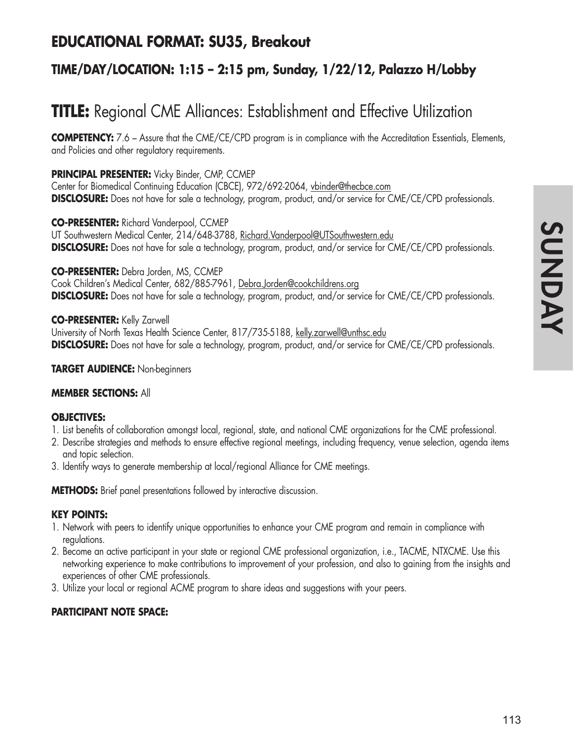## EDUCATIONAL FORMAT: SU35, Breakout

### TIME/DAY/LOCATION: 1:15 – 2:15 pm, Sunday, 1/22/12, Palazzo H/Lobby

# TITLE: Regional CME Alliances: Establishment and Effective Utilization

**COMPETENCY:** 7.6 – Assure that the CME/CE/CPD program is in compliance with the Accreditation Essentials, Elements, and Policies and other regulatory requirements.

**PRINCIPAL PRESENTER:** Vicky Binder, CMP, CCMEP
Center for Biomedical Continuing Education (CBCE), 972/692-2064, vbinder@thecbce.com
**DISCLOSURE:** Does not have for sale a technology, program, product, and/or service for CME/CE/CPD professionals.

**CO-PRESENTER:** Richard Vanderpool, CCMEP
UT Southwestern Medical Center, 214/648-3788, Richard.Vanderpool@UTSouthwestern.edu
**DISCLOSURE:** Does not have for sale a technology, program, product, and/or service for CME/CE/CPD professionals.

**CO-PRESENTER:** Debra Jorden, MS, CCMEP
Cook Children's Medical Center, 682/885-7961, Debra.Jorden@cookchildrens.org
**DISCLOSURE:** Does not have for sale a technology, program, product, and/or service for CME/CE/CPD professionals.

**CO-PRESENTER:** Kelly Zarwell
University of North Texas Health Science Center, 817/735-5188, kelly.zarwell@unthsc.edu
**DISCLOSURE:** Does not have for sale a technology, program, product, and/or service for CME/CE/CPD professionals.

**TARGET AUDIENCE:** Non-beginners

**MEMBER SECTIONS:** All

**OBJECTIVES:**
1. List benefits of collaboration amongst local, regional, state, and national CME organizations for the CME professional.
2. Describe strategies and methods to ensure effective regional meetings, including frequency, venue selection, agenda items and topic selection.
3. Identify ways to generate membership at local/regional Alliance for CME meetings.

**METHODS:** Brief panel presentations followed by interactive discussion.

**KEY POINTS:**
1. Network with peers to identify unique opportunities to enhance your CME program and remain in compliance with regulations.
2. Become an active participant in your state or regional CME professional organization, i.e., TACME, NTXCME. Use this networking experience to make contributions to improvement of your profession, and also to gaining from the insights and experiences of other CME professionals.
3. Utilize your local or regional ACME program to share ideas and suggestions with your peers.

**PARTICIPANT NOTE SPACE:**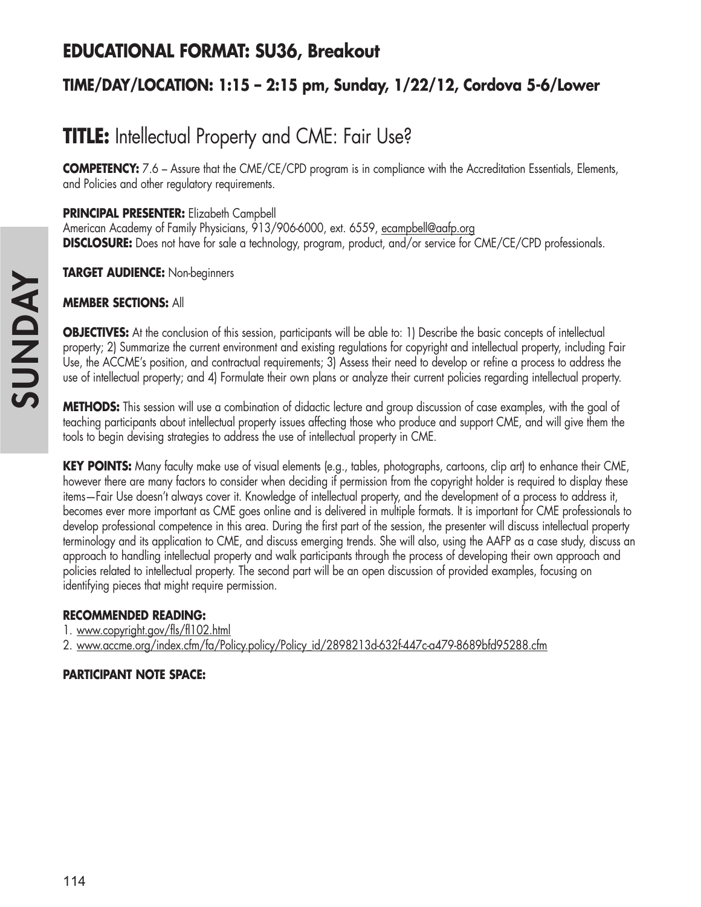## EDUCATIONAL FORMAT: SU36, Breakout

### TIME/DAY/LOCATION: 1:15 – 2:15 pm, Sunday, 1/22/12, Cordova 5-6/Lower

# TITLE: Intellectual Property and CME: Fair Use?

**COMPETENCY:** 7.6 – Assure that the CME/CE/CPD program is in compliance with the Accreditation Essentials, Elements, and Policies and other regulatory requirements.

**PRINCIPAL PRESENTER:** Elizabeth Campbell
American Academy of Family Physicians, 913/906-6000, ext. 6559, ecampbell@aafp.org
**DISCLOSURE:** Does not have for sale a technology, program, product, and/or service for CME/CE/CPD professionals.

**TARGET AUDIENCE:** Non-beginners

**MEMBER SECTIONS:** All

**OBJECTIVES:** At the conclusion of this session, participants will be able to: 1) Describe the basic concepts of intellectual property; 2) Summarize the current environment and existing regulations for copyright and intellectual property, including Fair Use, the ACCME's position, and contractual requirements; 3) Assess their need to develop or refine a process to address the use of intellectual property; and 4) Formulate their own plans or analyze their current policies regarding intellectual property.

**METHODS:** This session will use a combination of didactic lecture and group discussion of case examples, with the goal of teaching participants about intellectual property issues affecting those who produce and support CME, and will give them the tools to begin devising strategies to address the use of intellectual property in CME.

**KEY POINTS:** Many faculty make use of visual elements (e.g., tables, photographs, cartoons, clip art) to enhance their CME, however there are many factors to consider when deciding if permission from the copyright holder is required to display these items—Fair Use doesn't always cover it. Knowledge of intellectual property, and the development of a process to address it, becomes ever more important as CME goes online and is delivered in multiple formats. It is important for CME professionals to develop professional competence in this area. During the first part of the session, the presenter will discuss intellectual property terminology and its application to CME, and discuss emerging trends. She will also, using the AAFP as a case study, discuss an approach to handling intellectual property and walk participants through the process of developing their own approach and policies related to intellectual property. The second part will be an open discussion of provided examples, focusing on identifying pieces that might require permission.

**RECOMMENDED READING:**

1. www.copyright.gov/fls/fl102.html
2. www.accme.org/index.cfm/fa/Policy.policy/Policy_id/2898213d-632f-447c-a479-8689bfd95288.cfm

**PARTICIPANT NOTE SPACE:**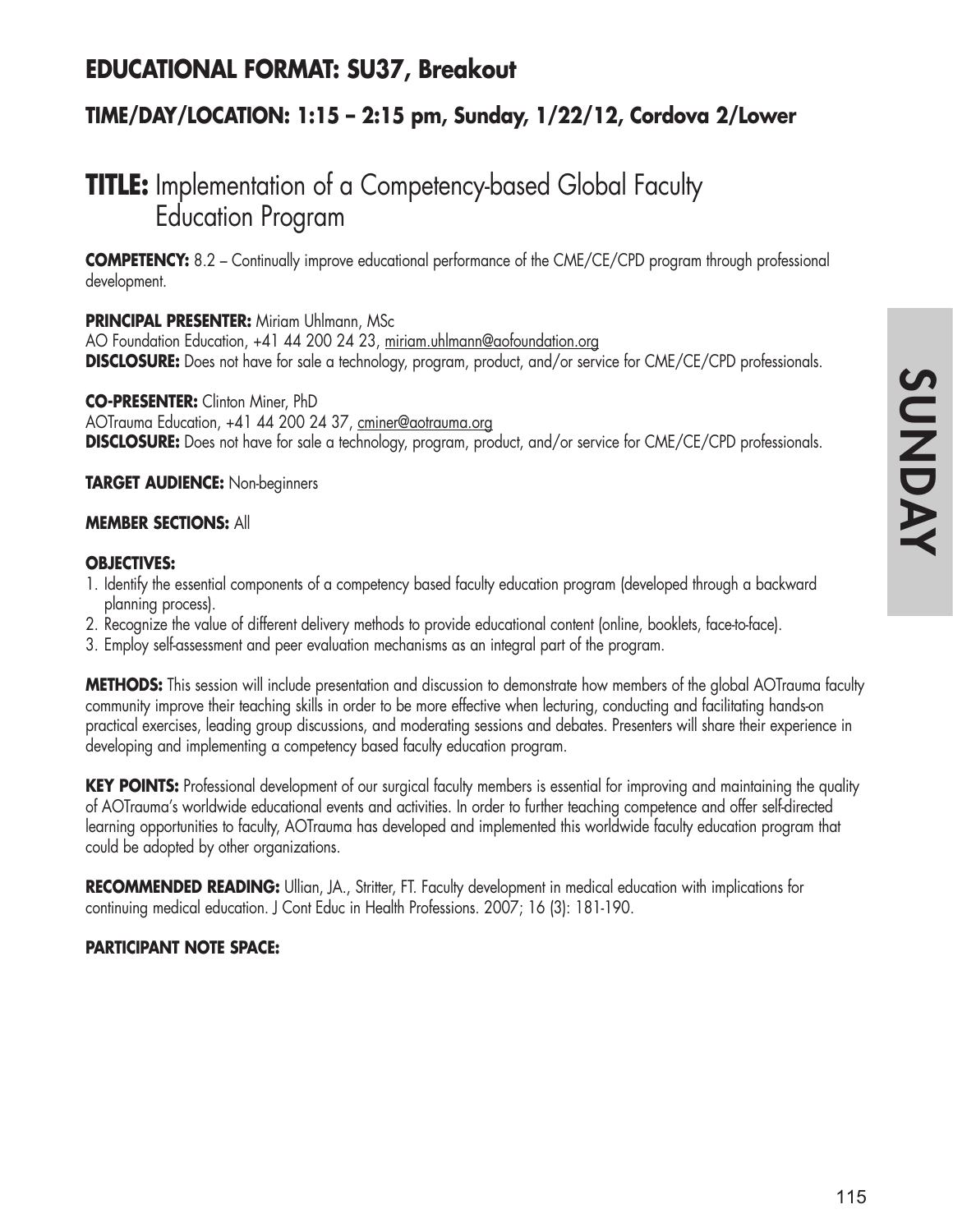## EDUCATIONAL FORMAT: SU37, Breakout

### TIME/DAY/LOCATION: 1:15 – 2:15 pm, Sunday, 1/22/12, Cordova 2/Lower

# TITLE: Implementation of a Competency-based Global Faculty Education Program

**COMPETENCY:** 8.2 – Continually improve educational performance of the CME/CE/CPD program through professional development.

**PRINCIPAL PRESENTER:** Miriam Uhlmann, MSc
AO Foundation Education, +41 44 200 24 23, miriam.uhlmann@aofoundation.org
**DISCLOSURE:** Does not have for sale a technology, program, product, and/or service for CME/CE/CPD professionals.

**CO-PRESENTER:** Clinton Miner, PhD
AOTrauma Education, +41 44 200 24 37, cminer@aotrauma.org
**DISCLOSURE:** Does not have for sale a technology, program, product, and/or service for CME/CE/CPD professionals.

**TARGET AUDIENCE:** Non-beginners

**MEMBER SECTIONS:** All

**OBJECTIVES:**

1. Identify the essential components of a competency based faculty education program (developed through a backward planning process).
2. Recognize the value of different delivery methods to provide educational content (online, booklets, face-to-face).
3. Employ self-assessment and peer evaluation mechanisms as an integral part of the program.

**METHODS:** This session will include presentation and discussion to demonstrate how members of the global AOTrauma faculty community improve their teaching skills in order to be more effective when lecturing, conducting and facilitating hands-on practical exercises, leading group discussions, and moderating sessions and debates. Presenters will share their experience in developing and implementing a competency based faculty education program.

**KEY POINTS:** Professional development of our surgical faculty members is essential for improving and maintaining the quality of AOTrauma's worldwide educational events and activities. In order to further teaching competence and offer self-directed learning opportunities to faculty, AOTrauma has developed and implemented this worldwide faculty education program that could be adopted by other organizations.

**RECOMMENDED READING:** Ullian, JA., Stritter, FT. Faculty development in medical education with implications for continuing medical education. J Cont Educ in Health Professions. 2007; 16 (3): 181-190.

**PARTICIPANT NOTE SPACE:**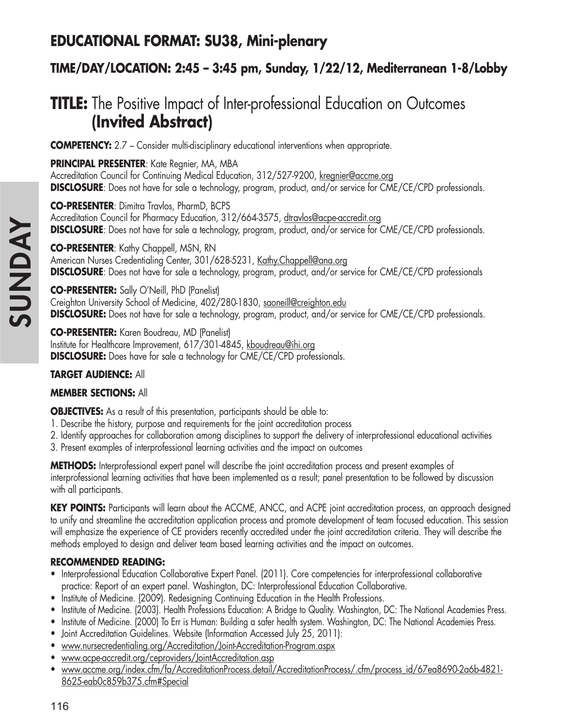## EDUCATIONAL FORMAT: SU38, Mini-plenary

### TIME/DAY/LOCATION: 2:45 – 3:45 pm, Sunday, 1/22/12, Mediterranean 1-8/Lobby

# TITLE: The Positive Impact of Inter-professional Education on Outcomes **(Invited Abstract)**

**COMPETENCY:** 2.7 – Consider multi-disciplinary educational interventions when appropriate.

**PRINCIPAL PRESENTER**: Kate Regnier, MA, MBA
Accreditation Council for Continuing Medical Education, 312/527-9200, kregnier@accme.org
**DISCLOSURE**: Does not have for sale a technology, program, product, and/or service for CME/CE/CPD professionals.

**CO-PRESENTER**: Dimitra Travlos, PharmD, BCPS
Accreditation Council for Pharmacy Education, 312/664-3575, dtravlos@acpe-accredit.org
**DISCLOSURE**: Does not have for sale a technology, program, product, and/or service for CME/CE/CPD professionals.

**CO-PRESENTER**: Kathy Chappell, MSN, RN
American Nurses Credentialing Center, 301/628-5231, Kathy.Chappell@ana.org
**DISCLOSURE**: Does not have for sale a technology, program, product, and/or service for CME/CE/CPD professionals

**CO-PRESENTER:** Sally O'Neill, PhD (Panelist)
Creighton University School of Medicine, 402/280-1830, saoneill@creighton.edu
**DISCLOSURE:** Does not have for sale a technology, program, product, and/or service for CME/CE/CPD professionals.

**CO-PRESENTER:** Karen Boudreau, MD (Panelist)
Institute for Healthcare Improvement, 617/301-4845, kboudreau@ihi.org
**DISCLOSURE:** Does have for sale a technology for CME/CE/CPD professionals.

**TARGET AUDIENCE:** All

**MEMBER SECTIONS:** All

**OBJECTIVES:** As a result of this presentation, participants should be able to:

1. Describe the history, purpose and requirements for the joint accreditation process
2. Identify approaches for collaboration among disciplines to support the delivery of interprofessional educational activities
3. Present examples of interprofessional learning activities and the impact on outcomes

**METHODS:** Interprofessional expert panel will describe the joint accreditation process and present examples of interprofessional learning activities that have been implemented as a result; panel presentation to be followed by discussion with all participants.

**KEY POINTS:** Participants will learn about the ACCME, ANCC, and ACPE joint accreditation process, an approach designed to unify and streamline the accreditation application process and promote development of team focused education. This session will emphasize the experience of CE providers recently accredited under the joint accreditation criteria. They will describe the methods employed to design and deliver team based learning activities and the impact on outcomes.

**RECOMMENDED READING:**

- Interprofessional Education Collaborative Expert Panel. (2011). Core competencies for interprofessional collaborative practice: Report of an expert panel. Washington, DC: Interprofessional Education Collaborative.
- Institute of Medicine. (2009). Redesigning Continuing Education in the Health Professions.
- Institute of Medicine. (2003). Health Professions Education: A Bridge to Quality. Washington, DC: The National Academies Press.
- Institute of Medicine. (2000) To Err is Human: Building a safer health system. Washington, DC: The National Academies Press.
- Joint Accreditation Guidelines. Website (Information Accessed July 25, 2011):
- www.nursecredentialing.org/Accreditation/Joint-Accreditation-Program.aspx
- www.acpe-accredit.org/ceproviders/JointAccreditation.asp
- www.accme.org/index.cfm/fa/AccreditationProcess.detail/AccreditationProcess/.cfm/process_id/67ea8690-2a6b-4821-8625-eab0c859b375.cfm#Special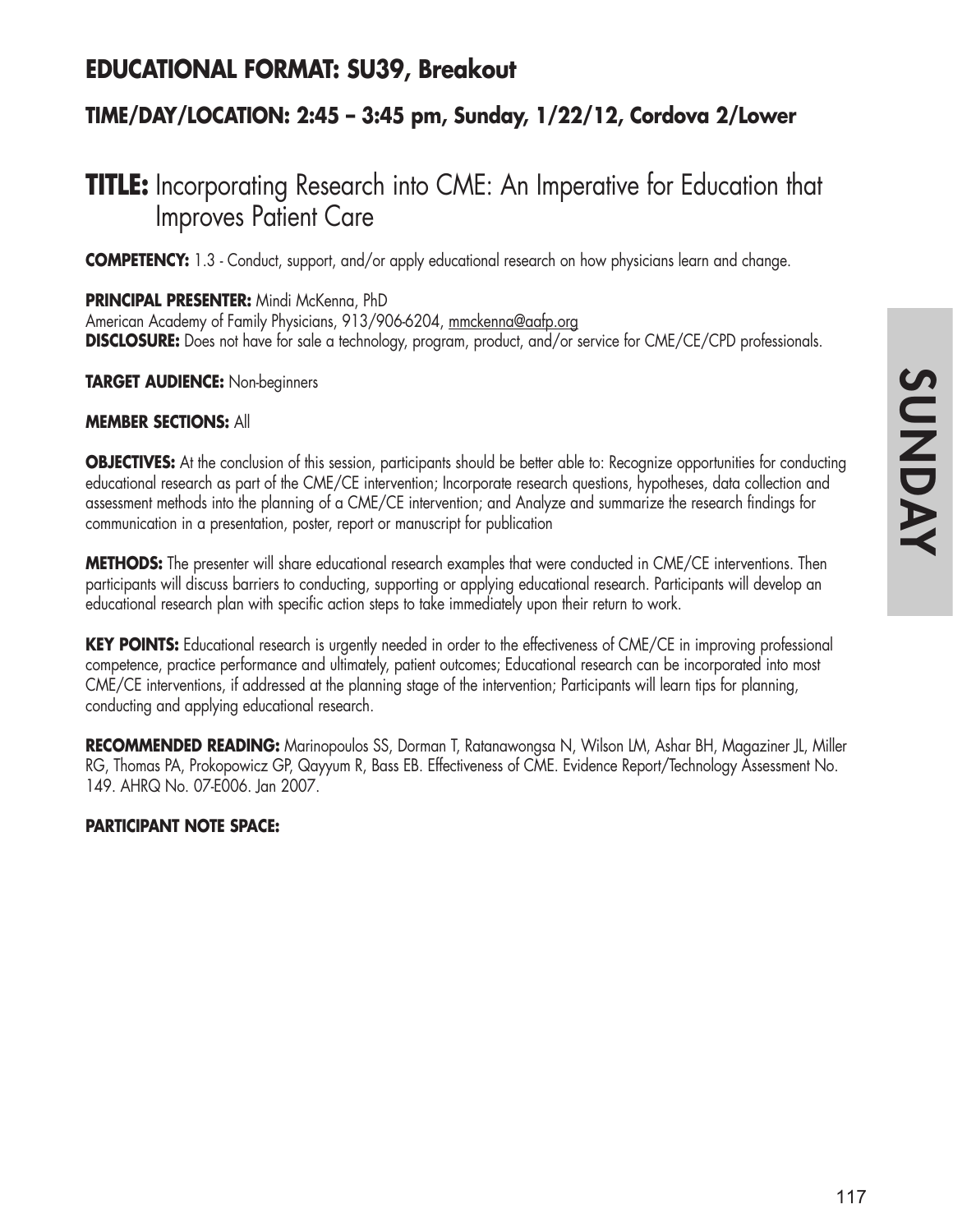## EDUCATIONAL FORMAT: SU39, Breakout

### TIME/DAY/LOCATION: 2:45 – 3:45 pm, Sunday, 1/22/12, Cordova 2/Lower

# TITLE: Incorporating Research into CME: An Imperative for Education that Improves Patient Care

**COMPETENCY:** 1.3 - Conduct, support, and/or apply educational research on how physicians learn and change.

**PRINCIPAL PRESENTER:** Mindi McKenna, PhD
American Academy of Family Physicians, 913/906-6204, mmckenna@aafp.org
**DISCLOSURE:** Does not have for sale a technology, program, product, and/or service for CME/CE/CPD professionals.

**TARGET AUDIENCE:** Non-beginners

**MEMBER SECTIONS:** All

**OBJECTIVES:** At the conclusion of this session, participants should be better able to: Recognize opportunities for conducting educational research as part of the CME/CE intervention; Incorporate research questions, hypotheses, data collection and assessment methods into the planning of a CME/CE intervention; and Analyze and summarize the research findings for communication in a presentation, poster, report or manuscript for publication

**METHODS:** The presenter will share educational research examples that were conducted in CME/CE interventions. Then participants will discuss barriers to conducting, supporting or applying educational research. Participants will develop an educational research plan with specific action steps to take immediately upon their return to work.

**KEY POINTS:** Educational research is urgently needed in order to the effectiveness of CME/CE in improving professional competence, practice performance and ultimately, patient outcomes; Educational research can be incorporated into most CME/CE interventions, if addressed at the planning stage of the intervention; Participants will learn tips for planning, conducting and applying educational research.

**RECOMMENDED READING:** Marinopoulos SS, Dorman T, Ratanawongsa N, Wilson LM, Ashar BH, Magaziner JL, Miller RG, Thomas PA, Prokopowicz GP, Qayyum R, Bass EB. Effectiveness of CME. Evidence Report/Technology Assessment No. 149. AHRQ No. 07-E006. Jan 2007.

**PARTICIPANT NOTE SPACE:**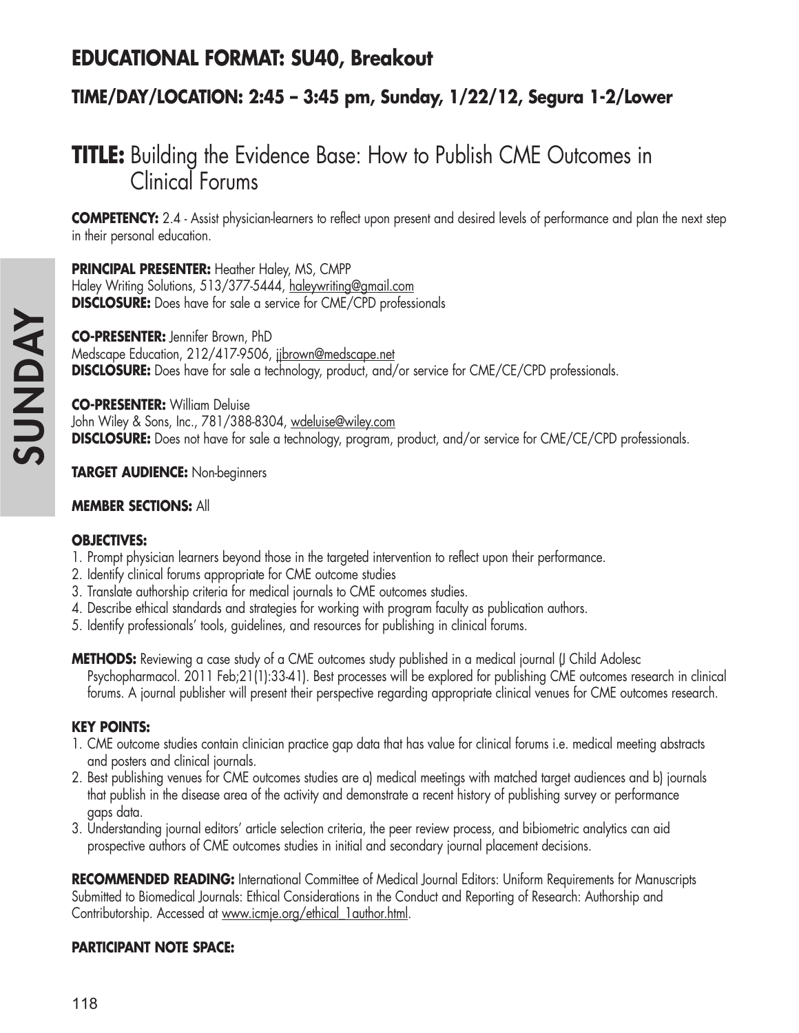## EDUCATIONAL FORMAT: SU40, Breakout

### TIME/DAY/LOCATION: 2:45 – 3:45 pm, Sunday, 1/22/12, Segura 1-2/Lower

# TITLE: Building the Evidence Base: How to Publish CME Outcomes in Clinical Forums

**COMPETENCY:** 2.4 - Assist physician-learners to reflect upon present and desired levels of performance and plan the next step in their personal education.

**PRINCIPAL PRESENTER:** Heather Haley, MS, CMPP
Haley Writing Solutions, 513/377-5444, haleywriting@gmail.com
**DISCLOSURE:** Does have for sale a service for CME/CPD professionals

**CO-PRESENTER:** Jennifer Brown, PhD
Medscape Education, 212/417-9506, jjbrown@medscape.net
**DISCLOSURE:** Does have for sale a technology, product, and/or service for CME/CE/CPD professionals.

**CO-PRESENTER:** William Deluise
John Wiley & Sons, Inc., 781/388-8304, wdeluise@wiley.com
**DISCLOSURE:** Does not have for sale a technology, program, product, and/or service for CME/CE/CPD professionals.

**TARGET AUDIENCE:** Non-beginners

**MEMBER SECTIONS:** All

**OBJECTIVES:**

1. Prompt physician learners beyond those in the targeted intervention to reflect upon their performance.
2. Identify clinical forums appropriate for CME outcome studies
3. Translate authorship criteria for medical journals to CME outcomes studies.
4. Describe ethical standards and strategies for working with program faculty as publication authors.
5. Identify professionals' tools, guidelines, and resources for publishing in clinical forums.

**METHODS:** Reviewing a case study of a CME outcomes study published in a medical journal (J Child Adolesc Psychopharmacol. 2011 Feb;21(1):33-41). Best processes will be explored for publishing CME outcomes research in clinical forums. A journal publisher will present their perspective regarding appropriate clinical venues for CME outcomes research.

**KEY POINTS:**

1. CME outcome studies contain clinician practice gap data that has value for clinical forums i.e. medical meeting abstracts and posters and clinical journals.
2. Best publishing venues for CME outcomes studies are a) medical meetings with matched target audiences and b) journals that publish in the disease area of the activity and demonstrate a recent history of publishing survey or performance gaps data.
3. Understanding journal editors' article selection criteria, the peer review process, and bibiometric analytics can aid prospective authors of CME outcomes studies in initial and secondary journal placement decisions.

**RECOMMENDED READING:** International Committee of Medical Journal Editors: Uniform Requirements for Manuscripts Submitted to Biomedical Journals: Ethical Considerations in the Conduct and Reporting of Research: Authorship and Contributorship. Accessed at www.icmje.org/ethical_1author.html.

**PARTICIPANT NOTE SPACE:**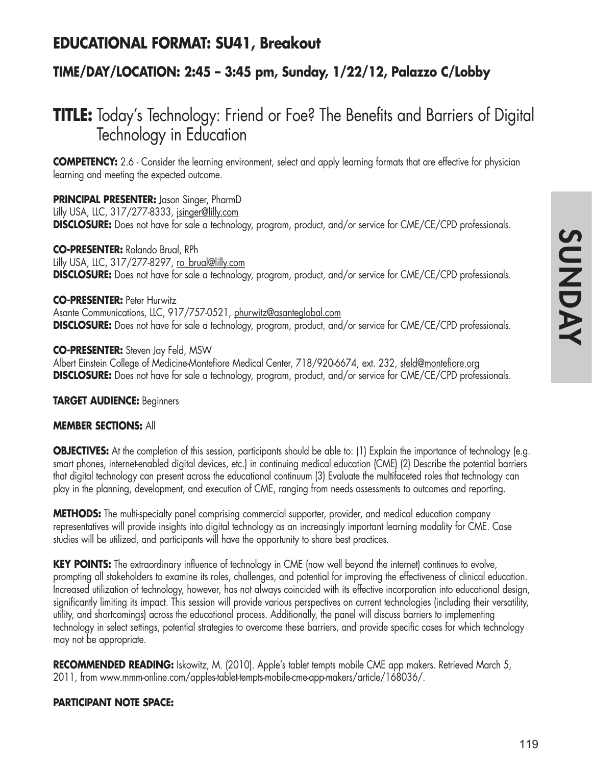## EDUCATIONAL FORMAT: SU41, Breakout

### TIME/DAY/LOCATION: 2:45 – 3:45 pm, Sunday, 1/22/12, Palazzo C/Lobby

# TITLE: Today's Technology: Friend or Foe? The Benefits and Barriers of Digital Technology in Education

**COMPETENCY:** 2.6 - Consider the learning environment, select and apply learning formats that are effective for physician learning and meeting the expected outcome.

**PRINCIPAL PRESENTER:** Jason Singer, PharmD
Lilly USA, LLC, 317/277-8333, jsinger@lilly.com
**DISCLOSURE:** Does not have for sale a technology, program, product, and/or service for CME/CE/CPD professionals.

**CO-PRESENTER:** Rolando Brual, RPh
Lilly USA, LLC, 317/277-8297, ro_brual@lilly.com
**DISCLOSURE:** Does not have for sale a technology, program, product, and/or service for CME/CE/CPD professionals.

**CO-PRESENTER:** Peter Hurwitz
Asante Communications, LLC, 917/757-0521, phurwitz@asanteglobal.com
**DISCLOSURE:** Does not have for sale a technology, program, product, and/or service for CME/CE/CPD professionals.

**CO-PRESENTER:** Steven Jay Feld, MSW
Albert Einstein College of Medicine-Montefiore Medical Center, 718/920-6674, ext. 232, sfeld@montefiore.org
**DISCLOSURE:** Does not have for sale a technology, program, product, and/or service for CME/CE/CPD professionals.

**TARGET AUDIENCE:** Beginners

**MEMBER SECTIONS:** All

**OBJECTIVES:** At the completion of this session, participants should be able to: (1) Explain the importance of technology (e.g. smart phones, internet-enabled digital devices, etc.) in continuing medical education (CME) (2) Describe the potential barriers that digital technology can present across the educational continuum (3) Evaluate the multifaceted roles that technology can play in the planning, development, and execution of CME, ranging from needs assessments to outcomes and reporting.

**METHODS:** The multi-specialty panel comprising commercial supporter, provider, and medical education company representatives will provide insights into digital technology as an increasingly important learning modality for CME. Case studies will be utilized, and participants will have the opportunity to share best practices.

**KEY POINTS:** The extraordinary influence of technology in CME (now well beyond the internet) continues to evolve, prompting all stakeholders to examine its roles, challenges, and potential for improving the effectiveness of clinical education. Increased utilization of technology, however, has not always coincided with its effective incorporation into educational design, significantly limiting its impact. This session will provide various perspectives on current technologies (including their versatility, utility, and shortcomings) across the educational process. Additionally, the panel will discuss barriers to implementing technology in select settings, potential strategies to overcome these barriers, and provide specific cases for which technology may not be appropriate.

**RECOMMENDED READING:** Iskowitz, M. (2010). Apple's tablet tempts mobile CME app makers. Retrieved March 5, 2011, from www.mmm-online.com/apples-tablet-tempts-mobile-cme-app-makers/article/168036/.

**PARTICIPANT NOTE SPACE:**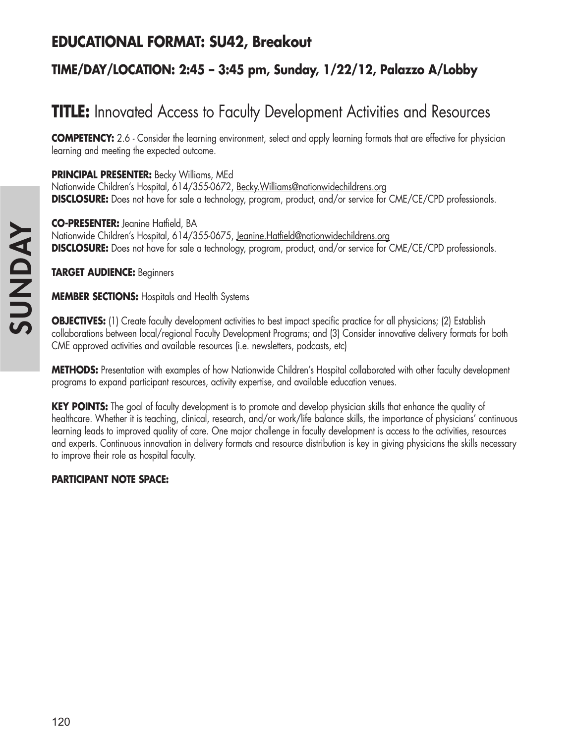## EDUCATIONAL FORMAT: SU42, Breakout

### TIME/DAY/LOCATION: 2:45 – 3:45 pm, Sunday, 1/22/12, Palazzo A/Lobby

# TITLE: Innovated Access to Faculty Development Activities and Resources

**COMPETENCY:** 2.6 - Consider the learning environment, select and apply learning formats that are effective for physician learning and meeting the expected outcome.

**PRINCIPAL PRESENTER:** Becky Williams, MEd
Nationwide Children's Hospital, 614/355-0672, Becky.Williams@nationwidechildrens.org
**DISCLOSURE:** Does not have for sale a technology, program, product, and/or service for CME/CE/CPD professionals.

**CO-PRESENTER:** Jeanine Hatfield, BA
Nationwide Children's Hospital, 614/355-0675, Jeanine.Hatfield@nationwidechildrens.org
**DISCLOSURE:** Does not have for sale a technology, program, product, and/or service for CME/CE/CPD professionals.

**TARGET AUDIENCE:** Beginners

**MEMBER SECTIONS:** Hospitals and Health Systems

**OBJECTIVES:** (1) Create faculty development activities to best impact specific practice for all physicians; (2) Establish collaborations between local/regional Faculty Development Programs; and (3) Consider innovative delivery formats for both CME approved activities and available resources (i.e. newsletters, podcasts, etc)

**METHODS:** Presentation with examples of how Nationwide Children's Hospital collaborated with other faculty development programs to expand participant resources, activity expertise, and available education venues.

**KEY POINTS:** The goal of faculty development is to promote and develop physician skills that enhance the quality of healthcare. Whether it is teaching, clinical, research, and/or work/life balance skills, the importance of physicians' continuous learning leads to improved quality of care. One major challenge in faculty development is access to the activities, resources and experts. Continuous innovation in delivery formats and resource distribution is key in giving physicians the skills necessary to improve their role as hospital faculty.

**PARTICIPANT NOTE SPACE:**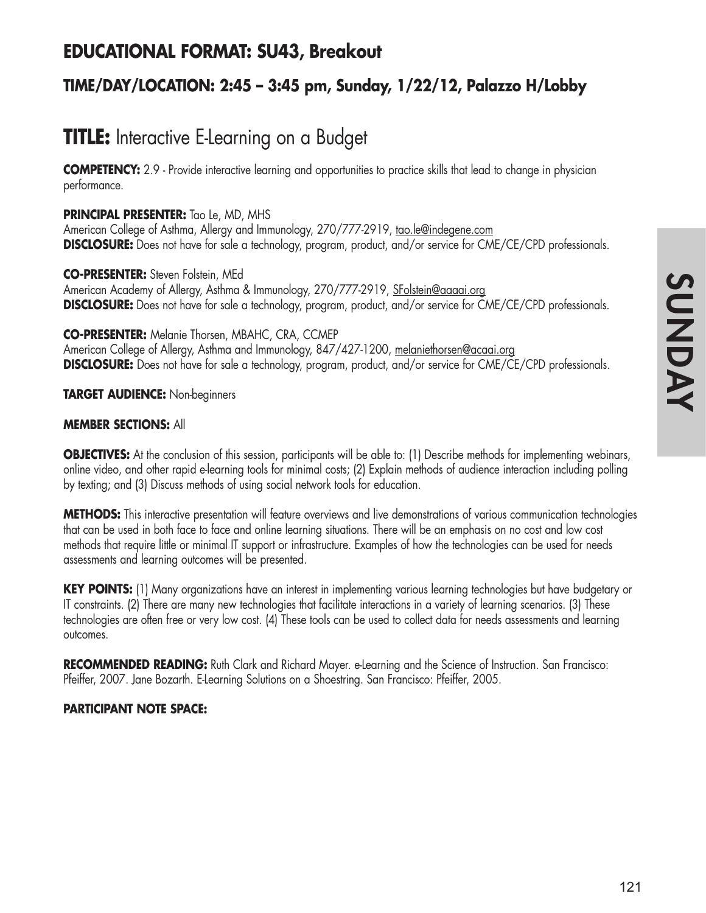## EDUCATIONAL FORMAT: SU43, Breakout

### TIME/DAY/LOCATION: 2:45 – 3:45 pm, Sunday, 1/22/12, Palazzo H/Lobby

# TITLE: Interactive E-Learning on a Budget

**COMPETENCY:** 2.9 - Provide interactive learning and opportunities to practice skills that lead to change in physician performance.

**PRINCIPAL PRESENTER:** Tao Le, MD, MHS
American College of Asthma, Allergy and Immunology, 270/777-2919, tao.le@indegene.com
**DISCLOSURE:** Does not have for sale a technology, program, product, and/or service for CME/CE/CPD professionals.

**CO-PRESENTER:** Steven Folstein, MEd
American Academy of Allergy, Asthma & Immunology, 270/777-2919, SFolstein@aaaai.org
**DISCLOSURE:** Does not have for sale a technology, program, product, and/or service for CME/CE/CPD professionals.

**CO-PRESENTER:** Melanie Thorsen, MBAHC, CRA, CCMEP
American College of Allergy, Asthma and Immunology, 847/427-1200, melaniethorsen@acaai.org
**DISCLOSURE:** Does not have for sale a technology, program, product, and/or service for CME/CE/CPD professionals.

**TARGET AUDIENCE:** Non-beginners

**MEMBER SECTIONS:** All

**OBJECTIVES:** At the conclusion of this session, participants will be able to: (1) Describe methods for implementing webinars, online video, and other rapid e-learning tools for minimal costs; (2) Explain methods of audience interaction including polling by texting; and (3) Discuss methods of using social network tools for education.

**METHODS:** This interactive presentation will feature overviews and live demonstrations of various communication technologies that can be used in both face to face and online learning situations. There will be an emphasis on no cost and low cost methods that require little or minimal IT support or infrastructure. Examples of how the technologies can be used for needs assessments and learning outcomes will be presented.

**KEY POINTS:** (1) Many organizations have an interest in implementing various learning technologies but have budgetary or IT constraints. (2) There are many new technologies that facilitate interactions in a variety of learning scenarios. (3) These technologies are often free or very low cost. (4) These tools can be used to collect data for needs assessments and learning outcomes.

**RECOMMENDED READING:** Ruth Clark and Richard Mayer. e-Learning and the Science of Instruction. San Francisco: Pfeiffer, 2007. Jane Bozarth. E-Learning Solutions on a Shoestring. San Francisco: Pfeiffer, 2005.

**PARTICIPANT NOTE SPACE:**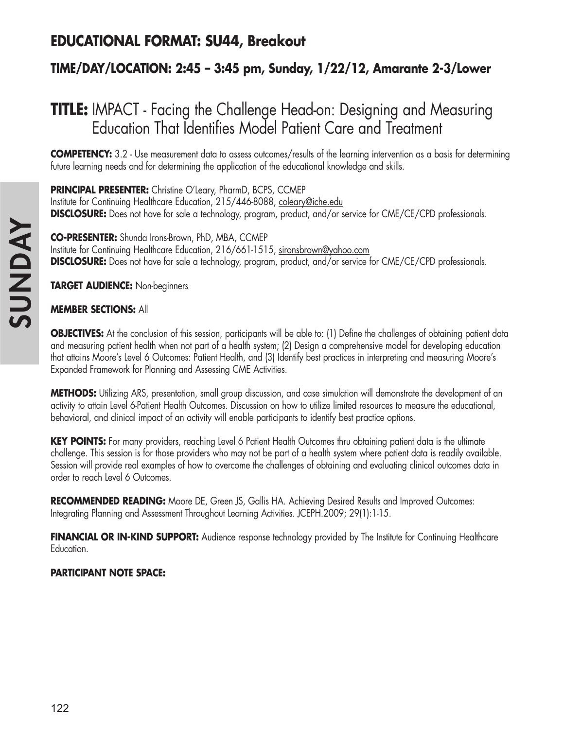## EDUCATIONAL FORMAT: SU44, Breakout

### TIME/DAY/LOCATION: 2:45 – 3:45 pm, Sunday, 1/22/12, Amarante 2-3/Lower

# TITLE: IMPACT - Facing the Challenge Head-on: Designing and Measuring Education That Identifies Model Patient Care and Treatment

**COMPETENCY:** 3.2 - Use measurement data to assess outcomes/results of the learning intervention as a basis for determining future learning needs and for determining the application of the educational knowledge and skills.

**PRINCIPAL PRESENTER:** Christine O'Leary, PharmD, BCPS, CCMEP
Institute for Continuing Healthcare Education, 215/446-8088, coleary@iche.edu
**DISCLOSURE:** Does not have for sale a technology, program, product, and/or service for CME/CE/CPD professionals.

**CO-PRESENTER:** Shunda Irons-Brown, PhD, MBA, CCMEP
Institute for Continuing Healthcare Education, 216/661-1515, sironsbrown@yahoo.com
**DISCLOSURE:** Does not have for sale a technology, program, product, and/or service for CME/CE/CPD professionals.

**TARGET AUDIENCE:** Non-beginners

**MEMBER SECTIONS:** All

**OBJECTIVES:** At the conclusion of this session, participants will be able to: (1) Define the challenges of obtaining patient data and measuring patient health when not part of a health system; (2) Design a comprehensive model for developing education that attains Moore's Level 6 Outcomes: Patient Health, and (3) Identify best practices in interpreting and measuring Moore's Expanded Framework for Planning and Assessing CME Activities.

**METHODS:** Utilizing ARS, presentation, small group discussion, and case simulation will demonstrate the development of an activity to attain Level 6-Patient Health Outcomes. Discussion on how to utilize limited resources to measure the educational, behavioral, and clinical impact of an activity will enable participants to identify best practice options.

**KEY POINTS:** For many providers, reaching Level 6 Patient Health Outcomes thru obtaining patient data is the ultimate challenge. This session is for those providers who may not be part of a health system where patient data is readily available. Session will provide real examples of how to overcome the challenges of obtaining and evaluating clinical outcomes data in order to reach Level 6 Outcomes.

**RECOMMENDED READING:** Moore DE, Green JS, Gallis HA. Achieving Desired Results and Improved Outcomes: Integrating Planning and Assessment Throughout Learning Activities. JCEPH.2009; 29(1):1-15.

**FINANCIAL OR IN-KIND SUPPORT:** Audience response technology provided by The Institute for Continuing Healthcare Education.

**PARTICIPANT NOTE SPACE:**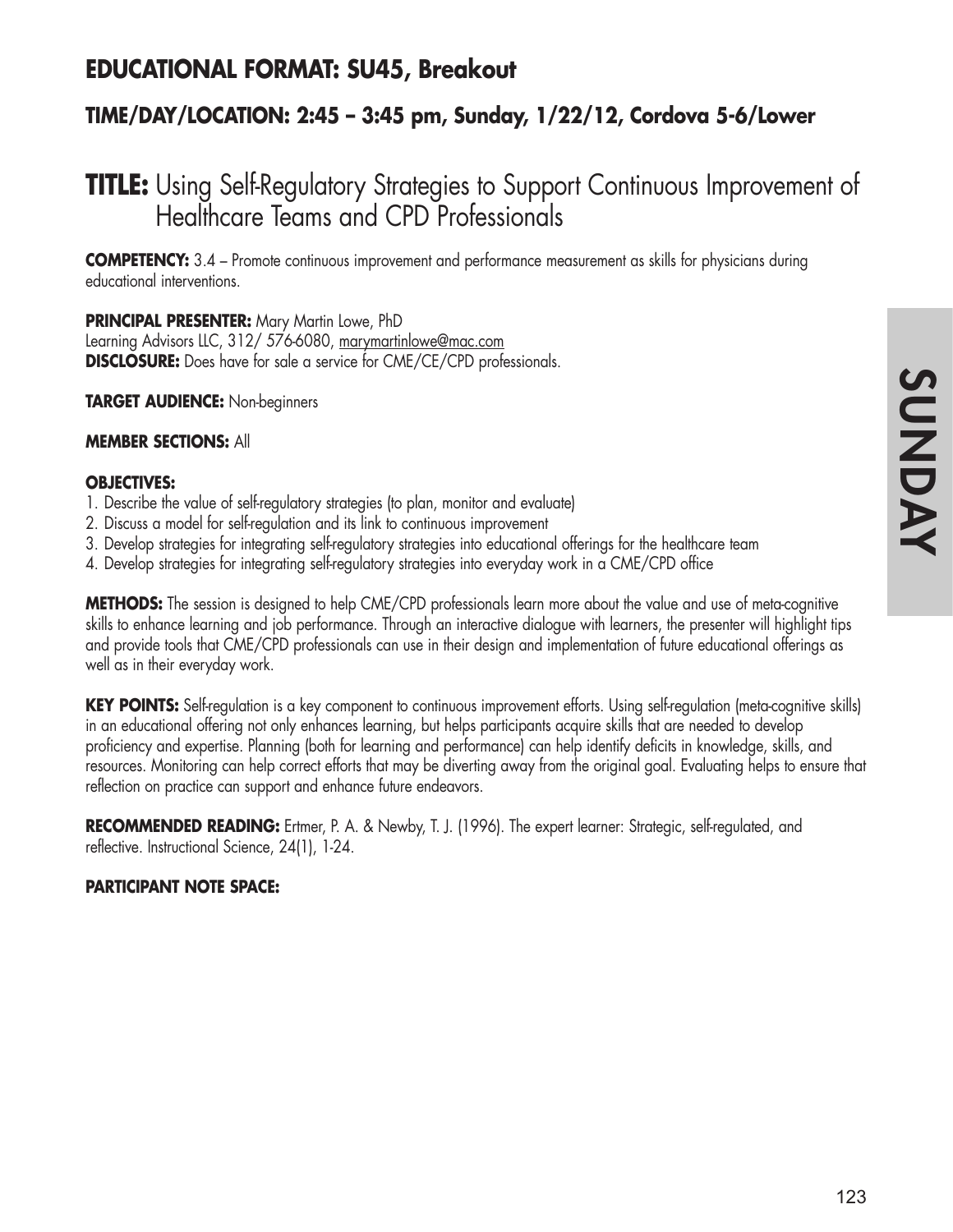## EDUCATIONAL FORMAT: SU45, Breakout

### TIME/DAY/LOCATION: 2:45 – 3:45 pm, Sunday, 1/22/12, Cordova 5-6/Lower

# TITLE: Using Self-Regulatory Strategies to Support Continuous Improvement of Healthcare Teams and CPD Professionals

**COMPETENCY:** 3.4 – Promote continuous improvement and performance measurement as skills for physicians during educational interventions.

**PRINCIPAL PRESENTER:** Mary Martin Lowe, PhD
Learning Advisors LLC, 312/ 576-6080, marymartinlowe@mac.com
**DISCLOSURE:** Does have for sale a service for CME/CE/CPD professionals.

**TARGET AUDIENCE:** Non-beginners

**MEMBER SECTIONS:** All

**OBJECTIVES:**
1. Describe the value of self-regulatory strategies (to plan, monitor and evaluate)
2. Discuss a model for self-regulation and its link to continuous improvement
3. Develop strategies for integrating self-regulatory strategies into educational offerings for the healthcare team
4. Develop strategies for integrating self-regulatory strategies into everyday work in a CME/CPD office

**METHODS:** The session is designed to help CME/CPD professionals learn more about the value and use of meta-cognitive skills to enhance learning and job performance. Through an interactive dialogue with learners, the presenter will highlight tips and provide tools that CME/CPD professionals can use in their design and implementation of future educational offerings as well as in their everyday work.

**KEY POINTS:** Self-regulation is a key component to continuous improvement efforts. Using self-regulation (meta-cognitive skills) in an educational offering not only enhances learning, but helps participants acquire skills that are needed to develop proficiency and expertise. Planning (both for learning and performance) can help identify deficits in knowledge, skills, and resources. Monitoring can help correct efforts that may be diverting away from the original goal. Evaluating helps to ensure that reflection on practice can support and enhance future endeavors.

**RECOMMENDED READING:** Ertmer, P. A. & Newby, T. J. (1996). The expert learner: Strategic, self-regulated, and reflective. Instructional Science, 24(1), 1-24.

**PARTICIPANT NOTE SPACE:**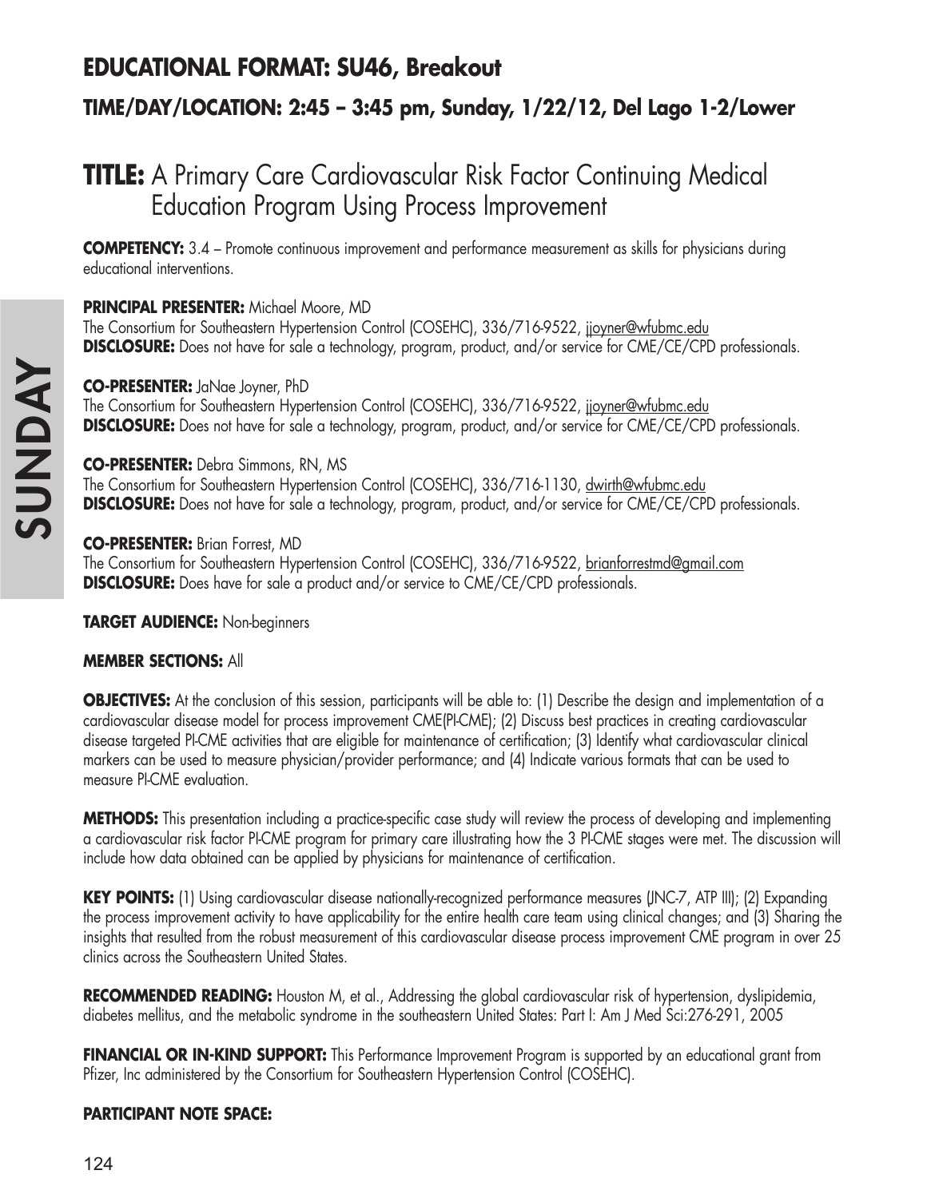## EDUCATIONAL FORMAT: SU46, Breakout

### TIME/DAY/LOCATION: 2:45 – 3:45 pm, Sunday, 1/22/12, Del Lago 1-2/Lower

# TITLE: A Primary Care Cardiovascular Risk Factor Continuing Medical Education Program Using Process Improvement

**COMPETENCY:** 3.4 – Promote continuous improvement and performance measurement as skills for physicians during educational interventions.

**PRINCIPAL PRESENTER:** Michael Moore, MD
The Consortium for Southeastern Hypertension Control (COSEHC), 336/716-9522, jjoyner@wfubmc.edu
**DISCLOSURE:** Does not have for sale a technology, program, product, and/or service for CME/CE/CPD professionals.

**CO-PRESENTER:** JaNae Joyner, PhD
The Consortium for Southeastern Hypertension Control (COSEHC), 336/716-9522, jjoyner@wfubmc.edu
**DISCLOSURE:** Does not have for sale a technology, program, product, and/or service for CME/CE/CPD professionals.

**CO-PRESENTER:** Debra Simmons, RN, MS
The Consortium for Southeastern Hypertension Control (COSEHC), 336/716-1130, dwirth@wfubmc.edu
**DISCLOSURE:** Does not have for sale a technology, program, product, and/or service for CME/CE/CPD professionals.

**CO-PRESENTER:** Brian Forrest, MD
The Consortium for Southeastern Hypertension Control (COSEHC), 336/716-9522, brianforrestmd@gmail.com
**DISCLOSURE:** Does have for sale a product and/or service to CME/CE/CPD professionals.

**TARGET AUDIENCE:** Non-beginners

**MEMBER SECTIONS:** All

**OBJECTIVES:** At the conclusion of this session, participants will be able to: (1) Describe the design and implementation of a cardiovascular disease model for process improvement CME(PI-CME); (2) Discuss best practices in creating cardiovascular disease targeted PI-CME activities that are eligible for maintenance of certification; (3) Identify what cardiovascular clinical markers can be used to measure physician/provider performance; and (4) Indicate various formats that can be used to measure PI-CME evaluation.

**METHODS:** This presentation including a practice-specific case study will review the process of developing and implementing a cardiovascular risk factor PI-CME program for primary care illustrating how the 3 PI-CME stages were met. The discussion will include how data obtained can be applied by physicians for maintenance of certification.

**KEY POINTS:** (1) Using cardiovascular disease nationally-recognized performance measures (JNC-7, ATP III); (2) Expanding the process improvement activity to have applicability for the entire health care team using clinical changes; and (3) Sharing the insights that resulted from the robust measurement of this cardiovascular disease process improvement CME program in over 25 clinics across the Southeastern United States.

**RECOMMENDED READING:** Houston M, et al., Addressing the global cardiovascular risk of hypertension, dyslipidemia, diabetes mellitus, and the metabolic syndrome in the southeastern United States: Part I: Am J Med Sci:276-291, 2005

**FINANCIAL OR IN-KIND SUPPORT:** This Performance Improvement Program is supported by an educational grant from Pfizer, Inc administered by the Consortium for Southeastern Hypertension Control (COSEHC).

**PARTICIPANT NOTE SPACE:**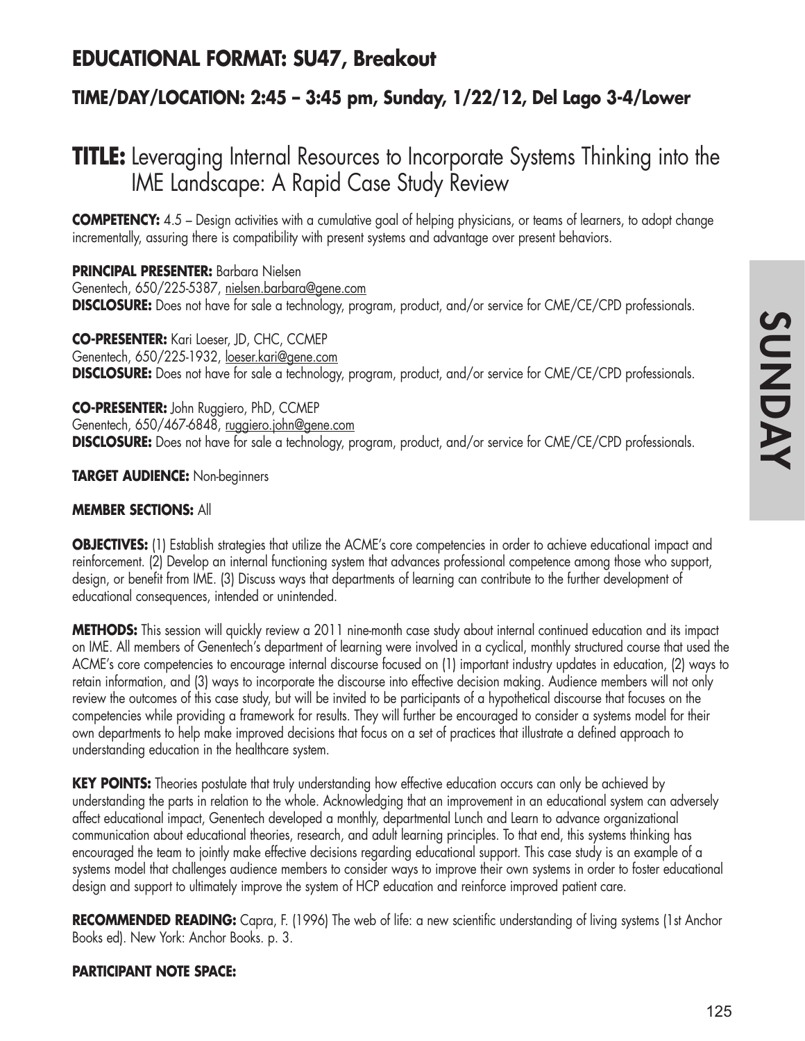## EDUCATIONAL FORMAT: SU47, Breakout

### TIME/DAY/LOCATION: 2:45 – 3:45 pm, Sunday, 1/22/12, Del Lago 3-4/Lower

# TITLE: Leveraging Internal Resources to Incorporate Systems Thinking into the IME Landscape: A Rapid Case Study Review

**COMPETENCY:** 4.5 – Design activities with a cumulative goal of helping physicians, or teams of learners, to adopt change incrementally, assuring there is compatibility with present systems and advantage over present behaviors.

**PRINCIPAL PRESENTER:** Barbara Nielsen
Genentech, 650/225-5387, nielsen.barbara@gene.com
**DISCLOSURE:** Does not have for sale a technology, program, product, and/or service for CME/CE/CPD professionals.

**CO-PRESENTER:** Kari Loeser, JD, CHC, CCMEP
Genentech, 650/225-1932, loeser.kari@gene.com
**DISCLOSURE:** Does not have for sale a technology, program, product, and/or service for CME/CE/CPD professionals.

**CO-PRESENTER:** John Ruggiero, PhD, CCMEP
Genentech, 650/467-6848, ruggiero.john@gene.com
**DISCLOSURE:** Does not have for sale a technology, program, product, and/or service for CME/CE/CPD professionals.

**TARGET AUDIENCE:** Non-beginners

**MEMBER SECTIONS:** All

**OBJECTIVES:** (1) Establish strategies that utilize the ACME's core competencies in order to achieve educational impact and reinforcement. (2) Develop an internal functioning system that advances professional competence among those who support, design, or benefit from IME. (3) Discuss ways that departments of learning can contribute to the further development of educational consequences, intended or unintended.

**METHODS:** This session will quickly review a 2011 nine-month case study about internal continued education and its impact on IME. All members of Genentech's department of learning were involved in a cyclical, monthly structured course that used the ACME's core competencies to encourage internal discourse focused on (1) important industry updates in education, (2) ways to retain information, and (3) ways to incorporate the discourse into effective decision making. Audience members will not only review the outcomes of this case study, but will be invited to be participants of a hypothetical discourse that focuses on the competencies while providing a framework for results. They will further be encouraged to consider a systems model for their own departments to help make improved decisions that focus on a set of practices that illustrate a defined approach to understanding education in the healthcare system.

**KEY POINTS:** Theories postulate that truly understanding how effective education occurs can only be achieved by understanding the parts in relation to the whole. Acknowledging that an improvement in an educational system can adversely affect educational impact, Genentech developed a monthly, departmental Lunch and Learn to advance organizational communication about educational theories, research, and adult learning principles. To that end, this systems thinking has encouraged the team to jointly make effective decisions regarding educational support. This case study is an example of a systems model that challenges audience members to consider ways to improve their own systems in order to foster educational design and support to ultimately improve the system of HCP education and reinforce improved patient care.

**RECOMMENDED READING:** Capra, F. (1996) The web of life: a new scientific understanding of living systems (1st Anchor Books ed). New York: Anchor Books. p. 3.

**PARTICIPANT NOTE SPACE:**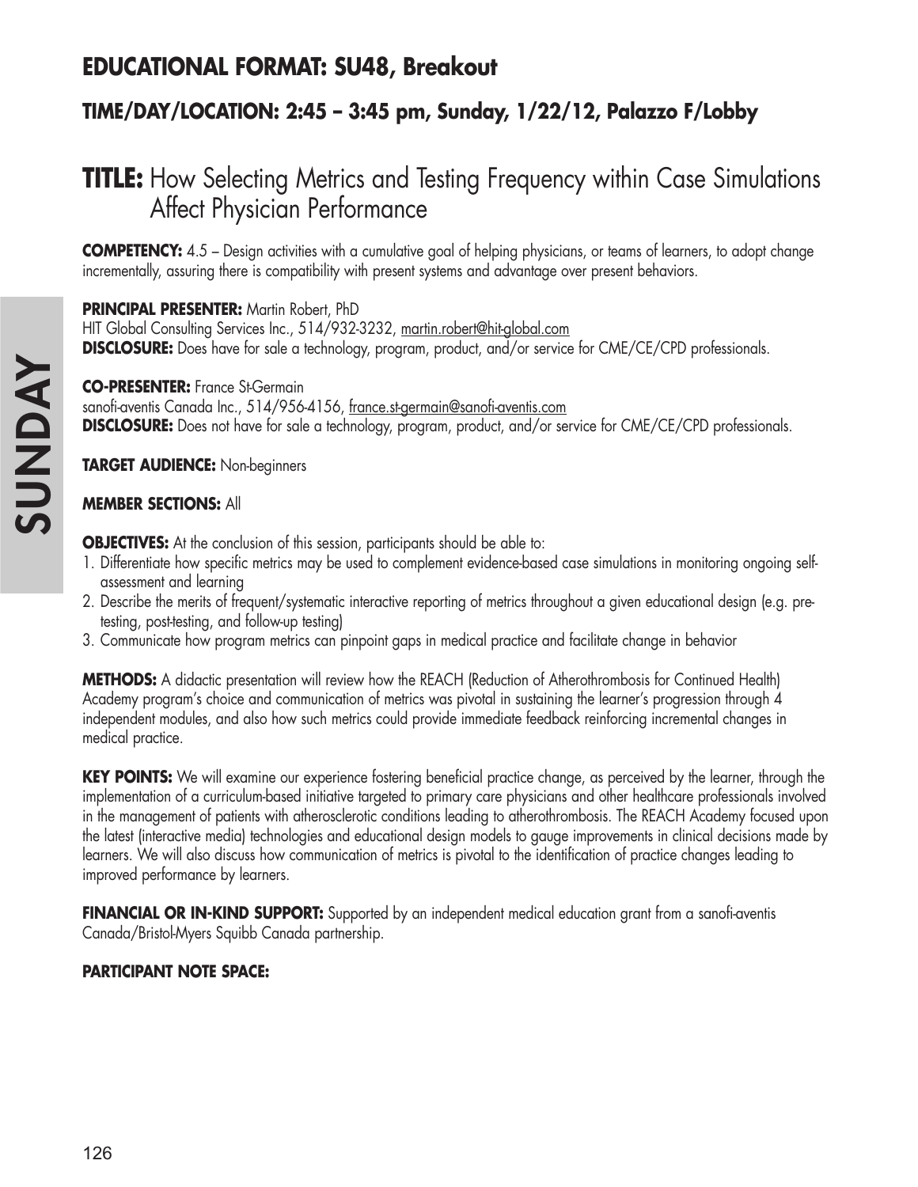## EDUCATIONAL FORMAT: SU48, Breakout

### TIME/DAY/LOCATION: 2:45 – 3:45 pm, Sunday, 1/22/12, Palazzo F/Lobby

# TITLE: How Selecting Metrics and Testing Frequency within Case Simulations Affect Physician Performance

**COMPETENCY:** 4.5 – Design activities with a cumulative goal of helping physicians, or teams of learners, to adopt change incrementally, assuring there is compatibility with present systems and advantage over present behaviors.

**PRINCIPAL PRESENTER:** Martin Robert, PhD
HIT Global Consulting Services Inc., 514/932-3232, martin.robert@hit-global.com
**DISCLOSURE:** Does have for sale a technology, program, product, and/or service for CME/CE/CPD professionals.

**CO-PRESENTER:** France St-Germain
sanofi-aventis Canada Inc., 514/956-4156, france.st-germain@sanofi-aventis.com
**DISCLOSURE:** Does not have for sale a technology, program, product, and/or service for CME/CE/CPD professionals.

**TARGET AUDIENCE:** Non-beginners

**MEMBER SECTIONS:** All

**OBJECTIVES:** At the conclusion of this session, participants should be able to:

1. Differentiate how specific metrics may be used to complement evidence-based case simulations in monitoring ongoing self-assessment and learning
2. Describe the merits of frequent/systematic interactive reporting of metrics throughout a given educational design (e.g. pre-testing, post-testing, and follow-up testing)
3. Communicate how program metrics can pinpoint gaps in medical practice and facilitate change in behavior

**METHODS:** A didactic presentation will review how the REACH (Reduction of Atherothrombosis for Continued Health) Academy program's choice and communication of metrics was pivotal in sustaining the learner's progression through 4 independent modules, and also how such metrics could provide immediate feedback reinforcing incremental changes in medical practice.

**KEY POINTS:** We will examine our experience fostering beneficial practice change, as perceived by the learner, through the implementation of a curriculum-based initiative targeted to primary care physicians and other healthcare professionals involved in the management of patients with atherosclerotic conditions leading to atherothrombosis. The REACH Academy focused upon the latest (interactive media) technologies and educational design models to gauge improvements in clinical decisions made by learners. We will also discuss how communication of metrics is pivotal to the identification of practice changes leading to improved performance by learners.

**FINANCIAL OR IN-KIND SUPPORT:** Supported by an independent medical education grant from a sanofi-aventis Canada/Bristol-Myers Squibb Canada partnership.

**PARTICIPANT NOTE SPACE:**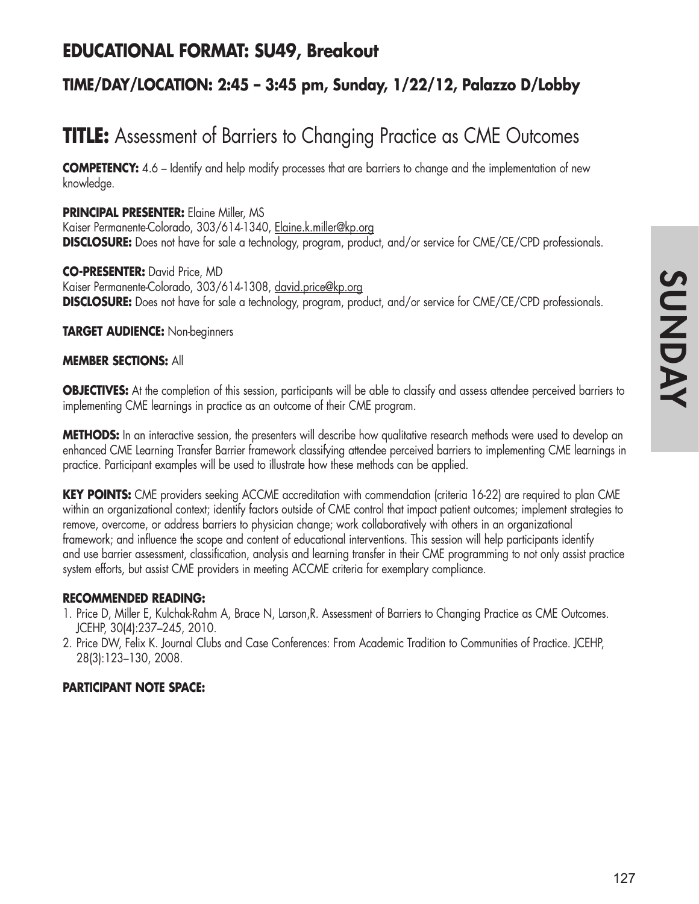## EDUCATIONAL FORMAT: SU49, Breakout

### TIME/DAY/LOCATION: 2:45 – 3:45 pm, Sunday, 1/22/12, Palazzo D/Lobby

# TITLE: Assessment of Barriers to Changing Practice as CME Outcomes

**COMPETENCY:** 4.6 – Identify and help modify processes that are barriers to change and the implementation of new knowledge.

**PRINCIPAL PRESENTER:** Elaine Miller, MS
Kaiser Permanente-Colorado, 303/614-1340, Elaine.k.miller@kp.org
**DISCLOSURE:** Does not have for sale a technology, program, product, and/or service for CME/CE/CPD professionals.

**CO-PRESENTER:** David Price, MD
Kaiser Permanente-Colorado, 303/614-1308, david.price@kp.org
**DISCLOSURE:** Does not have for sale a technology, program, product, and/or service for CME/CE/CPD professionals.

**TARGET AUDIENCE:** Non-beginners

**MEMBER SECTIONS:** All

**OBJECTIVES:** At the completion of this session, participants will be able to classify and assess attendee perceived barriers to implementing CME learnings in practice as an outcome of their CME program.

**METHODS:** In an interactive session, the presenters will describe how qualitative research methods were used to develop an enhanced CME Learning Transfer Barrier framework classifying attendee perceived barriers to implementing CME learnings in practice. Participant examples will be used to illustrate how these methods can be applied.

**KEY POINTS:** CME providers seeking ACCME accreditation with commendation (criteria 16-22) are required to plan CME within an organizational context; identify factors outside of CME control that impact patient outcomes; implement strategies to remove, overcome, or address barriers to physician change; work collaboratively with others in an organizational framework; and influence the scope and content of educational interventions. This session will help participants identify and use barrier assessment, classification, analysis and learning transfer in their CME programming to not only assist practice system efforts, but assist CME providers in meeting ACCME criteria for exemplary compliance.

**RECOMMENDED READING:**

1. Price D, Miller E, Kulchak-Rahm A, Brace N, Larson,R. Assessment of Barriers to Changing Practice as CME Outcomes. JCEHP, 30(4):237–245, 2010.
2. Price DW, Felix K. Journal Clubs and Case Conferences: From Academic Tradition to Communities of Practice. JCEHP, 28(3):123–130, 2008.

**PARTICIPANT NOTE SPACE:**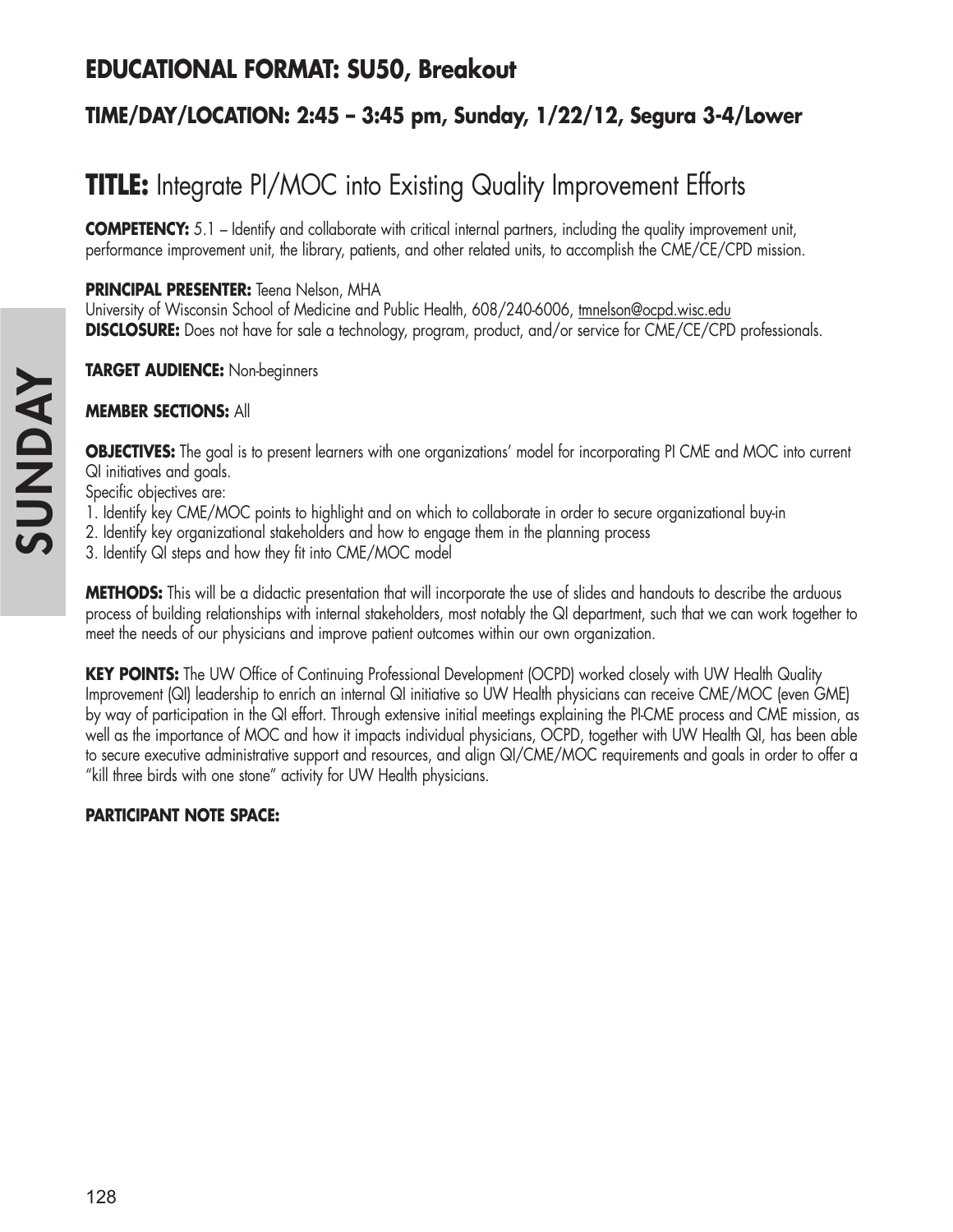## EDUCATIONAL FORMAT: SU50, Breakout

### TIME/DAY/LOCATION: 2:45 – 3:45 pm, Sunday, 1/22/12, Segura 3-4/Lower

# TITLE: Integrate PI/MOC into Existing Quality Improvement Efforts

**COMPETENCY:** 5.1 – Identify and collaborate with critical internal partners, including the quality improvement unit, performance improvement unit, the library, patients, and other related units, to accomplish the CME/CE/CPD mission.

**PRINCIPAL PRESENTER:** Teena Nelson, MHA
University of Wisconsin School of Medicine and Public Health, 608/240-6006, tmnelson@ocpd.wisc.edu
**DISCLOSURE:** Does not have for sale a technology, program, product, and/or service for CME/CE/CPD professionals.

**TARGET AUDIENCE:** Non-beginners

**MEMBER SECTIONS:** All

**OBJECTIVES:** The goal is to present learners with one organizations' model for incorporating PI CME and MOC into current QI initiatives and goals.
Specific objectives are:
1. Identify key CME/MOC points to highlight and on which to collaborate in order to secure organizational buy-in
2. Identify key organizational stakeholders and how to engage them in the planning process
3. Identify QI steps and how they fit into CME/MOC model

**METHODS:** This will be a didactic presentation that will incorporate the use of slides and handouts to describe the arduous process of building relationships with internal stakeholders, most notably the QI department, such that we can work together to meet the needs of our physicians and improve patient outcomes within our own organization.

**KEY POINTS:** The UW Office of Continuing Professional Development (OCPD) worked closely with UW Health Quality Improvement (QI) leadership to enrich an internal QI initiative so UW Health physicians can receive CME/MOC (even GME) by way of participation in the QI effort. Through extensive initial meetings explaining the PI-CME process and CME mission, as well as the importance of MOC and how it impacts individual physicians, OCPD, together with UW Health QI, has been able to secure executive administrative support and resources, and align QI/CME/MOC requirements and goals in order to offer a "kill three birds with one stone" activity for UW Health physicians.

**PARTICIPANT NOTE SPACE:**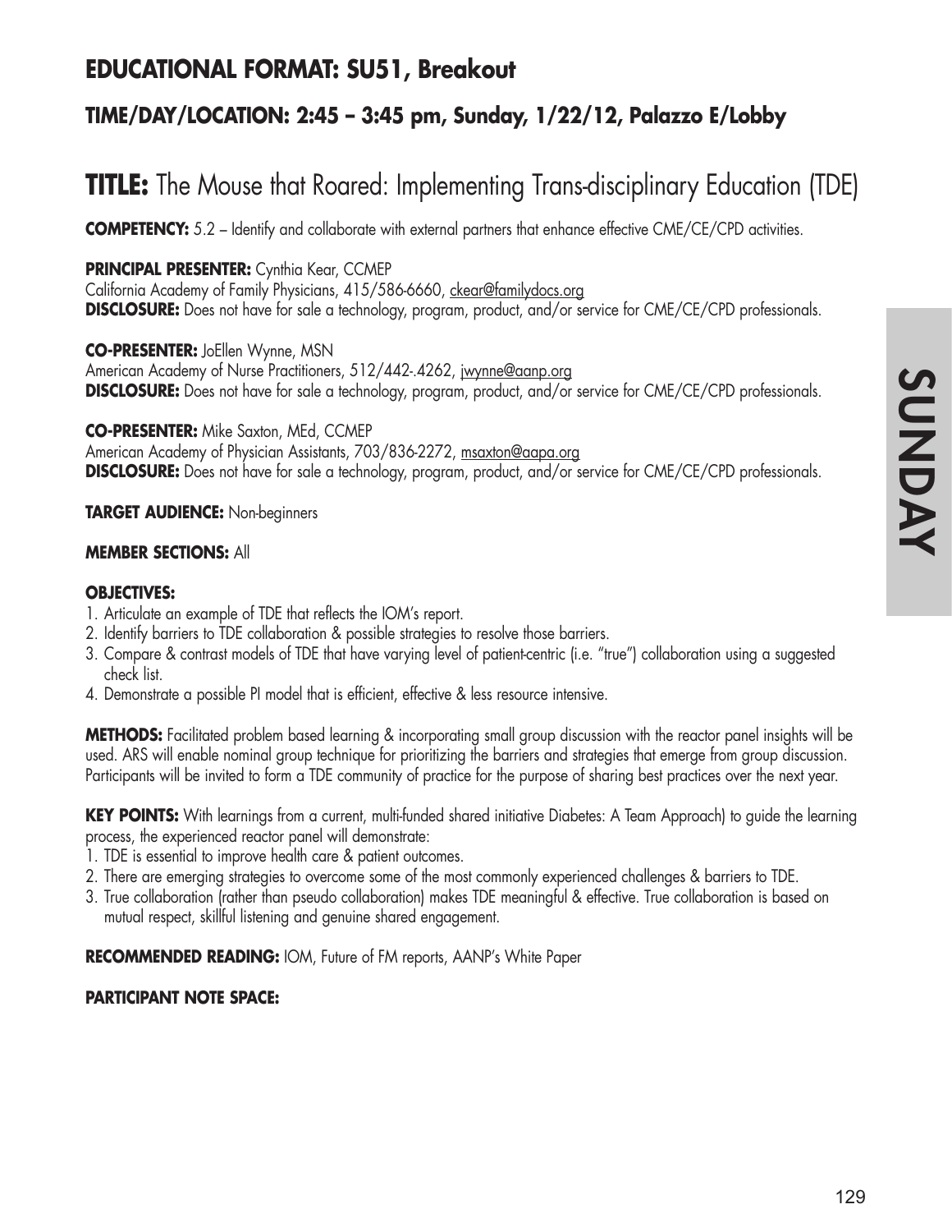## EDUCATIONAL FORMAT: SU51, Breakout

### TIME/DAY/LOCATION: 2:45 – 3:45 pm, Sunday, 1/22/12, Palazzo E/Lobby

# TITLE: The Mouse that Roared: Implementing Trans-disciplinary Education (TDE)

**COMPETENCY:** 5.2 – Identify and collaborate with external partners that enhance effective CME/CE/CPD activities.

**PRINCIPAL PRESENTER:** Cynthia Kear, CCMEP
California Academy of Family Physicians, 415/586-6660, ckear@familydocs.org
**DISCLOSURE:** Does not have for sale a technology, program, product, and/or service for CME/CE/CPD professionals.

**CO-PRESENTER:** JoEllen Wynne, MSN
American Academy of Nurse Practitioners, 512/442-.4262, jwynne@aanp.org
**DISCLOSURE:** Does not have for sale a technology, program, product, and/or service for CME/CE/CPD professionals.

**CO-PRESENTER:** Mike Saxton, MEd, CCMEP
American Academy of Physician Assistants, 703/836-2272, msaxton@aapa.org
**DISCLOSURE:** Does not have for sale a technology, program, product, and/or service for CME/CE/CPD professionals.

**TARGET AUDIENCE:** Non-beginners

**MEMBER SECTIONS:** All

**OBJECTIVES:**

1. Articulate an example of TDE that reflects the IOM's report.
2. Identify barriers to TDE collaboration & possible strategies to resolve those barriers.
3. Compare & contrast models of TDE that have varying level of patient-centric (i.e. "true") collaboration using a suggested check list.
4. Demonstrate a possible PI model that is efficient, effective & less resource intensive.

**METHODS:** Facilitated problem based learning & incorporating small group discussion with the reactor panel insights will be used. ARS will enable nominal group technique for prioritizing the barriers and strategies that emerge from group discussion. Participants will be invited to form a TDE community of practice for the purpose of sharing best practices over the next year.

**KEY POINTS:** With learnings from a current, multi-funded shared initiative Diabetes: A Team Approach) to guide the learning process, the experienced reactor panel will demonstrate:

1. TDE is essential to improve health care & patient outcomes.
2. There are emerging strategies to overcome some of the most commonly experienced challenges & barriers to TDE.
3. True collaboration (rather than pseudo collaboration) makes TDE meaningful & effective. True collaboration is based on mutual respect, skillful listening and genuine shared engagement.

**RECOMMENDED READING:** IOM, Future of FM reports, AANP's White Paper

**PARTICIPANT NOTE SPACE:**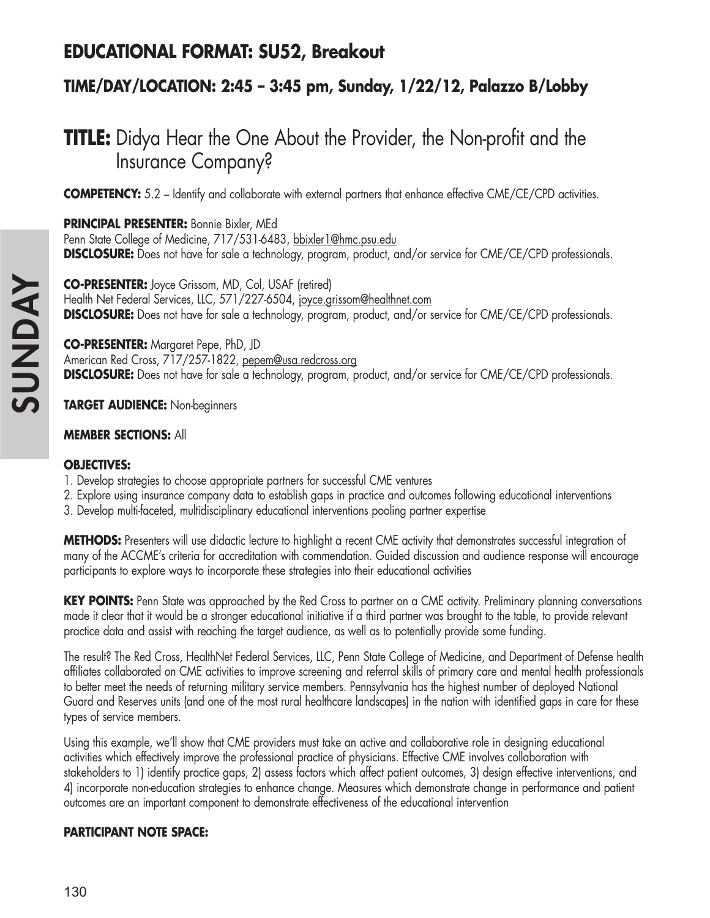## EDUCATIONAL FORMAT: SU52, Breakout

### TIME/DAY/LOCATION: 2:45 – 3:45 pm, Sunday, 1/22/12, Palazzo B/Lobby

# TITLE: Didya Hear the One About the Provider, the Non-profit and the Insurance Company?

**COMPETENCY:** 5.2 – Identify and collaborate with external partners that enhance effective CME/CE/CPD activities.

**PRINCIPAL PRESENTER:** Bonnie Bixler, MEd
Penn State College of Medicine, 717/531-6483, bbixler1@hmc.psu.edu
**DISCLOSURE:** Does not have for sale a technology, program, product, and/or service for CME/CE/CPD professionals.

**CO-PRESENTER:** Joyce Grissom, MD, Col, USAF (retired)
Health Net Federal Services, LLC, 571/227-6504, joyce.grissom@healthnet.com
**DISCLOSURE:** Does not have for sale a technology, program, product, and/or service for CME/CE/CPD professionals.

**CO-PRESENTER:** Margaret Pepe, PhD, JD
American Red Cross, 717/257-1822, pepem@usa.redcross.org
**DISCLOSURE:** Does not have for sale a technology, program, product, and/or service for CME/CE/CPD professionals.

**TARGET AUDIENCE:** Non-beginners

**MEMBER SECTIONS:** All

**OBJECTIVES:**
1. Develop strategies to choose appropriate partners for successful CME ventures
2. Explore using insurance company data to establish gaps in practice and outcomes following educational interventions
3. Develop multi-faceted, multidisciplinary educational interventions pooling partner expertise

**METHODS:** Presenters will use didactic lecture to highlight a recent CME activity that demonstrates successful integration of many of the ACCME's criteria for accreditation with commendation. Guided discussion and audience response will encourage participants to explore ways to incorporate these strategies into their educational activities

**KEY POINTS:** Penn State was approached by the Red Cross to partner on a CME activity. Preliminary planning conversations made it clear that it would be a stronger educational initiative if a third partner was brought to the table, to provide relevant practice data and assist with reaching the target audience, as well as to potentially provide some funding.

The result? The Red Cross, HealthNet Federal Services, LLC, Penn State College of Medicine, and Department of Defense health affiliates collaborated on CME activities to improve screening and referral skills of primary care and mental health professionals to better meet the needs of returning military service members. Pennsylvania has the highest number of deployed National Guard and Reserves units (and one of the most rural healthcare landscapes) in the nation with identified gaps in care for these types of service members.

Using this example, we'll show that CME providers must take an active and collaborative role in designing educational activities which effectively improve the professional practice of physicians. Effective CME involves collaboration with stakeholders to 1) identify practice gaps, 2) assess factors which affect patient outcomes, 3) design effective interventions, and 4) incorporate non-education strategies to enhance change. Measures which demonstrate change in performance and patient outcomes are an important component to demonstrate effectiveness of the educational intervention

**PARTICIPANT NOTE SPACE:**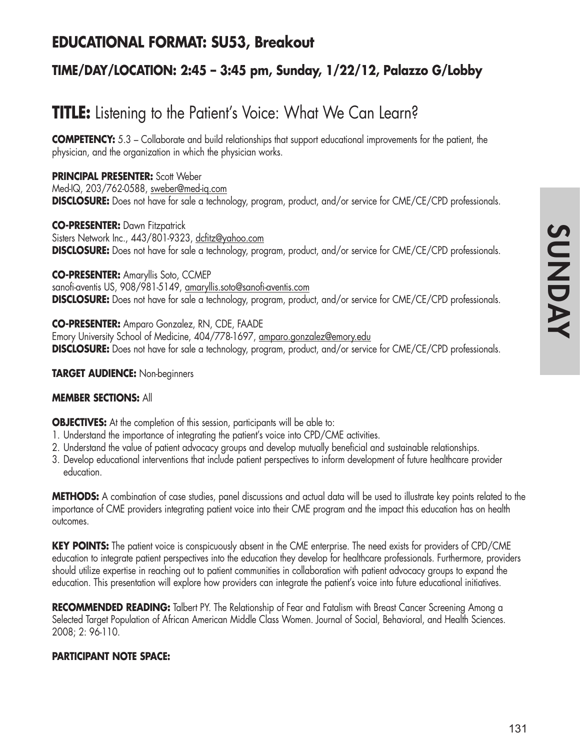## EDUCATIONAL FORMAT: SU53, Breakout

### TIME/DAY/LOCATION: 2:45 – 3:45 pm, Sunday, 1/22/12, Palazzo G/Lobby

# TITLE: Listening to the Patient's Voice: What We Can Learn?

**COMPETENCY:** 5.3 – Collaborate and build relationships that support educational improvements for the patient, the physician, and the organization in which the physician works.

**PRINCIPAL PRESENTER:** Scott Weber
Med-IQ, 203/762-0588, sweber@med-iq.com
**DISCLOSURE:** Does not have for sale a technology, program, product, and/or service for CME/CE/CPD professionals.

**CO-PRESENTER:** Dawn Fitzpatrick
Sisters Network Inc., 443/801-9323, dcfitz@yahoo.com
**DISCLOSURE:** Does not have for sale a technology, program, product, and/or service for CME/CE/CPD professionals.

**CO-PRESENTER:** Amaryllis Soto, CCMEP
sanofi-aventis US, 908/981-5149, amaryllis.soto@sanofi-aventis.com
**DISCLOSURE:** Does not have for sale a technology, program, product, and/or service for CME/CE/CPD professionals.

**CO-PRESENTER:** Amparo Gonzalez, RN, CDE, FAADE
Emory University School of Medicine, 404/778-1697, amparo.gonzalez@emory.edu
**DISCLOSURE:** Does not have for sale a technology, program, product, and/or service for CME/CE/CPD professionals.

**TARGET AUDIENCE:** Non-beginners

**MEMBER SECTIONS:** All

**OBJECTIVES:** At the completion of this session, participants will be able to:

1. Understand the importance of integrating the patient's voice into CPD/CME activities.
2. Understand the value of patient advocacy groups and develop mutually beneficial and sustainable relationships.
3. Develop educational interventions that include patient perspectives to inform development of future healthcare provider education.

**METHODS:** A combination of case studies, panel discussions and actual data will be used to illustrate key points related to the importance of CME providers integrating patient voice into their CME program and the impact this education has on health outcomes.

**KEY POINTS:** The patient voice is conspicuously absent in the CME enterprise. The need exists for providers of CPD/CME education to integrate patient perspectives into the education they develop for healthcare professionals. Furthermore, providers should utilize expertise in reaching out to patient communities in collaboration with patient advocacy groups to expand the education. This presentation will explore how providers can integrate the patient's voice into future educational initiatives.

**RECOMMENDED READING:** Talbert PY. The Relationship of Fear and Fatalism with Breast Cancer Screening Among a Selected Target Population of African American Middle Class Women. Journal of Social, Behavioral, and Health Sciences. 2008; 2: 96-110.

**PARTICIPANT NOTE SPACE:**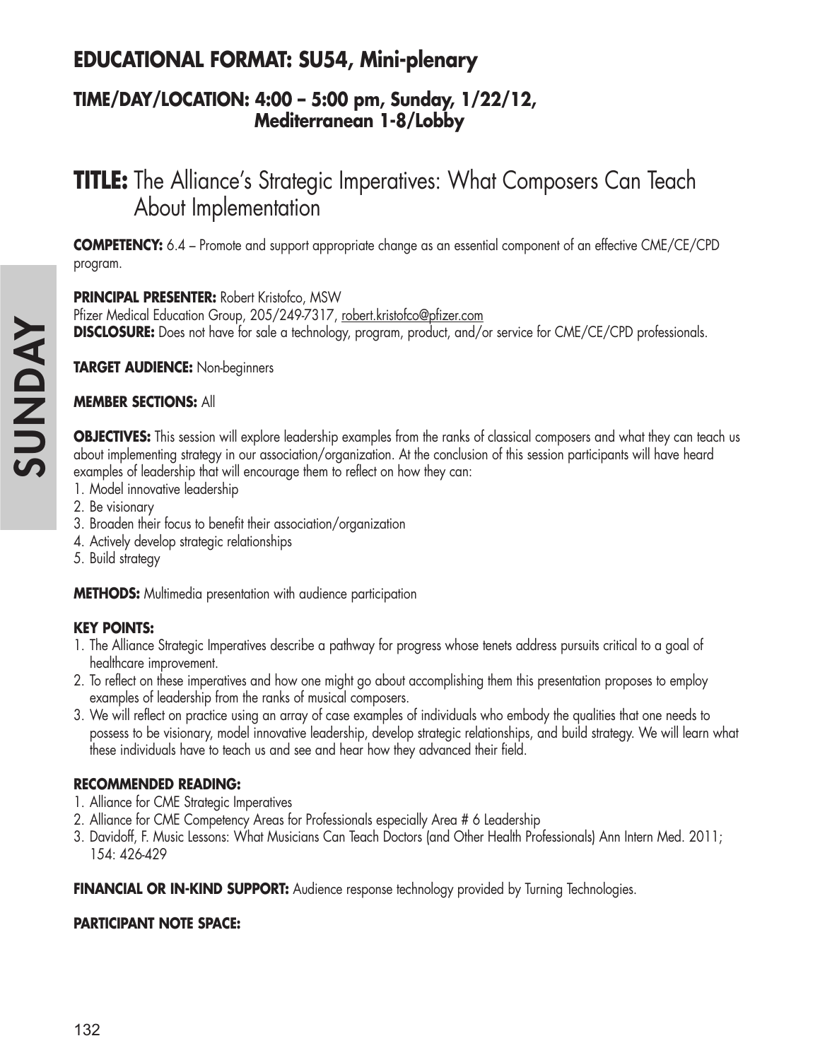## EDUCATIONAL FORMAT: SU54, Mini-plenary

### TIME/DAY/LOCATION: 4:00 – 5:00 pm, Sunday, 1/22/12, Mediterranean 1-8/Lobby

# TITLE: The Alliance's Strategic Imperatives: What Composers Can Teach About Implementation

**COMPETENCY:** 6.4 – Promote and support appropriate change as an essential component of an effective CME/CE/CPD program.

**PRINCIPAL PRESENTER:** Robert Kristofco, MSW
Pfizer Medical Education Group, 205/249-7317, robert.kristofco@pfizer.com
**DISCLOSURE:** Does not have for sale a technology, program, product, and/or service for CME/CE/CPD professionals.

**TARGET AUDIENCE:** Non-beginners

**MEMBER SECTIONS:** All

**OBJECTIVES:** This session will explore leadership examples from the ranks of classical composers and what they can teach us about implementing strategy in our association/organization. At the conclusion of this session participants will have heard examples of leadership that will encourage them to reflect on how they can:

1. Model innovative leadership
2. Be visionary
3. Broaden their focus to benefit their association/organization
4. Actively develop strategic relationships
5. Build strategy

**METHODS:** Multimedia presentation with audience participation

**KEY POINTS:**

1. The Alliance Strategic Imperatives describe a pathway for progress whose tenets address pursuits critical to a goal of healthcare improvement.
2. To reflect on these imperatives and how one might go about accomplishing them this presentation proposes to employ examples of leadership from the ranks of musical composers.
3. We will reflect on practice using an array of case examples of individuals who embody the qualities that one needs to possess to be visionary, model innovative leadership, develop strategic relationships, and build strategy. We will learn what these individuals have to teach us and see and hear how they advanced their field.

**RECOMMENDED READING:**

1. Alliance for CME Strategic Imperatives
2. Alliance for CME Competency Areas for Professionals especially Area # 6 Leadership
3. Davidoff, F. Music Lessons: What Musicians Can Teach Doctors (and Other Health Professionals) Ann Intern Med. 2011; 154: 426-429

**FINANCIAL OR IN-KIND SUPPORT:** Audience response technology provided by Turning Technologies.

**PARTICIPANT NOTE SPACE:**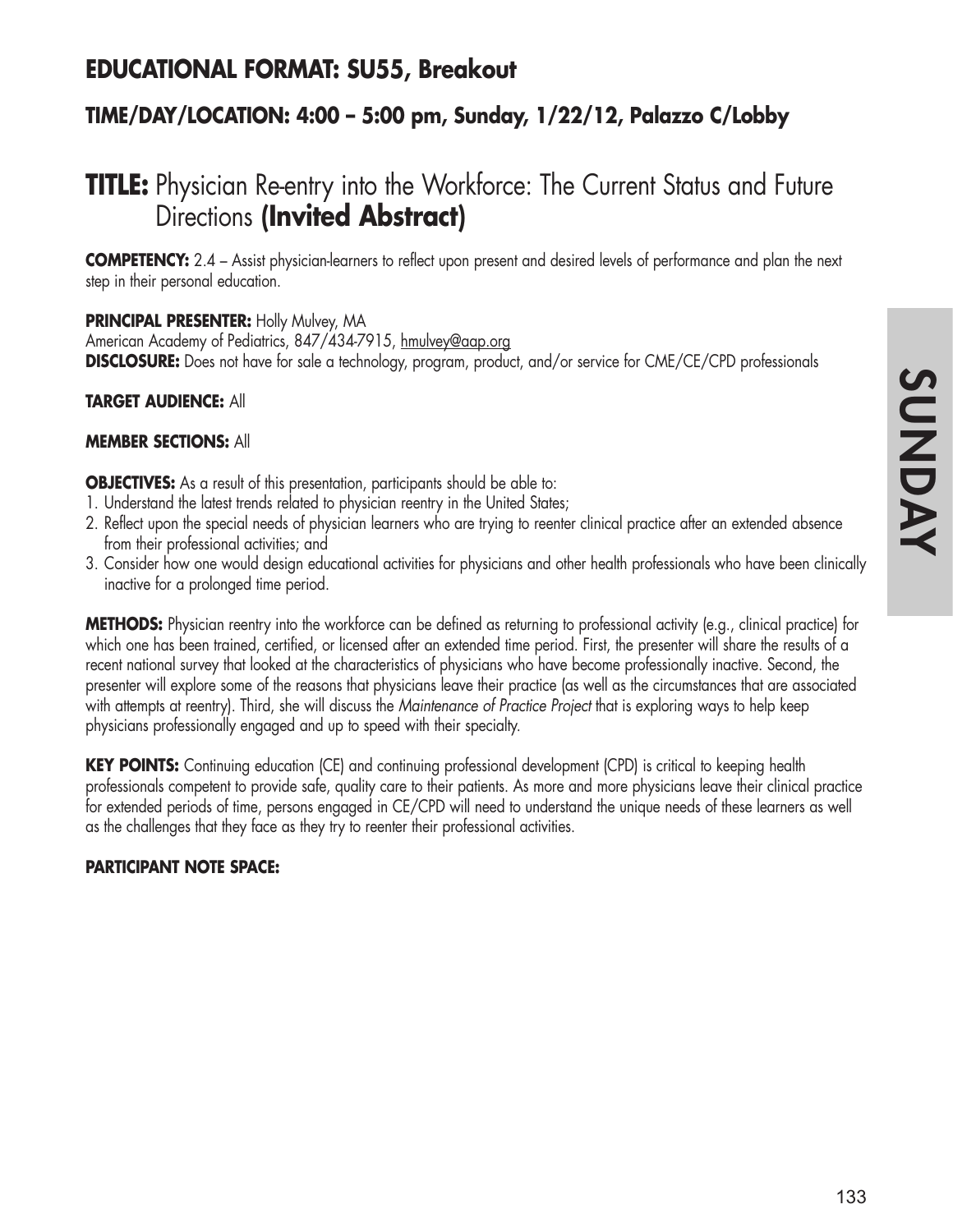## EDUCATIONAL FORMAT: SU55, Breakout

### TIME/DAY/LOCATION: 4:00 – 5:00 pm, Sunday, 1/22/12, Palazzo C/Lobby

# TITLE: Physician Re-entry into the Workforce: The Current Status and Future Directions **(Invited Abstract)**

**COMPETENCY:** 2.4 – Assist physician-learners to reflect upon present and desired levels of performance and plan the next step in their personal education.

**PRINCIPAL PRESENTER:** Holly Mulvey, MA
American Academy of Pediatrics, 847/434-7915, hmulvey@aap.org
**DISCLOSURE:** Does not have for sale a technology, program, product, and/or service for CME/CE/CPD professionals

**TARGET AUDIENCE:** All

**MEMBER SECTIONS:** All

**OBJECTIVES:** As a result of this presentation, participants should be able to:

1. Understand the latest trends related to physician reentry in the United States;
2. Reflect upon the special needs of physician learners who are trying to reenter clinical practice after an extended absence from their professional activities; and
3. Consider how one would design educational activities for physicians and other health professionals who have been clinically inactive for a prolonged time period.

**METHODS:** Physician reentry into the workforce can be defined as returning to professional activity (e.g., clinical practice) for which one has been trained, certified, or licensed after an extended time period. First, the presenter will share the results of a recent national survey that looked at the characteristics of physicians who have become professionally inactive. Second, the presenter will explore some of the reasons that physicians leave their practice (as well as the circumstances that are associated with attempts at reentry). Third, she will discuss the *Maintenance of Practice Project* that is exploring ways to help keep physicians professionally engaged and up to speed with their specialty.

**KEY POINTS:** Continuing education (CE) and continuing professional development (CPD) is critical to keeping health professionals competent to provide safe, quality care to their patients. As more and more physicians leave their clinical practice for extended periods of time, persons engaged in CE/CPD will need to understand the unique needs of these learners as well as the challenges that they face as they try to reenter their professional activities.

**PARTICIPANT NOTE SPACE:**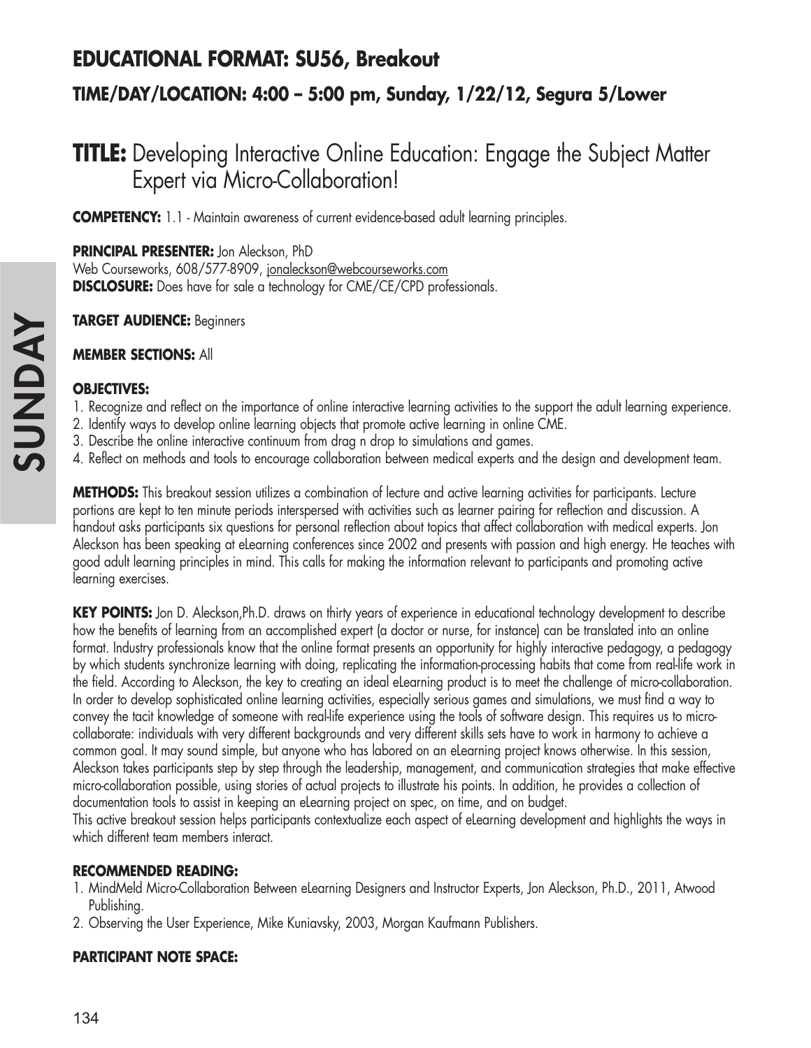## EDUCATIONAL FORMAT: SU56, Breakout

### TIME/DAY/LOCATION: 4:00 – 5:00 pm, Sunday, 1/22/12, Segura 5/Lower

# TITLE: Developing Interactive Online Education: Engage the Subject Matter Expert via Micro-Collaboration!

**COMPETENCY:** 1.1 - Maintain awareness of current evidence-based adult learning principles.

**PRINCIPAL PRESENTER:** Jon Aleckson, PhD
Web Courseworks, 608/577-8909, jonaleckson@webcourseworks.com
**DISCLOSURE:** Does have for sale a technology for CME/CE/CPD professionals.

**TARGET AUDIENCE:** Beginners

**MEMBER SECTIONS:** All

**OBJECTIVES:**

1. Recognize and reflect on the importance of online interactive learning activities to the support the adult learning experience.
2. Identify ways to develop online learning objects that promote active learning in online CME.
3. Describe the online interactive continuum from drag n drop to simulations and games.
4. Reflect on methods and tools to encourage collaboration between medical experts and the design and development team.

**METHODS:** This breakout session utilizes a combination of lecture and active learning activities for participants. Lecture portions are kept to ten minute periods interspersed with activities such as learner pairing for reflection and discussion. A handout asks participants six questions for personal reflection about topics that affect collaboration with medical experts. Jon Aleckson has been speaking at eLearning conferences since 2002 and presents with passion and high energy. He teaches with good adult learning principles in mind. This calls for making the information relevant to participants and promoting active learning exercises.

**KEY POINTS:** Jon D. Aleckson,Ph.D. draws on thirty years of experience in educational technology development to describe how the benefits of learning from an accomplished expert (a doctor or nurse, for instance) can be translated into an online format. Industry professionals know that the online format presents an opportunity for highly interactive pedagogy, a pedagogy by which students synchronize learning with doing, replicating the information-processing habits that come from real-life work in the field. According to Aleckson, the key to creating an ideal eLearning product is to meet the challenge of micro-collaboration. In order to develop sophisticated online learning activities, especially serious games and simulations, we must find a way to convey the tacit knowledge of someone with real-life experience using the tools of software design. This requires us to micro-collaborate: individuals with very different backgrounds and very different skills sets have to work in harmony to achieve a common goal. It may sound simple, but anyone who has labored on an eLearning project knows otherwise. In this session, Aleckson takes participants step by step through the leadership, management, and communication strategies that make effective micro-collaboration possible, using stories of actual projects to illustrate his points. In addition, he provides a collection of documentation tools to assist in keeping an eLearning project on spec, on time, and on budget.
This active breakout session helps participants contextualize each aspect of eLearning development and highlights the ways in which different team members interact.

**RECOMMENDED READING:**

1. MindMeld Micro-Collaboration Between eLearning Designers and Instructor Experts, Jon Aleckson, Ph.D., 2011, Atwood Publishing.
2. Observing the User Experience, Mike Kuniavsky, 2003, Morgan Kaufmann Publishers.

**PARTICIPANT NOTE SPACE:**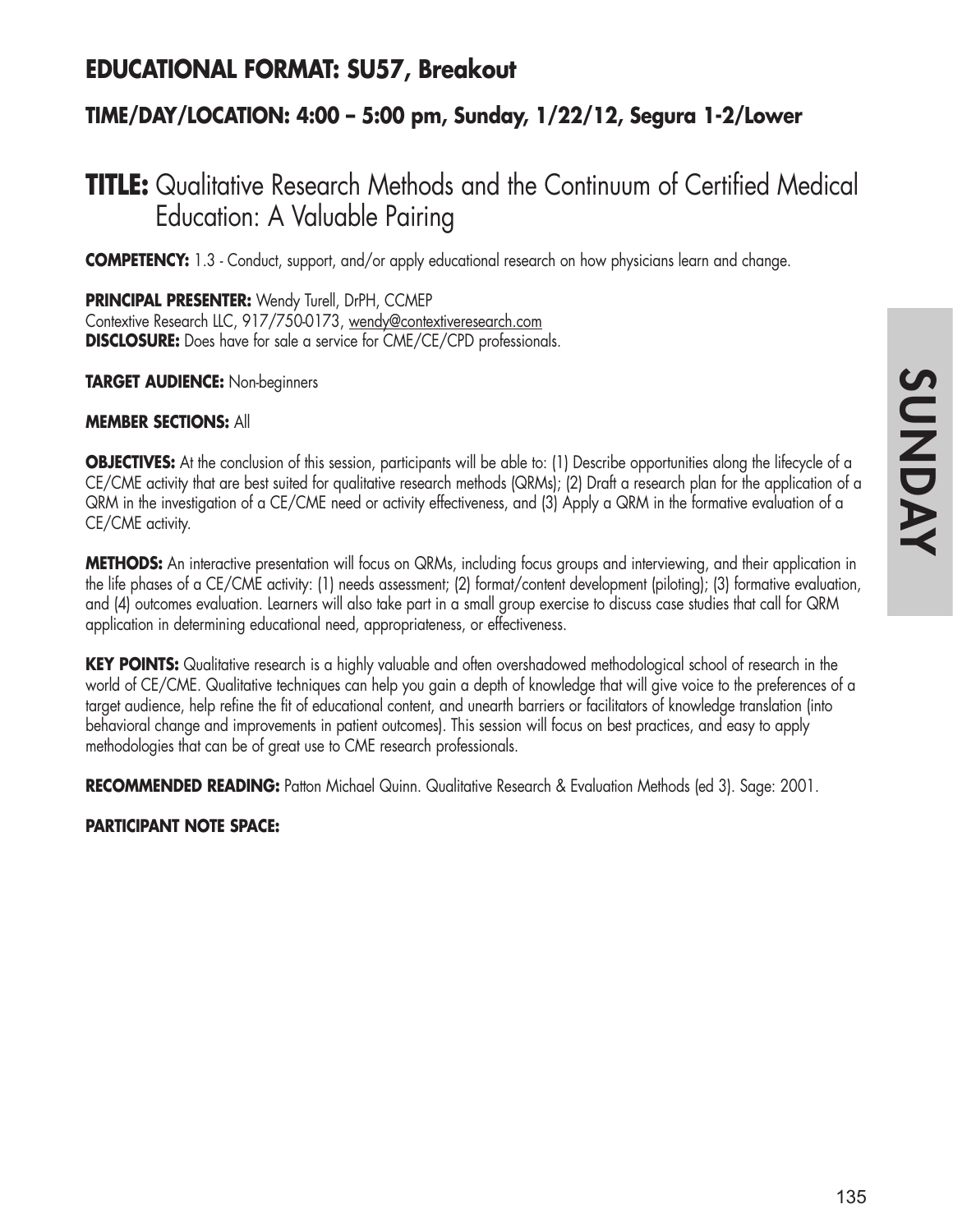## EDUCATIONAL FORMAT: SU57, Breakout

### TIME/DAY/LOCATION: 4:00 – 5:00 pm, Sunday, 1/22/12, Segura 1-2/Lower

# TITLE: Qualitative Research Methods and the Continuum of Certified Medical Education: A Valuable Pairing

**COMPETENCY:** 1.3 - Conduct, support, and/or apply educational research on how physicians learn and change.

**PRINCIPAL PRESENTER:** Wendy Turell, DrPH, CCMEP
Contextive Research LLC, 917/750-0173, wendy@contextiveresearch.com
**DISCLOSURE:** Does have for sale a service for CME/CE/CPD professionals.

**TARGET AUDIENCE:** Non-beginners

**MEMBER SECTIONS:** All

**OBJECTIVES:** At the conclusion of this session, participants will be able to: (1) Describe opportunities along the lifecycle of a CE/CME activity that are best suited for qualitative research methods (QRMs); (2) Draft a research plan for the application of a QRM in the investigation of a CE/CME need or activity effectiveness, and (3) Apply a QRM in the formative evaluation of a CE/CME activity.

**METHODS:** An interactive presentation will focus on QRMs, including focus groups and interviewing, and their application in the life phases of a CE/CME activity: (1) needs assessment; (2) format/content development (piloting); (3) formative evaluation, and (4) outcomes evaluation. Learners will also take part in a small group exercise to discuss case studies that call for QRM application in determining educational need, appropriateness, or effectiveness.

**KEY POINTS:** Qualitative research is a highly valuable and often overshadowed methodological school of research in the world of CE/CME. Qualitative techniques can help you gain a depth of knowledge that will give voice to the preferences of a target audience, help refine the fit of educational content, and unearth barriers or facilitators of knowledge translation (into behavioral change and improvements in patient outcomes). This session will focus on best practices, and easy to apply methodologies that can be of great use to CME research professionals.

**RECOMMENDED READING:** Patton Michael Quinn. Qualitative Research & Evaluation Methods (ed 3). Sage: 2001.

**PARTICIPANT NOTE SPACE:**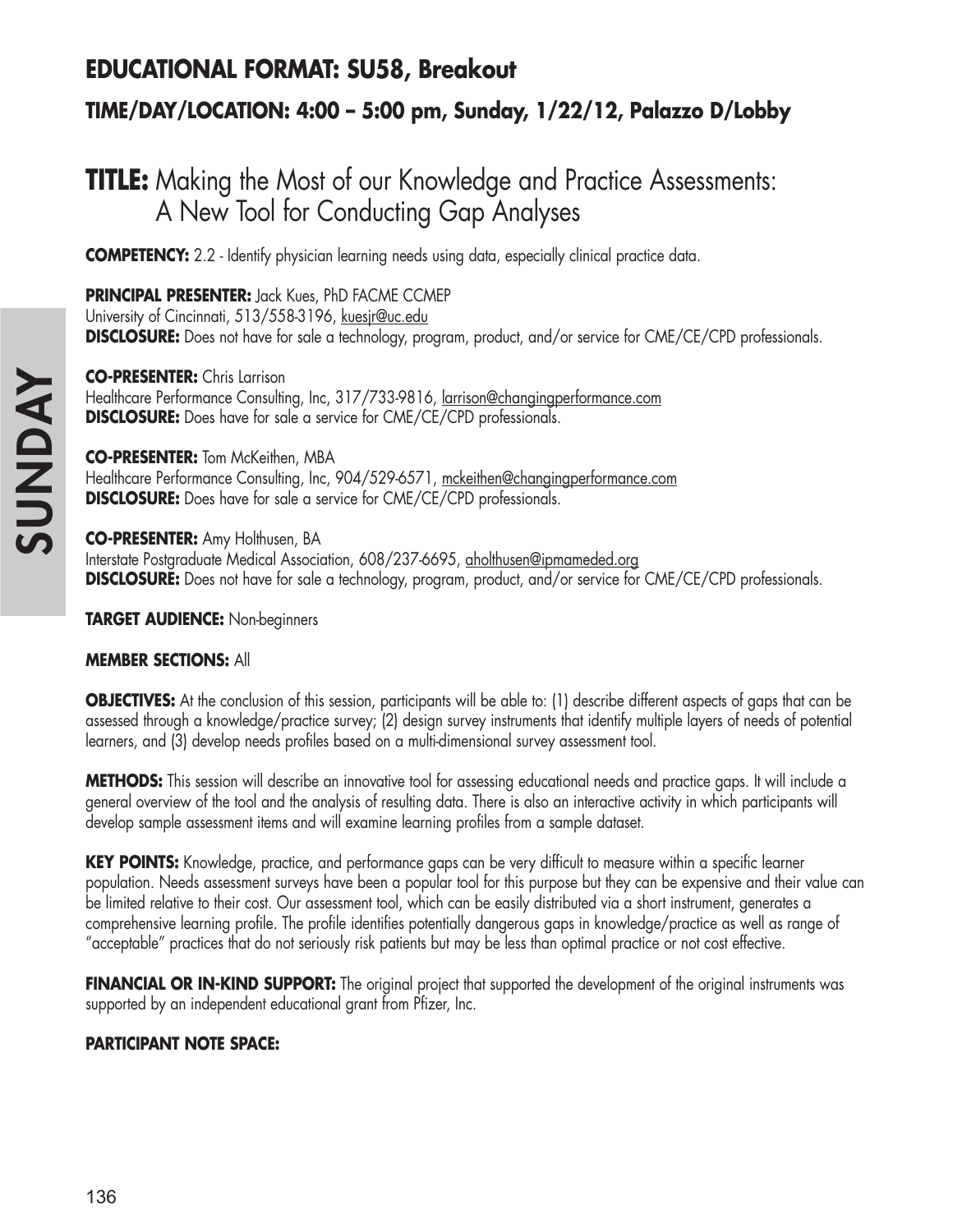## EDUCATIONAL FORMAT: SU58, Breakout

### TIME/DAY/LOCATION: 4:00 – 5:00 pm, Sunday, 1/22/12, Palazzo D/Lobby

# TITLE: Making the Most of our Knowledge and Practice Assessments: A New Tool for Conducting Gap Analyses

**COMPETENCY:** 2.2 - Identify physician learning needs using data, especially clinical practice data.

**PRINCIPAL PRESENTER:** Jack Kues, PhD FACME CCMEP
University of Cincinnati, 513/558-3196, kuesjr@uc.edu
**DISCLOSURE:** Does not have for sale a technology, program, product, and/or service for CME/CE/CPD professionals.

**CO-PRESENTER:** Chris Larrison
Healthcare Performance Consulting, Inc, 317/733-9816, larrison@changingperformance.com
**DISCLOSURE:** Does have for sale a service for CME/CE/CPD professionals.

**CO-PRESENTER:** Tom McKeithen, MBA
Healthcare Performance Consulting, Inc, 904/529-6571, mckeithen@changingperformance.com
**DISCLOSURE:** Does have for sale a service for CME/CE/CPD professionals.

**CO-PRESENTER:** Amy Holthusen, BA
Interstate Postgraduate Medical Association, 608/237-6695, aholthusen@ipmameded.org
**DISCLOSURE:** Does not have for sale a technology, program, product, and/or service for CME/CE/CPD professionals.

**TARGET AUDIENCE:** Non-beginners

**MEMBER SECTIONS:** All

**OBJECTIVES:** At the conclusion of this session, participants will be able to: (1) describe different aspects of gaps that can be assessed through a knowledge/practice survey; (2) design survey instruments that identify multiple layers of needs of potential learners, and (3) develop needs profiles based on a multi-dimensional survey assessment tool.

**METHODS:** This session will describe an innovative tool for assessing educational needs and practice gaps. It will include a general overview of the tool and the analysis of resulting data. There is also an interactive activity in which participants will develop sample assessment items and will examine learning profiles from a sample dataset.

**KEY POINTS:** Knowledge, practice, and performance gaps can be very difficult to measure within a specific learner population. Needs assessment surveys have been a popular tool for this purpose but they can be expensive and their value can be limited relative to their cost. Our assessment tool, which can be easily distributed via a short instrument, generates a comprehensive learning profile. The profile identifies potentially dangerous gaps in knowledge/practice as well as range of "acceptable" practices that do not seriously risk patients but may be less than optimal practice or not cost effective.

**FINANCIAL OR IN-KIND SUPPORT:** The original project that supported the development of the original instruments was supported by an independent educational grant from Pfizer, Inc.

**PARTICIPANT NOTE SPACE:**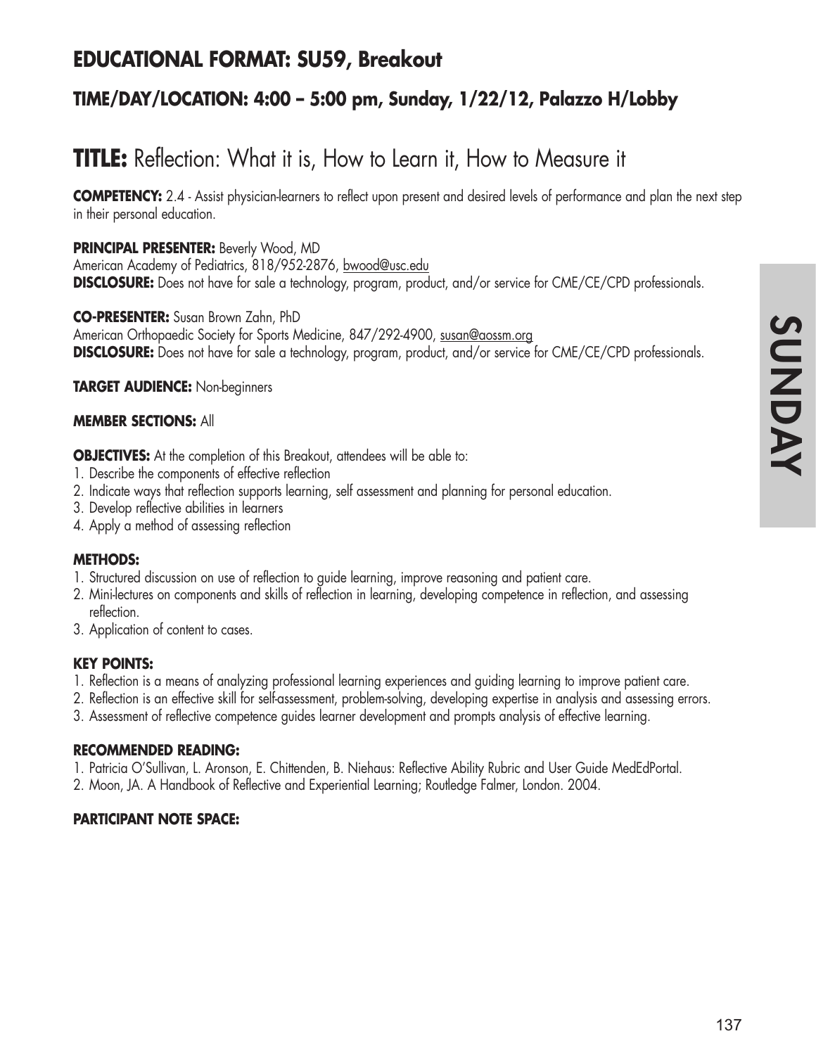## EDUCATIONAL FORMAT: SU59, Breakout

### TIME/DAY/LOCATION: 4:00 – 5:00 pm, Sunday, 1/22/12, Palazzo H/Lobby

# TITLE: Reflection: What it is, How to Learn it, How to Measure it

**COMPETENCY:** 2.4 - Assist physician-learners to reflect upon present and desired levels of performance and plan the next step in their personal education.

**PRINCIPAL PRESENTER:** Beverly Wood, MD
American Academy of Pediatrics, 818/952-2876, bwood@usc.edu
**DISCLOSURE:** Does not have for sale a technology, program, product, and/or service for CME/CE/CPD professionals.

**CO-PRESENTER:** Susan Brown Zahn, PhD
American Orthopaedic Society for Sports Medicine, 847/292-4900, susan@aossm.org
**DISCLOSURE:** Does not have for sale a technology, program, product, and/or service for CME/CE/CPD professionals.

**TARGET AUDIENCE:** Non-beginners

**MEMBER SECTIONS:** All

**OBJECTIVES:** At the completion of this Breakout, attendees will be able to:

1. Describe the components of effective reflection
2. Indicate ways that reflection supports learning, self assessment and planning for personal education.
3. Develop reflective abilities in learners
4. Apply a method of assessing reflection

**METHODS:**

1. Structured discussion on use of reflection to guide learning, improve reasoning and patient care.
2. Mini-lectures on components and skills of reflection in learning, developing competence in reflection, and assessing reflection.
3. Application of content to cases.

**KEY POINTS:**

1. Reflection is a means of analyzing professional learning experiences and guiding learning to improve patient care.
2. Reflection is an effective skill for self-assessment, problem-solving, developing expertise in analysis and assessing errors.
3. Assessment of reflective competence guides learner development and prompts analysis of effective learning.

**RECOMMENDED READING:**

1. Patricia O'Sullivan, L. Aronson, E. Chittenden, B. Niehaus: Reflective Ability Rubric and User Guide MedEdPortal.
2. Moon, JA. A Handbook of Reflective and Experiential Learning; Routledge Falmer, London. 2004.

**PARTICIPANT NOTE SPACE:**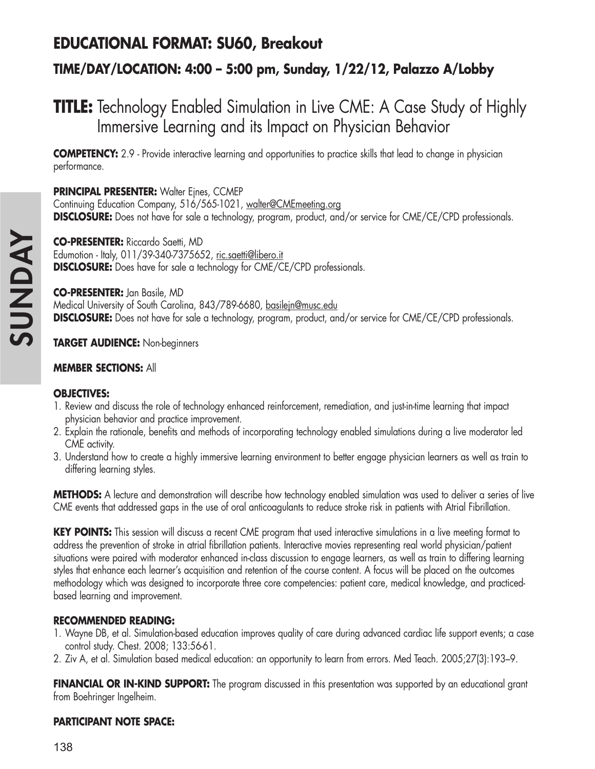## EDUCATIONAL FORMAT: SU60, Breakout

### TIME/DAY/LOCATION: 4:00 – 5:00 pm, Sunday, 1/22/12, Palazzo A/Lobby

# TITLE: Technology Enabled Simulation in Live CME: A Case Study of Highly Immersive Learning and its Impact on Physician Behavior

**COMPETENCY:** 2.9 - Provide interactive learning and opportunities to practice skills that lead to change in physician performance.

**PRINCIPAL PRESENTER:** Walter Ejnes, CCMEP
Continuing Education Company, 516/565-1021, walter@CMEmeeting.org
**DISCLOSURE:** Does not have for sale a technology, program, product, and/or service for CME/CE/CPD professionals.

**CO-PRESENTER:** Riccardo Saetti, MD
Edumotion - Italy, 011/39-340-7375652, ric.saetti@libero.it
**DISCLOSURE:** Does have for sale a technology for CME/CE/CPD professionals.

**CO-PRESENTER:** Jan Basile, MD
Medical University of South Carolina, 843/789-6680, basilejn@musc.edu
**DISCLOSURE:** Does not have for sale a technology, program, product, and/or service for CME/CE/CPD professionals.

**TARGET AUDIENCE:** Non-beginners

**MEMBER SECTIONS:** All

**OBJECTIVES:**

1. Review and discuss the role of technology enhanced reinforcement, remediation, and just-in-time learning that impact physician behavior and practice improvement.
2. Explain the rationale, benefits and methods of incorporating technology enabled simulations during a live moderator led CME activity.
3. Understand how to create a highly immersive learning environment to better engage physician learners as well as train to differing learning styles.

**METHODS:** A lecture and demonstration will describe how technology enabled simulation was used to deliver a series of live CME events that addressed gaps in the use of oral anticoagulants to reduce stroke risk in patients with Atrial Fibrillation.

**KEY POINTS:** This session will discuss a recent CME program that used interactive simulations in a live meeting format to address the prevention of stroke in atrial fibrillation patients. Interactive movies representing real world physician/patient situations were paired with moderator enhanced in-class discussion to engage learners, as well as train to differing learning styles that enhance each learner's acquisition and retention of the course content. A focus will be placed on the outcomes methodology which was designed to incorporate three core competencies: patient care, medical knowledge, and practiced-based learning and improvement.

**RECOMMENDED READING:**

1. Wayne DB, et al. Simulation-based education improves quality of care during advanced cardiac life support events; a case control study. Chest. 2008; 133:56-61.
2. Ziv A, et al. Simulation based medical education: an opportunity to learn from errors. Med Teach. 2005;27(3):193–9.

**FINANCIAL OR IN-KIND SUPPORT:** The program discussed in this presentation was supported by an educational grant from Boehringer Ingelheim.

**PARTICIPANT NOTE SPACE:**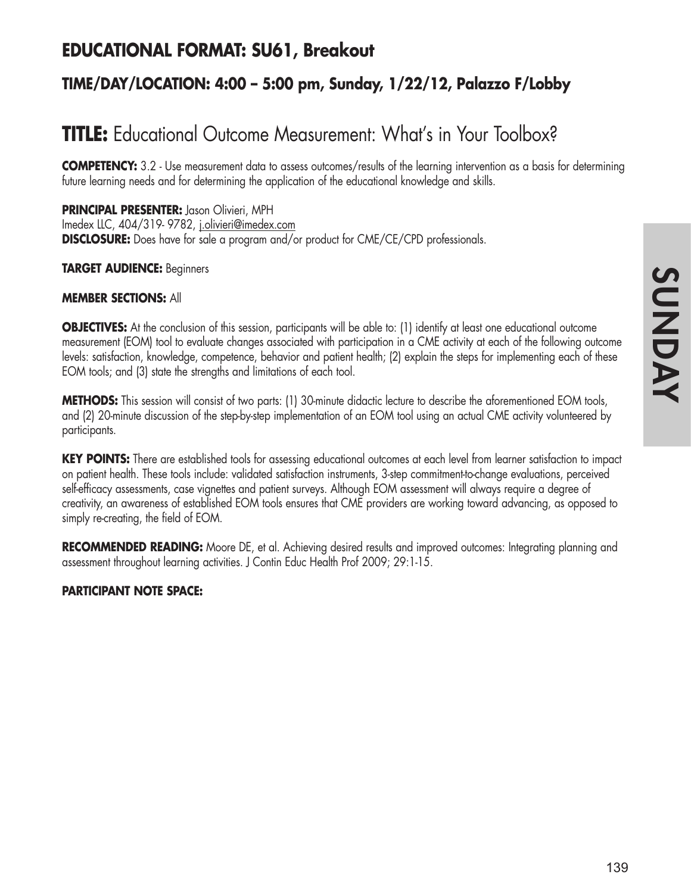## EDUCATIONAL FORMAT: SU61, Breakout

### TIME/DAY/LOCATION: 4:00 – 5:00 pm, Sunday, 1/22/12, Palazzo F/Lobby

# TITLE: Educational Outcome Measurement: What's in Your Toolbox?

**COMPETENCY:** 3.2 - Use measurement data to assess outcomes/results of the learning intervention as a basis for determining future learning needs and for determining the application of the educational knowledge and skills.

**PRINCIPAL PRESENTER:** Jason Olivieri, MPH
Imedex LLC, 404/319- 9782, j.olivieri@imedex.com
**DISCLOSURE:** Does have for sale a program and/or product for CME/CE/CPD professionals.

**TARGET AUDIENCE:** Beginners

**MEMBER SECTIONS:** All

**OBJECTIVES:** At the conclusion of this session, participants will be able to: (1) identify at least one educational outcome measurement (EOM) tool to evaluate changes associated with participation in a CME activity at each of the following outcome levels: satisfaction, knowledge, competence, behavior and patient health; (2) explain the steps for implementing each of these EOM tools; and (3) state the strengths and limitations of each tool.

**METHODS:** This session will consist of two parts: (1) 30-minute didactic lecture to describe the aforementioned EOM tools, and (2) 20-minute discussion of the step-by-step implementation of an EOM tool using an actual CME activity volunteered by participants.

**KEY POINTS:** There are established tools for assessing educational outcomes at each level from learner satisfaction to impact on patient health. These tools include: validated satisfaction instruments, 3-step commitment-to-change evaluations, perceived self-efficacy assessments, case vignettes and patient surveys. Although EOM assessment will always require a degree of creativity, an awareness of established EOM tools ensures that CME providers are working toward advancing, as opposed to simply re-creating, the field of EOM.

**RECOMMENDED READING:** Moore DE, et al. Achieving desired results and improved outcomes: Integrating planning and assessment throughout learning activities. J Contin Educ Health Prof 2009; 29:1-15.

**PARTICIPANT NOTE SPACE:**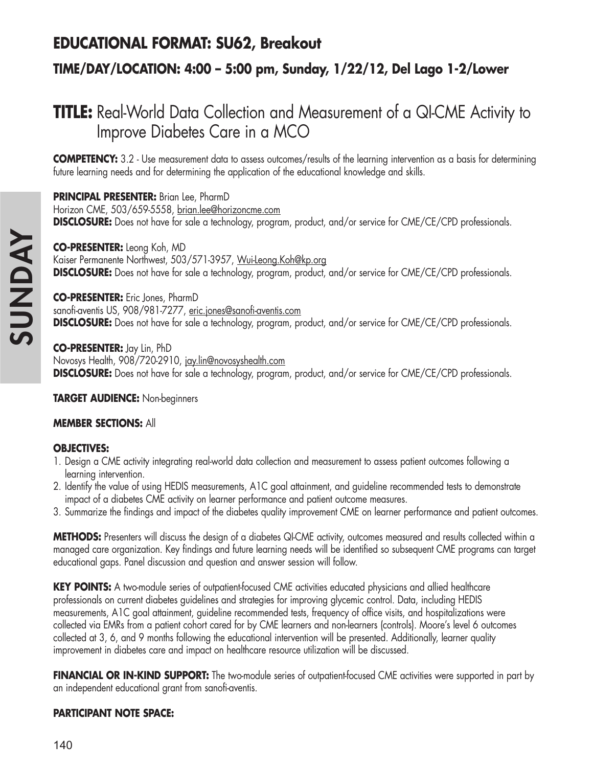## EDUCATIONAL FORMAT: SU62, Breakout

### TIME/DAY/LOCATION: 4:00 – 5:00 pm, Sunday, 1/22/12, Del Lago 1-2/Lower

# TITLE: Real-World Data Collection and Measurement of a QI-CME Activity to Improve Diabetes Care in a MCO

**COMPETENCY:** 3.2 - Use measurement data to assess outcomes/results of the learning intervention as a basis for determining future learning needs and for determining the application of the educational knowledge and skills.

**PRINCIPAL PRESENTER:** Brian Lee, PharmD
Horizon CME, 503/659-5558, brian.lee@horizoncme.com
**DISCLOSURE:** Does not have for sale a technology, program, product, and/or service for CME/CE/CPD professionals.

**CO-PRESENTER:** Leong Koh, MD
Kaiser Permanente Northwest, 503/571-3957, Wui-Leong.Koh@kp.org
**DISCLOSURE:** Does not have for sale a technology, program, product, and/or service for CME/CE/CPD professionals.

**CO-PRESENTER:** Eric Jones, PharmD
sanofi-aventis US, 908/981-7277, eric.jones@sanofi-aventis.com
**DISCLOSURE:** Does not have for sale a technology, program, product, and/or service for CME/CE/CPD professionals.

**CO-PRESENTER:** Jay Lin, PhD
Novosys Health, 908/720-2910, jay.lin@novosyshealth.com
**DISCLOSURE:** Does not have for sale a technology, program, product, and/or service for CME/CE/CPD professionals.

**TARGET AUDIENCE:** Non-beginners

**MEMBER SECTIONS:** All

**OBJECTIVES:**

1. Design a CME activity integrating real-world data collection and measurement to assess patient outcomes following a learning intervention.
2. Identify the value of using HEDIS measurements, A1C goal attainment, and guideline recommended tests to demonstrate impact of a diabetes CME activity on learner performance and patient outcome measures.
3. Summarize the findings and impact of the diabetes quality improvement CME on learner performance and patient outcomes.

**METHODS:** Presenters will discuss the design of a diabetes QI-CME activity, outcomes measured and results collected within a managed care organization. Key findings and future learning needs will be identified so subsequent CME programs can target educational gaps. Panel discussion and question and answer session will follow.

**KEY POINTS:** A two-module series of outpatient-focused CME activities educated physicians and allied healthcare professionals on current diabetes guidelines and strategies for improving glycemic control. Data, including HEDIS measurements, A1C goal attainment, guideline recommended tests, frequency of office visits, and hospitalizations were collected via EMRs from a patient cohort cared for by CME learners and non-learners (controls). Moore's level 6 outcomes collected at 3, 6, and 9 months following the educational intervention will be presented. Additionally, learner quality improvement in diabetes care and impact on healthcare resource utilization will be discussed.

**FINANCIAL OR IN-KIND SUPPORT:** The two-module series of outpatient-focused CME activities were supported in part by an independent educational grant from sanofi-aventis.

**PARTICIPANT NOTE SPACE:**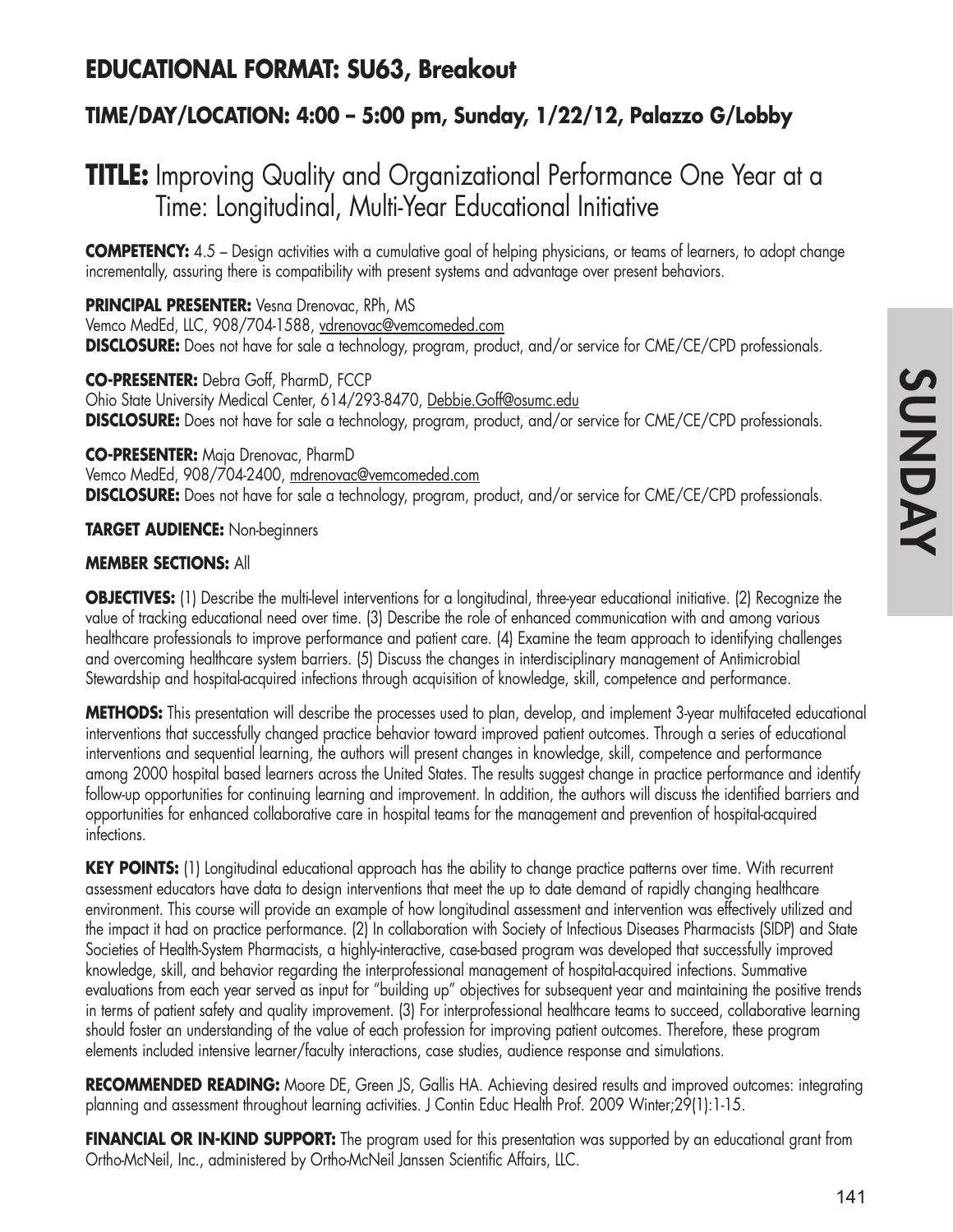## EDUCATIONAL FORMAT: SU63, Breakout

### TIME/DAY/LOCATION: 4:00 – 5:00 pm, Sunday, 1/22/12, Palazzo G/Lobby

# TITLE: Improving Quality and Organizational Performance One Year at a Time: Longitudinal, Multi-Year Educational Initiative

**COMPETENCY:** 4.5 – Design activities with a cumulative goal of helping physicians, or teams of learners, to adopt change incrementally, assuring there is compatibility with present systems and advantage over present behaviors.

**PRINCIPAL PRESENTER:** Vesna Drenovac, RPh, MS
Vemco MedEd, LLC, 908/704-1588, vdrenovac@vemcomeded.com
**DISCLOSURE:** Does not have for sale a technology, program, product, and/or service for CME/CE/CPD professionals.

**CO-PRESENTER:** Debra Goff, PharmD, FCCP
Ohio State University Medical Center, 614/293-8470, Debbie.Goff@osumc.edu
**DISCLOSURE:** Does not have for sale a technology, program, product, and/or service for CME/CE/CPD professionals.

**CO-PRESENTER:** Maja Drenovac, PharmD
Vemco MedEd, 908/704-2400, mdrenovac@vemcomeded.com
**DISCLOSURE:** Does not have for sale a technology, program, product, and/or service for CME/CE/CPD professionals.

**TARGET AUDIENCE:** Non-beginners

**MEMBER SECTIONS:** All

**OBJECTIVES:** (1) Describe the multi-level interventions for a longitudinal, three-year educational initiative. (2) Recognize the value of tracking educational need over time. (3) Describe the role of enhanced communication with and among various healthcare professionals to improve performance and patient care. (4) Examine the team approach to identifying challenges and overcoming healthcare system barriers. (5) Discuss the changes in interdisciplinary management of Antimicrobial Stewardship and hospital-acquired infections through acquisition of knowledge, skill, competence and performance.

**METHODS:** This presentation will describe the processes used to plan, develop, and implement 3-year multifaceted educational interventions that successfully changed practice behavior toward improved patient outcomes. Through a series of educational interventions and sequential learning, the authors will present changes in knowledge, skill, competence and performance among 2000 hospital based learners across the United States. The results suggest change in practice performance and identify follow-up opportunities for continuing learning and improvement. In addition, the authors will discuss the identified barriers and opportunities for enhanced collaborative care in hospital teams for the management and prevention of hospital-acquired infections.

**KEY POINTS:** (1) Longitudinal educational approach has the ability to change practice patterns over time. With recurrent assessment educators have data to design interventions that meet the up to date demand of rapidly changing healthcare environment. This course will provide an example of how longitudinal assessment and intervention was effectively utilized and the impact it had on practice performance. (2) In collaboration with Society of Infectious Diseases Pharmacists (SIDP) and State Societies of Health-System Pharmacists, a highly-interactive, case-based program was developed that successfully improved knowledge, skill, and behavior regarding the interprofessional management of hospital-acquired infections. Summative evaluations from each year served as input for "building up" objectives for subsequent year and maintaining the positive trends in terms of patient safety and quality improvement. (3) For interprofessional healthcare teams to succeed, collaborative learning should foster an understanding of the value of each profession for improving patient outcomes. Therefore, these program elements included intensive learner/faculty interactions, case studies, audience response and simulations.

**RECOMMENDED READING:** Moore DE, Green JS, Gallis HA. Achieving desired results and improved outcomes: integrating planning and assessment throughout learning activities. J Contin Educ Health Prof. 2009 Winter;29(1):1-15.

**FINANCIAL OR IN-KIND SUPPORT:** The program used for this presentation was supported by an educational grant from Ortho-McNeil, Inc., administered by Ortho-McNeil Janssen Scientific Affairs, LLC.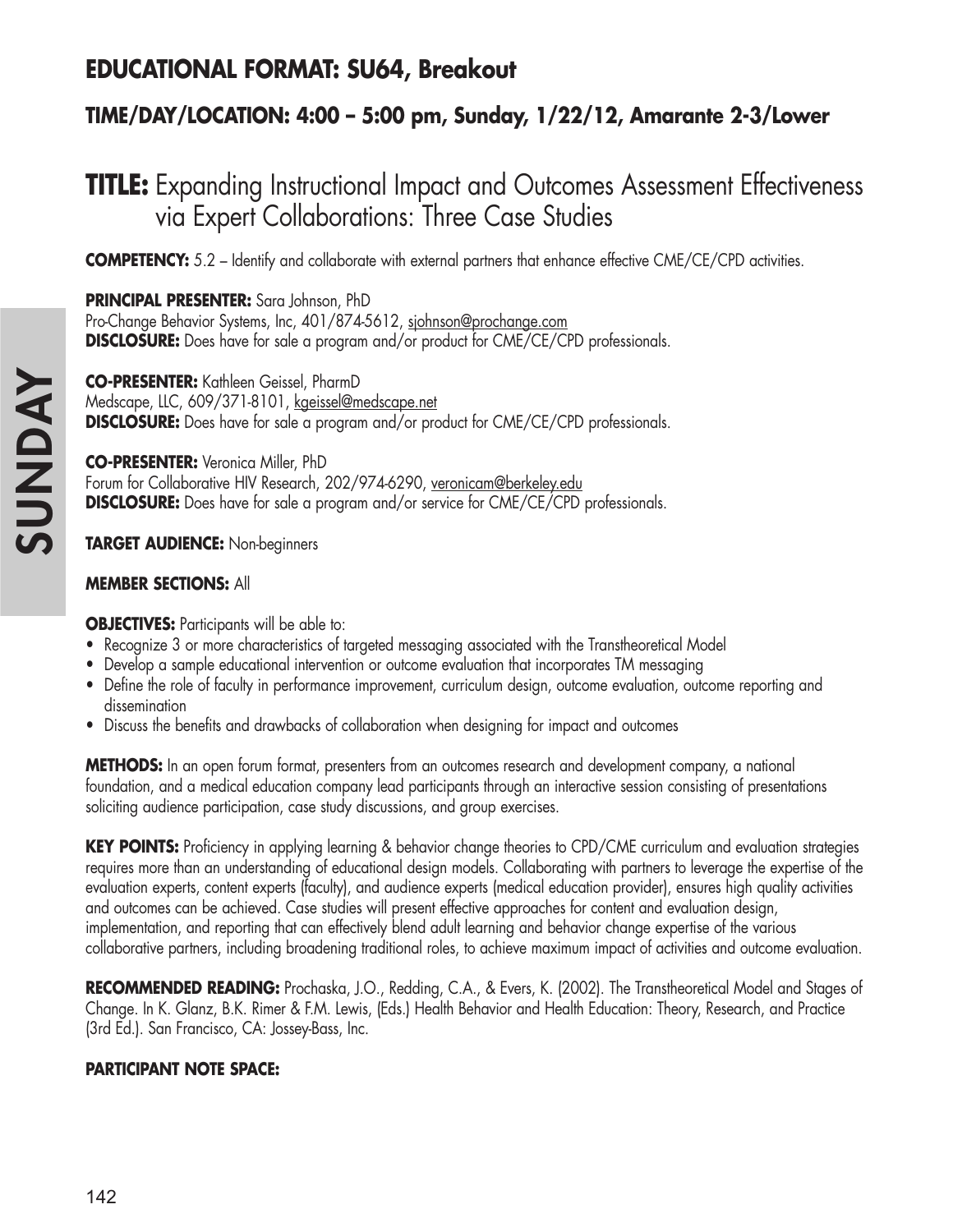## EDUCATIONAL FORMAT: SU64, Breakout

### TIME/DAY/LOCATION: 4:00 – 5:00 pm, Sunday, 1/22/12, Amarante 2-3/Lower

# TITLE: Expanding Instructional Impact and Outcomes Assessment Effectiveness via Expert Collaborations: Three Case Studies

**COMPETENCY:** 5.2 – Identify and collaborate with external partners that enhance effective CME/CE/CPD activities.

**PRINCIPAL PRESENTER:** Sara Johnson, PhD
Pro-Change Behavior Systems, Inc, 401/874-5612, sjohnson@prochange.com
**DISCLOSURE:** Does have for sale a program and/or product for CME/CE/CPD professionals.

**CO-PRESENTER:** Kathleen Geissel, PharmD
Medscape, LLC, 609/371-8101, kgeissel@medscape.net
**DISCLOSURE:** Does have for sale a program and/or product for CME/CE/CPD professionals.

**CO-PRESENTER:** Veronica Miller, PhD
Forum for Collaborative HIV Research, 202/974-6290, veronicam@berkeley.edu
**DISCLOSURE:** Does have for sale a program and/or service for CME/CE/CPD professionals.

**TARGET AUDIENCE:** Non-beginners

**MEMBER SECTIONS:** All

**OBJECTIVES:** Participants will be able to:

- Recognize 3 or more characteristics of targeted messaging associated with the Transtheoretical Model
- Develop a sample educational intervention or outcome evaluation that incorporates TM messaging
- Define the role of faculty in performance improvement, curriculum design, outcome evaluation, outcome reporting and dissemination
- Discuss the benefits and drawbacks of collaboration when designing for impact and outcomes

**METHODS:** In an open forum format, presenters from an outcomes research and development company, a national foundation, and a medical education company lead participants through an interactive session consisting of presentations soliciting audience participation, case study discussions, and group exercises.

**KEY POINTS:** Proficiency in applying learning & behavior change theories to CPD/CME curriculum and evaluation strategies requires more than an understanding of educational design models. Collaborating with partners to leverage the expertise of the evaluation experts, content experts (faculty), and audience experts (medical education provider), ensures high quality activities and outcomes can be achieved. Case studies will present effective approaches for content and evaluation design, implementation, and reporting that can effectively blend adult learning and behavior change expertise of the various collaborative partners, including broadening traditional roles, to achieve maximum impact of activities and outcome evaluation.

**RECOMMENDED READING:** Prochaska, J.O., Redding, C.A., & Evers, K. (2002). The Transtheoretical Model and Stages of Change. In K. Glanz, B.K. Rimer & F.M. Lewis, (Eds.) Health Behavior and Health Education: Theory, Research, and Practice (3rd Ed.). San Francisco, CA: Jossey-Bass, Inc.

**PARTICIPANT NOTE SPACE:**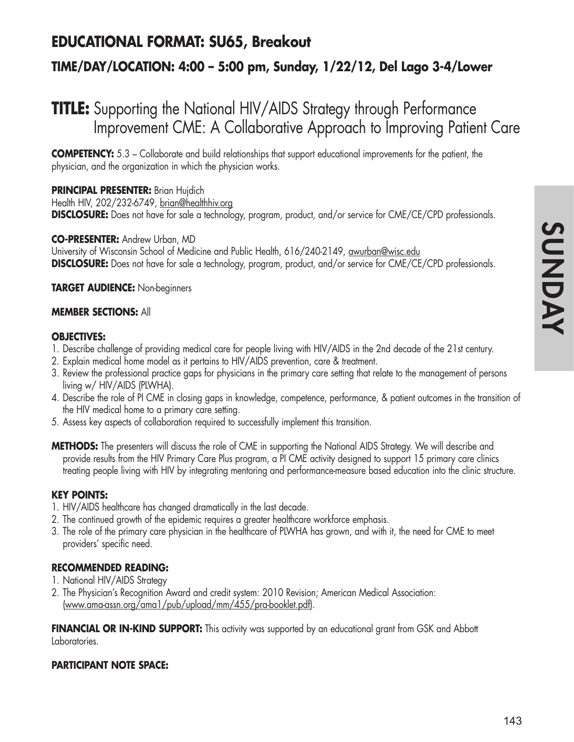## EDUCATIONAL FORMAT: SU65, Breakout

### TIME/DAY/LOCATION: 4:00 – 5:00 pm, Sunday, 1/22/12, Del Lago 3-4/Lower

# TITLE: Supporting the National HIV/AIDS Strategy through Performance Improvement CME: A Collaborative Approach to Improving Patient Care

**COMPETENCY:** 5.3 – Collaborate and build relationships that support educational improvements for the patient, the physician, and the organization in which the physician works.

**PRINCIPAL PRESENTER:** Brian Hujdich
Health HIV, 202/232-6749, brian@healthhiv.org
**DISCLOSURE:** Does not have for sale a technology, program, product, and/or service for CME/CE/CPD professionals.

**CO-PRESENTER:** Andrew Urban, MD
University of Wisconsin School of Medicine and Public Health, 616/240-2149, awurban@wisc.edu
**DISCLOSURE:** Does not have for sale a technology, program, product, and/or service for CME/CE/CPD professionals.

**TARGET AUDIENCE:** Non-beginners

**MEMBER SECTIONS:** All

**OBJECTIVES:**

1. Describe challenge of providing medical care for people living with HIV/AIDS in the 2nd decade of the 21st century.
2. Explain medical home model as it pertains to HIV/AIDS prevention, care & treatment.
3. Review the professional practice gaps for physicians in the primary care setting that relate to the management of persons living w/ HIV/AIDS (PLWHA).
4. Describe the role of PI CME in closing gaps in knowledge, competence, performance, & patient outcomes in the transition of the HIV medical home to a primary care setting.
5. Assess key aspects of collaboration required to successfully implement this transition.

**METHODS:** The presenters will discuss the role of CME in supporting the National AIDS Strategy. We will describe and provide results from the HIV Primary Care Plus program, a PI CME activity designed to support 15 primary care clinics treating people living with HIV by integrating mentoring and performance-measure based education into the clinic structure.

**KEY POINTS:**

1. HIV/AIDS healthcare has changed dramatically in the last decade.
2. The continued growth of the epidemic requires a greater healthcare workforce emphasis.
3. The role of the primary care physician in the healthcare of PLWHA has grown, and with it, the need for CME to meet providers' specific need.

**RECOMMENDED READING:**

1. National HIV/AIDS Strategy
2. The Physician's Recognition Award and credit system: 2010 Revision; American Medical Association: (www.ama-assn.org/ama1/pub/upload/mm/455/pra-booklet.pdf).

**FINANCIAL OR IN-KIND SUPPORT:** This activity was supported by an educational grant from GSK and Abbott Laboratories.

**PARTICIPANT NOTE SPACE:**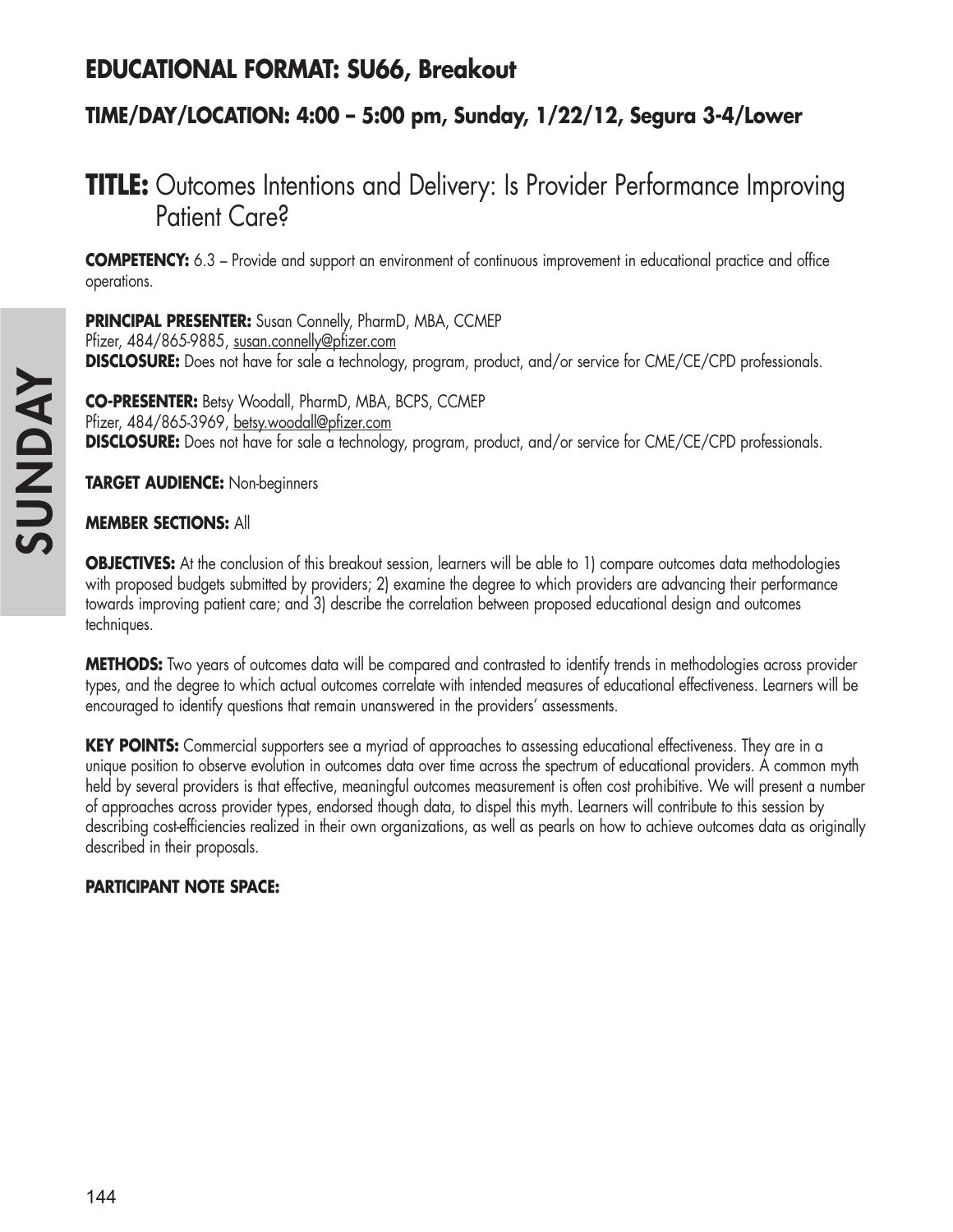## EDUCATIONAL FORMAT: SU66, Breakout

### TIME/DAY/LOCATION: 4:00 – 5:00 pm, Sunday, 1/22/12, Segura 3-4/Lower

# TITLE: Outcomes Intentions and Delivery: Is Provider Performance Improving Patient Care?

**COMPETENCY:** 6.3 – Provide and support an environment of continuous improvement in educational practice and office operations.

**PRINCIPAL PRESENTER:** Susan Connelly, PharmD, MBA, CCMEP
Pfizer, 484/865-9885, susan.connelly@pfizer.com
**DISCLOSURE:** Does not have for sale a technology, program, product, and/or service for CME/CE/CPD professionals.

**CO-PRESENTER:** Betsy Woodall, PharmD, MBA, BCPS, CCMEP
Pfizer, 484/865-3969, betsy.woodall@pfizer.com
**DISCLOSURE:** Does not have for sale a technology, program, product, and/or service for CME/CE/CPD professionals.

**TARGET AUDIENCE:** Non-beginners

**MEMBER SECTIONS:** All

**OBJECTIVES:** At the conclusion of this breakout session, learners will be able to 1) compare outcomes data methodologies with proposed budgets submitted by providers; 2) examine the degree to which providers are advancing their performance towards improving patient care; and 3) describe the correlation between proposed educational design and outcomes techniques.

**METHODS:** Two years of outcomes data will be compared and contrasted to identify trends in methodologies across provider types, and the degree to which actual outcomes correlate with intended measures of educational effectiveness. Learners will be encouraged to identify questions that remain unanswered in the providers' assessments.

**KEY POINTS:** Commercial supporters see a myriad of approaches to assessing educational effectiveness. They are in a unique position to observe evolution in outcomes data over time across the spectrum of educational providers. A common myth held by several providers is that effective, meaningful outcomes measurement is often cost prohibitive. We will present a number of approaches across provider types, endorsed though data, to dispel this myth. Learners will contribute to this session by describing cost-efficiencies realized in their own organizations, as well as pearls on how to achieve outcomes data as originally described in their proposals.

**PARTICIPANT NOTE SPACE:**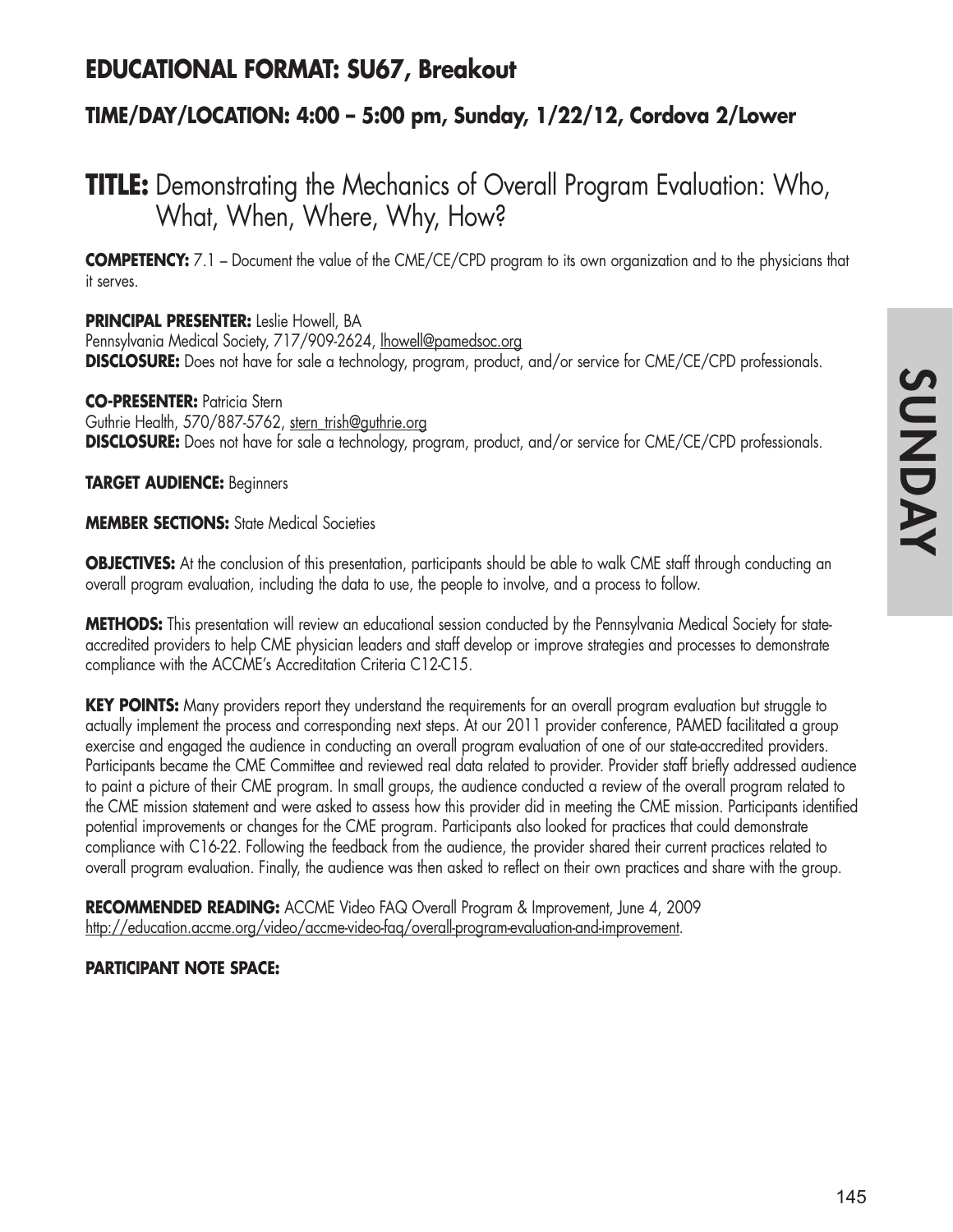## EDUCATIONAL FORMAT: SU67, Breakout

### TIME/DAY/LOCATION: 4:00 – 5:00 pm, Sunday, 1/22/12, Cordova 2/Lower

# TITLE: Demonstrating the Mechanics of Overall Program Evaluation: Who, What, When, Where, Why, How?

**COMPETENCY:** 7.1 – Document the value of the CME/CE/CPD program to its own organization and to the physicians that it serves.

**PRINCIPAL PRESENTER:** Leslie Howell, BA
Pennsylvania Medical Society, 717/909-2624, lhowell@pamedsoc.org
**DISCLOSURE:** Does not have for sale a technology, program, product, and/or service for CME/CE/CPD professionals.

**CO-PRESENTER:** Patricia Stern
Guthrie Health, 570/887-5762, stern_trish@guthrie.org
**DISCLOSURE:** Does not have for sale a technology, program, product, and/or service for CME/CE/CPD professionals.

**TARGET AUDIENCE:** Beginners

**MEMBER SECTIONS:** State Medical Societies

**OBJECTIVES:** At the conclusion of this presentation, participants should be able to walk CME staff through conducting an overall program evaluation, including the data to use, the people to involve, and a process to follow.

**METHODS:** This presentation will review an educational session conducted by the Pennsylvania Medical Society for state-accredited providers to help CME physician leaders and staff develop or improve strategies and processes to demonstrate compliance with the ACCME's Accreditation Criteria C12-C15.

**KEY POINTS:** Many providers report they understand the requirements for an overall program evaluation but struggle to actually implement the process and corresponding next steps. At our 2011 provider conference, PAMED facilitated a group exercise and engaged the audience in conducting an overall program evaluation of one of our state-accredited providers. Participants became the CME Committee and reviewed real data related to provider. Provider staff briefly addressed audience to paint a picture of their CME program. In small groups, the audience conducted a review of the overall program related to the CME mission statement and were asked to assess how this provider did in meeting the CME mission. Participants identified potential improvements or changes for the CME program. Participants also looked for practices that could demonstrate compliance with C16-22. Following the feedback from the audience, the provider shared their current practices related to overall program evaluation. Finally, the audience was then asked to reflect on their own practices and share with the group.

**RECOMMENDED READING:** ACCME Video FAQ Overall Program & Improvement, June 4, 2009
http://education.accme.org/video/accme-video-faq/overall-program-evaluation-and-improvement.

**PARTICIPANT NOTE SPACE:**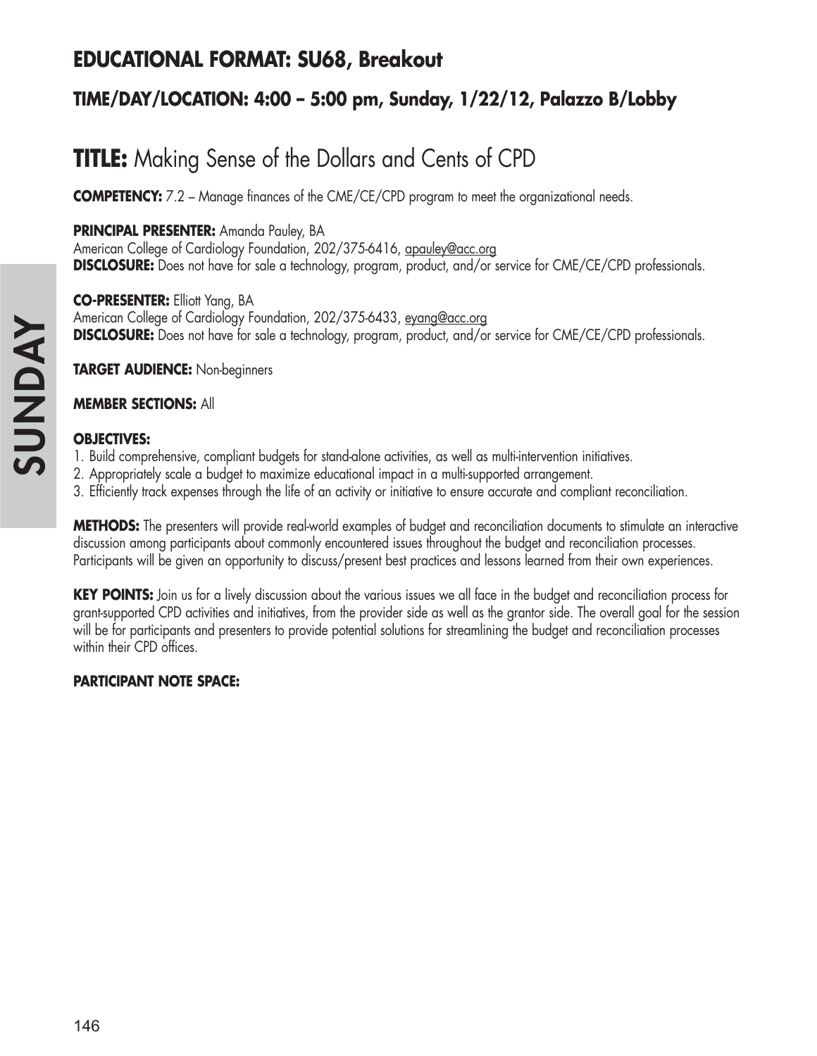## EDUCATIONAL FORMAT: SU68, Breakout

### TIME/DAY/LOCATION: 4:00 – 5:00 pm, Sunday, 1/22/12, Palazzo B/Lobby

# TITLE: Making Sense of the Dollars and Cents of CPD

**COMPETENCY:** 7.2 – Manage finances of the CME/CE/CPD program to meet the organizational needs.

**PRINCIPAL PRESENTER:** Amanda Pauley, BA
American College of Cardiology Foundation, 202/375-6416, apauley@acc.org
**DISCLOSURE:** Does not have for sale a technology, program, product, and/or service for CME/CE/CPD professionals.

**CO-PRESENTER:** Elliott Yang, BA
American College of Cardiology Foundation, 202/375-6433, eyang@acc.org
**DISCLOSURE:** Does not have for sale a technology, program, product, and/or service for CME/CE/CPD professionals.

**TARGET AUDIENCE:** Non-beginners

**MEMBER SECTIONS:** All

**OBJECTIVES:**

1. Build comprehensive, compliant budgets for stand-alone activities, as well as multi-intervention initiatives.
2. Appropriately scale a budget to maximize educational impact in a multi-supported arrangement.
3. Efficiently track expenses through the life of an activity or initiative to ensure accurate and compliant reconciliation.

**METHODS:** The presenters will provide real-world examples of budget and reconciliation documents to stimulate an interactive discussion among participants about commonly encountered issues throughout the budget and reconciliation processes. Participants will be given an opportunity to discuss/present best practices and lessons learned from their own experiences.

**KEY POINTS:** Join us for a lively discussion about the various issues we all face in the budget and reconciliation process for grant-supported CPD activities and initiatives, from the provider side as well as the grantor side. The overall goal for the session will be for participants and presenters to provide potential solutions for streamlining the budget and reconciliation processes within their CPD offices.

**PARTICIPANT NOTE SPACE:**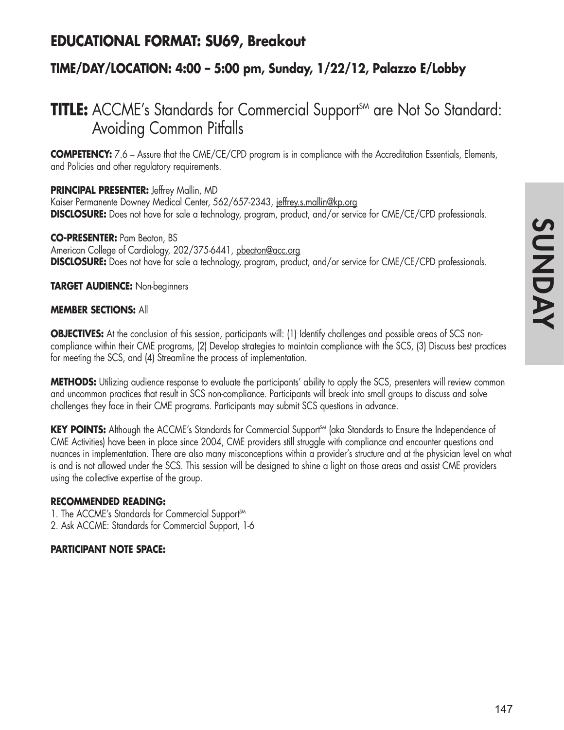## EDUCATIONAL FORMAT: SU69, Breakout

### TIME/DAY/LOCATION: 4:00 – 5:00 pm, Sunday, 1/22/12, Palazzo E/Lobby

# TITLE: ACCME's Standards for Commercial Support[SM] are Not So Standard: Avoiding Common Pitfalls

**COMPETENCY:** 7.6 – Assure that the CME/CE/CPD program is in compliance with the Accreditation Essentials, Elements, and Policies and other regulatory requirements.

**PRINCIPAL PRESENTER:** Jeffrey Mallin, MD
Kaiser Permanente Downey Medical Center, 562/657-2343, jeffrey.s.mallin@kp.org
**DISCLOSURE:** Does not have for sale a technology, program, product, and/or service for CME/CE/CPD professionals.

**CO-PRESENTER:** Pam Beaton, BS
American College of Cardiology, 202/375-6441, pbeaton@acc.org
**DISCLOSURE:** Does not have for sale a technology, program, product, and/or service for CME/CE/CPD professionals.

**TARGET AUDIENCE:** Non-beginners

**MEMBER SECTIONS:** All

**OBJECTIVES:** At the conclusion of this session, participants will: (1) Identify challenges and possible areas of SCS non-compliance within their CME programs, (2) Develop strategies to maintain compliance with the SCS, (3) Discuss best practices for meeting the SCS, and (4) Streamline the process of implementation.

**METHODS:** Utilizing audience response to evaluate the participants' ability to apply the SCS, presenters will review common and uncommon practices that result in SCS non-compliance. Participants will break into small groups to discuss and solve challenges they face in their CME programs. Participants may submit SCS questions in advance.

**KEY POINTS:** Although the ACCME's Standards for Commercial Support[SM] (aka Standards to Ensure the Independence of CME Activities) have been in place since 2004, CME providers still struggle with compliance and encounter questions and nuances in implementation. There are also many misconceptions within a provider's structure and at the physician level on what is and is not allowed under the SCS. This session will be designed to shine a light on those areas and assist CME providers using the collective expertise of the group.

**RECOMMENDED READING:**
1. The ACCME's Standards for Commercial Support[SM]
2. Ask ACCME: Standards for Commercial Support, 1-6

**PARTICIPANT NOTE SPACE:**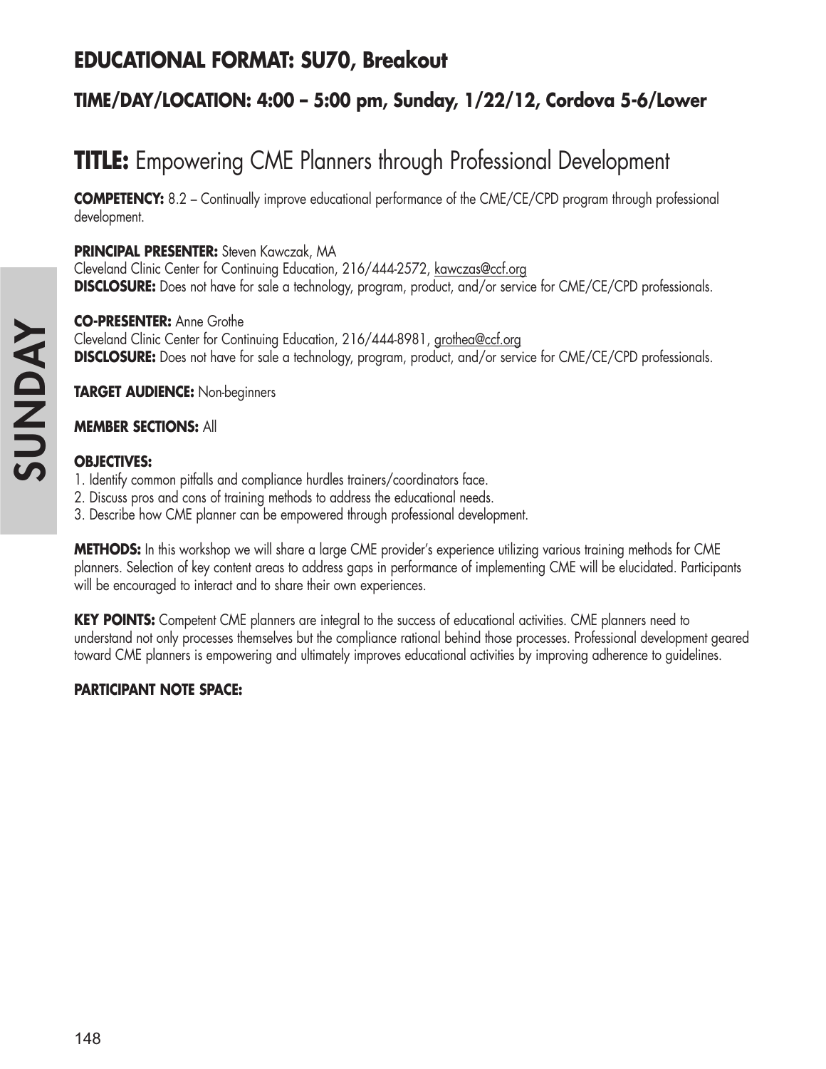## EDUCATIONAL FORMAT: SU70, Breakout

### TIME/DAY/LOCATION: 4:00 – 5:00 pm, Sunday, 1/22/12, Cordova 5-6/Lower

# TITLE: Empowering CME Planners through Professional Development

**COMPETENCY:** 8.2 – Continually improve educational performance of the CME/CE/CPD program through professional development.

**PRINCIPAL PRESENTER:** Steven Kawczak, MA
Cleveland Clinic Center for Continuing Education, 216/444-2572, kawczas@ccf.org
**DISCLOSURE:** Does not have for sale a technology, program, product, and/or service for CME/CE/CPD professionals.

**CO-PRESENTER:** Anne Grothe
Cleveland Clinic Center for Continuing Education, 216/444-8981, grothea@ccf.org
**DISCLOSURE:** Does not have for sale a technology, program, product, and/or service for CME/CE/CPD professionals.

**TARGET AUDIENCE:** Non-beginners

**MEMBER SECTIONS:** All

**OBJECTIVES:**
1. Identify common pitfalls and compliance hurdles trainers/coordinators face.
2. Discuss pros and cons of training methods to address the educational needs.
3. Describe how CME planner can be empowered through professional development.

**METHODS:** In this workshop we will share a large CME provider's experience utilizing various training methods for CME planners. Selection of key content areas to address gaps in performance of implementing CME will be elucidated. Participants will be encouraged to interact and to share their own experiences.

**KEY POINTS:** Competent CME planners are integral to the success of educational activities. CME planners need to understand not only processes themselves but the compliance rational behind those processes. Professional development geared toward CME planners is empowering and ultimately improves educational activities by improving adherence to guidelines.

**PARTICIPANT NOTE SPACE:**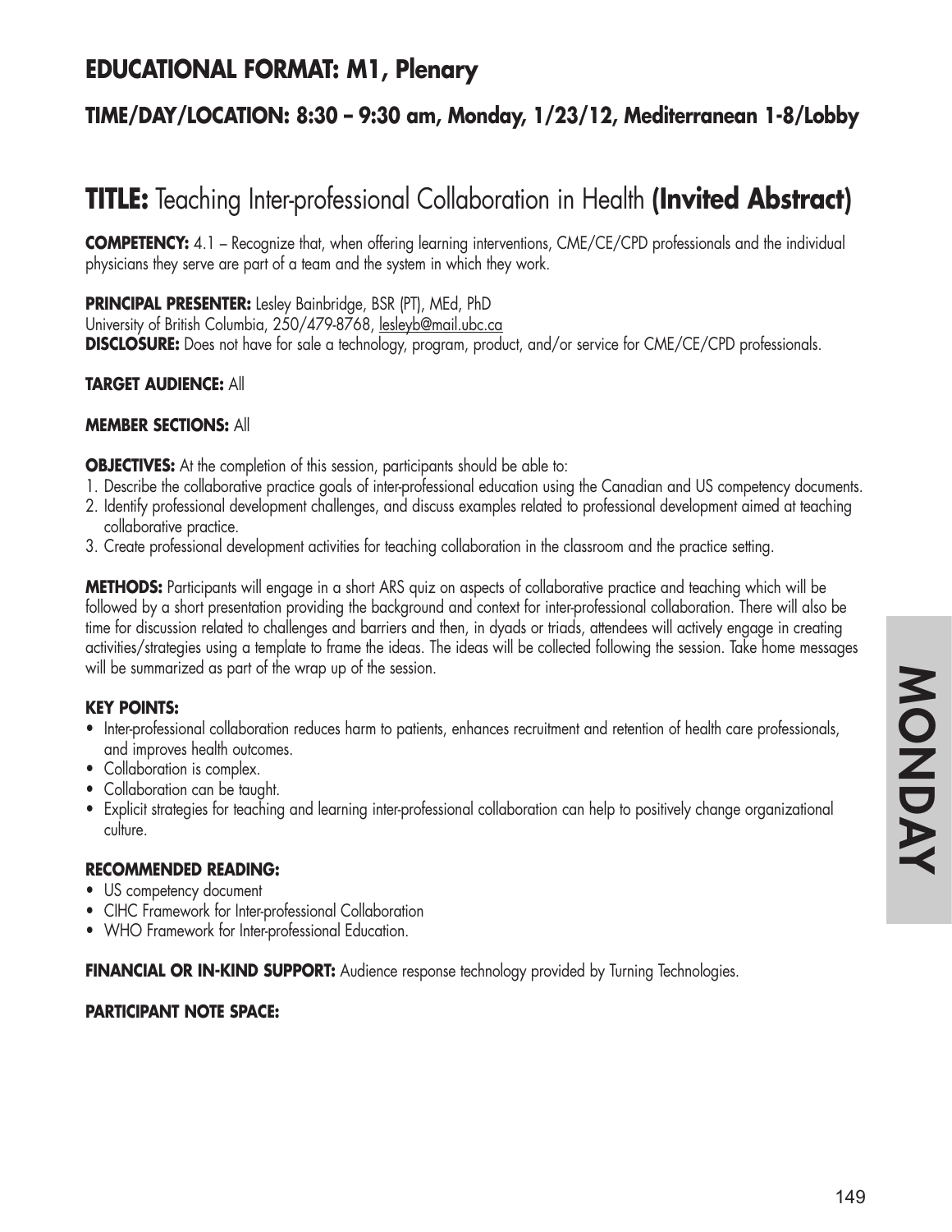## EDUCATIONAL FORMAT: M1, Plenary

### TIME/DAY/LOCATION: 8:30 – 9:30 am, Monday, 1/23/12, Mediterranean 1-8/Lobby

# TITLE: Teaching Inter-professional Collaboration in Health **(Invited Abstract)**

**COMPETENCY:** 4.1 – Recognize that, when offering learning interventions, CME/CE/CPD professionals and the individual physicians they serve are part of a team and the system in which they work.

**PRINCIPAL PRESENTER:** Lesley Bainbridge, BSR (PT), MEd, PhD
University of British Columbia, 250/479-8768, lesleyb@mail.ubc.ca
**DISCLOSURE:** Does not have for sale a technology, program, product, and/or service for CME/CE/CPD professionals.

**TARGET AUDIENCE:** All

**MEMBER SECTIONS:** All

**OBJECTIVES:** At the completion of this session, participants should be able to:

1. Describe the collaborative practice goals of inter-professional education using the Canadian and US competency documents.
2. Identify professional development challenges, and discuss examples related to professional development aimed at teaching collaborative practice.
3. Create professional development activities for teaching collaboration in the classroom and the practice setting.

**METHODS:** Participants will engage in a short ARS quiz on aspects of collaborative practice and teaching which will be followed by a short presentation providing the background and context for inter-professional collaboration. There will also be time for discussion related to challenges and barriers and then, in dyads or triads, attendees will actively engage in creating activities/strategies using a template to frame the ideas. The ideas will be collected following the session. Take home messages will be summarized as part of the wrap up of the session.

**KEY POINTS:**

- Inter-professional collaboration reduces harm to patients, enhances recruitment and retention of health care professionals, and improves health outcomes.
- Collaboration is complex.
- Collaboration can be taught.
- Explicit strategies for teaching and learning inter-professional collaboration can help to positively change organizational culture.

**RECOMMENDED READING:**

- US competency document
- CIHC Framework for Inter-professional Collaboration
- WHO Framework for Inter-professional Education.

**FINANCIAL OR IN-KIND SUPPORT:** Audience response technology provided by Turning Technologies.

**PARTICIPANT NOTE SPACE:**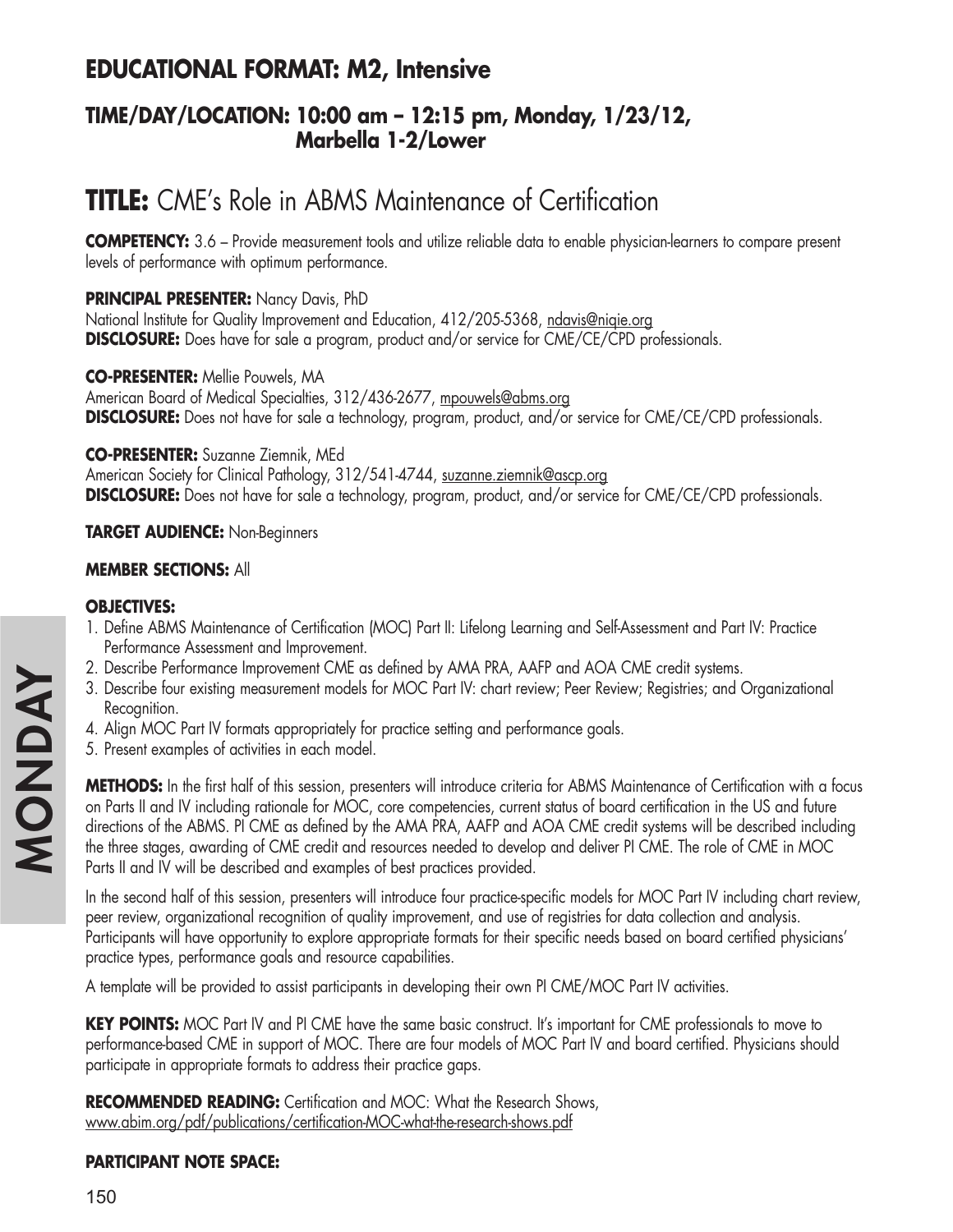## EDUCATIONAL FORMAT: M2, Intensive

### TIME/DAY/LOCATION: 10:00 am – 12:15 pm, Monday, 1/23/12, Marbella 1-2/Lower

# TITLE: CME's Role in ABMS Maintenance of Certification

**COMPETENCY:** 3.6 – Provide measurement tools and utilize reliable data to enable physician-learners to compare present levels of performance with optimum performance.

**PRINCIPAL PRESENTER:** Nancy Davis, PhD
National Institute for Quality Improvement and Education, 412/205-5368, ndavis@niqie.org
**DISCLOSURE:** Does have for sale a program, product and/or service for CME/CE/CPD professionals.

**CO-PRESENTER:** Mellie Pouwels, MA
American Board of Medical Specialties, 312/436-2677, mpouwels@abms.org
**DISCLOSURE:** Does not have for sale a technology, program, product, and/or service for CME/CE/CPD professionals.

**CO-PRESENTER:** Suzanne Ziemnik, MEd
American Society for Clinical Pathology, 312/541-4744, suzanne.ziemnik@ascp.org
**DISCLOSURE:** Does not have for sale a technology, program, product, and/or service for CME/CE/CPD professionals.

**TARGET AUDIENCE:** Non-Beginners

**MEMBER SECTIONS:** All

**OBJECTIVES:**

1. Define ABMS Maintenance of Certification (MOC) Part II: Lifelong Learning and Self-Assessment and Part IV: Practice Performance Assessment and Improvement.
2. Describe Performance Improvement CME as defined by AMA PRA, AAFP and AOA CME credit systems.
3. Describe four existing measurement models for MOC Part IV: chart review; Peer Review; Registries; and Organizational Recognition.
4. Align MOC Part IV formats appropriately for practice setting and performance goals.
5. Present examples of activities in each model.

**METHODS:** In the first half of this session, presenters will introduce criteria for ABMS Maintenance of Certification with a focus on Parts II and IV including rationale for MOC, core competencies, current status of board certification in the US and future directions of the ABMS. PI CME as defined by the AMA PRA, AAFP and AOA CME credit systems will be described including the three stages, awarding of CME credit and resources needed to develop and deliver PI CME. The role of CME in MOC Parts II and IV will be described and examples of best practices provided.

In the second half of this session, presenters will introduce four practice-specific models for MOC Part IV including chart review, peer review, organizational recognition of quality improvement, and use of registries for data collection and analysis. Participants will have opportunity to explore appropriate formats for their specific needs based on board certified physicians' practice types, performance goals and resource capabilities.

A template will be provided to assist participants in developing their own PI CME/MOC Part IV activities.

**KEY POINTS:** MOC Part IV and PI CME have the same basic construct. It's important for CME professionals to move to performance-based CME in support of MOC. There are four models of MOC Part IV and board certified. Physicians should participate in appropriate formats to address their practice gaps.

**RECOMMENDED READING:** Certification and MOC: What the Research Shows, www.abim.org/pdf/publications/certification-MOC-what-the-research-shows.pdf

**PARTICIPANT NOTE SPACE:**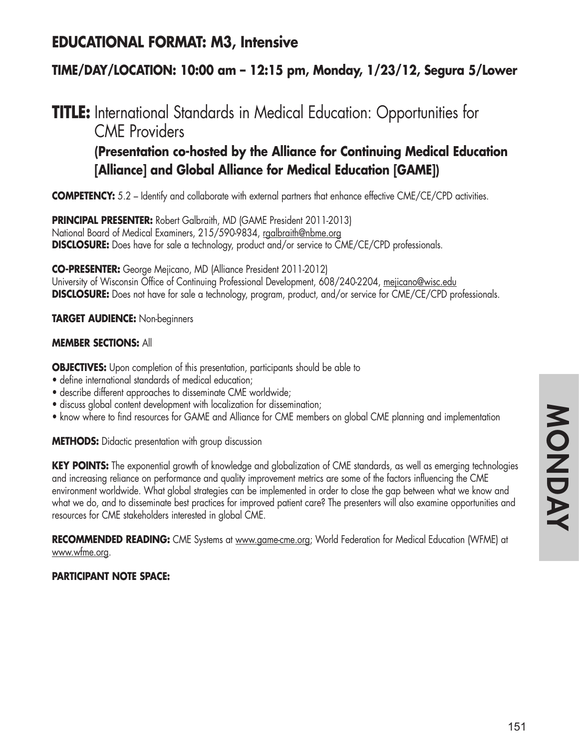## EDUCATIONAL FORMAT: M3, Intensive

### TIME/DAY/LOCATION: 10:00 am – 12:15 pm, Monday, 1/23/12, Segura 5/Lower

# TITLE: International Standards in Medical Education: Opportunities for CME Providers

### (Presentation co-hosted by the Alliance for Continuing Medical Education [Alliance] and Global Alliance for Medical Education [GAME])

**COMPETENCY:** 5.2 – Identify and collaborate with external partners that enhance effective CME/CE/CPD activities.

**PRINCIPAL PRESENTER:** Robert Galbraith, MD (GAME President 2011-2013)
National Board of Medical Examiners, 215/590-9834, rgalbraith@nbme.org
**DISCLOSURE:** Does have for sale a technology, product and/or service to CME/CE/CPD professionals.

**CO-PRESENTER:** George Mejicano, MD (Alliance President 2011-2012)
University of Wisconsin Office of Continuing Professional Development, 608/240-2204, mejicano@wisc.edu
**DISCLOSURE:** Does not have for sale a technology, program, product, and/or service for CME/CE/CPD professionals.

**TARGET AUDIENCE:** Non-beginners

**MEMBER SECTIONS:** All

**OBJECTIVES:** Upon completion of this presentation, participants should be able to
- define international standards of medical education;
- describe different approaches to disseminate CME worldwide;
- discuss global content development with localization for dissemination;
- know where to find resources for GAME and Alliance for CME members on global CME planning and implementation

**METHODS:** Didactic presentation with group discussion

**KEY POINTS:** The exponential growth of knowledge and globalization of CME standards, as well as emerging technologies and increasing reliance on performance and quality improvement metrics are some of the factors influencing the CME environment worldwide. What global strategies can be implemented in order to close the gap between what we know and what we do, and to disseminate best practices for improved patient care? The presenters will also examine opportunities and resources for CME stakeholders interested in global CME.

**RECOMMENDED READING:** CME Systems at www.game-cme.org; World Federation for Medical Education (WFME) at www.wfme.org.

**PARTICIPANT NOTE SPACE:**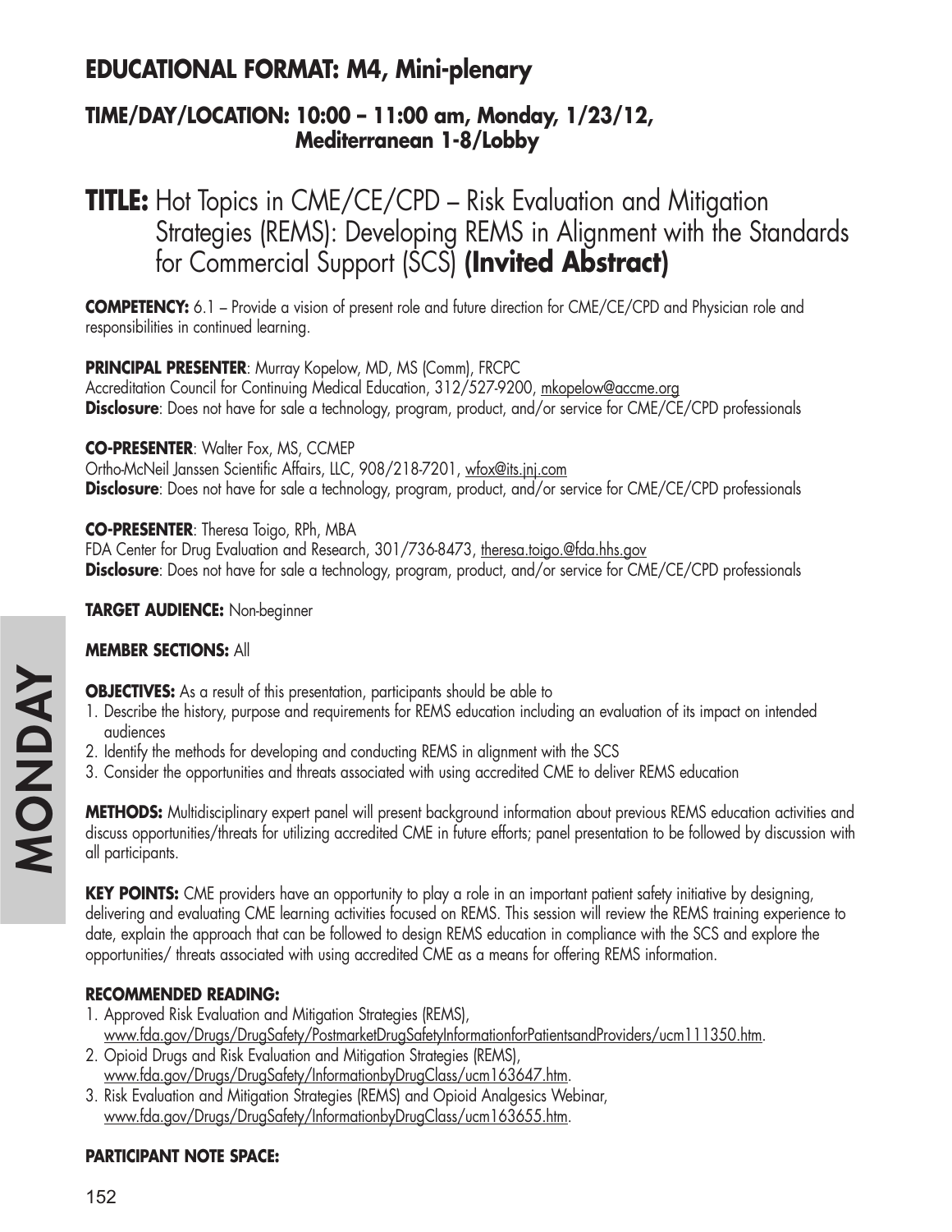## EDUCATIONAL FORMAT: M4, Mini-plenary

### TIME/DAY/LOCATION: 10:00 – 11:00 am, Monday, 1/23/12, Mediterranean 1-8/Lobby

# TITLE: Hot Topics in CME/CE/CPD – Risk Evaluation and Mitigation Strategies (REMS): Developing REMS in Alignment with the Standards for Commercial Support (SCS) **(Invited Abstract)**

**COMPETENCY:** 6.1 – Provide a vision of present role and future direction for CME/CE/CPD and Physician role and responsibilities in continued learning.

**PRINCIPAL PRESENTER**: Murray Kopelow, MD, MS (Comm), FRCPC
Accreditation Council for Continuing Medical Education, 312/527-9200, mkopelow@accme.org
**Disclosure**: Does not have for sale a technology, program, product, and/or service for CME/CE/CPD professionals

**CO-PRESENTER**: Walter Fox, MS, CCMEP
Ortho-McNeil Janssen Scientific Affairs, LLC, 908/218-7201, wfox@its.jnj.com
**Disclosure**: Does not have for sale a technology, program, product, and/or service for CME/CE/CPD professionals

**CO-PRESENTER**: Theresa Toigo, RPh, MBA
FDA Center for Drug Evaluation and Research, 301/736-8473, theresa.toigo.@fda.hhs.gov
**Disclosure**: Does not have for sale a technology, program, product, and/or service for CME/CE/CPD professionals

**TARGET AUDIENCE:** Non-beginner

**MEMBER SECTIONS:** All

**OBJECTIVES:** As a result of this presentation, participants should be able to
1. Describe the history, purpose and requirements for REMS education including an evaluation of its impact on intended audiences
2. Identify the methods for developing and conducting REMS in alignment with the SCS
3. Consider the opportunities and threats associated with using accredited CME to deliver REMS education

**METHODS:** Multidisciplinary expert panel will present background information about previous REMS education activities and discuss opportunities/threats for utilizing accredited CME in future efforts; panel presentation to be followed by discussion with all participants.

**KEY POINTS:** CME providers have an opportunity to play a role in an important patient safety initiative by designing, delivering and evaluating CME learning activities focused on REMS. This session will review the REMS training experience to date, explain the approach that can be followed to design REMS education in compliance with the SCS and explore the opportunities/ threats associated with using accredited CME as a means for offering REMS information.

**RECOMMENDED READING:**
1. Approved Risk Evaluation and Mitigation Strategies (REMS), www.fda.gov/Drugs/DrugSafety/PostmarketDrugSafetyInformationforPatientsandProviders/ucm111350.htm.
2. Opioid Drugs and Risk Evaluation and Mitigation Strategies (REMS), www.fda.gov/Drugs/DrugSafety/InformationbyDrugClass/ucm163647.htm.
3. Risk Evaluation and Mitigation Strategies (REMS) and Opioid Analgesics Webinar, www.fda.gov/Drugs/DrugSafety/InformationbyDrugClass/ucm163655.htm.

**PARTICIPANT NOTE SPACE:**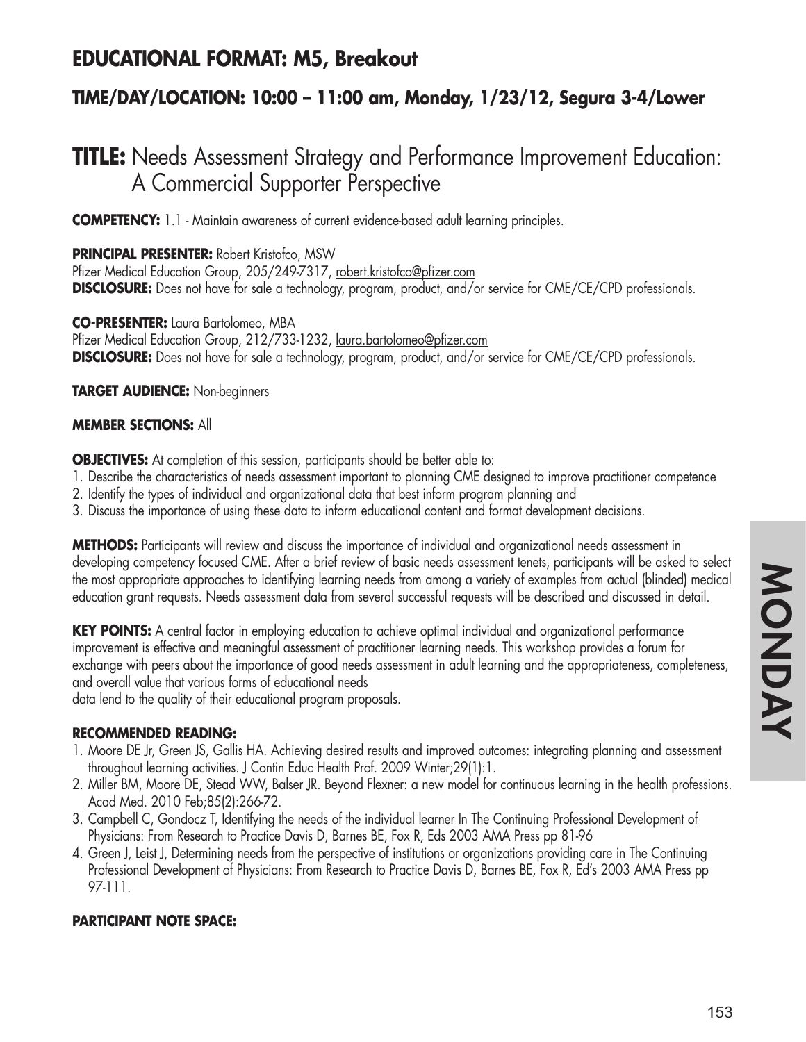## EDUCATIONAL FORMAT: M5, Breakout

### TIME/DAY/LOCATION: 10:00 – 11:00 am, Monday, 1/23/12, Segura 3-4/Lower

# TITLE: Needs Assessment Strategy and Performance Improvement Education: A Commercial Supporter Perspective

**COMPETENCY:** 1.1 - Maintain awareness of current evidence-based adult learning principles.

**PRINCIPAL PRESENTER:** Robert Kristofco, MSW
Pfizer Medical Education Group, 205/249-7317, robert.kristofco@pfizer.com
**DISCLOSURE:** Does not have for sale a technology, program, product, and/or service for CME/CE/CPD professionals.

**CO-PRESENTER:** Laura Bartolomeo, MBA
Pfizer Medical Education Group, 212/733-1232, laura.bartolomeo@pfizer.com
**DISCLOSURE:** Does not have for sale a technology, program, product, and/or service for CME/CE/CPD professionals.

**TARGET AUDIENCE:** Non-beginners

**MEMBER SECTIONS:** All

**OBJECTIVES:** At completion of this session, participants should be better able to:

1. Describe the characteristics of needs assessment important to planning CME designed to improve practitioner competence
2. Identify the types of individual and organizational data that best inform program planning and
3. Discuss the importance of using these data to inform educational content and format development decisions.

**METHODS:** Participants will review and discuss the importance of individual and organizational needs assessment in developing competency focused CME. After a brief review of basic needs assessment tenets, participants will be asked to select the most appropriate approaches to identifying learning needs from among a variety of examples from actual (blinded) medical education grant requests. Needs assessment data from several successful requests will be described and discussed in detail.

**KEY POINTS:** A central factor in employing education to achieve optimal individual and organizational performance improvement is effective and meaningful assessment of practitioner learning needs. This workshop provides a forum for exchange with peers about the importance of good needs assessment in adult learning and the appropriateness, completeness, and overall value that various forms of educational needs
data lend to the quality of their educational program proposals.

**RECOMMENDED READING:**

1. Moore DE Jr, Green JS, Gallis HA. Achieving desired results and improved outcomes: integrating planning and assessment throughout learning activities. J Contin Educ Health Prof. 2009 Winter;29(1):1.
2. Miller BM, Moore DE, Stead WW, Balser JR. Beyond Flexner: a new model for continuous learning in the health professions. Acad Med. 2010 Feb;85(2):266-72.
3. Campbell C, Gondocz T, Identifying the needs of the individual learner In The Continuing Professional Development of Physicians: From Research to Practice Davis D, Barnes BE, Fox R, Eds 2003 AMA Press pp 81-96
4. Green J, Leist J, Determining needs from the perspective of institutions or organizations providing care in The Continuing Professional Development of Physicians: From Research to Practice Davis D, Barnes BE, Fox R, Ed's 2003 AMA Press pp 97-111.

**PARTICIPANT NOTE SPACE:**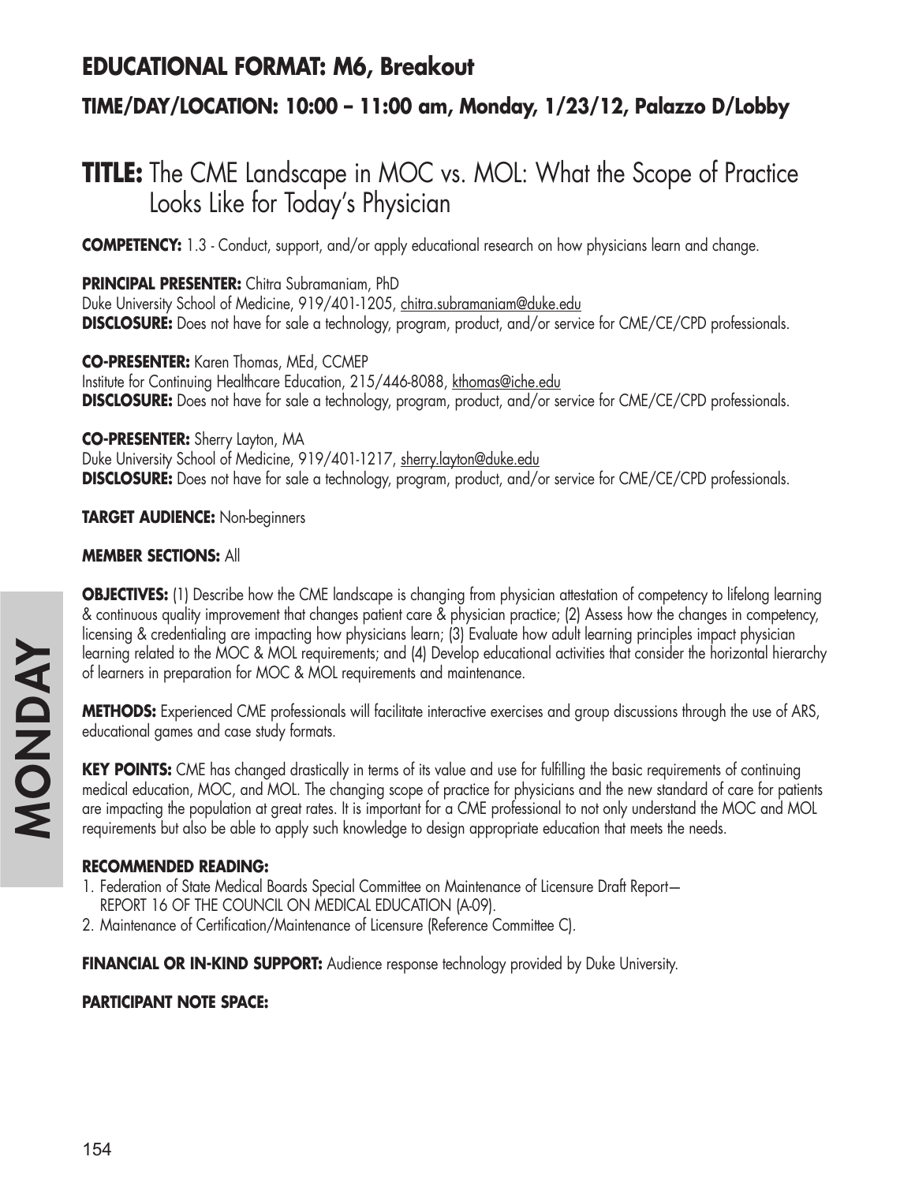## EDUCATIONAL FORMAT: M6, Breakout

### TIME/DAY/LOCATION: 10:00 – 11:00 am, Monday, 1/23/12, Palazzo D/Lobby

# TITLE: The CME Landscape in MOC vs. MOL: What the Scope of Practice Looks Like for Today's Physician

**COMPETENCY:** 1.3 - Conduct, support, and/or apply educational research on how physicians learn and change.

**PRINCIPAL PRESENTER:** Chitra Subramaniam, PhD
Duke University School of Medicine, 919/401-1205, chitra.subramaniam@duke.edu
**DISCLOSURE:** Does not have for sale a technology, program, product, and/or service for CME/CE/CPD professionals.

**CO-PRESENTER:** Karen Thomas, MEd, CCMEP
Institute for Continuing Healthcare Education, 215/446-8088, kthomas@iche.edu
**DISCLOSURE:** Does not have for sale a technology, program, product, and/or service for CME/CE/CPD professionals.

**CO-PRESENTER:** Sherry Layton, MA
Duke University School of Medicine, 919/401-1217, sherry.layton@duke.edu
**DISCLOSURE:** Does not have for sale a technology, program, product, and/or service for CME/CE/CPD professionals.

**TARGET AUDIENCE:** Non-beginners

**MEMBER SECTIONS:** All

**OBJECTIVES:** (1) Describe how the CME landscape is changing from physician attestation of competency to lifelong learning & continuous quality improvement that changes patient care & physician practice; (2) Assess how the changes in competency, licensing & credentialing are impacting how physicians learn; (3) Evaluate how adult learning principles impact physician learning related to the MOC & MOL requirements; and (4) Develop educational activities that consider the horizontal hierarchy of learners in preparation for MOC & MOL requirements and maintenance.

**METHODS:** Experienced CME professionals will facilitate interactive exercises and group discussions through the use of ARS, educational games and case study formats.

**KEY POINTS:** CME has changed drastically in terms of its value and use for fulfilling the basic requirements of continuing medical education, MOC, and MOL. The changing scope of practice for physicians and the new standard of care for patients are impacting the population at great rates. It is important for a CME professional to not only understand the MOC and MOL requirements but also be able to apply such knowledge to design appropriate education that meets the needs.

**RECOMMENDED READING:**

1. Federation of State Medical Boards Special Committee on Maintenance of Licensure Draft Report— REPORT 16 OF THE COUNCIL ON MEDICAL EDUCATION (A-09).
2. Maintenance of Certification/Maintenance of Licensure (Reference Committee C).

**FINANCIAL OR IN-KIND SUPPORT:** Audience response technology provided by Duke University.

**PARTICIPANT NOTE SPACE:**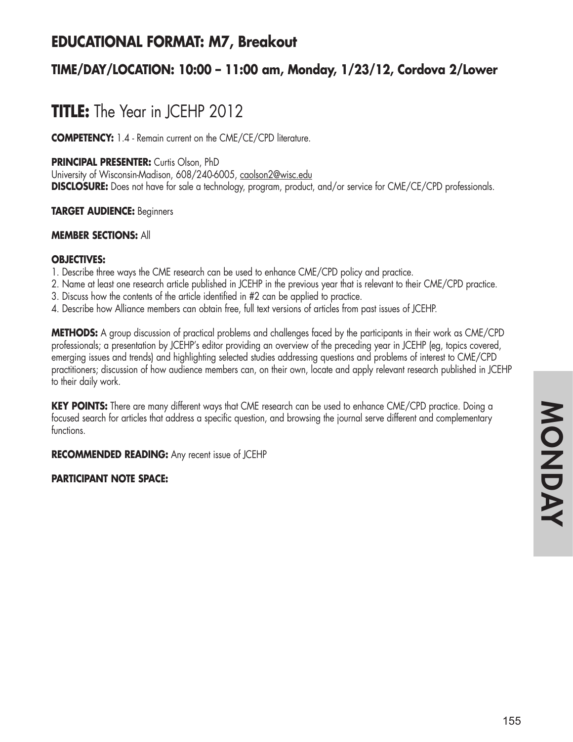## EDUCATIONAL FORMAT: M7, Breakout

### TIME/DAY/LOCATION: 10:00 – 11:00 am, Monday, 1/23/12, Cordova 2/Lower

# TITLE: The Year in JCEHP 2012

**COMPETENCY:** 1.4 - Remain current on the CME/CE/CPD literature.

**PRINCIPAL PRESENTER:** Curtis Olson, PhD
University of Wisconsin-Madison, 608/240-6005, caolson2@wisc.edu
**DISCLOSURE:** Does not have for sale a technology, program, product, and/or service for CME/CE/CPD professionals.

**TARGET AUDIENCE:** Beginners

**MEMBER SECTIONS:** All

**OBJECTIVES:**

1. Describe three ways the CME research can be used to enhance CME/CPD policy and practice.
2. Name at least one research article published in JCEHP in the previous year that is relevant to their CME/CPD practice.
3. Discuss how the contents of the article identified in #2 can be applied to practice.
4. Describe how Alliance members can obtain free, full text versions of articles from past issues of JCEHP.

**METHODS:** A group discussion of practical problems and challenges faced by the participants in their work as CME/CPD professionals; a presentation by JCEHP's editor providing an overview of the preceding year in JCEHP (eg, topics covered, emerging issues and trends) and highlighting selected studies addressing questions and problems of interest to CME/CPD practitioners; discussion of how audience members can, on their own, locate and apply relevant research published in JCEHP to their daily work.

**KEY POINTS:** There are many different ways that CME research can be used to enhance CME/CPD practice. Doing a focused search for articles that address a specific question, and browsing the journal serve different and complementary functions.

**RECOMMENDED READING:** Any recent issue of JCEHP

**PARTICIPANT NOTE SPACE:**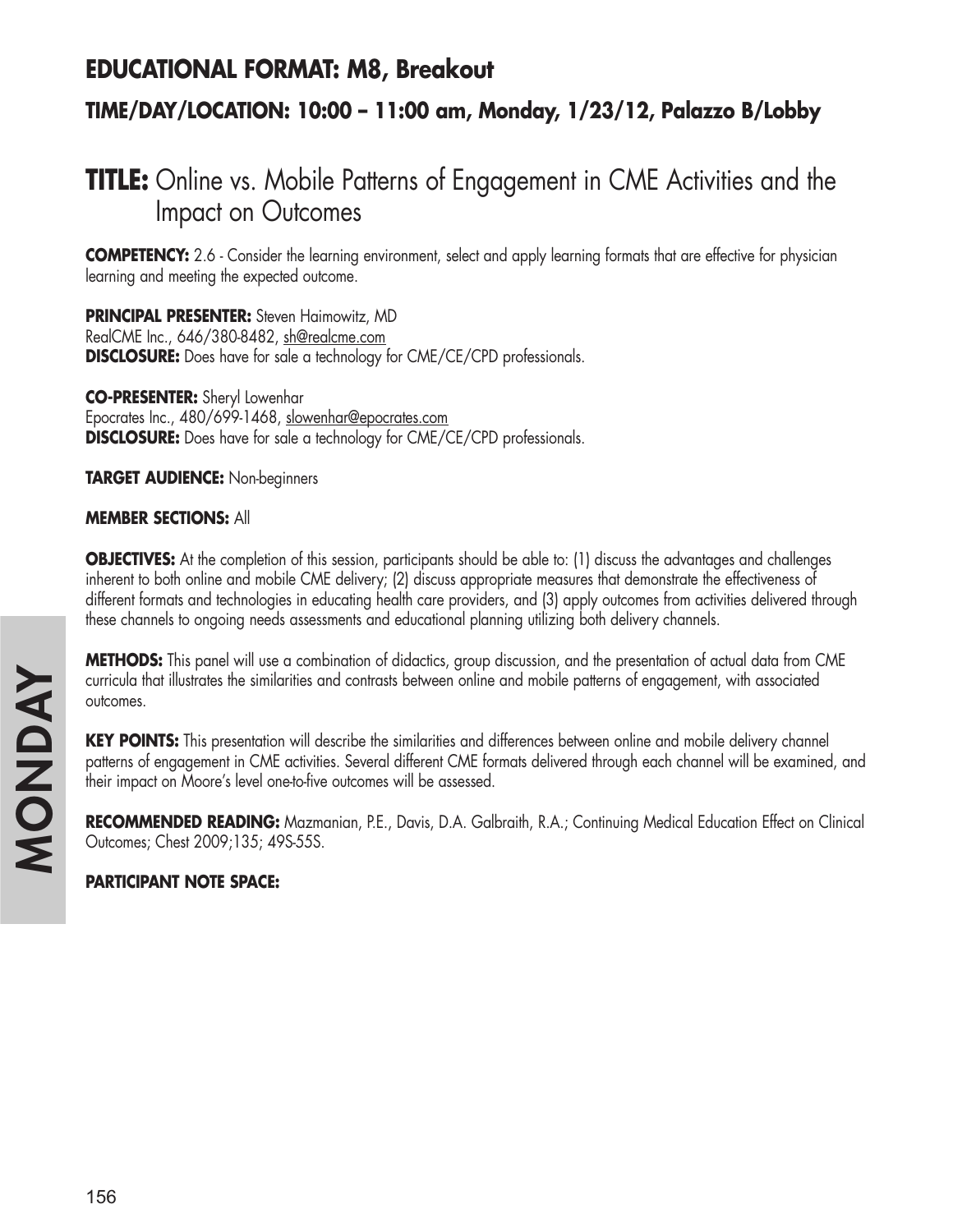## EDUCATIONAL FORMAT: M8, Breakout

### TIME/DAY/LOCATION: 10:00 – 11:00 am, Monday, 1/23/12, Palazzo B/Lobby

# TITLE: Online vs. Mobile Patterns of Engagement in CME Activities and the Impact on Outcomes

**COMPETENCY:** 2.6 - Consider the learning environment, select and apply learning formats that are effective for physician learning and meeting the expected outcome.

**PRINCIPAL PRESENTER:** Steven Haimowitz, MD
RealCME Inc., 646/380-8482, sh@realcme.com
**DISCLOSURE:** Does have for sale a technology for CME/CE/CPD professionals.

**CO-PRESENTER:** Sheryl Lowenhar
Epocrates Inc., 480/699-1468, slowenhar@epocrates.com
**DISCLOSURE:** Does have for sale a technology for CME/CE/CPD professionals.

**TARGET AUDIENCE:** Non-beginners

**MEMBER SECTIONS:** All

**OBJECTIVES:** At the completion of this session, participants should be able to: (1) discuss the advantages and challenges inherent to both online and mobile CME delivery; (2) discuss appropriate measures that demonstrate the effectiveness of different formats and technologies in educating health care providers, and (3) apply outcomes from activities delivered through these channels to ongoing needs assessments and educational planning utilizing both delivery channels.

**METHODS:** This panel will use a combination of didactics, group discussion, and the presentation of actual data from CME curricula that illustrates the similarities and contrasts between online and mobile patterns of engagement, with associated outcomes.

**KEY POINTS:** This presentation will describe the similarities and differences between online and mobile delivery channel patterns of engagement in CME activities. Several different CME formats delivered through each channel will be examined, and their impact on Moore's level one-to-five outcomes will be assessed.

**RECOMMENDED READING:** Mazmanian, P.E., Davis, D.A. Galbraith, R.A.; Continuing Medical Education Effect on Clinical Outcomes; Chest 2009;135; 49S-55S.

**PARTICIPANT NOTE SPACE:**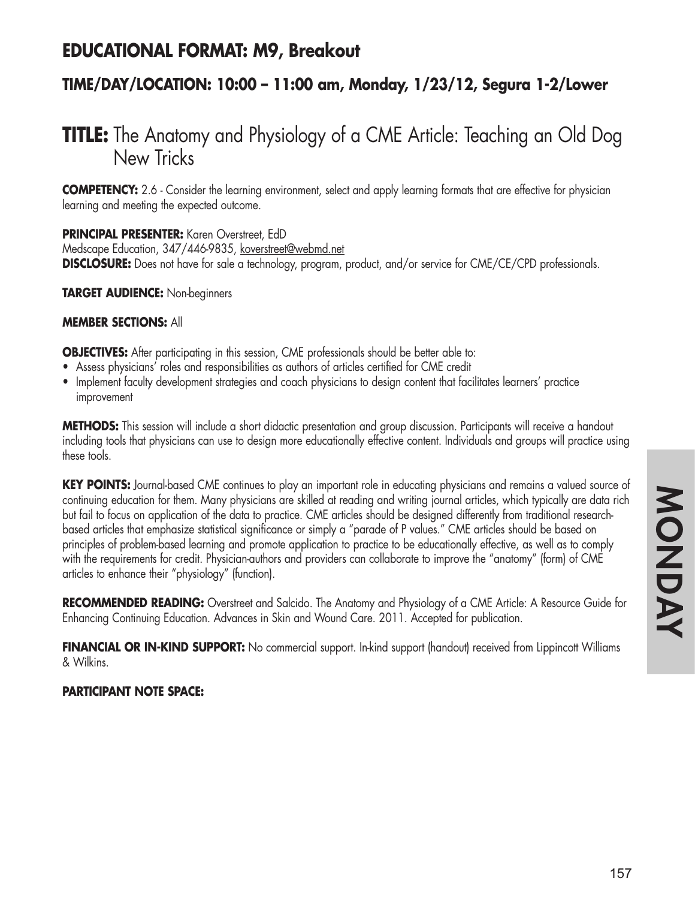## EDUCATIONAL FORMAT: M9, Breakout

### TIME/DAY/LOCATION: 10:00 – 11:00 am, Monday, 1/23/12, Segura 1-2/Lower

# TITLE: The Anatomy and Physiology of a CME Article: Teaching an Old Dog New Tricks

**COMPETENCY:** 2.6 - Consider the learning environment, select and apply learning formats that are effective for physician learning and meeting the expected outcome.

**PRINCIPAL PRESENTER:** Karen Overstreet, EdD
Medscape Education, 347/446-9835, koverstreet@webmd.net
**DISCLOSURE:** Does not have for sale a technology, program, product, and/or service for CME/CE/CPD professionals.

**TARGET AUDIENCE:** Non-beginners

**MEMBER SECTIONS:** All

**OBJECTIVES:** After participating in this session, CME professionals should be better able to:
- Assess physicians' roles and responsibilities as authors of articles certified for CME credit
- Implement faculty development strategies and coach physicians to design content that facilitates learners' practice improvement

**METHODS:** This session will include a short didactic presentation and group discussion. Participants will receive a handout including tools that physicians can use to design more educationally effective content. Individuals and groups will practice using these tools.

**KEY POINTS:** Journal-based CME continues to play an important role in educating physicians and remains a valued source of continuing education for them. Many physicians are skilled at reading and writing journal articles, which typically are data rich but fail to focus on application of the data to practice. CME articles should be designed differently from traditional research-based articles that emphasize statistical significance or simply a "parade of P values." CME articles should be based on principles of problem-based learning and promote application to practice to be educationally effective, as well as to comply with the requirements for credit. Physician-authors and providers can collaborate to improve the "anatomy" (form) of CME articles to enhance their "physiology" (function).

**RECOMMENDED READING:** Overstreet and Salcido. The Anatomy and Physiology of a CME Article: A Resource Guide for Enhancing Continuing Education. Advances in Skin and Wound Care. 2011. Accepted for publication.

**FINANCIAL OR IN-KIND SUPPORT:** No commercial support. In-kind support (handout) received from Lippincott Williams & Wilkins.

**PARTICIPANT NOTE SPACE:**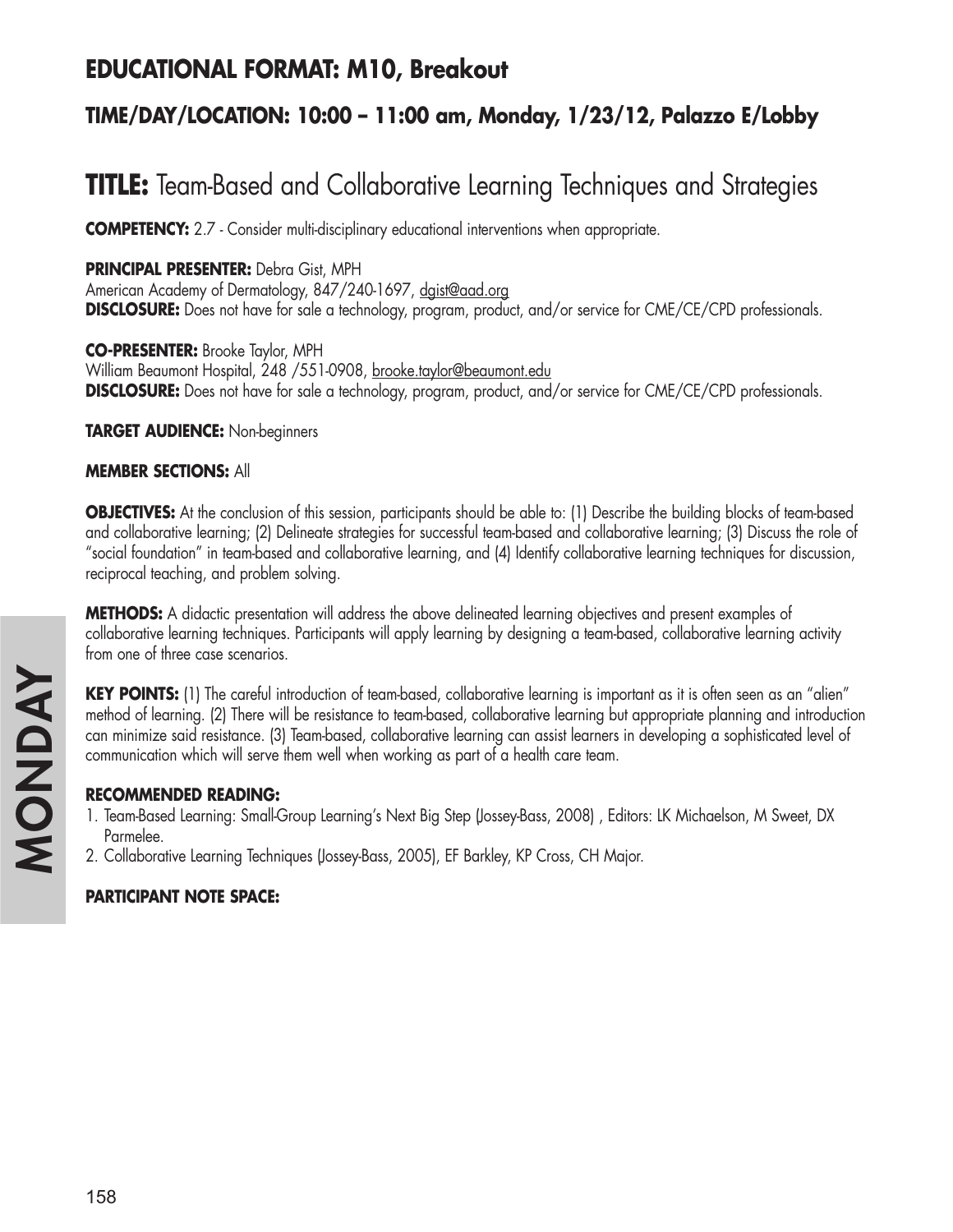## EDUCATIONAL FORMAT: M10, Breakout

### TIME/DAY/LOCATION: 10:00 – 11:00 am, Monday, 1/23/12, Palazzo E/Lobby

# TITLE: Team-Based and Collaborative Learning Techniques and Strategies

**COMPETENCY:** 2.7 - Consider multi-disciplinary educational interventions when appropriate.

**PRINCIPAL PRESENTER:** Debra Gist, MPH
American Academy of Dermatology, 847/240-1697, dgist@aad.org
**DISCLOSURE:** Does not have for sale a technology, program, product, and/or service for CME/CE/CPD professionals.

**CO-PRESENTER:** Brooke Taylor, MPH
William Beaumont Hospital, 248 /551-0908, brooke.taylor@beaumont.edu
**DISCLOSURE:** Does not have for sale a technology, program, product, and/or service for CME/CE/CPD professionals.

**TARGET AUDIENCE:** Non-beginners

**MEMBER SECTIONS:** All

**OBJECTIVES:** At the conclusion of this session, participants should be able to: (1) Describe the building blocks of team-based and collaborative learning; (2) Delineate strategies for successful team-based and collaborative learning; (3) Discuss the role of "social foundation" in team-based and collaborative learning, and (4) Identify collaborative learning techniques for discussion, reciprocal teaching, and problem solving.

**METHODS:** A didactic presentation will address the above delineated learning objectives and present examples of collaborative learning techniques. Participants will apply learning by designing a team-based, collaborative learning activity from one of three case scenarios.

**KEY POINTS:** (1) The careful introduction of team-based, collaborative learning is important as it is often seen as an "alien" method of learning. (2) There will be resistance to team-based, collaborative learning but appropriate planning and introduction can minimize said resistance. (3) Team-based, collaborative learning can assist learners in developing a sophisticated level of communication which will serve them well when working as part of a health care team.

**RECOMMENDED READING:**

1. Team-Based Learning: Small-Group Learning's Next Big Step (Jossey-Bass, 2008) , Editors: LK Michaelson, M Sweet, DX Parmelee.
2. Collaborative Learning Techniques (Jossey-Bass, 2005), EF Barkley, KP Cross, CH Major.

**PARTICIPANT NOTE SPACE:**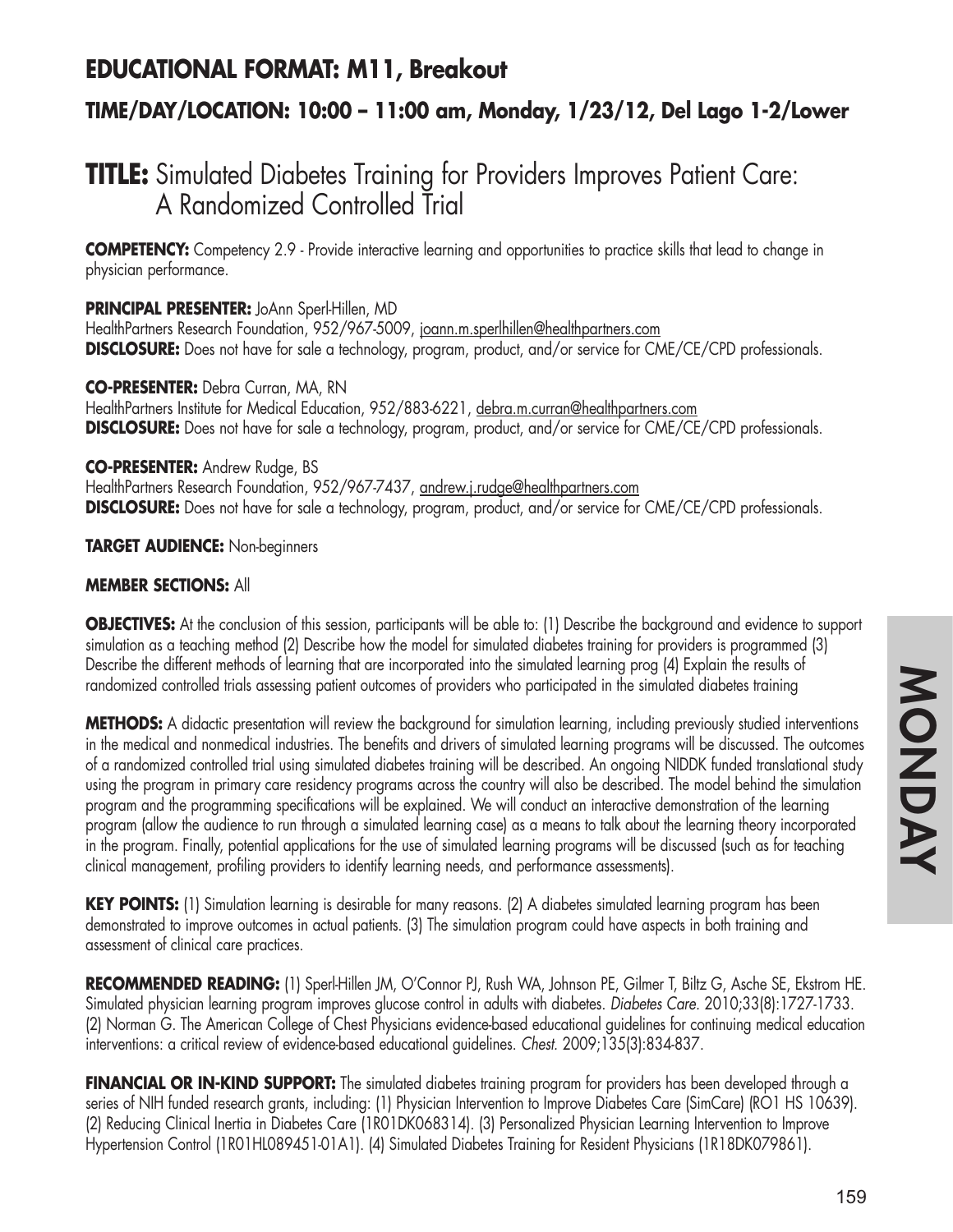## EDUCATIONAL FORMAT: M11, Breakout

### TIME/DAY/LOCATION: 10:00 – 11:00 am, Monday, 1/23/12, Del Lago 1-2/Lower

# TITLE: Simulated Diabetes Training for Providers Improves Patient Care: A Randomized Controlled Trial

**COMPETENCY:** Competency 2.9 - Provide interactive learning and opportunities to practice skills that lead to change in physician performance.

**PRINCIPAL PRESENTER:** JoAnn Sperl-Hillen, MD
HealthPartners Research Foundation, 952/967-5009, joann.m.sperlhillen@healthpartners.com
**DISCLOSURE:** Does not have for sale a technology, program, product, and/or service for CME/CE/CPD professionals.

**CO-PRESENTER:** Debra Curran, MA, RN
HealthPartners Institute for Medical Education, 952/883-6221, debra.m.curran@healthpartners.com
**DISCLOSURE:** Does not have for sale a technology, program, product, and/or service for CME/CE/CPD professionals.

**CO-PRESENTER:** Andrew Rudge, BS
HealthPartners Research Foundation, 952/967-7437, andrew.j.rudge@healthpartners.com
**DISCLOSURE:** Does not have for sale a technology, program, product, and/or service for CME/CE/CPD professionals.

**TARGET AUDIENCE:** Non-beginners

**MEMBER SECTIONS:** All

**OBJECTIVES:** At the conclusion of this session, participants will be able to: (1) Describe the background and evidence to support simulation as a teaching method (2) Describe how the model for simulated diabetes training for providers is programmed (3) Describe the different methods of learning that are incorporated into the simulated learning prog (4) Explain the results of randomized controlled trials assessing patient outcomes of providers who participated in the simulated diabetes training

**METHODS:** A didactic presentation will review the background for simulation learning, including previously studied interventions in the medical and nonmedical industries. The benefits and drivers of simulated learning programs will be discussed. The outcomes of a randomized controlled trial using simulated diabetes training will be described. An ongoing NIDDK funded translational study using the program in primary care residency programs across the country will also be described. The model behind the simulation program and the programming specifications will be explained. We will conduct an interactive demonstration of the learning program (allow the audience to run through a simulated learning case) as a means to talk about the learning theory incorporated in the program. Finally, potential applications for the use of simulated learning programs will be discussed (such as for teaching clinical management, profiling providers to identify learning needs, and performance assessments).

**KEY POINTS:** (1) Simulation learning is desirable for many reasons. (2) A diabetes simulated learning program has been demonstrated to improve outcomes in actual patients. (3) The simulation program could have aspects in both training and assessment of clinical care practices.

**RECOMMENDED READING:** (1) Sperl-Hillen JM, O'Connor PJ, Rush WA, Johnson PE, Gilmer T, Biltz G, Asche SE, Ekstrom HE. Simulated physician learning program improves glucose control in adults with diabetes. *Diabetes Care.* 2010;33(8):1727-1733. (2) Norman G. The American College of Chest Physicians evidence-based educational guidelines for continuing medical education interventions: a critical review of evidence-based educational guidelines. *Chest.* 2009;135(3):834-837.

**FINANCIAL OR IN-KIND SUPPORT:** The simulated diabetes training program for providers has been developed through a series of NIH funded research grants, including: (1) Physician Intervention to Improve Diabetes Care (SimCare) (RO1 HS 10639). (2) Reducing Clinical Inertia in Diabetes Care (1R01DK068314). (3) Personalized Physician Learning Intervention to Improve Hypertension Control (1R01HL089451-01A1). (4) Simulated Diabetes Training for Resident Physicians (1R18DK079861).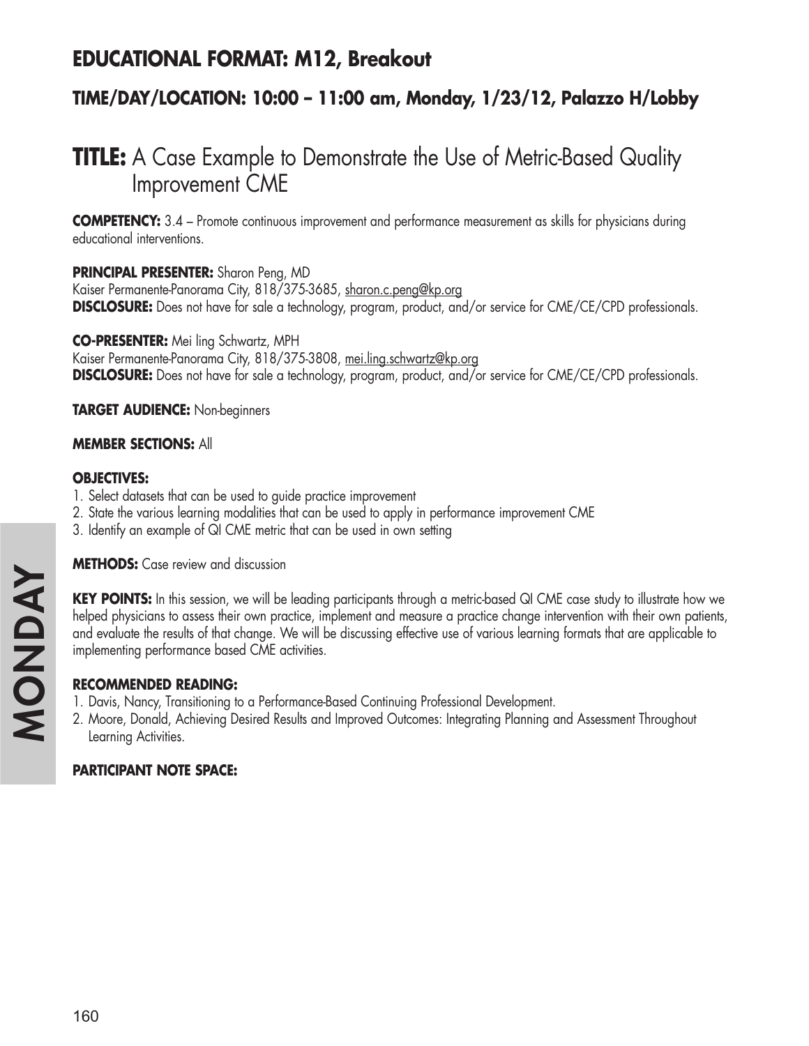## EDUCATIONAL FORMAT: M12, Breakout

### TIME/DAY/LOCATION: 10:00 – 11:00 am, Monday, 1/23/12, Palazzo H/Lobby

# TITLE: A Case Example to Demonstrate the Use of Metric-Based Quality Improvement CME

**COMPETENCY:** 3.4 – Promote continuous improvement and performance measurement as skills for physicians during educational interventions.

**PRINCIPAL PRESENTER:** Sharon Peng, MD
Kaiser Permanente-Panorama City, 818/375-3685, sharon.c.peng@kp.org
**DISCLOSURE:** Does not have for sale a technology, program, product, and/or service for CME/CE/CPD professionals.

**CO-PRESENTER:** Mei ling Schwartz, MPH
Kaiser Permanente-Panorama City, 818/375-3808, mei.ling.schwartz@kp.org
**DISCLOSURE:** Does not have for sale a technology, program, product, and/or service for CME/CE/CPD professionals.

**TARGET AUDIENCE:** Non-beginners

**MEMBER SECTIONS:** All

**OBJECTIVES:**

1. Select datasets that can be used to guide practice improvement
2. State the various learning modalities that can be used to apply in performance improvement CME
3. Identify an example of QI CME metric that can be used in own setting

**METHODS:** Case review and discussion

**KEY POINTS:** In this session, we will be leading participants through a metric-based QI CME case study to illustrate how we helped physicians to assess their own practice, implement and measure a practice change intervention with their own patients, and evaluate the results of that change. We will be discussing effective use of various learning formats that are applicable to implementing performance based CME activities.

**RECOMMENDED READING:**

1. Davis, Nancy, Transitioning to a Performance-Based Continuing Professional Development.
2. Moore, Donald, Achieving Desired Results and Improved Outcomes: Integrating Planning and Assessment Throughout Learning Activities.

**PARTICIPANT NOTE SPACE:**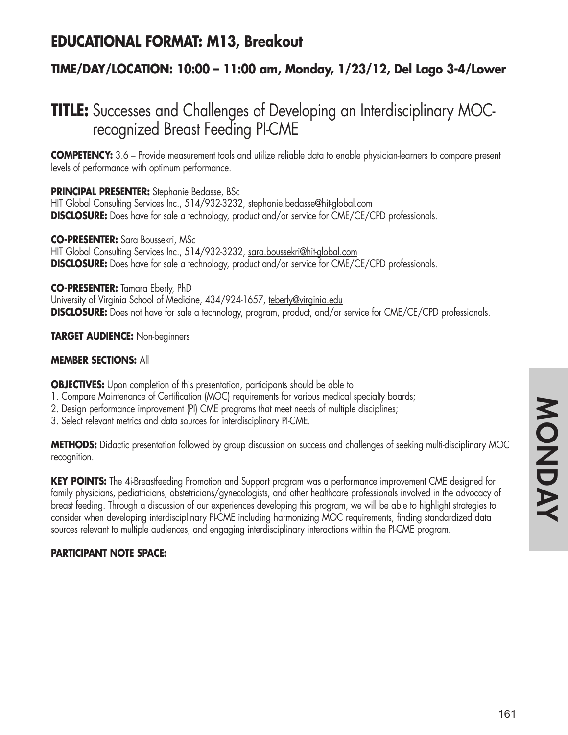## EDUCATIONAL FORMAT: M13, Breakout

### TIME/DAY/LOCATION: 10:00 – 11:00 am, Monday, 1/23/12, Del Lago 3-4/Lower

# TITLE: Successes and Challenges of Developing an Interdisciplinary MOC-recognized Breast Feeding PI-CME

**COMPETENCY:** 3.6 – Provide measurement tools and utilize reliable data to enable physician-learners to compare present levels of performance with optimum performance.

**PRINCIPAL PRESENTER:** Stephanie Bedasse, BSc
HIT Global Consulting Services Inc., 514/932-3232, stephanie.bedasse@hit-global.com
**DISCLOSURE:** Does have for sale a technology, product and/or service for CME/CE/CPD professionals.

**CO-PRESENTER:** Sara Boussekri, MSc
HIT Global Consulting Services Inc., 514/932-3232, sara.boussekri@hit-global.com
**DISCLOSURE:** Does have for sale a technology, product and/or service for CME/CE/CPD professionals.

**CO-PRESENTER:** Tamara Eberly, PhD
University of Virginia School of Medicine, 434/924-1657, teberly@virginia.edu
**DISCLOSURE:** Does not have for sale a technology, program, product, and/or service for CME/CE/CPD professionals.

**TARGET AUDIENCE:** Non-beginners

**MEMBER SECTIONS:** All

**OBJECTIVES:** Upon completion of this presentation, participants should be able to

1. Compare Maintenance of Certification (MOC) requirements for various medical specialty boards;
2. Design performance improvement (PI) CME programs that meet needs of multiple disciplines;
3. Select relevant metrics and data sources for interdisciplinary PI-CME.

**METHODS:** Didactic presentation followed by group discussion on success and challenges of seeking multi-disciplinary MOC recognition.

**KEY POINTS:** The 4i-Breastfeeding Promotion and Support program was a performance improvement CME designed for family physicians, pediatricians, obstetricians/gynecologists, and other healthcare professionals involved in the advocacy of breast feeding. Through a discussion of our experiences developing this program, we will be able to highlight strategies to consider when developing interdisciplinary PI-CME including harmonizing MOC requirements, finding standardized data sources relevant to multiple audiences, and engaging interdisciplinary interactions within the PI-CME program.

**PARTICIPANT NOTE SPACE:**

MONDAY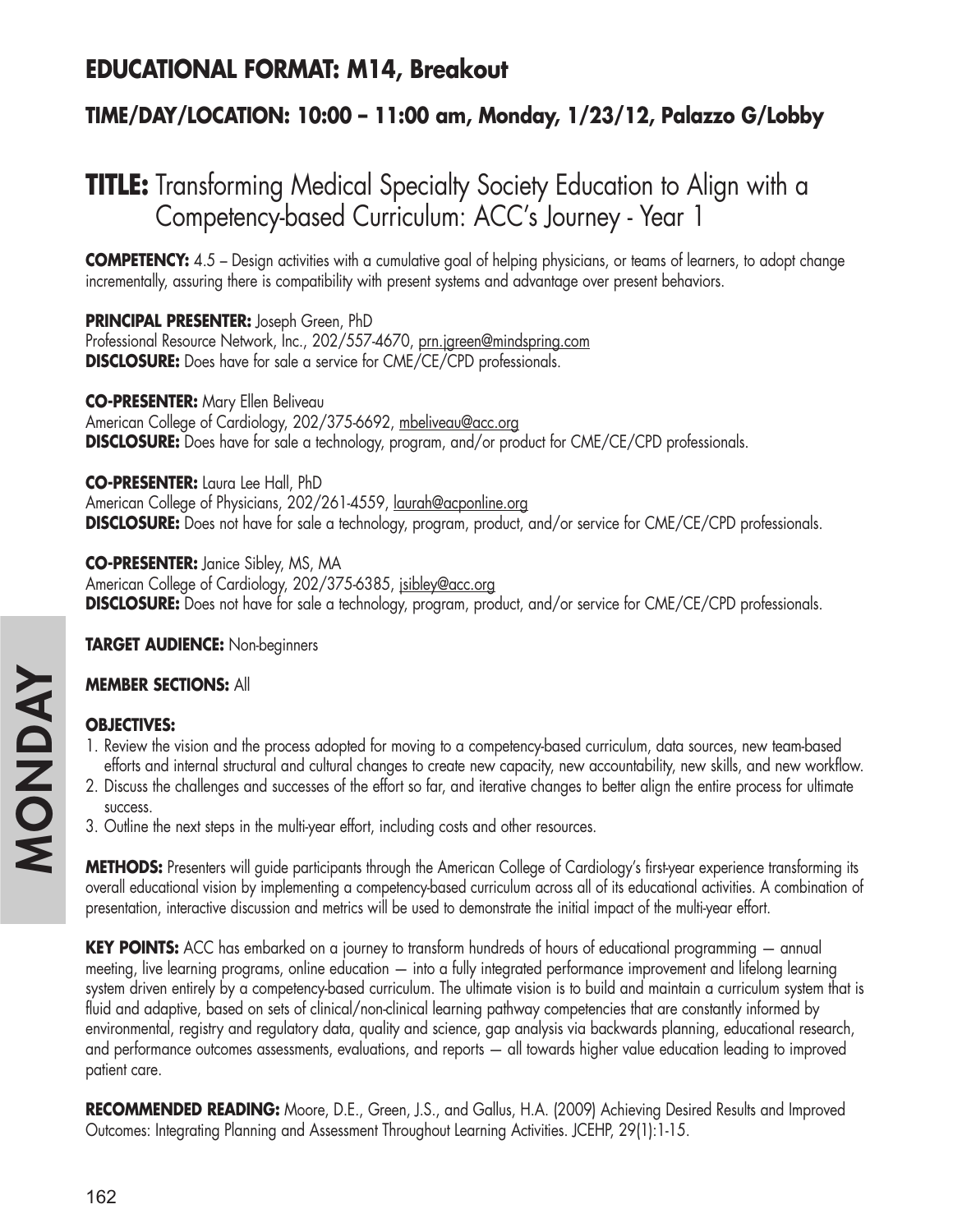## EDUCATIONAL FORMAT: M14, Breakout

### TIME/DAY/LOCATION: 10:00 – 11:00 am, Monday, 1/23/12, Palazzo G/Lobby

# TITLE: Transforming Medical Specialty Society Education to Align with a Competency-based Curriculum: ACC's Journey - Year 1

**COMPETENCY:** 4.5 – Design activities with a cumulative goal of helping physicians, or teams of learners, to adopt change incrementally, assuring there is compatibility with present systems and advantage over present behaviors.

**PRINCIPAL PRESENTER:** Joseph Green, PhD
Professional Resource Network, Inc., 202/557-4670, prn.jgreen@mindspring.com
**DISCLOSURE:** Does have for sale a service for CME/CE/CPD professionals.

**CO-PRESENTER:** Mary Ellen Beliveau
American College of Cardiology, 202/375-6692, mbeliveau@acc.org
**DISCLOSURE:** Does have for sale a technology, program, and/or product for CME/CE/CPD professionals.

**CO-PRESENTER:** Laura Lee Hall, PhD
American College of Physicians, 202/261-4559, laurah@acponline.org
**DISCLOSURE:** Does not have for sale a technology, program, product, and/or service for CME/CE/CPD professionals.

**CO-PRESENTER:** Janice Sibley, MS, MA
American College of Cardiology, 202/375-6385, jsibley@acc.org
**DISCLOSURE:** Does not have for sale a technology, program, product, and/or service for CME/CE/CPD professionals.

**TARGET AUDIENCE:** Non-beginners

**MEMBER SECTIONS:** All

**OBJECTIVES:**

1. Review the vision and the process adopted for moving to a competency-based curriculum, data sources, new team-based efforts and internal structural and cultural changes to create new capacity, new accountability, new skills, and new workflow.
2. Discuss the challenges and successes of the effort so far, and iterative changes to better align the entire process for ultimate success.
3. Outline the next steps in the multi-year effort, including costs and other resources.

**METHODS:** Presenters will guide participants through the American College of Cardiology's first-year experience transforming its overall educational vision by implementing a competency-based curriculum across all of its educational activities. A combination of presentation, interactive discussion and metrics will be used to demonstrate the initial impact of the multi-year effort.

**KEY POINTS:** ACC has embarked on a journey to transform hundreds of hours of educational programming — annual meeting, live learning programs, online education — into a fully integrated performance improvement and lifelong learning system driven entirely by a competency-based curriculum. The ultimate vision is to build and maintain a curriculum system that is fluid and adaptive, based on sets of clinical/non-clinical learning pathway competencies that are constantly informed by environmental, registry and regulatory data, quality and science, gap analysis via backwards planning, educational research, and performance outcomes assessments, evaluations, and reports — all towards higher value education leading to improved patient care.

**RECOMMENDED READING:** Moore, D.E., Green, J.S., and Gallus, H.A. (2009) Achieving Desired Results and Improved Outcomes: Integrating Planning and Assessment Throughout Learning Activities. JCEHP, 29(1):1-15.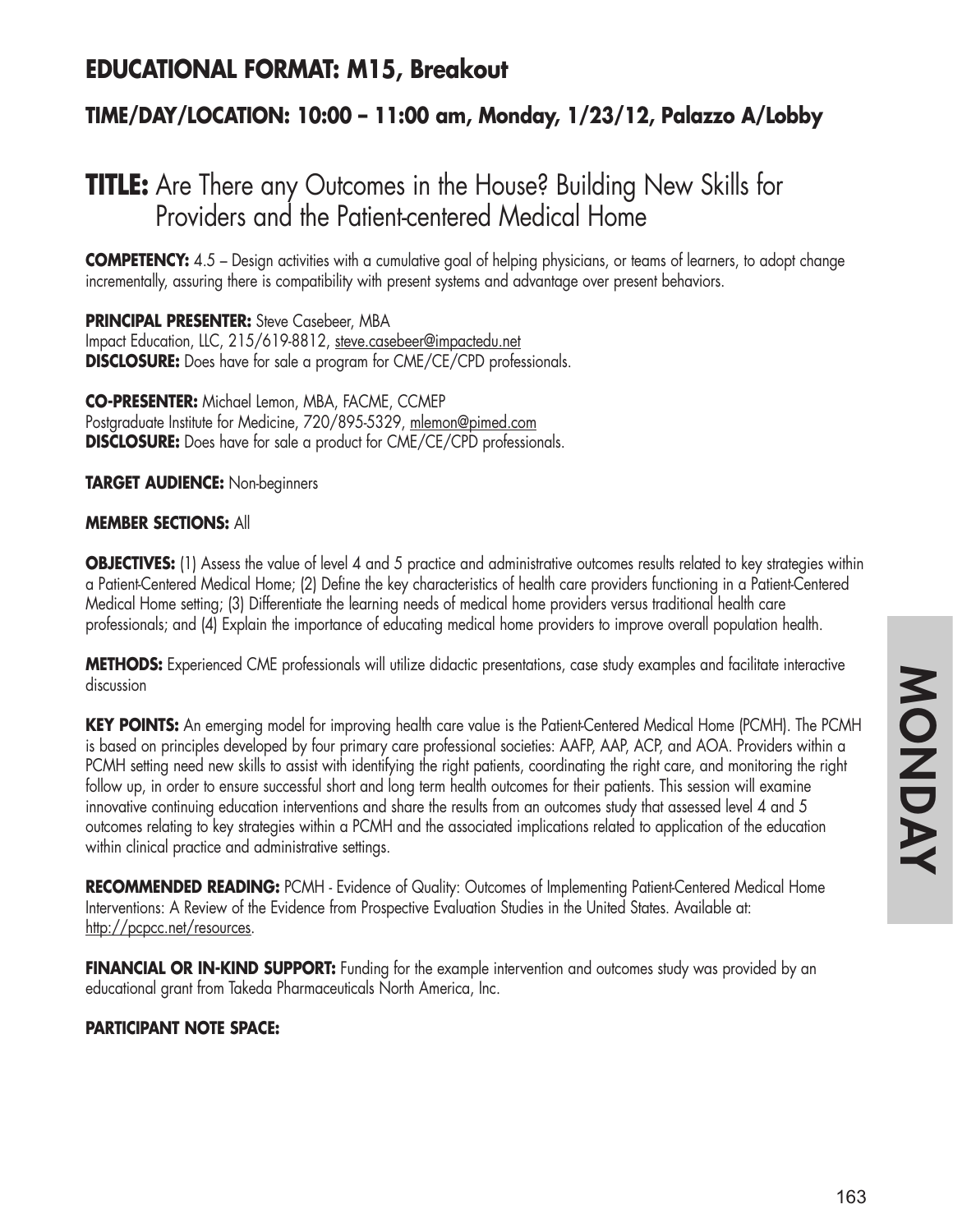## EDUCATIONAL FORMAT: M15, Breakout

### TIME/DAY/LOCATION: 10:00 – 11:00 am, Monday, 1/23/12, Palazzo A/Lobby

# TITLE: Are There any Outcomes in the House? Building New Skills for Providers and the Patient-centered Medical Home

**COMPETENCY:** 4.5 – Design activities with a cumulative goal of helping physicians, or teams of learners, to adopt change incrementally, assuring there is compatibility with present systems and advantage over present behaviors.

**PRINCIPAL PRESENTER:** Steve Casebeer, MBA
Impact Education, LLC, 215/619-8812, steve.casebeer@impactedu.net
**DISCLOSURE:** Does have for sale a program for CME/CE/CPD professionals.

**CO-PRESENTER:** Michael Lemon, MBA, FACME, CCMEP
Postgraduate Institute for Medicine, 720/895-5329, mlemon@pimed.com
**DISCLOSURE:** Does have for sale a product for CME/CE/CPD professionals.

**TARGET AUDIENCE:** Non-beginners

**MEMBER SECTIONS:** All

**OBJECTIVES:** (1) Assess the value of level 4 and 5 practice and administrative outcomes results related to key strategies within a Patient-Centered Medical Home; (2) Define the key characteristics of health care providers functioning in a Patient-Centered Medical Home setting; (3) Differentiate the learning needs of medical home providers versus traditional health care professionals; and (4) Explain the importance of educating medical home providers to improve overall population health.

**METHODS:** Experienced CME professionals will utilize didactic presentations, case study examples and facilitate interactive discussion

**KEY POINTS:** An emerging model for improving health care value is the Patient-Centered Medical Home (PCMH). The PCMH is based on principles developed by four primary care professional societies: AAFP, AAP, ACP, and AOA. Providers within a PCMH setting need new skills to assist with identifying the right patients, coordinating the right care, and monitoring the right follow up, in order to ensure successful short and long term health outcomes for their patients. This session will examine innovative continuing education interventions and share the results from an outcomes study that assessed level 4 and 5 outcomes relating to key strategies within a PCMH and the associated implications related to application of the education within clinical practice and administrative settings.

**RECOMMENDED READING:** PCMH - Evidence of Quality: Outcomes of Implementing Patient-Centered Medical Home Interventions: A Review of the Evidence from Prospective Evaluation Studies in the United States. Available at: http://pcpcc.net/resources.

**FINANCIAL OR IN-KIND SUPPORT:** Funding for the example intervention and outcomes study was provided by an educational grant from Takeda Pharmaceuticals North America, Inc.

**PARTICIPANT NOTE SPACE:**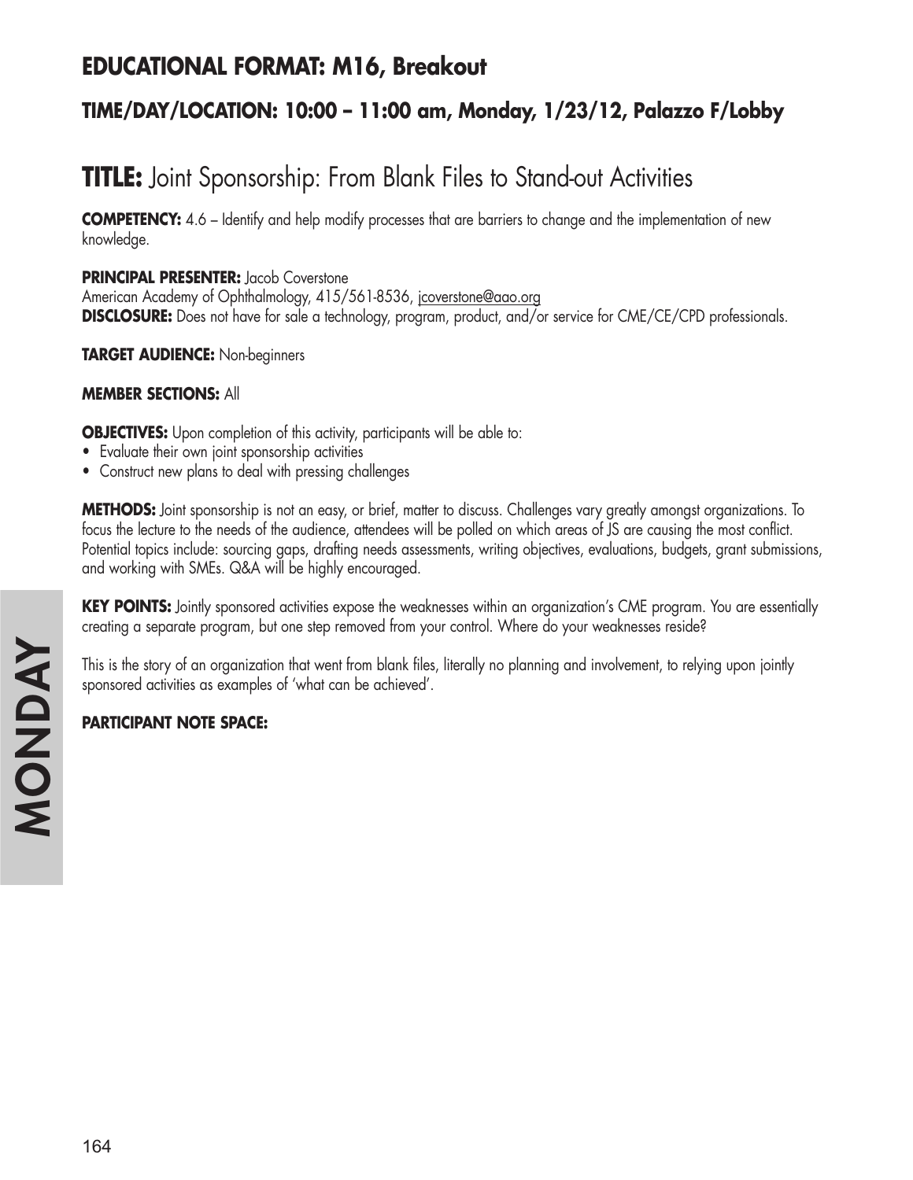## EDUCATIONAL FORMAT: M16, Breakout

### TIME/DAY/LOCATION: 10:00 – 11:00 am, Monday, 1/23/12, Palazzo F/Lobby

# TITLE: Joint Sponsorship: From Blank Files to Stand-out Activities

**COMPETENCY:** 4.6 – Identify and help modify processes that are barriers to change and the implementation of new knowledge.

**PRINCIPAL PRESENTER:** Jacob Coverstone
American Academy of Ophthalmology, 415/561-8536, jcoverstone@aao.org
**DISCLOSURE:** Does not have for sale a technology, program, product, and/or service for CME/CE/CPD professionals.

**TARGET AUDIENCE:** Non-beginners

**MEMBER SECTIONS:** All

**OBJECTIVES:** Upon completion of this activity, participants will be able to:

- Evaluate their own joint sponsorship activities
- Construct new plans to deal with pressing challenges

**METHODS:** Joint sponsorship is not an easy, or brief, matter to discuss. Challenges vary greatly amongst organizations. To focus the lecture to the needs of the audience, attendees will be polled on which areas of JS are causing the most conflict. Potential topics include: sourcing gaps, drafting needs assessments, writing objectives, evaluations, budgets, grant submissions, and working with SMEs. Q&A will be highly encouraged.

**KEY POINTS:** Jointly sponsored activities expose the weaknesses within an organization's CME program. You are essentially creating a separate program, but one step removed from your control. Where do your weaknesses reside?

This is the story of an organization that went from blank files, literally no planning and involvement, to relying upon jointly sponsored activities as examples of 'what can be achieved'.

**PARTICIPANT NOTE SPACE:**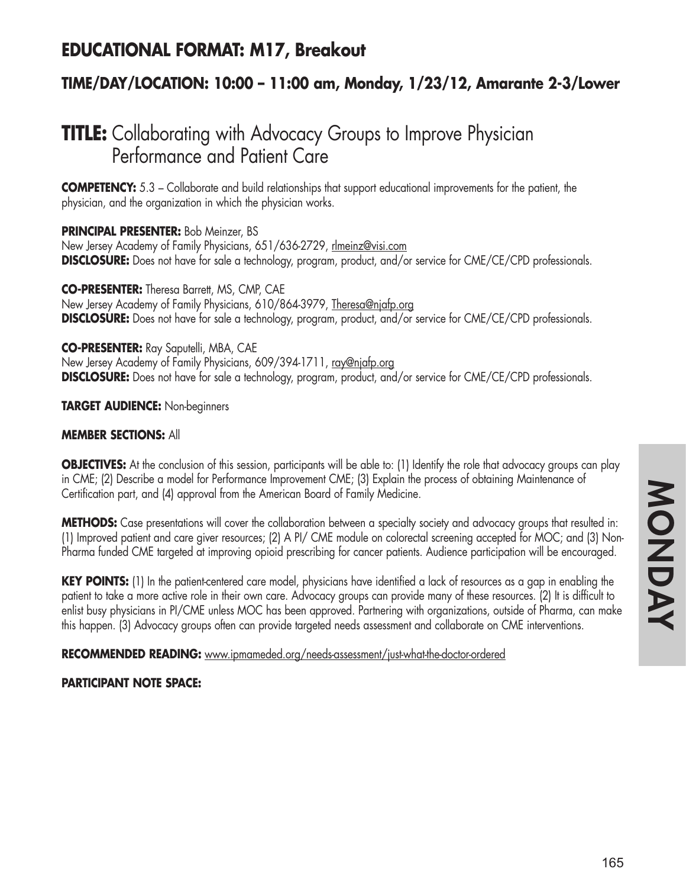## EDUCATIONAL FORMAT: M17, Breakout

### TIME/DAY/LOCATION: 10:00 – 11:00 am, Monday, 1/23/12, Amarante 2-3/Lower

# TITLE: Collaborating with Advocacy Groups to Improve Physician Performance and Patient Care

**COMPETENCY:** 5.3 – Collaborate and build relationships that support educational improvements for the patient, the physician, and the organization in which the physician works.

**PRINCIPAL PRESENTER:** Bob Meinzer, BS
New Jersey Academy of Family Physicians, 651/636-2729, rlmeinz@visi.com
**DISCLOSURE:** Does not have for sale a technology, program, product, and/or service for CME/CE/CPD professionals.

**CO-PRESENTER:** Theresa Barrett, MS, CMP, CAE
New Jersey Academy of Family Physicians, 610/864-3979, Theresa@njafp.org
**DISCLOSURE:** Does not have for sale a technology, program, product, and/or service for CME/CE/CPD professionals.

**CO-PRESENTER:** Ray Saputelli, MBA, CAE
New Jersey Academy of Family Physicians, 609/394-1711, ray@njafp.org
**DISCLOSURE:** Does not have for sale a technology, program, product, and/or service for CME/CE/CPD professionals.

**TARGET AUDIENCE:** Non-beginners

**MEMBER SECTIONS:** All

**OBJECTIVES:** At the conclusion of this session, participants will be able to: (1) Identify the role that advocacy groups can play in CME; (2) Describe a model for Performance Improvement CME; (3) Explain the process of obtaining Maintenance of Certification part, and (4) approval from the American Board of Family Medicine.

**METHODS:** Case presentations will cover the collaboration between a specialty society and advocacy groups that resulted in: (1) Improved patient and care giver resources; (2) A PI/ CME module on colorectal screening accepted for MOC; and (3) Non-Pharma funded CME targeted at improving opioid prescribing for cancer patients. Audience participation will be encouraged.

**KEY POINTS:** (1) In the patient-centered care model, physicians have identified a lack of resources as a gap in enabling the patient to take a more active role in their own care. Advocacy groups can provide many of these resources. (2) It is difficult to enlist busy physicians in PI/CME unless MOC has been approved. Partnering with organizations, outside of Pharma, can make this happen. (3) Advocacy groups often can provide targeted needs assessment and collaborate on CME interventions.

**RECOMMENDED READING:** www.ipmameded.org/needs-assessment/just-what-the-doctor-ordered

**PARTICIPANT NOTE SPACE:**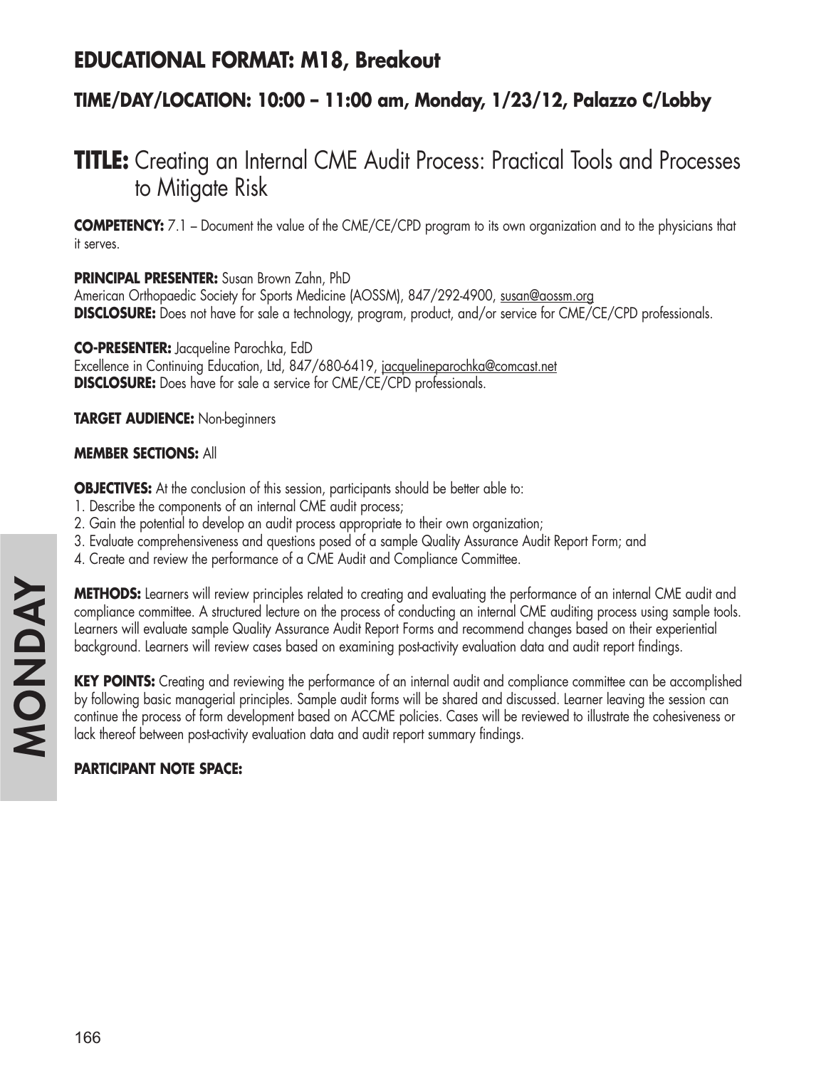## EDUCATIONAL FORMAT: M18, Breakout

### TIME/DAY/LOCATION: 10:00 – 11:00 am, Monday, 1/23/12, Palazzo C/Lobby

# TITLE: Creating an Internal CME Audit Process: Practical Tools and Processes to Mitigate Risk

**COMPETENCY:** 7.1 – Document the value of the CME/CE/CPD program to its own organization and to the physicians that it serves.

**PRINCIPAL PRESENTER:** Susan Brown Zahn, PhD
American Orthopaedic Society for Sports Medicine (AOSSM), 847/292-4900, susan@aossm.org
**DISCLOSURE:** Does not have for sale a technology, program, product, and/or service for CME/CE/CPD professionals.

**CO-PRESENTER:** Jacqueline Parochka, EdD
Excellence in Continuing Education, Ltd, 847/680-6419, jacquelineparochka@comcast.net
**DISCLOSURE:** Does have for sale a service for CME/CE/CPD professionals.

**TARGET AUDIENCE:** Non-beginners

**MEMBER SECTIONS:** All

**OBJECTIVES:** At the conclusion of this session, participants should be better able to:
1. Describe the components of an internal CME audit process;
2. Gain the potential to develop an audit process appropriate to their own organization;
3. Evaluate comprehensiveness and questions posed of a sample Quality Assurance Audit Report Form; and
4. Create and review the performance of a CME Audit and Compliance Committee.

**METHODS:** Learners will review principles related to creating and evaluating the performance of an internal CME audit and compliance committee. A structured lecture on the process of conducting an internal CME auditing process using sample tools. Learners will evaluate sample Quality Assurance Audit Report Forms and recommend changes based on their experiential background. Learners will review cases based on examining post-activity evaluation data and audit report findings.

**KEY POINTS:** Creating and reviewing the performance of an internal audit and compliance committee can be accomplished by following basic managerial principles. Sample audit forms will be shared and discussed. Learner leaving the session can continue the process of form development based on ACCME policies. Cases will be reviewed to illustrate the cohesiveness or lack thereof between post-activity evaluation data and audit report summary findings.

**PARTICIPANT NOTE SPACE:**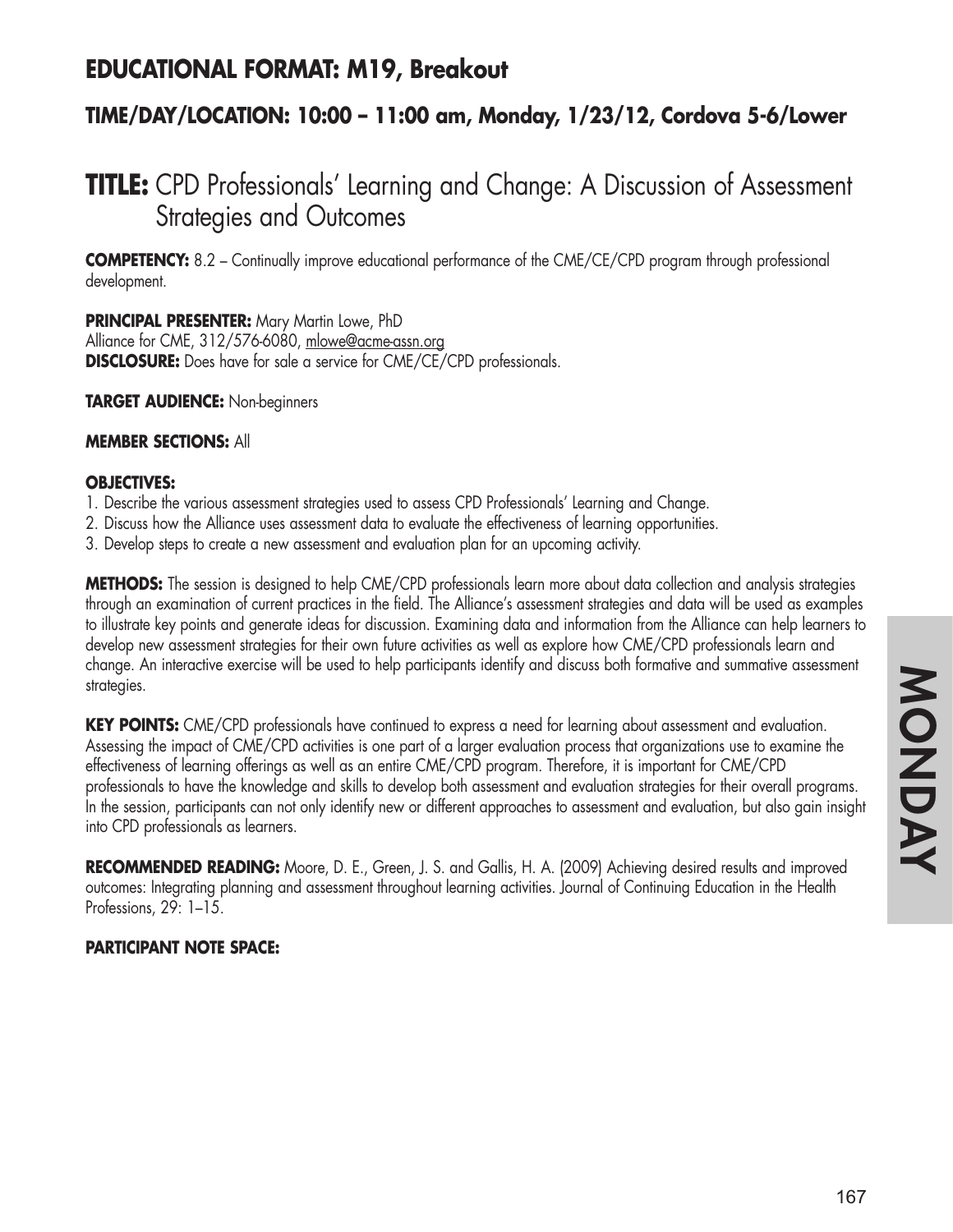## EDUCATIONAL FORMAT: M19, Breakout

### TIME/DAY/LOCATION: 10:00 – 11:00 am, Monday, 1/23/12, Cordova 5-6/Lower

# TITLE: CPD Professionals' Learning and Change: A Discussion of Assessment Strategies and Outcomes

**COMPETENCY:** 8.2 – Continually improve educational performance of the CME/CE/CPD program through professional development.

**PRINCIPAL PRESENTER:** Mary Martin Lowe, PhD
Alliance for CME, 312/576-6080, mlowe@acme-assn.org
**DISCLOSURE:** Does have for sale a service for CME/CE/CPD professionals.

**TARGET AUDIENCE:** Non-beginners

**MEMBER SECTIONS:** All

**OBJECTIVES:**

1. Describe the various assessment strategies used to assess CPD Professionals' Learning and Change.
2. Discuss how the Alliance uses assessment data to evaluate the effectiveness of learning opportunities.
3. Develop steps to create a new assessment and evaluation plan for an upcoming activity.

**METHODS:** The session is designed to help CME/CPD professionals learn more about data collection and analysis strategies through an examination of current practices in the field. The Alliance's assessment strategies and data will be used as examples to illustrate key points and generate ideas for discussion. Examining data and information from the Alliance can help learners to develop new assessment strategies for their own future activities as well as explore how CME/CPD professionals learn and change. An interactive exercise will be used to help participants identify and discuss both formative and summative assessment strategies.

**KEY POINTS:** CME/CPD professionals have continued to express a need for learning about assessment and evaluation. Assessing the impact of CME/CPD activities is one part of a larger evaluation process that organizations use to examine the effectiveness of learning offerings as well as an entire CME/CPD program. Therefore, it is important for CME/CPD professionals to have the knowledge and skills to develop both assessment and evaluation strategies for their overall programs. In the session, participants can not only identify new or different approaches to assessment and evaluation, but also gain insight into CPD professionals as learners.

**RECOMMENDED READING:** Moore, D. E., Green, J. S. and Gallis, H. A. (2009) Achieving desired results and improved outcomes: Integrating planning and assessment throughout learning activities. Journal of Continuing Education in the Health Professions, 29: 1–15.

**PARTICIPANT NOTE SPACE:**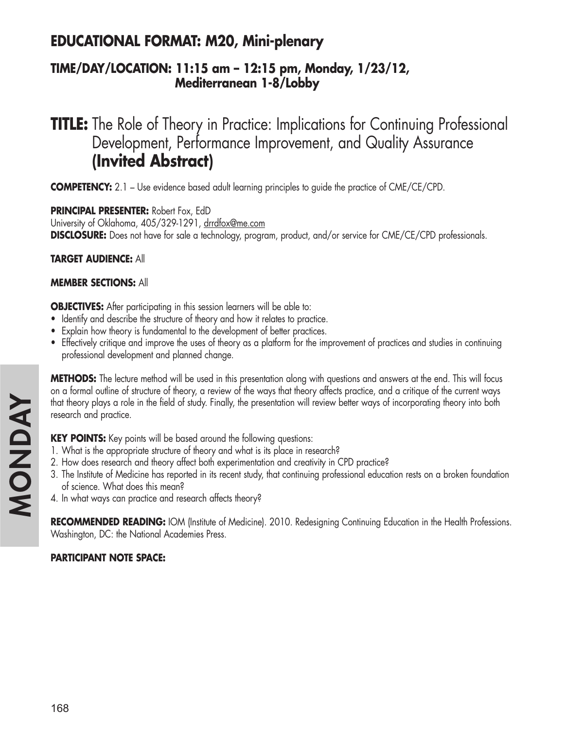## EDUCATIONAL FORMAT: M20, Mini-plenary

### TIME/DAY/LOCATION: 11:15 am – 12:15 pm, Monday, 1/23/12, Mediterranean 1-8/Lobby

# TITLE: The Role of Theory in Practice: Implications for Continuing Professional Development, Performance Improvement, and Quality Assurance **(Invited Abstract)**

**COMPETENCY:** 2.1 – Use evidence based adult learning principles to guide the practice of CME/CE/CPD.

**PRINCIPAL PRESENTER:** Robert Fox, EdD
University of Oklahoma, 405/329-1291, drrdfox@me.com
**DISCLOSURE:** Does not have for sale a technology, program, product, and/or service for CME/CE/CPD professionals.

**TARGET AUDIENCE:** All

**MEMBER SECTIONS:** All

**OBJECTIVES:** After participating in this session learners will be able to:

- Identify and describe the structure of theory and how it relates to practice.
- Explain how theory is fundamental to the development of better practices.
- Effectively critique and improve the uses of theory as a platform for the improvement of practices and studies in continuing professional development and planned change.

**METHODS:** The lecture method will be used in this presentation along with questions and answers at the end. This will focus on a formal outline of structure of theory, a review of the ways that theory affects practice, and a critique of the current ways that theory plays a role in the field of study. Finally, the presentation will review better ways of incorporating theory into both research and practice.

**KEY POINTS:** Key points will be based around the following questions:

1. What is the appropriate structure of theory and what is its place in research?
2. How does research and theory affect both experimentation and creativity in CPD practice?
3. The Institute of Medicine has reported in its recent study, that continuing professional education rests on a broken foundation of science. What does this mean?
4. In what ways can practice and research affects theory?

**RECOMMENDED READING:** IOM (Institute of Medicine). 2010. Redesigning Continuing Education in the Health Professions. Washington, DC: the National Academies Press.

**PARTICIPANT NOTE SPACE:**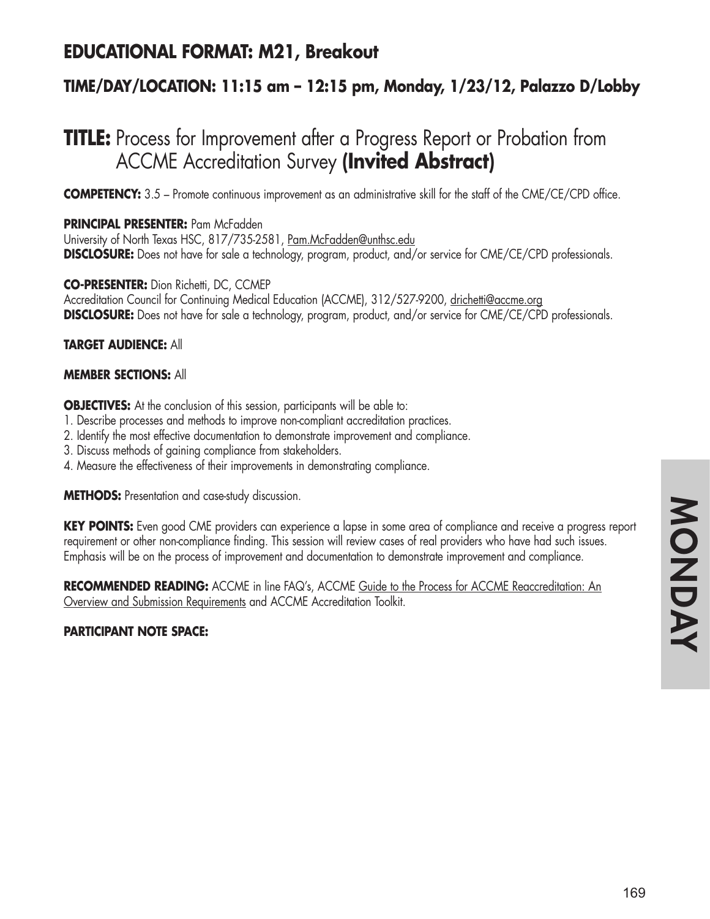## EDUCATIONAL FORMAT: M21, Breakout

### TIME/DAY/LOCATION: 11:15 am – 12:15 pm, Monday, 1/23/12, Palazzo D/Lobby

# TITLE: Process for Improvement after a Progress Report or Probation from ACCME Accreditation Survey **(Invited Abstract)**

**COMPETENCY:** 3.5 – Promote continuous improvement as an administrative skill for the staff of the CME/CE/CPD office.

**PRINCIPAL PRESENTER:** Pam McFadden
University of North Texas HSC, 817/735-2581, Pam.McFadden@unthsc.edu
**DISCLOSURE:** Does not have for sale a technology, program, product, and/or service for CME/CE/CPD professionals.

**CO-PRESENTER:** Dion Richetti, DC, CCMEP
Accreditation Council for Continuing Medical Education (ACCME), 312/527-9200, drichetti@accme.org
**DISCLOSURE:** Does not have for sale a technology, program, product, and/or service for CME/CE/CPD professionals.

**TARGET AUDIENCE:** All

**MEMBER SECTIONS:** All

**OBJECTIVES:** At the conclusion of this session, participants will be able to:
1. Describe processes and methods to improve non-compliant accreditation practices.
2. Identify the most effective documentation to demonstrate improvement and compliance.
3. Discuss methods of gaining compliance from stakeholders.
4. Measure the effectiveness of their improvements in demonstrating compliance.

**METHODS:** Presentation and case-study discussion.

**KEY POINTS:** Even good CME providers can experience a lapse in some area of compliance and receive a progress report requirement or other non-compliance finding. This session will review cases of real providers who have had such issues. Emphasis will be on the process of improvement and documentation to demonstrate improvement and compliance.

**RECOMMENDED READING:** ACCME in line FAQ's, ACCME Guide to the Process for ACCME Reaccreditation: An Overview and Submission Requirements and ACCME Accreditation Toolkit.

**PARTICIPANT NOTE SPACE:**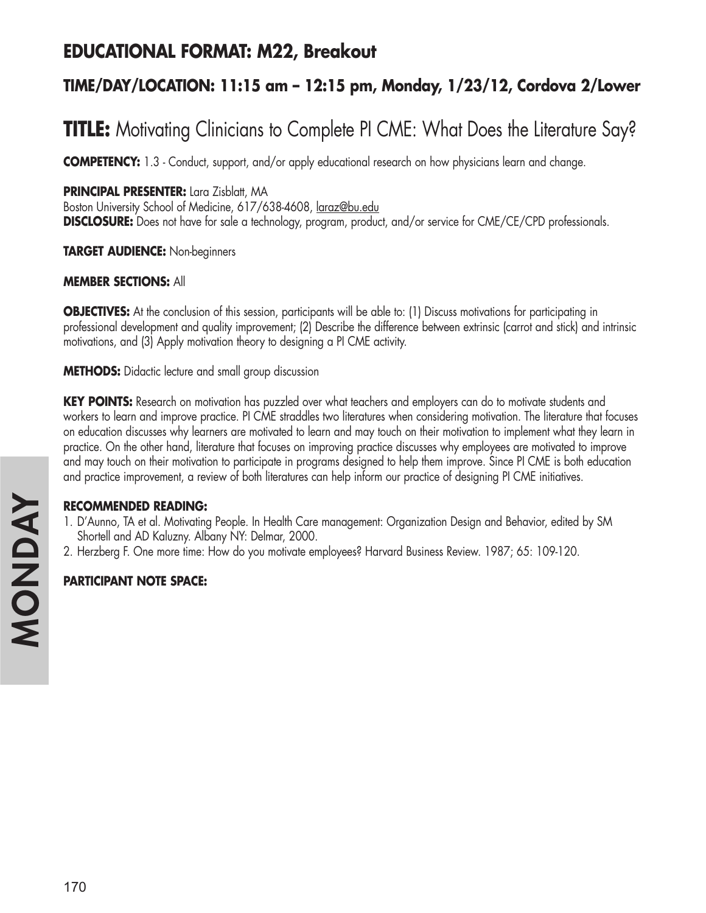## EDUCATIONAL FORMAT: M22, Breakout

### TIME/DAY/LOCATION: 11:15 am – 12:15 pm, Monday, 1/23/12, Cordova 2/Lower

# TITLE: Motivating Clinicians to Complete PI CME: What Does the Literature Say?

**COMPETENCY:** 1.3 - Conduct, support, and/or apply educational research on how physicians learn and change.

**PRINCIPAL PRESENTER:** Lara Zisblatt, MA
Boston University School of Medicine, 617/638-4608, laraz@bu.edu
**DISCLOSURE:** Does not have for sale a technology, program, product, and/or service for CME/CE/CPD professionals.

**TARGET AUDIENCE:** Non-beginners

**MEMBER SECTIONS:** All

**OBJECTIVES:** At the conclusion of this session, participants will be able to: (1) Discuss motivations for participating in professional development and quality improvement; (2) Describe the difference between extrinsic (carrot and stick) and intrinsic motivations, and (3) Apply motivation theory to designing a PI CME activity.

**METHODS:** Didactic lecture and small group discussion

**KEY POINTS:** Research on motivation has puzzled over what teachers and employers can do to motivate students and workers to learn and improve practice. PI CME straddles two literatures when considering motivation. The literature that focuses on education discusses why learners are motivated to learn and may touch on their motivation to implement what they learn in practice. On the other hand, literature that focuses on improving practice discusses why employees are motivated to improve and may touch on their motivation to participate in programs designed to help them improve. Since PI CME is both education and practice improvement, a review of both literatures can help inform our practice of designing PI CME initiatives.

**RECOMMENDED READING:**

1. D'Aunno, TA et al. Motivating People. In Health Care management: Organization Design and Behavior, edited by SM Shortell and AD Kaluzny. Albany NY: Delmar, 2000.
2. Herzberg F. One more time: How do you motivate employees? Harvard Business Review. 1987; 65: 109-120.

**PARTICIPANT NOTE SPACE:**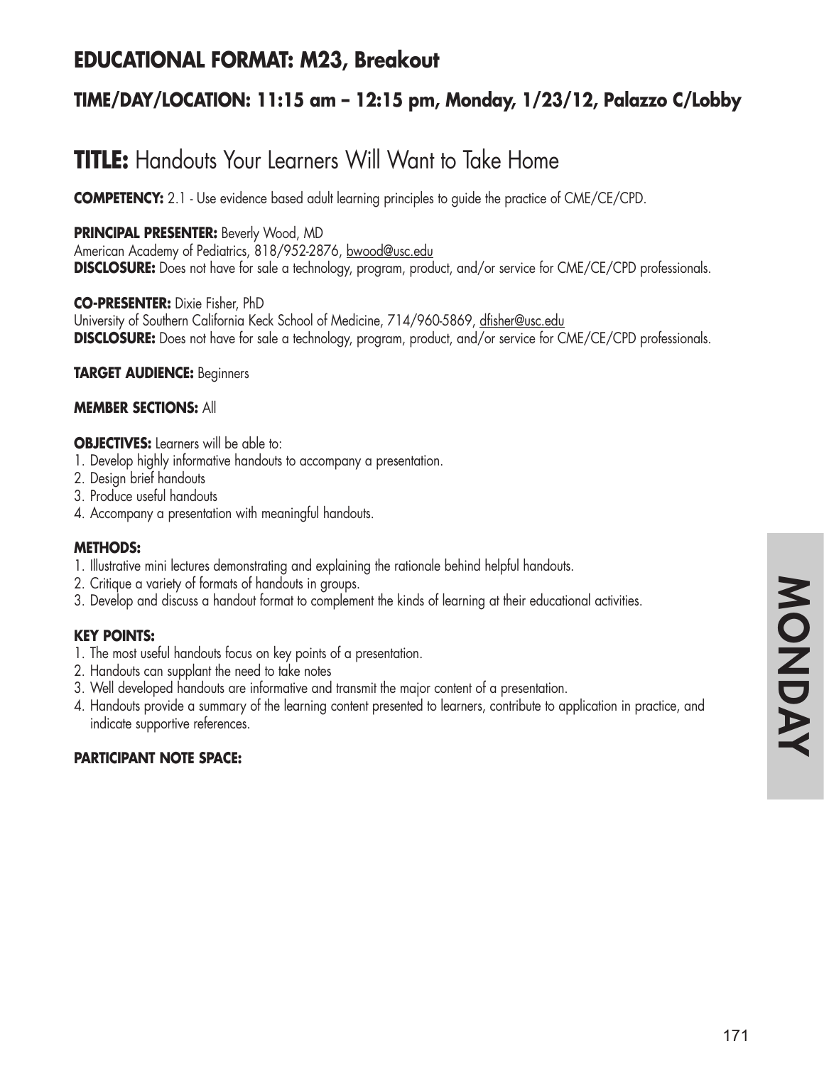## EDUCATIONAL FORMAT: M23, Breakout

### TIME/DAY/LOCATION: 11:15 am – 12:15 pm, Monday, 1/23/12, Palazzo C/Lobby

# TITLE: Handouts Your Learners Will Want to Take Home

**COMPETENCY:** 2.1 - Use evidence based adult learning principles to guide the practice of CME/CE/CPD.

**PRINCIPAL PRESENTER:** Beverly Wood, MD
American Academy of Pediatrics, 818/952-2876, bwood@usc.edu
**DISCLOSURE:** Does not have for sale a technology, program, product, and/or service for CME/CE/CPD professionals.

**CO-PRESENTER:** Dixie Fisher, PhD
University of Southern California Keck School of Medicine, 714/960-5869, dfisher@usc.edu
**DISCLOSURE:** Does not have for sale a technology, program, product, and/or service for CME/CE/CPD professionals.

**TARGET AUDIENCE:** Beginners

**MEMBER SECTIONS:** All

**OBJECTIVES:** Learners will be able to:
1. Develop highly informative handouts to accompany a presentation.
2. Design brief handouts
3. Produce useful handouts
4. Accompany a presentation with meaningful handouts.

**METHODS:**
1. Illustrative mini lectures demonstrating and explaining the rationale behind helpful handouts.
2. Critique a variety of formats of handouts in groups.
3. Develop and discuss a handout format to complement the kinds of learning at their educational activities.

**KEY POINTS:**
1. The most useful handouts focus on key points of a presentation.
2. Handouts can supplant the need to take notes
3. Well developed handouts are informative and transmit the major content of a presentation.
4. Handouts provide a summary of the learning content presented to learners, contribute to application in practice, and indicate supportive references.

**PARTICIPANT NOTE SPACE:**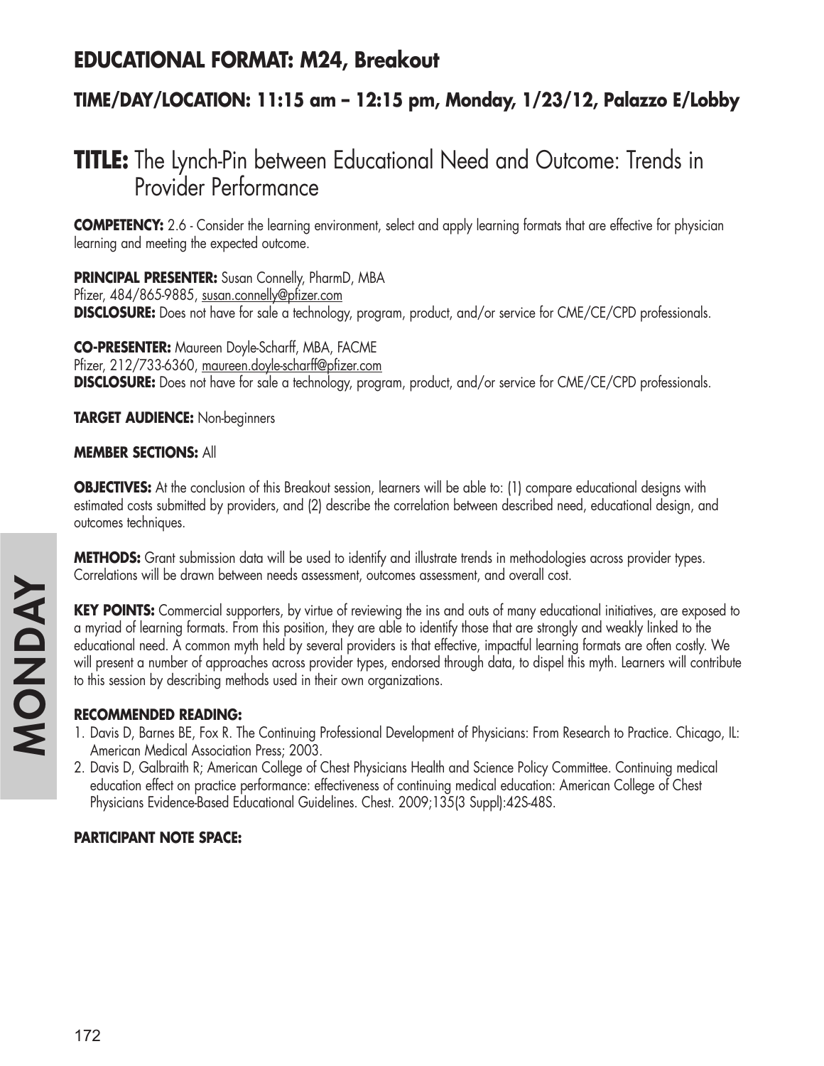## EDUCATIONAL FORMAT: M24, Breakout

### TIME/DAY/LOCATION: 11:15 am – 12:15 pm, Monday, 1/23/12, Palazzo E/Lobby

# TITLE: The Lynch-Pin between Educational Need and Outcome: Trends in Provider Performance

**COMPETENCY:** 2.6 - Consider the learning environment, select and apply learning formats that are effective for physician learning and meeting the expected outcome.

**PRINCIPAL PRESENTER:** Susan Connelly, PharmD, MBA
Pfizer, 484/865-9885, susan.connelly@pfizer.com
**DISCLOSURE:** Does not have for sale a technology, program, product, and/or service for CME/CE/CPD professionals.

**CO-PRESENTER:** Maureen Doyle-Scharff, MBA, FACME
Pfizer, 212/733-6360, maureen.doyle-scharff@pfizer.com
**DISCLOSURE:** Does not have for sale a technology, program, product, and/or service for CME/CE/CPD professionals.

**TARGET AUDIENCE:** Non-beginners

**MEMBER SECTIONS:** All

**OBJECTIVES:** At the conclusion of this Breakout session, learners will be able to: (1) compare educational designs with estimated costs submitted by providers, and (2) describe the correlation between described need, educational design, and outcomes techniques.

**METHODS:** Grant submission data will be used to identify and illustrate trends in methodologies across provider types. Correlations will be drawn between needs assessment, outcomes assessment, and overall cost.

**KEY POINTS:** Commercial supporters, by virtue of reviewing the ins and outs of many educational initiatives, are exposed to a myriad of learning formats. From this position, they are able to identify those that are strongly and weakly linked to the educational need. A common myth held by several providers is that effective, impactful learning formats are often costly. We will present a number of approaches across provider types, endorsed through data, to dispel this myth. Learners will contribute to this session by describing methods used in their own organizations.

**RECOMMENDED READING:**

1. Davis D, Barnes BE, Fox R. The Continuing Professional Development of Physicians: From Research to Practice. Chicago, IL: American Medical Association Press; 2003.
2. Davis D, Galbraith R; American College of Chest Physicians Health and Science Policy Committee. Continuing medical education effect on practice performance: effectiveness of continuing medical education: American College of Chest Physicians Evidence-Based Educational Guidelines. Chest. 2009;135(3 Suppl):42S-48S.

**PARTICIPANT NOTE SPACE:**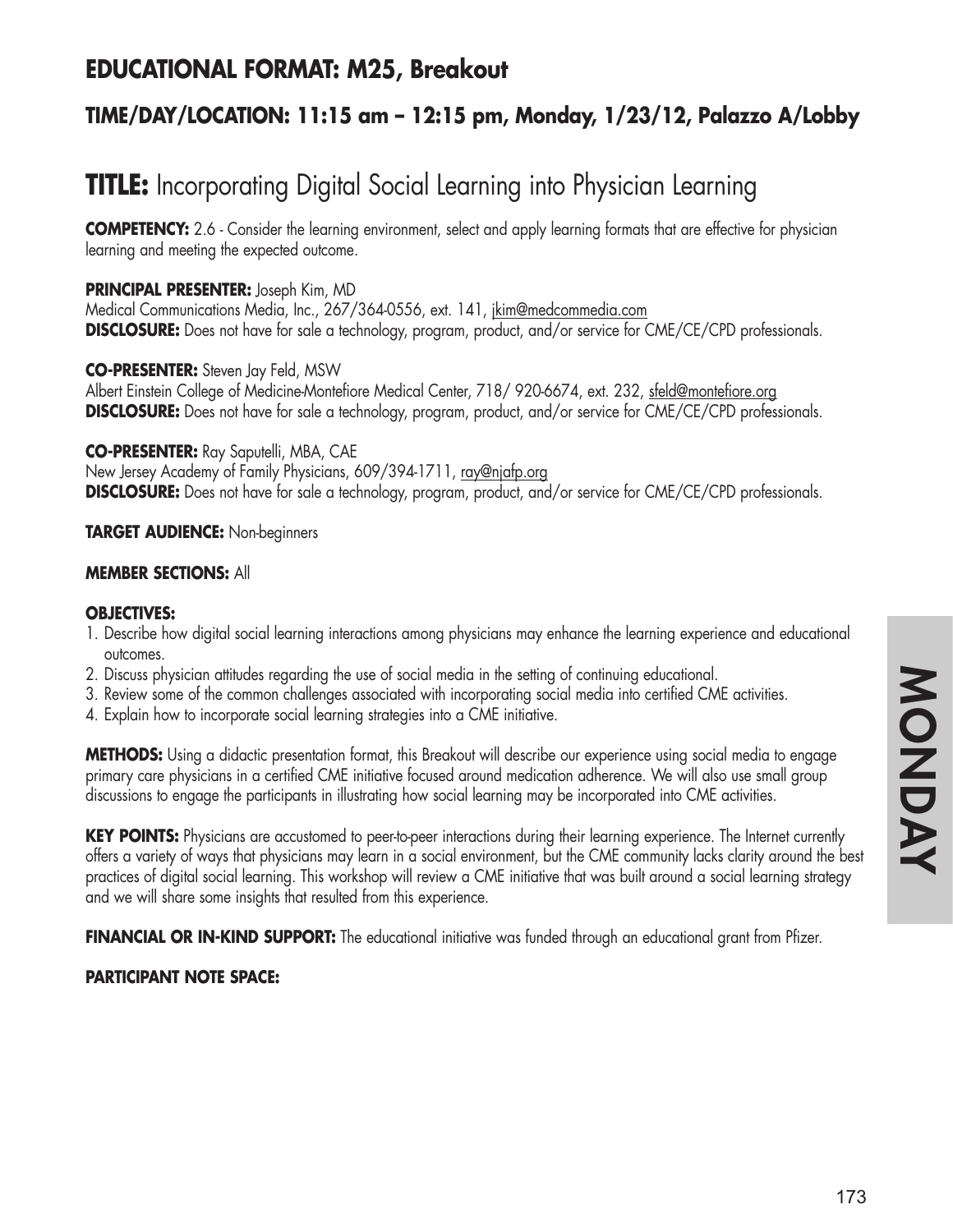## EDUCATIONAL FORMAT: M25, Breakout

### TIME/DAY/LOCATION: 11:15 am – 12:15 pm, Monday, 1/23/12, Palazzo A/Lobby

# TITLE: Incorporating Digital Social Learning into Physician Learning

**COMPETENCY:** 2.6 - Consider the learning environment, select and apply learning formats that are effective for physician learning and meeting the expected outcome.

**PRINCIPAL PRESENTER:** Joseph Kim, MD
Medical Communications Media, Inc., 267/364-0556, ext. 141, jkim@medcommedia.com
**DISCLOSURE:** Does not have for sale a technology, program, product, and/or service for CME/CE/CPD professionals.

**CO-PRESENTER:** Steven Jay Feld, MSW
Albert Einstein College of Medicine-Montefiore Medical Center, 718/ 920-6674, ext. 232, sfeld@montefiore.org
**DISCLOSURE:** Does not have for sale a technology, program, product, and/or service for CME/CE/CPD professionals.

**CO-PRESENTER:** Ray Saputelli, MBA, CAE
New Jersey Academy of Family Physicians, 609/394-1711, ray@njafp.org
**DISCLOSURE:** Does not have for sale a technology, program, product, and/or service for CME/CE/CPD professionals.

**TARGET AUDIENCE:** Non-beginners

**MEMBER SECTIONS:** All

**OBJECTIVES:**

1. Describe how digital social learning interactions among physicians may enhance the learning experience and educational outcomes.
2. Discuss physician attitudes regarding the use of social media in the setting of continuing educational.
3. Review some of the common challenges associated with incorporating social media into certified CME activities.
4. Explain how to incorporate social learning strategies into a CME initiative.

**METHODS:** Using a didactic presentation format, this Breakout will describe our experience using social media to engage primary care physicians in a certified CME initiative focused around medication adherence. We will also use small group discussions to engage the participants in illustrating how social learning may be incorporated into CME activities.

**KEY POINTS:** Physicians are accustomed to peer-to-peer interactions during their learning experience. The Internet currently offers a variety of ways that physicians may learn in a social environment, but the CME community lacks clarity around the best practices of digital social learning. This workshop will review a CME initiative that was built around a social learning strategy and we will share some insights that resulted from this experience.

**FINANCIAL OR IN-KIND SUPPORT:** The educational initiative was funded through an educational grant from Pfizer.

**PARTICIPANT NOTE SPACE:**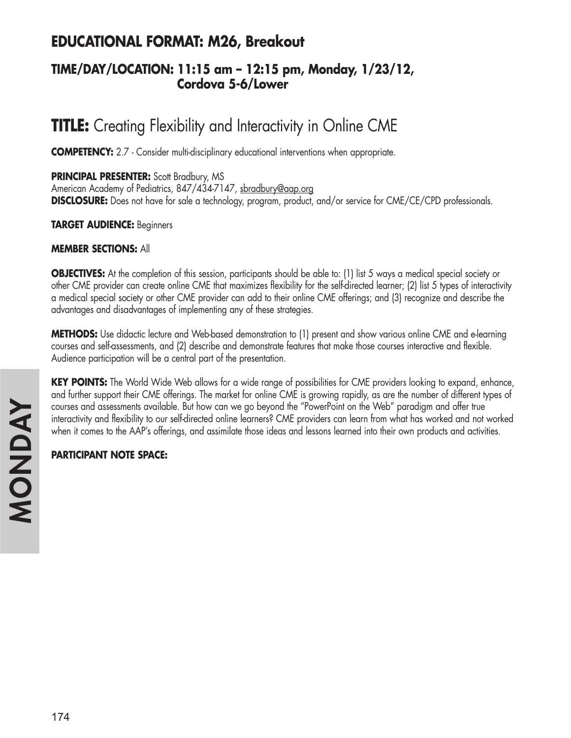## EDUCATIONAL FORMAT: M26, Breakout

### TIME/DAY/LOCATION: 11:15 am – 12:15 pm, Monday, 1/23/12, Cordova 5-6/Lower

# TITLE: Creating Flexibility and Interactivity in Online CME

**COMPETENCY:** 2.7 - Consider multi-disciplinary educational interventions when appropriate.

**PRINCIPAL PRESENTER:** Scott Bradbury, MS
American Academy of Pediatrics, 847/434-7147, sbradbury@aap.org
**DISCLOSURE:** Does not have for sale a technology, program, product, and/or service for CME/CE/CPD professionals.

**TARGET AUDIENCE:** Beginners

**MEMBER SECTIONS:** All

**OBJECTIVES:** At the completion of this session, participants should be able to: (1) list 5 ways a medical special society or other CME provider can create online CME that maximizes flexibility for the self-directed learner; (2) list 5 types of interactivity a medical special society or other CME provider can add to their online CME offerings; and (3) recognize and describe the advantages and disadvantages of implementing any of these strategies.

**METHODS:** Use didactic lecture and Web-based demonstration to (1) present and show various online CME and e-learning courses and self-assessments, and (2) describe and demonstrate features that make those courses interactive and flexible. Audience participation will be a central part of the presentation.

**KEY POINTS:** The World Wide Web allows for a wide range of possibilities for CME providers looking to expand, enhance, and further support their CME offerings. The market for online CME is growing rapidly, as are the number of different types of courses and assessments available. But how can we go beyond the "PowerPoint on the Web" paradigm and offer true interactivity and flexibility to our self-directed online learners? CME providers can learn from what has worked and not worked when it comes to the AAP's offerings, and assimilate those ideas and lessons learned into their own products and activities.

**PARTICIPANT NOTE SPACE:**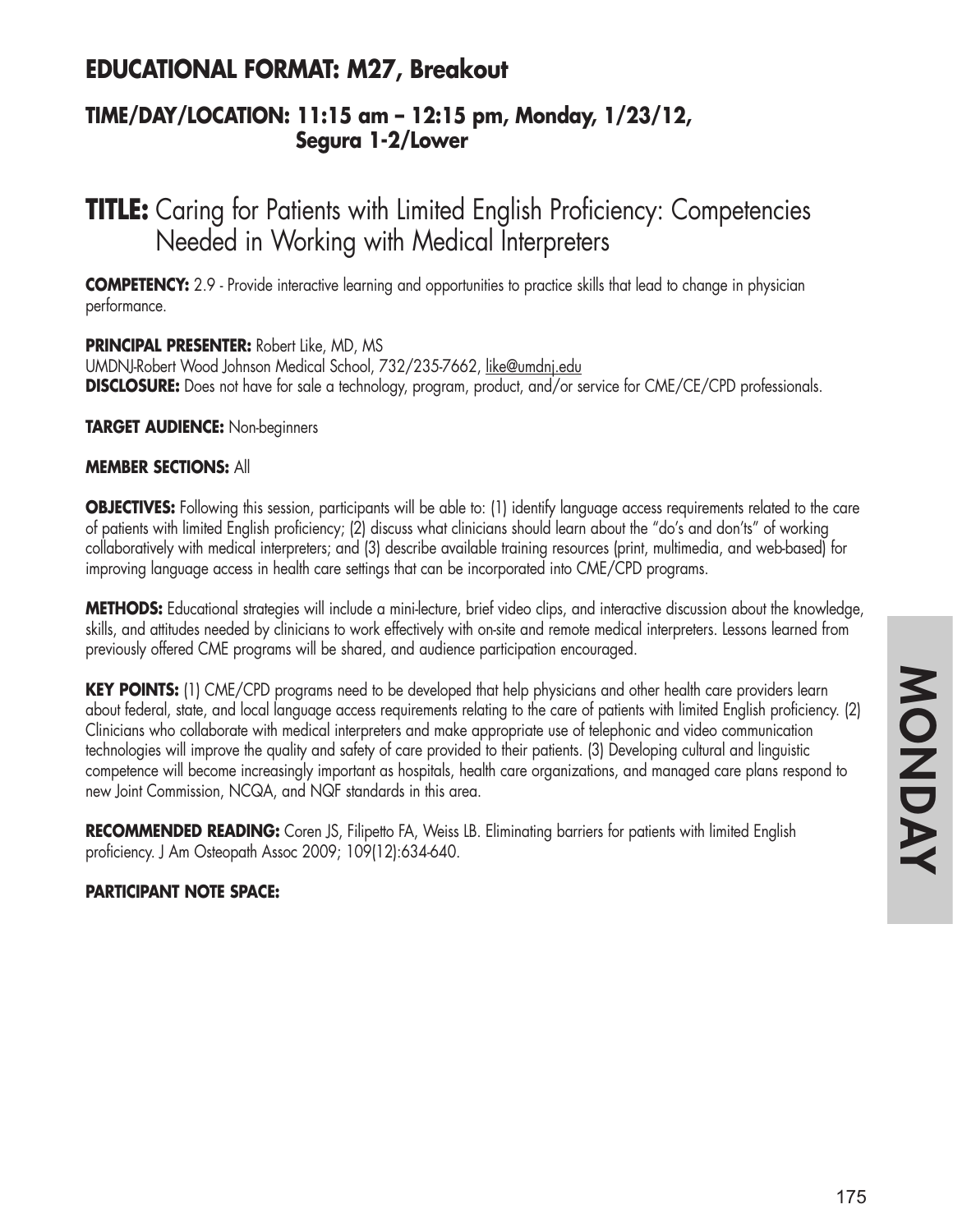## EDUCATIONAL FORMAT: M27, Breakout

### TIME/DAY/LOCATION: 11:15 am – 12:15 pm, Monday, 1/23/12, Segura 1-2/Lower

# TITLE: Caring for Patients with Limited English Proficiency: Competencies Needed in Working with Medical Interpreters

**COMPETENCY:** 2.9 - Provide interactive learning and opportunities to practice skills that lead to change in physician performance.

**PRINCIPAL PRESENTER:** Robert Like, MD, MS
UMDNJ-Robert Wood Johnson Medical School, 732/235-7662, like@umdnj.edu
**DISCLOSURE:** Does not have for sale a technology, program, product, and/or service for CME/CE/CPD professionals.

**TARGET AUDIENCE:** Non-beginners

**MEMBER SECTIONS:** All

**OBJECTIVES:** Following this session, participants will be able to: (1) identify language access requirements related to the care of patients with limited English proficiency; (2) discuss what clinicians should learn about the "do's and don'ts" of working collaboratively with medical interpreters; and (3) describe available training resources (print, multimedia, and web-based) for improving language access in health care settings that can be incorporated into CME/CPD programs.

**METHODS:** Educational strategies will include a mini-lecture, brief video clips, and interactive discussion about the knowledge, skills, and attitudes needed by clinicians to work effectively with on-site and remote medical interpreters. Lessons learned from previously offered CME programs will be shared, and audience participation encouraged.

**KEY POINTS:** (1) CME/CPD programs need to be developed that help physicians and other health care providers learn about federal, state, and local language access requirements relating to the care of patients with limited English proficiency. (2) Clinicians who collaborate with medical interpreters and make appropriate use of telephonic and video communication technologies will improve the quality and safety of care provided to their patients. (3) Developing cultural and linguistic competence will become increasingly important as hospitals, health care organizations, and managed care plans respond to new Joint Commission, NCQA, and NQF standards in this area.

**RECOMMENDED READING:** Coren JS, Filipetto FA, Weiss LB. Eliminating barriers for patients with limited English proficiency. J Am Osteopath Assoc 2009; 109(12):634-640.

**PARTICIPANT NOTE SPACE:**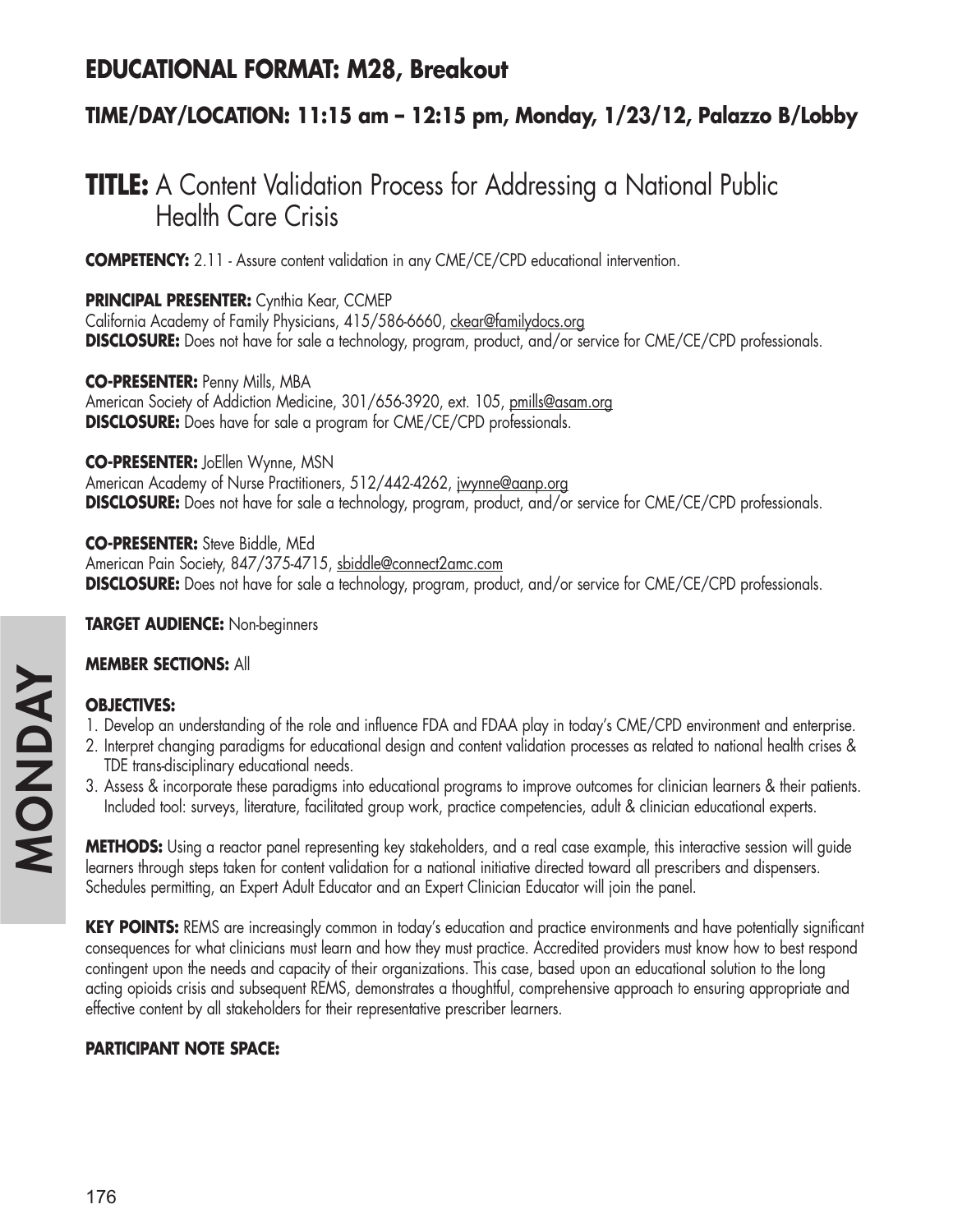## EDUCATIONAL FORMAT: M28, Breakout

### TIME/DAY/LOCATION: 11:15 am – 12:15 pm, Monday, 1/23/12, Palazzo B/Lobby

# TITLE: A Content Validation Process for Addressing a National Public Health Care Crisis

**COMPETENCY:** 2.11 - Assure content validation in any CME/CE/CPD educational intervention.

**PRINCIPAL PRESENTER:** Cynthia Kear, CCMEP
California Academy of Family Physicians, 415/586-6660, ckear@familydocs.org
**DISCLOSURE:** Does not have for sale a technology, program, product, and/or service for CME/CE/CPD professionals.

**CO-PRESENTER:** Penny Mills, MBA
American Society of Addiction Medicine, 301/656-3920, ext. 105, pmills@asam.org
**DISCLOSURE:** Does have for sale a program for CME/CE/CPD professionals.

**CO-PRESENTER:** JoEllen Wynne, MSN
American Academy of Nurse Practitioners, 512/442-4262, jwynne@aanp.org
**DISCLOSURE:** Does not have for sale a technology, program, product, and/or service for CME/CE/CPD professionals.

**CO-PRESENTER:** Steve Biddle, MEd
American Pain Society, 847/375-4715, sbiddle@connect2amc.com
**DISCLOSURE:** Does not have for sale a technology, program, product, and/or service for CME/CE/CPD professionals.

**TARGET AUDIENCE:** Non-beginners

**MEMBER SECTIONS:** All

**OBJECTIVES:**

1. Develop an understanding of the role and influence FDA and FDAA play in today's CME/CPD environment and enterprise.
2. Interpret changing paradigms for educational design and content validation processes as related to national health crises & TDE trans-disciplinary educational needs.
3. Assess & incorporate these paradigms into educational programs to improve outcomes for clinician learners & their patients. Included tool: surveys, literature, facilitated group work, practice competencies, adult & clinician educational experts.

**METHODS:** Using a reactor panel representing key stakeholders, and a real case example, this interactive session will guide learners through steps taken for content validation for a national initiative directed toward all prescribers and dispensers. Schedules permitting, an Expert Adult Educator and an Expert Clinician Educator will join the panel.

**KEY POINTS:** REMS are increasingly common in today's education and practice environments and have potentially significant consequences for what clinicians must learn and how they must practice. Accredited providers must know how to best respond contingent upon the needs and capacity of their organizations. This case, based upon an educational solution to the long acting opioids crisis and subsequent REMS, demonstrates a thoughtful, comprehensive approach to ensuring appropriate and effective content by all stakeholders for their representative prescriber learners.

**PARTICIPANT NOTE SPACE:**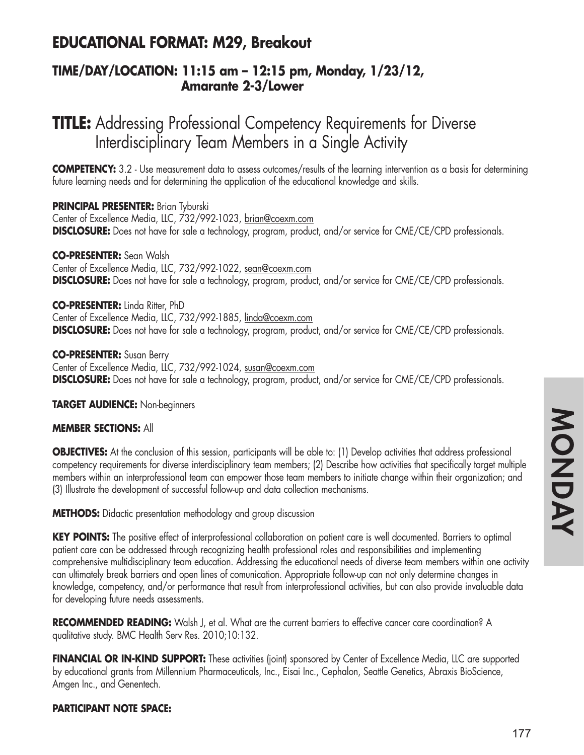## EDUCATIONAL FORMAT: M29, Breakout

### TIME/DAY/LOCATION: 11:15 am – 12:15 pm, Monday, 1/23/12, Amarante 2-3/Lower

# TITLE: Addressing Professional Competency Requirements for Diverse Interdisciplinary Team Members in a Single Activity

**COMPETENCY:** 3.2 - Use measurement data to assess outcomes/results of the learning intervention as a basis for determining future learning needs and for determining the application of the educational knowledge and skills.

**PRINCIPAL PRESENTER:** Brian Tyburski
Center of Excellence Media, LLC, 732/992-1023, brian@coexm.com
**DISCLOSURE:** Does not have for sale a technology, program, product, and/or service for CME/CE/CPD professionals.

**CO-PRESENTER:** Sean Walsh
Center of Excellence Media, LLC, 732/992-1022, sean@coexm.com
**DISCLOSURE:** Does not have for sale a technology, program, product, and/or service for CME/CE/CPD professionals.

**CO-PRESENTER:** Linda Ritter, PhD
Center of Excellence Media, LLC, 732/992-1885, linda@coexm.com
**DISCLOSURE:** Does not have for sale a technology, program, product, and/or service for CME/CE/CPD professionals.

**CO-PRESENTER:** Susan Berry
Center of Excellence Media, LLC, 732/992-1024, susan@coexm.com
**DISCLOSURE:** Does not have for sale a technology, program, product, and/or service for CME/CE/CPD professionals.

**TARGET AUDIENCE:** Non-beginners

**MEMBER SECTIONS:** All

**OBJECTIVES:** At the conclusion of this session, participants will be able to: (1) Develop activities that address professional competency requirements for diverse interdisciplinary team members; (2) Describe how activities that specifically target multiple members within an interprofessional team can empower those team members to initiate change within their organization; and (3) Illustrate the development of successful follow-up and data collection mechanisms.

**METHODS:** Didactic presentation methodology and group discussion

**KEY POINTS:** The positive effect of interprofessional collaboration on patient care is well documented. Barriers to optimal patient care can be addressed through recognizing health professional roles and responsibilities and implementing comprehensive multidisciplinary team education. Addressing the educational needs of diverse team members within one activity can ultimately break barriers and open lines of comunication. Appropriate follow-up can not only determine changes in knowledge, competency, and/or performance that result from interprofessional activities, but can also provide invaluable data for developing future needs assessments.

**RECOMMENDED READING:** Walsh J, et al. What are the current barriers to effective cancer care coordination? A qualitative study. BMC Health Serv Res. 2010;10:132.

**FINANCIAL OR IN-KIND SUPPORT:** These activities (joint) sponsored by Center of Excellence Media, LLC are supported by educational grants from Millennium Pharmaceuticals, Inc., Eisai Inc., Cephalon, Seattle Genetics, Abraxis BioScience, Amgen Inc., and Genentech.

**PARTICIPANT NOTE SPACE:**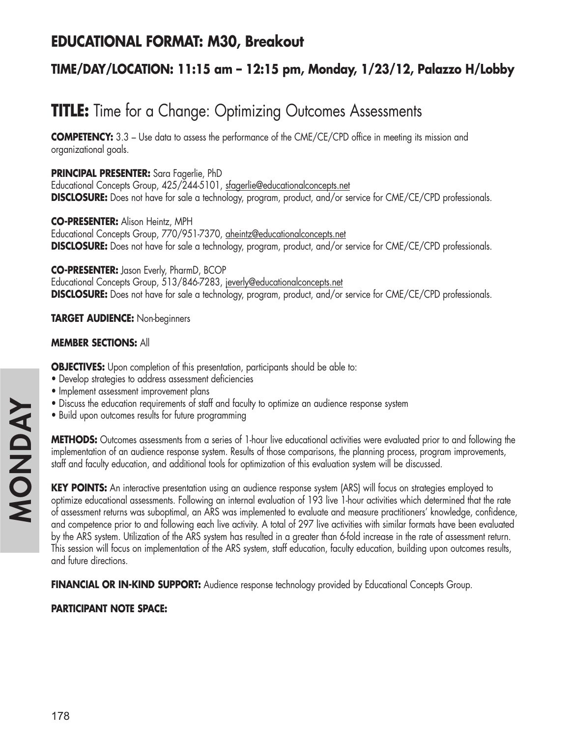## EDUCATIONAL FORMAT: M30, Breakout

### TIME/DAY/LOCATION: 11:15 am – 12:15 pm, Monday, 1/23/12, Palazzo H/Lobby

# TITLE: Time for a Change: Optimizing Outcomes Assessments

**COMPETENCY:** 3.3 – Use data to assess the performance of the CME/CE/CPD office in meeting its mission and organizational goals.

**PRINCIPAL PRESENTER:** Sara Fagerlie, PhD
Educational Concepts Group, 425/244-5101, sfagerlie@educationalconcepts.net
**DISCLOSURE:** Does not have for sale a technology, program, product, and/or service for CME/CE/CPD professionals.

**CO-PRESENTER:** Alison Heintz, MPH
Educational Concepts Group, 770/951-7370, aheintz@educationalconcepts.net
**DISCLOSURE:** Does not have for sale a technology, program, product, and/or service for CME/CE/CPD professionals.

**CO-PRESENTER:** Jason Everly, PharmD, BCOP
Educational Concepts Group, 513/846-7283, jeverly@educationalconcepts.net
**DISCLOSURE:** Does not have for sale a technology, program, product, and/or service for CME/CE/CPD professionals.

**TARGET AUDIENCE:** Non-beginners

**MEMBER SECTIONS:** All

**OBJECTIVES:** Upon completion of this presentation, participants should be able to:
- Develop strategies to address assessment deficiencies
- Implement assessment improvement plans
- Discuss the education requirements of staff and faculty to optimize an audience response system
- Build upon outcomes results for future programming

**METHODS:** Outcomes assessments from a series of 1-hour live educational activities were evaluated prior to and following the implementation of an audience response system. Results of those comparisons, the planning process, program improvements, staff and faculty education, and additional tools for optimization of this evaluation system will be discussed.

**KEY POINTS:** An interactive presentation using an audience response system (ARS) will focus on strategies employed to optimize educational assessments. Following an internal evaluation of 193 live 1-hour activities which determined that the rate of assessment returns was suboptimal, an ARS was implemented to evaluate and measure practitioners' knowledge, confidence, and competence prior to and following each live activity. A total of 297 live activities with similar formats have been evaluated by the ARS system. Utilization of the ARS system has resulted in a greater than 6-fold increase in the rate of assessment return. This session will focus on implementation of the ARS system, staff education, faculty education, building upon outcomes results, and future directions.

**FINANCIAL OR IN-KIND SUPPORT:** Audience response technology provided by Educational Concepts Group.

**PARTICIPANT NOTE SPACE:**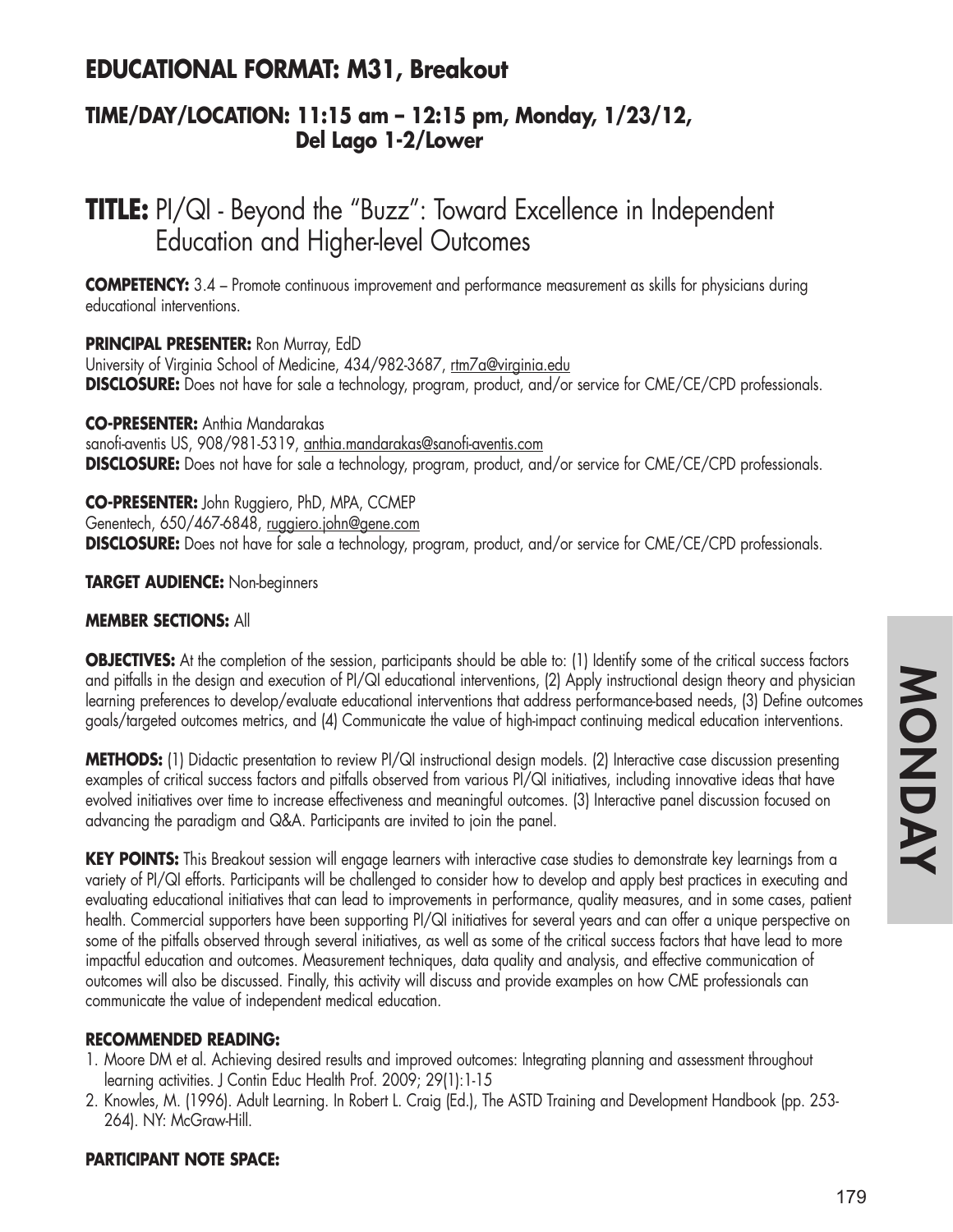## EDUCATIONAL FORMAT: M31, Breakout

### TIME/DAY/LOCATION: 11:15 am – 12:15 pm, Monday, 1/23/12, Del Lago 1-2/Lower

# TITLE: PI/QI - Beyond the "Buzz": Toward Excellence in Independent Education and Higher-level Outcomes

**COMPETENCY:** 3.4 – Promote continuous improvement and performance measurement as skills for physicians during educational interventions.

**PRINCIPAL PRESENTER:** Ron Murray, EdD
University of Virginia School of Medicine, 434/982-3687, rtm7a@virginia.edu
**DISCLOSURE:** Does not have for sale a technology, program, product, and/or service for CME/CE/CPD professionals.

**CO-PRESENTER:** Anthia Mandarakas
sanofi-aventis US, 908/981-5319, anthia.mandarakas@sanofi-aventis.com
**DISCLOSURE:** Does not have for sale a technology, program, product, and/or service for CME/CE/CPD professionals.

**CO-PRESENTER:** John Ruggiero, PhD, MPA, CCMEP
Genentech, 650/467-6848, ruggiero.john@gene.com
**DISCLOSURE:** Does not have for sale a technology, program, product, and/or service for CME/CE/CPD professionals.

**TARGET AUDIENCE:** Non-beginners

**MEMBER SECTIONS:** All

**OBJECTIVES:** At the completion of the session, participants should be able to: (1) Identify some of the critical success factors and pitfalls in the design and execution of PI/QI educational interventions, (2) Apply instructional design theory and physician learning preferences to develop/evaluate educational interventions that address performance-based needs, (3) Define outcomes goals/targeted outcomes metrics, and (4) Communicate the value of high-impact continuing medical education interventions.

**METHODS:** (1) Didactic presentation to review PI/QI instructional design models. (2) Interactive case discussion presenting examples of critical success factors and pitfalls observed from various PI/QI initiatives, including innovative ideas that have evolved initiatives over time to increase effectiveness and meaningful outcomes. (3) Interactive panel discussion focused on advancing the paradigm and Q&A. Participants are invited to join the panel.

**KEY POINTS:** This Breakout session will engage learners with interactive case studies to demonstrate key learnings from a variety of PI/QI efforts. Participants will be challenged to consider how to develop and apply best practices in executing and evaluating educational initiatives that can lead to improvements in performance, quality measures, and in some cases, patient health. Commercial supporters have been supporting PI/QI initiatives for several years and can offer a unique perspective on some of the pitfalls observed through several initiatives, as well as some of the critical success factors that have lead to more impactful education and outcomes. Measurement techniques, data quality and analysis, and effective communication of outcomes will also be discussed. Finally, this activity will discuss and provide examples on how CME professionals can communicate the value of independent medical education.

**RECOMMENDED READING:**

1. Moore DM et al. Achieving desired results and improved outcomes: Integrating planning and assessment throughout learning activities. J Contin Educ Health Prof. 2009; 29(1):1-15
2. Knowles, M. (1996). Adult Learning. In Robert L. Craig (Ed.), The ASTD Training and Development Handbook (pp. 253-264). NY: McGraw-Hill.

**PARTICIPANT NOTE SPACE:**

MONDAY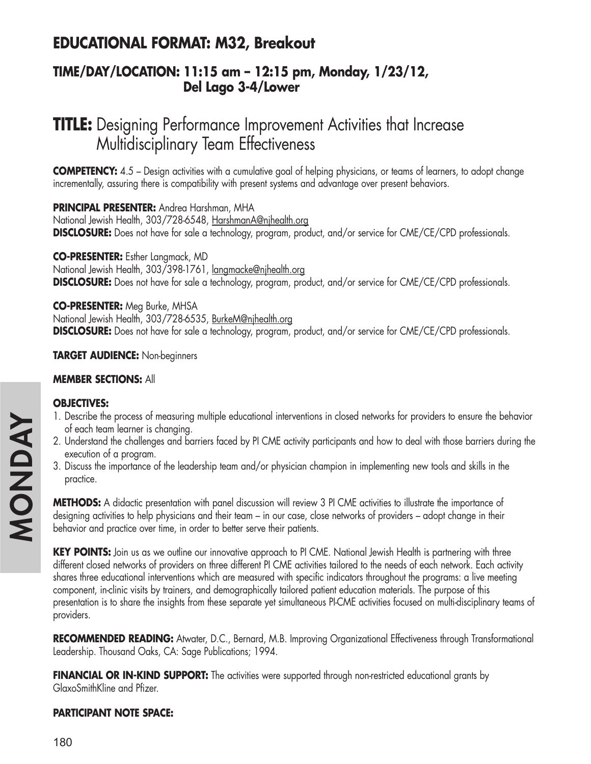## EDUCATIONAL FORMAT: M32, Breakout

### TIME/DAY/LOCATION: 11:15 am – 12:15 pm, Monday, 1/23/12, Del Lago 3-4/Lower

# TITLE: Designing Performance Improvement Activities that Increase Multidisciplinary Team Effectiveness

**COMPETENCY:** 4.5 – Design activities with a cumulative goal of helping physicians, or teams of learners, to adopt change incrementally, assuring there is compatibility with present systems and advantage over present behaviors.

**PRINCIPAL PRESENTER:** Andrea Harshman, MHA
National Jewish Health, 303/728-6548, HarshmanA@njhealth.org
**DISCLOSURE:** Does not have for sale a technology, program, product, and/or service for CME/CE/CPD professionals.

**CO-PRESENTER:** Esther Langmack, MD
National Jewish Health, 303/398-1761, langmacke@njhealth.org
**DISCLOSURE:** Does not have for sale a technology, program, product, and/or service for CME/CE/CPD professionals.

**CO-PRESENTER:** Meg Burke, MHSA
National Jewish Health, 303/728-6535, BurkeM@njhealth.org
**DISCLOSURE:** Does not have for sale a technology, program, product, and/or service for CME/CE/CPD professionals.

**TARGET AUDIENCE:** Non-beginners

**MEMBER SECTIONS:** All

**OBJECTIVES:**

1. Describe the process of measuring multiple educational interventions in closed networks for providers to ensure the behavior of each team learner is changing.
2. Understand the challenges and barriers faced by PI CME activity participants and how to deal with those barriers during the execution of a program.
3. Discuss the importance of the leadership team and/or physician champion in implementing new tools and skills in the practice.

**METHODS:** A didactic presentation with panel discussion will review 3 PI CME activities to illustrate the importance of designing activities to help physicians and their team – in our case, close networks of providers – adopt change in their behavior and practice over time, in order to better serve their patients.

**KEY POINTS:** Join us as we outline our innovative approach to PI CME. National Jewish Health is partnering with three different closed networks of providers on three different PI CME activities tailored to the needs of each network. Each activity shares three educational interventions which are measured with specific indicators throughout the programs: a live meeting component, in-clinic visits by trainers, and demographically tailored patient education materials. The purpose of this presentation is to share the insights from these separate yet simultaneous PI-CME activities focused on multi-disciplinary teams of providers.

**RECOMMENDED READING:** Atwater, D.C., Bernard, M.B. Improving Organizational Effectiveness through Transformational Leadership. Thousand Oaks, CA: Sage Publications; 1994.

**FINANCIAL OR IN-KIND SUPPORT:** The activities were supported through non-restricted educational grants by GlaxoSmithKline and Pfizer.

**PARTICIPANT NOTE SPACE:**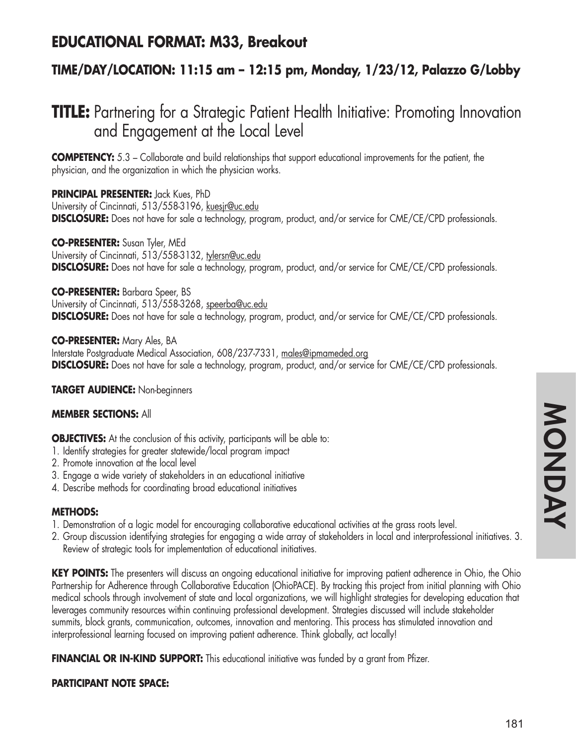## EDUCATIONAL FORMAT: M33, Breakout

### TIME/DAY/LOCATION: 11:15 am – 12:15 pm, Monday, 1/23/12, Palazzo G/Lobby

# TITLE: Partnering for a Strategic Patient Health Initiative: Promoting Innovation and Engagement at the Local Level

**COMPETENCY:** 5.3 – Collaborate and build relationships that support educational improvements for the patient, the physician, and the organization in which the physician works.

**PRINCIPAL PRESENTER:** Jack Kues, PhD
University of Cincinnati, 513/558-3196, kuesjr@uc.edu
**DISCLOSURE:** Does not have for sale a technology, program, product, and/or service for CME/CE/CPD professionals.

**CO-PRESENTER:** Susan Tyler, MEd
University of Cincinnati, 513/558-3132, tylersn@uc.edu
**DISCLOSURE:** Does not have for sale a technology, program, product, and/or service for CME/CE/CPD professionals.

**CO-PRESENTER:** Barbara Speer, BS
University of Cincinnati, 513/558-3268, speerba@uc.edu
**DISCLOSURE:** Does not have for sale a technology, program, product, and/or service for CME/CE/CPD professionals.

**CO-PRESENTER:** Mary Ales, BA
Interstate Postgraduate Medical Association, 608/237-7331, males@ipmameded.org
**DISCLOSURE:** Does not have for sale a technology, program, product, and/or service for CME/CE/CPD professionals.

**TARGET AUDIENCE:** Non-beginners

**MEMBER SECTIONS:** All

**OBJECTIVES:** At the conclusion of this activity, participants will be able to:
1. Identify strategies for greater statewide/local program impact
2. Promote innovation at the local level
3. Engage a wide variety of stakeholders in an educational initiative
4. Describe methods for coordinating broad educational initiatives

**METHODS:**
1. Demonstration of a logic model for encouraging collaborative educational activities at the grass roots level.
2. Group discussion identifying strategies for engaging a wide array of stakeholders in local and interprofessional initiatives. 3. Review of strategic tools for implementation of educational initiatives.

**KEY POINTS:** The presenters will discuss an ongoing educational initiative for improving patient adherence in Ohio, the Ohio Partnership for Adherence through Collaborative Education (OhioPACE). By tracking this project from initial planning with Ohio medical schools through involvement of state and local organizations, we will highlight strategies for developing education that leverages community resources within continuing professional development. Strategies discussed will include stakeholder summits, block grants, communication, outcomes, innovation and mentoring. This process has stimulated innovation and interprofessional learning focused on improving patient adherence. Think globally, act locally!

**FINANCIAL OR IN-KIND SUPPORT:** This educational initiative was funded by a grant from Pfizer.

**PARTICIPANT NOTE SPACE:**

MONDAY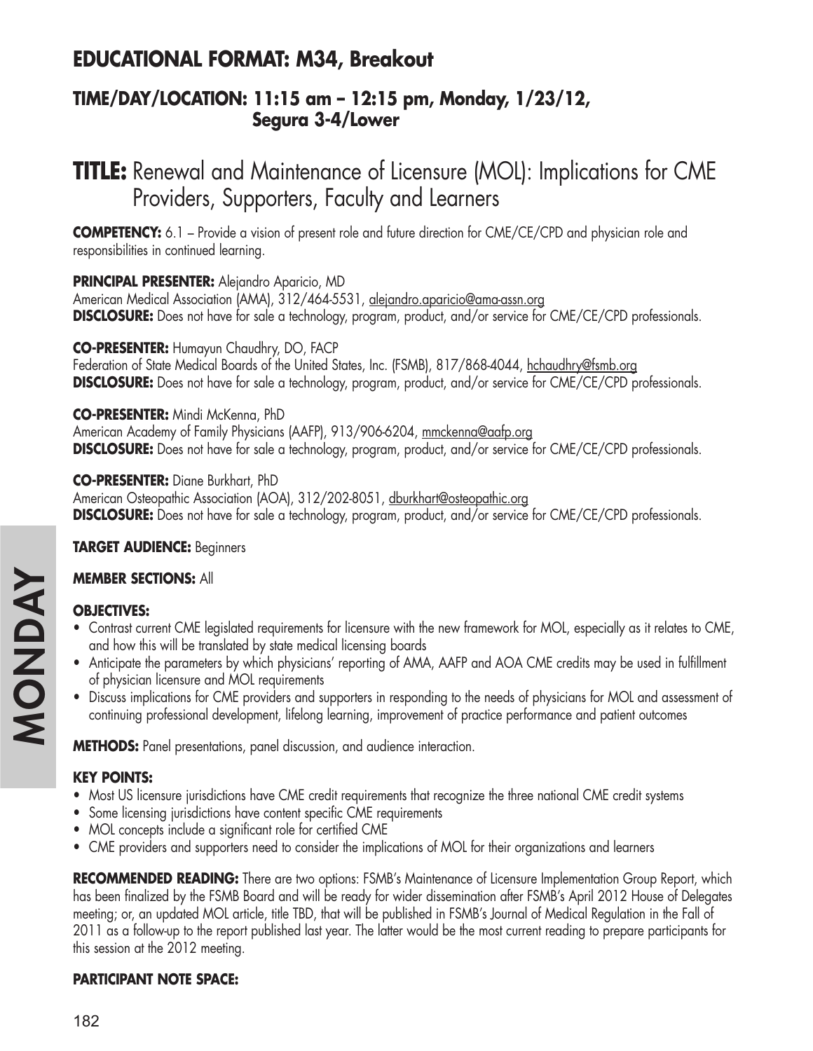## EDUCATIONAL FORMAT: M34, Breakout

### TIME/DAY/LOCATION: 11:15 am – 12:15 pm, Monday, 1/23/12, Segura 3-4/Lower

# TITLE: Renewal and Maintenance of Licensure (MOL): Implications for CME Providers, Supporters, Faculty and Learners

**COMPETENCY:** 6.1 – Provide a vision of present role and future direction for CME/CE/CPD and physician role and responsibilities in continued learning.

**PRINCIPAL PRESENTER:** Alejandro Aparicio, MD
American Medical Association (AMA), 312/464-5531, alejandro.aparicio@ama-assn.org
**DISCLOSURE:** Does not have for sale a technology, program, product, and/or service for CME/CE/CPD professionals.

**CO-PRESENTER:** Humayun Chaudhry, DO, FACP
Federation of State Medical Boards of the United States, Inc. (FSMB), 817/868-4044, hchaudhry@fsmb.org
**DISCLOSURE:** Does not have for sale a technology, program, product, and/or service for CME/CE/CPD professionals.

**CO-PRESENTER:** Mindi McKenna, PhD
American Academy of Family Physicians (AAFP), 913/906-6204, mmckenna@aafp.org
**DISCLOSURE:** Does not have for sale a technology, program, product, and/or service for CME/CE/CPD professionals.

**CO-PRESENTER:** Diane Burkhart, PhD
American Osteopathic Association (AOA), 312/202-8051, dburkhart@osteopathic.org
**DISCLOSURE:** Does not have for sale a technology, program, product, and/or service for CME/CE/CPD professionals.

**TARGET AUDIENCE:** Beginners

**MEMBER SECTIONS:** All

**OBJECTIVES:**

- Contrast current CME legislated requirements for licensure with the new framework for MOL, especially as it relates to CME, and how this will be translated by state medical licensing boards
- Anticipate the parameters by which physicians' reporting of AMA, AAFP and AOA CME credits may be used in fulfillment of physician licensure and MOL requirements
- Discuss implications for CME providers and supporters in responding to the needs of physicians for MOL and assessment of continuing professional development, lifelong learning, improvement of practice performance and patient outcomes

**METHODS:** Panel presentations, panel discussion, and audience interaction.

**KEY POINTS:**

- Most US licensure jurisdictions have CME credit requirements that recognize the three national CME credit systems
- Some licensing jurisdictions have content specific CME requirements
- MOL concepts include a significant role for certified CME
- CME providers and supporters need to consider the implications of MOL for their organizations and learners

**RECOMMENDED READING:** There are two options: FSMB's Maintenance of Licensure Implementation Group Report, which has been finalized by the FSMB Board and will be ready for wider dissemination after FSMB's April 2012 House of Delegates meeting; or, an updated MOL article, title TBD, that will be published in FSMB's Journal of Medical Regulation in the Fall of 2011 as a follow-up to the report published last year. The latter would be the most current reading to prepare participants for this session at the 2012 meeting.

**PARTICIPANT NOTE SPACE:**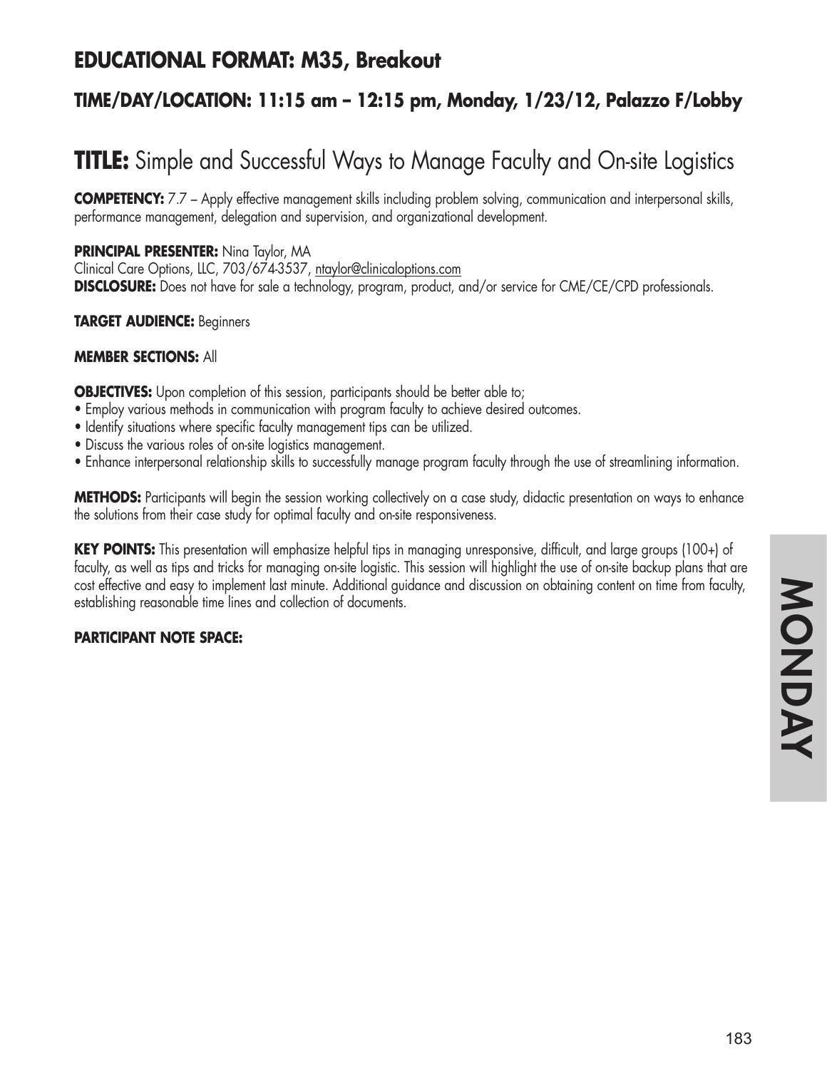## EDUCATIONAL FORMAT: M35, Breakout

### TIME/DAY/LOCATION: 11:15 am – 12:15 pm, Monday, 1/23/12, Palazzo F/Lobby

# TITLE: Simple and Successful Ways to Manage Faculty and On-site Logistics

**COMPETENCY:** 7.7 – Apply effective management skills including problem solving, communication and interpersonal skills, performance management, delegation and supervision, and organizational development.

**PRINCIPAL PRESENTER:** Nina Taylor, MA
Clinical Care Options, LLC, 703/674-3537, ntaylor@clinicaloptions.com
**DISCLOSURE:** Does not have for sale a technology, program, product, and/or service for CME/CE/CPD professionals.

**TARGET AUDIENCE:** Beginners

**MEMBER SECTIONS:** All

**OBJECTIVES:** Upon completion of this session, participants should be better able to;

- Employ various methods in communication with program faculty to achieve desired outcomes.
- Identify situations where specific faculty management tips can be utilized.
- Discuss the various roles of on-site logistics management.
- Enhance interpersonal relationship skills to successfully manage program faculty through the use of streamlining information.

**METHODS:** Participants will begin the session working collectively on a case study, didactic presentation on ways to enhance the solutions from their case study for optimal faculty and on-site responsiveness.

**KEY POINTS:** This presentation will emphasize helpful tips in managing unresponsive, difficult, and large groups (100+) of faculty, as well as tips and tricks for managing on-site logistic. This session will highlight the use of on-site backup plans that are cost effective and easy to implement last minute. Additional guidance and discussion on obtaining content on time from faculty, establishing reasonable time lines and collection of documents.

**PARTICIPANT NOTE SPACE:**

MONDAY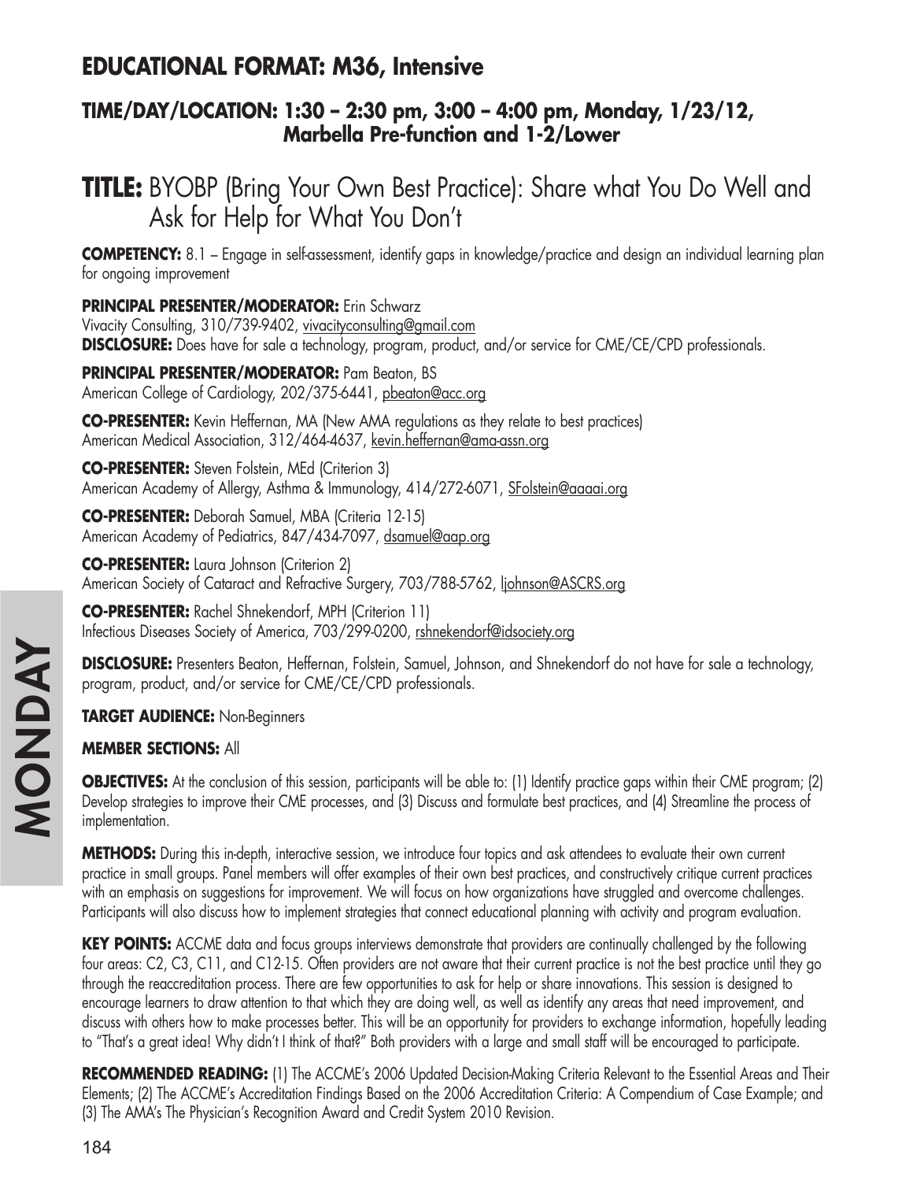## EDUCATIONAL FORMAT: M36, Intensive

### TIME/DAY/LOCATION: 1:30 – 2:30 pm, 3:00 – 4:00 pm, Monday, 1/23/12, Marbella Pre-function and 1-2/Lower

# TITLE: BYOBP (Bring Your Own Best Practice): Share what You Do Well and Ask for Help for What You Don't

**COMPETENCY:** 8.1 – Engage in self-assessment, identify gaps in knowledge/practice and design an individual learning plan for ongoing improvement

**PRINCIPAL PRESENTER/MODERATOR:** Erin Schwarz
Vivacity Consulting, 310/739-9402, vivacityconsulting@gmail.com
**DISCLOSURE:** Does have for sale a technology, program, product, and/or service for CME/CE/CPD professionals.

**PRINCIPAL PRESENTER/MODERATOR:** Pam Beaton, BS
American College of Cardiology, 202/375-6441, pbeaton@acc.org

**CO-PRESENTER:** Kevin Heffernan, MA (New AMA regulations as they relate to best practices)
American Medical Association, 312/464-4637, kevin.heffernan@ama-assn.org

**CO-PRESENTER:** Steven Folstein, MEd (Criterion 3)
American Academy of Allergy, Asthma & Immunology, 414/272-6071, SFolstein@aaaai.org

**CO-PRESENTER:** Deborah Samuel, MBA (Criteria 12-15)
American Academy of Pediatrics, 847/434-7097, dsamuel@aap.org

**CO-PRESENTER:** Laura Johnson (Criterion 2)
American Society of Cataract and Refractive Surgery, 703/788-5762, ljohnson@ASCRS.org

**CO-PRESENTER:** Rachel Shnekendorf, MPH (Criterion 11)
Infectious Diseases Society of America, 703/299-0200, rshnekendorf@idsociety.org

**DISCLOSURE:** Presenters Beaton, Heffernan, Folstein, Samuel, Johnson, and Shnekendorf do not have for sale a technology, program, product, and/or service for CME/CE/CPD professionals.

**TARGET AUDIENCE:** Non-Beginners

**MEMBER SECTIONS:** All

**OBJECTIVES:** At the conclusion of this session, participants will be able to: (1) Identify practice gaps within their CME program; (2) Develop strategies to improve their CME processes, and (3) Discuss and formulate best practices, and (4) Streamline the process of implementation.

**METHODS:** During this in-depth, interactive session, we introduce four topics and ask attendees to evaluate their own current practice in small groups. Panel members will offer examples of their own best practices, and constructively critique current practices with an emphasis on suggestions for improvement. We will focus on how organizations have struggled and overcome challenges. Participants will also discuss how to implement strategies that connect educational planning with activity and program evaluation.

**KEY POINTS:** ACCME data and focus groups interviews demonstrate that providers are continually challenged by the following four areas: C2, C3, C11, and C12-15. Often providers are not aware that their current practice is not the best practice until they go through the reaccreditation process. There are few opportunities to ask for help or share innovations. This session is designed to encourage learners to draw attention to that which they are doing well, as well as identify any areas that need improvement, and discuss with others how to make processes better. This will be an opportunity for providers to exchange information, hopefully leading to "That's a great idea! Why didn't I think of that?" Both providers with a large and small staff will be encouraged to participate.

**RECOMMENDED READING:** (1) The ACCME's 2006 Updated Decision-Making Criteria Relevant to the Essential Areas and Their Elements; (2) The ACCME's Accreditation Findings Based on the 2006 Accreditation Criteria: A Compendium of Case Example; and (3) The AMA's The Physician's Recognition Award and Credit System 2010 Revision.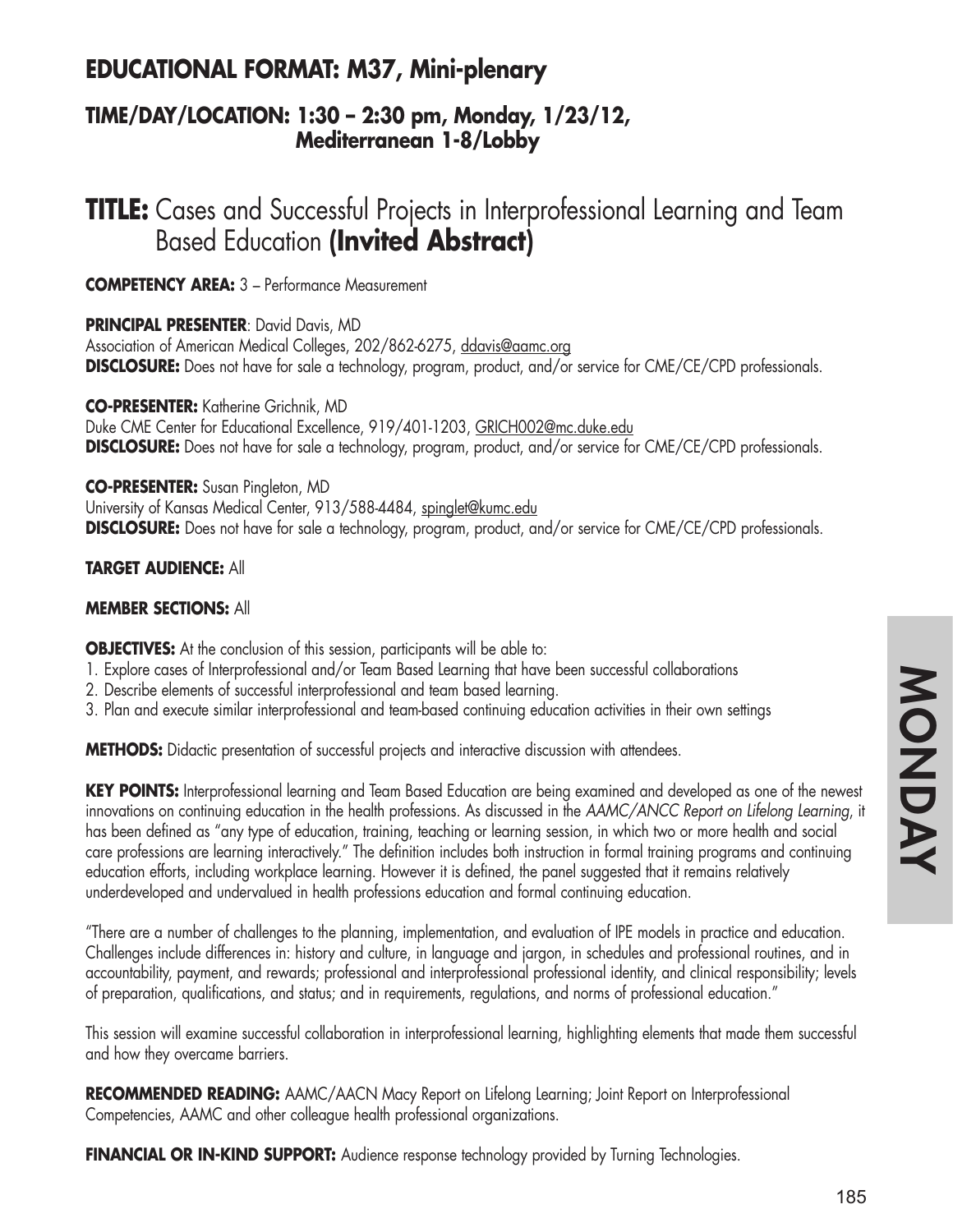## EDUCATIONAL FORMAT: M37, Mini-plenary

### TIME/DAY/LOCATION: 1:30 – 2:30 pm, Monday, 1/23/12, Mediterranean 1-8/Lobby

# TITLE: Cases and Successful Projects in Interprofessional Learning and Team Based Education **(Invited Abstract)**

**COMPETENCY AREA:** 3 – Performance Measurement

**PRINCIPAL PRESENTER**: David Davis, MD
Association of American Medical Colleges, 202/862-6275, ddavis@aamc.org
**DISCLOSURE:** Does not have for sale a technology, program, product, and/or service for CME/CE/CPD professionals.

**CO-PRESENTER:** Katherine Grichnik, MD
Duke CME Center for Educational Excellence, 919/401-1203, GRICH002@mc.duke.edu
**DISCLOSURE:** Does not have for sale a technology, program, product, and/or service for CME/CE/CPD professionals.

**CO-PRESENTER:** Susan Pingleton, MD
University of Kansas Medical Center, 913/588-4484, spinglet@kumc.edu
**DISCLOSURE:** Does not have for sale a technology, program, product, and/or service for CME/CE/CPD professionals.

**TARGET AUDIENCE:** All

**MEMBER SECTIONS:** All

**OBJECTIVES:** At the conclusion of this session, participants will be able to:

1. Explore cases of Interprofessional and/or Team Based Learning that have been successful collaborations
2. Describe elements of successful interprofessional and team based learning.
3. Plan and execute similar interprofessional and team-based continuing education activities in their own settings

**METHODS:** Didactic presentation of successful projects and interactive discussion with attendees.

**KEY POINTS:** Interprofessional learning and Team Based Education are being examined and developed as one of the newest innovations on continuing education in the health professions. As discussed in the *AAMC/ANCC Report on Lifelong Learning*, it has been defined as "any type of education, training, teaching or learning session, in which two or more health and social care professions are learning interactively." The definition includes both instruction in formal training programs and continuing education efforts, including workplace learning. However it is defined, the panel suggested that it remains relatively underdeveloped and undervalued in health professions education and formal continuing education.

"There are a number of challenges to the planning, implementation, and evaluation of IPE models in practice and education. Challenges include differences in: history and culture, in language and jargon, in schedules and professional routines, and in accountability, payment, and rewards; professional and interprofessional professional identity, and clinical responsibility; levels of preparation, qualifications, and status; and in requirements, regulations, and norms of professional education."

This session will examine successful collaboration in interprofessional learning, highlighting elements that made them successful and how they overcame barriers.

**RECOMMENDED READING:** AAMC/AACN Macy Report on Lifelong Learning; Joint Report on Interprofessional Competencies, AAMC and other colleague health professional organizations.

**FINANCIAL OR IN-KIND SUPPORT:** Audience response technology provided by Turning Technologies.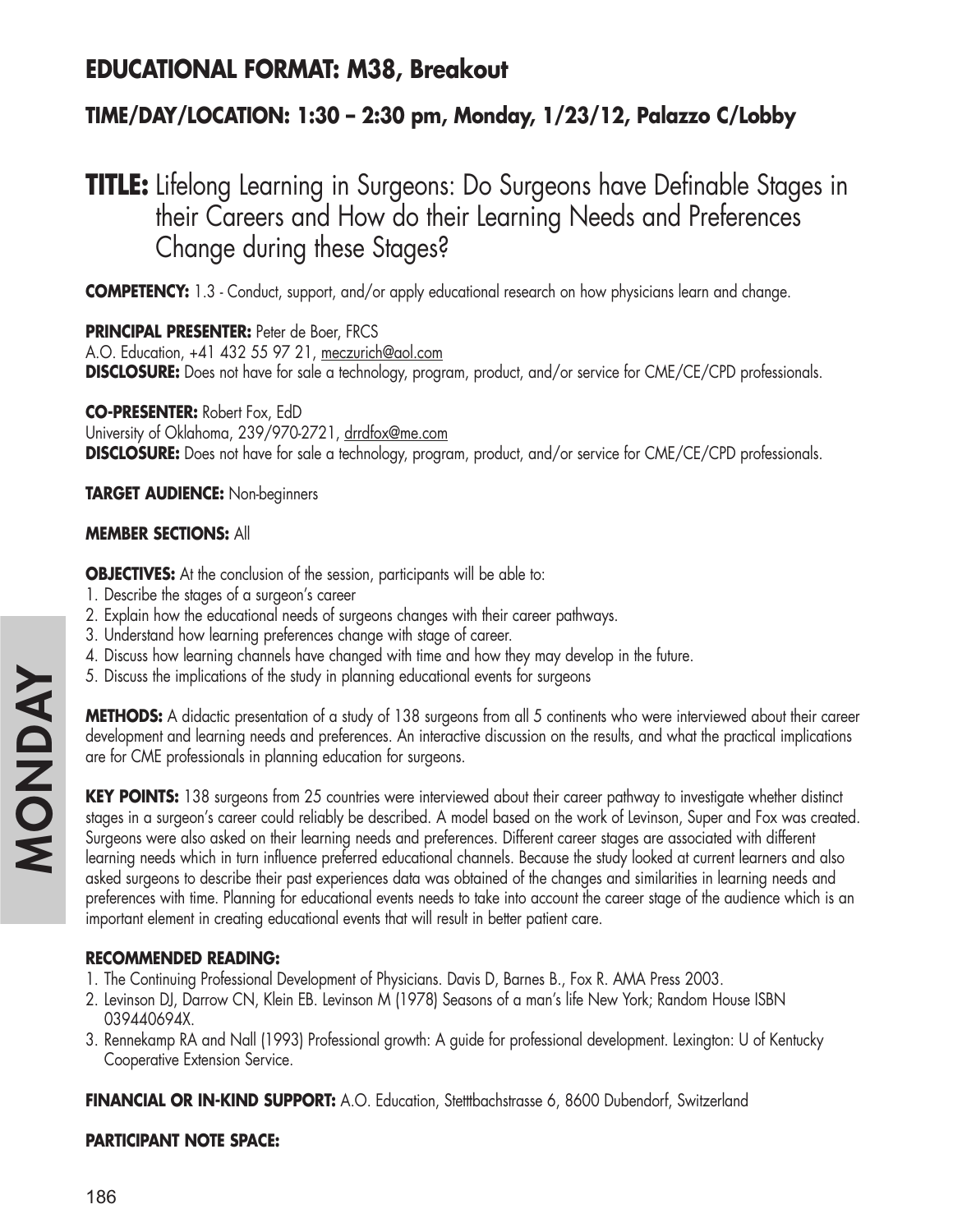## EDUCATIONAL FORMAT: M38, Breakout

### TIME/DAY/LOCATION: 1:30 – 2:30 pm, Monday, 1/23/12, Palazzo C/Lobby

# TITLE: Lifelong Learning in Surgeons: Do Surgeons have Definable Stages in their Careers and How do their Learning Needs and Preferences Change during these Stages?

**COMPETENCY:** 1.3 - Conduct, support, and/or apply educational research on how physicians learn and change.

**PRINCIPAL PRESENTER:** Peter de Boer, FRCS
A.O. Education, +41 432 55 97 21, meczurich@aol.com
**DISCLOSURE:** Does not have for sale a technology, program, product, and/or service for CME/CE/CPD professionals.

**CO-PRESENTER:** Robert Fox, EdD
University of Oklahoma, 239/970-2721, drrdfox@me.com
**DISCLOSURE:** Does not have for sale a technology, program, product, and/or service for CME/CE/CPD professionals.

**TARGET AUDIENCE:** Non-beginners

**MEMBER SECTIONS:** All

**OBJECTIVES:** At the conclusion of the session, participants will be able to:
1. Describe the stages of a surgeon's career
2. Explain how the educational needs of surgeons changes with their career pathways.
3. Understand how learning preferences change with stage of career.
4. Discuss how learning channels have changed with time and how they may develop in the future.
5. Discuss the implications of the study in planning educational events for surgeons

**METHODS:** A didactic presentation of a study of 138 surgeons from all 5 continents who were interviewed about their career development and learning needs and preferences. An interactive discussion on the results, and what the practical implications are for CME professionals in planning education for surgeons.

**KEY POINTS:** 138 surgeons from 25 countries were interviewed about their career pathway to investigate whether distinct stages in a surgeon's career could reliably be described. A model based on the work of Levinson, Super and Fox was created. Surgeons were also asked on their learning needs and preferences. Different career stages are associated with different learning needs which in turn influence preferred educational channels. Because the study looked at current learners and also asked surgeons to describe their past experiences data was obtained of the changes and similarities in learning needs and preferences with time. Planning for educational events needs to take into account the career stage of the audience which is an important element in creating educational events that will result in better patient care.

**RECOMMENDED READING:**
1. The Continuing Professional Development of Physicians. Davis D, Barnes B., Fox R. AMA Press 2003.
2. Levinson DJ, Darrow CN, Klein EB. Levinson M (1978) Seasons of a man's life New York; Random House ISBN 039440694X.
3. Rennekamp RA and Nall (1993) Professional growth: A guide for professional development. Lexington: U of Kentucky Cooperative Extension Service.

**FINANCIAL OR IN-KIND SUPPORT:** A.O. Education, Stetttbachstrasse 6, 8600 Dubendorf, Switzerland

**PARTICIPANT NOTE SPACE:**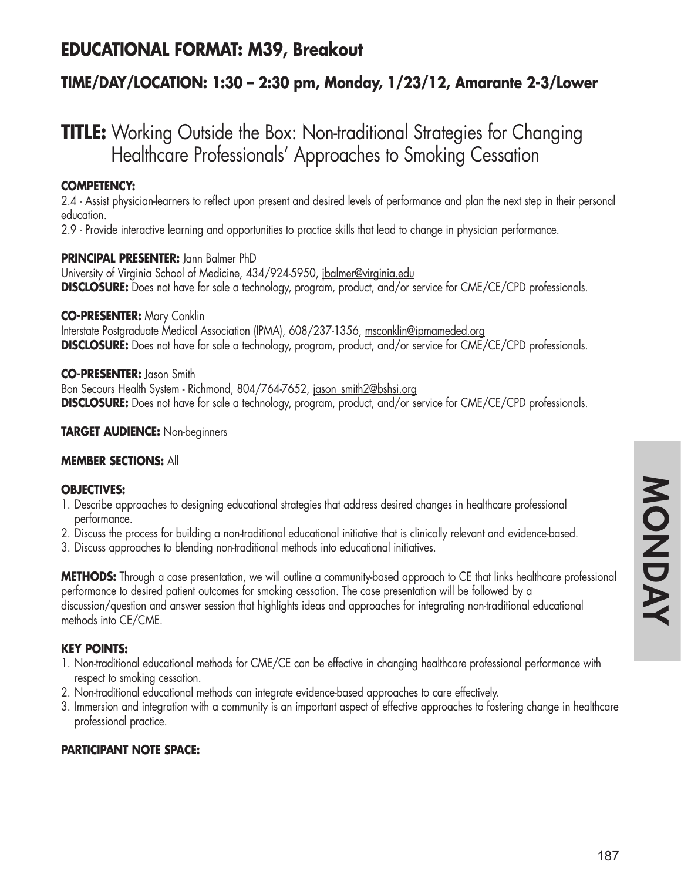## EDUCATIONAL FORMAT: M39, Breakout

### TIME/DAY/LOCATION: 1:30 – 2:30 pm, Monday, 1/23/12, Amarante 2-3/Lower

# TITLE: Working Outside the Box: Non-traditional Strategies for Changing Healthcare Professionals' Approaches to Smoking Cessation

**COMPETENCY:**
2.4 - Assist physician-learners to reflect upon present and desired levels of performance and plan the next step in their personal education.
2.9 - Provide interactive learning and opportunities to practice skills that lead to change in physician performance.

**PRINCIPAL PRESENTER:** Jann Balmer PhD
University of Virginia School of Medicine, 434/924-5950, jbalmer@virginia.edu
**DISCLOSURE:** Does not have for sale a technology, program, product, and/or service for CME/CE/CPD professionals.

**CO-PRESENTER:** Mary Conklin
Interstate Postgraduate Medical Association (IPMA), 608/237-1356, msconklin@ipmameded.org
**DISCLOSURE:** Does not have for sale a technology, program, product, and/or service for CME/CE/CPD professionals.

**CO-PRESENTER:** Jason Smith
Bon Secours Health System - Richmond, 804/764-7652, jason_smith2@bshsi.org
**DISCLOSURE:** Does not have for sale a technology, program, product, and/or service for CME/CE/CPD professionals.

**TARGET AUDIENCE:** Non-beginners

**MEMBER SECTIONS:** All

**OBJECTIVES:**
1. Describe approaches to designing educational strategies that address desired changes in healthcare professional performance.
2. Discuss the process for building a non-traditional educational initiative that is clinically relevant and evidence-based.
3. Discuss approaches to blending non-traditional methods into educational initiatives.

**METHODS:** Through a case presentation, we will outline a community-based approach to CE that links healthcare professional performance to desired patient outcomes for smoking cessation. The case presentation will be followed by a discussion/question and answer session that highlights ideas and approaches for integrating non-traditional educational methods into CE/CME.

**KEY POINTS:**
1. Non-traditional educational methods for CME/CE can be effective in changing healthcare professional performance with respect to smoking cessation.
2. Non-traditional educational methods can integrate evidence-based approaches to care effectively.
3. Immersion and integration with a community is an important aspect of effective approaches to fostering change in healthcare professional practice.

**PARTICIPANT NOTE SPACE:**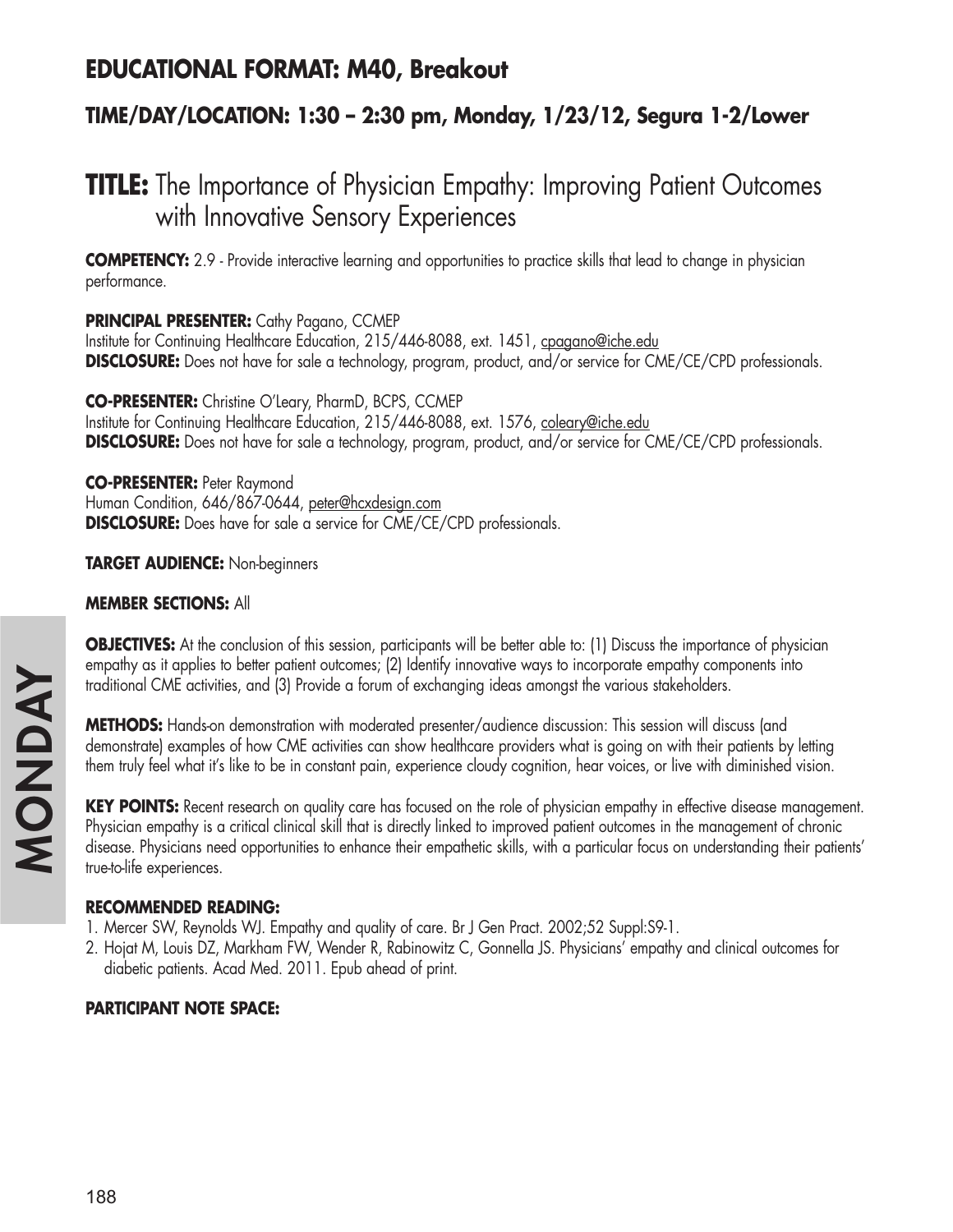## EDUCATIONAL FORMAT: M40, Breakout

### TIME/DAY/LOCATION: 1:30 – 2:30 pm, Monday, 1/23/12, Segura 1-2/Lower

# TITLE: The Importance of Physician Empathy: Improving Patient Outcomes with Innovative Sensory Experiences

**COMPETENCY:** 2.9 - Provide interactive learning and opportunities to practice skills that lead to change in physician performance.

**PRINCIPAL PRESENTER:** Cathy Pagano, CCMEP
Institute for Continuing Healthcare Education, 215/446-8088, ext. 1451, cpagano@iche.edu
**DISCLOSURE:** Does not have for sale a technology, program, product, and/or service for CME/CE/CPD professionals.

**CO-PRESENTER:** Christine O'Leary, PharmD, BCPS, CCMEP
Institute for Continuing Healthcare Education, 215/446-8088, ext. 1576, coleary@iche.edu
**DISCLOSURE:** Does not have for sale a technology, program, product, and/or service for CME/CE/CPD professionals.

**CO-PRESENTER:** Peter Raymond
Human Condition, 646/867-0644, peter@hcxdesign.com
**DISCLOSURE:** Does have for sale a service for CME/CE/CPD professionals.

**TARGET AUDIENCE:** Non-beginners

**MEMBER SECTIONS:** All

**OBJECTIVES:** At the conclusion of this session, participants will be better able to: (1) Discuss the importance of physician empathy as it applies to better patient outcomes; (2) Identify innovative ways to incorporate empathy components into traditional CME activities, and (3) Provide a forum of exchanging ideas amongst the various stakeholders.

**METHODS:** Hands-on demonstration with moderated presenter/audience discussion: This session will discuss (and demonstrate) examples of how CME activities can show healthcare providers what is going on with their patients by letting them truly feel what it's like to be in constant pain, experience cloudy cognition, hear voices, or live with diminished vision.

**KEY POINTS:** Recent research on quality care has focused on the role of physician empathy in effective disease management. Physician empathy is a critical clinical skill that is directly linked to improved patient outcomes in the management of chronic disease. Physicians need opportunities to enhance their empathetic skills, with a particular focus on understanding their patients' true-to-life experiences.

**RECOMMENDED READING:**

1. Mercer SW, Reynolds WJ. Empathy and quality of care. Br J Gen Pract. 2002;52 Suppl:S9-1.
2. Hojat M, Louis DZ, Markham FW, Wender R, Rabinowitz C, Gonnella JS. Physicians' empathy and clinical outcomes for diabetic patients. Acad Med. 2011. Epub ahead of print.

**PARTICIPANT NOTE SPACE:**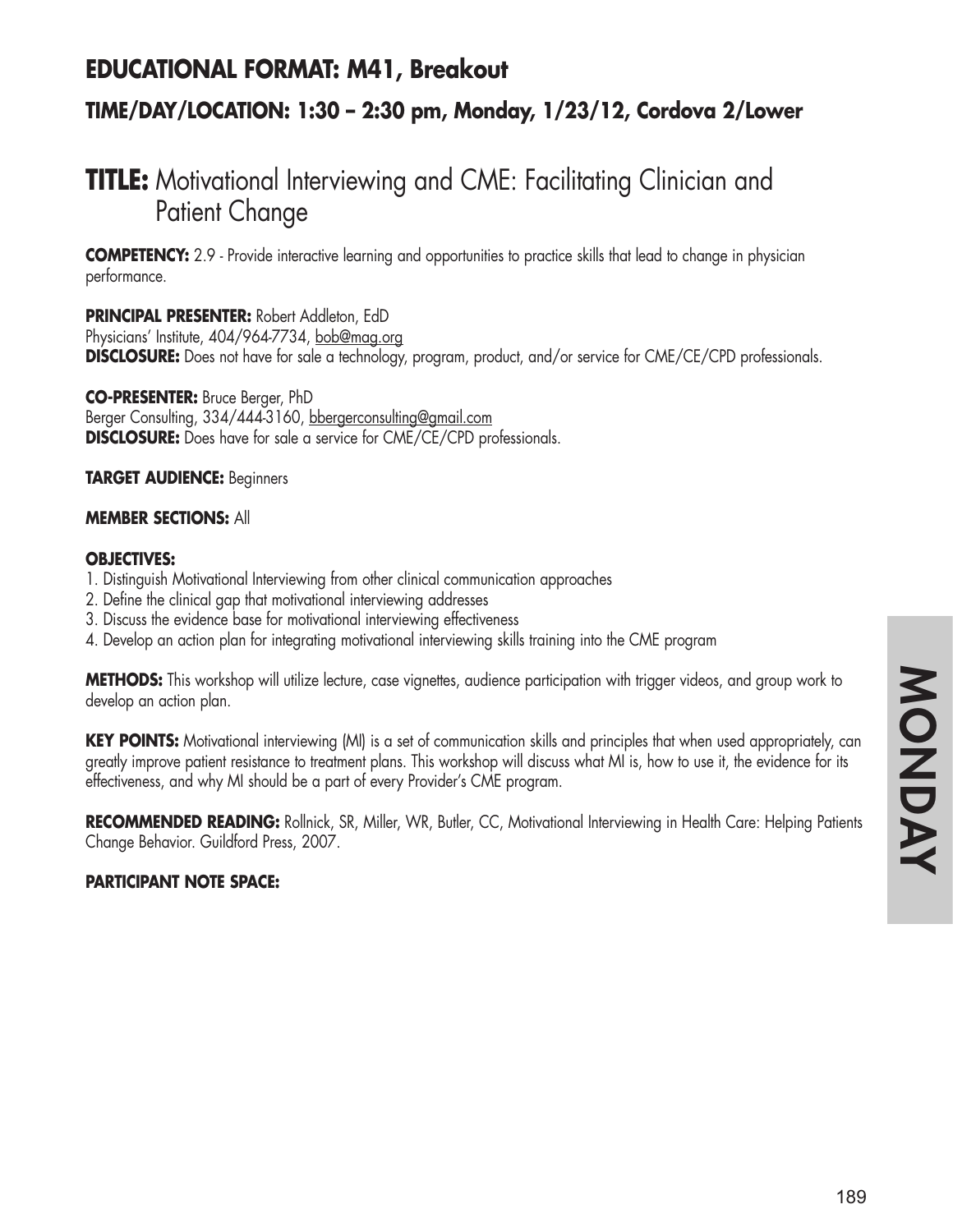## EDUCATIONAL FORMAT: M41, Breakout

### TIME/DAY/LOCATION: 1:30 – 2:30 pm, Monday, 1/23/12, Cordova 2/Lower

# TITLE: Motivational Interviewing and CME: Facilitating Clinician and Patient Change

**COMPETENCY:** 2.9 - Provide interactive learning and opportunities to practice skills that lead to change in physician performance.

**PRINCIPAL PRESENTER:** Robert Addleton, EdD
Physicians' Institute, 404/964-7734, bob@mag.org
**DISCLOSURE:** Does not have for sale a technology, program, product, and/or service for CME/CE/CPD professionals.

**CO-PRESENTER:** Bruce Berger, PhD
Berger Consulting, 334/444-3160, bbergerconsulting@gmail.com
**DISCLOSURE:** Does have for sale a service for CME/CE/CPD professionals.

**TARGET AUDIENCE:** Beginners

**MEMBER SECTIONS:** All

**OBJECTIVES:**
1. Distinguish Motivational Interviewing from other clinical communication approaches
2. Define the clinical gap that motivational interviewing addresses
3. Discuss the evidence base for motivational interviewing effectiveness
4. Develop an action plan for integrating motivational interviewing skills training into the CME program

**METHODS:** This workshop will utilize lecture, case vignettes, audience participation with trigger videos, and group work to develop an action plan.

**KEY POINTS:** Motivational interviewing (MI) is a set of communication skills and principles that when used appropriately, can greatly improve patient resistance to treatment plans. This workshop will discuss what MI is, how to use it, the evidence for its effectiveness, and why MI should be a part of every Provider's CME program.

**RECOMMENDED READING:** Rollnick, SR, Miller, WR, Butler, CC, Motivational Interviewing in Health Care: Helping Patients Change Behavior. Guildford Press, 2007.

**PARTICIPANT NOTE SPACE:**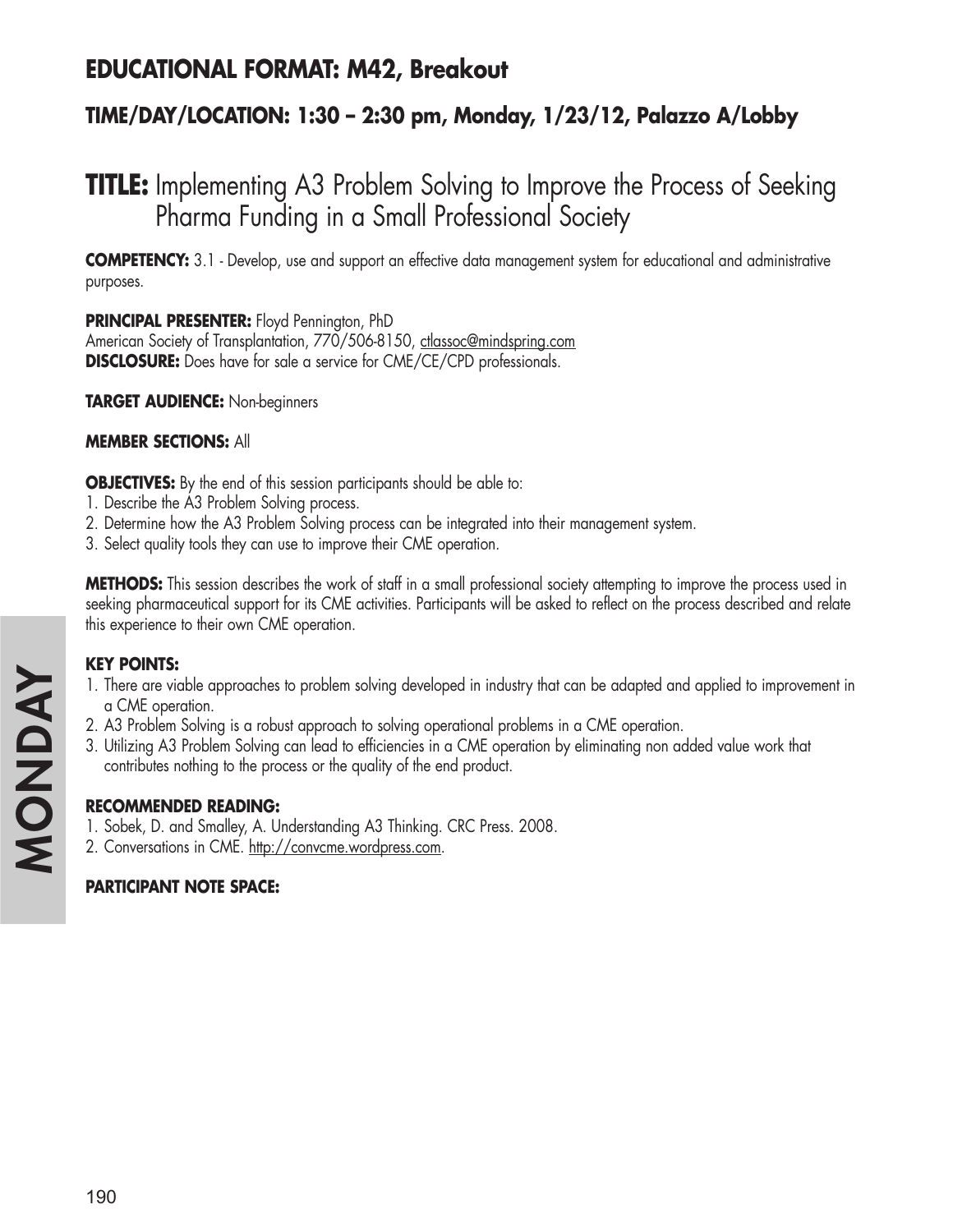## EDUCATIONAL FORMAT: M42, Breakout

### TIME/DAY/LOCATION: 1:30 – 2:30 pm, Monday, 1/23/12, Palazzo A/Lobby

# TITLE: Implementing A3 Problem Solving to Improve the Process of Seeking Pharma Funding in a Small Professional Society

**COMPETENCY:** 3.1 - Develop, use and support an effective data management system for educational and administrative purposes.

**PRINCIPAL PRESENTER:** Floyd Pennington, PhD
American Society of Transplantation, 770/506-8150, ctlassoc@mindspring.com
**DISCLOSURE:** Does have for sale a service for CME/CE/CPD professionals.

**TARGET AUDIENCE:** Non-beginners

**MEMBER SECTIONS:** All

**OBJECTIVES:** By the end of this session participants should be able to:
1. Describe the A3 Problem Solving process.
2. Determine how the A3 Problem Solving process can be integrated into their management system.
3. Select quality tools they can use to improve their CME operation.

**METHODS:** This session describes the work of staff in a small professional society attempting to improve the process used in seeking pharmaceutical support for its CME activities. Participants will be asked to reflect on the process described and relate this experience to their own CME operation.

**KEY POINTS:**
1. There are viable approaches to problem solving developed in industry that can be adapted and applied to improvement in a CME operation.
2. A3 Problem Solving is a robust approach to solving operational problems in a CME operation.
3. Utilizing A3 Problem Solving can lead to efficiencies in a CME operation by eliminating non added value work that contributes nothing to the process or the quality of the end product.

**RECOMMENDED READING:**
1. Sobek, D. and Smalley, A. Understanding A3 Thinking. CRC Press. 2008.
2. Conversations in CME. http://convcme.wordpress.com.

**PARTICIPANT NOTE SPACE:**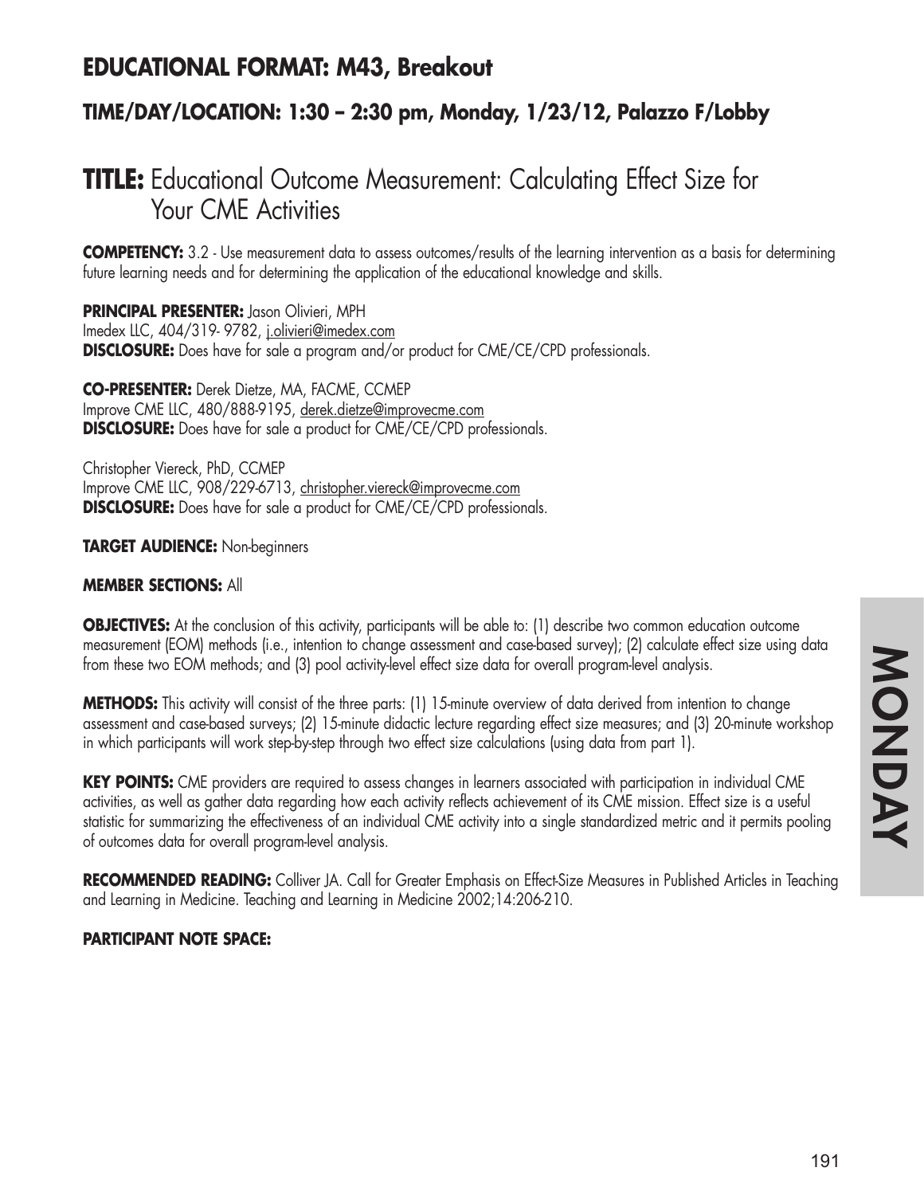## EDUCATIONAL FORMAT: M43, Breakout

### TIME/DAY/LOCATION: 1:30 – 2:30 pm, Monday, 1/23/12, Palazzo F/Lobby

# TITLE: Educational Outcome Measurement: Calculating Effect Size for Your CME Activities

**COMPETENCY:** 3.2 - Use measurement data to assess outcomes/results of the learning intervention as a basis for determining future learning needs and for determining the application of the educational knowledge and skills.

**PRINCIPAL PRESENTER:** Jason Olivieri, MPH
Imedex LLC, 404/319- 9782, j.olivieri@imedex.com
**DISCLOSURE:** Does have for sale a program and/or product for CME/CE/CPD professionals.

**CO-PRESENTER:** Derek Dietze, MA, FACME, CCMEP
Improve CME LLC, 480/888-9195, derek.dietze@improvecme.com
**DISCLOSURE:** Does have for sale a product for CME/CE/CPD professionals.

Christopher Viereck, PhD, CCMEP
Improve CME LLC, 908/229-6713, christopher.viereck@improvecme.com
**DISCLOSURE:** Does have for sale a product for CME/CE/CPD professionals.

**TARGET AUDIENCE:** Non-beginners

**MEMBER SECTIONS:** All

**OBJECTIVES:** At the conclusion of this activity, participants will be able to: (1) describe two common education outcome measurement (EOM) methods (i.e., intention to change assessment and case-based survey); (2) calculate effect size using data from these two EOM methods; and (3) pool activity-level effect size data for overall program-level analysis.

**METHODS:** This activity will consist of the three parts: (1) 15-minute overview of data derived from intention to change assessment and case-based surveys; (2) 15-minute didactic lecture regarding effect size measures; and (3) 20-minute workshop in which participants will work step-by-step through two effect size calculations (using data from part 1).

**KEY POINTS:** CME providers are required to assess changes in learners associated with participation in individual CME activities, as well as gather data regarding how each activity reflects achievement of its CME mission. Effect size is a useful statistic for summarizing the effectiveness of an individual CME activity into a single standardized metric and it permits pooling of outcomes data for overall program-level analysis.

**RECOMMENDED READING:** Colliver JA. Call for Greater Emphasis on Effect-Size Measures in Published Articles in Teaching and Learning in Medicine. Teaching and Learning in Medicine 2002;14:206-210.

**PARTICIPANT NOTE SPACE:**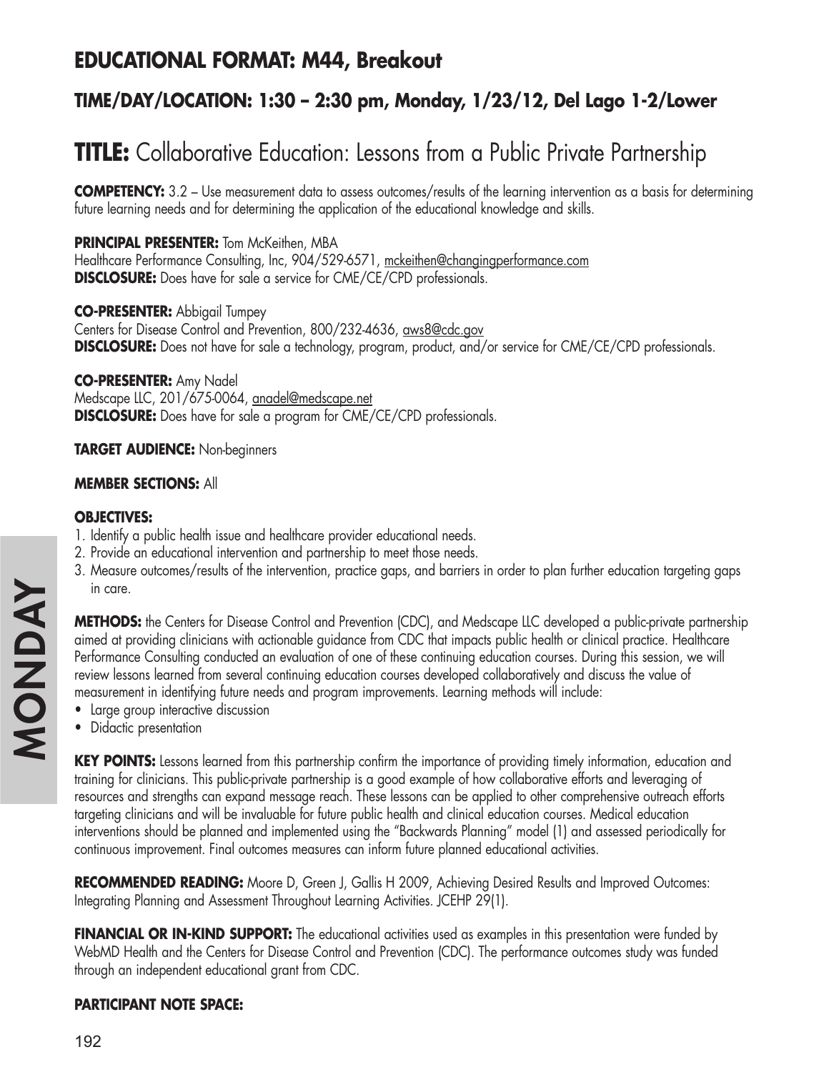## EDUCATIONAL FORMAT: M44, Breakout

### TIME/DAY/LOCATION: 1:30 – 2:30 pm, Monday, 1/23/12, Del Lago 1-2/Lower

# TITLE: Collaborative Education: Lessons from a Public Private Partnership

**COMPETENCY:** 3.2 – Use measurement data to assess outcomes/results of the learning intervention as a basis for determining future learning needs and for determining the application of the educational knowledge and skills.

**PRINCIPAL PRESENTER:** Tom McKeithen, MBA
Healthcare Performance Consulting, Inc, 904/529-6571, mckeithen@changingperformance.com
**DISCLOSURE:** Does have for sale a service for CME/CE/CPD professionals.

**CO-PRESENTER:** Abbigail Tumpey
Centers for Disease Control and Prevention, 800/232-4636, aws8@cdc.gov
**DISCLOSURE:** Does not have for sale a technology, program, product, and/or service for CME/CE/CPD professionals.

**CO-PRESENTER:** Amy Nadel
Medscape LLC, 201/675-0064, anadel@medscape.net
**DISCLOSURE:** Does have for sale a program for CME/CE/CPD professionals.

**TARGET AUDIENCE:** Non-beginners

**MEMBER SECTIONS:** All

**OBJECTIVES:**

1. Identify a public health issue and healthcare provider educational needs.
2. Provide an educational intervention and partnership to meet those needs.
3. Measure outcomes/results of the intervention, practice gaps, and barriers in order to plan further education targeting gaps in care.

**METHODS:** the Centers for Disease Control and Prevention (CDC), and Medscape LLC developed a public-private partnership aimed at providing clinicians with actionable guidance from CDC that impacts public health or clinical practice. Healthcare Performance Consulting conducted an evaluation of one of these continuing education courses. During this session, we will review lessons learned from several continuing education courses developed collaboratively and discuss the value of measurement in identifying future needs and program improvements. Learning methods will include:

- Large group interactive discussion
- Didactic presentation

**KEY POINTS:** Lessons learned from this partnership confirm the importance of providing timely information, education and training for clinicians. This public-private partnership is a good example of how collaborative efforts and leveraging of resources and strengths can expand message reach. These lessons can be applied to other comprehensive outreach efforts targeting clinicians and will be invaluable for future public health and clinical education courses. Medical education interventions should be planned and implemented using the "Backwards Planning" model (1) and assessed periodically for continuous improvement. Final outcomes measures can inform future planned educational activities.

**RECOMMENDED READING:** Moore D, Green J, Gallis H 2009, Achieving Desired Results and Improved Outcomes: Integrating Planning and Assessment Throughout Learning Activities. JCEHP 29(1).

**FINANCIAL OR IN-KIND SUPPORT:** The educational activities used as examples in this presentation were funded by WebMD Health and the Centers for Disease Control and Prevention (CDC). The performance outcomes study was funded through an independent educational grant from CDC.

**PARTICIPANT NOTE SPACE:**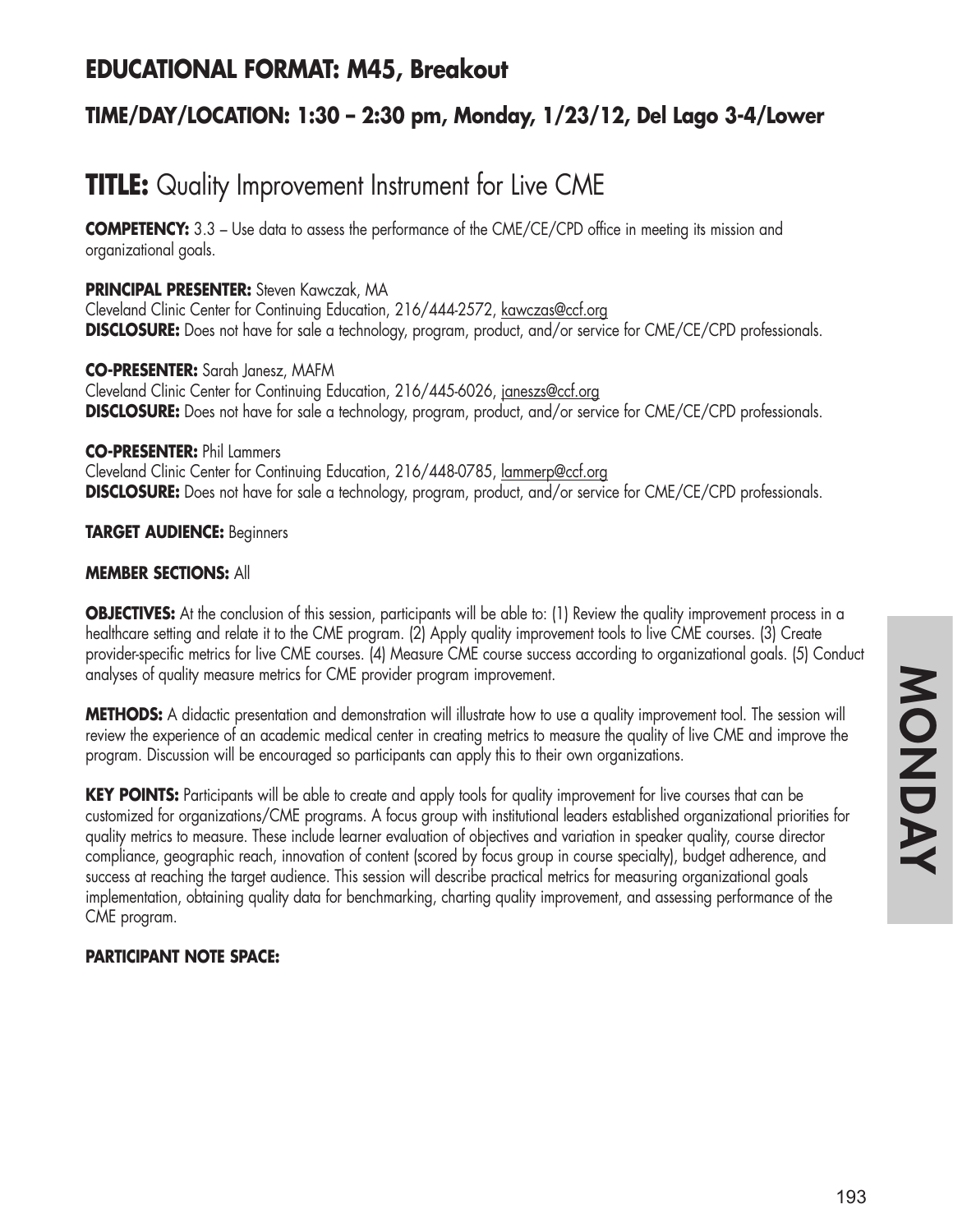## EDUCATIONAL FORMAT: M45, Breakout

### TIME/DAY/LOCATION: 1:30 – 2:30 pm, Monday, 1/23/12, Del Lago 3-4/Lower

# TITLE: Quality Improvement Instrument for Live CME

**COMPETENCY:** 3.3 – Use data to assess the performance of the CME/CE/CPD office in meeting its mission and organizational goals.

**PRINCIPAL PRESENTER:** Steven Kawczak, MA
Cleveland Clinic Center for Continuing Education, 216/444-2572, kawczas@ccf.org
**DISCLOSURE:** Does not have for sale a technology, program, product, and/or service for CME/CE/CPD professionals.

**CO-PRESENTER:** Sarah Janesz, MAFM
Cleveland Clinic Center for Continuing Education, 216/445-6026, janeszs@ccf.org
**DISCLOSURE:** Does not have for sale a technology, program, product, and/or service for CME/CE/CPD professionals.

**CO-PRESENTER:** Phil Lammers
Cleveland Clinic Center for Continuing Education, 216/448-0785, lammerp@ccf.org
**DISCLOSURE:** Does not have for sale a technology, program, product, and/or service for CME/CE/CPD professionals.

**TARGET AUDIENCE:** Beginners

**MEMBER SECTIONS:** All

**OBJECTIVES:** At the conclusion of this session, participants will be able to: (1) Review the quality improvement process in a healthcare setting and relate it to the CME program. (2) Apply quality improvement tools to live CME courses. (3) Create provider-specific metrics for live CME courses. (4) Measure CME course success according to organizational goals. (5) Conduct analyses of quality measure metrics for CME provider program improvement.

**METHODS:** A didactic presentation and demonstration will illustrate how to use a quality improvement tool. The session will review the experience of an academic medical center in creating metrics to measure the quality of live CME and improve the program. Discussion will be encouraged so participants can apply this to their own organizations.

**KEY POINTS:** Participants will be able to create and apply tools for quality improvement for live courses that can be customized for organizations/CME programs. A focus group with institutional leaders established organizational priorities for quality metrics to measure. These include learner evaluation of objectives and variation in speaker quality, course director compliance, geographic reach, innovation of content (scored by focus group in course specialty), budget adherence, and success at reaching the target audience. This session will describe practical metrics for measuring organizational goals implementation, obtaining quality data for benchmarking, charting quality improvement, and assessing performance of the CME program.

**PARTICIPANT NOTE SPACE:**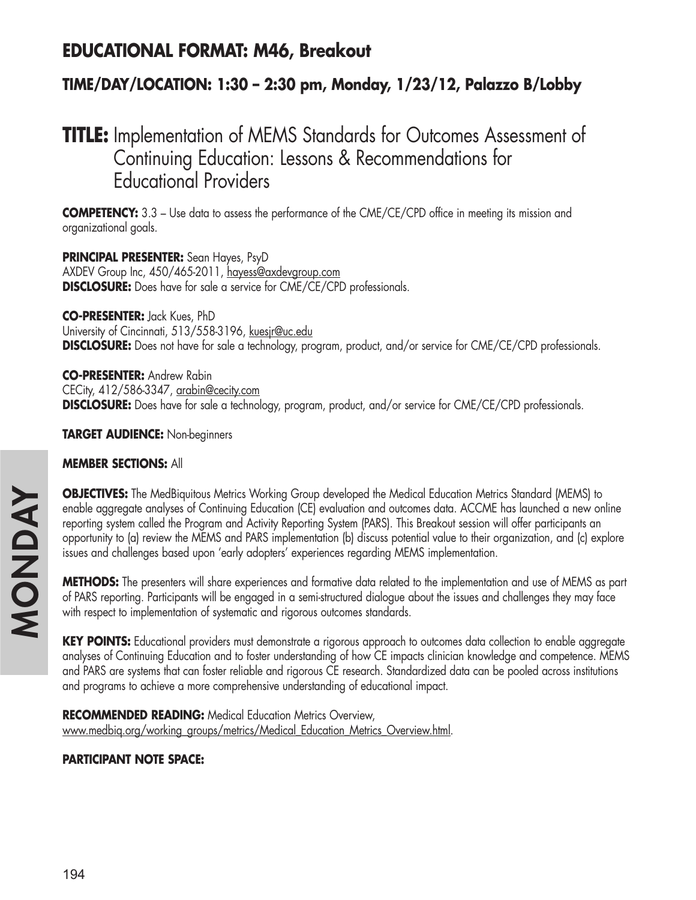## EDUCATIONAL FORMAT: M46, Breakout

### TIME/DAY/LOCATION: 1:30 – 2:30 pm, Monday, 1/23/12, Palazzo B/Lobby

# TITLE: Implementation of MEMS Standards for Outcomes Assessment of Continuing Education: Lessons & Recommendations for Educational Providers

**COMPETENCY:** 3.3 – Use data to assess the performance of the CME/CE/CPD office in meeting its mission and organizational goals.

**PRINCIPAL PRESENTER:** Sean Hayes, PsyD
AXDEV Group Inc, 450/465-2011, hayess@axdevgroup.com
**DISCLOSURE:** Does have for sale a service for CME/CE/CPD professionals.

**CO-PRESENTER:** Jack Kues, PhD
University of Cincinnati, 513/558-3196, kuesjr@uc.edu
**DISCLOSURE:** Does not have for sale a technology, program, product, and/or service for CME/CE/CPD professionals.

**CO-PRESENTER:** Andrew Rabin
CECity, 412/586-3347, arabin@cecity.com
**DISCLOSURE:** Does have for sale a technology, program, product, and/or service for CME/CE/CPD professionals.

**TARGET AUDIENCE:** Non-beginners

**MEMBER SECTIONS:** All

**OBJECTIVES:** The MedBiquitous Metrics Working Group developed the Medical Education Metrics Standard (MEMS) to enable aggregate analyses of Continuing Education (CE) evaluation and outcomes data. ACCME has launched a new online reporting system called the Program and Activity Reporting System (PARS). This Breakout session will offer participants an opportunity to (a) review the MEMS and PARS implementation (b) discuss potential value to their organization, and (c) explore issues and challenges based upon 'early adopters' experiences regarding MEMS implementation.

**METHODS:** The presenters will share experiences and formative data related to the implementation and use of MEMS as part of PARS reporting. Participants will be engaged in a semi-structured dialogue about the issues and challenges they may face with respect to implementation of systematic and rigorous outcomes standards.

**KEY POINTS:** Educational providers must demonstrate a rigorous approach to outcomes data collection to enable aggregate analyses of Continuing Education and to foster understanding of how CE impacts clinician knowledge and competence. MEMS and PARS are systems that can foster reliable and rigorous CE research. Standardized data can be pooled across institutions and programs to achieve a more comprehensive understanding of educational impact.

**RECOMMENDED READING:** Medical Education Metrics Overview, www.medbiq.org/working_groups/metrics/Medical_Education_Metrics_Overview.html.

**PARTICIPANT NOTE SPACE:**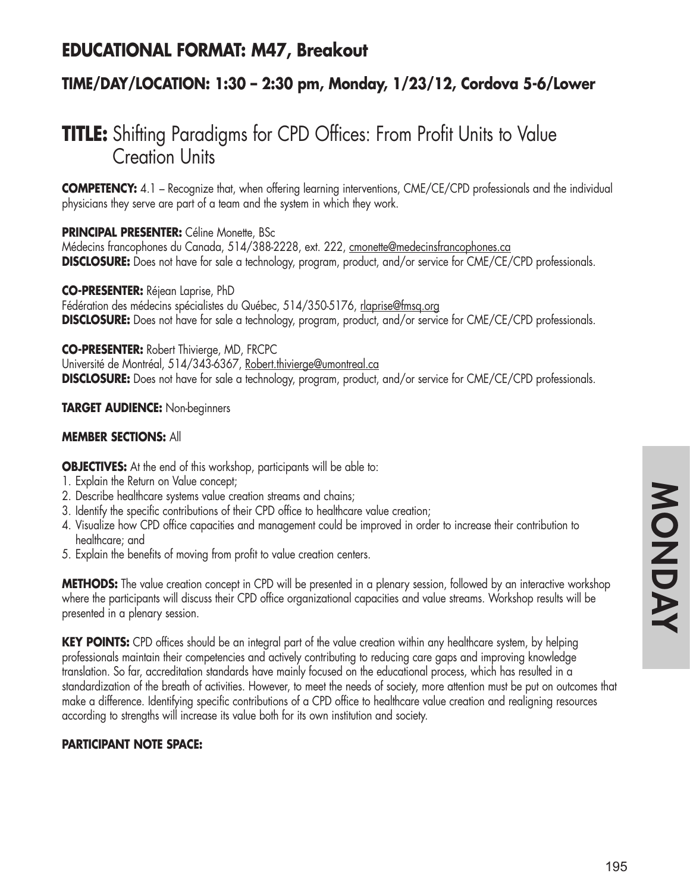## EDUCATIONAL FORMAT: M47, Breakout

### TIME/DAY/LOCATION: 1:30 – 2:30 pm, Monday, 1/23/12, Cordova 5-6/Lower

# TITLE: Shifting Paradigms for CPD Offices: From Profit Units to Value Creation Units

**COMPETENCY:** 4.1 – Recognize that, when offering learning interventions, CME/CE/CPD professionals and the individual physicians they serve are part of a team and the system in which they work.

**PRINCIPAL PRESENTER:** Céline Monette, BSc
Médecins francophones du Canada, 514/388-2228, ext. 222, cmonette@medecinsfrancophones.ca
**DISCLOSURE:** Does not have for sale a technology, program, product, and/or service for CME/CE/CPD professionals.

**CO-PRESENTER:** Réjean Laprise, PhD
Fédération des médecins spécialistes du Québec, 514/350-5176, rlaprise@fmsq.org
**DISCLOSURE:** Does not have for sale a technology, program, product, and/or service for CME/CE/CPD professionals.

**CO-PRESENTER:** Robert Thivierge, MD, FRCPC
Université de Montréal, 514/343-6367, Robert.thivierge@umontreal.ca
**DISCLOSURE:** Does not have for sale a technology, program, product, and/or service for CME/CE/CPD professionals.

**TARGET AUDIENCE:** Non-beginners

**MEMBER SECTIONS:** All

**OBJECTIVES:** At the end of this workshop, participants will be able to:

1. Explain the Return on Value concept;
2. Describe healthcare systems value creation streams and chains;
3. Identify the specific contributions of their CPD office to healthcare value creation;
4. Visualize how CPD office capacities and management could be improved in order to increase their contribution to healthcare; and
5. Explain the benefits of moving from profit to value creation centers.

**METHODS:** The value creation concept in CPD will be presented in a plenary session, followed by an interactive workshop where the participants will discuss their CPD office organizational capacities and value streams. Workshop results will be presented in a plenary session.

**KEY POINTS:** CPD offices should be an integral part of the value creation within any healthcare system, by helping professionals maintain their competencies and actively contributing to reducing care gaps and improving knowledge translation. So far, accreditation standards have mainly focused on the educational process, which has resulted in a standardization of the breath of activities. However, to meet the needs of society, more attention must be put on outcomes that make a difference. Identifying specific contributions of a CPD office to healthcare value creation and realigning resources according to strengths will increase its value both for its own institution and society.

**PARTICIPANT NOTE SPACE:**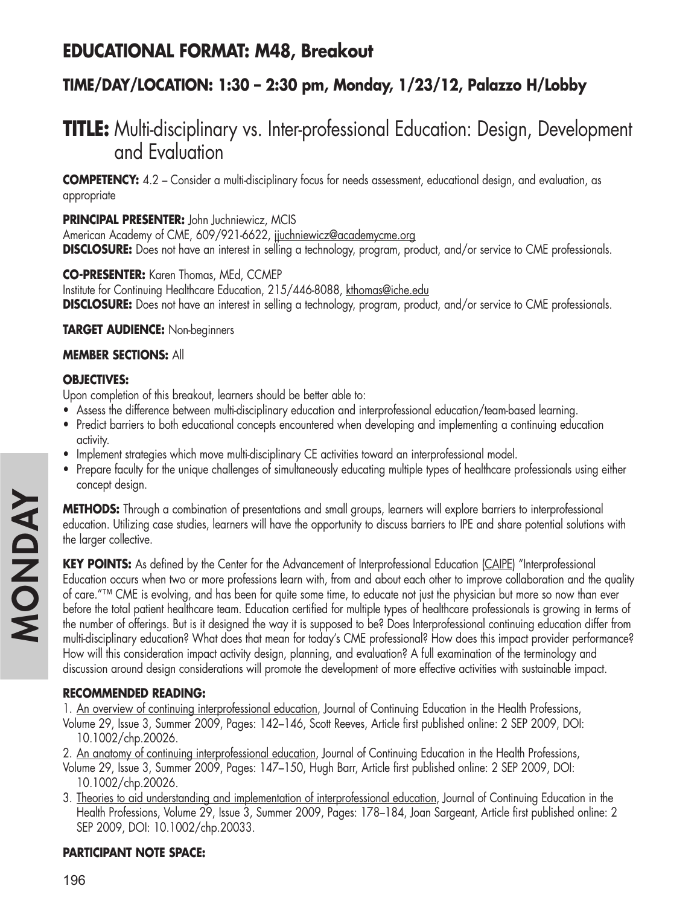## EDUCATIONAL FORMAT: M48, Breakout

### TIME/DAY/LOCATION: 1:30 – 2:30 pm, Monday, 1/23/12, Palazzo H/Lobby

# TITLE: Multi-disciplinary vs. Inter-professional Education: Design, Development and Evaluation

**COMPETENCY:** 4.2 – Consider a multi-disciplinary focus for needs assessment, educational design, and evaluation, as appropriate

**PRINCIPAL PRESENTER:** John Juchniewicz, MCIS
American Academy of CME, 609/921-6622, jjuchniewicz@academycme.org
**DISCLOSURE:** Does not have an interest in selling a technology, program, product, and/or service to CME professionals.

**CO-PRESENTER:** Karen Thomas, MEd, CCMEP
Institute for Continuing Healthcare Education, 215/446-8088, kthomas@iche.edu
**DISCLOSURE:** Does not have an interest in selling a technology, program, product, and/or service to CME professionals.

**TARGET AUDIENCE:** Non-beginners

**MEMBER SECTIONS:** All

**OBJECTIVES:**

Upon completion of this breakout, learners should be better able to:

- Assess the difference between multi-disciplinary education and interprofessional education/team-based learning.
- Predict barriers to both educational concepts encountered when developing and implementing a continuing education activity.
- Implement strategies which move multi-disciplinary CE activities toward an interprofessional model.
- Prepare faculty for the unique challenges of simultaneously educating multiple types of healthcare professionals using either concept design.

**METHODS:** Through a combination of presentations and small groups, learners will explore barriers to interprofessional education. Utilizing case studies, learners will have the opportunity to discuss barriers to IPE and share potential solutions with the larger collective.

**KEY POINTS:** As defined by the Center for the Advancement of Interprofessional Education (CAIPE) "Interprofessional Education occurs when two or more professions learn with, from and about each other to improve collaboration and the quality of care."™ CME is evolving, and has been for quite some time, to educate not just the physician but more so now than ever before the total patient healthcare team. Education certified for multiple types of healthcare professionals is growing in terms of the number of offerings. But is it designed the way it is supposed to be? Does Interprofessional continuing education differ from multi-disciplinary education? What does that mean for today's CME professional? How does this impact provider performance? How will this consideration impact activity design, planning, and evaluation? A full examination of the terminology and discussion around design considerations will promote the development of more effective activities with sustainable impact.

**RECOMMENDED READING:**

1. An overview of continuing interprofessional education, Journal of Continuing Education in the Health Professions, Volume 29, Issue 3, Summer 2009, Pages: 142–146, Scott Reeves, Article first published online: 2 SEP 2009, DOI: 10.1002/chp.20026.
2. An anatomy of continuing interprofessional education, Journal of Continuing Education in the Health Professions, Volume 29, Issue 3, Summer 2009, Pages: 147–150, Hugh Barr, Article first published online: 2 SEP 2009, DOI: 10.1002/chp.20026.
3. Theories to aid understanding and implementation of interprofessional education, Journal of Continuing Education in the Health Professions, Volume 29, Issue 3, Summer 2009, Pages: 178–184, Joan Sargeant, Article first published online: 2 SEP 2009, DOI: 10.1002/chp.20033.

**PARTICIPANT NOTE SPACE:**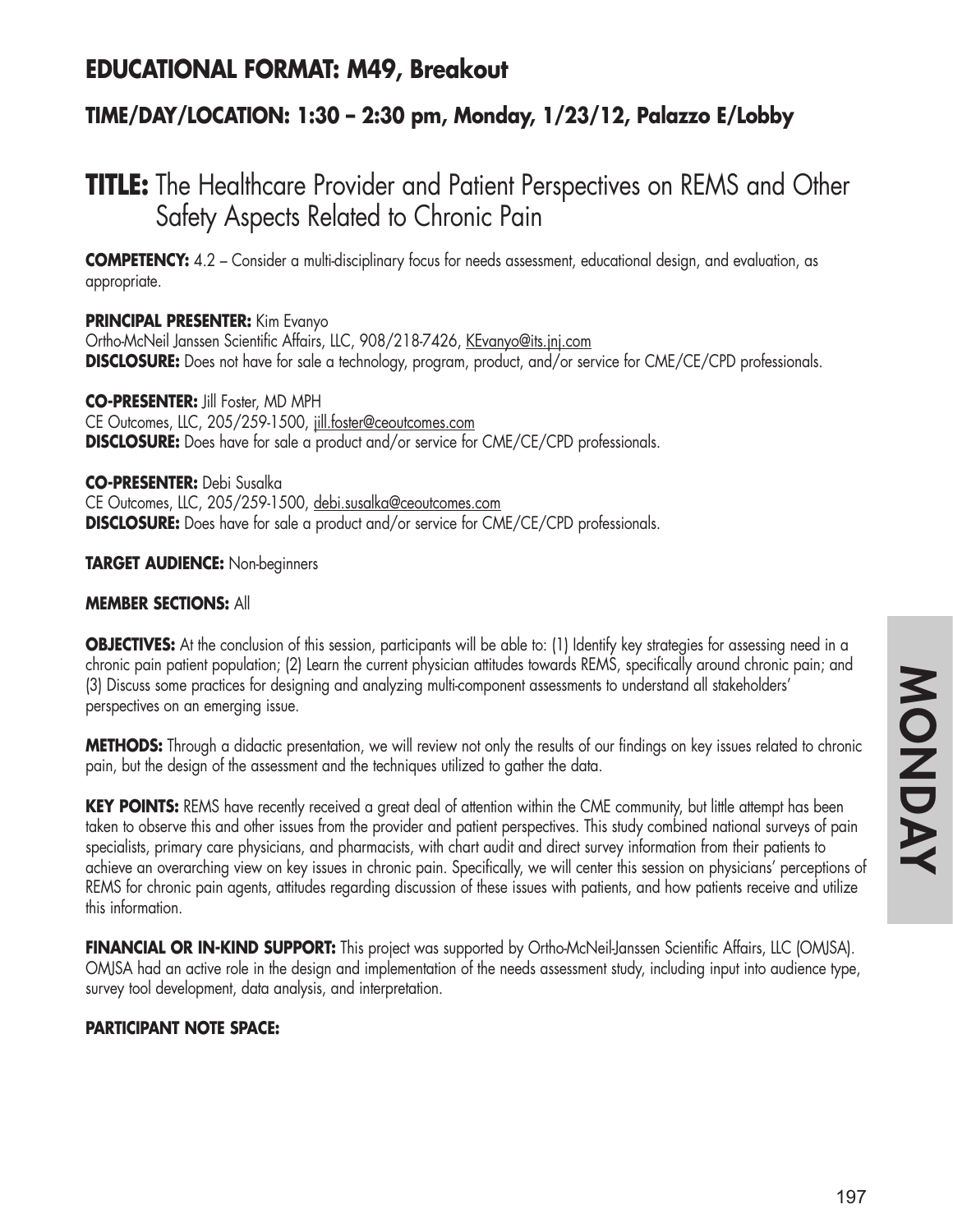## EDUCATIONAL FORMAT: M49, Breakout

### TIME/DAY/LOCATION: 1:30 – 2:30 pm, Monday, 1/23/12, Palazzo E/Lobby

# TITLE: The Healthcare Provider and Patient Perspectives on REMS and Other Safety Aspects Related to Chronic Pain

**COMPETENCY:** 4.2 – Consider a multi-disciplinary focus for needs assessment, educational design, and evaluation, as appropriate.

**PRINCIPAL PRESENTER:** Kim Evanyo
Ortho-McNeil Janssen Scientific Affairs, LLC, 908/218-7426, KEvanyo@its.jnj.com
**DISCLOSURE:** Does not have for sale a technology, program, product, and/or service for CME/CE/CPD professionals.

**CO-PRESENTER:** Jill Foster, MD MPH
CE Outcomes, LLC, 205/259-1500, jill.foster@ceoutcomes.com
**DISCLOSURE:** Does have for sale a product and/or service for CME/CE/CPD professionals.

**CO-PRESENTER:** Debi Susalka
CE Outcomes, LLC, 205/259-1500, debi.susalka@ceoutcomes.com
**DISCLOSURE:** Does have for sale a product and/or service for CME/CE/CPD professionals.

**TARGET AUDIENCE:** Non-beginners

**MEMBER SECTIONS:** All

**OBJECTIVES:** At the conclusion of this session, participants will be able to: (1) Identify key strategies for assessing need in a chronic pain patient population; (2) Learn the current physician attitudes towards REMS, specifically around chronic pain; and (3) Discuss some practices for designing and analyzing multi-component assessments to understand all stakeholders' perspectives on an emerging issue.

**METHODS:** Through a didactic presentation, we will review not only the results of our findings on key issues related to chronic pain, but the design of the assessment and the techniques utilized to gather the data.

**KEY POINTS:** REMS have recently received a great deal of attention within the CME community, but little attempt has been taken to observe this and other issues from the provider and patient perspectives. This study combined national surveys of pain specialists, primary care physicians, and pharmacists, with chart audit and direct survey information from their patients to achieve an overarching view on key issues in chronic pain. Specifically, we will center this session on physicians' perceptions of REMS for chronic pain agents, attitudes regarding discussion of these issues with patients, and how patients receive and utilize this information.

**FINANCIAL OR IN-KIND SUPPORT:** This project was supported by Ortho-McNeil-Janssen Scientific Affairs, LLC (OMJSA). OMJSA had an active role in the design and implementation of the needs assessment study, including input into audience type, survey tool development, data analysis, and interpretation.

**PARTICIPANT NOTE SPACE:**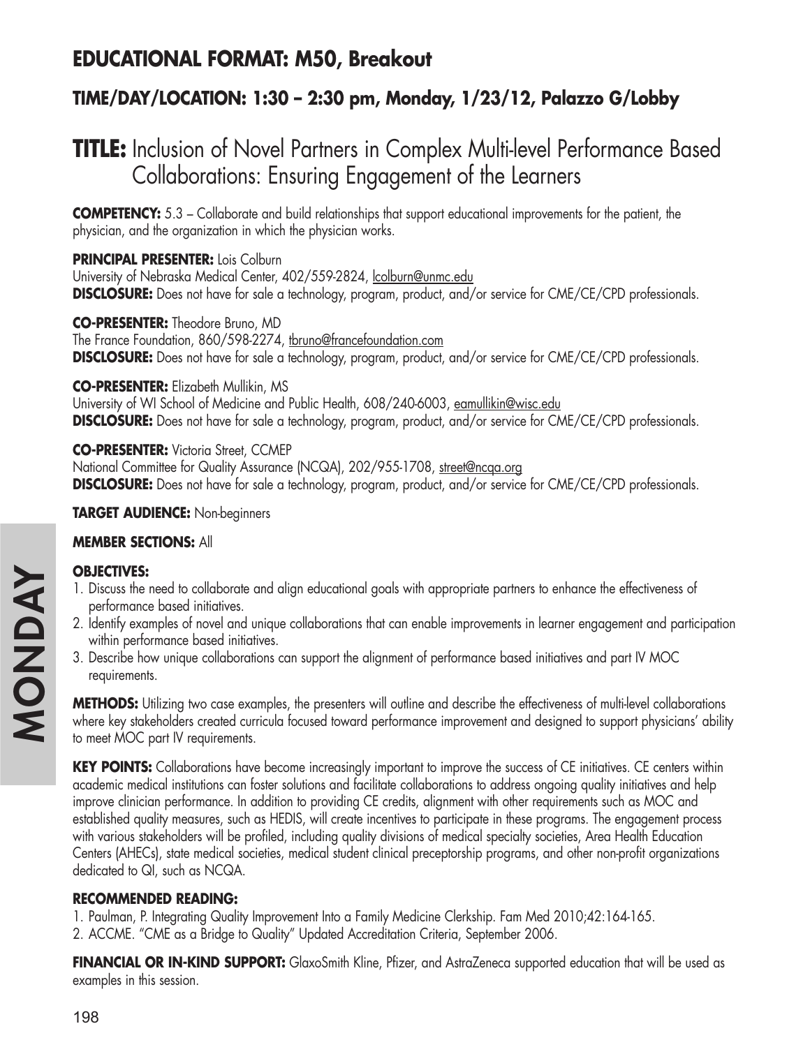## EDUCATIONAL FORMAT: M50, Breakout

### TIME/DAY/LOCATION: 1:30 – 2:30 pm, Monday, 1/23/12, Palazzo G/Lobby

# TITLE: Inclusion of Novel Partners in Complex Multi-level Performance Based Collaborations: Ensuring Engagement of the Learners

**COMPETENCY:** 5.3 – Collaborate and build relationships that support educational improvements for the patient, the physician, and the organization in which the physician works.

**PRINCIPAL PRESENTER:** Lois Colburn
University of Nebraska Medical Center, 402/559-2824, lcolburn@unmc.edu
**DISCLOSURE:** Does not have for sale a technology, program, product, and/or service for CME/CE/CPD professionals.

**CO-PRESENTER:** Theodore Bruno, MD
The France Foundation, 860/598-2274, tbruno@francefoundation.com
**DISCLOSURE:** Does not have for sale a technology, program, product, and/or service for CME/CE/CPD professionals.

**CO-PRESENTER:** Elizabeth Mullikin, MS
University of WI School of Medicine and Public Health, 608/240-6003, eamullikin@wisc.edu
**DISCLOSURE:** Does not have for sale a technology, program, product, and/or service for CME/CE/CPD professionals.

**CO-PRESENTER:** Victoria Street, CCMEP
National Committee for Quality Assurance (NCQA), 202/955-1708, street@ncqa.org
**DISCLOSURE:** Does not have for sale a technology, program, product, and/or service for CME/CE/CPD professionals.

**TARGET AUDIENCE:** Non-beginners

**MEMBER SECTIONS:** All

**OBJECTIVES:**
1. Discuss the need to collaborate and align educational goals with appropriate partners to enhance the effectiveness of performance based initiatives.
2. Identify examples of novel and unique collaborations that can enable improvements in learner engagement and participation within performance based initiatives.
3. Describe how unique collaborations can support the alignment of performance based initiatives and part IV MOC requirements.

**METHODS:** Utilizing two case examples, the presenters will outline and describe the effectiveness of multi-level collaborations where key stakeholders created curricula focused toward performance improvement and designed to support physicians' ability to meet MOC part IV requirements.

**KEY POINTS:** Collaborations have become increasingly important to improve the success of CE initiatives. CE centers within academic medical institutions can foster solutions and facilitate collaborations to address ongoing quality initiatives and help improve clinician performance. In addition to providing CE credits, alignment with other requirements such as MOC and established quality measures, such as HEDIS, will create incentives to participate in these programs. The engagement process with various stakeholders will be profiled, including quality divisions of medical specialty societies, Area Health Education Centers (AHECs), state medical societies, medical student clinical preceptorship programs, and other non-profit organizations dedicated to QI, such as NCQA.

**RECOMMENDED READING:**
1. Paulman, P. Integrating Quality Improvement Into a Family Medicine Clerkship. Fam Med 2010;42:164-165.
2. ACCME. "CME as a Bridge to Quality" Updated Accreditation Criteria, September 2006.

**FINANCIAL OR IN-KIND SUPPORT:** GlaxoSmith Kline, Pfizer, and AstraZeneca supported education that will be used as examples in this session.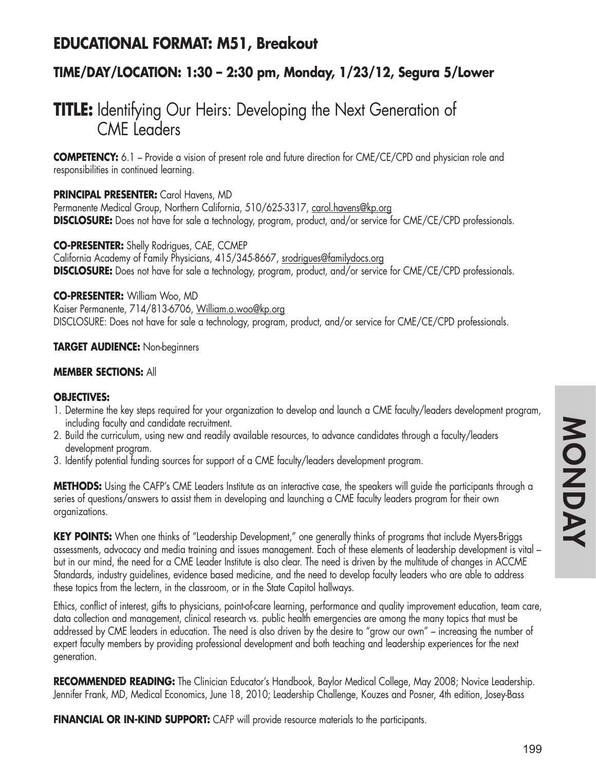## EDUCATIONAL FORMAT: M51, Breakout

### TIME/DAY/LOCATION: 1:30 – 2:30 pm, Monday, 1/23/12, Segura 5/Lower

# TITLE: Identifying Our Heirs: Developing the Next Generation of CME Leaders

**COMPETENCY:** 6.1 – Provide a vision of present role and future direction for CME/CE/CPD and physician role and responsibilities in continued learning.

**PRINCIPAL PRESENTER:** Carol Havens, MD
Permanente Medical Group, Northern California, 510/625-3317, carol.havens@kp.org
**DISCLOSURE:** Does not have for sale a technology, program, product, and/or service for CME/CE/CPD professionals.

**CO-PRESENTER:** Shelly Rodrigues, CAE, CCMEP
California Academy of Family Physicians, 415/345-8667, srodrigues@familydocs.org
**DISCLOSURE:** Does not have for sale a technology, program, product, and/or service for CME/CE/CPD professionals.

**CO-PRESENTER:** William Woo, MD
Kaiser Permanente, 714/813-6706, William.o.woo@kp.org
DISCLOSURE: Does not have for sale a technology, program, product, and/or service for CME/CE/CPD professionals.

**TARGET AUDIENCE:** Non-beginners

**MEMBER SECTIONS:** All

**OBJECTIVES:**

1. Determine the key steps required for your organization to develop and launch a CME faculty/leaders development program, including faculty and candidate recruitment.
2. Build the curriculum, using new and readily available resources, to advance candidates through a faculty/leaders development program.
3. Identify potential funding sources for support of a CME faculty/leaders development program.

**METHODS:** Using the CAFP's CME Leaders Institute as an interactive case, the speakers will guide the participants through a series of questions/answers to assist them in developing and launching a CME faculty leaders program for their own organizations.

**KEY POINTS:** When one thinks of "Leadership Development," one generally thinks of programs that include Myers-Briggs assessments, advocacy and media training and issues management. Each of these elements of leadership development is vital – but in our mind, the need for a CME Leader Institute is also clear. The need is driven by the multitude of changes in ACCME Standards, industry guidelines, evidence based medicine, and the need to develop faculty leaders who are able to address these topics from the lectern, in the classroom, or in the State Capitol hallways.

Ethics, conflict of interest, gifts to physicians, point-of-care learning, performance and quality improvement education, team care, data collection and management, clinical research vs. public health emergencies are among the many topics that must be addressed by CME leaders in education. The need is also driven by the desire to "grow our own" – increasing the number of expert faculty members by providing professional development and both teaching and leadership experiences for the next generation.

**RECOMMENDED READING:** The Clinician Educator's Handbook, Baylor Medical College, May 2008; Novice Leadership. Jennifer Frank, MD, Medical Economics, June 18, 2010; Leadership Challenge, Kouzes and Posner, 4th edition, Josey-Bass

**FINANCIAL OR IN-KIND SUPPORT:** CAFP will provide resource materials to the participants.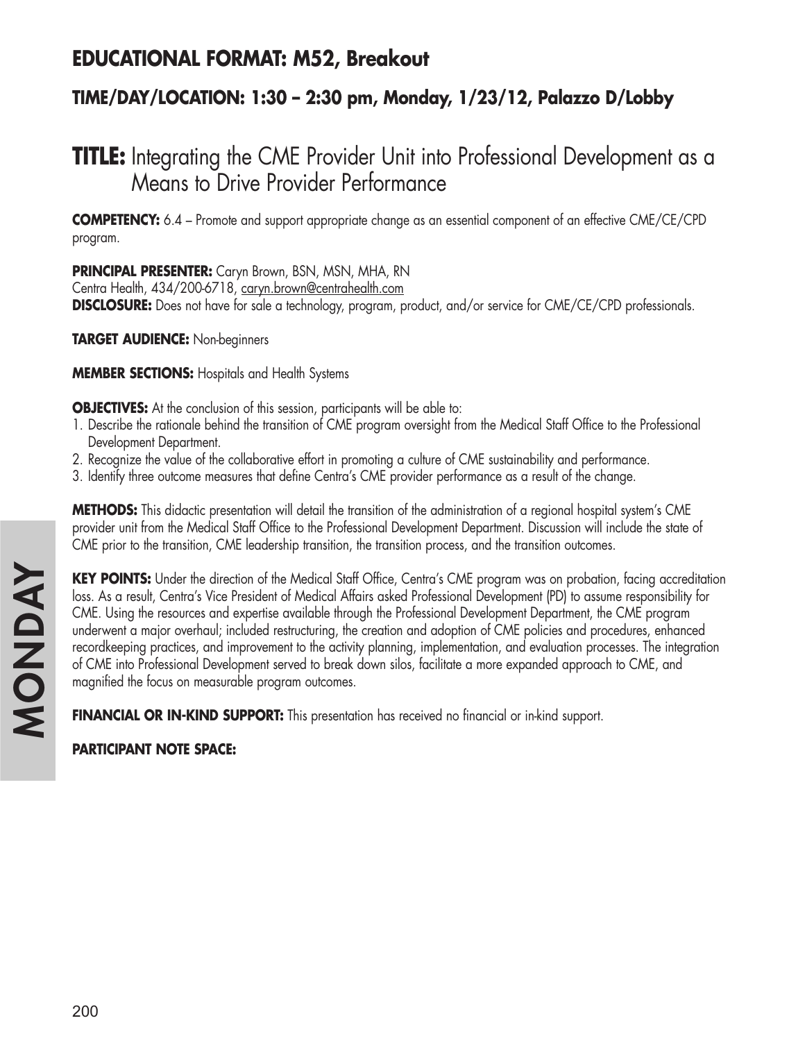## EDUCATIONAL FORMAT: M52, Breakout

### TIME/DAY/LOCATION: 1:30 – 2:30 pm, Monday, 1/23/12, Palazzo D/Lobby

# TITLE: Integrating the CME Provider Unit into Professional Development as a Means to Drive Provider Performance

**COMPETENCY:** 6.4 – Promote and support appropriate change as an essential component of an effective CME/CE/CPD program.

**PRINCIPAL PRESENTER:** Caryn Brown, BSN, MSN, MHA, RN
Centra Health, 434/200-6718, caryn.brown@centrahealth.com
**DISCLOSURE:** Does not have for sale a technology, program, product, and/or service for CME/CE/CPD professionals.

**TARGET AUDIENCE:** Non-beginners

**MEMBER SECTIONS:** Hospitals and Health Systems

**OBJECTIVES:** At the conclusion of this session, participants will be able to:
1. Describe the rationale behind the transition of CME program oversight from the Medical Staff Office to the Professional Development Department.
2. Recognize the value of the collaborative effort in promoting a culture of CME sustainability and performance.
3. Identify three outcome measures that define Centra's CME provider performance as a result of the change.

**METHODS:** This didactic presentation will detail the transition of the administration of a regional hospital system's CME provider unit from the Medical Staff Office to the Professional Development Department. Discussion will include the state of CME prior to the transition, CME leadership transition, the transition process, and the transition outcomes.

**KEY POINTS:** Under the direction of the Medical Staff Office, Centra's CME program was on probation, facing accreditation loss. As a result, Centra's Vice President of Medical Affairs asked Professional Development (PD) to assume responsibility for CME. Using the resources and expertise available through the Professional Development Department, the CME program underwent a major overhaul; included restructuring, the creation and adoption of CME policies and procedures, enhanced recordkeeping practices, and improvement to the activity planning, implementation, and evaluation processes. The integration of CME into Professional Development served to break down silos, facilitate a more expanded approach to CME, and magnified the focus on measurable program outcomes.

**FINANCIAL OR IN-KIND SUPPORT:** This presentation has received no financial or in-kind support.

**PARTICIPANT NOTE SPACE:**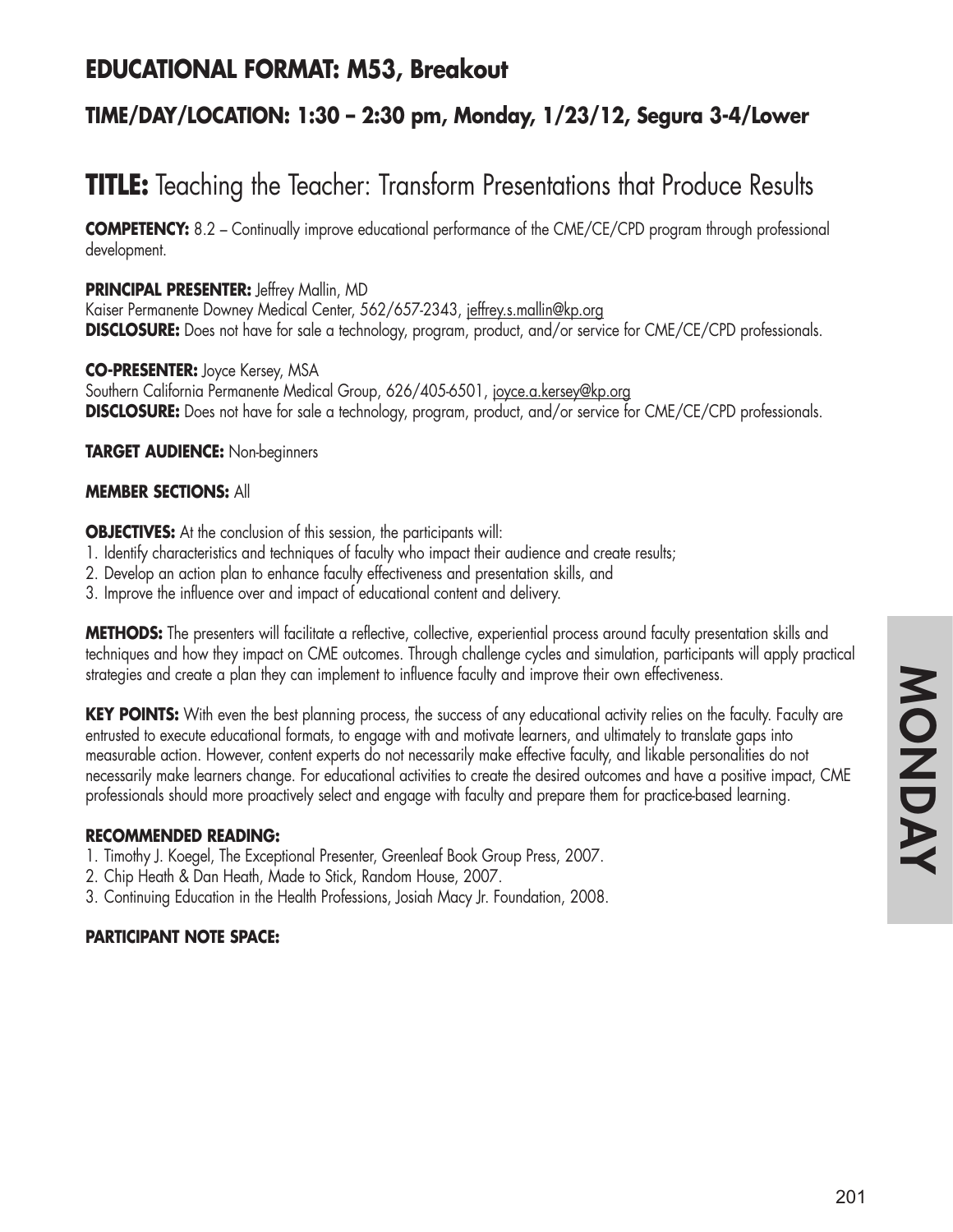## EDUCATIONAL FORMAT: M53, Breakout

### TIME/DAY/LOCATION: 1:30 – 2:30 pm, Monday, 1/23/12, Segura 3-4/Lower

# TITLE: Teaching the Teacher: Transform Presentations that Produce Results

**COMPETENCY:** 8.2 – Continually improve educational performance of the CME/CE/CPD program through professional development.

**PRINCIPAL PRESENTER:** Jeffrey Mallin, MD
Kaiser Permanente Downey Medical Center, 562/657-2343, jeffrey.s.mallin@kp.org
**DISCLOSURE:** Does not have for sale a technology, program, product, and/or service for CME/CE/CPD professionals.

**CO-PRESENTER:** Joyce Kersey, MSA
Southern California Permanente Medical Group, 626/405-6501, joyce.a.kersey@kp.org
**DISCLOSURE:** Does not have for sale a technology, program, product, and/or service for CME/CE/CPD professionals.

**TARGET AUDIENCE:** Non-beginners

**MEMBER SECTIONS:** All

**OBJECTIVES:** At the conclusion of this session, the participants will:
1. Identify characteristics and techniques of faculty who impact their audience and create results;
2. Develop an action plan to enhance faculty effectiveness and presentation skills, and
3. Improve the influence over and impact of educational content and delivery.

**METHODS:** The presenters will facilitate a reflective, collective, experiential process around faculty presentation skills and techniques and how they impact on CME outcomes. Through challenge cycles and simulation, participants will apply practical strategies and create a plan they can implement to influence faculty and improve their own effectiveness.

**KEY POINTS:** With even the best planning process, the success of any educational activity relies on the faculty. Faculty are entrusted to execute educational formats, to engage with and motivate learners, and ultimately to translate gaps into measurable action. However, content experts do not necessarily make effective faculty, and likable personalities do not necessarily make learners change. For educational activities to create the desired outcomes and have a positive impact, CME professionals should more proactively select and engage with faculty and prepare them for practice-based learning.

**RECOMMENDED READING:**
1. Timothy J. Koegel, The Exceptional Presenter, Greenleaf Book Group Press, 2007.
2. Chip Heath & Dan Heath, Made to Stick, Random House, 2007.
3. Continuing Education in the Health Professions, Josiah Macy Jr. Foundation, 2008.

**PARTICIPANT NOTE SPACE:**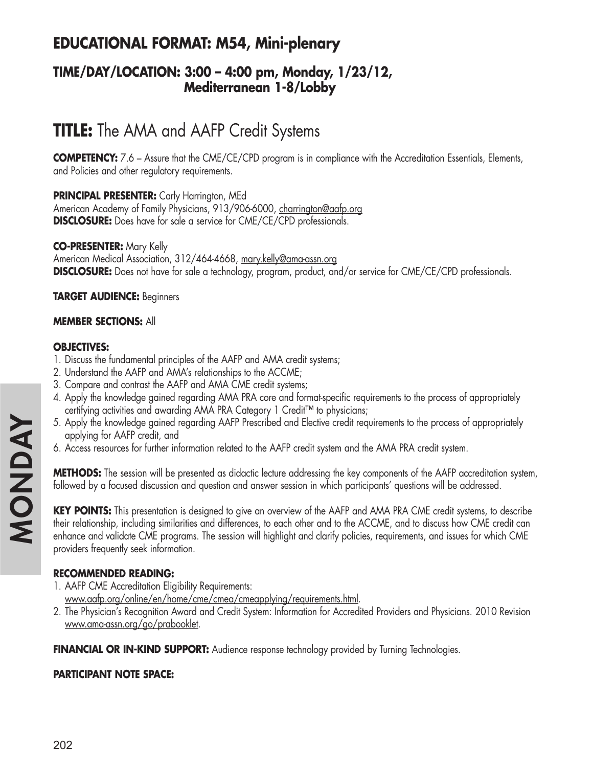## EDUCATIONAL FORMAT: M54, Mini-plenary

### TIME/DAY/LOCATION: 3:00 – 4:00 pm, Monday, 1/23/12, Mediterranean 1-8/Lobby

# TITLE: The AMA and AAFP Credit Systems

**COMPETENCY:** 7.6 – Assure that the CME/CE/CPD program is in compliance with the Accreditation Essentials, Elements, and Policies and other regulatory requirements.

**PRINCIPAL PRESENTER:** Carly Harrington, MEd
American Academy of Family Physicians, 913/906-6000, charrington@aafp.org
**DISCLOSURE:** Does have for sale a service for CME/CE/CPD professionals.

**CO-PRESENTER:** Mary Kelly
American Medical Association, 312/464-4668, mary.kelly@ama-assn.org
**DISCLOSURE:** Does not have for sale a technology, program, product, and/or service for CME/CE/CPD professionals.

**TARGET AUDIENCE:** Beginners

**MEMBER SECTIONS:** All

**OBJECTIVES:**
1. Discuss the fundamental principles of the AAFP and AMA credit systems;
2. Understand the AAFP and AMA's relationships to the ACCME;
3. Compare and contrast the AAFP and AMA CME credit systems;
4. Apply the knowledge gained regarding AMA PRA core and format-specific requirements to the process of appropriately certifying activities and awarding AMA PRA Category 1 Credit™ to physicians;
5. Apply the knowledge gained regarding AAFP Prescribed and Elective credit requirements to the process of appropriately applying for AAFP credit, and
6. Access resources for further information related to the AAFP credit system and the AMA PRA credit system.

**METHODS:** The session will be presented as didactic lecture addressing the key components of the AAFP accreditation system, followed by a focused discussion and question and answer session in which participants' questions will be addressed.

**KEY POINTS:** This presentation is designed to give an overview of the AAFP and AMA PRA CME credit systems, to describe their relationship, including similarities and differences, to each other and to the ACCME, and to discuss how CME credit can enhance and validate CME programs. The session will highlight and clarify policies, requirements, and issues for which CME providers frequently seek information.

**RECOMMENDED READING:**
1. AAFP CME Accreditation Eligibility Requirements: www.aafp.org/online/en/home/cme/cmea/cmeapplying/requirements.html.
2. The Physician's Recognition Award and Credit System: Information for Accredited Providers and Physicians. 2010 Revision www.ama-assn.org/go/prabooklet.

**FINANCIAL OR IN-KIND SUPPORT:** Audience response technology provided by Turning Technologies.

**PARTICIPANT NOTE SPACE:**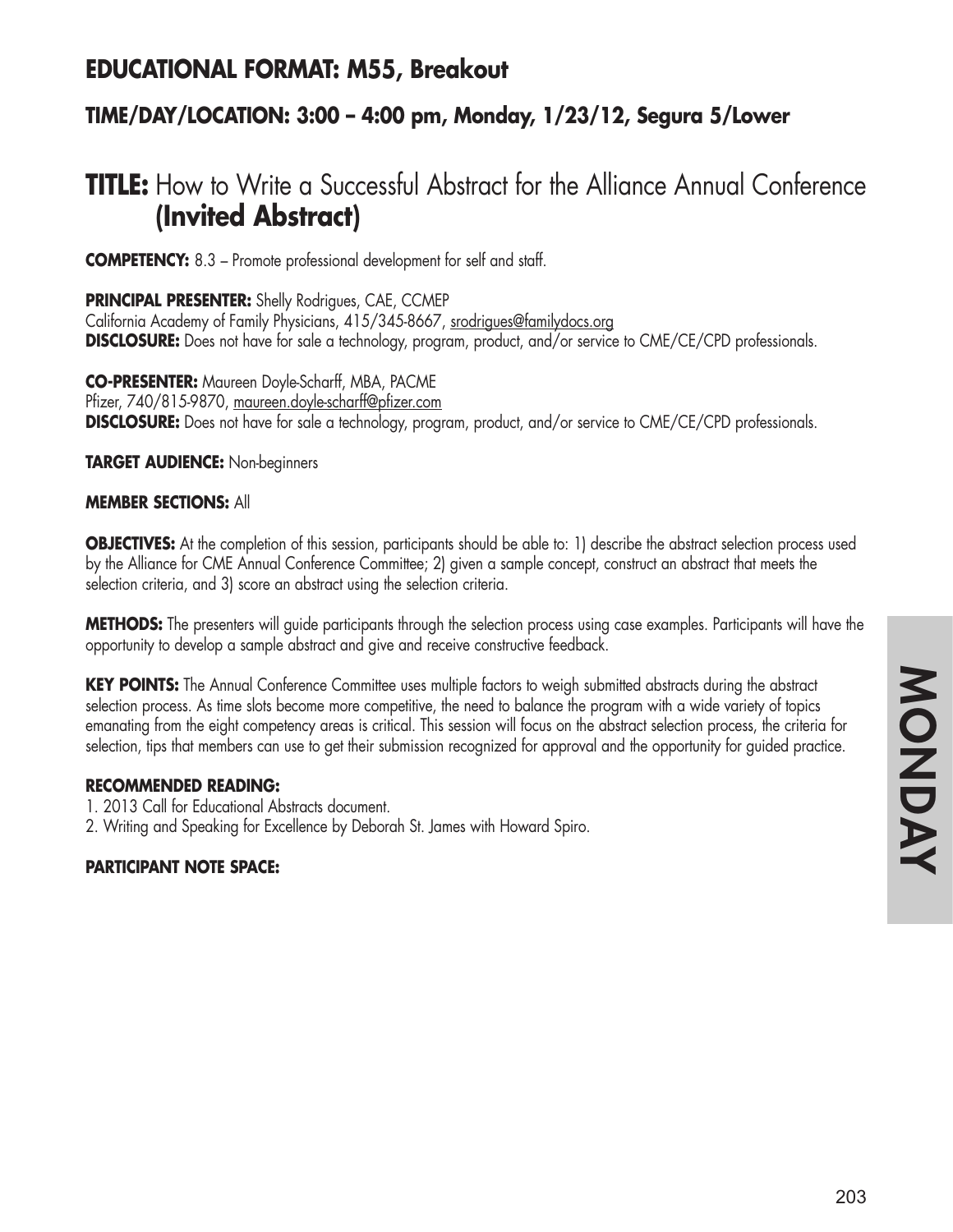## EDUCATIONAL FORMAT: M55, Breakout

### TIME/DAY/LOCATION: 3:00 – 4:00 pm, Monday, 1/23/12, Segura 5/Lower

# TITLE: How to Write a Successful Abstract for the Alliance Annual Conference **(Invited Abstract)**

**COMPETENCY:** 8.3 – Promote professional development for self and staff.

**PRINCIPAL PRESENTER:** Shelly Rodrigues, CAE, CCMEP
California Academy of Family Physicians, 415/345-8667, srodrigues@familydocs.org
**DISCLOSURE:** Does not have for sale a technology, program, product, and/or service to CME/CE/CPD professionals.

**CO-PRESENTER:** Maureen Doyle-Scharff, MBA, PACME
Pfizer, 740/815-9870, maureen.doyle-scharff@pfizer.com
**DISCLOSURE:** Does not have for sale a technology, program, product, and/or service to CME/CE/CPD professionals.

**TARGET AUDIENCE:** Non-beginners

**MEMBER SECTIONS:** All

**OBJECTIVES:** At the completion of this session, participants should be able to: 1) describe the abstract selection process used by the Alliance for CME Annual Conference Committee; 2) given a sample concept, construct an abstract that meets the selection criteria, and 3) score an abstract using the selection criteria.

**METHODS:** The presenters will guide participants through the selection process using case examples. Participants will have the opportunity to develop a sample abstract and give and receive constructive feedback.

**KEY POINTS:** The Annual Conference Committee uses multiple factors to weigh submitted abstracts during the abstract selection process. As time slots become more competitive, the need to balance the program with a wide variety of topics emanating from the eight competency areas is critical. This session will focus on the abstract selection process, the criteria for selection, tips that members can use to get their submission recognized for approval and the opportunity for guided practice.

**RECOMMENDED READING:**
1. 2013 Call for Educational Abstracts document.
2. Writing and Speaking for Excellence by Deborah St. James with Howard Spiro.

**PARTICIPANT NOTE SPACE:**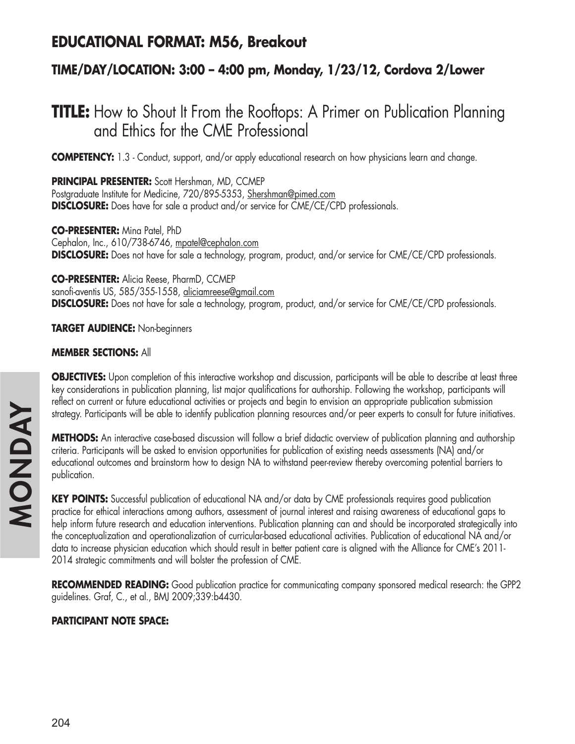## EDUCATIONAL FORMAT: M56, Breakout

### TIME/DAY/LOCATION: 3:00 – 4:00 pm, Monday, 1/23/12, Cordova 2/Lower

# TITLE: How to Shout It From the Rooftops: A Primer on Publication Planning and Ethics for the CME Professional

**COMPETENCY:** 1.3 - Conduct, support, and/or apply educational research on how physicians learn and change.

**PRINCIPAL PRESENTER:** Scott Hershman, MD, CCMEP
Postgraduate Institute for Medicine, 720/895-5353, Shershman@pimed.com
**DISCLOSURE:** Does have for sale a product and/or service for CME/CE/CPD professionals.

**CO-PRESENTER:** Mina Patel, PhD
Cephalon, Inc., 610/738-6746, mpatel@cephalon.com
**DISCLOSURE:** Does not have for sale a technology, program, product, and/or service for CME/CE/CPD professionals.

**CO-PRESENTER:** Alicia Reese, PharmD, CCMEP
sanofi-aventis US, 585/355-1558, aliciamreese@gmail.com
**DISCLOSURE:** Does not have for sale a technology, program, product, and/or service for CME/CE/CPD professionals.

**TARGET AUDIENCE:** Non-beginners

**MEMBER SECTIONS:** All

**OBJECTIVES:** Upon completion of this interactive workshop and discussion, participants will be able to describe at least three key considerations in publication planning, list major qualifications for authorship. Following the workshop, participants will reflect on current or future educational activities or projects and begin to envision an appropriate publication submission strategy. Participants will be able to identify publication planning resources and/or peer experts to consult for future initiatives.

**METHODS:** An interactive case-based discussion will follow a brief didactic overview of publication planning and authorship criteria. Participants will be asked to envision opportunities for publication of existing needs assessments (NA) and/or educational outcomes and brainstorm how to design NA to withstand peer-review thereby overcoming potential barriers to publication.

**KEY POINTS:** Successful publication of educational NA and/or data by CME professionals requires good publication practice for ethical interactions among authors, assessment of journal interest and raising awareness of educational gaps to help inform future research and education interventions. Publication planning can and should be incorporated strategically into the conceptualization and operationalization of curricular-based educational activities. Publication of educational NA and/or data to increase physician education which should result in better patient care is aligned with the Alliance for CME's 2011-2014 strategic commitments and will bolster the profession of CME.

**RECOMMENDED READING:** Good publication practice for communicating company sponsored medical research: the GPP2 guidelines. Graf, C., et al., BMJ 2009;339:b4430.

**PARTICIPANT NOTE SPACE:**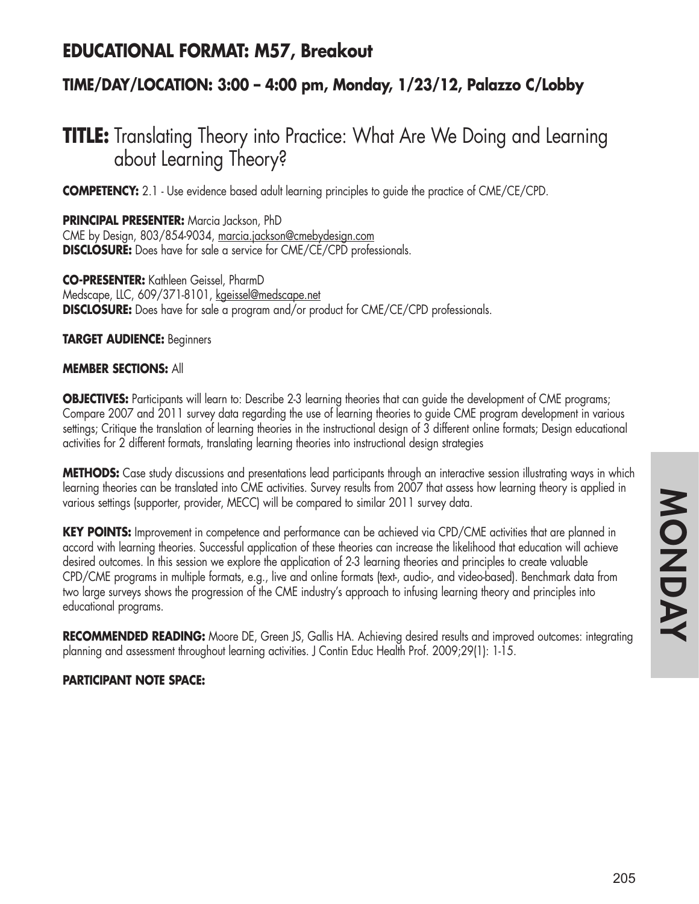## EDUCATIONAL FORMAT: M57, Breakout

### TIME/DAY/LOCATION: 3:00 – 4:00 pm, Monday, 1/23/12, Palazzo C/Lobby

# TITLE: Translating Theory into Practice: What Are We Doing and Learning about Learning Theory?

**COMPETENCY:** 2.1 - Use evidence based adult learning principles to guide the practice of CME/CE/CPD.

**PRINCIPAL PRESENTER:** Marcia Jackson, PhD
CME by Design, 803/854-9034, marcia.jackson@cmebydesign.com
**DISCLOSURE:** Does have for sale a service for CME/CE/CPD professionals.

**CO-PRESENTER:** Kathleen Geissel, PharmD
Medscape, LLC, 609/371-8101, kgeissel@medscape.net
**DISCLOSURE:** Does have for sale a program and/or product for CME/CE/CPD professionals.

**TARGET AUDIENCE:** Beginners

**MEMBER SECTIONS:** All

**OBJECTIVES:** Participants will learn to: Describe 2-3 learning theories that can guide the development of CME programs; Compare 2007 and 2011 survey data regarding the use of learning theories to guide CME program development in various settings; Critique the translation of learning theories in the instructional design of 3 different online formats; Design educational activities for 2 different formats, translating learning theories into instructional design strategies

**METHODS:** Case study discussions and presentations lead participants through an interactive session illustrating ways in which learning theories can be translated into CME activities. Survey results from 2007 that assess how learning theory is applied in various settings (supporter, provider, MECC) will be compared to similar 2011 survey data.

**KEY POINTS:** Improvement in competence and performance can be achieved via CPD/CME activities that are planned in accord with learning theories. Successful application of these theories can increase the likelihood that education will achieve desired outcomes. In this session we explore the application of 2-3 learning theories and principles to create valuable CPD/CME programs in multiple formats, e.g., live and online formats (text-, audio-, and video-based). Benchmark data from two large surveys shows the progression of the CME industry's approach to infusing learning theory and principles into educational programs.

**RECOMMENDED READING:** Moore DE, Green JS, Gallis HA. Achieving desired results and improved outcomes: integrating planning and assessment throughout learning activities. J Contin Educ Health Prof. 2009;29(1): 1-15.

**PARTICIPANT NOTE SPACE:**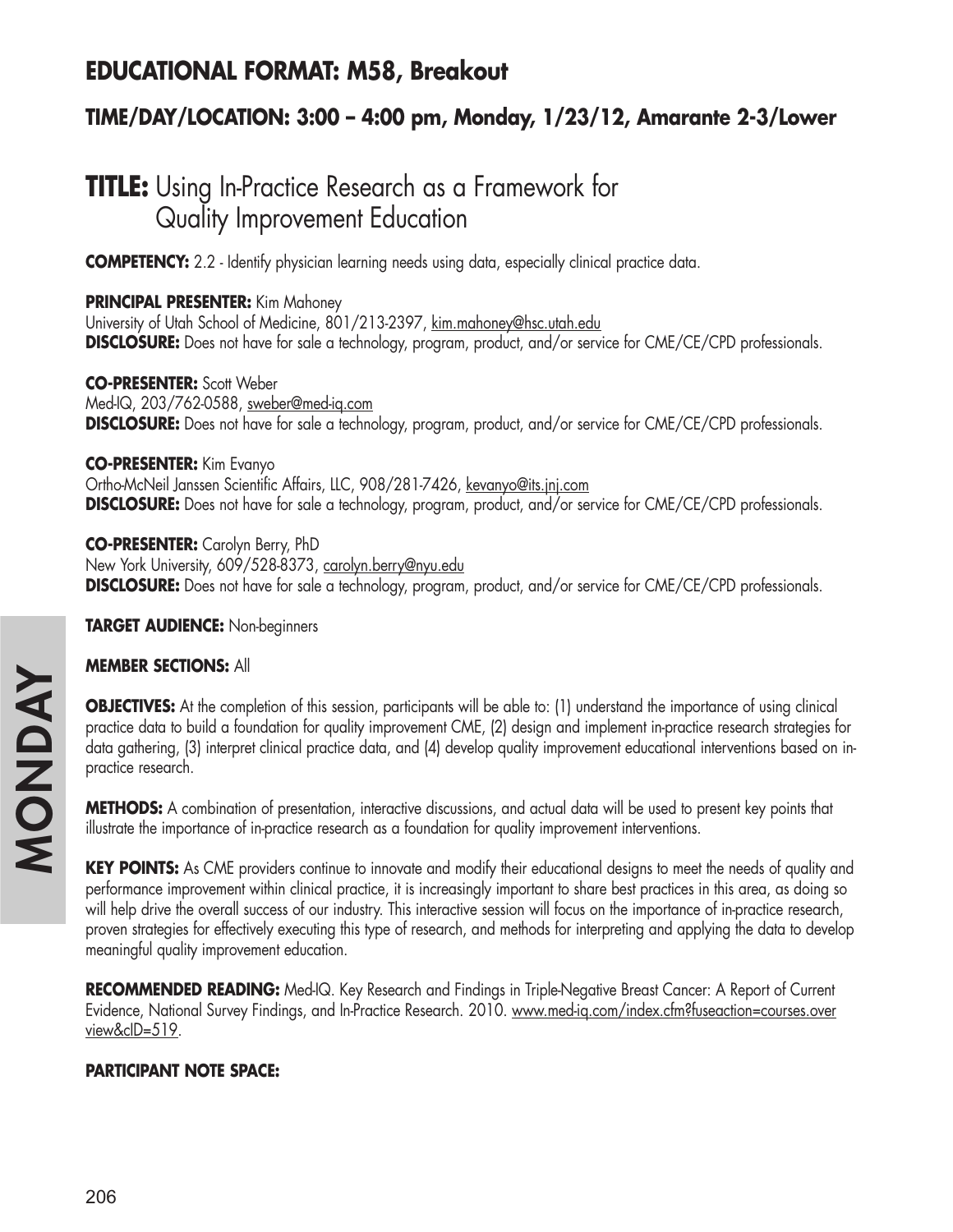## EDUCATIONAL FORMAT: M58, Breakout

### TIME/DAY/LOCATION: 3:00 – 4:00 pm, Monday, 1/23/12, Amarante 2-3/Lower

# TITLE: Using In-Practice Research as a Framework for Quality Improvement Education

**COMPETENCY:** 2.2 - Identify physician learning needs using data, especially clinical practice data.

**PRINCIPAL PRESENTER:** Kim Mahoney
University of Utah School of Medicine, 801/213-2397, kim.mahoney@hsc.utah.edu
**DISCLOSURE:** Does not have for sale a technology, program, product, and/or service for CME/CE/CPD professionals.

**CO-PRESENTER:** Scott Weber
Med-IQ, 203/762-0588, sweber@med-iq.com
**DISCLOSURE:** Does not have for sale a technology, program, product, and/or service for CME/CE/CPD professionals.

**CO-PRESENTER:** Kim Evanyo
Ortho-McNeil Janssen Scientific Affairs, LLC, 908/281-7426, kevanyo@its.jnj.com
**DISCLOSURE:** Does not have for sale a technology, program, product, and/or service for CME/CE/CPD professionals.

**CO-PRESENTER:** Carolyn Berry, PhD
New York University, 609/528-8373, carolyn.berry@nyu.edu
**DISCLOSURE:** Does not have for sale a technology, program, product, and/or service for CME/CE/CPD professionals.

**TARGET AUDIENCE:** Non-beginners

**MEMBER SECTIONS:** All

**OBJECTIVES:** At the completion of this session, participants will be able to: (1) understand the importance of using clinical practice data to build a foundation for quality improvement CME, (2) design and implement in-practice research strategies for data gathering, (3) interpret clinical practice data, and (4) develop quality improvement educational interventions based on in-practice research.

**METHODS:** A combination of presentation, interactive discussions, and actual data will be used to present key points that illustrate the importance of in-practice research as a foundation for quality improvement interventions.

**KEY POINTS:** As CME providers continue to innovate and modify their educational designs to meet the needs of quality and performance improvement within clinical practice, it is increasingly important to share best practices in this area, as doing so will help drive the overall success of our industry. This interactive session will focus on the importance of in-practice research, proven strategies for effectively executing this type of research, and methods for interpreting and applying the data to develop meaningful quality improvement education.

**RECOMMENDED READING:** Med-IQ. Key Research and Findings in Triple-Negative Breast Cancer: A Report of Current Evidence, National Survey Findings, and In-Practice Research. 2010. www.med-iq.com/index.cfm?fuseaction=courses.overview&cID=519.

**PARTICIPANT NOTE SPACE:**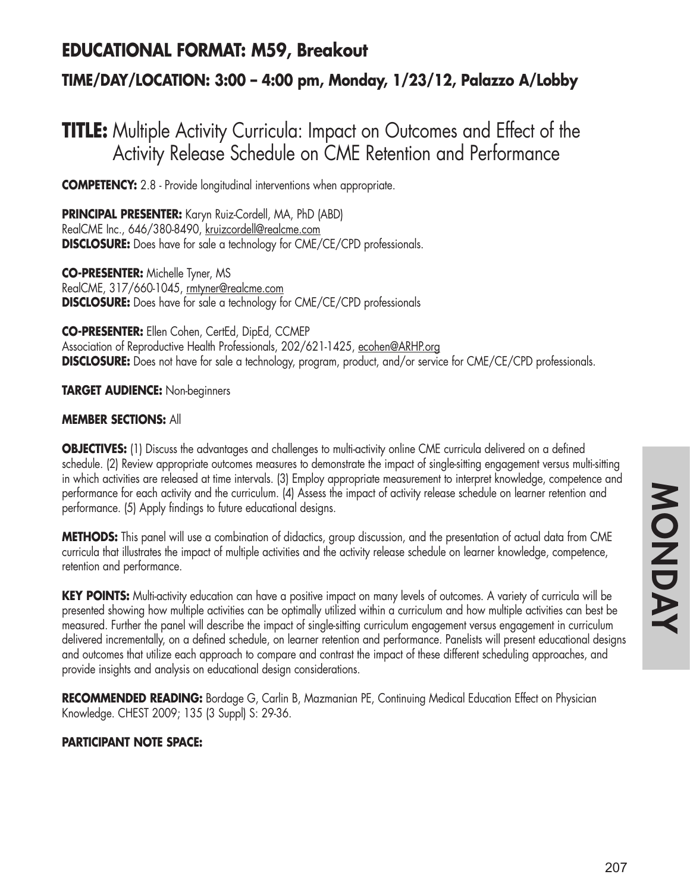## EDUCATIONAL FORMAT: M59, Breakout

### TIME/DAY/LOCATION: 3:00 – 4:00 pm, Monday, 1/23/12, Palazzo A/Lobby

# TITLE: Multiple Activity Curricula: Impact on Outcomes and Effect of the Activity Release Schedule on CME Retention and Performance

**COMPETENCY:** 2.8 - Provide longitudinal interventions when appropriate.

**PRINCIPAL PRESENTER:** Karyn Ruiz-Cordell, MA, PhD (ABD)
RealCME Inc., 646/380-8490, kruizcordell@realcme.com
**DISCLOSURE:** Does have for sale a technology for CME/CE/CPD professionals.

**CO-PRESENTER:** Michelle Tyner, MS
RealCME, 317/660-1045, rmtyner@realcme.com
**DISCLOSURE:** Does have for sale a technology for CME/CE/CPD professionals

**CO-PRESENTER:** Ellen Cohen, CertEd, DipEd, CCMEP
Association of Reproductive Health Professionals, 202/621-1425, ecohen@ARHP.org
**DISCLOSURE:** Does not have for sale a technology, program, product, and/or service for CME/CE/CPD professionals.

**TARGET AUDIENCE:** Non-beginners

**MEMBER SECTIONS:** All

**OBJECTIVES:** (1) Discuss the advantages and challenges to multi-activity online CME curricula delivered on a defined schedule. (2) Review appropriate outcomes measures to demonstrate the impact of single-sitting engagement versus multi-sitting in which activities are released at time intervals. (3) Employ appropriate measurement to interpret knowledge, competence and performance for each activity and the curriculum. (4) Assess the impact of activity release schedule on learner retention and performance. (5) Apply findings to future educational designs.

**METHODS:** This panel will use a combination of didactics, group discussion, and the presentation of actual data from CME curricula that illustrates the impact of multiple activities and the activity release schedule on learner knowledge, competence, retention and performance.

**KEY POINTS:** Multi-activity education can have a positive impact on many levels of outcomes. A variety of curricula will be presented showing how multiple activities can be optimally utilized within a curriculum and how multiple activities can best be measured. Further the panel will describe the impact of single-sitting curriculum engagement versus engagement in curriculum delivered incrementally, on a defined schedule, on learner retention and performance. Panelists will present educational designs and outcomes that utilize each approach to compare and contrast the impact of these different scheduling approaches, and provide insights and analysis on educational design considerations.

**RECOMMENDED READING:** Bordage G, Carlin B, Mazmanian PE, Continuing Medical Education Effect on Physician Knowledge. CHEST 2009; 135 (3 Suppl) S: 29-36.

**PARTICIPANT NOTE SPACE:**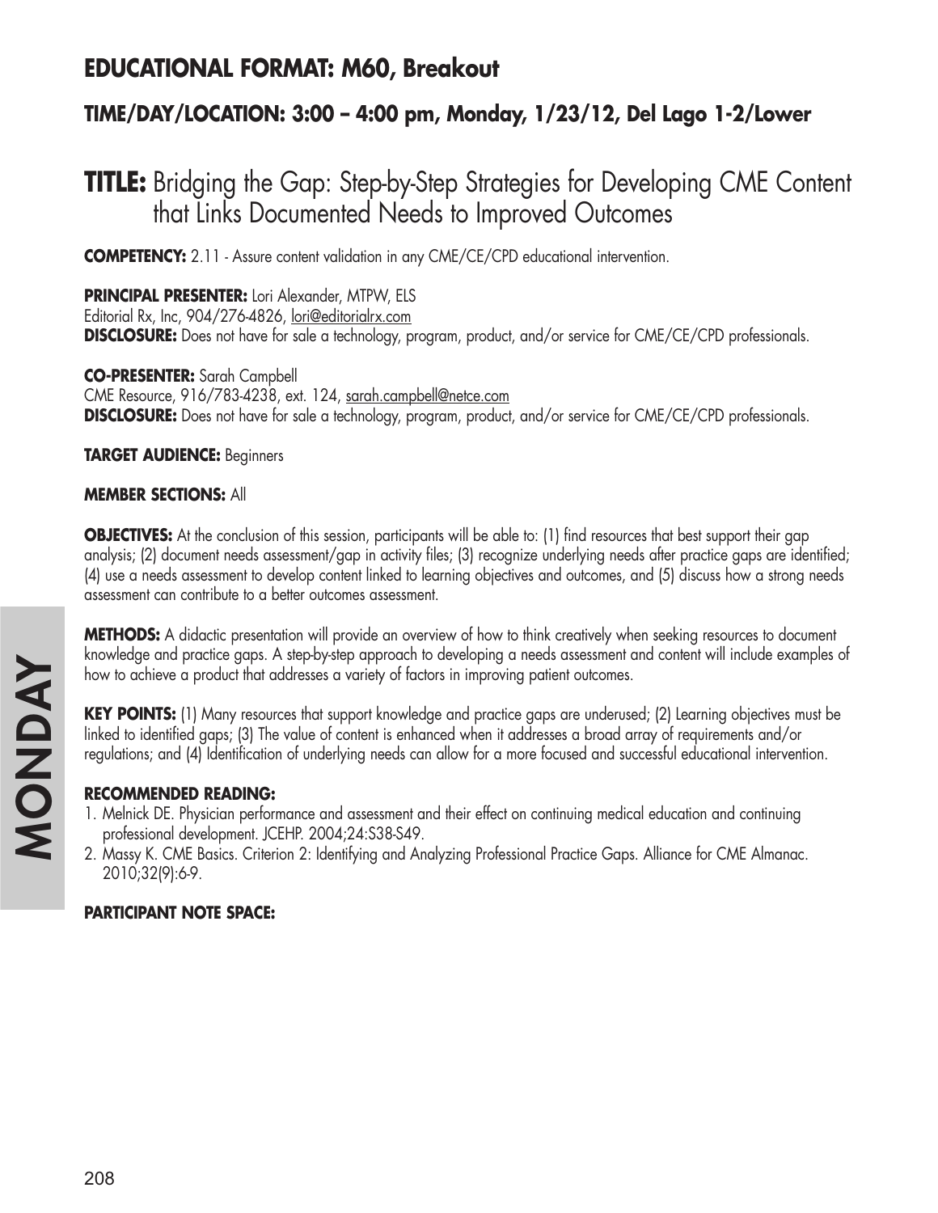## EDUCATIONAL FORMAT: M60, Breakout

### TIME/DAY/LOCATION: 3:00 – 4:00 pm, Monday, 1/23/12, Del Lago 1-2/Lower

# TITLE: Bridging the Gap: Step-by-Step Strategies for Developing CME Content that Links Documented Needs to Improved Outcomes

**COMPETENCY:** 2.11 - Assure content validation in any CME/CE/CPD educational intervention.

**PRINCIPAL PRESENTER:** Lori Alexander, MTPW, ELS
Editorial Rx, Inc, 904/276-4826, lori@editorialrx.com
**DISCLOSURE:** Does not have for sale a technology, program, product, and/or service for CME/CE/CPD professionals.

**CO-PRESENTER:** Sarah Campbell
CME Resource, 916/783-4238, ext. 124, sarah.campbell@netce.com
**DISCLOSURE:** Does not have for sale a technology, program, product, and/or service for CME/CE/CPD professionals.

**TARGET AUDIENCE:** Beginners

**MEMBER SECTIONS:** All

**OBJECTIVES:** At the conclusion of this session, participants will be able to: (1) find resources that best support their gap analysis; (2) document needs assessment/gap in activity files; (3) recognize underlying needs after practice gaps are identified; (4) use a needs assessment to develop content linked to learning objectives and outcomes, and (5) discuss how a strong needs assessment can contribute to a better outcomes assessment.

**METHODS:** A didactic presentation will provide an overview of how to think creatively when seeking resources to document knowledge and practice gaps. A step-by-step approach to developing a needs assessment and content will include examples of how to achieve a product that addresses a variety of factors in improving patient outcomes.

**KEY POINTS:** (1) Many resources that support knowledge and practice gaps are underused; (2) Learning objectives must be linked to identified gaps; (3) The value of content is enhanced when it addresses a broad array of requirements and/or regulations; and (4) Identification of underlying needs can allow for a more focused and successful educational intervention.

**RECOMMENDED READING:**

1. Melnick DE. Physician performance and assessment and their effect on continuing medical education and continuing professional development. JCEHP. 2004;24:S38-S49.
2. Massy K. CME Basics. Criterion 2: Identifying and Analyzing Professional Practice Gaps. Alliance for CME Almanac. 2010;32(9):6-9.

**PARTICIPANT NOTE SPACE:**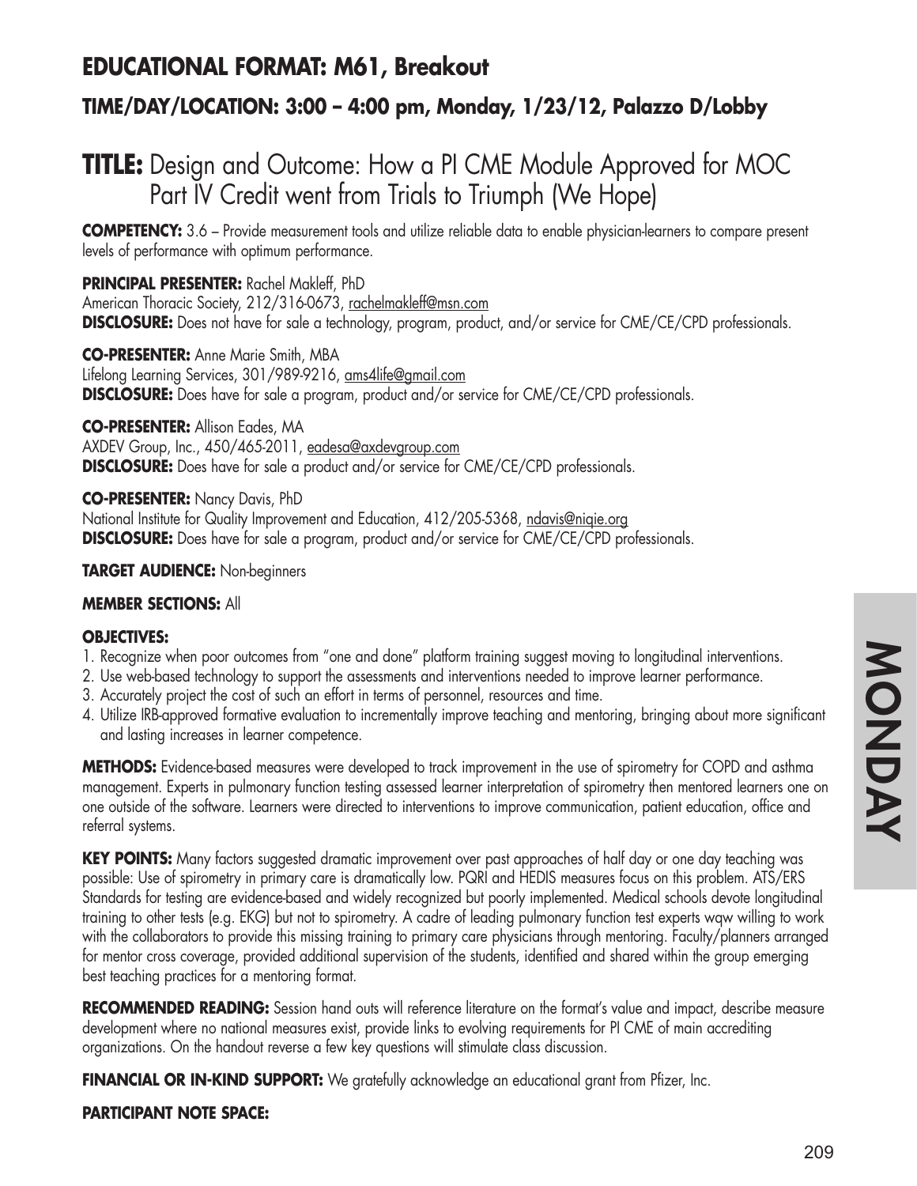## EDUCATIONAL FORMAT: M61, Breakout

### TIME/DAY/LOCATION: 3:00 – 4:00 pm, Monday, 1/23/12, Palazzo D/Lobby

# TITLE: Design and Outcome: How a PI CME Module Approved for MOC Part IV Credit went from Trials to Triumph (We Hope)

**COMPETENCY:** 3.6 – Provide measurement tools and utilize reliable data to enable physician-learners to compare present levels of performance with optimum performance.

**PRINCIPAL PRESENTER:** Rachel Makleff, PhD
American Thoracic Society, 212/316-0673, rachelmakleff@msn.com
**DISCLOSURE:** Does not have for sale a technology, program, product, and/or service for CME/CE/CPD professionals.

**CO-PRESENTER:** Anne Marie Smith, MBA
Lifelong Learning Services, 301/989-9216, ams4life@gmail.com
**DISCLOSURE:** Does have for sale a program, product and/or service for CME/CE/CPD professionals.

**CO-PRESENTER:** Allison Eades, MA
AXDEV Group, Inc., 450/465-2011, eadesa@axdevgroup.com
**DISCLOSURE:** Does have for sale a product and/or service for CME/CE/CPD professionals.

**CO-PRESENTER:** Nancy Davis, PhD
National Institute for Quality Improvement and Education, 412/205-5368, ndavis@niqie.org
**DISCLOSURE:** Does have for sale a program, product and/or service for CME/CE/CPD professionals.

**TARGET AUDIENCE:** Non-beginners

**MEMBER SECTIONS:** All

**OBJECTIVES:**

1. Recognize when poor outcomes from "one and done" platform training suggest moving to longitudinal interventions.
2. Use web-based technology to support the assessments and interventions needed to improve learner performance.
3. Accurately project the cost of such an effort in terms of personnel, resources and time.
4. Utilize IRB-approved formative evaluation to incrementally improve teaching and mentoring, bringing about more significant and lasting increases in learner competence.

**METHODS:** Evidence-based measures were developed to track improvement in the use of spirometry for COPD and asthma management. Experts in pulmonary function testing assessed learner interpretation of spirometry then mentored learners one on one outside of the software. Learners were directed to interventions to improve communication, patient education, office and referral systems.

**KEY POINTS:** Many factors suggested dramatic improvement over past approaches of half day or one day teaching was possible: Use of spirometry in primary care is dramatically low. PQRI and HEDIS measures focus on this problem. ATS/ERS Standards for testing are evidence-based and widely recognized but poorly implemented. Medical schools devote longitudinal training to other tests (e.g. EKG) but not to spirometry. A cadre of leading pulmonary function test experts wqw willing to work with the collaborators to provide this missing training to primary care physicians through mentoring. Faculty/planners arranged for mentor cross coverage, provided additional supervision of the students, identified and shared within the group emerging best teaching practices for a mentoring format.

**RECOMMENDED READING:** Session hand outs will reference literature on the format's value and impact, describe measure development where no national measures exist, provide links to evolving requirements for PI CME of main accrediting organizations. On the handout reverse a few key questions will stimulate class discussion.

**FINANCIAL OR IN-KIND SUPPORT:** We gratefully acknowledge an educational grant from Pfizer, Inc.

**PARTICIPANT NOTE SPACE:**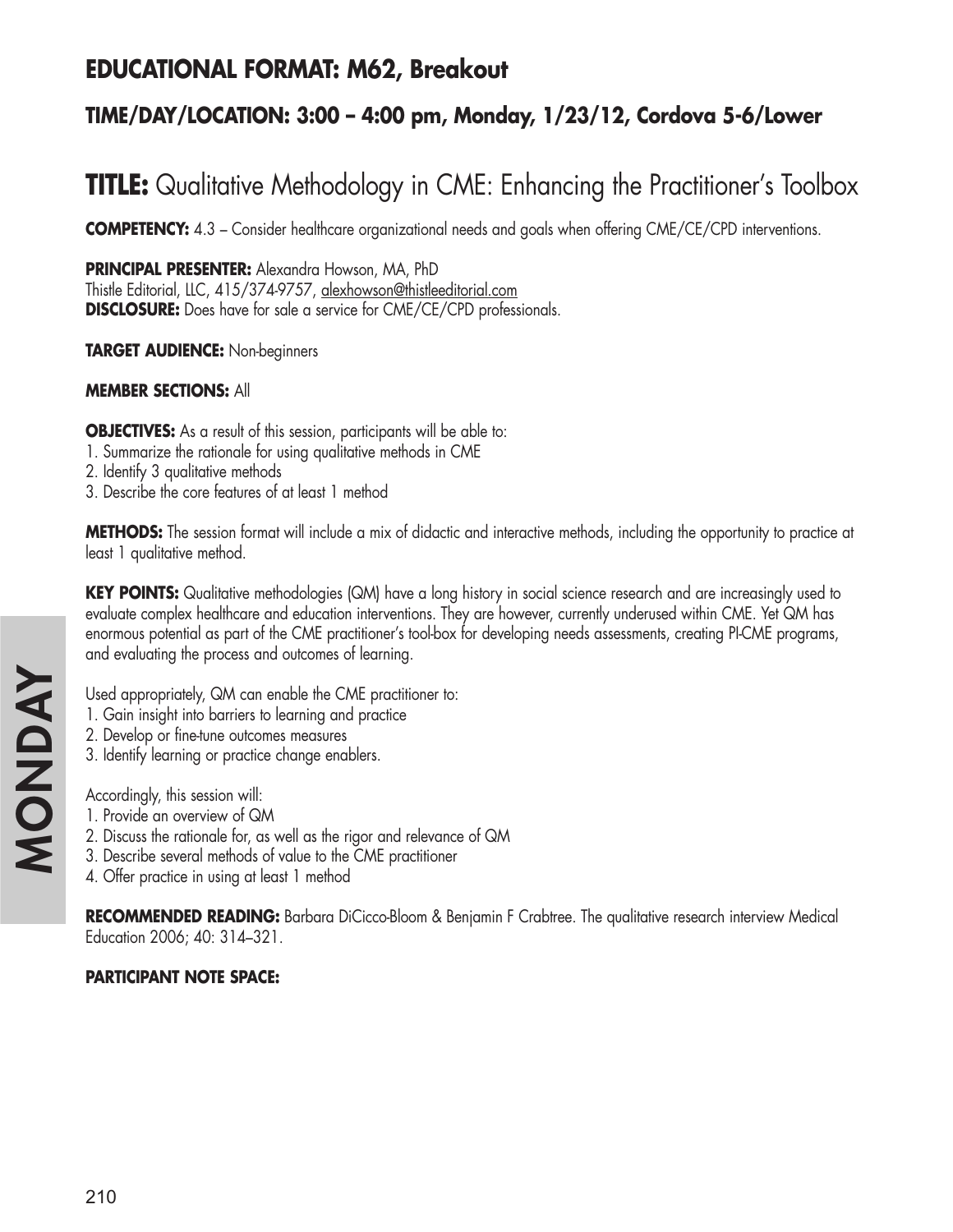## EDUCATIONAL FORMAT: M62, Breakout

### TIME/DAY/LOCATION: 3:00 – 4:00 pm, Monday, 1/23/12, Cordova 5-6/Lower

# TITLE: Qualitative Methodology in CME: Enhancing the Practitioner's Toolbox

**COMPETENCY:** 4.3 – Consider healthcare organizational needs and goals when offering CME/CE/CPD interventions.

**PRINCIPAL PRESENTER:** Alexandra Howson, MA, PhD
Thistle Editorial, LLC, 415/374-9757, alexhowson@thistleeditorial.com
**DISCLOSURE:** Does have for sale a service for CME/CE/CPD professionals.

**TARGET AUDIENCE:** Non-beginners

**MEMBER SECTIONS:** All

**OBJECTIVES:** As a result of this session, participants will be able to:
1. Summarize the rationale for using qualitative methods in CME
2. Identify 3 qualitative methods
3. Describe the core features of at least 1 method

**METHODS:** The session format will include a mix of didactic and interactive methods, including the opportunity to practice at least 1 qualitative method.

**KEY POINTS:** Qualitative methodologies (QM) have a long history in social science research and are increasingly used to evaluate complex healthcare and education interventions. They are however, currently underused within CME. Yet QM has enormous potential as part of the CME practitioner's tool-box for developing needs assessments, creating PI-CME programs, and evaluating the process and outcomes of learning.

Used appropriately, QM can enable the CME practitioner to:
1. Gain insight into barriers to learning and practice
2. Develop or fine-tune outcomes measures
3. Identify learning or practice change enablers.

Accordingly, this session will:
1. Provide an overview of QM
2. Discuss the rationale for, as well as the rigor and relevance of QM
3. Describe several methods of value to the CME practitioner
4. Offer practice in using at least 1 method

**RECOMMENDED READING:** Barbara DiCicco-Bloom & Benjamin F Crabtree. The qualitative research interview Medical Education 2006; 40: 314–321.

**PARTICIPANT NOTE SPACE:**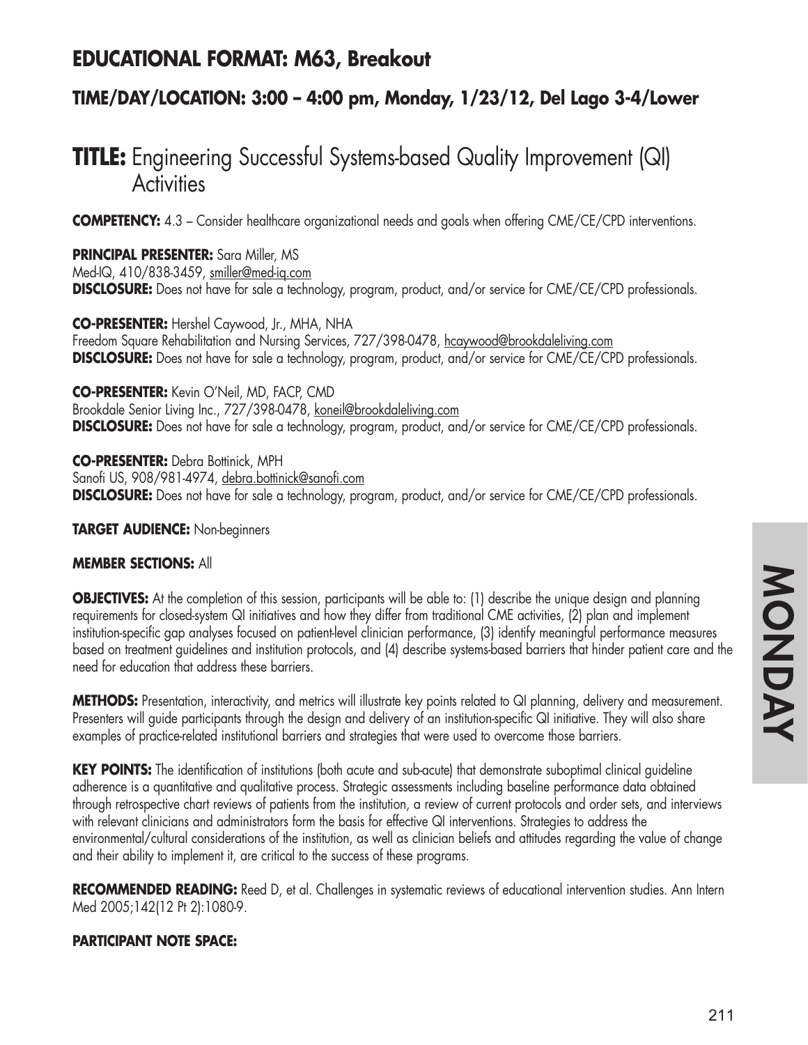## EDUCATIONAL FORMAT: M63, Breakout

### TIME/DAY/LOCATION: 3:00 – 4:00 pm, Monday, 1/23/12, Del Lago 3-4/Lower

# TITLE: Engineering Successful Systems-based Quality Improvement (QI) Activities

**COMPETENCY:** 4.3 – Consider healthcare organizational needs and goals when offering CME/CE/CPD interventions.

**PRINCIPAL PRESENTER:** Sara Miller, MS
Med-IQ, 410/838-3459, smiller@med-iq.com
**DISCLOSURE:** Does not have for sale a technology, program, product, and/or service for CME/CE/CPD professionals.

**CO-PRESENTER:** Hershel Caywood, Jr., MHA, NHA
Freedom Square Rehabilitation and Nursing Services, 727/398-0478, hcaywood@brookdaleliving.com
**DISCLOSURE:** Does not have for sale a technology, program, product, and/or service for CME/CE/CPD professionals.

**CO-PRESENTER:** Kevin O'Neil, MD, FACP, CMD
Brookdale Senior Living Inc., 727/398-0478, koneil@brookdaleliving.com
**DISCLOSURE:** Does not have for sale a technology, program, product, and/or service for CME/CE/CPD professionals.

**CO-PRESENTER:** Debra Bottinick, MPH
Sanofi US, 908/981-4974, debra.bottinick@sanofi.com
**DISCLOSURE:** Does not have for sale a technology, program, product, and/or service for CME/CE/CPD professionals.

**TARGET AUDIENCE:** Non-beginners

**MEMBER SECTIONS:** All

**OBJECTIVES:** At the completion of this session, participants will be able to: (1) describe the unique design and planning requirements for closed-system QI initiatives and how they differ from traditional CME activities, (2) plan and implement institution-specific gap analyses focused on patient-level clinician performance, (3) identify meaningful performance measures based on treatment guidelines and institution protocols, and (4) describe systems-based barriers that hinder patient care and the need for education that address these barriers.

**METHODS:** Presentation, interactivity, and metrics will illustrate key points related to QI planning, delivery and measurement. Presenters will guide participants through the design and delivery of an institution-specific QI initiative. They will also share examples of practice-related institutional barriers and strategies that were used to overcome those barriers.

**KEY POINTS:** The identification of institutions (both acute and sub-acute) that demonstrate suboptimal clinical guideline adherence is a quantitative and qualitative process. Strategic assessments including baseline performance data obtained through retrospective chart reviews of patients from the institution, a review of current protocols and order sets, and interviews with relevant clinicians and administrators form the basis for effective QI interventions. Strategies to address the environmental/cultural considerations of the institution, as well as clinician beliefs and attitudes regarding the value of change and their ability to implement it, are critical to the success of these programs.

**RECOMMENDED READING:** Reed D, et al. Challenges in systematic reviews of educational intervention studies. Ann Intern Med 2005;142(12 Pt 2):1080-9.

**PARTICIPANT NOTE SPACE:**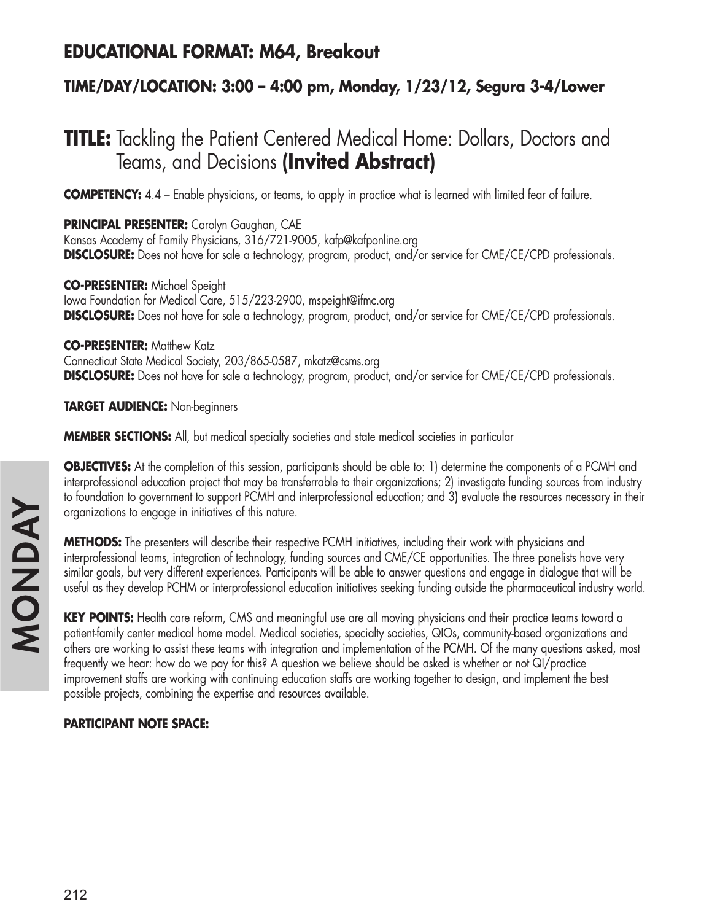## EDUCATIONAL FORMAT: M64, Breakout

### TIME/DAY/LOCATION: 3:00 – 4:00 pm, Monday, 1/23/12, Segura 3-4/Lower

# TITLE: Tackling the Patient Centered Medical Home: Dollars, Doctors and Teams, and Decisions (Invited Abstract)

**COMPETENCY:** 4.4 – Enable physicians, or teams, to apply in practice what is learned with limited fear of failure.

**PRINCIPAL PRESENTER:** Carolyn Gaughan, CAE
Kansas Academy of Family Physicians, 316/721-9005, kafp@kafponline.org
**DISCLOSURE:** Does not have for sale a technology, program, product, and/or service for CME/CE/CPD professionals.

**CO-PRESENTER:** Michael Speight
Iowa Foundation for Medical Care, 515/223-2900, mspeight@ifmc.org
**DISCLOSURE:** Does not have for sale a technology, program, product, and/or service for CME/CE/CPD professionals.

**CO-PRESENTER:** Matthew Katz
Connecticut State Medical Society, 203/865-0587, mkatz@csms.org
**DISCLOSURE:** Does not have for sale a technology, program, product, and/or service for CME/CE/CPD professionals.

**TARGET AUDIENCE:** Non-beginners

**MEMBER SECTIONS:** All, but medical specialty societies and state medical societies in particular

**OBJECTIVES:** At the completion of this session, participants should be able to: 1) determine the components of a PCMH and interprofessional education project that may be transferrable to their organizations; 2) investigate funding sources from industry to foundation to government to support PCMH and interprofessional education; and 3) evaluate the resources necessary in their organizations to engage in initiatives of this nature.

**METHODS:** The presenters will describe their respective PCMH initiatives, including their work with physicians and interprofessional teams, integration of technology, funding sources and CME/CE opportunities. The three panelists have very similar goals, but very different experiences. Participants will be able to answer questions and engage in dialogue that will be useful as they develop PCHM or interprofessional education initiatives seeking funding outside the pharmaceutical industry world.

**KEY POINTS:** Health care reform, CMS and meaningful use are all moving physicians and their practice teams toward a patient-family center medical home model. Medical societies, specialty societies, QIOs, community-based organizations and others are working to assist these teams with integration and implementation of the PCMH. Of the many questions asked, most frequently we hear: how do we pay for this? A question we believe should be asked is whether or not QI/practice improvement staffs are working with continuing education staffs are working together to design, and implement the best possible projects, combining the expertise and resources available.

**PARTICIPANT NOTE SPACE:**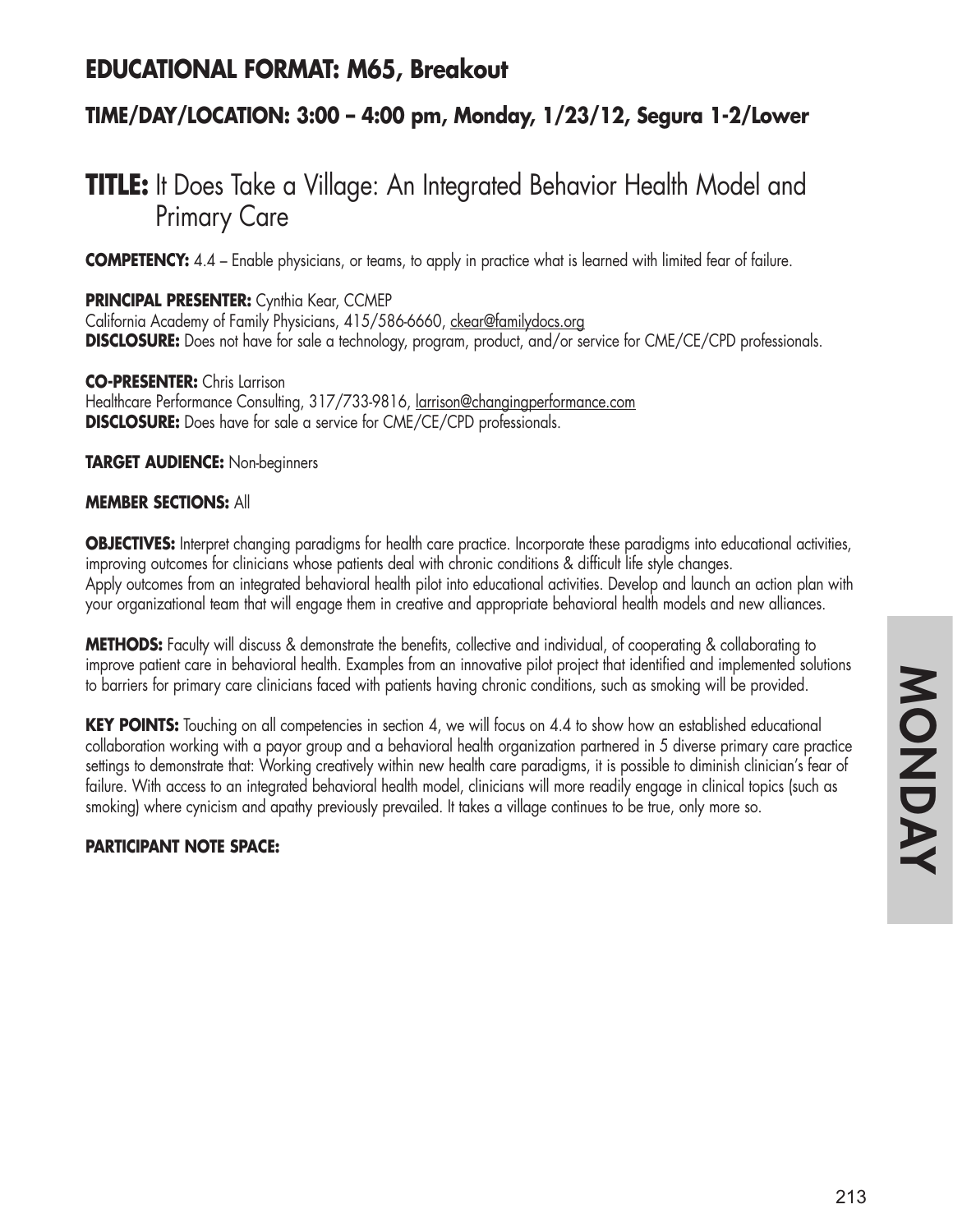## EDUCATIONAL FORMAT: M65, Breakout

### TIME/DAY/LOCATION: 3:00 – 4:00 pm, Monday, 1/23/12, Segura 1-2/Lower

# TITLE: It Does Take a Village: An Integrated Behavior Health Model and Primary Care

**COMPETENCY:** 4.4 – Enable physicians, or teams, to apply in practice what is learned with limited fear of failure.

**PRINCIPAL PRESENTER:** Cynthia Kear, CCMEP
California Academy of Family Physicians, 415/586-6660, ckear@familydocs.org
**DISCLOSURE:** Does not have for sale a technology, program, product, and/or service for CME/CE/CPD professionals.

**CO-PRESENTER:** Chris Larrison
Healthcare Performance Consulting, 317/733-9816, larrison@changingperformance.com
**DISCLOSURE:** Does have for sale a service for CME/CE/CPD professionals.

**TARGET AUDIENCE:** Non-beginners

**MEMBER SECTIONS:** All

**OBJECTIVES:** Interpret changing paradigms for health care practice. Incorporate these paradigms into educational activities, improving outcomes for clinicians whose patients deal with chronic conditions & difficult life style changes.
Apply outcomes from an integrated behavioral health pilot into educational activities. Develop and launch an action plan with your organizational team that will engage them in creative and appropriate behavioral health models and new alliances.

**METHODS:** Faculty will discuss & demonstrate the benefits, collective and individual, of cooperating & collaborating to improve patient care in behavioral health. Examples from an innovative pilot project that identified and implemented solutions to barriers for primary care clinicians faced with patients having chronic conditions, such as smoking will be provided.

**KEY POINTS:** Touching on all competencies in section 4, we will focus on 4.4 to show how an established educational collaboration working with a payor group and a behavioral health organization partnered in 5 diverse primary care practice settings to demonstrate that: Working creatively within new health care paradigms, it is possible to diminish clinician's fear of failure. With access to an integrated behavioral health model, clinicians will more readily engage in clinical topics (such as smoking) where cynicism and apathy previously prevailed. It takes a village continues to be true, only more so.

**PARTICIPANT NOTE SPACE:**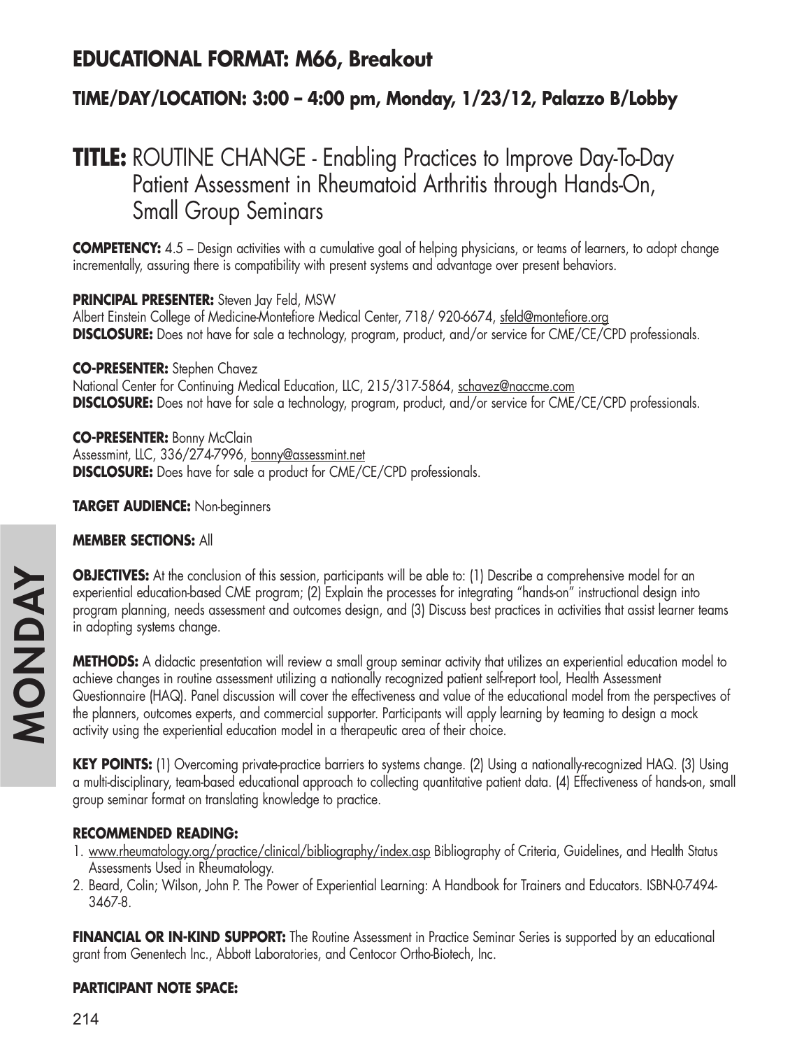## EDUCATIONAL FORMAT: M66, Breakout

### TIME/DAY/LOCATION: 3:00 – 4:00 pm, Monday, 1/23/12, Palazzo B/Lobby

# TITLE: ROUTINE CHANGE - Enabling Practices to Improve Day-To-Day Patient Assessment in Rheumatoid Arthritis through Hands-On, Small Group Seminars

**COMPETENCY:** 4.5 – Design activities with a cumulative goal of helping physicians, or teams of learners, to adopt change incrementally, assuring there is compatibility with present systems and advantage over present behaviors.

**PRINCIPAL PRESENTER:** Steven Jay Feld, MSW
Albert Einstein College of Medicine-Montefiore Medical Center, 718/ 920-6674, sfeld@montefiore.org
**DISCLOSURE:** Does not have for sale a technology, program, product, and/or service for CME/CE/CPD professionals.

**CO-PRESENTER:** Stephen Chavez
National Center for Continuing Medical Education, LLC, 215/317-5864, schavez@naccme.com
**DISCLOSURE:** Does not have for sale a technology, program, product, and/or service for CME/CE/CPD professionals.

**CO-PRESENTER:** Bonny McClain
Assessmint, LLC, 336/274-7996, bonny@assessmint.net
**DISCLOSURE:** Does have for sale a product for CME/CE/CPD professionals.

**TARGET AUDIENCE:** Non-beginners

**MEMBER SECTIONS:** All

**OBJECTIVES:** At the conclusion of this session, participants will be able to: (1) Describe a comprehensive model for an experiential education-based CME program; (2) Explain the processes for integrating "hands-on" instructional design into program planning, needs assessment and outcomes design, and (3) Discuss best practices in activities that assist learner teams in adopting systems change.

**METHODS:** A didactic presentation will review a small group seminar activity that utilizes an experiential education model to achieve changes in routine assessment utilizing a nationally recognized patient self-report tool, Health Assessment Questionnaire (HAQ). Panel discussion will cover the effectiveness and value of the educational model from the perspectives of the planners, outcomes experts, and commercial supporter. Participants will apply learning by teaming to design a mock activity using the experiential education model in a therapeutic area of their choice.

**KEY POINTS:** (1) Overcoming private-practice barriers to systems change. (2) Using a nationally-recognized HAQ. (3) Using a multi-disciplinary, team-based educational approach to collecting quantitative patient data. (4) Effectiveness of hands-on, small group seminar format on translating knowledge to practice.

**RECOMMENDED READING:**

1. www.rheumatology.org/practice/clinical/bibliography/index.asp Bibliography of Criteria, Guidelines, and Health Status Assessments Used in Rheumatology.
2. Beard, Colin; Wilson, John P. The Power of Experiential Learning: A Handbook for Trainers and Educators. ISBN-0-7494-3467-8.

**FINANCIAL OR IN-KIND SUPPORT:** The Routine Assessment in Practice Seminar Series is supported by an educational grant from Genentech Inc., Abbott Laboratories, and Centocor Ortho-Biotech, Inc.

**PARTICIPANT NOTE SPACE:**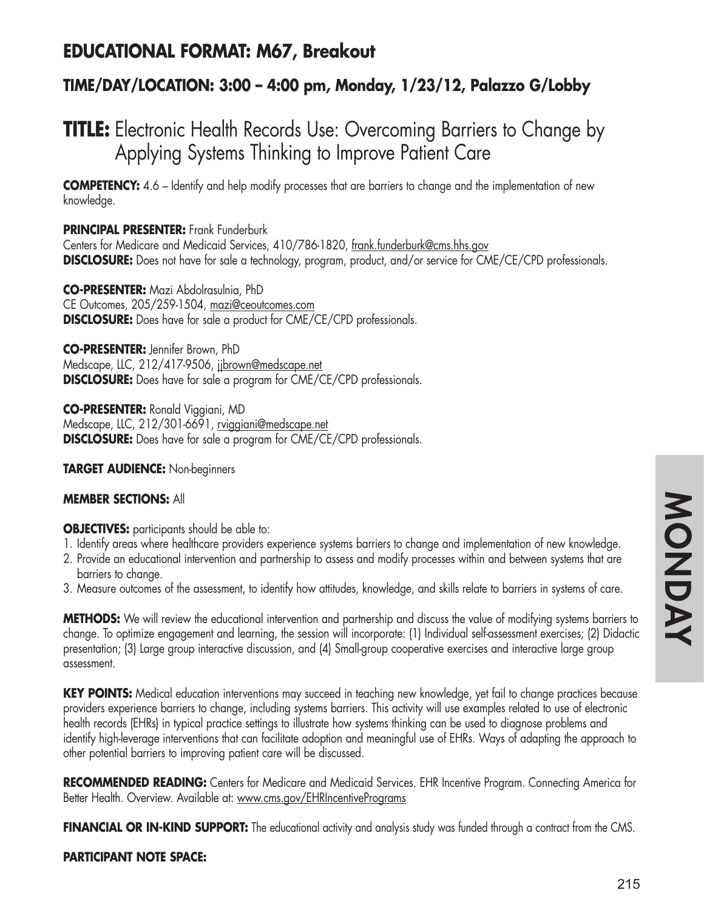## EDUCATIONAL FORMAT: M67, Breakout

### TIME/DAY/LOCATION: 3:00 – 4:00 pm, Monday, 1/23/12, Palazzo G/Lobby

# TITLE: Electronic Health Records Use: Overcoming Barriers to Change by Applying Systems Thinking to Improve Patient Care

**COMPETENCY:** 4.6 – Identify and help modify processes that are barriers to change and the implementation of new knowledge.

**PRINCIPAL PRESENTER:** Frank Funderburk
Centers for Medicare and Medicaid Services, 410/786-1820, frank.funderburk@cms.hhs.gov
**DISCLOSURE:** Does not have for sale a technology, program, product, and/or service for CME/CE/CPD professionals.

**CO-PRESENTER:** Mazi Abdolrasulnia, PhD
CE Outcomes, 205/259-1504, mazi@ceoutcomes.com
**DISCLOSURE:** Does have for sale a product for CME/CE/CPD professionals.

**CO-PRESENTER:** Jennifer Brown, PhD
Medscape, LLC, 212/417-9506, jjbrown@medscape.net
**DISCLOSURE:** Does have for sale a program for CME/CE/CPD professionals.

**CO-PRESENTER:** Ronald Viggiani, MD
Medscape, LLC, 212/301-6691, rviggiani@medscape.net
**DISCLOSURE:** Does have for sale a program for CME/CE/CPD professionals.

**TARGET AUDIENCE:** Non-beginners

**MEMBER SECTIONS:** All

**OBJECTIVES:** participants should be able to:

1. Identify areas where healthcare providers experience systems barriers to change and implementation of new knowledge.
2. Provide an educational intervention and partnership to assess and modify processes within and between systems that are barriers to change.
3. Measure outcomes of the assessment, to identify how attitudes, knowledge, and skills relate to barriers in systems of care.

**METHODS:** We will review the educational intervention and partnership and discuss the value of modifying systems barriers to change. To optimize engagement and learning, the session will incorporate: (1) Individual self-assessment exercises; (2) Didactic presentation; (3) Large group interactive discussion, and (4) Small-group cooperative exercises and interactive large group assessment.

**KEY POINTS:** Medical education interventions may succeed in teaching new knowledge, yet fail to change practices because providers experience barriers to change, including systems barriers. This activity will use examples related to use of electronic health records (EHRs) in typical practice settings to illustrate how systems thinking can be used to diagnose problems and identify high-leverage interventions that can facilitate adoption and meaningful use of EHRs. Ways of adapting the approach to other potential barriers to improving patient care will be discussed.

**RECOMMENDED READING:** Centers for Medicare and Medicaid Services. EHR Incentive Program. Connecting America for Better Health. Overview. Available at: www.cms.gov/EHRIncentivePrograms

**FINANCIAL OR IN-KIND SUPPORT:** The educational activity and analysis study was funded through a contract from the CMS.

**PARTICIPANT NOTE SPACE:**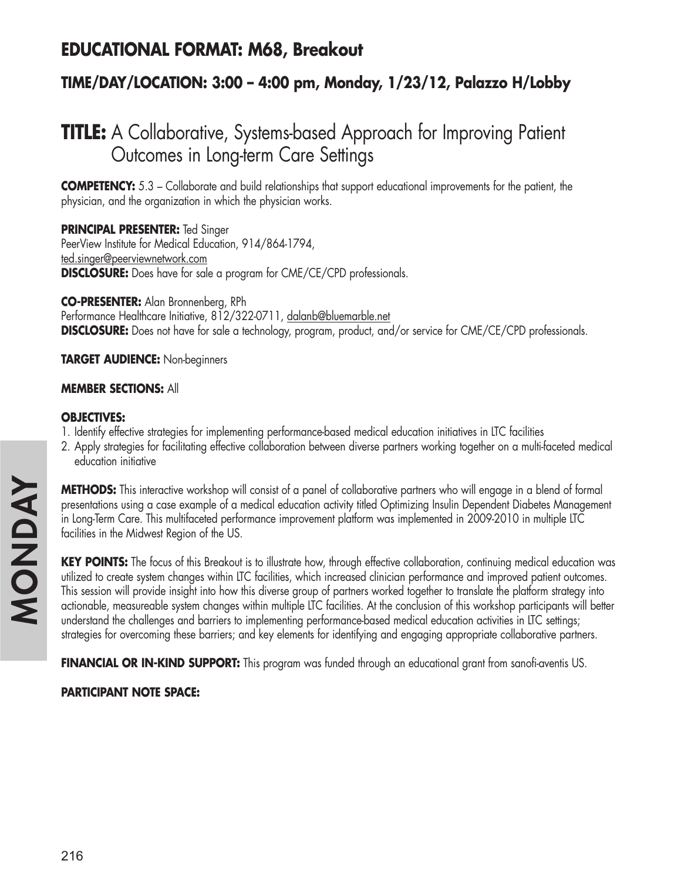## EDUCATIONAL FORMAT: M68, Breakout

### TIME/DAY/LOCATION: 3:00 – 4:00 pm, Monday, 1/23/12, Palazzo H/Lobby

# TITLE: A Collaborative, Systems-based Approach for Improving Patient Outcomes in Long-term Care Settings

**COMPETENCY:** 5.3 – Collaborate and build relationships that support educational improvements for the patient, the physician, and the organization in which the physician works.

**PRINCIPAL PRESENTER:** Ted Singer
PeerView Institute for Medical Education, 914/864-1794,
ted.singer@peerviewnetwork.com
**DISCLOSURE:** Does have for sale a program for CME/CE/CPD professionals.

**CO-PRESENTER:** Alan Bronnenberg, RPh
Performance Healthcare Initiative, 812/322-0711, dalanb@bluemarble.net
**DISCLOSURE:** Does not have for sale a technology, program, product, and/or service for CME/CE/CPD professionals.

**TARGET AUDIENCE:** Non-beginners

**MEMBER SECTIONS:** All

**OBJECTIVES:**

1. Identify effective strategies for implementing performance-based medical education initiatives in LTC facilities
2. Apply strategies for facilitating effective collaboration between diverse partners working together on a multi-faceted medical education initiative

**METHODS:** This interactive workshop will consist of a panel of collaborative partners who will engage in a blend of formal presentations using a case example of a medical education activity titled Optimizing Insulin Dependent Diabetes Management in Long-Term Care. This multifaceted performance improvement platform was implemented in 2009-2010 in multiple LTC facilities in the Midwest Region of the US.

**KEY POINTS:** The focus of this Breakout is to illustrate how, through effective collaboration, continuing medical education was utilized to create system changes within LTC facilities, which increased clinician performance and improved patient outcomes. This session will provide insight into how this diverse group of partners worked together to translate the platform strategy into actionable, measureable system changes within multiple LTC facilities. At the conclusion of this workshop participants will better understand the challenges and barriers to implementing performance-based medical education activities in LTC settings; strategies for overcoming these barriers; and key elements for identifying and engaging appropriate collaborative partners.

**FINANCIAL OR IN-KIND SUPPORT:** This program was funded through an educational grant from sanofi-aventis US.

**PARTICIPANT NOTE SPACE:**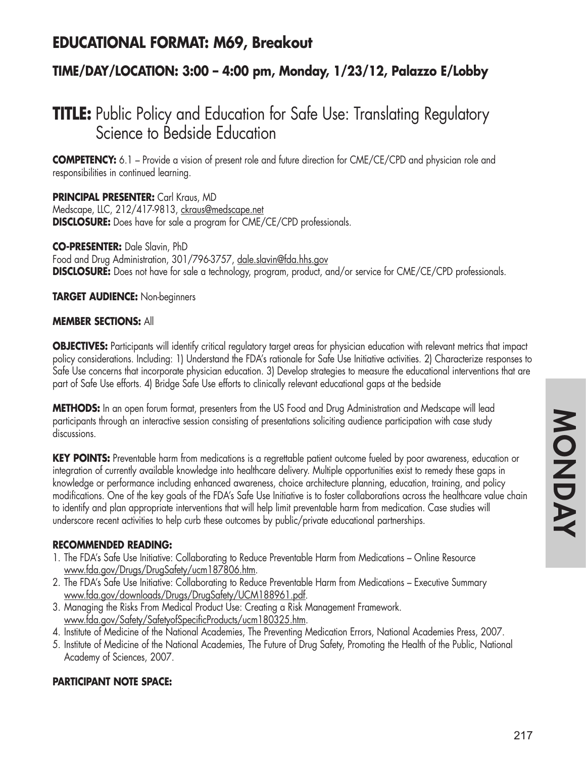## EDUCATIONAL FORMAT: M69, Breakout

### TIME/DAY/LOCATION: 3:00 – 4:00 pm, Monday, 1/23/12, Palazzo E/Lobby

# TITLE: Public Policy and Education for Safe Use: Translating Regulatory Science to Bedside Education

**COMPETENCY:** 6.1 – Provide a vision of present role and future direction for CME/CE/CPD and physician role and responsibilities in continued learning.

**PRINCIPAL PRESENTER:** Carl Kraus, MD
Medscape, LLC, 212/417-9813, ckraus@medscape.net
**DISCLOSURE:** Does have for sale a program for CME/CE/CPD professionals.

**CO-PRESENTER:** Dale Slavin, PhD
Food and Drug Administration, 301/796-3757, dale.slavin@fda.hhs.gov
**DISCLOSURE:** Does not have for sale a technology, program, product, and/or service for CME/CE/CPD professionals.

**TARGET AUDIENCE:** Non-beginners

**MEMBER SECTIONS:** All

**OBJECTIVES:** Participants will identify critical regulatory target areas for physician education with relevant metrics that impact policy considerations. Including: 1) Understand the FDA's rationale for Safe Use Initiative activities. 2) Characterize responses to Safe Use concerns that incorporate physician education. 3) Develop strategies to measure the educational interventions that are part of Safe Use efforts. 4) Bridge Safe Use efforts to clinically relevant educational gaps at the bedside

**METHODS:** In an open forum format, presenters from the US Food and Drug Administration and Medscape will lead participants through an interactive session consisting of presentations soliciting audience participation with case study discussions.

**KEY POINTS:** Preventable harm from medications is a regrettable patient outcome fueled by poor awareness, education or integration of currently available knowledge into healthcare delivery. Multiple opportunities exist to remedy these gaps in knowledge or performance including enhanced awareness, choice architecture planning, education, training, and policy modifications. One of the key goals of the FDA's Safe Use Initiative is to foster collaborations across the healthcare value chain to identify and plan appropriate interventions that will help limit preventable harm from medication. Case studies will underscore recent activities to help curb these outcomes by public/private educational partnerships.

**RECOMMENDED READING:**

1. The FDA's Safe Use Initiative: Collaborating to Reduce Preventable Harm from Medications – Online Resource www.fda.gov/Drugs/DrugSafety/ucm187806.htm.
2. The FDA's Safe Use Initiative: Collaborating to Reduce Preventable Harm from Medications – Executive Summary www.fda.gov/downloads/Drugs/DrugSafety/UCM188961.pdf.
3. Managing the Risks From Medical Product Use: Creating a Risk Management Framework. www.fda.gov/Safety/SafetyofSpecificProducts/ucm180325.htm.
4. Institute of Medicine of the National Academies, The Preventing Medication Errors, National Academies Press, 2007.
5. Institute of Medicine of the National Academies, The Future of Drug Safety, Promoting the Health of the Public, National Academy of Sciences, 2007.

**PARTICIPANT NOTE SPACE:**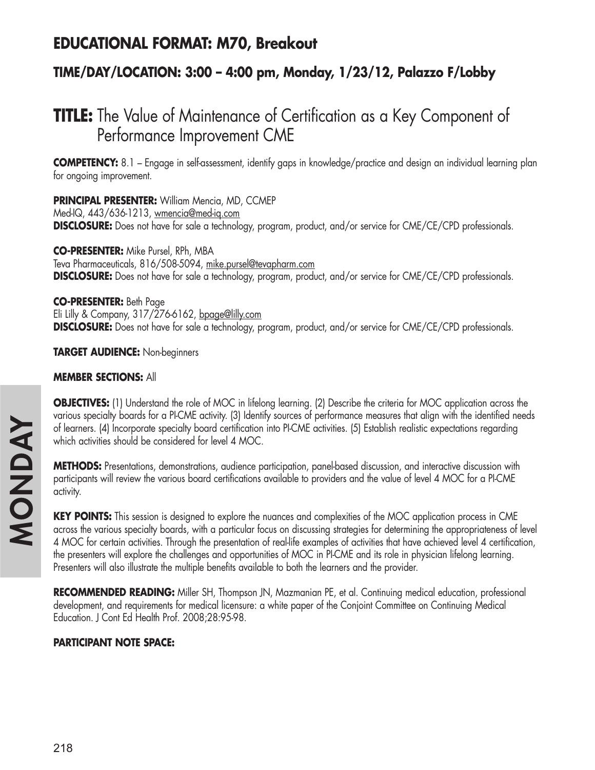## EDUCATIONAL FORMAT: M70, Breakout

### TIME/DAY/LOCATION: 3:00 – 4:00 pm, Monday, 1/23/12, Palazzo F/Lobby

# TITLE: The Value of Maintenance of Certification as a Key Component of Performance Improvement CME

**COMPETENCY:** 8.1 – Engage in self-assessment, identify gaps in knowledge/practice and design an individual learning plan for ongoing improvement.

**PRINCIPAL PRESENTER:** William Mencia, MD, CCMEP
Med-IQ, 443/636-1213, wmencia@med-iq.com
**DISCLOSURE:** Does not have for sale a technology, program, product, and/or service for CME/CE/CPD professionals.

**CO-PRESENTER:** Mike Pursel, RPh, MBA
Teva Pharmaceuticals, 816/508-5094, mike.pursel@tevapharm.com
**DISCLOSURE:** Does not have for sale a technology, program, product, and/or service for CME/CE/CPD professionals.

**CO-PRESENTER:** Beth Page
Eli Lilly & Company, 317/276-6162, bpage@lilly.com
**DISCLOSURE:** Does not have for sale a technology, program, product, and/or service for CME/CE/CPD professionals.

**TARGET AUDIENCE:** Non-beginners

**MEMBER SECTIONS:** All

**OBJECTIVES:** (1) Understand the role of MOC in lifelong learning. (2) Describe the criteria for MOC application across the various specialty boards for a PI-CME activity. (3) Identify sources of performance measures that align with the identified needs of learners. (4) Incorporate specialty board certification into PI-CME activities. (5) Establish realistic expectations regarding which activities should be considered for level 4 MOC.

**METHODS:** Presentations, demonstrations, audience participation, panel-based discussion, and interactive discussion with participants will review the various board certifications available to providers and the value of level 4 MOC for a PI-CME activity.

**KEY POINTS:** This session is designed to explore the nuances and complexities of the MOC application process in CME across the various specialty boards, with a particular focus on discussing strategies for determining the appropriateness of level 4 MOC for certain activities. Through the presentation of real-life examples of activities that have achieved level 4 certification, the presenters will explore the challenges and opportunities of MOC in PI-CME and its role in physician lifelong learning. Presenters will also illustrate the multiple benefits available to both the learners and the provider.

**RECOMMENDED READING:** Miller SH, Thompson JN, Mazmanian PE, et al. Continuing medical education, professional development, and requirements for medical licensure: a white paper of the Conjoint Committee on Continuing Medical Education. J Cont Ed Health Prof. 2008;28:95-98.

**PARTICIPANT NOTE SPACE:**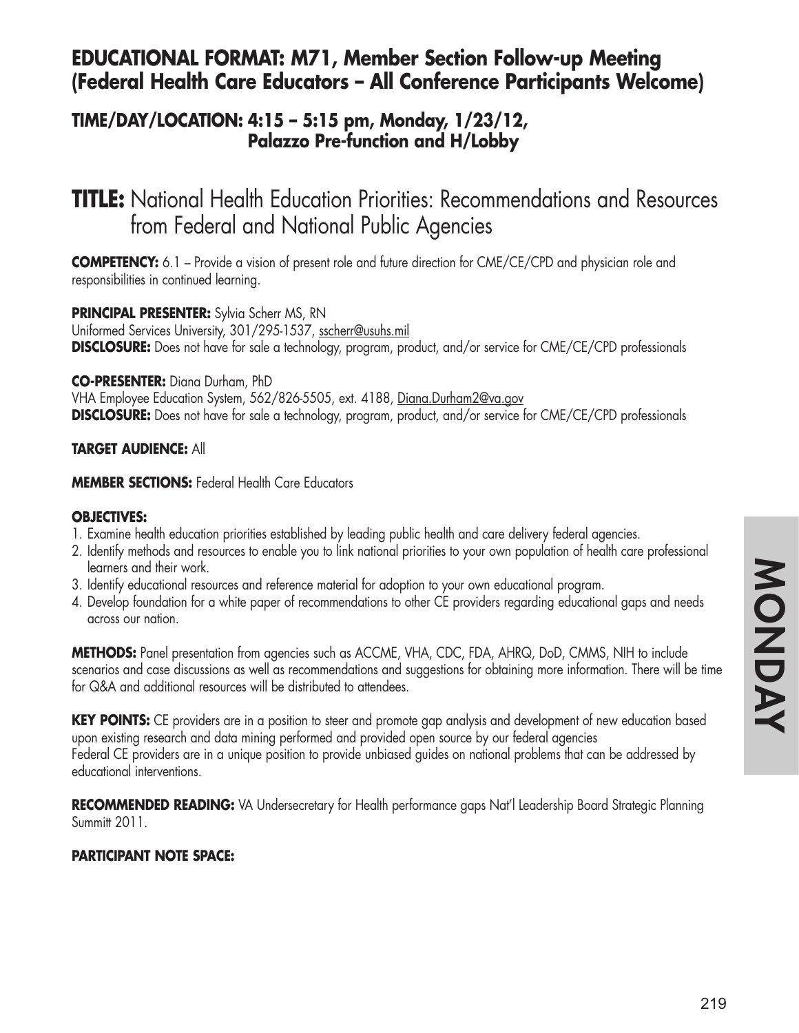## EDUCATIONAL FORMAT: M71, Member Section Follow-up Meeting (Federal Health Care Educators – All Conference Participants Welcome)

### TIME/DAY/LOCATION: 4:15 – 5:15 pm, Monday, 1/23/12, Palazzo Pre-function and H/Lobby

# TITLE: National Health Education Priorities: Recommendations and Resources from Federal and National Public Agencies

**COMPETENCY:** 6.1 – Provide a vision of present role and future direction for CME/CE/CPD and physician role and responsibilities in continued learning.

**PRINCIPAL PRESENTER:** Sylvia Scherr MS, RN
Uniformed Services University, 301/295-1537, sscherr@usuhs.mil
**DISCLOSURE:** Does not have for sale a technology, program, product, and/or service for CME/CE/CPD professionals

**CO-PRESENTER:** Diana Durham, PhD
VHA Employee Education System, 562/826-5505, ext. 4188, Diana.Durham2@va.gov
**DISCLOSURE:** Does not have for sale a technology, program, product, and/or service for CME/CE/CPD professionals

**TARGET AUDIENCE:** All

**MEMBER SECTIONS:** Federal Health Care Educators

**OBJECTIVES:**

1. Examine health education priorities established by leading public health and care delivery federal agencies.
2. Identify methods and resources to enable you to link national priorities to your own population of health care professional learners and their work.
3. Identify educational resources and reference material for adoption to your own educational program.
4. Develop foundation for a white paper of recommendations to other CE providers regarding educational gaps and needs across our nation.

**METHODS:** Panel presentation from agencies such as ACCME, VHA, CDC, FDA, AHRQ, DoD, CMMS, NIH to include scenarios and case discussions as well as recommendations and suggestions for obtaining more information. There will be time for Q&A and additional resources will be distributed to attendees.

**KEY POINTS:** CE providers are in a position to steer and promote gap analysis and development of new education based upon existing research and data mining performed and provided open source by our federal agencies
Federal CE providers are in a unique position to provide unbiased guides on national problems that can be addressed by educational interventions.

**RECOMMENDED READING:** VA Undersecretary for Health performance gaps Nat'l Leadership Board Strategic Planning Summitt 2011.

**PARTICIPANT NOTE SPACE:**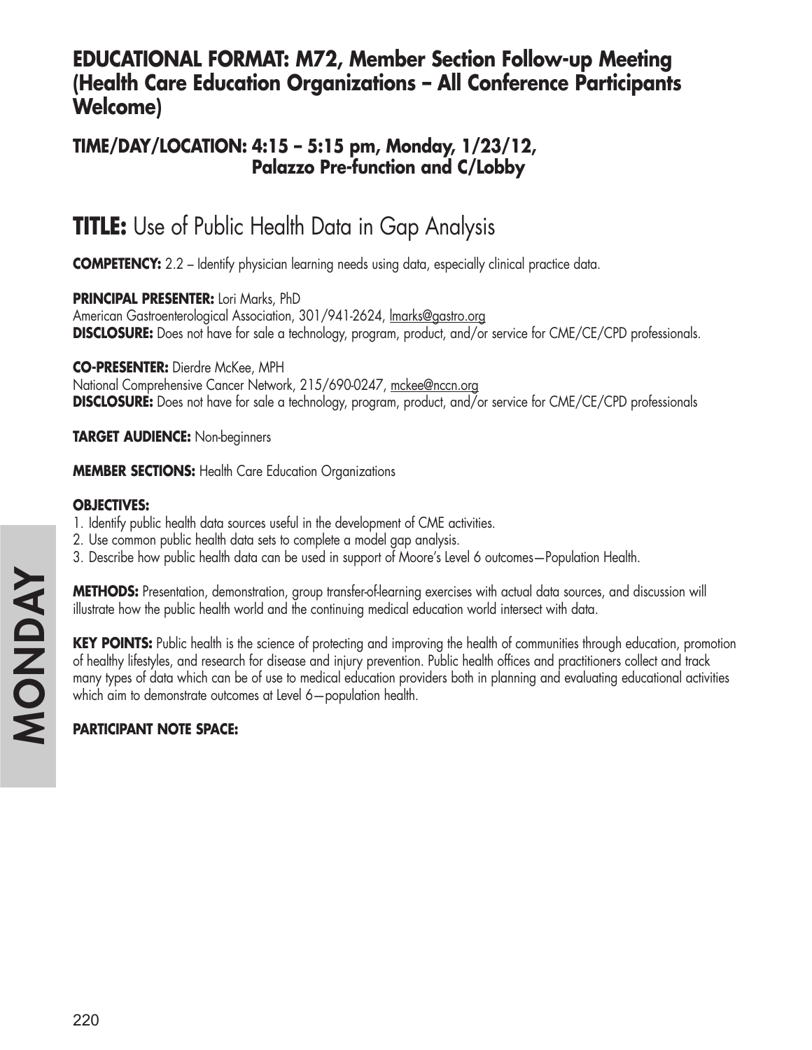## EDUCATIONAL FORMAT: M72, Member Section Follow-up Meeting (Health Care Education Organizations – All Conference Participants Welcome)

## TIME/DAY/LOCATION: 4:15 – 5:15 pm, Monday, 1/23/12, Palazzo Pre-function and C/Lobby

# TITLE: Use of Public Health Data in Gap Analysis

**COMPETENCY:** 2.2 – Identify physician learning needs using data, especially clinical practice data.

**PRINCIPAL PRESENTER:** Lori Marks, PhD
American Gastroenterological Association, 301/941-2624, lmarks@gastro.org
**DISCLOSURE:** Does not have for sale a technology, program, product, and/or service for CME/CE/CPD professionals.

**CO-PRESENTER:** Dierdre McKee, MPH
National Comprehensive Cancer Network, 215/690-0247, mckee@nccn.org
**DISCLOSURE:** Does not have for sale a technology, program, product, and/or service for CME/CE/CPD professionals

**TARGET AUDIENCE:** Non-beginners

**MEMBER SECTIONS:** Health Care Education Organizations

**OBJECTIVES:**

1. Identify public health data sources useful in the development of CME activities.
2. Use common public health data sets to complete a model gap analysis.
3. Describe how public health data can be used in support of Moore's Level 6 outcomes—Population Health.

**METHODS:** Presentation, demonstration, group transfer-of-learning exercises with actual data sources, and discussion will illustrate how the public health world and the continuing medical education world intersect with data.

**KEY POINTS:** Public health is the science of protecting and improving the health of communities through education, promotion of healthy lifestyles, and research for disease and injury prevention. Public health offices and practitioners collect and track many types of data which can be of use to medical education providers both in planning and evaluating educational activities which aim to demonstrate outcomes at Level 6—population health.

**PARTICIPANT NOTE SPACE:**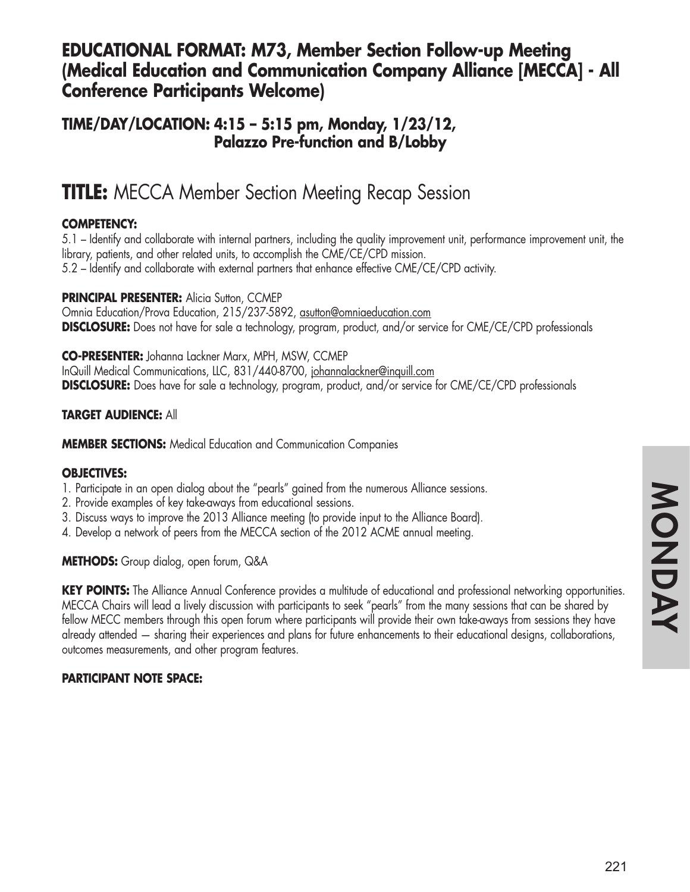## EDUCATIONAL FORMAT: M73, Member Section Follow-up Meeting (Medical Education and Communication Company Alliance [MECCA] - All Conference Participants Welcome)

### TIME/DAY/LOCATION: 4:15 – 5:15 pm, Monday, 1/23/12, Palazzo Pre-function and B/Lobby

# TITLE: MECCA Member Section Meeting Recap Session

**COMPETENCY:**

5.1 – Identify and collaborate with internal partners, including the quality improvement unit, performance improvement unit, the library, patients, and other related units, to accomplish the CME/CE/CPD mission.

5.2 – Identify and collaborate with external partners that enhance effective CME/CE/CPD activity.

**PRINCIPAL PRESENTER:** Alicia Sutton, CCMEP
Omnia Education/Prova Education, 215/237-5892, asutton@omniaeducation.com
**DISCLOSURE:** Does not have for sale a technology, program, product, and/or service for CME/CE/CPD professionals

**CO-PRESENTER:** Johanna Lackner Marx, MPH, MSW, CCMEP
InQuill Medical Communications, LLC, 831/440-8700, johannalackner@inquill.com
**DISCLOSURE:** Does have for sale a technology, program, product, and/or service for CME/CE/CPD professionals

**TARGET AUDIENCE:** All

**MEMBER SECTIONS:** Medical Education and Communication Companies

**OBJECTIVES:**

1. Participate in an open dialog about the "pearls" gained from the numerous Alliance sessions.
2. Provide examples of key take-aways from educational sessions.
3. Discuss ways to improve the 2013 Alliance meeting (to provide input to the Alliance Board).
4. Develop a network of peers from the MECCA section of the 2012 ACME annual meeting.

**METHODS:** Group dialog, open forum, Q&A

**KEY POINTS:** The Alliance Annual Conference provides a multitude of educational and professional networking opportunities. MECCA Chairs will lead a lively discussion with participants to seek "pearls" from the many sessions that can be shared by fellow MECC members through this open forum where participants will provide their own take-aways from sessions they have already attended — sharing their experiences and plans for future enhancements to their educational designs, collaborations, outcomes measurements, and other program features.

**PARTICIPANT NOTE SPACE:**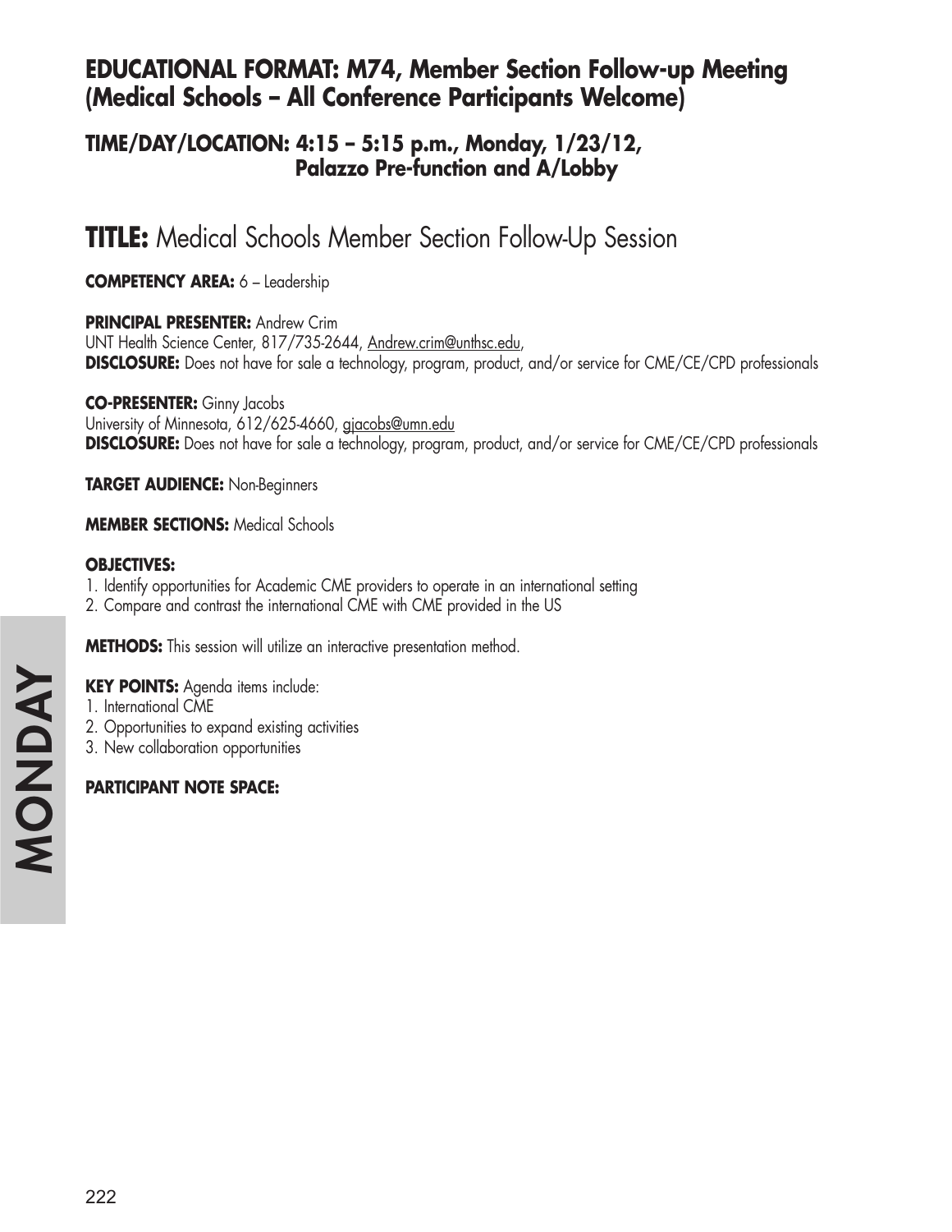## EDUCATIONAL FORMAT: M74, Member Section Follow-up Meeting (Medical Schools – All Conference Participants Welcome)

### TIME/DAY/LOCATION: 4:15 – 5:15 p.m., Monday, 1/23/12, Palazzo Pre-function and A/Lobby

# TITLE: Medical Schools Member Section Follow-Up Session

**COMPETENCY AREA:** 6 – Leadership

**PRINCIPAL PRESENTER:** Andrew Crim
UNT Health Science Center, 817/735-2644, Andrew.crim@unthsc.edu,
**DISCLOSURE:** Does not have for sale a technology, program, product, and/or service for CME/CE/CPD professionals

**CO-PRESENTER:** Ginny Jacobs
University of Minnesota, 612/625-4660, gjacobs@umn.edu
**DISCLOSURE:** Does not have for sale a technology, program, product, and/or service for CME/CE/CPD professionals

**TARGET AUDIENCE:** Non-Beginners

**MEMBER SECTIONS:** Medical Schools

**OBJECTIVES:**

1. Identify opportunities for Academic CME providers to operate in an international setting
2. Compare and contrast the international CME with CME provided in the US

**METHODS:** This session will utilize an interactive presentation method.

**KEY POINTS:** Agenda items include:

1. International CME
2. Opportunities to expand existing activities
3. New collaboration opportunities

**PARTICIPANT NOTE SPACE:**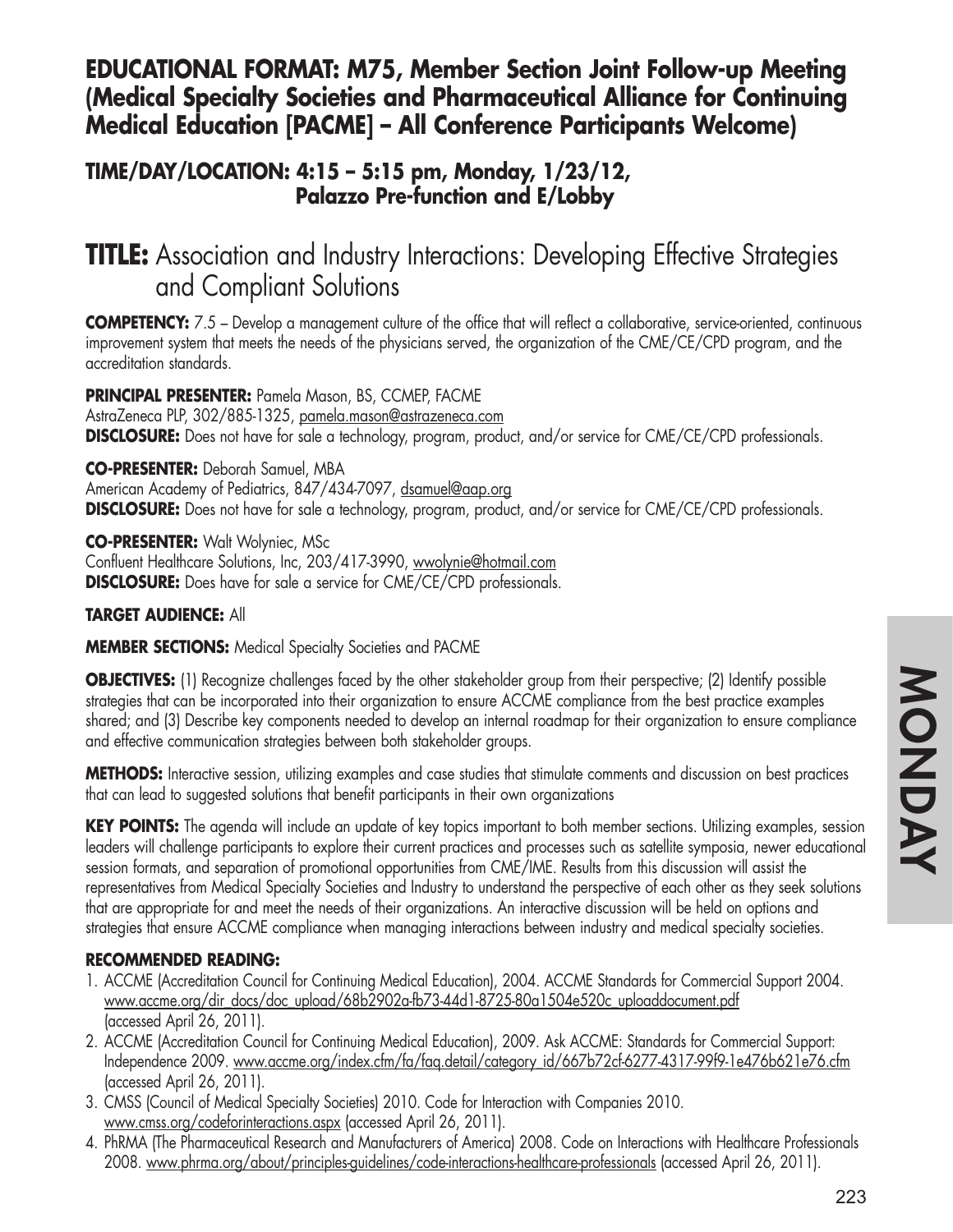## EDUCATIONAL FORMAT: M75, Member Section Joint Follow-up Meeting (Medical Specialty Societies and Pharmaceutical Alliance for Continuing Medical Education [PACME] – All Conference Participants Welcome)

### TIME/DAY/LOCATION: 4:15 – 5:15 pm, Monday, 1/23/12, Palazzo Pre-function and E/Lobby

# TITLE: Association and Industry Interactions: Developing Effective Strategies and Compliant Solutions

**COMPETENCY:** 7.5 – Develop a management culture of the office that will reflect a collaborative, service-oriented, continuous improvement system that meets the needs of the physicians served, the organization of the CME/CE/CPD program, and the accreditation standards.

**PRINCIPAL PRESENTER:** Pamela Mason, BS, CCMEP, FACME
AstraZeneca PLP, 302/885-1325, pamela.mason@astrazeneca.com
**DISCLOSURE:** Does not have for sale a technology, program, product, and/or service for CME/CE/CPD professionals.

**CO-PRESENTER:** Deborah Samuel, MBA
American Academy of Pediatrics, 847/434-7097, dsamuel@aap.org
**DISCLOSURE:** Does not have for sale a technology, program, product, and/or service for CME/CE/CPD professionals.

**CO-PRESENTER:** Walt Wolyniec, MSc
Confluent Healthcare Solutions, Inc, 203/417-3990, wwolynie@hotmail.com
**DISCLOSURE:** Does have for sale a service for CME/CE/CPD professionals.

**TARGET AUDIENCE:** All

**MEMBER SECTIONS:** Medical Specialty Societies and PACME

**OBJECTIVES:** (1) Recognize challenges faced by the other stakeholder group from their perspective; (2) Identify possible strategies that can be incorporated into their organization to ensure ACCME compliance from the best practice examples shared; and (3) Describe key components needed to develop an internal roadmap for their organization to ensure compliance and effective communication strategies between both stakeholder groups.

**METHODS:** Interactive session, utilizing examples and case studies that stimulate comments and discussion on best practices that can lead to suggested solutions that benefit participants in their own organizations

**KEY POINTS:** The agenda will include an update of key topics important to both member sections. Utilizing examples, session leaders will challenge participants to explore their current practices and processes such as satellite symposia, newer educational session formats, and separation of promotional opportunities from CME/IME. Results from this discussion will assist the representatives from Medical Specialty Societies and Industry to understand the perspective of each other as they seek solutions that are appropriate for and meet the needs of their organizations. An interactive discussion will be held on options and strategies that ensure ACCME compliance when managing interactions between industry and medical specialty societies.

**RECOMMENDED READING:**

1. ACCME (Accreditation Council for Continuing Medical Education), 2004. ACCME Standards for Commercial Support 2004. www.accme.org/dir_docs/doc_upload/68b2902a-fb73-44d1-8725-80a1504e520c_uploaddocument.pdf (accessed April 26, 2011).
2. ACCME (Accreditation Council for Continuing Medical Education), 2009. Ask ACCME: Standards for Commercial Support: Independence 2009. www.accme.org/index.cfm/fa/faq.detail/category_id/667b72cf-6277-4317-99f9-1e476b621e76.cfm (accessed April 26, 2011).
3. CMSS (Council of Medical Specialty Societies) 2010. Code for Interaction with Companies 2010. www.cmss.org/codeforinteractions.aspx (accessed April 26, 2011).
4. PhRMA (The Pharmaceutical Research and Manufacturers of America) 2008. Code on Interactions with Healthcare Professionals 2008. www.phrma.org/about/principles-guidelines/code-interactions-healthcare-professionals (accessed April 26, 2011).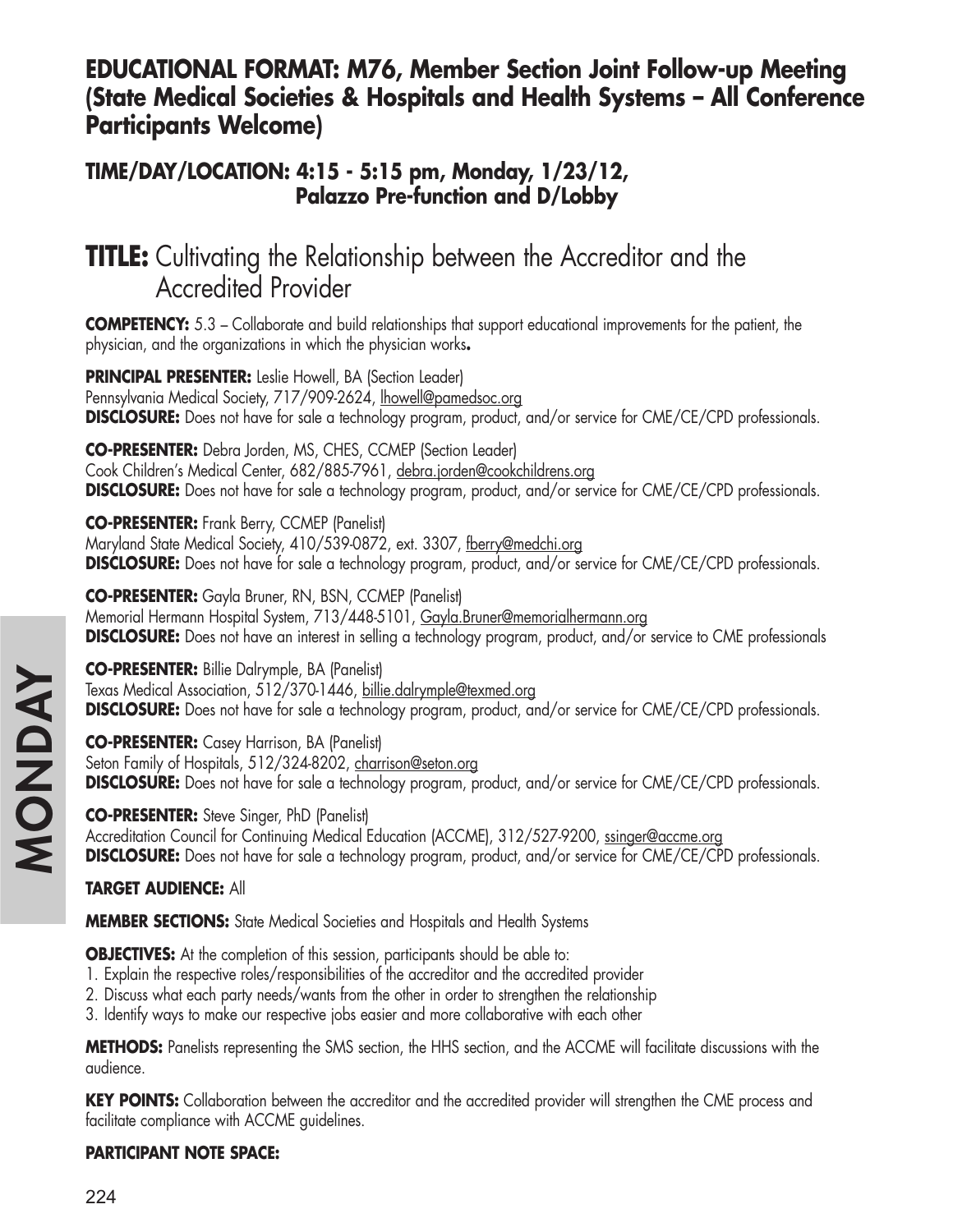## EDUCATIONAL FORMAT: M76, Member Section Joint Follow-up Meeting (State Medical Societies & Hospitals and Health Systems – All Conference Participants Welcome)

### TIME/DAY/LOCATION: 4:15 - 5:15 pm, Monday, 1/23/12, Palazzo Pre-function and D/Lobby

# TITLE: Cultivating the Relationship between the Accreditor and the Accredited Provider

**COMPETENCY:** 5.3 – Collaborate and build relationships that support educational improvements for the patient, the physician, and the organizations in which the physician works**.**

**PRINCIPAL PRESENTER:** Leslie Howell, BA (Section Leader)
Pennsylvania Medical Society, 717/909-2624, lhowell@pamedsoc.org
**DISCLOSURE:** Does not have for sale a technology program, product, and/or service for CME/CE/CPD professionals.

**CO-PRESENTER:** Debra Jorden, MS, CHES, CCMEP (Section Leader)
Cook Children's Medical Center, 682/885-7961, debra.jorden@cookchildrens.org
**DISCLOSURE:** Does not have for sale a technology program, product, and/or service for CME/CE/CPD professionals.

**CO-PRESENTER:** Frank Berry, CCMEP (Panelist)
Maryland State Medical Society, 410/539-0872, ext. 3307, fberry@medchi.org
**DISCLOSURE:** Does not have for sale a technology program, product, and/or service for CME/CE/CPD professionals.

**CO-PRESENTER:** Gayla Bruner, RN, BSN, CCMEP (Panelist)
Memorial Hermann Hospital System, 713/448-5101, Gayla.Bruner@memorialhermann.org
**DISCLOSURE:** Does not have an interest in selling a technology program, product, and/or service to CME professionals

**CO-PRESENTER:** Billie Dalrymple, BA (Panelist)
Texas Medical Association, 512/370-1446, billie.dalrymple@texmed.org
**DISCLOSURE:** Does not have for sale a technology program, product, and/or service for CME/CE/CPD professionals.

**CO-PRESENTER:** Casey Harrison, BA (Panelist)
Seton Family of Hospitals, 512/324-8202, charrison@seton.org
**DISCLOSURE:** Does not have for sale a technology program, product, and/or service for CME/CE/CPD professionals.

**CO-PRESENTER:** Steve Singer, PhD (Panelist)
Accreditation Council for Continuing Medical Education (ACCME), 312/527-9200, ssinger@accme.org
**DISCLOSURE:** Does not have for sale a technology program, product, and/or service for CME/CE/CPD professionals.

**TARGET AUDIENCE:** All

**MEMBER SECTIONS:** State Medical Societies and Hospitals and Health Systems

**OBJECTIVES:** At the completion of this session, participants should be able to:
1. Explain the respective roles/responsibilities of the accreditor and the accredited provider
2. Discuss what each party needs/wants from the other in order to strengthen the relationship
3. Identify ways to make our respective jobs easier and more collaborative with each other

**METHODS:** Panelists representing the SMS section, the HHS section, and the ACCME will facilitate discussions with the audience.

**KEY POINTS:** Collaboration between the accreditor and the accredited provider will strengthen the CME process and facilitate compliance with ACCME guidelines.

**PARTICIPANT NOTE SPACE:**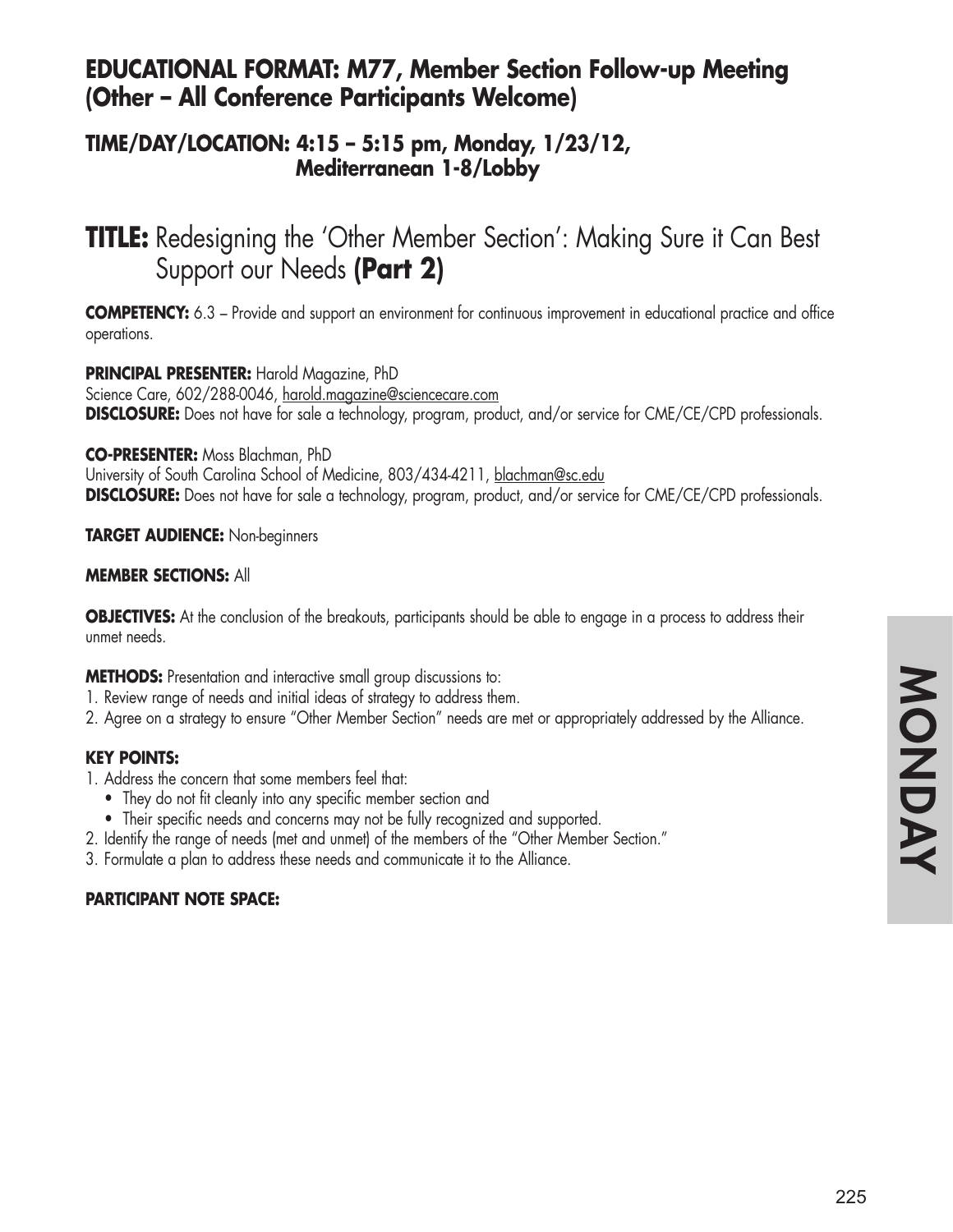## EDUCATIONAL FORMAT: M77, Member Section Follow-up Meeting (Other – All Conference Participants Welcome)

### TIME/DAY/LOCATION: 4:15 – 5:15 pm, Monday, 1/23/12, Mediterranean 1-8/Lobby

# TITLE: Redesigning the 'Other Member Section': Making Sure it Can Best Support our Needs **(Part 2)**

**COMPETENCY:** 6.3 – Provide and support an environment for continuous improvement in educational practice and office operations.

**PRINCIPAL PRESENTER:** Harold Magazine, PhD
Science Care, 602/288-0046, harold.magazine@sciencecare.com
**DISCLOSURE:** Does not have for sale a technology, program, product, and/or service for CME/CE/CPD professionals.

**CO-PRESENTER:** Moss Blachman, PhD
University of South Carolina School of Medicine, 803/434-4211, blachman@sc.edu
**DISCLOSURE:** Does not have for sale a technology, program, product, and/or service for CME/CE/CPD professionals.

**TARGET AUDIENCE:** Non-beginners

**MEMBER SECTIONS:** All

**OBJECTIVES:** At the conclusion of the breakouts, participants should be able to engage in a process to address their unmet needs.

**METHODS:** Presentation and interactive small group discussions to:
1. Review range of needs and initial ideas of strategy to address them.
2. Agree on a strategy to ensure "Other Member Section" needs are met or appropriately addressed by the Alliance.

**KEY POINTS:**
1. Address the concern that some members feel that:
   - They do not fit cleanly into any specific member section and
   - Their specific needs and concerns may not be fully recognized and supported.
2. Identify the range of needs (met and unmet) of the members of the "Other Member Section."
3. Formulate a plan to address these needs and communicate it to the Alliance.

**PARTICIPANT NOTE SPACE:**

MONDAY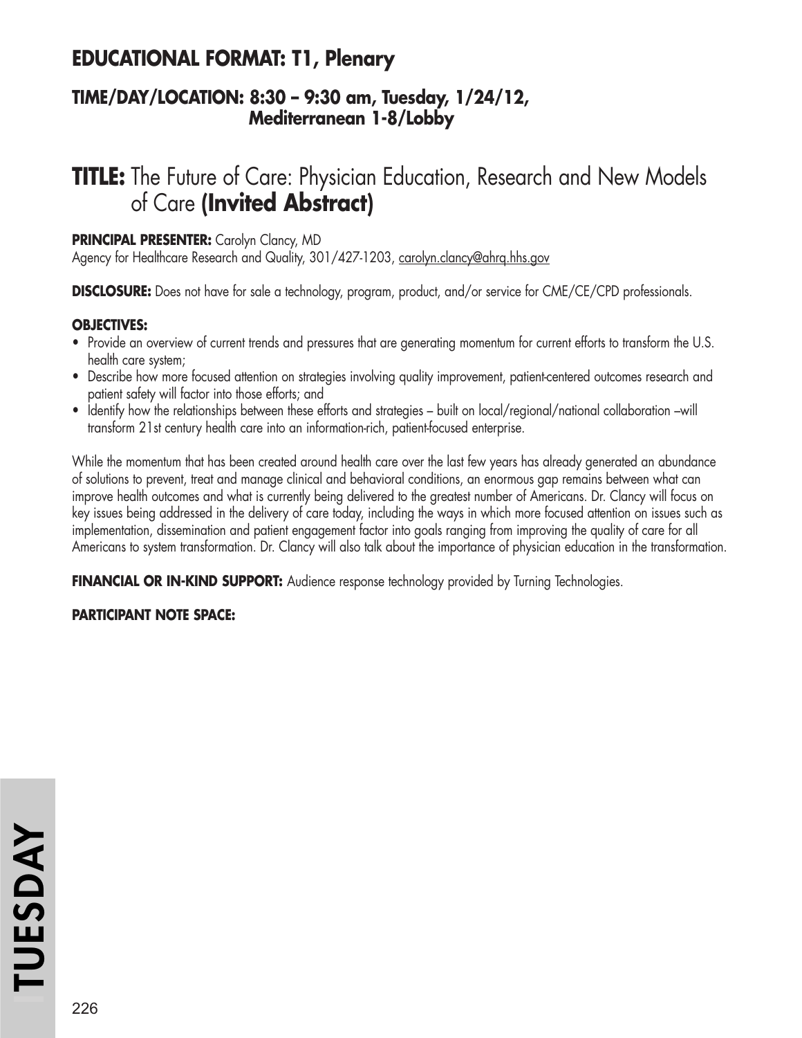## EDUCATIONAL FORMAT: T1, Plenary

### TIME/DAY/LOCATION: 8:30 – 9:30 am, Tuesday, 1/24/12, Mediterranean 1-8/Lobby

# TITLE: The Future of Care: Physician Education, Research and New Models of Care **(Invited Abstract)**

**PRINCIPAL PRESENTER:** Carolyn Clancy, MD
Agency for Healthcare Research and Quality, 301/427-1203, carolyn.clancy@ahrq.hhs.gov

**DISCLOSURE:** Does not have for sale a technology, program, product, and/or service for CME/CE/CPD professionals.

**OBJECTIVES:**

- Provide an overview of current trends and pressures that are generating momentum for current efforts to transform the U.S. health care system;
- Describe how more focused attention on strategies involving quality improvement, patient-centered outcomes research and patient safety will factor into those efforts; and
- Identify how the relationships between these efforts and strategies – built on local/regional/national collaboration –will transform 21st century health care into an information-rich, patient-focused enterprise.

While the momentum that has been created around health care over the last few years has already generated an abundance of solutions to prevent, treat and manage clinical and behavioral conditions, an enormous gap remains between what can improve health outcomes and what is currently being delivered to the greatest number of Americans. Dr. Clancy will focus on key issues being addressed in the delivery of care today, including the ways in which more focused attention on issues such as implementation, dissemination and patient engagement factor into goals ranging from improving the quality of care for all Americans to system transformation. Dr. Clancy will also talk about the importance of physician education in the transformation.

**FINANCIAL OR IN-KIND SUPPORT:** Audience response technology provided by Turning Technologies.

**PARTICIPANT NOTE SPACE:**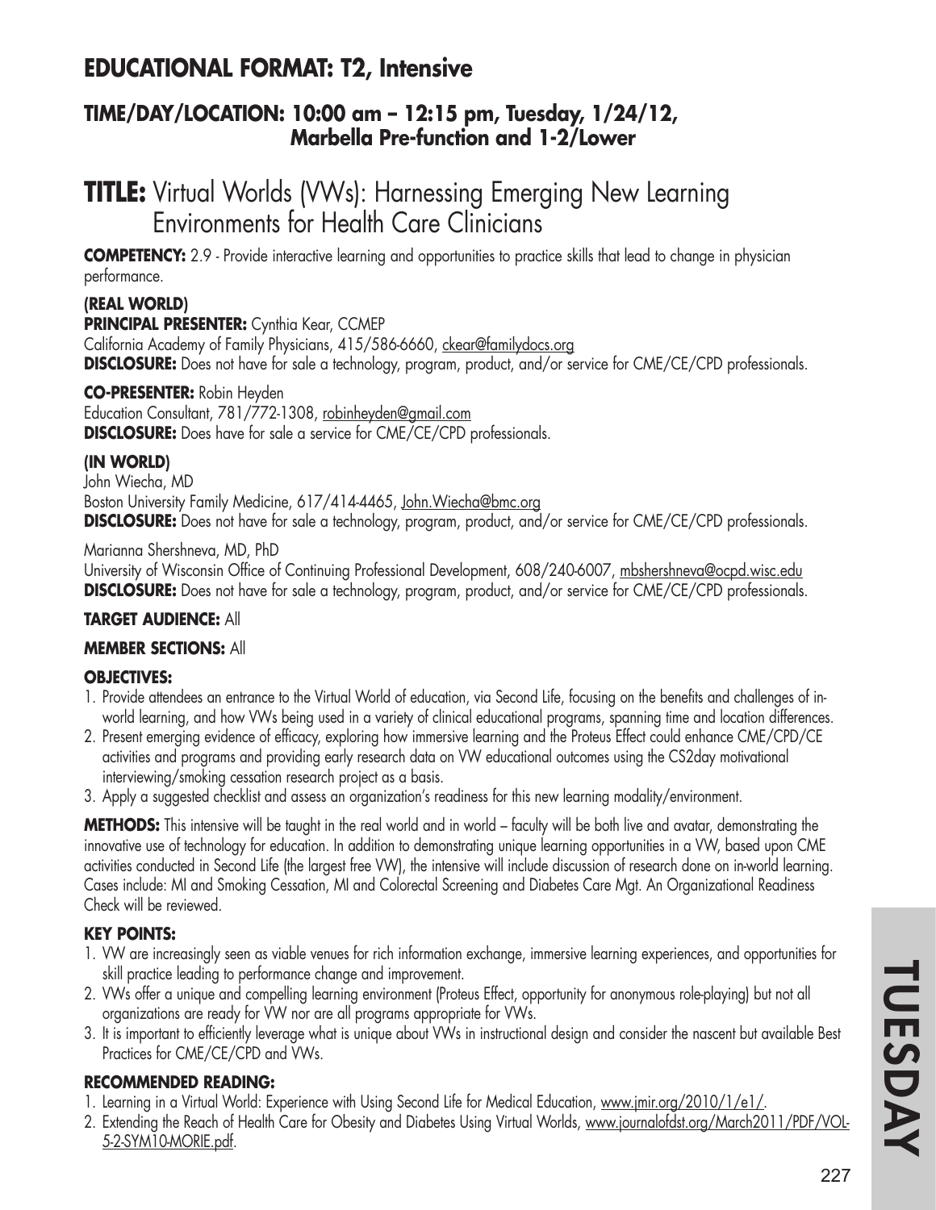## EDUCATIONAL FORMAT: T2, Intensive

### TIME/DAY/LOCATION: 10:00 am – 12:15 pm, Tuesday, 1/24/12, Marbella Pre-function and 1-2/Lower

# TITLE: Virtual Worlds (VWs): Harnessing Emerging New Learning Environments for Health Care Clinicians

**COMPETENCY:** 2.9 - Provide interactive learning and opportunities to practice skills that lead to change in physician performance.

**(REAL WORLD)**

**PRINCIPAL PRESENTER:** Cynthia Kear, CCMEP
California Academy of Family Physicians, 415/586-6660, ckear@familydocs.org
**DISCLOSURE:** Does not have for sale a technology, program, product, and/or service for CME/CE/CPD professionals.

**CO-PRESENTER:** Robin Heyden
Education Consultant, 781/772-1308, robinheyden@gmail.com
**DISCLOSURE:** Does have for sale a service for CME/CE/CPD professionals.

**(IN WORLD)**

John Wiecha, MD
Boston University Family Medicine, 617/414-4465, John.Wiecha@bmc.org
**DISCLOSURE:** Does not have for sale a technology, program, product, and/or service for CME/CE/CPD professionals.

Marianna Shershneva, MD, PhD
University of Wisconsin Office of Continuing Professional Development, 608/240-6007, mbshershneva@ocpd.wisc.edu
**DISCLOSURE:** Does not have for sale a technology, program, product, and/or service for CME/CE/CPD professionals.

**TARGET AUDIENCE:** All

**MEMBER SECTIONS:** All

**OBJECTIVES:**

1. Provide attendees an entrance to the Virtual World of education, via Second Life, focusing on the benefits and challenges of in-world learning, and how VWs being used in a variety of clinical educational programs, spanning time and location differences.
2. Present emerging evidence of efficacy, exploring how immersive learning and the Proteus Effect could enhance CME/CPD/CE activities and programs and providing early research data on VW educational outcomes using the CS2day motivational interviewing/smoking cessation research project as a basis.
3. Apply a suggested checklist and assess an organization's readiness for this new learning modality/environment.

**METHODS:** This intensive will be taught in the real world and in world – faculty will be both live and avatar, demonstrating the innovative use of technology for education. In addition to demonstrating unique learning opportunities in a VW, based upon CME activities conducted in Second Life (the largest free VW), the intensive will include discussion of research done on in-world learning. Cases include: MI and Smoking Cessation, MI and Colorectal Screening and Diabetes Care Mgt. An Organizational Readiness Check will be reviewed.

**KEY POINTS:**

1. VW are increasingly seen as viable venues for rich information exchange, immersive learning experiences, and opportunities for skill practice leading to performance change and improvement.
2. VWs offer a unique and compelling learning environment (Proteus Effect, opportunity for anonymous role-playing) but not all organizations are ready for VW nor are all programs appropriate for VWs.
3. It is important to efficiently leverage what is unique about VWs in instructional design and consider the nascent but available Best Practices for CME/CE/CPD and VWs.

**RECOMMENDED READING:**

1. Learning in a Virtual World: Experience with Using Second Life for Medical Education, www.jmir.org/2010/1/e1/.
2. Extending the Reach of Health Care for Obesity and Diabetes Using Virtual Worlds, www.journalofdst.org/March2011/PDF/VOL-5-2-SYM10-MORIE.pdf.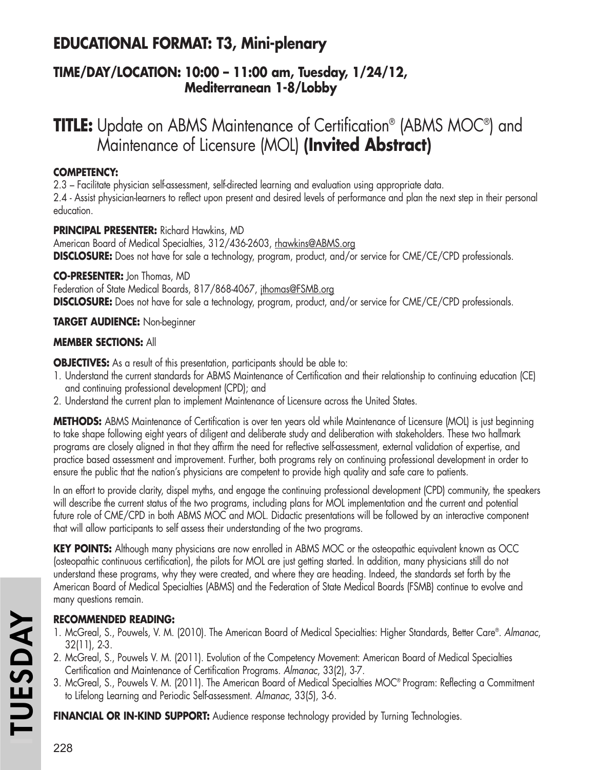## EDUCATIONAL FORMAT: T3, Mini-plenary

### TIME/DAY/LOCATION: 10:00 – 11:00 am, Tuesday, 1/24/12, Mediterranean 1-8/Lobby

# TITLE: Update on ABMS Maintenance of Certification® (ABMS MOC®) and Maintenance of Licensure (MOL) **(Invited Abstract)**

**COMPETENCY:**

2.3 – Facilitate physician self-assessment, self-directed learning and evaluation using appropriate data.

2.4 - Assist physician-learners to reflect upon present and desired levels of performance and plan the next step in their personal education.

**PRINCIPAL PRESENTER:** Richard Hawkins, MD
American Board of Medical Specialties, 312/436-2603, rhawkins@ABMS.org
**DISCLOSURE:** Does not have for sale a technology, program, product, and/or service for CME/CE/CPD professionals.

**CO-PRESENTER:** Jon Thomas, MD
Federation of State Medical Boards, 817/868-4067, jthomas@FSMB.org
**DISCLOSURE:** Does not have for sale a technology, program, product, and/or service for CME/CE/CPD professionals.

**TARGET AUDIENCE:** Non-beginner

**MEMBER SECTIONS:** All

**OBJECTIVES:** As a result of this presentation, participants should be able to:

1. Understand the current standards for ABMS Maintenance of Certification and their relationship to continuing education (CE) and continuing professional development (CPD); and
2. Understand the current plan to implement Maintenance of Licensure across the United States.

**METHODS:** ABMS Maintenance of Certification is over ten years old while Maintenance of Licensure (MOL) is just beginning to take shape following eight years of diligent and deliberate study and deliberation with stakeholders. These two hallmark programs are closely aligned in that they affirm the need for reflective self-assessment, external validation of expertise, and practice based assessment and improvement. Further, both programs rely on continuing professional development in order to ensure the public that the nation's physicians are competent to provide high quality and safe care to patients.

In an effort to provide clarity, dispel myths, and engage the continuing professional development (CPD) community, the speakers will describe the current status of the two programs, including plans for MOL implementation and the current and potential future role of CME/CPD in both ABMS MOC and MOL. Didactic presentations will be followed by an interactive component that will allow participants to self assess their understanding of the two programs.

**KEY POINTS:** Although many physicians are now enrolled in ABMS MOC or the osteopathic equivalent known as OCC (osteopathic continuous certification), the pilots for MOL are just getting started. In addition, many physicians still do not understand these programs, why they were created, and where they are heading. Indeed, the standards set forth by the American Board of Medical Specialties (ABMS) and the Federation of State Medical Boards (FSMB) continue to evolve and many questions remain.

**RECOMMENDED READING:**

1. McGreal, S., Pouwels, V. M. (2010). The American Board of Medical Specialties: Higher Standards, Better Care®. *Almanac*, 32(11), 2-3.
2. McGreal, S., Pouwels V. M. (2011). Evolution of the Competency Movement: American Board of Medical Specialties Certification and Maintenance of Certification Programs. *Almanac*, 33(2), 3-7.
3. McGreal, S., Pouwels V. M. (2011). The American Board of Medical Specialties MOC® Program: Reflecting a Commitment to Lifelong Learning and Periodic Self-assessment. *Almanac*, 33(5), 3-6.

**FINANCIAL OR IN-KIND SUPPORT:** Audience response technology provided by Turning Technologies.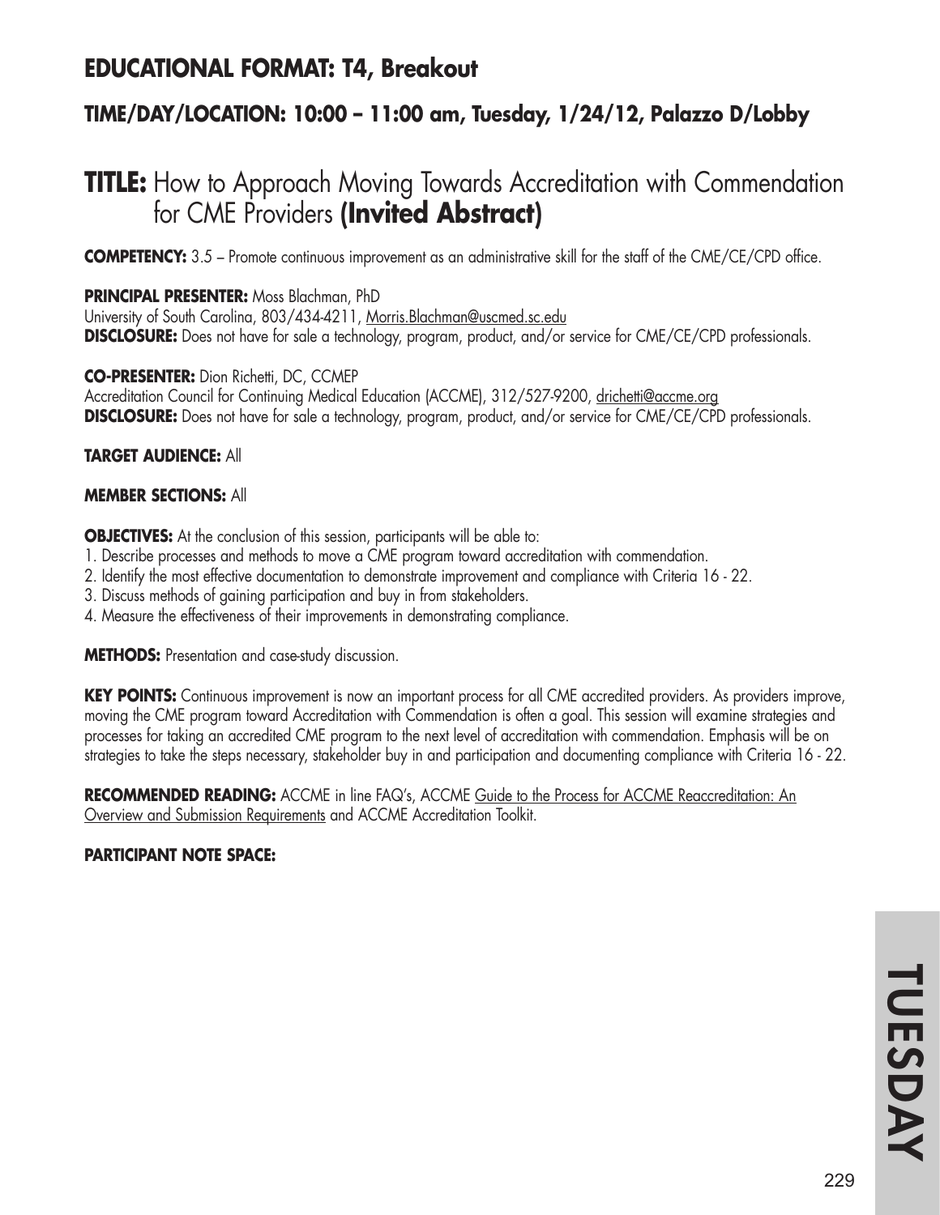## EDUCATIONAL FORMAT: T4, Breakout

### TIME/DAY/LOCATION: 10:00 – 11:00 am, Tuesday, 1/24/12, Palazzo D/Lobby

# TITLE: How to Approach Moving Towards Accreditation with Commendation for CME Providers **(Invited Abstract)**

**COMPETENCY:** 3.5 – Promote continuous improvement as an administrative skill for the staff of the CME/CE/CPD office.

**PRINCIPAL PRESENTER:** Moss Blachman, PhD
University of South Carolina, 803/434-4211, Morris.Blachman@uscmed.sc.edu
**DISCLOSURE:** Does not have for sale a technology, program, product, and/or service for CME/CE/CPD professionals.

**CO-PRESENTER:** Dion Richetti, DC, CCMEP
Accreditation Council for Continuing Medical Education (ACCME), 312/527-9200, drichetti@accme.org
**DISCLOSURE:** Does not have for sale a technology, program, product, and/or service for CME/CE/CPD professionals.

**TARGET AUDIENCE:** All

**MEMBER SECTIONS:** All

**OBJECTIVES:** At the conclusion of this session, participants will be able to:

1. Describe processes and methods to move a CME program toward accreditation with commendation.
2. Identify the most effective documentation to demonstrate improvement and compliance with Criteria 16 - 22.
3. Discuss methods of gaining participation and buy in from stakeholders.
4. Measure the effectiveness of their improvements in demonstrating compliance.

**METHODS:** Presentation and case-study discussion.

**KEY POINTS:** Continuous improvement is now an important process for all CME accredited providers. As providers improve, moving the CME program toward Accreditation with Commendation is often a goal. This session will examine strategies and processes for taking an accredited CME program to the next level of accreditation with commendation. Emphasis will be on strategies to take the steps necessary, stakeholder buy in and participation and documenting compliance with Criteria 16 - 22.

**RECOMMENDED READING:** ACCME in line FAQ's, ACCME Guide to the Process for ACCME Reaccreditation: An Overview and Submission Requirements and ACCME Accreditation Toolkit.

**PARTICIPANT NOTE SPACE:**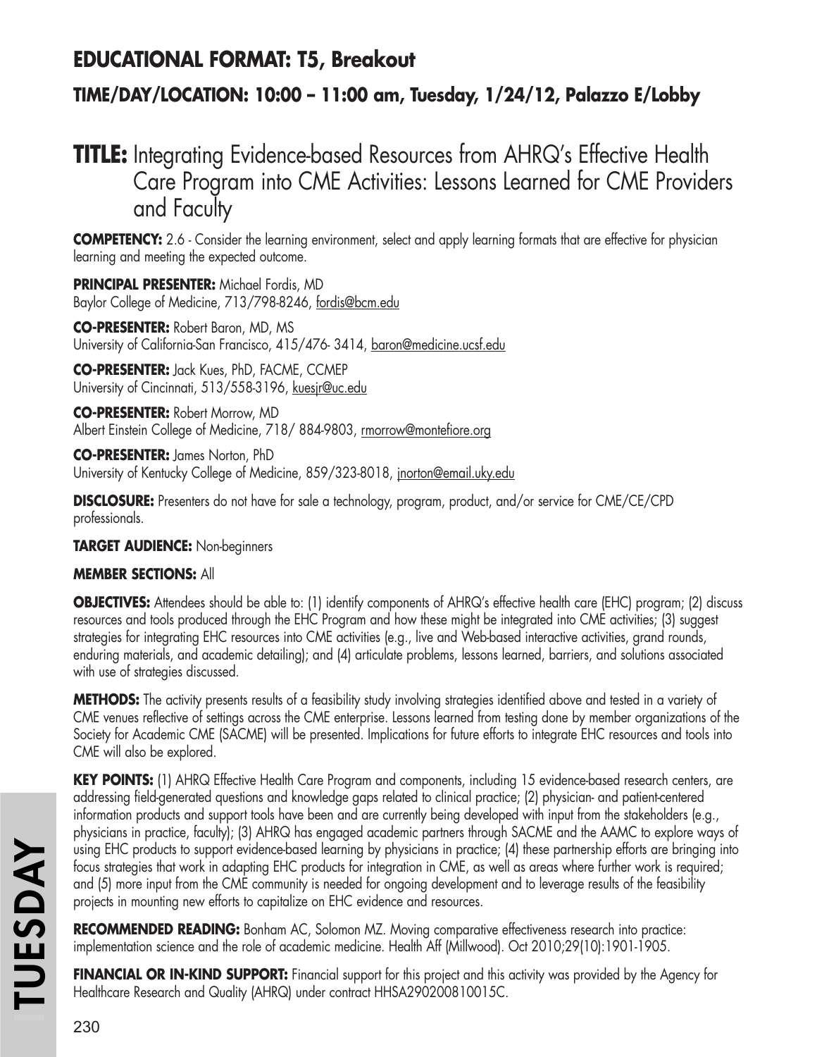## EDUCATIONAL FORMAT: T5, Breakout

### TIME/DAY/LOCATION: 10:00 – 11:00 am, Tuesday, 1/24/12, Palazzo E/Lobby

# TITLE: Integrating Evidence-based Resources from AHRQ's Effective Health Care Program into CME Activities: Lessons Learned for CME Providers and Faculty

**COMPETENCY:** 2.6 - Consider the learning environment, select and apply learning formats that are effective for physician learning and meeting the expected outcome.

**PRINCIPAL PRESENTER:** Michael Fordis, MD
Baylor College of Medicine, 713/798-8246, fordis@bcm.edu

**CO-PRESENTER:** Robert Baron, MD, MS
University of California-San Francisco, 415/476- 3414, baron@medicine.ucsf.edu

**CO-PRESENTER:** Jack Kues, PhD, FACME, CCMEP
University of Cincinnati, 513/558-3196, kuesjr@uc.edu

**CO-PRESENTER:** Robert Morrow, MD
Albert Einstein College of Medicine, 718/ 884-9803, rmorrow@montefiore.org

**CO-PRESENTER:** James Norton, PhD
University of Kentucky College of Medicine, 859/323-8018, jnorton@email.uky.edu

**DISCLOSURE:** Presenters do not have for sale a technology, program, product, and/or service for CME/CE/CPD professionals.

**TARGET AUDIENCE:** Non-beginners

**MEMBER SECTIONS:** All

**OBJECTIVES:** Attendees should be able to: (1) identify components of AHRQ's effective health care (EHC) program; (2) discuss resources and tools produced through the EHC Program and how these might be integrated into CME activities; (3) suggest strategies for integrating EHC resources into CME activities (e.g., live and Web-based interactive activities, grand rounds, enduring materials, and academic detailing); and (4) articulate problems, lessons learned, barriers, and solutions associated with use of strategies discussed.

**METHODS:** The activity presents results of a feasibility study involving strategies identified above and tested in a variety of CME venues reflective of settings across the CME enterprise. Lessons learned from testing done by member organizations of the Society for Academic CME (SACME) will be presented. Implications for future efforts to integrate EHC resources and tools into CME will also be explored.

**KEY POINTS:** (1) AHRQ Effective Health Care Program and components, including 15 evidence-based research centers, are addressing field-generated questions and knowledge gaps related to clinical practice; (2) physician- and patient-centered information products and support tools have been and are currently being developed with input from the stakeholders (e.g., physicians in practice, faculty); (3) AHRQ has engaged academic partners through SACME and the AAMC to explore ways of using EHC products to support evidence-based learning by physicians in practice; (4) these partnership efforts are bringing into focus strategies that work in adapting EHC products for integration in CME, as well as areas where further work is required; and (5) more input from the CME community is needed for ongoing development and to leverage results of the feasibility projects in mounting new efforts to capitalize on EHC evidence and resources.

**RECOMMENDED READING:** Bonham AC, Solomon MZ. Moving comparative effectiveness research into practice: implementation science and the role of academic medicine. Health Aff (Millwood). Oct 2010;29(10):1901-1905.

**FINANCIAL OR IN-KIND SUPPORT:** Financial support for this project and this activity was provided by the Agency for Healthcare Research and Quality (AHRQ) under contract HHSA290200810015C.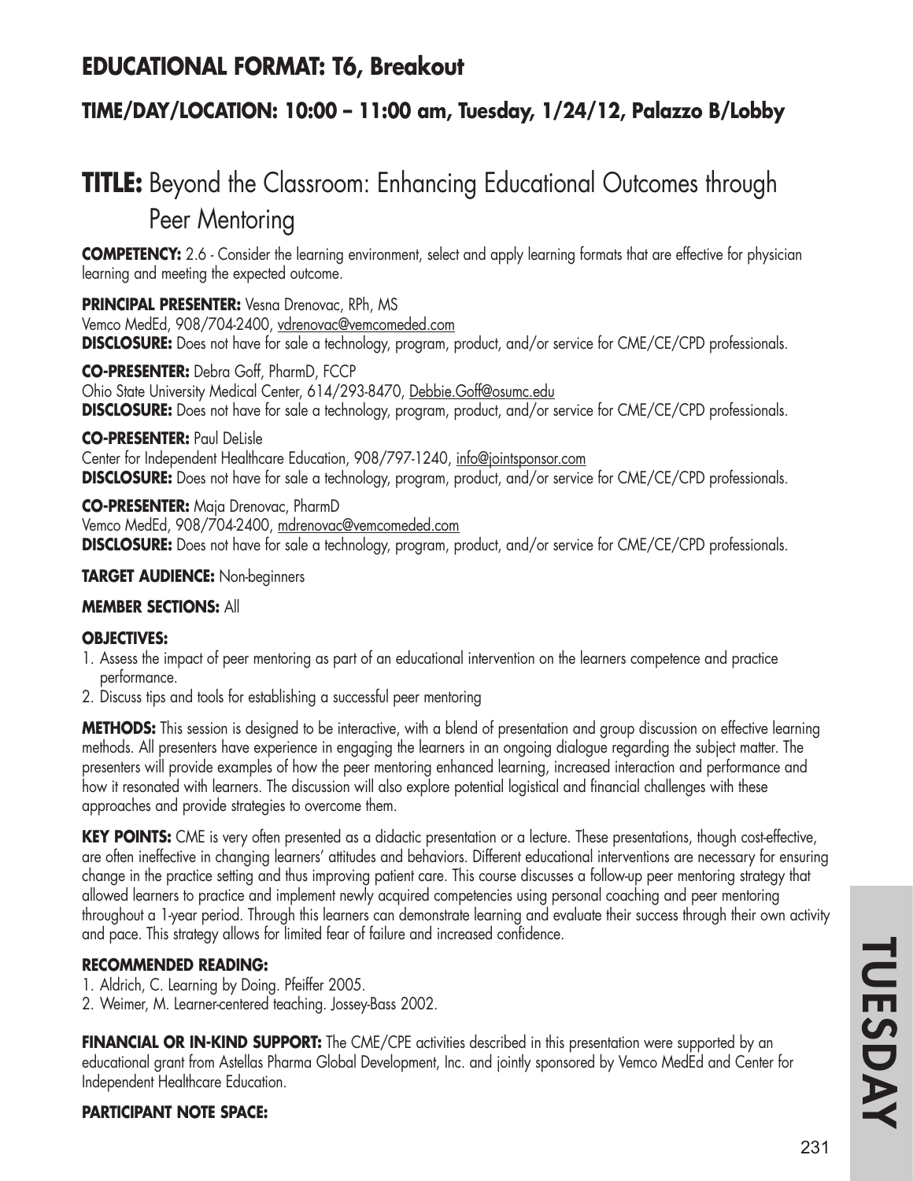## EDUCATIONAL FORMAT: T6, Breakout

### TIME/DAY/LOCATION: 10:00 – 11:00 am, Tuesday, 1/24/12, Palazzo B/Lobby

# TITLE: Beyond the Classroom: Enhancing Educational Outcomes through Peer Mentoring

**COMPETENCY:** 2.6 - Consider the learning environment, select and apply learning formats that are effective for physician learning and meeting the expected outcome.

**PRINCIPAL PRESENTER:** Vesna Drenovac, RPh, MS
Vemco MedEd, 908/704-2400, vdrenovac@vemcomeded.com
**DISCLOSURE:** Does not have for sale a technology, program, product, and/or service for CME/CE/CPD professionals.

**CO-PRESENTER:** Debra Goff, PharmD, FCCP
Ohio State University Medical Center, 614/293-8470, Debbie.Goff@osumc.edu
**DISCLOSURE:** Does not have for sale a technology, program, product, and/or service for CME/CE/CPD professionals.

**CO-PRESENTER:** Paul DeLisle
Center for Independent Healthcare Education, 908/797-1240, info@jointsponsor.com
**DISCLOSURE:** Does not have for sale a technology, program, product, and/or service for CME/CE/CPD professionals.

**CO-PRESENTER:** Maja Drenovac, PharmD
Vemco MedEd, 908/704-2400, mdrenovac@vemcomeded.com
**DISCLOSURE:** Does not have for sale a technology, program, product, and/or service for CME/CE/CPD professionals.

**TARGET AUDIENCE:** Non-beginners

**MEMBER SECTIONS:** All

**OBJECTIVES:**

1. Assess the impact of peer mentoring as part of an educational intervention on the learners competence and practice performance.
2. Discuss tips and tools for establishing a successful peer mentoring

**METHODS:** This session is designed to be interactive, with a blend of presentation and group discussion on effective learning methods. All presenters have experience in engaging the learners in an ongoing dialogue regarding the subject matter. The presenters will provide examples of how the peer mentoring enhanced learning, increased interaction and performance and how it resonated with learners. The discussion will also explore potential logistical and financial challenges with these approaches and provide strategies to overcome them.

**KEY POINTS:** CME is very often presented as a didactic presentation or a lecture. These presentations, though cost-effective, are often ineffective in changing learners' attitudes and behaviors. Different educational interventions are necessary for ensuring change in the practice setting and thus improving patient care. This course discusses a follow-up peer mentoring strategy that allowed learners to practice and implement newly acquired competencies using personal coaching and peer mentoring throughout a 1-year period. Through this learners can demonstrate learning and evaluate their success through their own activity and pace. This strategy allows for limited fear of failure and increased confidence.

**RECOMMENDED READING:**

1. Aldrich, C. Learning by Doing. Pfeiffer 2005.
2. Weimer, M. Learner-centered teaching. Jossey-Bass 2002.

**FINANCIAL OR IN-KIND SUPPORT:** The CME/CPE activities described in this presentation were supported by an educational grant from Astellas Pharma Global Development, Inc. and jointly sponsored by Vemco MedEd and Center for Independent Healthcare Education.

**PARTICIPANT NOTE SPACE:**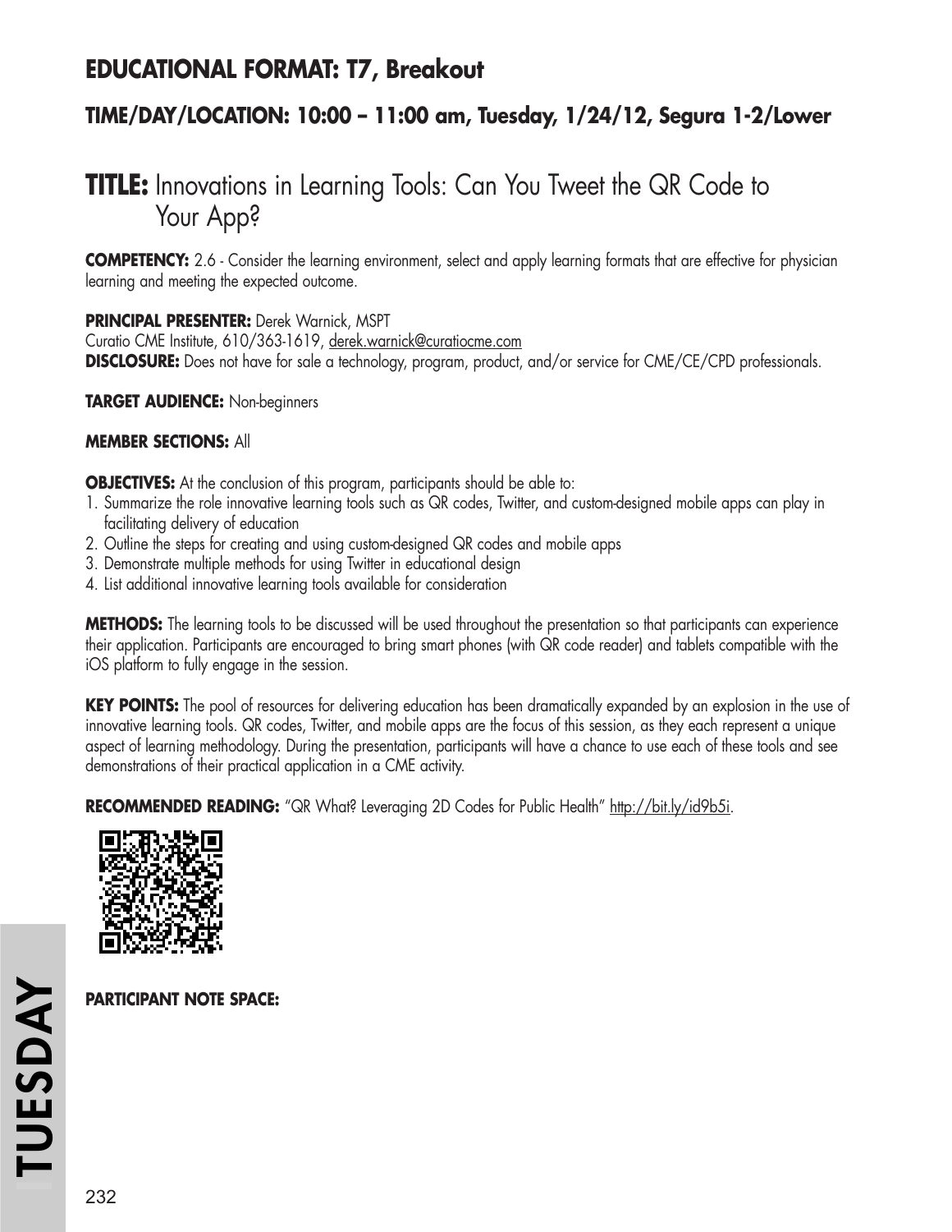## EDUCATIONAL FORMAT: T7, Breakout

### TIME/DAY/LOCATION: 10:00 – 11:00 am, Tuesday, 1/24/12, Segura 1-2/Lower

# TITLE: Innovations in Learning Tools: Can You Tweet the QR Code to Your App?

**COMPETENCY:** 2.6 - Consider the learning environment, select and apply learning formats that are effective for physician learning and meeting the expected outcome.

**PRINCIPAL PRESENTER:** Derek Warnick, MSPT
Curatio CME Institute, 610/363-1619, derek.warnick@curatiocme.com
**DISCLOSURE:** Does not have for sale a technology, program, product, and/or service for CME/CE/CPD professionals.

**TARGET AUDIENCE:** Non-beginners

**MEMBER SECTIONS:** All

**OBJECTIVES:** At the conclusion of this program, participants should be able to:

1. Summarize the role innovative learning tools such as QR codes, Twitter, and custom-designed mobile apps can play in facilitating delivery of education
2. Outline the steps for creating and using custom-designed QR codes and mobile apps
3. Demonstrate multiple methods for using Twitter in educational design
4. List additional innovative learning tools available for consideration

**METHODS:** The learning tools to be discussed will be used throughout the presentation so that participants can experience their application. Participants are encouraged to bring smart phones (with QR code reader) and tablets compatible with the iOS platform to fully engage in the session.

**KEY POINTS:** The pool of resources for delivering education has been dramatically expanded by an explosion in the use of innovative learning tools. QR codes, Twitter, and mobile apps are the focus of this session, as they each represent a unique aspect of learning methodology. During the presentation, participants will have a chance to use each of these tools and see demonstrations of their practical application in a CME activity.

**RECOMMENDED READING:** "QR What? Leveraging 2D Codes for Public Health" http://bit.ly/id9b5i.

**PARTICIPANT NOTE SPACE:**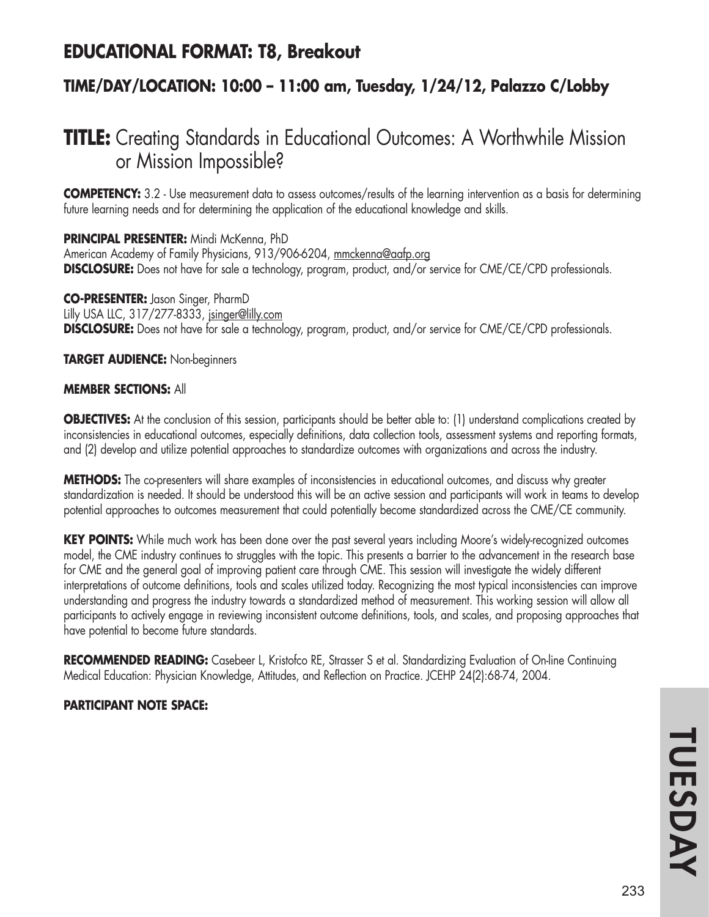## EDUCATIONAL FORMAT: T8, Breakout

### TIME/DAY/LOCATION: 10:00 – 11:00 am, Tuesday, 1/24/12, Palazzo C/Lobby

# TITLE: Creating Standards in Educational Outcomes: A Worthwhile Mission or Mission Impossible?

**COMPETENCY:** 3.2 - Use measurement data to assess outcomes/results of the learning intervention as a basis for determining future learning needs and for determining the application of the educational knowledge and skills.

**PRINCIPAL PRESENTER:** Mindi McKenna, PhD
American Academy of Family Physicians, 913/906-6204, mmckenna@aafp.org
**DISCLOSURE:** Does not have for sale a technology, program, product, and/or service for CME/CE/CPD professionals.

**CO-PRESENTER:** Jason Singer, PharmD
Lilly USA LLC, 317/277-8333, jsinger@lilly.com
**DISCLOSURE:** Does not have for sale a technology, program, product, and/or service for CME/CE/CPD professionals.

**TARGET AUDIENCE:** Non-beginners

**MEMBER SECTIONS:** All

**OBJECTIVES:** At the conclusion of this session, participants should be better able to: (1) understand complications created by inconsistencies in educational outcomes, especially definitions, data collection tools, assessment systems and reporting formats, and (2) develop and utilize potential approaches to standardize outcomes with organizations and across the industry.

**METHODS:** The co-presenters will share examples of inconsistencies in educational outcomes, and discuss why greater standardization is needed. It should be understood this will be an active session and participants will work in teams to develop potential approaches to outcomes measurement that could potentially become standardized across the CME/CE community.

**KEY POINTS:** While much work has been done over the past several years including Moore's widely-recognized outcomes model, the CME industry continues to struggles with the topic. This presents a barrier to the advancement in the research base for CME and the general goal of improving patient care through CME. This session will investigate the widely different interpretations of outcome definitions, tools and scales utilized today. Recognizing the most typical inconsistencies can improve understanding and progress the industry towards a standardized method of measurement. This working session will allow all participants to actively engage in reviewing inconsistent outcome definitions, tools, and scales, and proposing approaches that have potential to become future standards.

**RECOMMENDED READING:** Casebeer L, Kristofco RE, Strasser S et al. Standardizing Evaluation of On-line Continuing Medical Education: Physician Knowledge, Attitudes, and Reflection on Practice. JCEHP 24(2):68-74, 2004.

**PARTICIPANT NOTE SPACE:**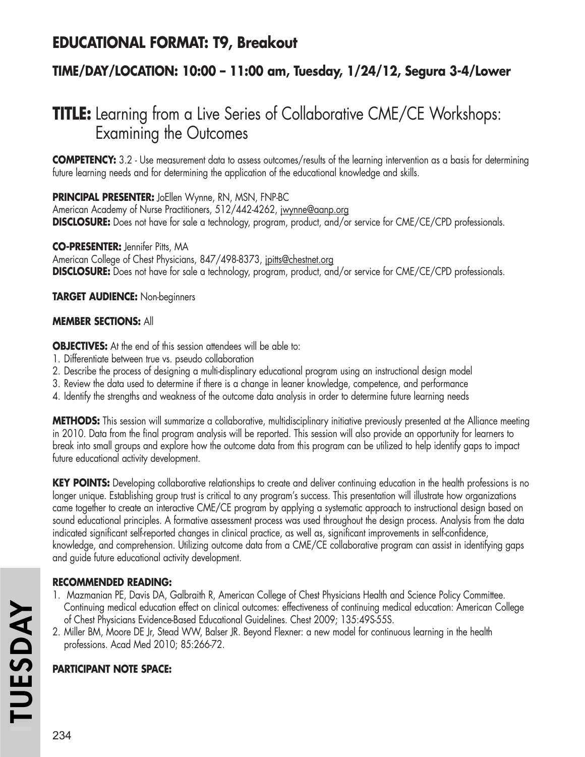## EDUCATIONAL FORMAT: T9, Breakout

### TIME/DAY/LOCATION: 10:00 – 11:00 am, Tuesday, 1/24/12, Segura 3-4/Lower

# TITLE: Learning from a Live Series of Collaborative CME/CE Workshops: Examining the Outcomes

**COMPETENCY:** 3.2 - Use measurement data to assess outcomes/results of the learning intervention as a basis for determining future learning needs and for determining the application of the educational knowledge and skills.

**PRINCIPAL PRESENTER:** JoEllen Wynne, RN, MSN, FNP-BC
American Academy of Nurse Practitioners, 512/442-4262, jwynne@aanp.org
**DISCLOSURE:** Does not have for sale a technology, program, product, and/or service for CME/CE/CPD professionals.

**CO-PRESENTER:** Jennifer Pitts, MA
American College of Chest Physicians, 847/498-8373, jpitts@chestnet.org
**DISCLOSURE:** Does not have for sale a technology, program, product, and/or service for CME/CE/CPD professionals.

**TARGET AUDIENCE:** Non-beginners

**MEMBER SECTIONS:** All

**OBJECTIVES:** At the end of this session attendees will be able to:
1. Differentiate between true vs. pseudo collaboration
2. Describe the process of designing a multi-displinary educational program using an instructional design model
3. Review the data used to determine if there is a change in leaner knowledge, competence, and performance
4. Identify the strengths and weakness of the outcome data analysis in order to determine future learning needs

**METHODS:** This session will summarize a collaborative, multidisciplinary initiative previously presented at the Alliance meeting in 2010. Data from the final program analysis will be reported. This session will also provide an opportunity for learners to break into small groups and explore how the outcome data from this program can be utilized to help identify gaps to impact future educational activity development.

**KEY POINTS:** Developing collaborative relationships to create and deliver continuing education in the health professions is no longer unique. Establishing group trust is critical to any program's success. This presentation will illustrate how organizations came together to create an interactive CME/CE program by applying a systematic approach to instructional design based on sound educational principles. A formative assessment process was used throughout the design process. Analysis from the data indicated significant self-reported changes in clinical practice, as well as, significant improvements in self-confidence, knowledge, and comprehension. Utilizing outcome data from a CME/CE collaborative program can assist in identifying gaps and guide future educational activity development.

**RECOMMENDED READING:**
1. Mazmanian PE, Davis DA, Galbraith R, American College of Chest Physicians Health and Science Policy Committee. Continuing medical education effect on clinical outcomes: effectiveness of continuing medical education: American College of Chest Physicians Evidence-Based Educational Guidelines. Chest 2009; 135:49S-55S.
2. Miller BM, Moore DE Jr, Stead WW, Balser JR. Beyond Flexner: a new model for continuous learning in the health professions. Acad Med 2010; 85:266-72.

**PARTICIPANT NOTE SPACE:**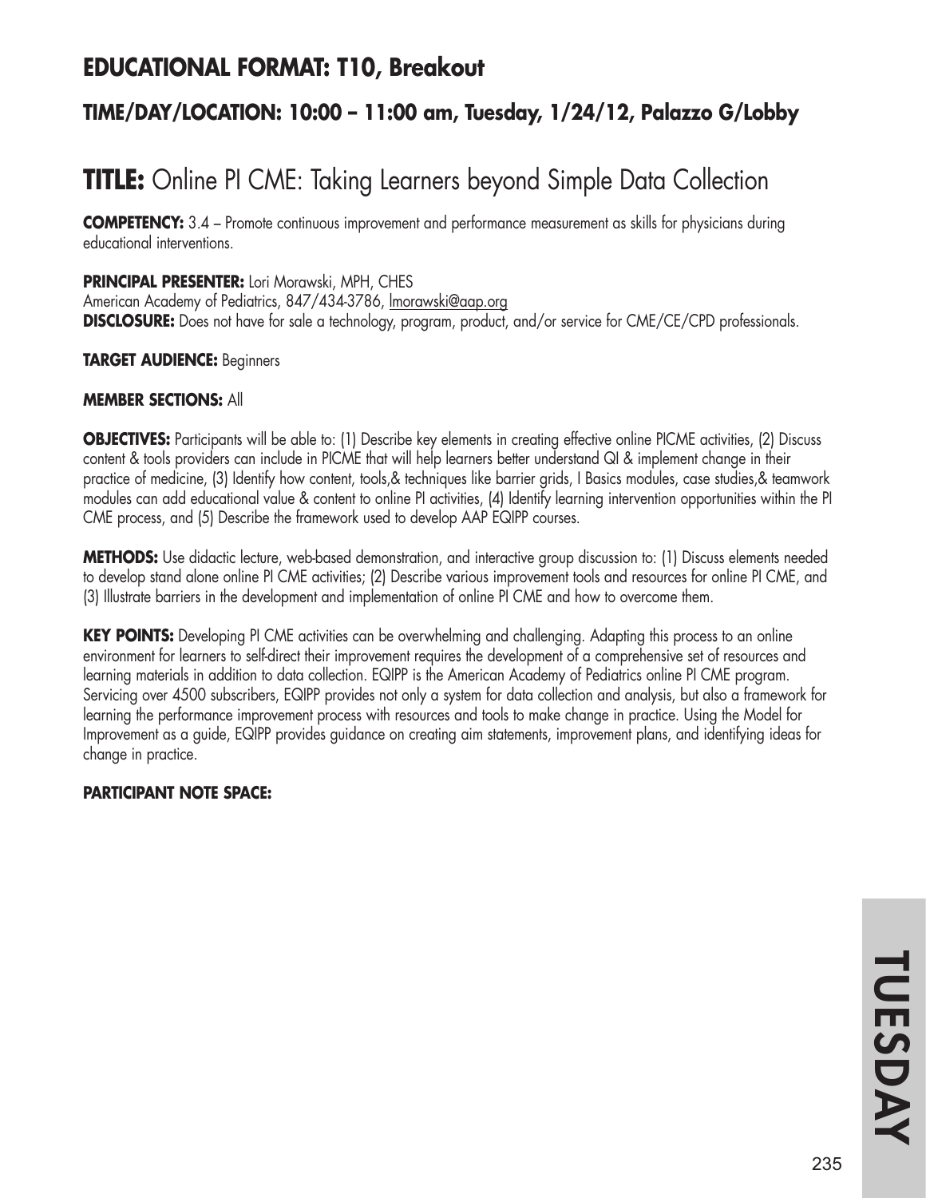## EDUCATIONAL FORMAT: T10, Breakout

### TIME/DAY/LOCATION: 10:00 – 11:00 am, Tuesday, 1/24/12, Palazzo G/Lobby

# TITLE: Online PI CME: Taking Learners beyond Simple Data Collection

**COMPETENCY:** 3.4 – Promote continuous improvement and performance measurement as skills for physicians during educational interventions.

**PRINCIPAL PRESENTER:** Lori Morawski, MPH, CHES
American Academy of Pediatrics, 847/434-3786, lmorawski@aap.org
**DISCLOSURE:** Does not have for sale a technology, program, product, and/or service for CME/CE/CPD professionals.

**TARGET AUDIENCE:** Beginners

**MEMBER SECTIONS:** All

**OBJECTIVES:** Participants will be able to: (1) Describe key elements in creating effective online PICME activities, (2) Discuss content & tools providers can include in PICME that will help learners better understand QI & implement change in their practice of medicine, (3) Identify how content, tools,& techniques like barrier grids, I Basics modules, case studies,& teamwork modules can add educational value & content to online PI activities, (4) Identify learning intervention opportunities within the PI CME process, and (5) Describe the framework used to develop AAP EQIPP courses.

**METHODS:** Use didactic lecture, web-based demonstration, and interactive group discussion to: (1) Discuss elements needed to develop stand alone online PI CME activities; (2) Describe various improvement tools and resources for online PI CME, and (3) Illustrate barriers in the development and implementation of online PI CME and how to overcome them.

**KEY POINTS:** Developing PI CME activities can be overwhelming and challenging. Adapting this process to an online environment for learners to self-direct their improvement requires the development of a comprehensive set of resources and learning materials in addition to data collection. EQIPP is the American Academy of Pediatrics online PI CME program. Servicing over 4500 subscribers, EQIPP provides not only a system for data collection and analysis, but also a framework for learning the performance improvement process with resources and tools to make change in practice. Using the Model for Improvement as a guide, EQIPP provides guidance on creating aim statements, improvement plans, and identifying ideas for change in practice.

**PARTICIPANT NOTE SPACE:**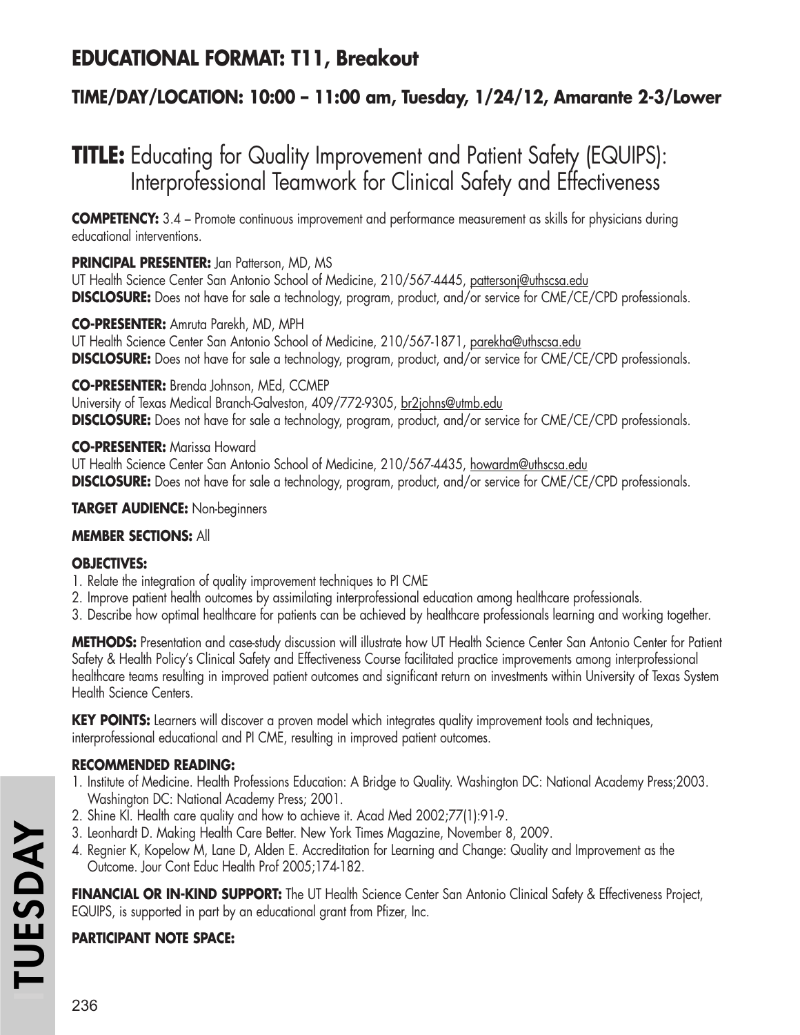## EDUCATIONAL FORMAT: T11, Breakout

### TIME/DAY/LOCATION: 10:00 – 11:00 am, Tuesday, 1/24/12, Amarante 2-3/Lower

# TITLE: Educating for Quality Improvement and Patient Safety (EQUIPS): Interprofessional Teamwork for Clinical Safety and Effectiveness

**COMPETENCY:** 3.4 – Promote continuous improvement and performance measurement as skills for physicians during educational interventions.

**PRINCIPAL PRESENTER:** Jan Patterson, MD, MS
UT Health Science Center San Antonio School of Medicine, 210/567-4445, pattersonj@uthscsa.edu
**DISCLOSURE:** Does not have for sale a technology, program, product, and/or service for CME/CE/CPD professionals.

**CO-PRESENTER:** Amruta Parekh, MD, MPH
UT Health Science Center San Antonio School of Medicine, 210/567-1871, parekha@uthscsa.edu
**DISCLOSURE:** Does not have for sale a technology, program, product, and/or service for CME/CE/CPD professionals.

**CO-PRESENTER:** Brenda Johnson, MEd, CCMEP
University of Texas Medical Branch-Galveston, 409/772-9305, br2johns@utmb.edu
**DISCLOSURE:** Does not have for sale a technology, program, product, and/or service for CME/CE/CPD professionals.

**CO-PRESENTER:** Marissa Howard
UT Health Science Center San Antonio School of Medicine, 210/567-4435, howardm@uthscsa.edu
**DISCLOSURE:** Does not have for sale a technology, program, product, and/or service for CME/CE/CPD professionals.

**TARGET AUDIENCE:** Non-beginners

**MEMBER SECTIONS:** All

**OBJECTIVES:**

1. Relate the integration of quality improvement techniques to PI CME
2. Improve patient health outcomes by assimilating interprofessional education among healthcare professionals.
3. Describe how optimal healthcare for patients can be achieved by healthcare professionals learning and working together.

**METHODS:** Presentation and case-study discussion will illustrate how UT Health Science Center San Antonio Center for Patient Safety & Health Policy's Clinical Safety and Effectiveness Course facilitated practice improvements among interprofessional healthcare teams resulting in improved patient outcomes and significant return on investments within University of Texas System Health Science Centers.

**KEY POINTS:** Learners will discover a proven model which integrates quality improvement tools and techniques, interprofessional educational and PI CME, resulting in improved patient outcomes.

**RECOMMENDED READING:**

1. Institute of Medicine. Health Professions Education: A Bridge to Quality. Washington DC: National Academy Press;2003. Washington DC: National Academy Press; 2001.
2. Shine KI. Health care quality and how to achieve it. Acad Med 2002;77(1):91-9.
3. Leonhardt D. Making Health Care Better. New York Times Magazine, November 8, 2009.
4. Regnier K, Kopelow M, Lane D, Alden E. Accreditation for Learning and Change: Quality and Improvement as the Outcome. Jour Cont Educ Health Prof 2005;174-182.

**FINANCIAL OR IN-KIND SUPPORT:** The UT Health Science Center San Antonio Clinical Safety & Effectiveness Project, EQUIPS, is supported in part by an educational grant from Pfizer, Inc.

**PARTICIPANT NOTE SPACE:**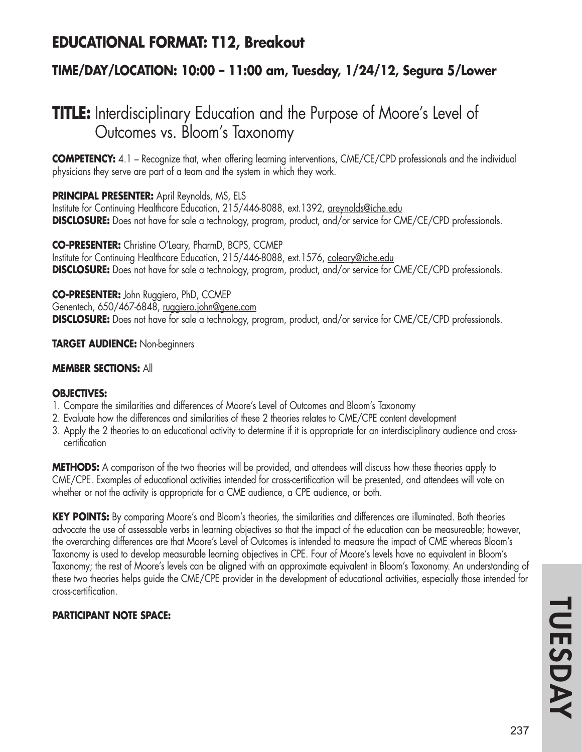## EDUCATIONAL FORMAT: T12, Breakout

### TIME/DAY/LOCATION: 10:00 – 11:00 am, Tuesday, 1/24/12, Segura 5/Lower

# TITLE: Interdisciplinary Education and the Purpose of Moore's Level of Outcomes vs. Bloom's Taxonomy

**COMPETENCY:** 4.1 – Recognize that, when offering learning interventions, CME/CE/CPD professionals and the individual physicians they serve are part of a team and the system in which they work.

**PRINCIPAL PRESENTER:** April Reynolds, MS, ELS
Institute for Continuing Healthcare Education, 215/446-8088, ext.1392, areynolds@iche.edu
**DISCLOSURE:** Does not have for sale a technology, program, product, and/or service for CME/CE/CPD professionals.

**CO-PRESENTER:** Christine O'Leary, PharmD, BCPS, CCMEP
Institute for Continuing Healthcare Education, 215/446-8088, ext.1576, coleary@iche.edu
**DISCLOSURE:** Does not have for sale a technology, program, product, and/or service for CME/CE/CPD professionals.

**CO-PRESENTER:** John Ruggiero, PhD, CCMEP
Genentech, 650/467-6848, ruggiero.john@gene.com
**DISCLOSURE:** Does not have for sale a technology, program, product, and/or service for CME/CE/CPD professionals.

**TARGET AUDIENCE:** Non-beginners

**MEMBER SECTIONS:** All

**OBJECTIVES:**

1. Compare the similarities and differences of Moore's Level of Outcomes and Bloom's Taxonomy
2. Evaluate how the differences and similarities of these 2 theories relates to CME/CPE content development
3. Apply the 2 theories to an educational activity to determine if it is appropriate for an interdisciplinary audience and cross-certification

**METHODS:** A comparison of the two theories will be provided, and attendees will discuss how these theories apply to CME/CPE. Examples of educational activities intended for cross-certification will be presented, and attendees will vote on whether or not the activity is appropriate for a CME audience, a CPE audience, or both.

**KEY POINTS:** By comparing Moore's and Bloom's theories, the similarities and differences are illuminated. Both theories advocate the use of assessable verbs in learning objectives so that the impact of the education can be measureable; however, the overarching differences are that Moore's Level of Outcomes is intended to measure the impact of CME whereas Bloom's Taxonomy is used to develop measurable learning objectives in CPE. Four of Moore's levels have no equivalent in Bloom's Taxonomy; the rest of Moore's levels can be aligned with an approximate equivalent in Bloom's Taxonomy. An understanding of these two theories helps guide the CME/CPE provider in the development of educational activities, especially those intended for cross-certification.

**PARTICIPANT NOTE SPACE:**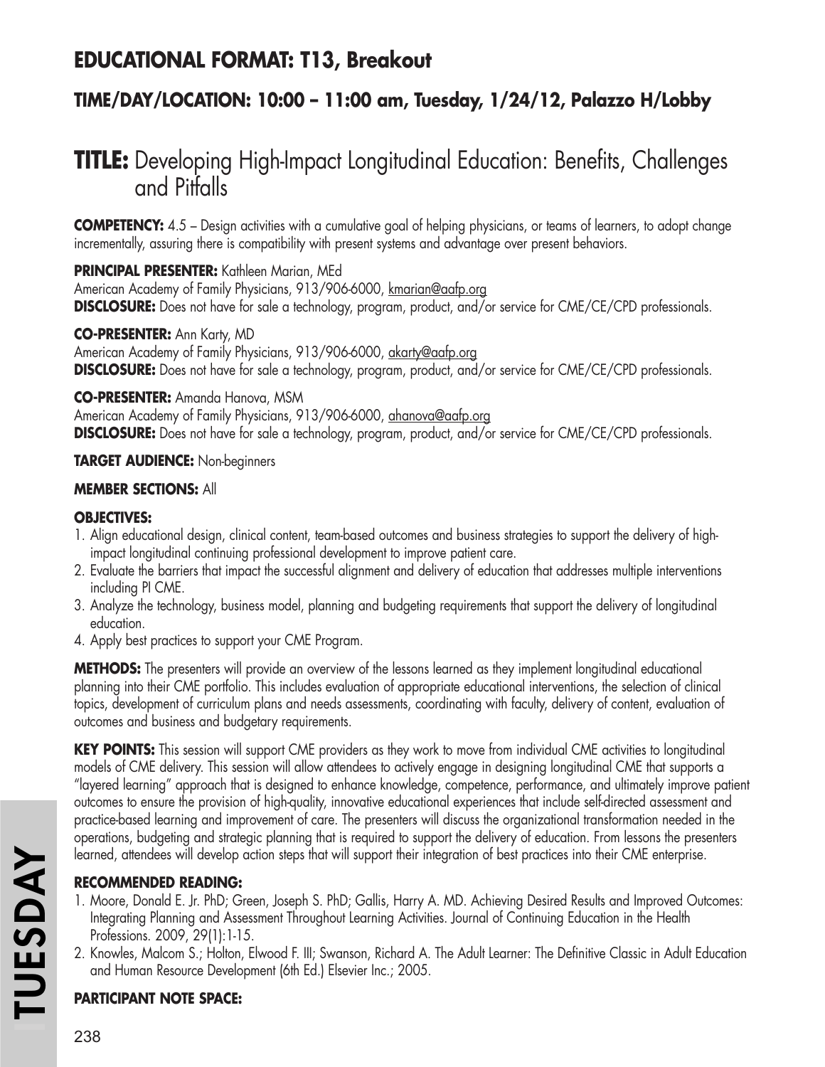## EDUCATIONAL FORMAT: T13, Breakout

### TIME/DAY/LOCATION: 10:00 – 11:00 am, Tuesday, 1/24/12, Palazzo H/Lobby

# TITLE: Developing High-Impact Longitudinal Education: Benefits, Challenges and Pitfalls

**COMPETENCY:** 4.5 – Design activities with a cumulative goal of helping physicians, or teams of learners, to adopt change incrementally, assuring there is compatibility with present systems and advantage over present behaviors.

**PRINCIPAL PRESENTER:** Kathleen Marian, MEd
American Academy of Family Physicians, 913/906-6000, kmarian@aafp.org
**DISCLOSURE:** Does not have for sale a technology, program, product, and/or service for CME/CE/CPD professionals.

**CO-PRESENTER:** Ann Karty, MD
American Academy of Family Physicians, 913/906-6000, akarty@aafp.org
**DISCLOSURE:** Does not have for sale a technology, program, product, and/or service for CME/CE/CPD professionals.

**CO-PRESENTER:** Amanda Hanova, MSM
American Academy of Family Physicians, 913/906-6000, ahanova@aafp.org
**DISCLOSURE:** Does not have for sale a technology, program, product, and/or service for CME/CE/CPD professionals.

**TARGET AUDIENCE:** Non-beginners

**MEMBER SECTIONS:** All

**OBJECTIVES:**

1. Align educational design, clinical content, team-based outcomes and business strategies to support the delivery of high-impact longitudinal continuing professional development to improve patient care.
2. Evaluate the barriers that impact the successful alignment and delivery of education that addresses multiple interventions including PI CME.
3. Analyze the technology, business model, planning and budgeting requirements that support the delivery of longitudinal education.
4. Apply best practices to support your CME Program.

**METHODS:** The presenters will provide an overview of the lessons learned as they implement longitudinal educational planning into their CME portfolio. This includes evaluation of appropriate educational interventions, the selection of clinical topics, development of curriculum plans and needs assessments, coordinating with faculty, delivery of content, evaluation of outcomes and business and budgetary requirements.

**KEY POINTS:** This session will support CME providers as they work to move from individual CME activities to longitudinal models of CME delivery. This session will allow attendees to actively engage in designing longitudinal CME that supports a "layered learning" approach that is designed to enhance knowledge, competence, performance, and ultimately improve patient outcomes to ensure the provision of high-quality, innovative educational experiences that include self-directed assessment and practice-based learning and improvement of care. The presenters will discuss the organizational transformation needed in the operations, budgeting and strategic planning that is required to support the delivery of education. From lessons the presenters learned, attendees will develop action steps that will support their integration of best practices into their CME enterprise.

**RECOMMENDED READING:**

1. Moore, Donald E. Jr. PhD; Green, Joseph S. PhD; Gallis, Harry A. MD. Achieving Desired Results and Improved Outcomes: Integrating Planning and Assessment Throughout Learning Activities. Journal of Continuing Education in the Health Professions. 2009, 29(1):1-15.
2. Knowles, Malcom S.; Holton, Elwood F. III; Swanson, Richard A. The Adult Learner: The Definitive Classic in Adult Education and Human Resource Development (6th Ed.) Elsevier Inc.; 2005.

**PARTICIPANT NOTE SPACE:**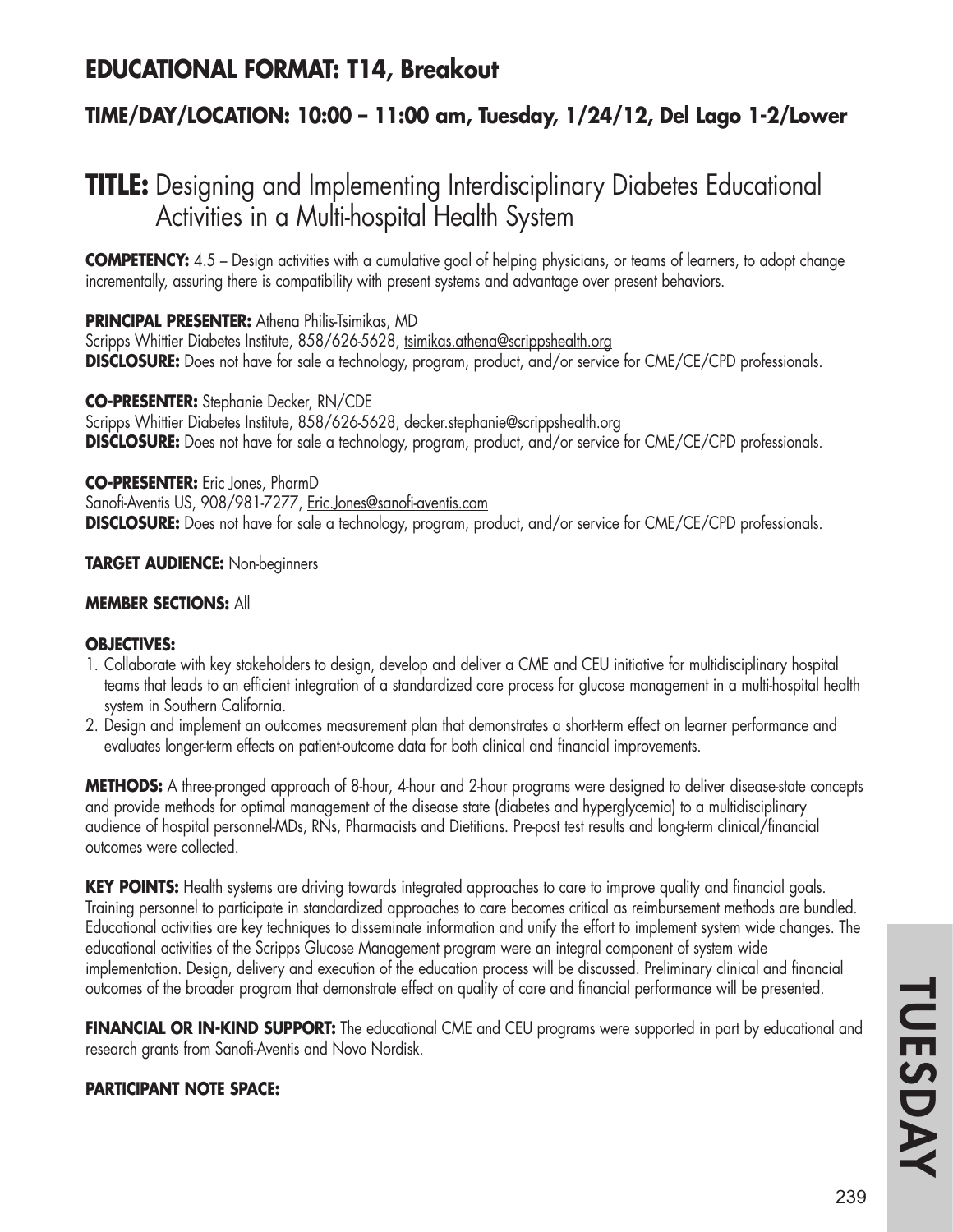## EDUCATIONAL FORMAT: T14, Breakout

### TIME/DAY/LOCATION: 10:00 – 11:00 am, Tuesday, 1/24/12, Del Lago 1-2/Lower

# TITLE: Designing and Implementing Interdisciplinary Diabetes Educational Activities in a Multi-hospital Health System

**COMPETENCY:** 4.5 – Design activities with a cumulative goal of helping physicians, or teams of learners, to adopt change incrementally, assuring there is compatibility with present systems and advantage over present behaviors.

**PRINCIPAL PRESENTER:** Athena Philis-Tsimikas, MD
Scripps Whittier Diabetes Institute, 858/626-5628, tsimikas.athena@scrippshealth.org
**DISCLOSURE:** Does not have for sale a technology, program, product, and/or service for CME/CE/CPD professionals.

**CO-PRESENTER:** Stephanie Decker, RN/CDE
Scripps Whittier Diabetes Institute, 858/626-5628, decker.stephanie@scrippshealth.org
**DISCLOSURE:** Does not have for sale a technology, program, product, and/or service for CME/CE/CPD professionals.

**CO-PRESENTER:** Eric Jones, PharmD
Sanofi-Aventis US, 908/981-7277, Eric.Jones@sanofi-aventis.com
**DISCLOSURE:** Does not have for sale a technology, program, product, and/or service for CME/CE/CPD professionals.

**TARGET AUDIENCE:** Non-beginners

**MEMBER SECTIONS:** All

**OBJECTIVES:**
1. Collaborate with key stakeholders to design, develop and deliver a CME and CEU initiative for multidisciplinary hospital teams that leads to an efficient integration of a standardized care process for glucose management in a multi-hospital health system in Southern California.
2. Design and implement an outcomes measurement plan that demonstrates a short-term effect on learner performance and evaluates longer-term effects on patient-outcome data for both clinical and financial improvements.

**METHODS:** A three-pronged approach of 8-hour, 4-hour and 2-hour programs were designed to deliver disease-state concepts and provide methods for optimal management of the disease state (diabetes and hyperglycemia) to a multidisciplinary audience of hospital personnel-MDs, RNs, Pharmacists and Dietitians. Pre-post test results and long-term clinical/financial outcomes were collected.

**KEY POINTS:** Health systems are driving towards integrated approaches to care to improve quality and financial goals. Training personnel to participate in standardized approaches to care becomes critical as reimbursement methods are bundled. Educational activities are key techniques to disseminate information and unify the effort to implement system wide changes. The educational activities of the Scripps Glucose Management program were an integral component of system wide implementation. Design, delivery and execution of the education process will be discussed. Preliminary clinical and financial outcomes of the broader program that demonstrate effect on quality of care and financial performance will be presented.

**FINANCIAL OR IN-KIND SUPPORT:** The educational CME and CEU programs were supported in part by educational and research grants from Sanofi-Aventis and Novo Nordisk.

**PARTICIPANT NOTE SPACE:**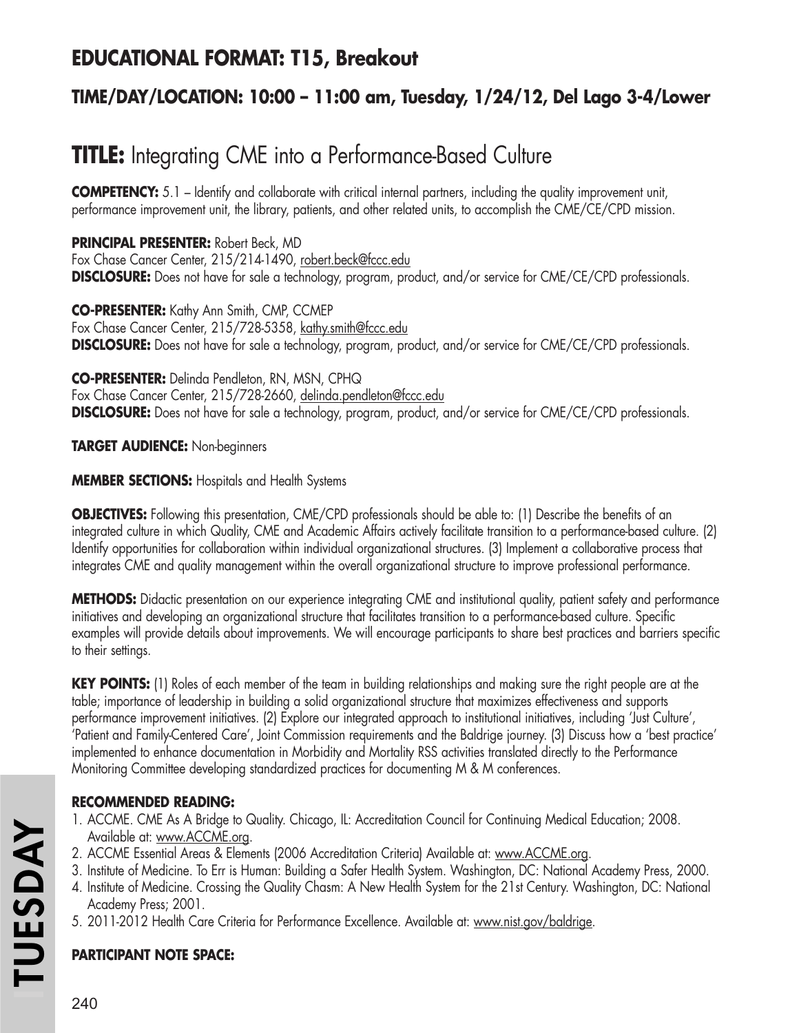## EDUCATIONAL FORMAT: T15, Breakout

### TIME/DAY/LOCATION: 10:00 – 11:00 am, Tuesday, 1/24/12, Del Lago 3-4/Lower

# TITLE: Integrating CME into a Performance-Based Culture

**COMPETENCY:** 5.1 – Identify and collaborate with critical internal partners, including the quality improvement unit, performance improvement unit, the library, patients, and other related units, to accomplish the CME/CE/CPD mission.

**PRINCIPAL PRESENTER:** Robert Beck, MD
Fox Chase Cancer Center, 215/214-1490, robert.beck@fccc.edu
**DISCLOSURE:** Does not have for sale a technology, program, product, and/or service for CME/CE/CPD professionals.

**CO-PRESENTER:** Kathy Ann Smith, CMP, CCMEP
Fox Chase Cancer Center, 215/728-5358, kathy.smith@fccc.edu
**DISCLOSURE:** Does not have for sale a technology, program, product, and/or service for CME/CE/CPD professionals.

**CO-PRESENTER:** Delinda Pendleton, RN, MSN, CPHQ
Fox Chase Cancer Center, 215/728-2660, delinda.pendleton@fccc.edu
**DISCLOSURE:** Does not have for sale a technology, program, product, and/or service for CME/CE/CPD professionals.

**TARGET AUDIENCE:** Non-beginners

**MEMBER SECTIONS:** Hospitals and Health Systems

**OBJECTIVES:** Following this presentation, CME/CPD professionals should be able to: (1) Describe the benefits of an integrated culture in which Quality, CME and Academic Affairs actively facilitate transition to a performance-based culture. (2) Identify opportunities for collaboration within individual organizational structures. (3) Implement a collaborative process that integrates CME and quality management within the overall organizational structure to improve professional performance.

**METHODS:** Didactic presentation on our experience integrating CME and institutional quality, patient safety and performance initiatives and developing an organizational structure that facilitates transition to a performance-based culture. Specific examples will provide details about improvements. We will encourage participants to share best practices and barriers specific to their settings.

**KEY POINTS:** (1) Roles of each member of the team in building relationships and making sure the right people are at the table; importance of leadership in building a solid organizational structure that maximizes effectiveness and supports performance improvement initiatives. (2) Explore our integrated approach to institutional initiatives, including 'Just Culture', 'Patient and Family-Centered Care', Joint Commission requirements and the Baldrige journey. (3) Discuss how a 'best practice' implemented to enhance documentation in Morbidity and Mortality RSS activities translated directly to the Performance Monitoring Committee developing standardized practices for documenting M & M conferences.

**RECOMMENDED READING:**

1. ACCME. CME As A Bridge to Quality. Chicago, IL: Accreditation Council for Continuing Medical Education; 2008. Available at: www.ACCME.org.
2. ACCME Essential Areas & Elements (2006 Accreditation Criteria) Available at: www.ACCME.org.
3. Institute of Medicine. To Err is Human: Building a Safer Health System. Washington, DC: National Academy Press, 2000.
4. Institute of Medicine. Crossing the Quality Chasm: A New Health System for the 21st Century. Washington, DC: National Academy Press; 2001.
5. 2011-2012 Health Care Criteria for Performance Excellence. Available at: www.nist.gov/baldrige.

**PARTICIPANT NOTE SPACE:**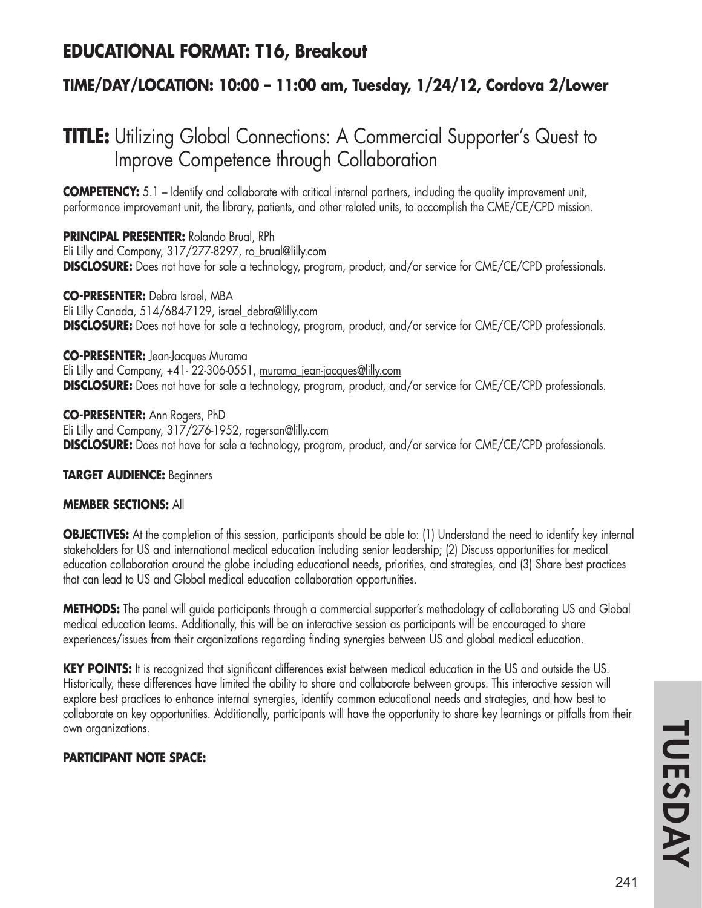## EDUCATIONAL FORMAT: T16, Breakout

### TIME/DAY/LOCATION: 10:00 – 11:00 am, Tuesday, 1/24/12, Cordova 2/Lower

# TITLE: Utilizing Global Connections: A Commercial Supporter's Quest to Improve Competence through Collaboration

**COMPETENCY:** 5.1 – Identify and collaborate with critical internal partners, including the quality improvement unit, performance improvement unit, the library, patients, and other related units, to accomplish the CME/CE/CPD mission.

**PRINCIPAL PRESENTER:** Rolando Brual, RPh
Eli Lilly and Company, 317/277-8297, ro_brual@lilly.com
**DISCLOSURE:** Does not have for sale a technology, program, product, and/or service for CME/CE/CPD professionals.

**CO-PRESENTER:** Debra Israel, MBA
Eli Lilly Canada, 514/684-7129, israel_debra@lilly.com
**DISCLOSURE:** Does not have for sale a technology, program, product, and/or service for CME/CE/CPD professionals.

**CO-PRESENTER:** Jean-Jacques Murama
Eli Lilly and Company, +41- 22-306-0551, murama_jean-jacques@lilly.com
**DISCLOSURE:** Does not have for sale a technology, program, product, and/or service for CME/CE/CPD professionals.

**CO-PRESENTER:** Ann Rogers, PhD
Eli Lilly and Company, 317/276-1952, rogersan@lilly.com
**DISCLOSURE:** Does not have for sale a technology, program, product, and/or service for CME/CE/CPD professionals.

**TARGET AUDIENCE:** Beginners

**MEMBER SECTIONS:** All

**OBJECTIVES:** At the completion of this session, participants should be able to: (1) Understand the need to identify key internal stakeholders for US and international medical education including senior leadership; (2) Discuss opportunities for medical education collaboration around the globe including educational needs, priorities, and strategies, and (3) Share best practices that can lead to US and Global medical education collaboration opportunities.

**METHODS:** The panel will guide participants through a commercial supporter's methodology of collaborating US and Global medical education teams. Additionally, this will be an interactive session as participants will be encouraged to share experiences/issues from their organizations regarding finding synergies between US and global medical education.

**KEY POINTS:** It is recognized that significant differences exist between medical education in the US and outside the US. Historically, these differences have limited the ability to share and collaborate between groups. This interactive session will explore best practices to enhance internal synergies, identify common educational needs and strategies, and how best to collaborate on key opportunities. Additionally, participants will have the opportunity to share key learnings or pitfalls from their own organizations.

**PARTICIPANT NOTE SPACE:**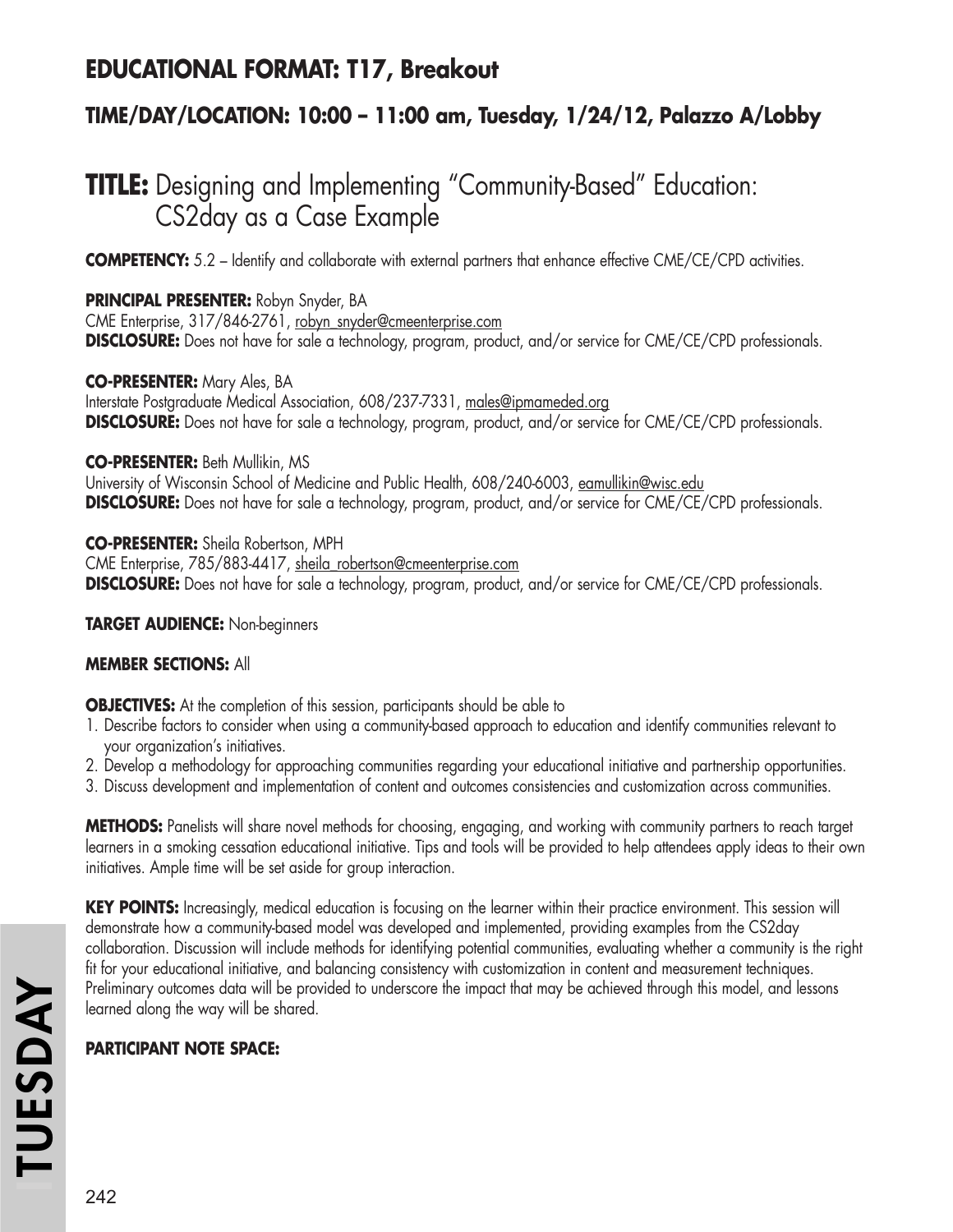## EDUCATIONAL FORMAT: T17, Breakout

### TIME/DAY/LOCATION: 10:00 – 11:00 am, Tuesday, 1/24/12, Palazzo A/Lobby

# TITLE: Designing and Implementing "Community-Based" Education: CS2day as a Case Example

**COMPETENCY:** 5.2 – Identify and collaborate with external partners that enhance effective CME/CE/CPD activities.

**PRINCIPAL PRESENTER:** Robyn Snyder, BA
CME Enterprise, 317/846-2761, robyn_snyder@cmeenterprise.com
**DISCLOSURE:** Does not have for sale a technology, program, product, and/or service for CME/CE/CPD professionals.

**CO-PRESENTER:** Mary Ales, BA
Interstate Postgraduate Medical Association, 608/237-7331, males@ipmameded.org
**DISCLOSURE:** Does not have for sale a technology, program, product, and/or service for CME/CE/CPD professionals.

**CO-PRESENTER:** Beth Mullikin, MS
University of Wisconsin School of Medicine and Public Health, 608/240-6003, eamullikin@wisc.edu
**DISCLOSURE:** Does not have for sale a technology, program, product, and/or service for CME/CE/CPD professionals.

**CO-PRESENTER:** Sheila Robertson, MPH
CME Enterprise, 785/883-4417, sheila_robertson@cmeenterprise.com
**DISCLOSURE:** Does not have for sale a technology, program, product, and/or service for CME/CE/CPD professionals.

**TARGET AUDIENCE:** Non-beginners

**MEMBER SECTIONS:** All

**OBJECTIVES:** At the completion of this session, participants should be able to

1. Describe factors to consider when using a community-based approach to education and identify communities relevant to your organization's initiatives.
2. Develop a methodology for approaching communities regarding your educational initiative and partnership opportunities.
3. Discuss development and implementation of content and outcomes consistencies and customization across communities.

**METHODS:** Panelists will share novel methods for choosing, engaging, and working with community partners to reach target learners in a smoking cessation educational initiative. Tips and tools will be provided to help attendees apply ideas to their own initiatives. Ample time will be set aside for group interaction.

**KEY POINTS:** Increasingly, medical education is focusing on the learner within their practice environment. This session will demonstrate how a community-based model was developed and implemented, providing examples from the CS2day collaboration. Discussion will include methods for identifying potential communities, evaluating whether a community is the right fit for your educational initiative, and balancing consistency with customization in content and measurement techniques. Preliminary outcomes data will be provided to underscore the impact that may be achieved through this model, and lessons learned along the way will be shared.

**PARTICIPANT NOTE SPACE:**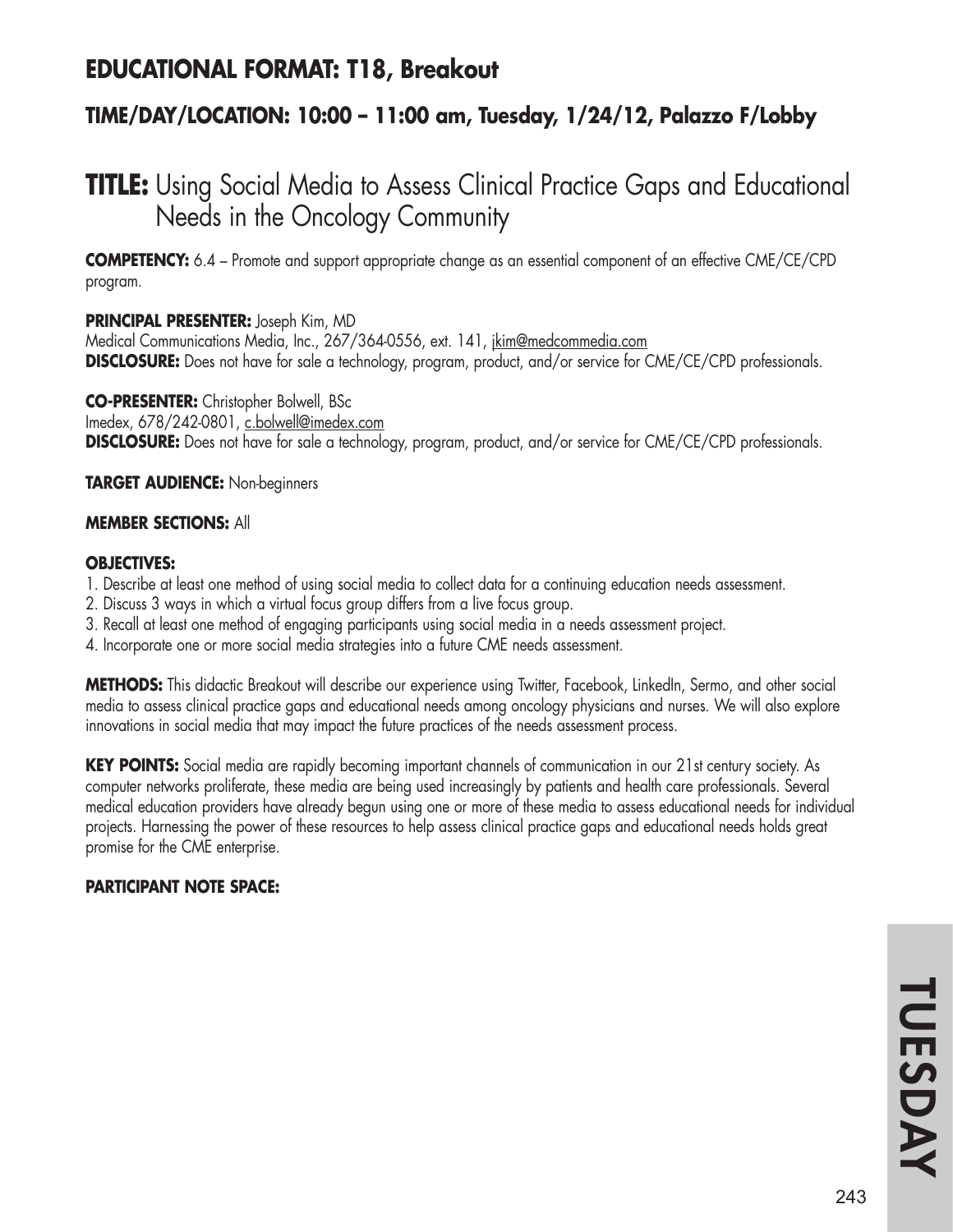## EDUCATIONAL FORMAT: T18, Breakout

### TIME/DAY/LOCATION: 10:00 – 11:00 am, Tuesday, 1/24/12, Palazzo F/Lobby

# TITLE: Using Social Media to Assess Clinical Practice Gaps and Educational Needs in the Oncology Community

**COMPETENCY:** 6.4 – Promote and support appropriate change as an essential component of an effective CME/CE/CPD program.

**PRINCIPAL PRESENTER:** Joseph Kim, MD
Medical Communications Media, Inc., 267/364-0556, ext. 141, jkim@medcommedia.com
**DISCLOSURE:** Does not have for sale a technology, program, product, and/or service for CME/CE/CPD professionals.

**CO-PRESENTER:** Christopher Bolwell, BSc
Imedex, 678/242-0801, c.bolwell@imedex.com
**DISCLOSURE:** Does not have for sale a technology, program, product, and/or service for CME/CE/CPD professionals.

**TARGET AUDIENCE:** Non-beginners

**MEMBER SECTIONS:** All

**OBJECTIVES:**
1. Describe at least one method of using social media to collect data for a continuing education needs assessment.
2. Discuss 3 ways in which a virtual focus group differs from a live focus group.
3. Recall at least one method of engaging participants using social media in a needs assessment project.
4. Incorporate one or more social media strategies into a future CME needs assessment.

**METHODS:** This didactic Breakout will describe our experience using Twitter, Facebook, LinkedIn, Sermo, and other social media to assess clinical practice gaps and educational needs among oncology physicians and nurses. We will also explore innovations in social media that may impact the future practices of the needs assessment process.

**KEY POINTS:** Social media are rapidly becoming important channels of communication in our 21st century society. As computer networks proliferate, these media are being used increasingly by patients and health care professionals. Several medical education providers have already begun using one or more of these media to assess educational needs for individual projects. Harnessing the power of these resources to help assess clinical practice gaps and educational needs holds great promise for the CME enterprise.

**PARTICIPANT NOTE SPACE:**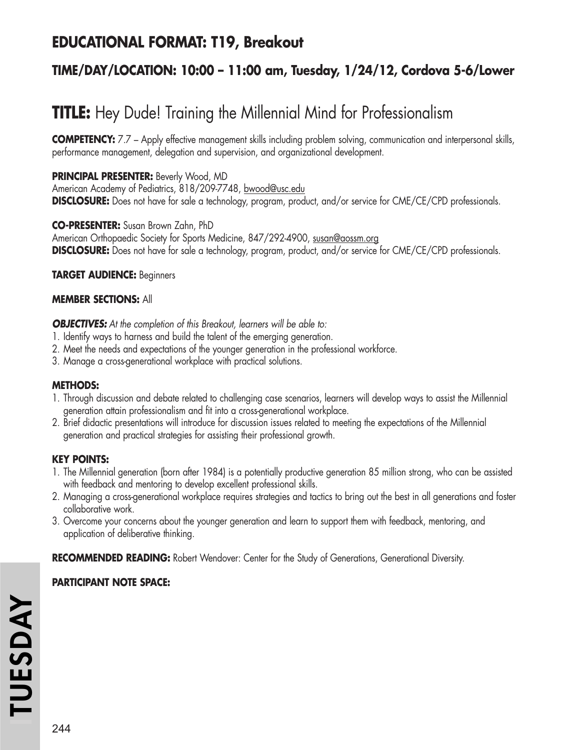## EDUCATIONAL FORMAT: T19, Breakout

### TIME/DAY/LOCATION: 10:00 – 11:00 am, Tuesday, 1/24/12, Cordova 5-6/Lower

# TITLE: Hey Dude! Training the Millennial Mind for Professionalism

**COMPETENCY:** 7.7 – Apply effective management skills including problem solving, communication and interpersonal skills, performance management, delegation and supervision, and organizational development.

**PRINCIPAL PRESENTER:** Beverly Wood, MD
American Academy of Pediatrics, 818/209-7748, bwood@usc.edu
**DISCLOSURE:** Does not have for sale a technology, program, product, and/or service for CME/CE/CPD professionals.

**CO-PRESENTER:** Susan Brown Zahn, PhD
American Orthopaedic Society for Sports Medicine, 847/292-4900, susan@aossm.org
**DISCLOSURE:** Does not have for sale a technology, program, product, and/or service for CME/CE/CPD professionals.

**TARGET AUDIENCE:** Beginners

**MEMBER SECTIONS:** All

***OBJECTIVES:*** *At the completion of this Breakout, learners will be able to:*

1. Identify ways to harness and build the talent of the emerging generation.
2. Meet the needs and expectations of the younger generation in the professional workforce.
3. Manage a cross-generational workplace with practical solutions.

**METHODS:**

1. Through discussion and debate related to challenging case scenarios, learners will develop ways to assist the Millennial generation attain professionalism and fit into a cross-generational workplace.
2. Brief didactic presentations will introduce for discussion issues related to meeting the expectations of the Millennial generation and practical strategies for assisting their professional growth.

**KEY POINTS:**

1. The Millennial generation (born after 1984) is a potentially productive generation 85 million strong, who can be assisted with feedback and mentoring to develop excellent professional skills.
2. Managing a cross-generational workplace requires strategies and tactics to bring out the best in all generations and foster collaborative work.
3. Overcome your concerns about the younger generation and learn to support them with feedback, mentoring, and application of deliberative thinking.

**RECOMMENDED READING:** Robert Wendover: Center for the Study of Generations, Generational Diversity.

**PARTICIPANT NOTE SPACE:**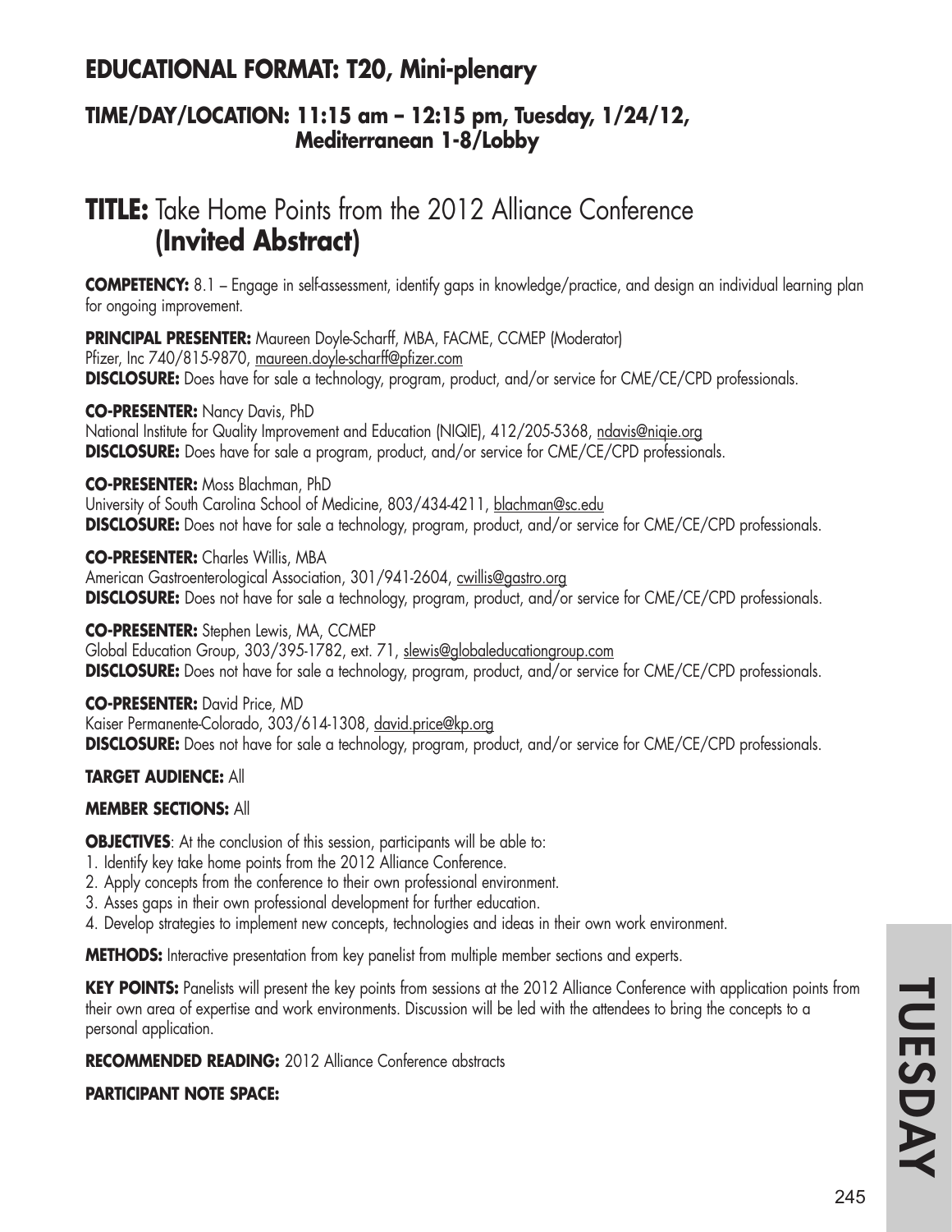## EDUCATIONAL FORMAT: T20, Mini-plenary

### TIME/DAY/LOCATION: 11:15 am – 12:15 pm, Tuesday, 1/24/12, Mediterranean 1-8/Lobby

# TITLE: Take Home Points from the 2012 Alliance Conference (Invited Abstract)

**COMPETENCY:** 8.1 – Engage in self-assessment, identify gaps in knowledge/practice, and design an individual learning plan for ongoing improvement.

**PRINCIPAL PRESENTER:** Maureen Doyle-Scharff, MBA, FACME, CCMEP (Moderator)
Pfizer, Inc 740/815-9870, maureen.doyle-scharff@pfizer.com
**DISCLOSURE:** Does have for sale a technology, program, product, and/or service for CME/CE/CPD professionals.

**CO-PRESENTER:** Nancy Davis, PhD
National Institute for Quality Improvement and Education (NIQIE), 412/205-5368, ndavis@niqie.org
**DISCLOSURE:** Does have for sale a program, product, and/or service for CME/CE/CPD professionals.

**CO-PRESENTER:** Moss Blachman, PhD
University of South Carolina School of Medicine, 803/434-4211, blachman@sc.edu
**DISCLOSURE:** Does not have for sale a technology, program, product, and/or service for CME/CE/CPD professionals.

**CO-PRESENTER:** Charles Willis, MBA
American Gastroenterological Association, 301/941-2604, cwillis@gastro.org
**DISCLOSURE:** Does not have for sale a technology, program, product, and/or service for CME/CE/CPD professionals.

**CO-PRESENTER:** Stephen Lewis, MA, CCMEP
Global Education Group, 303/395-1782, ext. 71, slewis@globaleducationgroup.com
**DISCLOSURE:** Does not have for sale a technology, program, product, and/or service for CME/CE/CPD professionals.

**CO-PRESENTER:** David Price, MD
Kaiser Permanente-Colorado, 303/614-1308, david.price@kp.org
**DISCLOSURE:** Does not have for sale a technology, program, product, and/or service for CME/CE/CPD professionals.

**TARGET AUDIENCE:** All

**MEMBER SECTIONS:** All

**OBJECTIVES**: At the conclusion of this session, participants will be able to:
1. Identify key take home points from the 2012 Alliance Conference.
2. Apply concepts from the conference to their own professional environment.
3. Asses gaps in their own professional development for further education.
4. Develop strategies to implement new concepts, technologies and ideas in their own work environment.

**METHODS:** Interactive presentation from key panelist from multiple member sections and experts.

**KEY POINTS:** Panelists will present the key points from sessions at the 2012 Alliance Conference with application points from their own area of expertise and work environments. Discussion will be led with the attendees to bring the concepts to a personal application.

**RECOMMENDED READING:** 2012 Alliance Conference abstracts

**PARTICIPANT NOTE SPACE:**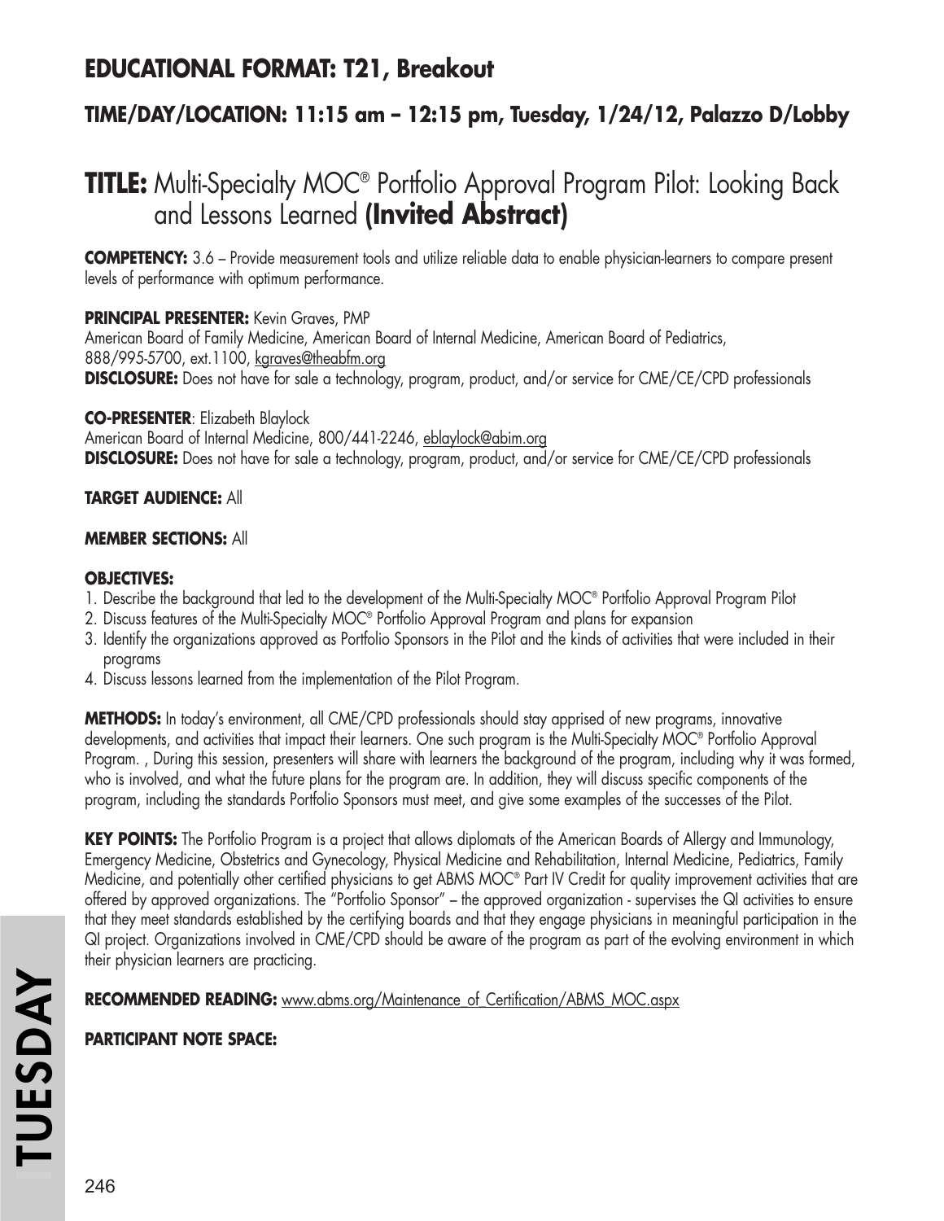## EDUCATIONAL FORMAT: T21, Breakout

### TIME/DAY/LOCATION: 11:15 am – 12:15 pm, Tuesday, 1/24/12, Palazzo D/Lobby

# TITLE: Multi-Specialty MOC® Portfolio Approval Program Pilot: Looking Back and Lessons Learned (Invited Abstract)

**COMPETENCY:** 3.6 – Provide measurement tools and utilize reliable data to enable physician-learners to compare present levels of performance with optimum performance.

**PRINCIPAL PRESENTER:** Kevin Graves, PMP
American Board of Family Medicine, American Board of Internal Medicine, American Board of Pediatrics, 888/995-5700, ext.1100, kgraves@theabfm.org
**DISCLOSURE:** Does not have for sale a technology, program, product, and/or service for CME/CE/CPD professionals

**CO-PRESENTER**: Elizabeth Blaylock
American Board of Internal Medicine, 800/441-2246, eblaylock@abim.org
**DISCLOSURE:** Does not have for sale a technology, program, product, and/or service for CME/CE/CPD professionals

**TARGET AUDIENCE:** All

**MEMBER SECTIONS:** All

**OBJECTIVES:**

1. Describe the background that led to the development of the Multi-Specialty MOC® Portfolio Approval Program Pilot
2. Discuss features of the Multi-Specialty MOC® Portfolio Approval Program and plans for expansion
3. Identify the organizations approved as Portfolio Sponsors in the Pilot and the kinds of activities that were included in their programs
4. Discuss lessons learned from the implementation of the Pilot Program.

**METHODS:** In today's environment, all CME/CPD professionals should stay apprised of new programs, innovative developments, and activities that impact their learners. One such program is the Multi-Specialty MOC® Portfolio Approval Program. , During this session, presenters will share with learners the background of the program, including why it was formed, who is involved, and what the future plans for the program are. In addition, they will discuss specific components of the program, including the standards Portfolio Sponsors must meet, and give some examples of the successes of the Pilot.

**KEY POINTS:** The Portfolio Program is a project that allows diplomats of the American Boards of Allergy and Immunology, Emergency Medicine, Obstetrics and Gynecology, Physical Medicine and Rehabilitation, Internal Medicine, Pediatrics, Family Medicine, and potentially other certified physicians to get ABMS MOC® Part IV Credit for quality improvement activities that are offered by approved organizations. The "Portfolio Sponsor" – the approved organization - supervises the QI activities to ensure that they meet standards established by the certifying boards and that they engage physicians in meaningful participation in the QI project. Organizations involved in CME/CPD should be aware of the program as part of the evolving environment in which their physician learners are practicing.

**RECOMMENDED READING:** www.abms.org/Maintenance_of_Certification/ABMS_MOC.aspx

**PARTICIPANT NOTE SPACE:**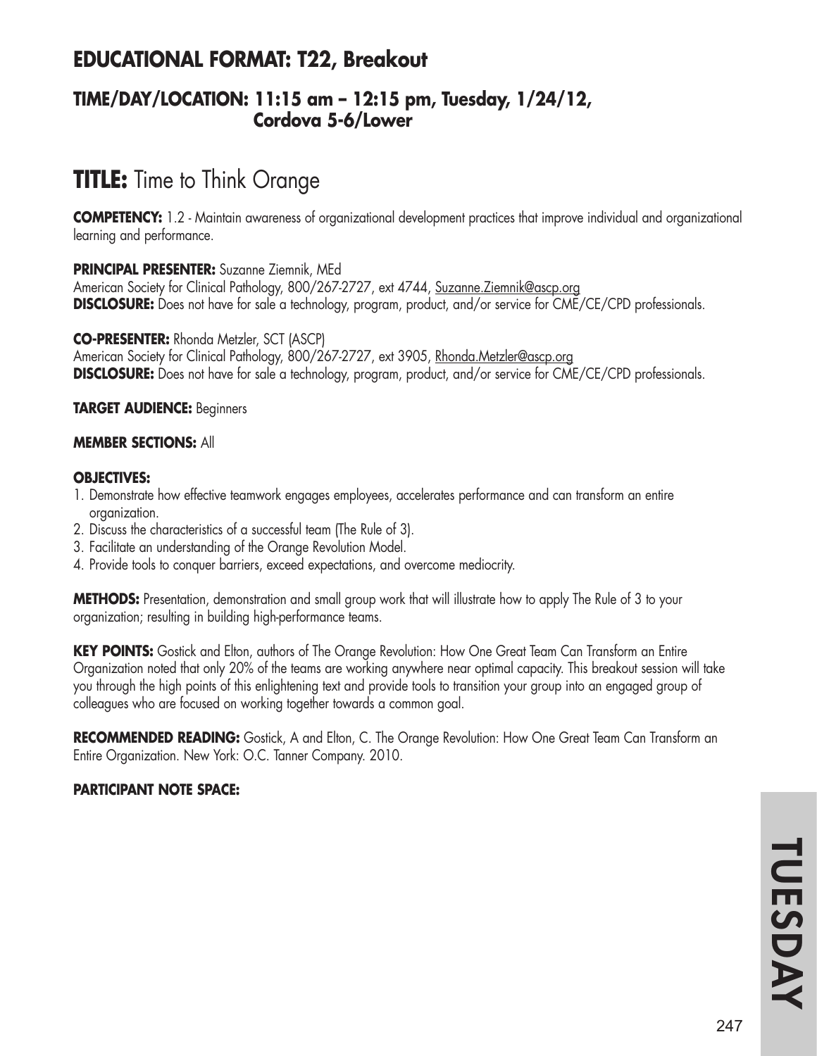## EDUCATIONAL FORMAT: T22, Breakout

### TIME/DAY/LOCATION: 11:15 am – 12:15 pm, Tuesday, 1/24/12, Cordova 5-6/Lower

# TITLE: Time to Think Orange

**COMPETENCY:** 1.2 - Maintain awareness of organizational development practices that improve individual and organizational learning and performance.

**PRINCIPAL PRESENTER:** Suzanne Ziemnik, MEd
American Society for Clinical Pathology, 800/267-2727, ext 4744, Suzanne.Ziemnik@ascp.org
**DISCLOSURE:** Does not have for sale a technology, program, product, and/or service for CME/CE/CPD professionals.

**CO-PRESENTER:** Rhonda Metzler, SCT (ASCP)
American Society for Clinical Pathology, 800/267-2727, ext 3905, Rhonda.Metzler@ascp.org
**DISCLOSURE:** Does not have for sale a technology, program, product, and/or service for CME/CE/CPD professionals.

**TARGET AUDIENCE:** Beginners

**MEMBER SECTIONS:** All

**OBJECTIVES:**
1. Demonstrate how effective teamwork engages employees, accelerates performance and can transform an entire organization.
2. Discuss the characteristics of a successful team (The Rule of 3).
3. Facilitate an understanding of the Orange Revolution Model.
4. Provide tools to conquer barriers, exceed expectations, and overcome mediocrity.

**METHODS:** Presentation, demonstration and small group work that will illustrate how to apply The Rule of 3 to your organization; resulting in building high-performance teams.

**KEY POINTS:** Gostick and Elton, authors of The Orange Revolution: How One Great Team Can Transform an Entire Organization noted that only 20% of the teams are working anywhere near optimal capacity. This breakout session will take you through the high points of this enlightening text and provide tools to transition your group into an engaged group of colleagues who are focused on working together towards a common goal.

**RECOMMENDED READING:** Gostick, A and Elton, C. The Orange Revolution: How One Great Team Can Transform an Entire Organization. New York: O.C. Tanner Company. 2010.

**PARTICIPANT NOTE SPACE:**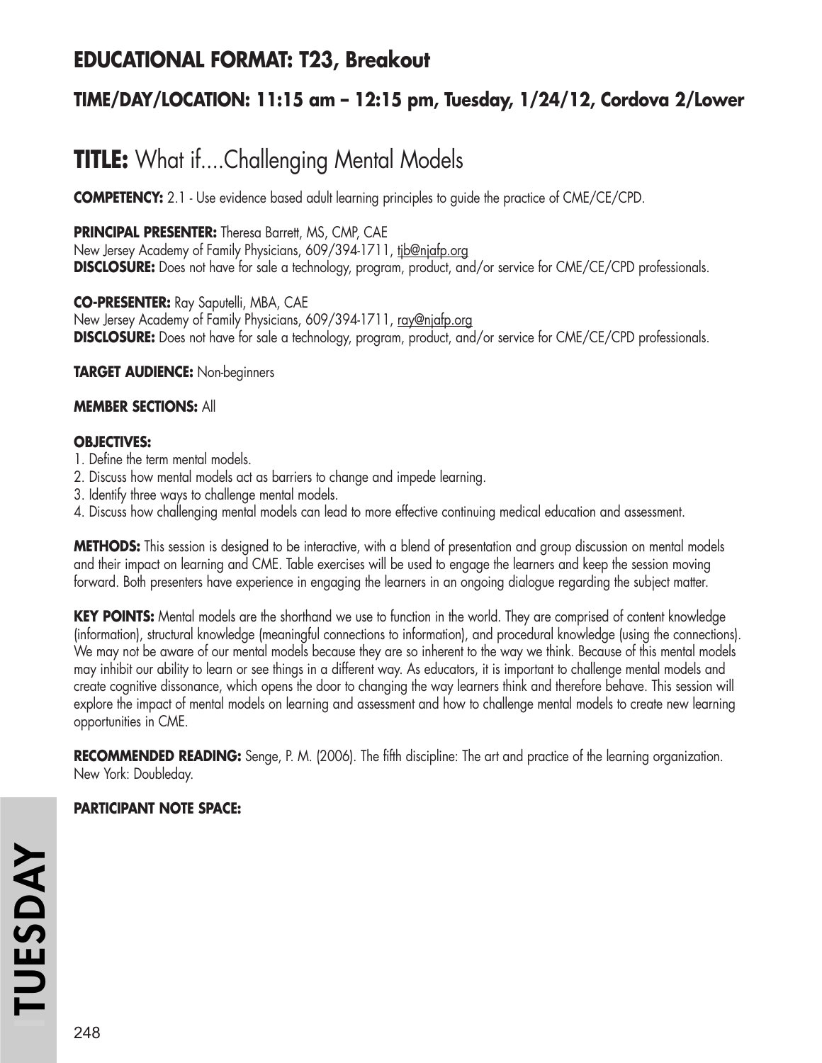## EDUCATIONAL FORMAT: T23, Breakout

### TIME/DAY/LOCATION: 11:15 am – 12:15 pm, Tuesday, 1/24/12, Cordova 2/Lower

# TITLE: What if....Challenging Mental Models

**COMPETENCY:** 2.1 - Use evidence based adult learning principles to guide the practice of CME/CE/CPD.

**PRINCIPAL PRESENTER:** Theresa Barrett, MS, CMP, CAE
New Jersey Academy of Family Physicians, 609/394-1711, tjb@njafp.org
**DISCLOSURE:** Does not have for sale a technology, program, product, and/or service for CME/CE/CPD professionals.

**CO-PRESENTER:** Ray Saputelli, MBA, CAE
New Jersey Academy of Family Physicians, 609/394-1711, ray@njafp.org
**DISCLOSURE:** Does not have for sale a technology, program, product, and/or service for CME/CE/CPD professionals.

**TARGET AUDIENCE:** Non-beginners

**MEMBER SECTIONS:** All

**OBJECTIVES:**
1. Define the term mental models.
2. Discuss how mental models act as barriers to change and impede learning.
3. Identify three ways to challenge mental models.
4. Discuss how challenging mental models can lead to more effective continuing medical education and assessment.

**METHODS:** This session is designed to be interactive, with a blend of presentation and group discussion on mental models and their impact on learning and CME. Table exercises will be used to engage the learners and keep the session moving forward. Both presenters have experience in engaging the learners in an ongoing dialogue regarding the subject matter.

**KEY POINTS:** Mental models are the shorthand we use to function in the world. They are comprised of content knowledge (information), structural knowledge (meaningful connections to information), and procedural knowledge (using the connections). We may not be aware of our mental models because they are so inherent to the way we think. Because of this mental models may inhibit our ability to learn or see things in a different way. As educators, it is important to challenge mental models and create cognitive dissonance, which opens the door to changing the way learners think and therefore behave. This session will explore the impact of mental models on learning and assessment and how to challenge mental models to create new learning opportunities in CME.

**RECOMMENDED READING:** Senge, P. M. (2006). The fifth discipline: The art and practice of the learning organization. New York: Doubleday.

**PARTICIPANT NOTE SPACE:**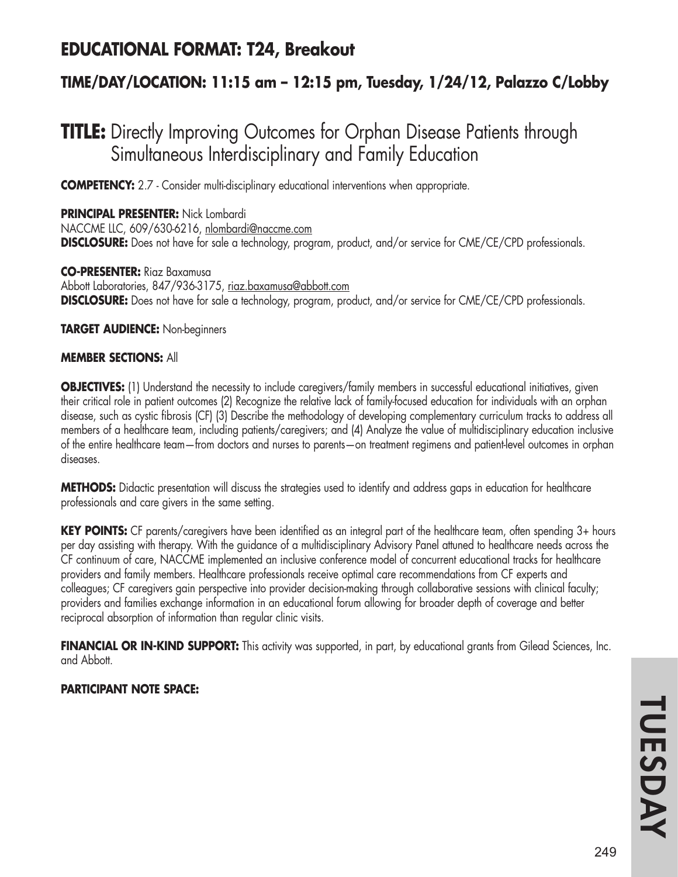## EDUCATIONAL FORMAT: T24, Breakout

### TIME/DAY/LOCATION: 11:15 am – 12:15 pm, Tuesday, 1/24/12, Palazzo C/Lobby

# TITLE: Directly Improving Outcomes for Orphan Disease Patients through Simultaneous Interdisciplinary and Family Education

**COMPETENCY:** 2.7 - Consider multi-disciplinary educational interventions when appropriate.

**PRINCIPAL PRESENTER:** Nick Lombardi
NACCME LLC, 609/630-6216, nlombardi@naccme.com
**DISCLOSURE:** Does not have for sale a technology, program, product, and/or service for CME/CE/CPD professionals.

**CO-PRESENTER:** Riaz Baxamusa
Abbott Laboratories, 847/936-3175, riaz.baxamusa@abbott.com
**DISCLOSURE:** Does not have for sale a technology, program, product, and/or service for CME/CE/CPD professionals.

**TARGET AUDIENCE:** Non-beginners

**MEMBER SECTIONS:** All

**OBJECTIVES:** (1) Understand the necessity to include caregivers/family members in successful educational initiatives, given their critical role in patient outcomes (2) Recognize the relative lack of family-focused education for individuals with an orphan disease, such as cystic fibrosis (CF) (3) Describe the methodology of developing complementary curriculum tracks to address all members of a healthcare team, including patients/caregivers; and (4) Analyze the value of multidisciplinary education inclusive of the entire healthcare team—from doctors and nurses to parents—on treatment regimens and patient-level outcomes in orphan diseases.

**METHODS:** Didactic presentation will discuss the strategies used to identify and address gaps in education for healthcare professionals and care givers in the same setting.

**KEY POINTS:** CF parents/caregivers have been identified as an integral part of the healthcare team, often spending 3+ hours per day assisting with therapy. With the guidance of a multidisciplinary Advisory Panel attuned to healthcare needs across the CF continuum of care, NACCME implemented an inclusive conference model of concurrent educational tracks for healthcare providers and family members. Healthcare professionals receive optimal care recommendations from CF experts and colleagues; CF caregivers gain perspective into provider decision-making through collaborative sessions with clinical faculty; providers and families exchange information in an educational forum allowing for broader depth of coverage and better reciprocal absorption of information than regular clinic visits.

**FINANCIAL OR IN-KIND SUPPORT:** This activity was supported, in part, by educational grants from Gilead Sciences, Inc. and Abbott.

**PARTICIPANT NOTE SPACE:**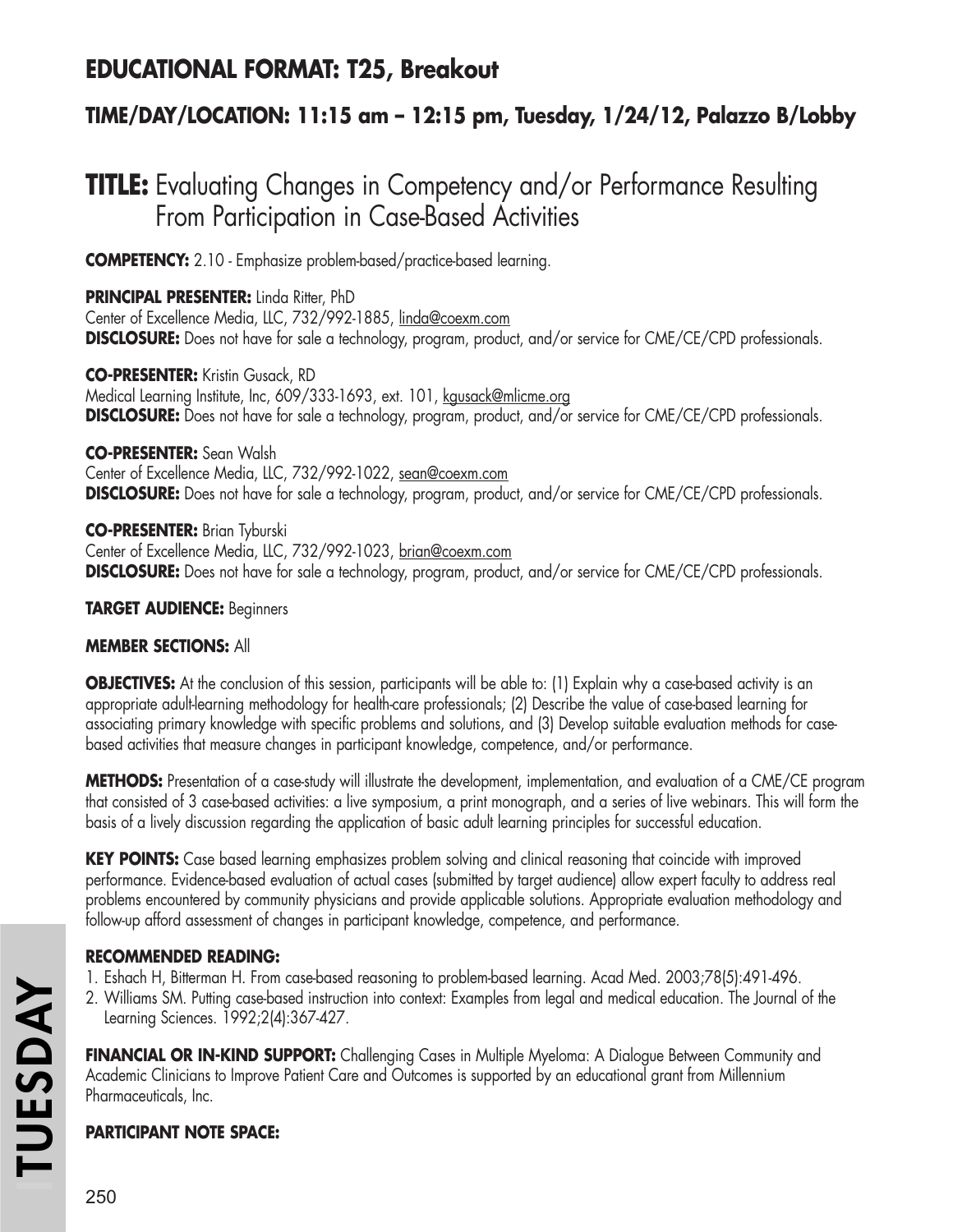## EDUCATIONAL FORMAT: T25, Breakout

### TIME/DAY/LOCATION: 11:15 am – 12:15 pm, Tuesday, 1/24/12, Palazzo B/Lobby

# TITLE: Evaluating Changes in Competency and/or Performance Resulting From Participation in Case-Based Activities

**COMPETENCY:** 2.10 - Emphasize problem-based/practice-based learning.

**PRINCIPAL PRESENTER:** Linda Ritter, PhD
Center of Excellence Media, LLC, 732/992-1885, linda@coexm.com
**DISCLOSURE:** Does not have for sale a technology, program, product, and/or service for CME/CE/CPD professionals.

**CO-PRESENTER:** Kristin Gusack, RD
Medical Learning Institute, Inc, 609/333-1693, ext. 101, kgusack@mlicme.org
**DISCLOSURE:** Does not have for sale a technology, program, product, and/or service for CME/CE/CPD professionals.

**CO-PRESENTER:** Sean Walsh
Center of Excellence Media, LLC, 732/992-1022, sean@coexm.com
**DISCLOSURE:** Does not have for sale a technology, program, product, and/or service for CME/CE/CPD professionals.

**CO-PRESENTER:** Brian Tyburski
Center of Excellence Media, LLC, 732/992-1023, brian@coexm.com
**DISCLOSURE:** Does not have for sale a technology, program, product, and/or service for CME/CE/CPD professionals.

**TARGET AUDIENCE:** Beginners

**MEMBER SECTIONS:** All

**OBJECTIVES:** At the conclusion of this session, participants will be able to: (1) Explain why a case-based activity is an appropriate adult-learning methodology for health-care professionals; (2) Describe the value of case-based learning for associating primary knowledge with specific problems and solutions, and (3) Develop suitable evaluation methods for case-based activities that measure changes in participant knowledge, competence, and/or performance.

**METHODS:** Presentation of a case-study will illustrate the development, implementation, and evaluation of a CME/CE program that consisted of 3 case-based activities: a live symposium, a print monograph, and a series of live webinars. This will form the basis of a lively discussion regarding the application of basic adult learning principles for successful education.

**KEY POINTS:** Case based learning emphasizes problem solving and clinical reasoning that coincide with improved performance. Evidence-based evaluation of actual cases (submitted by target audience) allow expert faculty to address real problems encountered by community physicians and provide applicable solutions. Appropriate evaluation methodology and follow-up afford assessment of changes in participant knowledge, competence, and performance.

**RECOMMENDED READING:**

1. Eshach H, Bitterman H. From case-based reasoning to problem-based learning. Acad Med. 2003;78(5):491-496.
2. Williams SM. Putting case-based instruction into context: Examples from legal and medical education. The Journal of the Learning Sciences. 1992;2(4):367-427.

**FINANCIAL OR IN-KIND SUPPORT:** Challenging Cases in Multiple Myeloma: A Dialogue Between Community and Academic Clinicians to Improve Patient Care and Outcomes is supported by an educational grant from Millennium Pharmaceuticals, Inc.

**PARTICIPANT NOTE SPACE:**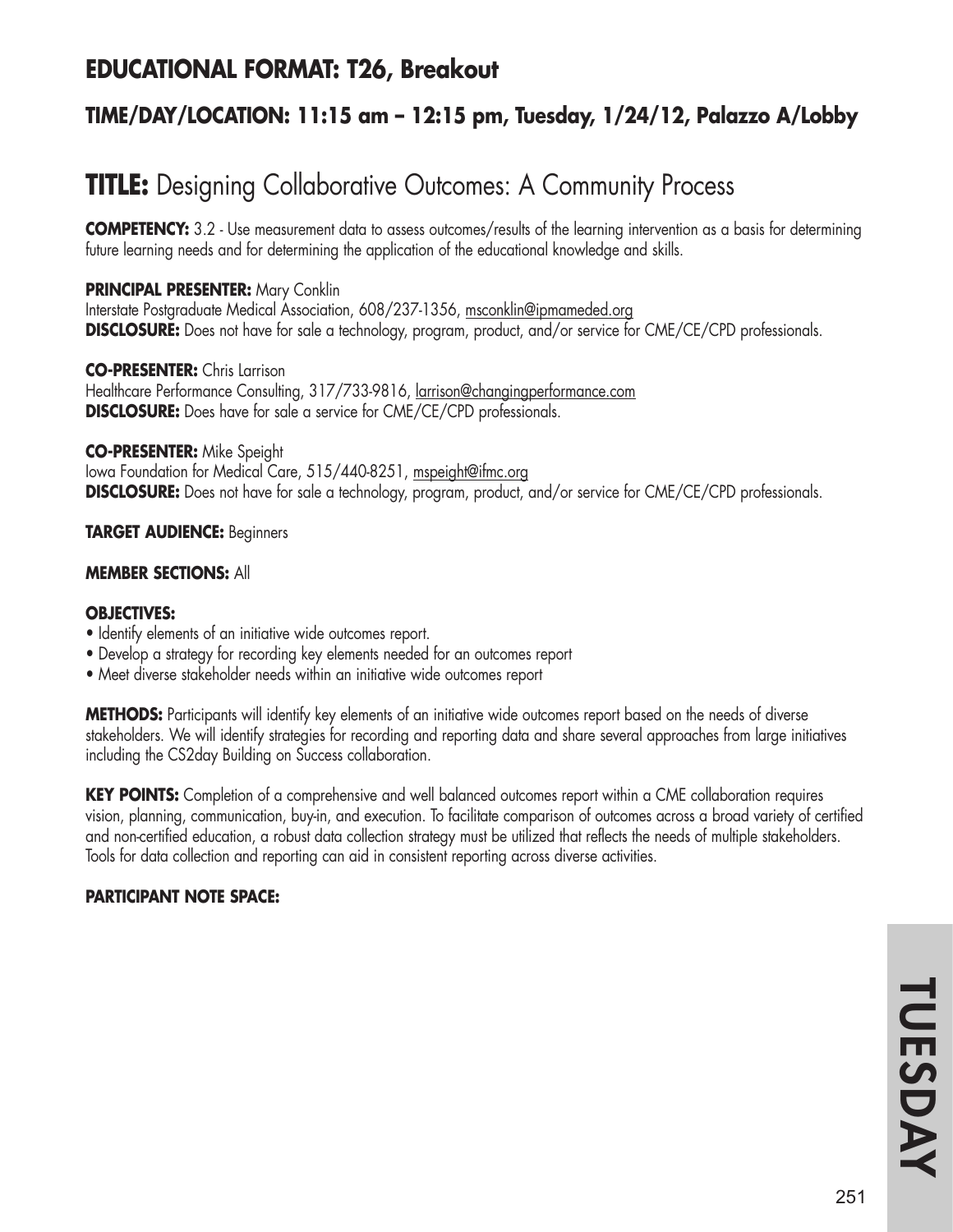## EDUCATIONAL FORMAT: T26, Breakout

### TIME/DAY/LOCATION: 11:15 am – 12:15 pm, Tuesday, 1/24/12, Palazzo A/Lobby

# TITLE: Designing Collaborative Outcomes: A Community Process

**COMPETENCY:** 3.2 - Use measurement data to assess outcomes/results of the learning intervention as a basis for determining future learning needs and for determining the application of the educational knowledge and skills.

**PRINCIPAL PRESENTER:** Mary Conklin
Interstate Postgraduate Medical Association, 608/237-1356, msconklin@ipmameded.org
**DISCLOSURE:** Does not have for sale a technology, program, product, and/or service for CME/CE/CPD professionals.

**CO-PRESENTER:** Chris Larrison
Healthcare Performance Consulting, 317/733-9816, larrison@changingperformance.com
**DISCLOSURE:** Does have for sale a service for CME/CE/CPD professionals.

**CO-PRESENTER:** Mike Speight
Iowa Foundation for Medical Care, 515/440-8251, mspeight@ifmc.org
**DISCLOSURE:** Does not have for sale a technology, program, product, and/or service for CME/CE/CPD professionals.

**TARGET AUDIENCE:** Beginners

**MEMBER SECTIONS:** All

**OBJECTIVES:**

- Identify elements of an initiative wide outcomes report.
- Develop a strategy for recording key elements needed for an outcomes report
- Meet diverse stakeholder needs within an initiative wide outcomes report

**METHODS:** Participants will identify key elements of an initiative wide outcomes report based on the needs of diverse stakeholders. We will identify strategies for recording and reporting data and share several approaches from large initiatives including the CS2day Building on Success collaboration.

**KEY POINTS:** Completion of a comprehensive and well balanced outcomes report within a CME collaboration requires vision, planning, communication, buy-in, and execution. To facilitate comparison of outcomes across a broad variety of certified and non-certified education, a robust data collection strategy must be utilized that reflects the needs of multiple stakeholders. Tools for data collection and reporting can aid in consistent reporting across diverse activities.

**PARTICIPANT NOTE SPACE:**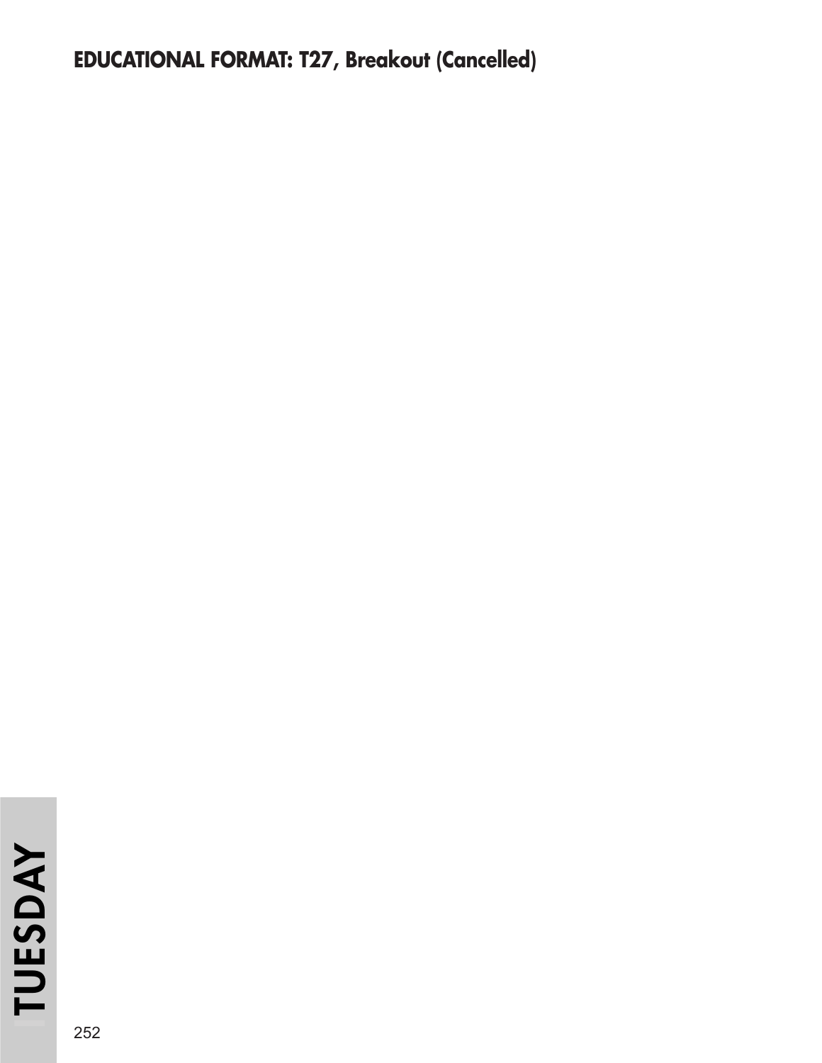## EDUCATIONAL FORMAT: T27, Breakout (Cancelled)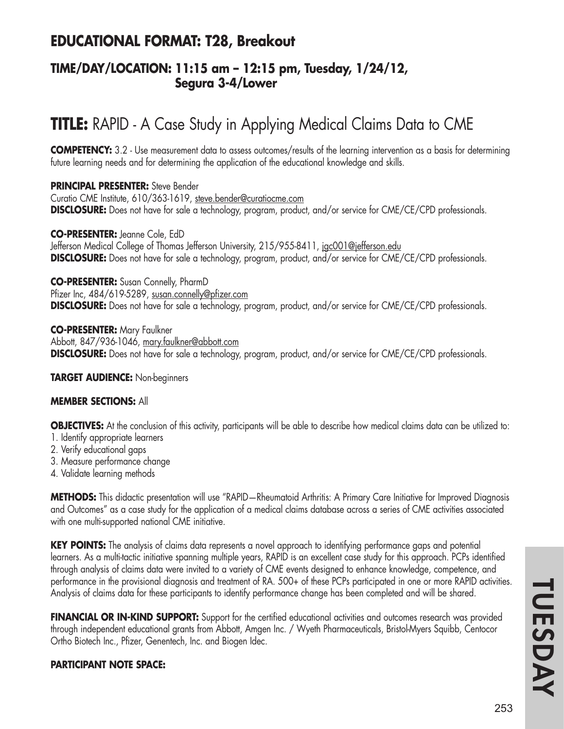## EDUCATIONAL FORMAT: T28, Breakout

### TIME/DAY/LOCATION: 11:15 am – 12:15 pm, Tuesday, 1/24/12, Segura 3-4/Lower

# TITLE: RAPID - A Case Study in Applying Medical Claims Data to CME

**COMPETENCY:** 3.2 - Use measurement data to assess outcomes/results of the learning intervention as a basis for determining future learning needs and for determining the application of the educational knowledge and skills.

**PRINCIPAL PRESENTER:** Steve Bender
Curatio CME Institute, 610/363-1619, steve.bender@curatiocme.com
**DISCLOSURE:** Does not have for sale a technology, program, product, and/or service for CME/CE/CPD professionals.

**CO-PRESENTER:** Jeanne Cole, EdD
Jefferson Medical College of Thomas Jefferson University, 215/955-8411, jgc001@jefferson.edu
**DISCLOSURE:** Does not have for sale a technology, program, product, and/or service for CME/CE/CPD professionals.

**CO-PRESENTER:** Susan Connelly, PharmD
Pfizer Inc, 484/619-5289, susan.connelly@pfizer.com
**DISCLOSURE:** Does not have for sale a technology, program, product, and/or service for CME/CE/CPD professionals.

**CO-PRESENTER:** Mary Faulkner
Abbott, 847/936-1046, mary.faulkner@abbott.com
**DISCLOSURE:** Does not have for sale a technology, program, product, and/or service for CME/CE/CPD professionals.

**TARGET AUDIENCE:** Non-beginners

**MEMBER SECTIONS:** All

**OBJECTIVES:** At the conclusion of this activity, participants will be able to describe how medical claims data can be utilized to:
1. Identify appropriate learners
2. Verify educational gaps
3. Measure performance change
4. Validate learning methods

**METHODS:** This didactic presentation will use "RAPID—Rheumatoid Arthritis: A Primary Care Initiative for Improved Diagnosis and Outcomes" as a case study for the application of a medical claims database across a series of CME activities associated with one multi-supported national CME initiative.

**KEY POINTS:** The analysis of claims data represents a novel approach to identifying performance gaps and potential learners. As a multi-tactic initiative spanning multiple years, RAPID is an excellent case study for this approach. PCPs identified through analysis of claims data were invited to a variety of CME events designed to enhance knowledge, competence, and performance in the provisional diagnosis and treatment of RA. 500+ of these PCPs participated in one or more RAPID activities. Analysis of claims data for these participants to identify performance change has been completed and will be shared.

**FINANCIAL OR IN-KIND SUPPORT:** Support for the certified educational activities and outcomes research was provided through independent educational grants from Abbott, Amgen Inc. / Wyeth Pharmaceuticals, Bristol-Myers Squibb, Centocor Ortho Biotech Inc., Pfizer, Genentech, Inc. and Biogen Idec.

**PARTICIPANT NOTE SPACE:**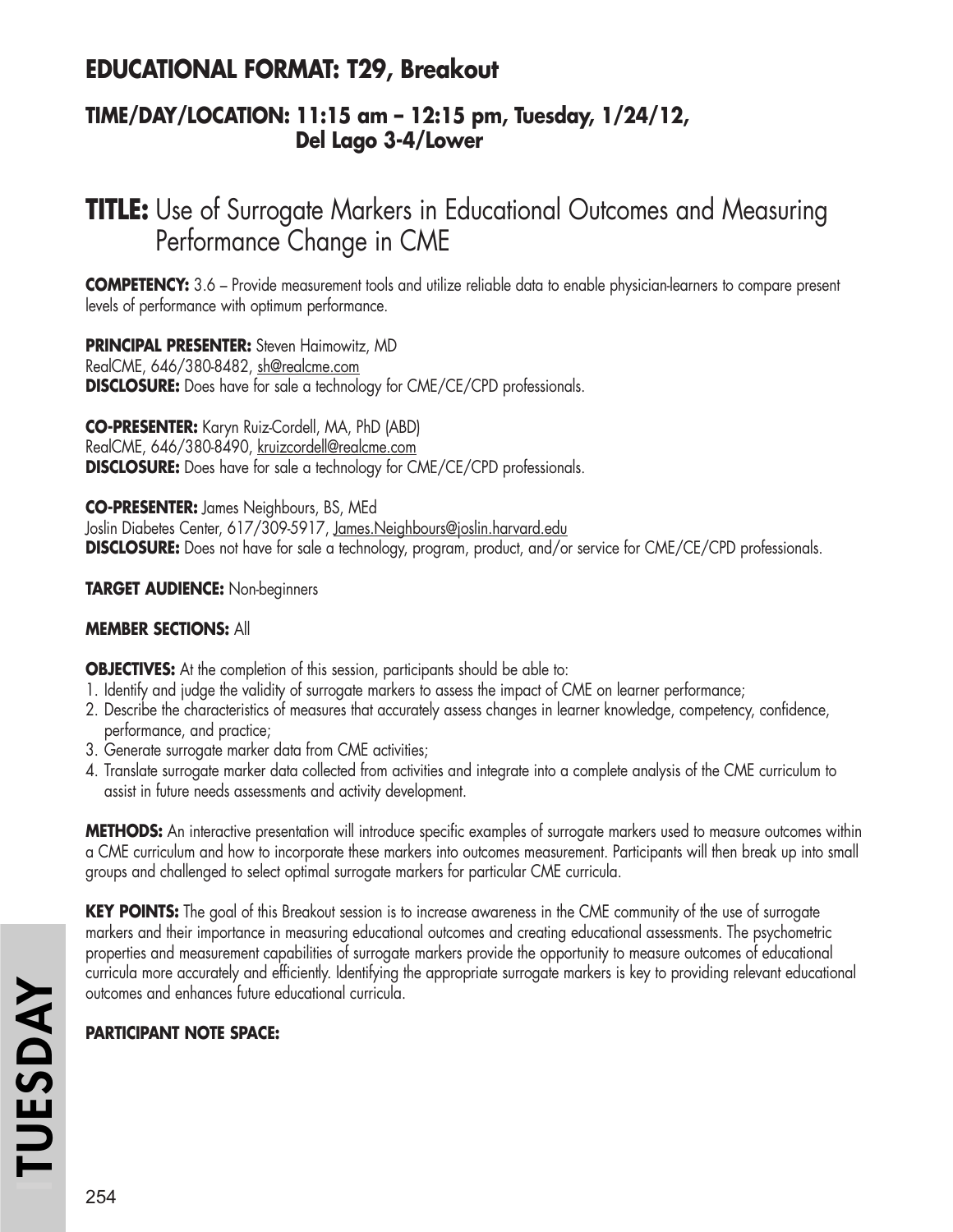## EDUCATIONAL FORMAT: T29, Breakout

### TIME/DAY/LOCATION: 11:15 am – 12:15 pm, Tuesday, 1/24/12, Del Lago 3-4/Lower

# TITLE: Use of Surrogate Markers in Educational Outcomes and Measuring Performance Change in CME

**COMPETENCY:** 3.6 – Provide measurement tools and utilize reliable data to enable physician-learners to compare present levels of performance with optimum performance.

**PRINCIPAL PRESENTER:** Steven Haimowitz, MD
RealCME, 646/380-8482, sh@realcme.com
**DISCLOSURE:** Does have for sale a technology for CME/CE/CPD professionals.

**CO-PRESENTER:** Karyn Ruiz-Cordell, MA, PhD (ABD)
RealCME, 646/380-8490, kruizcordell@realcme.com
**DISCLOSURE:** Does have for sale a technology for CME/CE/CPD professionals.

**CO-PRESENTER:** James Neighbours, BS, MEd
Joslin Diabetes Center, 617/309-5917, James.Neighbours@joslin.harvard.edu
**DISCLOSURE:** Does not have for sale a technology, program, product, and/or service for CME/CE/CPD professionals.

**TARGET AUDIENCE:** Non-beginners

**MEMBER SECTIONS:** All

**OBJECTIVES:** At the completion of this session, participants should be able to:
1. Identify and judge the validity of surrogate markers to assess the impact of CME on learner performance;
2. Describe the characteristics of measures that accurately assess changes in learner knowledge, competency, confidence, performance, and practice;
3. Generate surrogate marker data from CME activities;
4. Translate surrogate marker data collected from activities and integrate into a complete analysis of the CME curriculum to assist in future needs assessments and activity development.

**METHODS:** An interactive presentation will introduce specific examples of surrogate markers used to measure outcomes within a CME curriculum and how to incorporate these markers into outcomes measurement. Participants will then break up into small groups and challenged to select optimal surrogate markers for particular CME curricula.

**KEY POINTS:** The goal of this Breakout session is to increase awareness in the CME community of the use of surrogate markers and their importance in measuring educational outcomes and creating educational assessments. The psychometric properties and measurement capabilities of surrogate markers provide the opportunity to measure outcomes of educational curricula more accurately and efficiently. Identifying the appropriate surrogate markers is key to providing relevant educational outcomes and enhances future educational curricula.

**PARTICIPANT NOTE SPACE:**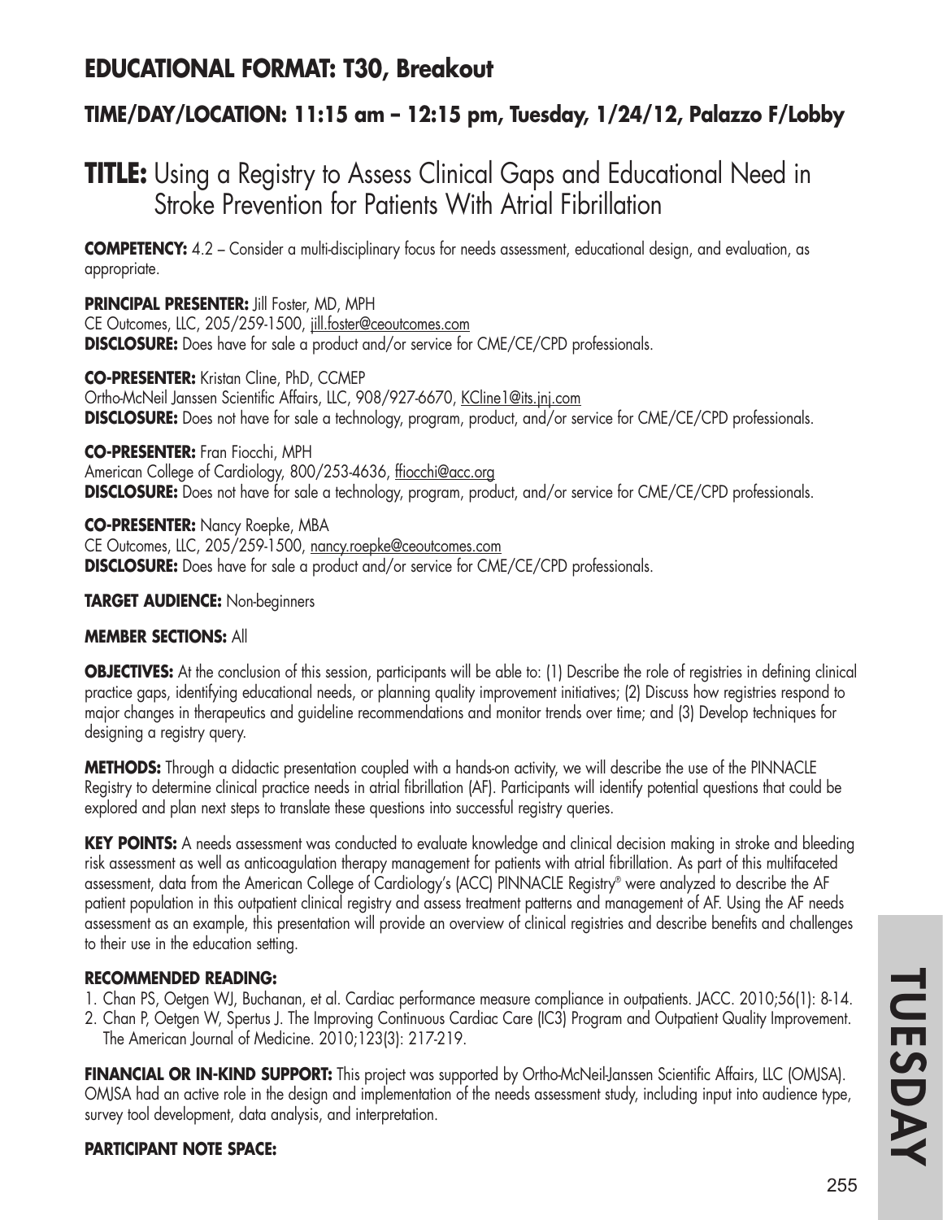## EDUCATIONAL FORMAT: T30, Breakout

### TIME/DAY/LOCATION: 11:15 am – 12:15 pm, Tuesday, 1/24/12, Palazzo F/Lobby

# TITLE: Using a Registry to Assess Clinical Gaps and Educational Need in Stroke Prevention for Patients With Atrial Fibrillation

**COMPETENCY:** 4.2 – Consider a multi-disciplinary focus for needs assessment, educational design, and evaluation, as appropriate.

**PRINCIPAL PRESENTER:** Jill Foster, MD, MPH
CE Outcomes, LLC, 205/259-1500, jill.foster@ceoutcomes.com
**DISCLOSURE:** Does have for sale a product and/or service for CME/CE/CPD professionals.

**CO-PRESENTER:** Kristan Cline, PhD, CCMEP
Ortho-McNeil Janssen Scientific Affairs, LLC, 908/927-6670, KCline1@its.jnj.com
**DISCLOSURE:** Does not have for sale a technology, program, product, and/or service for CME/CE/CPD professionals.

**CO-PRESENTER:** Fran Fiocchi, MPH
American College of Cardiology, 800/253-4636, ffiocchi@acc.org
**DISCLOSURE:** Does not have for sale a technology, program, product, and/or service for CME/CE/CPD professionals.

**CO-PRESENTER:** Nancy Roepke, MBA
CE Outcomes, LLC, 205/259-1500, nancy.roepke@ceoutcomes.com
**DISCLOSURE:** Does have for sale a product and/or service for CME/CE/CPD professionals.

**TARGET AUDIENCE:** Non-beginners

**MEMBER SECTIONS:** All

**OBJECTIVES:** At the conclusion of this session, participants will be able to: (1) Describe the role of registries in defining clinical practice gaps, identifying educational needs, or planning quality improvement initiatives; (2) Discuss how registries respond to major changes in therapeutics and guideline recommendations and monitor trends over time; and (3) Develop techniques for designing a registry query.

**METHODS:** Through a didactic presentation coupled with a hands-on activity, we will describe the use of the PINNACLE Registry to determine clinical practice needs in atrial fibrillation (AF). Participants will identify potential questions that could be explored and plan next steps to translate these questions into successful registry queries.

**KEY POINTS:** A needs assessment was conducted to evaluate knowledge and clinical decision making in stroke and bleeding risk assessment as well as anticoagulation therapy management for patients with atrial fibrillation. As part of this multifaceted assessment, data from the American College of Cardiology's (ACC) PINNACLE Registry® were analyzed to describe the AF patient population in this outpatient clinical registry and assess treatment patterns and management of AF. Using the AF needs assessment as an example, this presentation will provide an overview of clinical registries and describe benefits and challenges to their use in the education setting.

**RECOMMENDED READING:**

1. Chan PS, Oetgen WJ, Buchanan, et al. Cardiac performance measure compliance in outpatients. JACC. 2010;56(1): 8-14.
2. Chan P, Oetgen W, Spertus J. The Improving Continuous Cardiac Care (IC3) Program and Outpatient Quality Improvement. The American Journal of Medicine. 2010;123(3): 217-219.

**FINANCIAL OR IN-KIND SUPPORT:** This project was supported by Ortho-McNeil-Janssen Scientific Affairs, LLC (OMJSA). OMJSA had an active role in the design and implementation of the needs assessment study, including input into audience type, survey tool development, data analysis, and interpretation.

**PARTICIPANT NOTE SPACE:**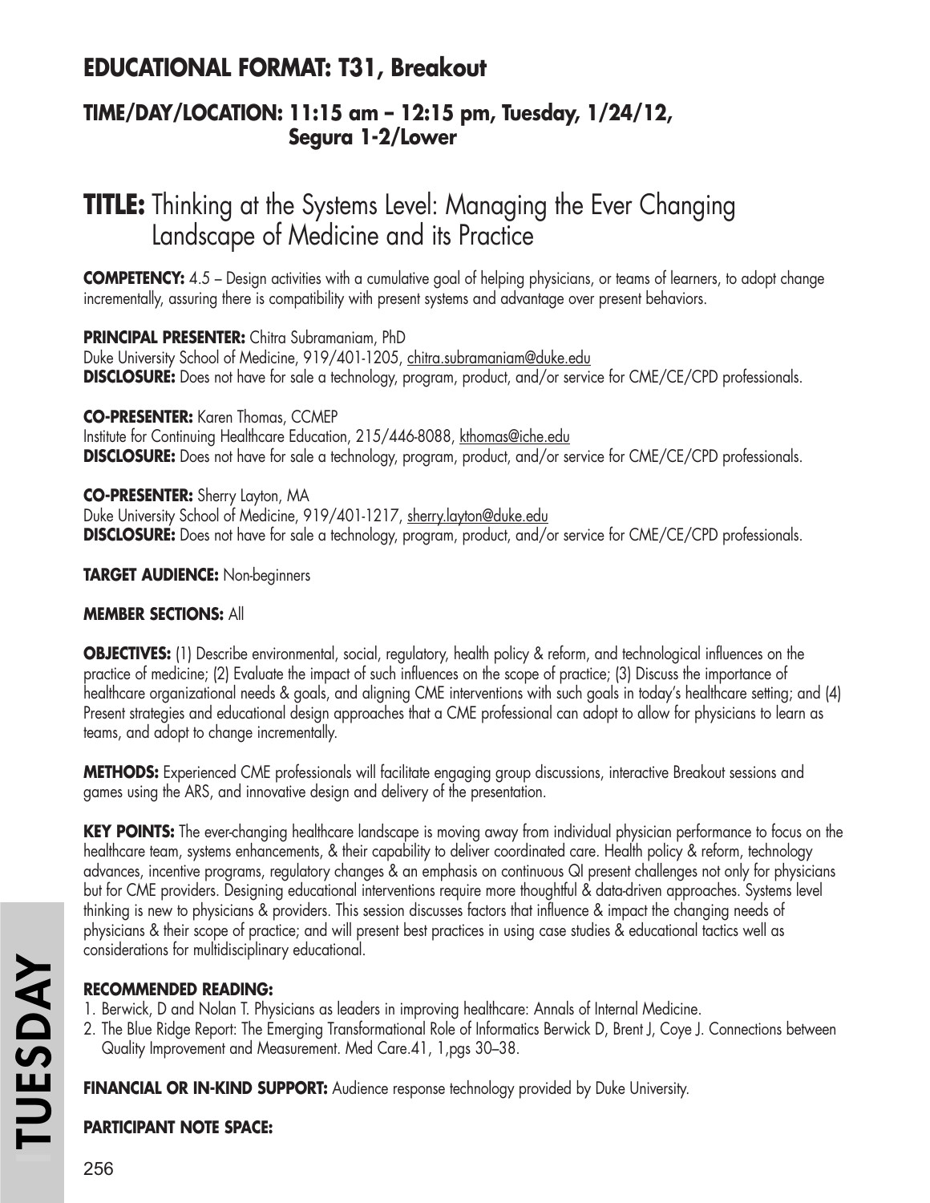## EDUCATIONAL FORMAT: T31, Breakout

### TIME/DAY/LOCATION: 11:15 am – 12:15 pm, Tuesday, 1/24/12, Segura 1-2/Lower

# TITLE: Thinking at the Systems Level: Managing the Ever Changing Landscape of Medicine and its Practice

**COMPETENCY:** 4.5 – Design activities with a cumulative goal of helping physicians, or teams of learners, to adopt change incrementally, assuring there is compatibility with present systems and advantage over present behaviors.

**PRINCIPAL PRESENTER:** Chitra Subramaniam, PhD
Duke University School of Medicine, 919/401-1205, chitra.subramaniam@duke.edu
**DISCLOSURE:** Does not have for sale a technology, program, product, and/or service for CME/CE/CPD professionals.

**CO-PRESENTER:** Karen Thomas, CCMEP
Institute for Continuing Healthcare Education, 215/446-8088, kthomas@iche.edu
**DISCLOSURE:** Does not have for sale a technology, program, product, and/or service for CME/CE/CPD professionals.

**CO-PRESENTER:** Sherry Layton, MA
Duke University School of Medicine, 919/401-1217, sherry.layton@duke.edu
**DISCLOSURE:** Does not have for sale a technology, program, product, and/or service for CME/CE/CPD professionals.

**TARGET AUDIENCE:** Non-beginners

**MEMBER SECTIONS:** All

**OBJECTIVES:** (1) Describe environmental, social, regulatory, health policy & reform, and technological influences on the practice of medicine; (2) Evaluate the impact of such influences on the scope of practice; (3) Discuss the importance of healthcare organizational needs & goals, and aligning CME interventions with such goals in today's healthcare setting; and (4) Present strategies and educational design approaches that a CME professional can adopt to allow for physicians to learn as teams, and adopt to change incrementally.

**METHODS:** Experienced CME professionals will facilitate engaging group discussions, interactive Breakout sessions and games using the ARS, and innovative design and delivery of the presentation.

**KEY POINTS:** The ever-changing healthcare landscape is moving away from individual physician performance to focus on the healthcare team, systems enhancements, & their capability to deliver coordinated care. Health policy & reform, technology advances, incentive programs, regulatory changes & an emphasis on continuous QI present challenges not only for physicians but for CME providers. Designing educational interventions require more thoughtful & data-driven approaches. Systems level thinking is new to physicians & providers. This session discusses factors that influence & impact the changing needs of physicians & their scope of practice; and will present best practices in using case studies & educational tactics well as considerations for multidisciplinary educational.

**RECOMMENDED READING:**
1. Berwick, D and Nolan T. Physicians as leaders in improving healthcare: Annals of Internal Medicine.
2. The Blue Ridge Report: The Emerging Transformational Role of Informatics Berwick D, Brent J, Coye J. Connections between Quality Improvement and Measurement. Med Care.41, 1,pgs 30–38.

**FINANCIAL OR IN-KIND SUPPORT:** Audience response technology provided by Duke University.

**PARTICIPANT NOTE SPACE:**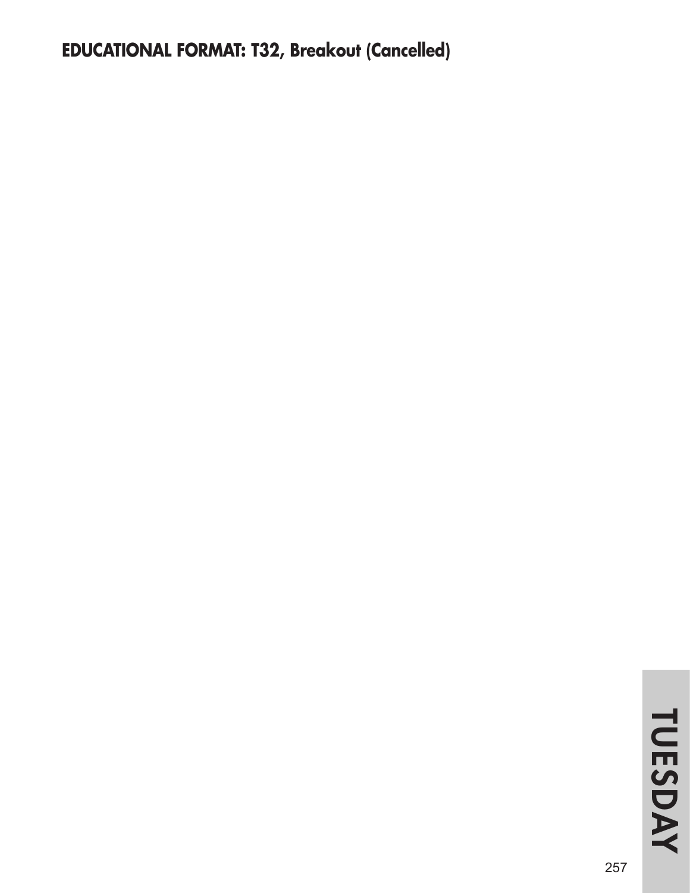**EDUCATIONAL FORMAT: T32, Breakout (Cancelled)**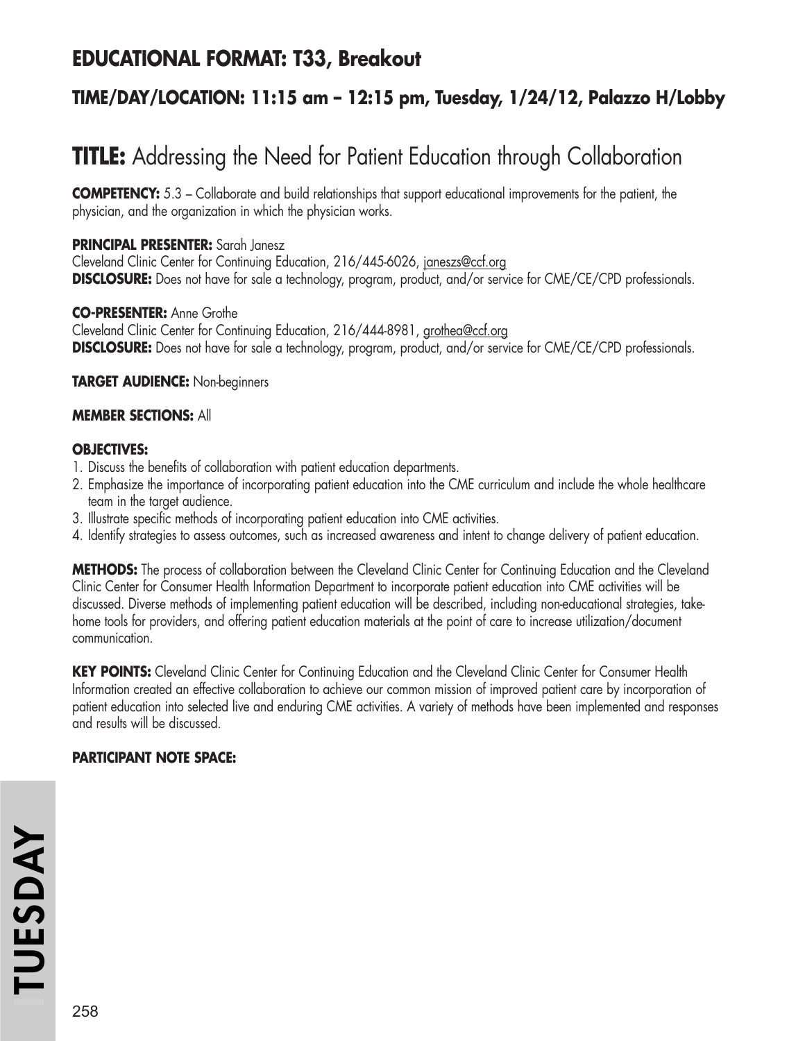## EDUCATIONAL FORMAT: T33, Breakout

### TIME/DAY/LOCATION: 11:15 am – 12:15 pm, Tuesday, 1/24/12, Palazzo H/Lobby

# TITLE: Addressing the Need for Patient Education through Collaboration

**COMPETENCY:** 5.3 – Collaborate and build relationships that support educational improvements for the patient, the physician, and the organization in which the physician works.

**PRINCIPAL PRESENTER:** Sarah Janesz
Cleveland Clinic Center for Continuing Education, 216/445-6026, janeszs@ccf.org
**DISCLOSURE:** Does not have for sale a technology, program, product, and/or service for CME/CE/CPD professionals.

**CO-PRESENTER:** Anne Grothe
Cleveland Clinic Center for Continuing Education, 216/444-8981, grothea@ccf.org
**DISCLOSURE:** Does not have for sale a technology, program, product, and/or service for CME/CE/CPD professionals.

**TARGET AUDIENCE:** Non-beginners

**MEMBER SECTIONS:** All

**OBJECTIVES:**

1. Discuss the benefits of collaboration with patient education departments.
2. Emphasize the importance of incorporating patient education into the CME curriculum and include the whole healthcare team in the target audience.
3. Illustrate specific methods of incorporating patient education into CME activities.
4. Identify strategies to assess outcomes, such as increased awareness and intent to change delivery of patient education.

**METHODS:** The process of collaboration between the Cleveland Clinic Center for Continuing Education and the Cleveland Clinic Center for Consumer Health Information Department to incorporate patient education into CME activities will be discussed. Diverse methods of implementing patient education will be described, including non-educational strategies, take-home tools for providers, and offering patient education materials at the point of care to increase utilization/document communication.

**KEY POINTS:** Cleveland Clinic Center for Continuing Education and the Cleveland Clinic Center for Consumer Health Information created an effective collaboration to achieve our common mission of improved patient care by incorporation of patient education into selected live and enduring CME activities. A variety of methods have been implemented and responses and results will be discussed.

**PARTICIPANT NOTE SPACE:**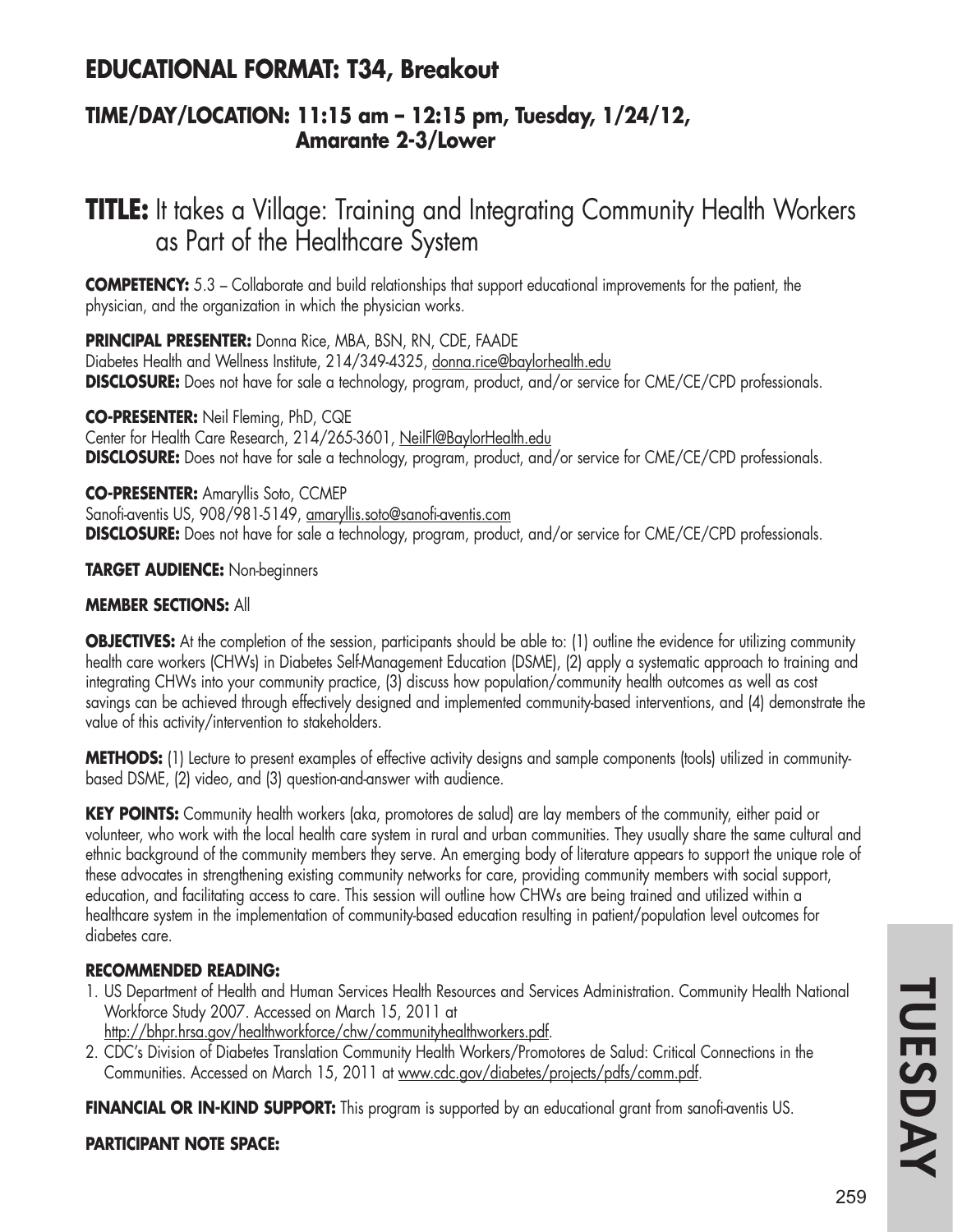## EDUCATIONAL FORMAT: T34, Breakout

### TIME/DAY/LOCATION: 11:15 am – 12:15 pm, Tuesday, 1/24/12, Amarante 2-3/Lower

# TITLE: It takes a Village: Training and Integrating Community Health Workers as Part of the Healthcare System

**COMPETENCY:** 5.3 – Collaborate and build relationships that support educational improvements for the patient, the physician, and the organization in which the physician works.

**PRINCIPAL PRESENTER:** Donna Rice, MBA, BSN, RN, CDE, FAADE
Diabetes Health and Wellness Institute, 214/349-4325, donna.rice@baylorhealth.edu
**DISCLOSURE:** Does not have for sale a technology, program, product, and/or service for CME/CE/CPD professionals.

**CO-PRESENTER:** Neil Fleming, PhD, CQE
Center for Health Care Research, 214/265-3601, NeilFl@BaylorHealth.edu
**DISCLOSURE:** Does not have for sale a technology, program, product, and/or service for CME/CE/CPD professionals.

**CO-PRESENTER:** Amaryllis Soto, CCMEP
Sanofi-aventis US, 908/981-5149, amaryllis.soto@sanofi-aventis.com
**DISCLOSURE:** Does not have for sale a technology, program, product, and/or service for CME/CE/CPD professionals.

**TARGET AUDIENCE:** Non-beginners

**MEMBER SECTIONS:** All

**OBJECTIVES:** At the completion of the session, participants should be able to: (1) outline the evidence for utilizing community health care workers (CHWs) in Diabetes Self-Management Education (DSME), (2) apply a systematic approach to training and integrating CHWs into your community practice, (3) discuss how population/community health outcomes as well as cost savings can be achieved through effectively designed and implemented community-based interventions, and (4) demonstrate the value of this activity/intervention to stakeholders.

**METHODS:** (1) Lecture to present examples of effective activity designs and sample components (tools) utilized in community-based DSME, (2) video, and (3) question-and-answer with audience.

**KEY POINTS:** Community health workers (aka, promotores de salud) are lay members of the community, either paid or volunteer, who work with the local health care system in rural and urban communities. They usually share the same cultural and ethnic background of the community members they serve. An emerging body of literature appears to support the unique role of these advocates in strengthening existing community networks for care, providing community members with social support, education, and facilitating access to care. This session will outline how CHWs are being trained and utilized within a healthcare system in the implementation of community-based education resulting in patient/population level outcomes for diabetes care.

**RECOMMENDED READING:**

1. US Department of Health and Human Services Health Resources and Services Administration. Community Health National Workforce Study 2007. Accessed on March 15, 2011 at http://bhpr.hrsa.gov/healthworkforce/chw/communityhealthworkers.pdf.
2. CDC's Division of Diabetes Translation Community Health Workers/Promotores de Salud: Critical Connections in the Communities. Accessed on March 15, 2011 at www.cdc.gov/diabetes/projects/pdfs/comm.pdf.

**FINANCIAL OR IN-KIND SUPPORT:** This program is supported by an educational grant from sanofi-aventis US.

**PARTICIPANT NOTE SPACE:**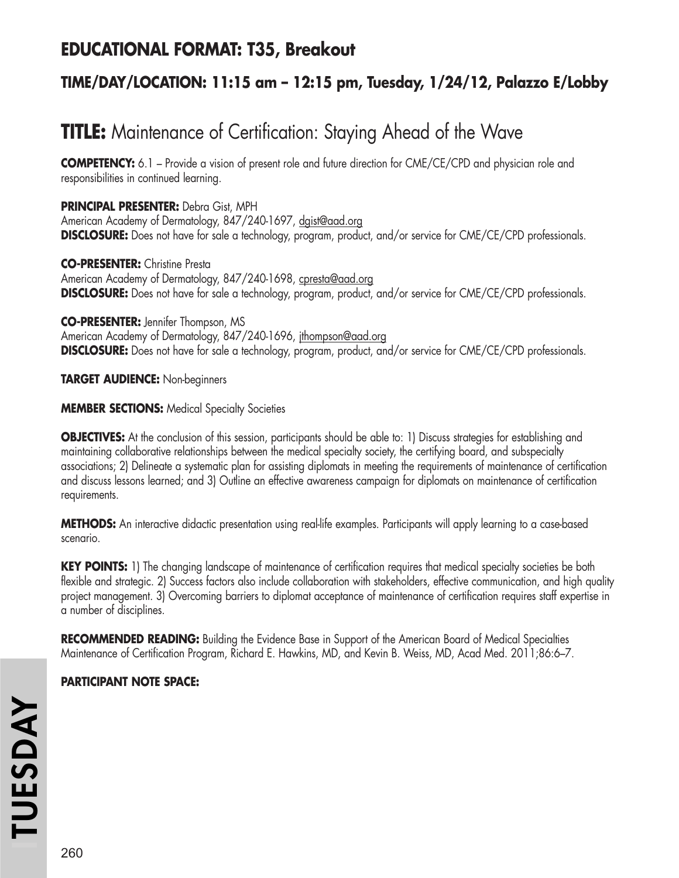## EDUCATIONAL FORMAT: T35, Breakout

### TIME/DAY/LOCATION: 11:15 am – 12:15 pm, Tuesday, 1/24/12, Palazzo E/Lobby

# TITLE: Maintenance of Certification: Staying Ahead of the Wave

**COMPETENCY:** 6.1 – Provide a vision of present role and future direction for CME/CE/CPD and physician role and responsibilities in continued learning.

**PRINCIPAL PRESENTER:** Debra Gist, MPH
American Academy of Dermatology, 847/240-1697, dgist@aad.org
**DISCLOSURE:** Does not have for sale a technology, program, product, and/or service for CME/CE/CPD professionals.

**CO-PRESENTER:** Christine Presta
American Academy of Dermatology, 847/240-1698, cpresta@aad.org
**DISCLOSURE:** Does not have for sale a technology, program, product, and/or service for CME/CE/CPD professionals.

**CO-PRESENTER:** Jennifer Thompson, MS
American Academy of Dermatology, 847/240-1696, jthompson@aad.org
**DISCLOSURE:** Does not have for sale a technology, program, product, and/or service for CME/CE/CPD professionals.

**TARGET AUDIENCE:** Non-beginners

**MEMBER SECTIONS:** Medical Specialty Societies

**OBJECTIVES:** At the conclusion of this session, participants should be able to: 1) Discuss strategies for establishing and maintaining collaborative relationships between the medical specialty society, the certifying board, and subspecialty associations; 2) Delineate a systematic plan for assisting diplomats in meeting the requirements of maintenance of certification and discuss lessons learned; and 3) Outline an effective awareness campaign for diplomats on maintenance of certification requirements.

**METHODS:** An interactive didactic presentation using real-life examples. Participants will apply learning to a case-based scenario.

**KEY POINTS:** 1) The changing landscape of maintenance of certification requires that medical specialty societies be both flexible and strategic. 2) Success factors also include collaboration with stakeholders, effective communication, and high quality project management. 3) Overcoming barriers to diplomat acceptance of maintenance of certification requires staff expertise in a number of disciplines.

**RECOMMENDED READING:** Building the Evidence Base in Support of the American Board of Medical Specialties Maintenance of Certification Program, Richard E. Hawkins, MD, and Kevin B. Weiss, MD, Acad Med. 2011;86:6–7.

**PARTICIPANT NOTE SPACE:**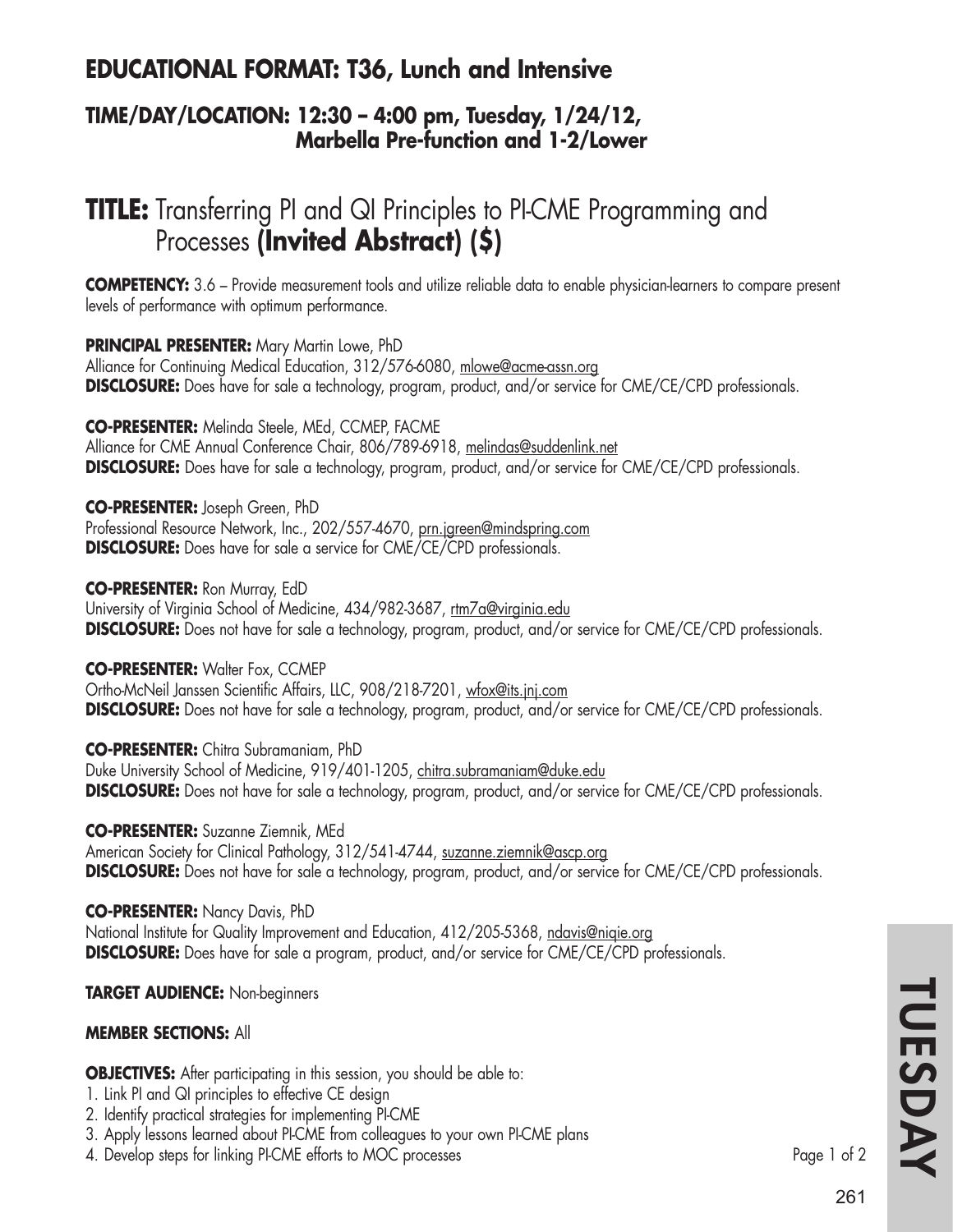## EDUCATIONAL FORMAT: T36, Lunch and Intensive

### TIME/DAY/LOCATION: 12:30 – 4:00 pm, Tuesday, 1/24/12, Marbella Pre-function and 1-2/Lower

# TITLE: Transferring PI and QI Principles to PI-CME Programming and Processes **(Invited Abstract) ($)**

**COMPETENCY:** 3.6 – Provide measurement tools and utilize reliable data to enable physician-learners to compare present levels of performance with optimum performance.

**PRINCIPAL PRESENTER:** Mary Martin Lowe, PhD
Alliance for Continuing Medical Education, 312/576-6080, mlowe@acme-assn.org
**DISCLOSURE:** Does have for sale a technology, program, product, and/or service for CME/CE/CPD professionals.

**CO-PRESENTER:** Melinda Steele, MEd, CCMEP, FACME
Alliance for CME Annual Conference Chair, 806/789-6918, melindas@suddenlink.net
**DISCLOSURE:** Does have for sale a technology, program, product, and/or service for CME/CE/CPD professionals.

**CO-PRESENTER:** Joseph Green, PhD
Professional Resource Network, Inc., 202/557-4670, prn.jgreen@mindspring.com
**DISCLOSURE:** Does have for sale a service for CME/CE/CPD professionals.

**CO-PRESENTER:** Ron Murray, EdD
University of Virginia School of Medicine, 434/982-3687, rtm7a@virginia.edu
**DISCLOSURE:** Does not have for sale a technology, program, product, and/or service for CME/CE/CPD professionals.

**CO-PRESENTER:** Walter Fox, CCMEP
Ortho-McNeil Janssen Scientific Affairs, LLC, 908/218-7201, wfox@its.jnj.com
**DISCLOSURE:** Does not have for sale a technology, program, product, and/or service for CME/CE/CPD professionals.

**CO-PRESENTER:** Chitra Subramaniam, PhD
Duke University School of Medicine, 919/401-1205, chitra.subramaniam@duke.edu
**DISCLOSURE:** Does not have for sale a technology, program, product, and/or service for CME/CE/CPD professionals.

**CO-PRESENTER:** Suzanne Ziemnik, MEd
American Society for Clinical Pathology, 312/541-4744, suzanne.ziemnik@ascp.org
**DISCLOSURE:** Does not have for sale a technology, program, product, and/or service for CME/CE/CPD professionals.

**CO-PRESENTER:** Nancy Davis, PhD
National Institute for Quality Improvement and Education, 412/205-5368, ndavis@niqie.org
**DISCLOSURE:** Does have for sale a program, product, and/or service for CME/CE/CPD professionals.

**TARGET AUDIENCE:** Non-beginners

**MEMBER SECTIONS:** All

**OBJECTIVES:** After participating in this session, you should be able to:

1. Link PI and QI principles to effective CE design
2. Identify practical strategies for implementing PI-CME
3. Apply lessons learned about PI-CME from colleagues to your own PI-CME plans
4. Develop steps for linking PI-CME efforts to MOC processes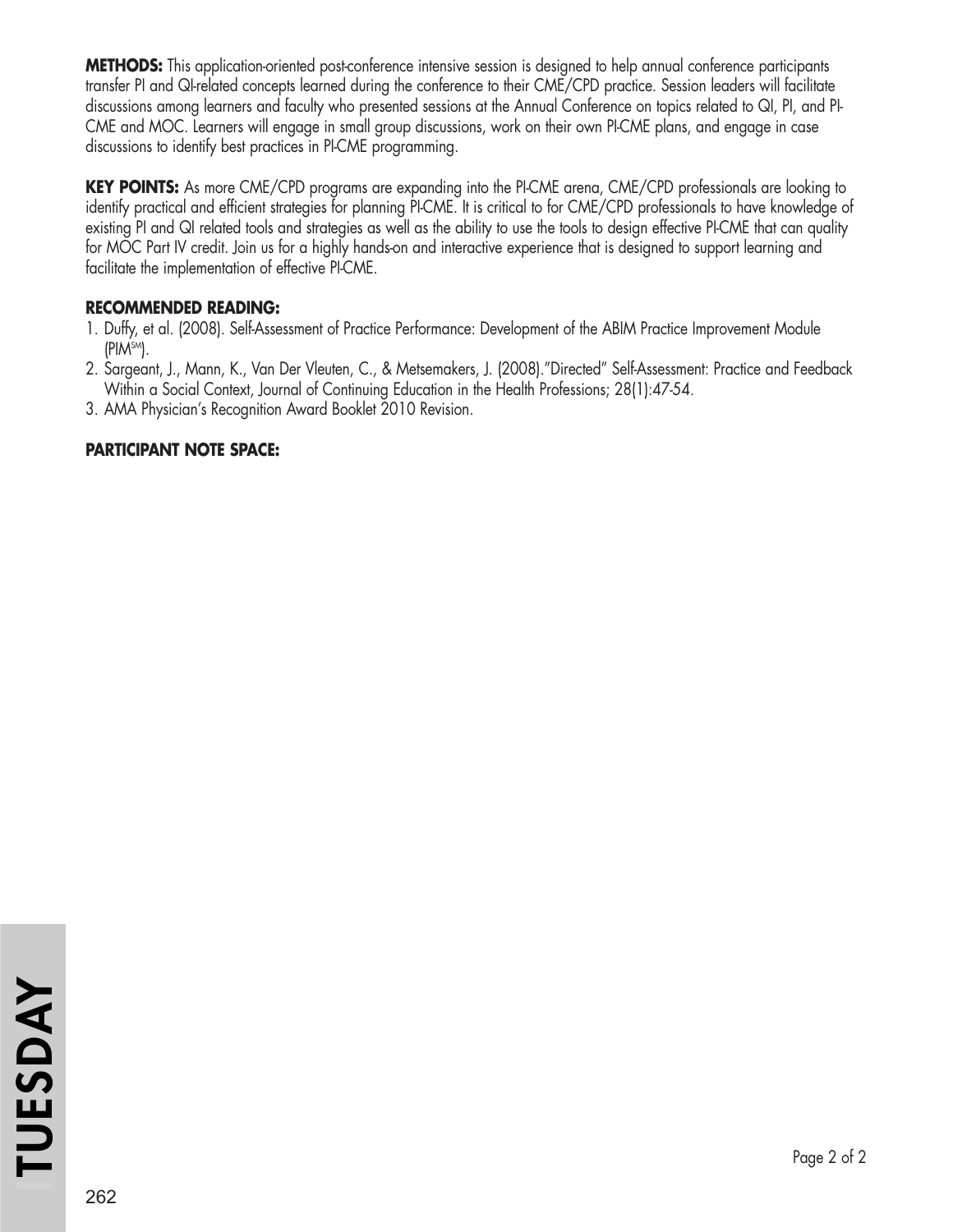**METHODS:** This application-oriented post-conference intensive session is designed to help annual conference participants transfer PI and QI-related concepts learned during the conference to their CME/CPD practice. Session leaders will facilitate discussions among learners and faculty who presented sessions at the Annual Conference on topics related to QI, PI, and PI-CME and MOC. Learners will engage in small group discussions, work on their own PI-CME plans, and engage in case discussions to identify best practices in PI-CME programming.

**KEY POINTS:** As more CME/CPD programs are expanding into the PI-CME arena, CME/CPD professionals are looking to identify practical and efficient strategies for planning PI-CME. It is critical to for CME/CPD professionals to have knowledge of existing PI and QI related tools and strategies as well as the ability to use the tools to design effective PI-CME that can quality for MOC Part IV credit. Join us for a highly hands-on and interactive experience that is designed to support learning and facilitate the implementation of effective PI-CME.

**RECOMMENDED READING:**

1. Duffy, et al. (2008). Self-Assessment of Practice Performance: Development of the ABIM Practice Improvement Module (PIM[SM]).
2. Sargeant, J., Mann, K., Van Der Vleuten, C., & Metsemakers, J. (2008)."Directed" Self-Assessment: Practice and Feedback Within a Social Context, Journal of Continuing Education in the Health Professions; 28(1):47-54.
3. AMA Physician's Recognition Award Booklet 2010 Revision.

**PARTICIPANT NOTE SPACE:**

TUESDAY